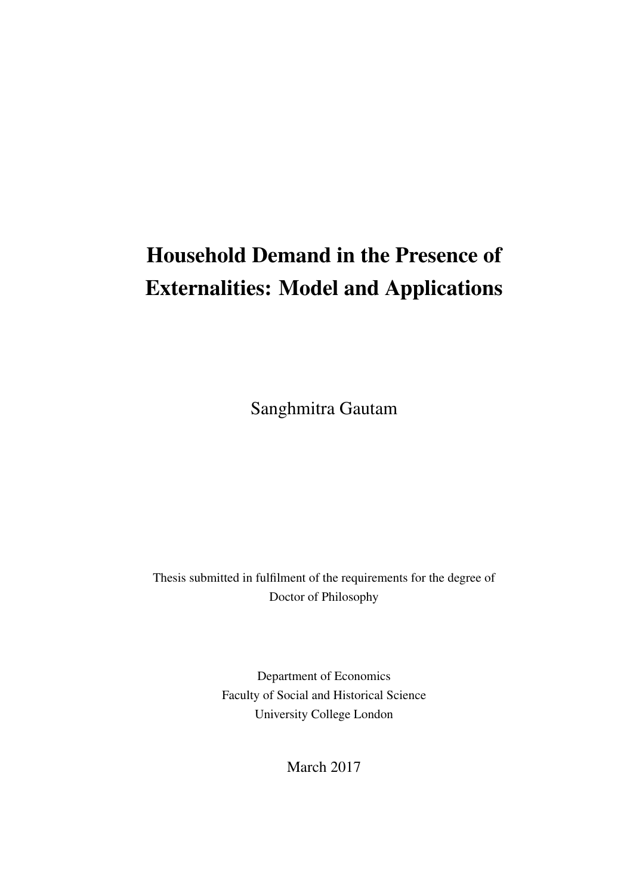# Household Demand in the Presence of Externalities: Model and Applications

Sanghmitra Gautam

Thesis submitted in fulfilment of the requirements for the degree of
Doctor of Philosophy

Department of Economics
Faculty of Social and Historical Science
University College London

March 2017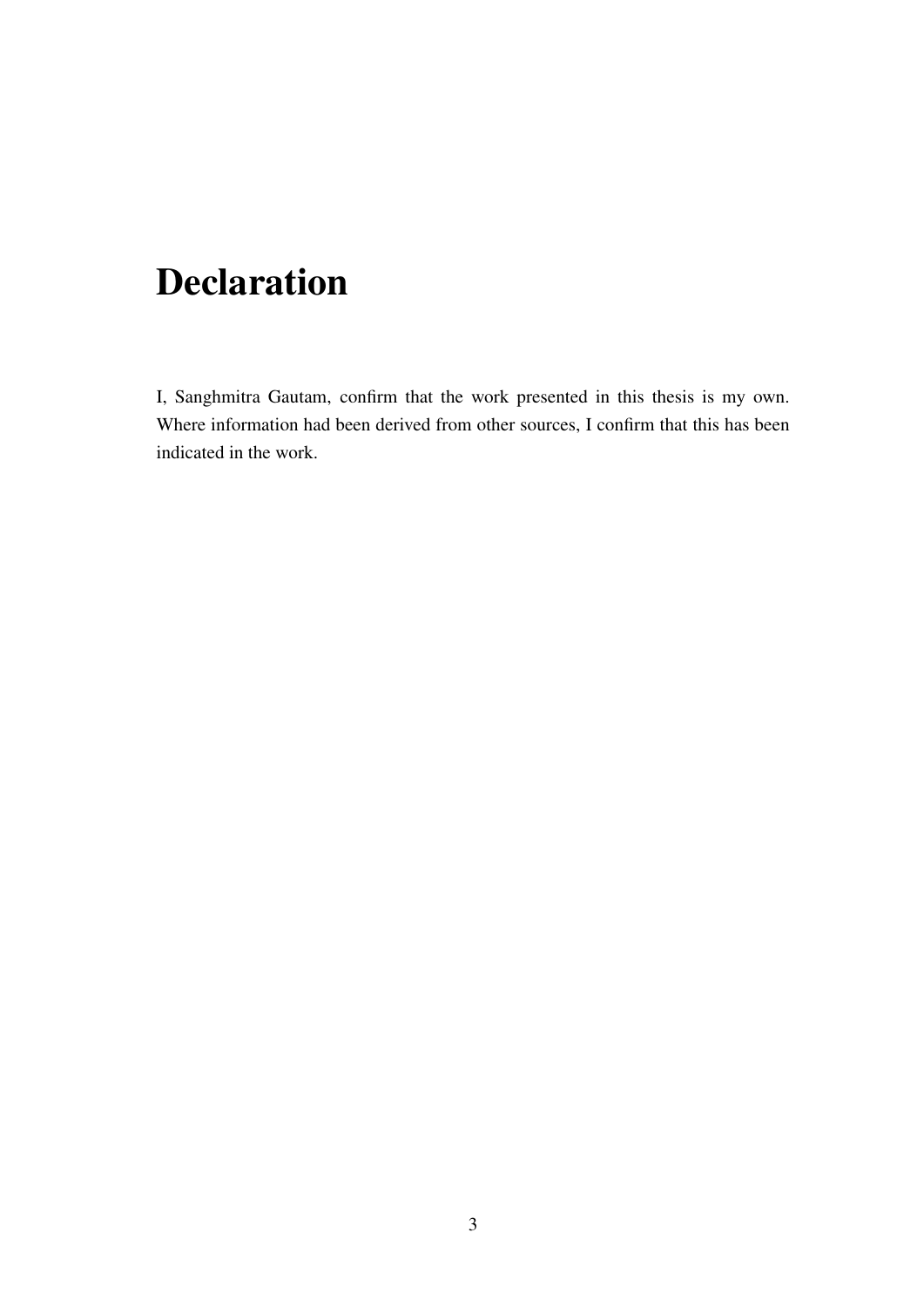# Declaration

I, Sanghmitra Gautam, confirm that the work presented in this thesis is my own. Where information had been derived from other sources, I confirm that this has been indicated in the work.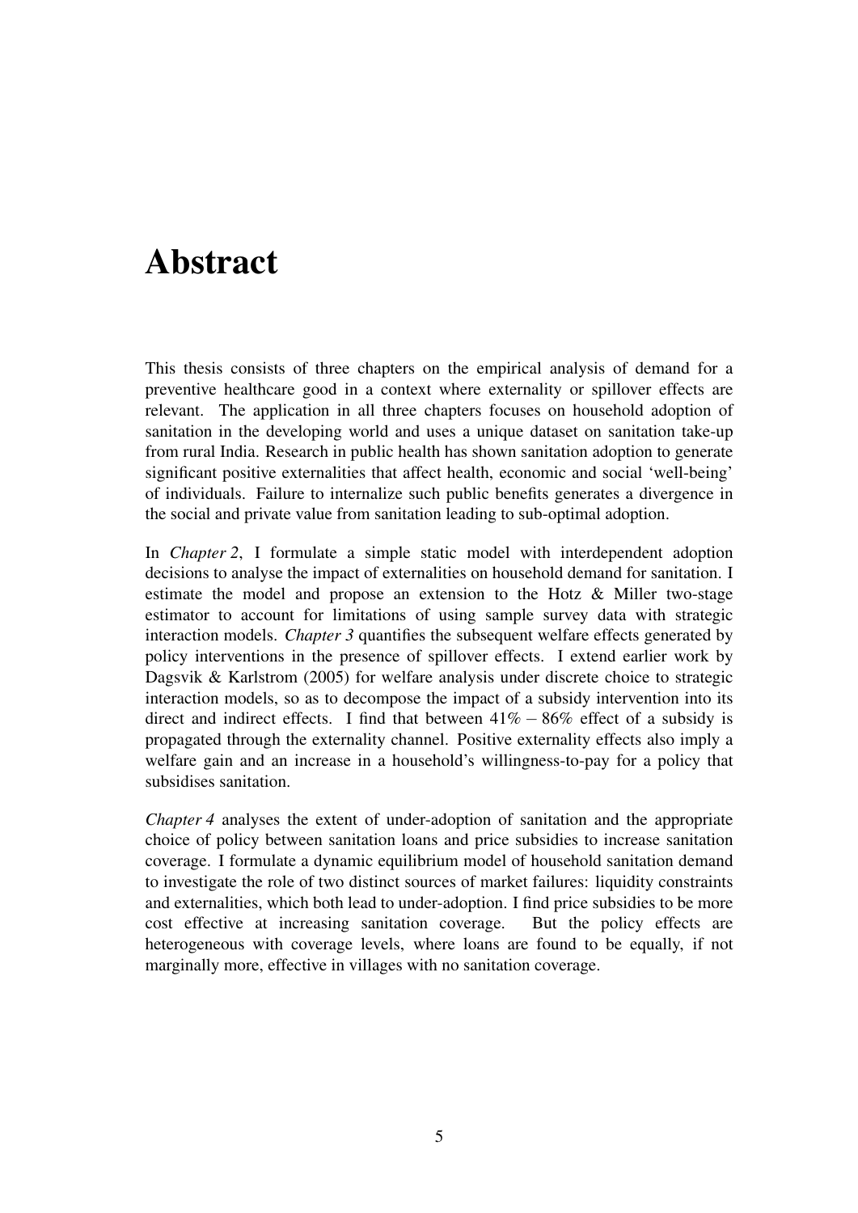# Abstract

This thesis consists of three chapters on the empirical analysis of demand for a preventive healthcare good in a context where externality or spillover effects are relevant. The application in all three chapters focuses on household adoption of sanitation in the developing world and uses a unique dataset on sanitation take-up from rural India. Research in public health has shown sanitation adoption to generate significant positive externalities that affect health, economic and social 'well-being' of individuals. Failure to internalize such public benefits generates a divergence in the social and private value from sanitation leading to sub-optimal adoption.

In *Chapter 2*, I formulate a simple static model with interdependent adoption decisions to analyse the impact of externalities on household demand for sanitation. I estimate the model and propose an extension to the Hotz & Miller two-stage estimator to account for limitations of using sample survey data with strategic interaction models. *Chapter 3* quantifies the subsequent welfare effects generated by policy interventions in the presence of spillover effects. I extend earlier work by Dagsvik & Karlstrom (2005) for welfare analysis under discrete choice to strategic interaction models, so as to decompose the impact of a subsidy intervention into its direct and indirect effects. I find that between $41\% - 86\%$ effect of a subsidy is propagated through the externality channel. Positive externality effects also imply a welfare gain and an increase in a household's willingness-to-pay for a policy that subsidises sanitation.

*Chapter 4* analyses the extent of under-adoption of sanitation and the appropriate choice of policy between sanitation loans and price subsidies to increase sanitation coverage. I formulate a dynamic equilibrium model of household sanitation demand to investigate the role of two distinct sources of market failures: liquidity constraints and externalities, which both lead to under-adoption. I find price subsidies to be more cost effective at increasing sanitation coverage. But the policy effects are heterogeneous with coverage levels, where loans are found to be equally, if not marginally more, effective in villages with no sanitation coverage.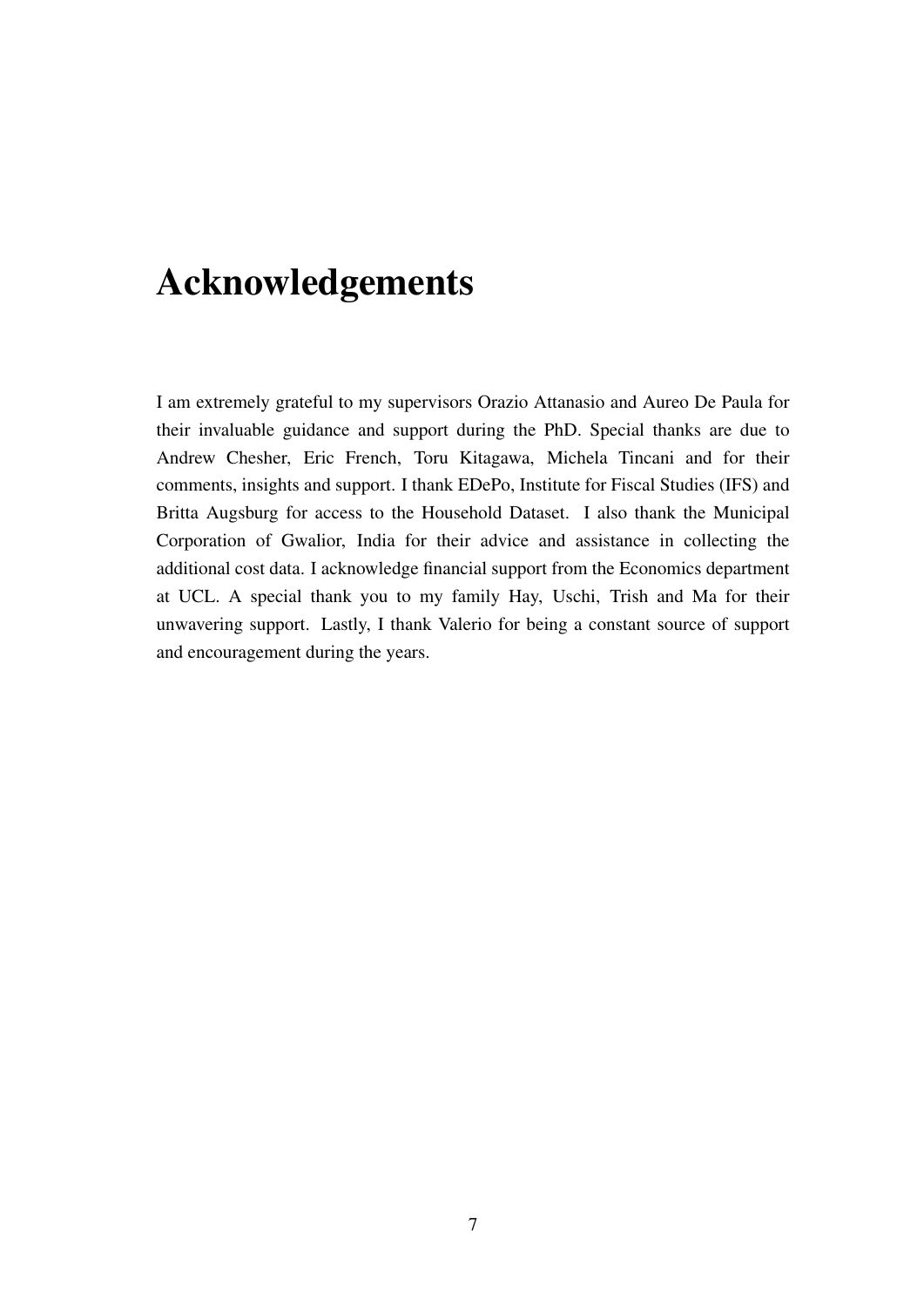# Acknowledgements

I am extremely grateful to my supervisors Orazio Attanasio and Aureo De Paula for their invaluable guidance and support during the PhD. Special thanks are due to Andrew Chesher, Eric French, Toru Kitagawa, Michela Tincani and for their comments, insights and support. I thank EDePo, Institute for Fiscal Studies (IFS) and Britta Augsburg for access to the Household Dataset. I also thank the Municipal Corporation of Gwalior, India for their advice and assistance in collecting the additional cost data. I acknowledge financial support from the Economics department at UCL. A special thank you to my family Hay, Uschi, Trish and Ma for their unwavering support. Lastly, I thank Valerio for being a constant source of support and encouragement during the years.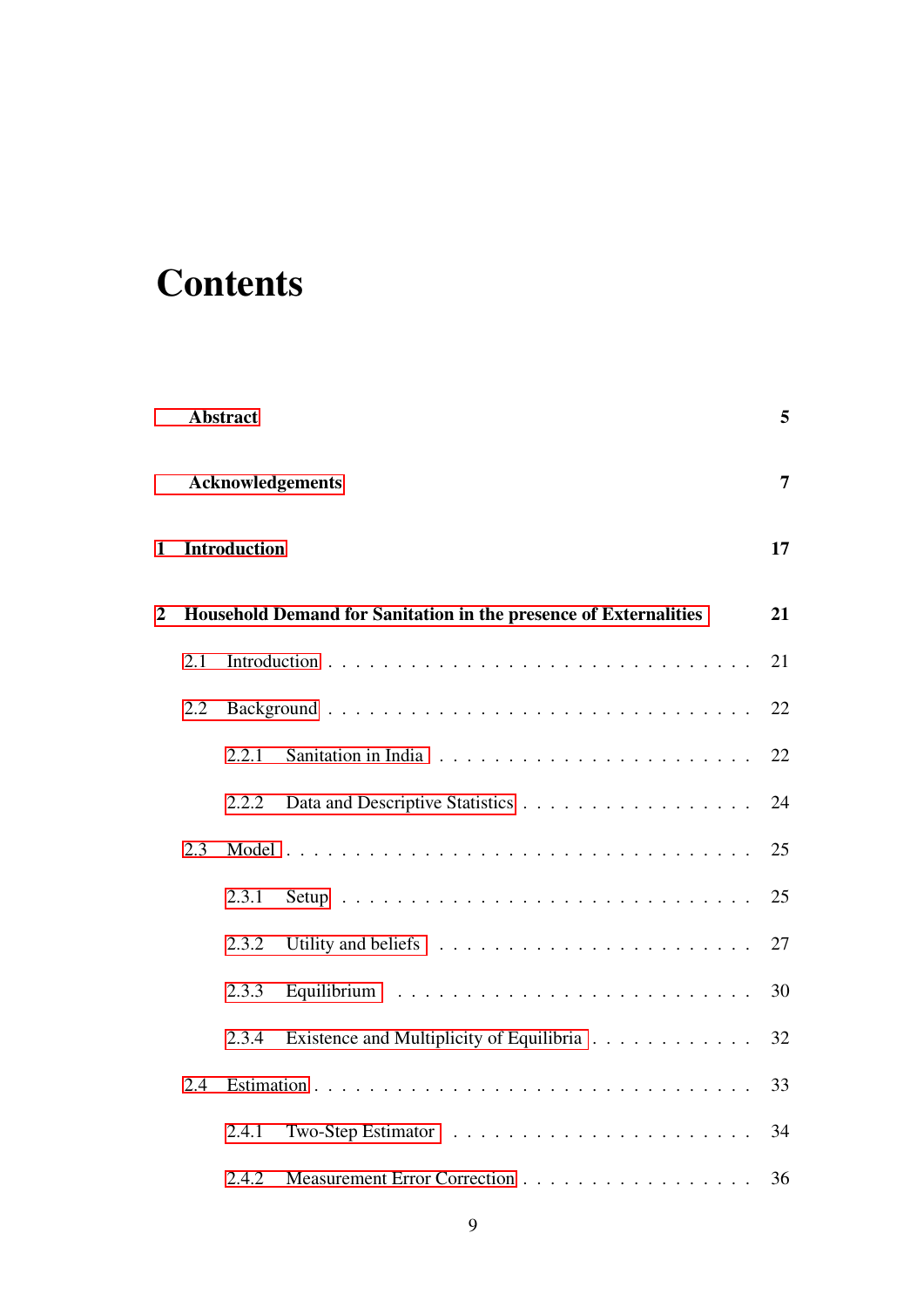# Contents

**Abstract** **5**

**Acknowledgements** **7**

**1 Introduction** **17**

**2 Household Demand for Sanitation in the presence of Externalities** **21**

- 2.1 Introduction . . . . . . . . . . 21
- 2.2 Background . . . . . . . . . . 22
  - 2.2.1 Sanitation in India . . . . . . . . . . 22
  - 2.2.2 Data and Descriptive Statistics . . . . . . . . . . 24
- 2.3 Model . . . . . . . . . . 25
  - 2.3.1 Setup . . . . . . . . . . 25
  - 2.3.2 Utility and beliefs . . . . . . . . . . 27
  - 2.3.3 Equilibrium . . . . . . . . . . 30
  - 2.3.4 Existence and Multiplicity of Equilibria . . . . . . . . . . 32
- 2.4 Estimation . . . . . . . . . . 33
  - 2.4.1 Two-Step Estimator . . . . . . . . . . 34
  - 2.4.2 Measurement Error Correction . . . . . . . . . . 36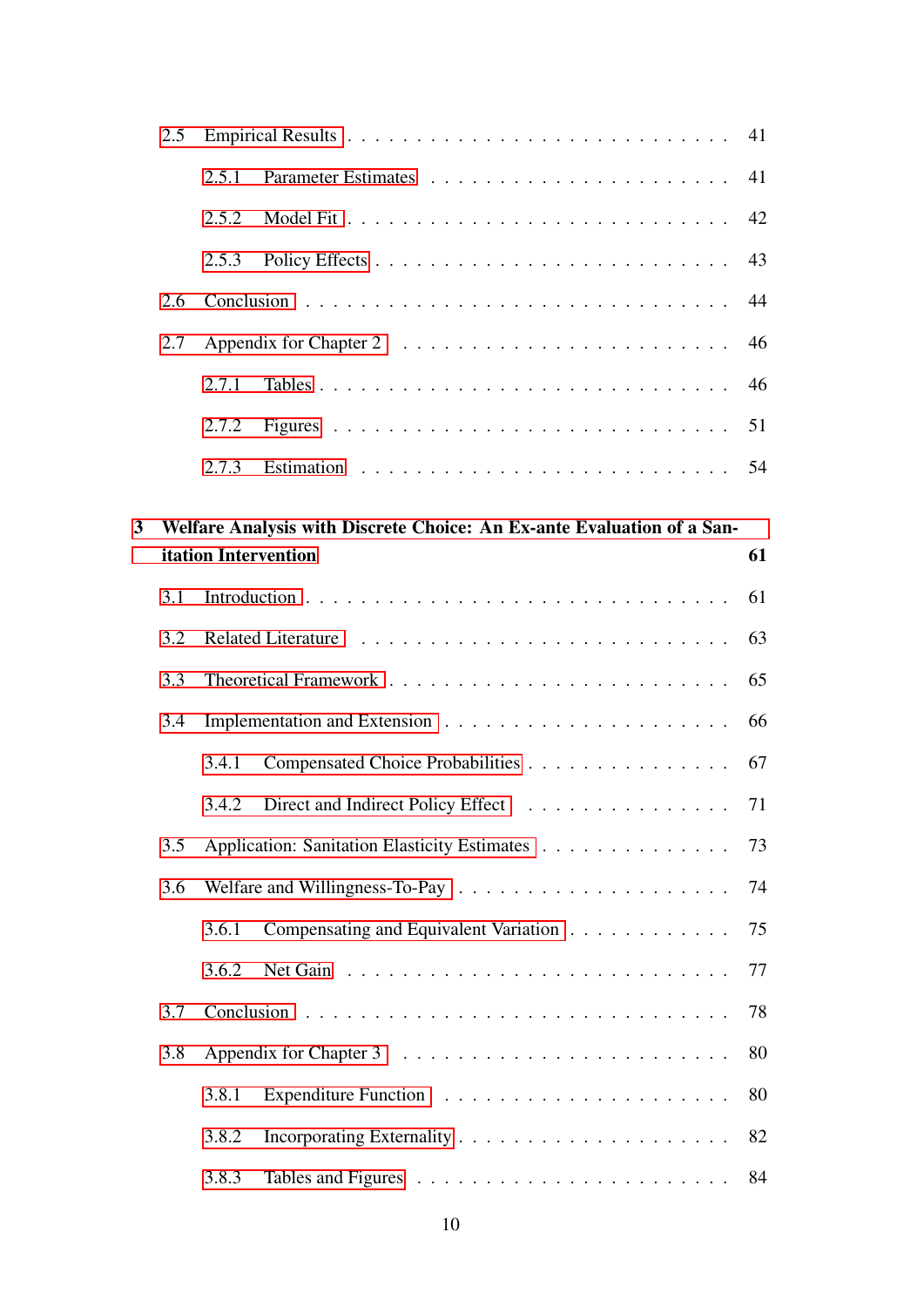- 2.5 Empirical Results . . . 41
  - 2.5.1 Parameter Estimates . . . 41
  - 2.5.2 Model Fit . . . 42
  - 2.5.3 Policy Effects . . . 43
- 2.6 Conclusion . . . 44
- 2.7 Appendix for Chapter 2 . . . 46
  - 2.7.1 Tables . . . 46
  - 2.7.2 Figures . . . 51
  - 2.7.3 Estimation . . . 54

**3 Welfare Analysis with Discrete Choice: An Ex-ante Evaluation of a Sanitation Intervention** **61**

- 3.1 Introduction . . . 61
- 3.2 Related Literature . . . 63
- 3.3 Theoretical Framework . . . 65
- 3.4 Implementation and Extension . . . 66
  - 3.4.1 Compensated Choice Probabilities . . . 67
  - 3.4.2 Direct and Indirect Policy Effect . . . 71
- 3.5 Application: Sanitation Elasticity Estimates . . . 73
- 3.6 Welfare and Willingness-To-Pay . . . 74
  - 3.6.1 Compensating and Equivalent Variation . . . 75
  - 3.6.2 Net Gain . . . 77
- 3.7 Conclusion . . . 78
- 3.8 Appendix for Chapter 3 . . . 80
  - 3.8.1 Expenditure Function . . . 80
  - 3.8.2 Incorporating Externality . . . 82
  - 3.8.3 Tables and Figures . . . 84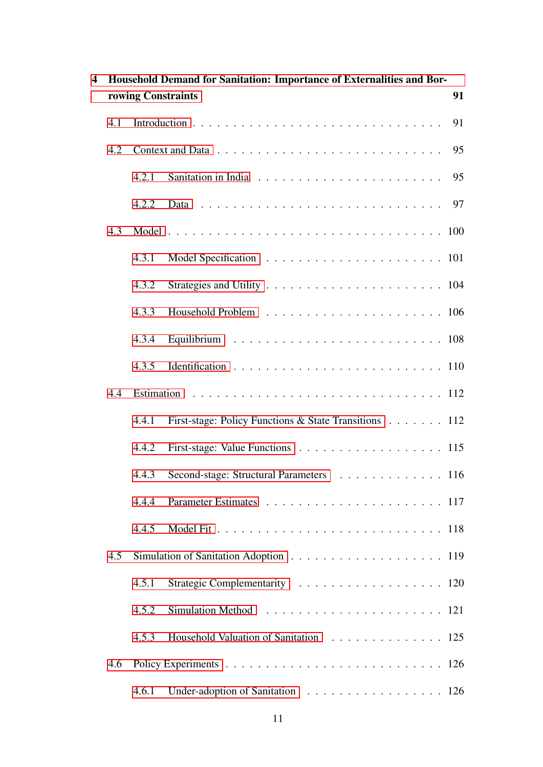**4 Household Demand for Sanitation: Importance of Externalities and Borrowing Constraints** **91**

- 4.1 Introduction . . . 91
- 4.2 Context and Data . . . 95
  - 4.2.1 Sanitation in India . . . 95
  - 4.2.2 Data . . . 97
- 4.3 Model . . . 100
  - 4.3.1 Model Specification . . . 101
  - 4.3.2 Strategies and Utility . . . 104
  - 4.3.3 Household Problem . . . 106
  - 4.3.4 Equilibrium . . . 108
  - 4.3.5 Identification . . . 110
- 4.4 Estimation . . . 112
  - 4.4.1 First-stage: Policy Functions & State Transitions . . . 112
  - 4.4.2 First-stage: Value Functions . . . 115
  - 4.4.3 Second-stage: Structural Parameters . . . 116
  - 4.4.4 Parameter Estimates . . . 117
  - 4.4.5 Model Fit . . . 118
- 4.5 Simulation of Sanitation Adoption . . . 119
  - 4.5.1 Strategic Complementarity . . . 120
  - 4.5.2 Simulation Method . . . 121
  - 4.5.3 Household Valuation of Sanitation . . . 125
- 4.6 Policy Experiments . . . 126
  - 4.6.1 Under-adoption of Sanitation . . . 126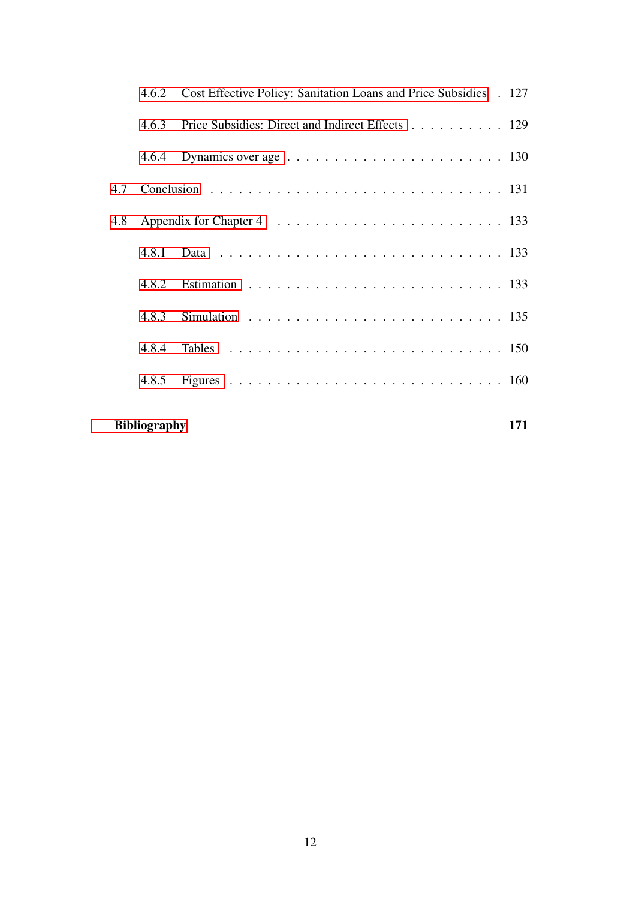- 4.6.2 Cost Effective Policy: Sanitation Loans and Price Subsidies . . . 127
- 4.6.3 Price Subsidies: Direct and Indirect Effects . . . . . . . . . . 129
- 4.6.4 Dynamics over age . . . . . . . . . . . . . . . . . . . . . . 130
- 4.7 Conclusion . . . . . . . . . . . . . . . . . . . . . . . . . . . . . 131
- 4.8 Appendix for Chapter 4 . . . . . . . . . . . . . . . . . . . . . . . 133
  - 4.8.1 Data . . . . . . . . . . . . . . . . . . . . . . . . . . . . . 133
  - 4.8.2 Estimation . . . . . . . . . . . . . . . . . . . . . . . . . . 133
  - 4.8.3 Simulation . . . . . . . . . . . . . . . . . . . . . . . . . . 135
  - 4.8.4 Tables . . . . . . . . . . . . . . . . . . . . . . . . . . . . 150
  - 4.8.5 Figures . . . . . . . . . . . . . . . . . . . . . . . . . . . . 160

**Bibliography** **171**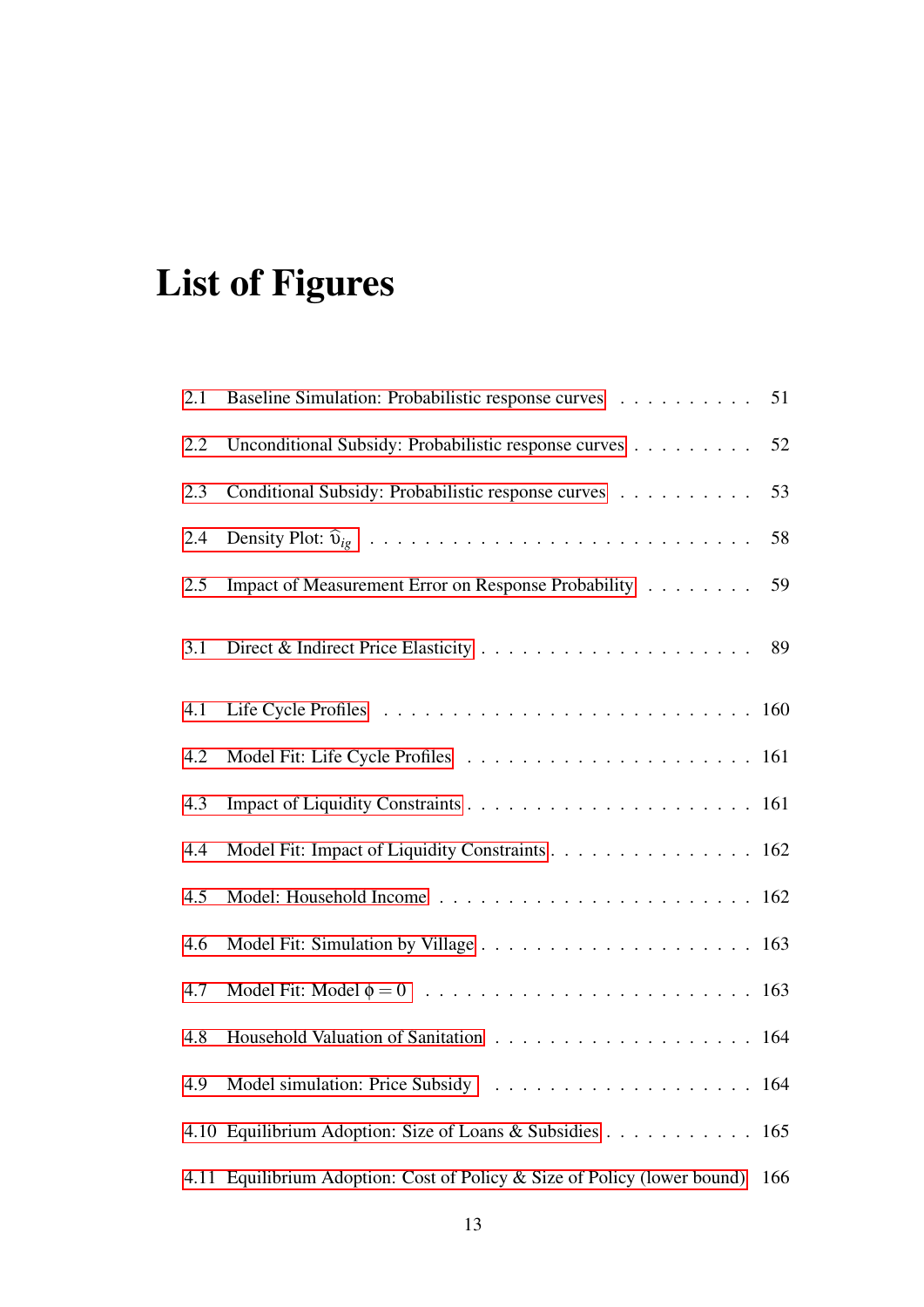# List of Figures

| | | |
|---|---|---|
| 2.1 | Baseline Simulation: Probabilistic response curves | 51 |
| 2.2 | Unconditional Subsidy: Probabilistic response curves | 52 |
| 2.3 | Conditional Subsidy: Probabilistic response curves | 53 |
| 2.4 | Density Plot: $\widehat{\upsilon}_{ig}$ | 58 |
| 2.5 | Impact of Measurement Error on Response Probability | 59 |
| 3.1 | Direct & Indirect Price Elasticity | 89 |
| 4.1 | Life Cycle Profiles | 160 |
| 4.2 | Model Fit: Life Cycle Profiles | 161 |
| 4.3 | Impact of Liquidity Constraints | 161 |
| 4.4 | Model Fit: Impact of Liquidity Constraints | 162 |
| 4.5 | Model: Household Income | 162 |
| 4.6 | Model Fit: Simulation by Village | 163 |
| 4.7 | Model Fit: Model $\phi = 0$ | 163 |
| 4.8 | Household Valuation of Sanitation | 164 |
| 4.9 | Model simulation: Price Subsidy | 164 |
| 4.10 | Equilibrium Adoption: Size of Loans & Subsidies | 165 |
| 4.11 | Equilibrium Adoption: Cost of Policy & Size of Policy (lower bound) | 166 |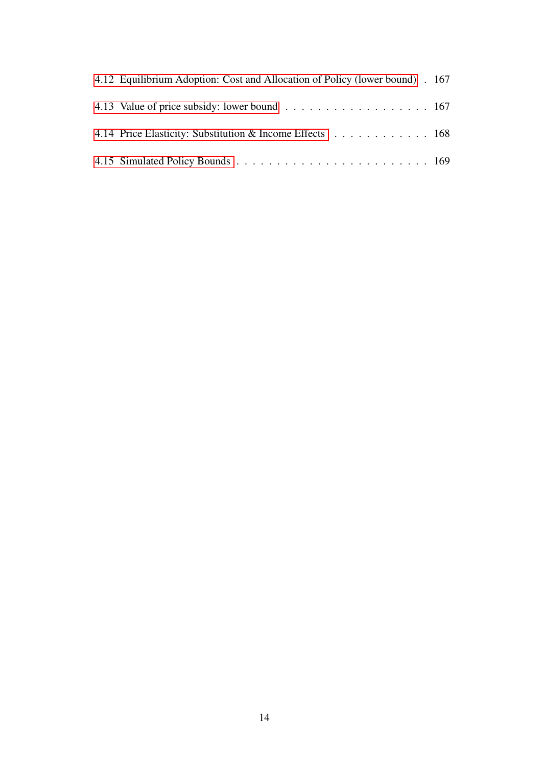4.12 Equilibrium Adoption: Cost and Allocation of Policy (lower bound) . 167

4.13 Value of price subsidy: lower bound . . . . . . . . . . . . . . . . . . . 167

4.14 Price Elasticity: Substitution & Income Effects . . . . . . . . . . . . . 168

4.15 Simulated Policy Bounds . . . . . . . . . . . . . . . . . . . . . . . . 169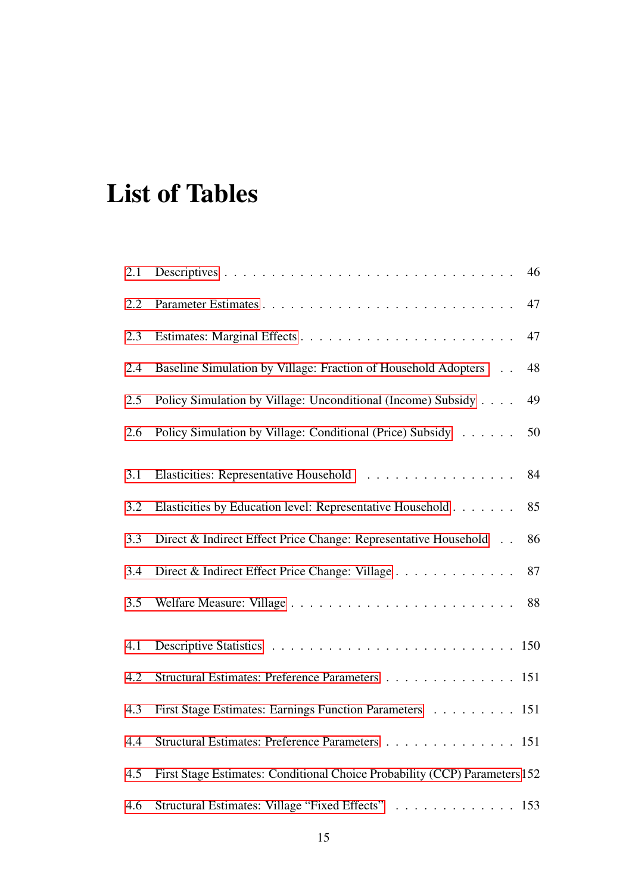# List of Tables

- 2.1 Descriptives . . . . . . . . . . . . . . . . . . . . . . . . . . . . . . 46
- 2.2 Parameter Estimates . . . . . . . . . . . . . . . . . . . . . . . . . . 47
- 2.3 Estimates: Marginal Effects . . . . . . . . . . . . . . . . . . . . . . 47
- 2.4 Baseline Simulation by Village: Fraction of Household Adopters . . 48
- 2.5 Policy Simulation by Village: Unconditional (Income) Subsidy . . . . 49
- 2.6 Policy Simulation by Village: Conditional (Price) Subsidy . . . . . . 50

- 3.1 Elasticities: Representative Household . . . . . . . . . . . . . . . . 84
- 3.2 Elasticities by Education level: Representative Household . . . . . . . 85
- 3.3 Direct & Indirect Effect Price Change: Representative Household . . 86
- 3.4 Direct & Indirect Effect Price Change: Village . . . . . . . . . . . . . 87
- 3.5 Welfare Measure: Village . . . . . . . . . . . . . . . . . . . . . . . 88

- 4.1 Descriptive Statistics . . . . . . . . . . . . . . . . . . . . . . . . . 150
- 4.2 Structural Estimates: Preference Parameters . . . . . . . . . . . . . . 151
- 4.3 First Stage Estimates: Earnings Function Parameters . . . . . . . . . 151
- 4.4 Structural Estimates: Preference Parameters . . . . . . . . . . . . . . 151
- 4.5 First Stage Estimates: Conditional Choice Probability (CCP) Parameters 152
- 4.6 Structural Estimates: Village "Fixed Effects" . . . . . . . . . . . . . 153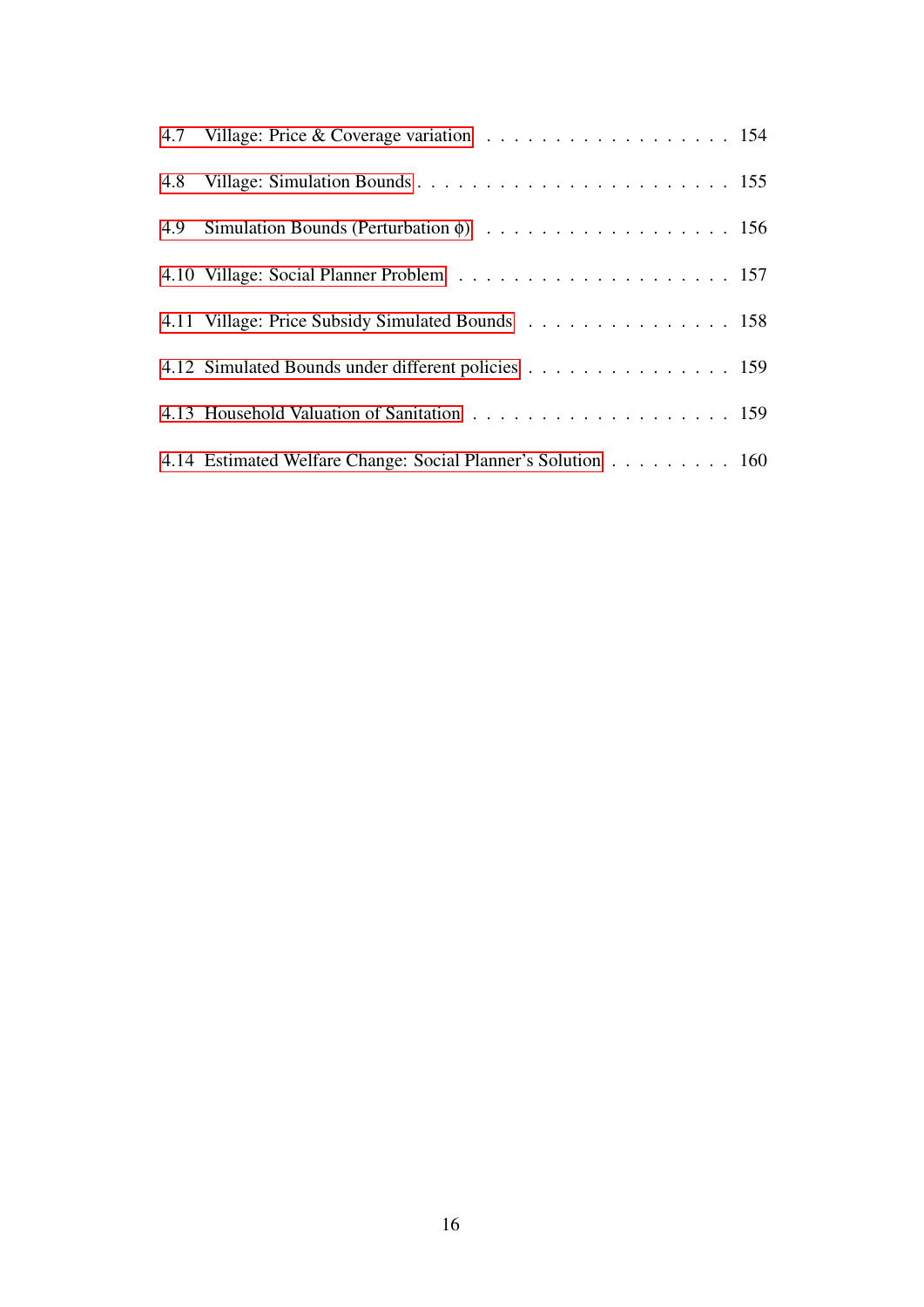4.7 Village: Price & Coverage variation . . . . . . . . . . . . . . . . . . 154

4.8 Village: Simulation Bounds . . . . . . . . . . . . . . . . . . . . . . 155

4.9 Simulation Bounds (Perturbation $\phi$) . . . . . . . . . . . . . . . . . . 156

4.10 Village: Social Planner Problem . . . . . . . . . . . . . . . . . . . . 157

4.11 Village: Price Subsidy Simulated Bounds . . . . . . . . . . . . . . . 158

4.12 Simulated Bounds under different policies . . . . . . . . . . . . . . . 159

4.13 Household Valuation of Sanitation . . . . . . . . . . . . . . . . . . . 159

4.14 Estimated Welfare Change: Social Planner's Solution . . . . . . . . . 160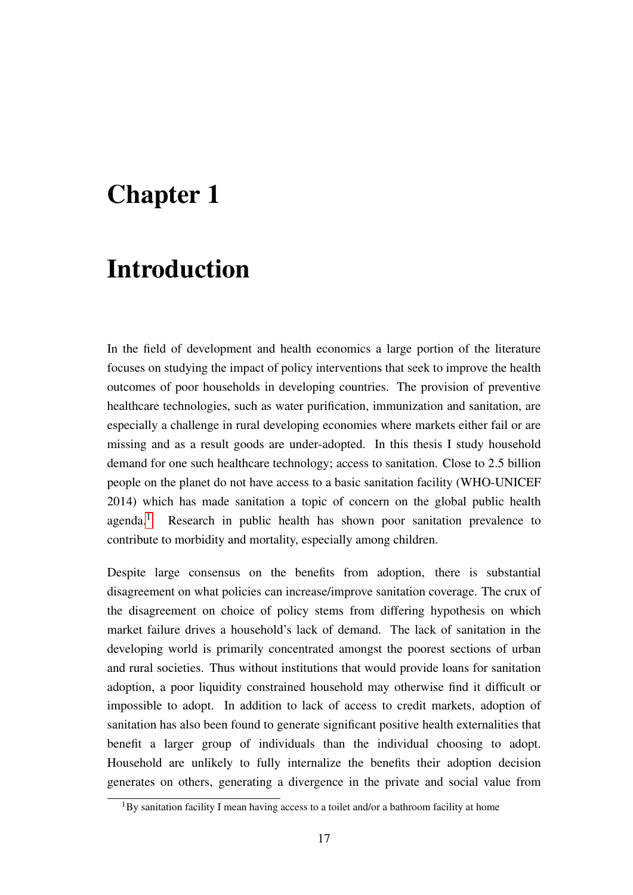# Chapter 1

# Introduction

In the field of development and health economics a large portion of the literature focuses on studying the impact of policy interventions that seek to improve the health outcomes of poor households in developing countries. The provision of preventive healthcare technologies, such as water purification, immunization and sanitation, are especially a challenge in rural developing economies where markets either fail or are missing and as a result goods are under-adopted. In this thesis I study household demand for one such healthcare technology; access to sanitation. Close to 2.5 billion people on the planet do not have access to a basic sanitation facility (WHO-UNICEF 2014) which has made sanitation a topic of concern on the global public health agenda.[1] Research in public health has shown poor sanitation prevalence to contribute to morbidity and mortality, especially among children.

Despite large consensus on the benefits from adoption, there is substantial disagreement on what policies can increase/improve sanitation coverage. The crux of the disagreement on choice of policy stems from differing hypothesis on which market failure drives a household's lack of demand. The lack of sanitation in the developing world is primarily concentrated amongst the poorest sections of urban and rural societies. Thus without institutions that would provide loans for sanitation adoption, a poor liquidity constrained household may otherwise find it difficult or impossible to adopt. In addition to lack of access to credit markets, adoption of sanitation has also been found to generate significant positive health externalities that benefit a larger group of individuals than the individual choosing to adopt. Household are unlikely to fully internalize the benefits their adoption decision generates on others, generating a divergence in the private and social value from

[1] By sanitation facility I mean having access to a toilet and/or a bathroom facility at home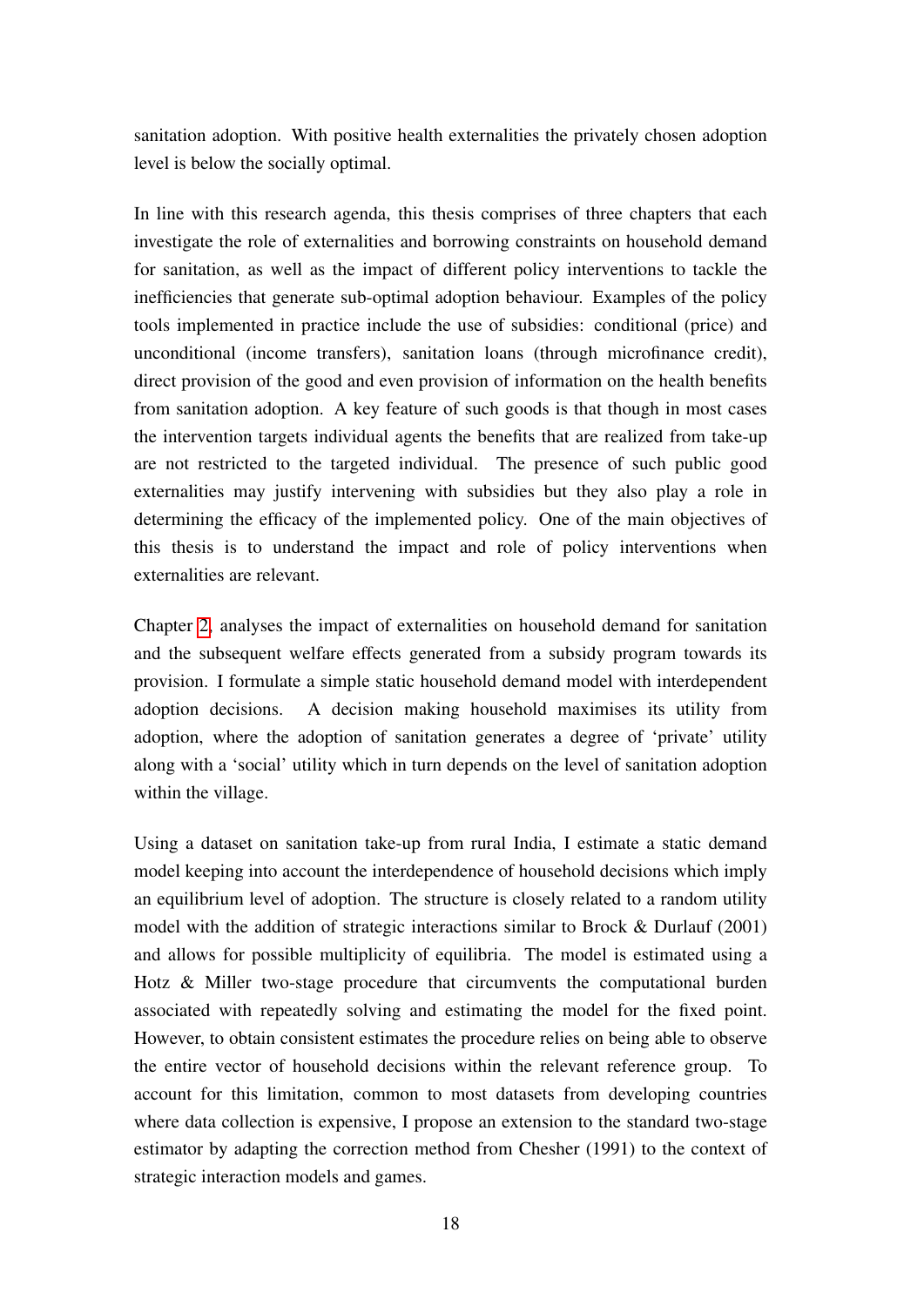sanitation adoption. With positive health externalities the privately chosen adoption level is below the socially optimal.

In line with this research agenda, this thesis comprises of three chapters that each investigate the role of externalities and borrowing constraints on household demand for sanitation, as well as the impact of different policy interventions to tackle the inefficiencies that generate sub-optimal adoption behaviour. Examples of the policy tools implemented in practice include the use of subsidies: conditional (price) and unconditional (income transfers), sanitation loans (through microfinance credit), direct provision of the good and even provision of information on the health benefits from sanitation adoption. A key feature of such goods is that though in most cases the intervention targets individual agents the benefits that are realized from take-up are not restricted to the targeted individual. The presence of such public good externalities may justify intervening with subsidies but they also play a role in determining the efficacy of the implemented policy. One of the main objectives of this thesis is to understand the impact and role of policy interventions when externalities are relevant.

Chapter 2, analyses the impact of externalities on household demand for sanitation and the subsequent welfare effects generated from a subsidy program towards its provision. I formulate a simple static household demand model with interdependent adoption decisions. A decision making household maximises its utility from adoption, where the adoption of sanitation generates a degree of 'private' utility along with a 'social' utility which in turn depends on the level of sanitation adoption within the village.

Using a dataset on sanitation take-up from rural India, I estimate a static demand model keeping into account the interdependence of household decisions which imply an equilibrium level of adoption. The structure is closely related to a random utility model with the addition of strategic interactions similar to Brock & Durlauf (2001) and allows for possible multiplicity of equilibria. The model is estimated using a Hotz & Miller two-stage procedure that circumvents the computational burden associated with repeatedly solving and estimating the model for the fixed point. However, to obtain consistent estimates the procedure relies on being able to observe the entire vector of household decisions within the relevant reference group. To account for this limitation, common to most datasets from developing countries where data collection is expensive, I propose an extension to the standard two-stage estimator by adapting the correction method from Chesher (1991) to the context of strategic interaction models and games.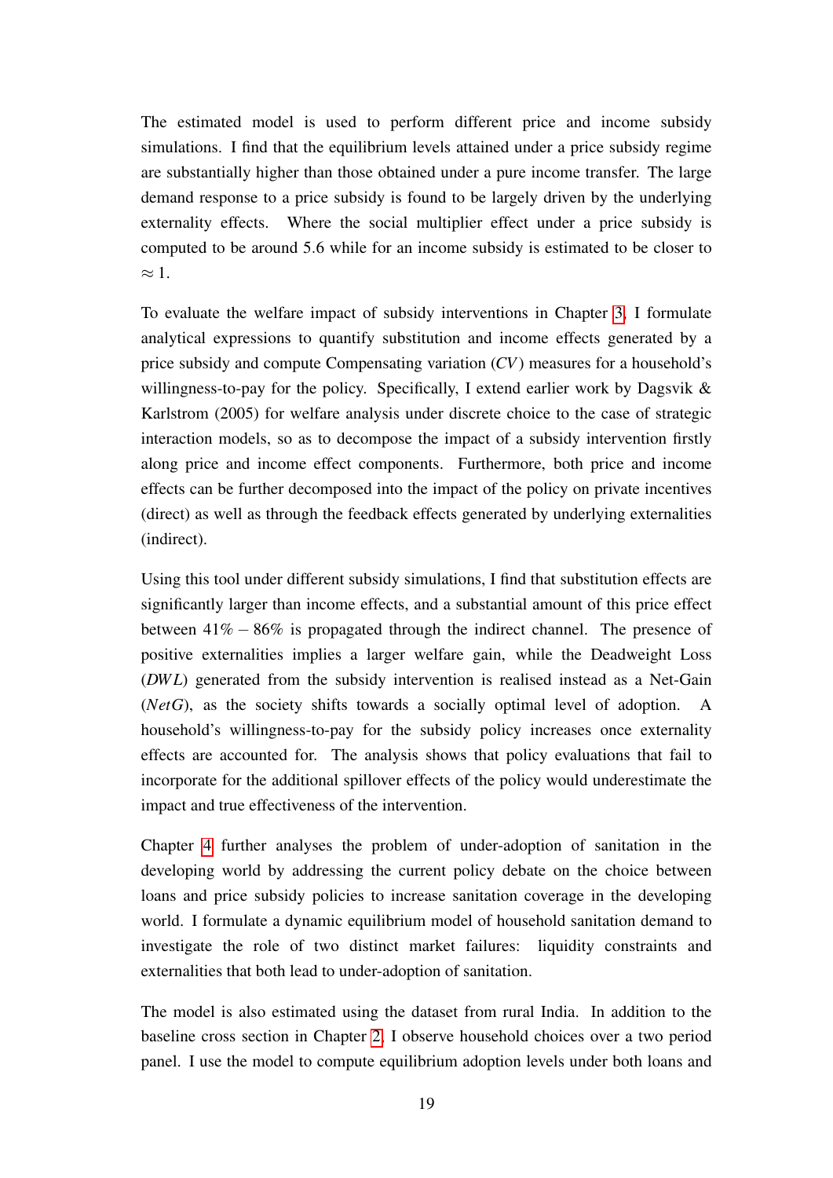The estimated model is used to perform different price and income subsidy simulations. I find that the equilibrium levels attained under a price subsidy regime are substantially higher than those obtained under a pure income transfer. The large demand response to a price subsidy is found to be largely driven by the underlying externality effects. Where the social multiplier effect under a price subsidy is computed to be around 5.6 while for an income subsidy is estimated to be closer to $\approx 1$.

To evaluate the welfare impact of subsidy interventions in Chapter 3, I formulate analytical expressions to quantify substitution and income effects generated by a price subsidy and compute Compensating variation ($CV$) measures for a household's willingness-to-pay for the policy. Specifically, I extend earlier work by Dagsvik & Karlstrom (2005) for welfare analysis under discrete choice to the case of strategic interaction models, so as to decompose the impact of a subsidy intervention firstly along price and income effect components. Furthermore, both price and income effects can be further decomposed into the impact of the policy on private incentives (direct) as well as through the feedback effects generated by underlying externalities (indirect).

Using this tool under different subsidy simulations, I find that substitution effects are significantly larger than income effects, and a substantial amount of this price effect between $41\% - 86\%$ is propagated through the indirect channel. The presence of positive externalities implies a larger welfare gain, while the Deadweight Loss ($DWL$) generated from the subsidy intervention is realised instead as a Net-Gain ($NetG$), as the society shifts towards a socially optimal level of adoption. A household's willingness-to-pay for the subsidy policy increases once externality effects are accounted for. The analysis shows that policy evaluations that fail to incorporate for the additional spillover effects of the policy would underestimate the impact and true effectiveness of the intervention.

Chapter 4 further analyses the problem of under-adoption of sanitation in the developing world by addressing the current policy debate on the choice between loans and price subsidy policies to increase sanitation coverage in the developing world. I formulate a dynamic equilibrium model of household sanitation demand to investigate the role of two distinct market failures: liquidity constraints and externalities that both lead to under-adoption of sanitation.

The model is also estimated using the dataset from rural India. In addition to the baseline cross section in Chapter 2, I observe household choices over a two period panel. I use the model to compute equilibrium adoption levels under both loans and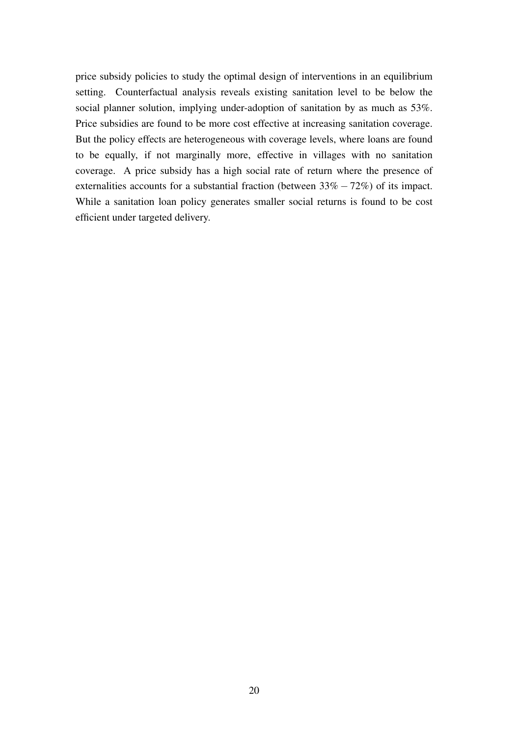price subsidy policies to study the optimal design of interventions in an equilibrium setting. Counterfactual analysis reveals existing sanitation level to be below the social planner solution, implying under-adoption of sanitation by as much as 53%. Price subsidies are found to be more cost effective at increasing sanitation coverage. But the policy effects are heterogeneous with coverage levels, where loans are found to be equally, if not marginally more, effective in villages with no sanitation coverage. A price subsidy has a high social rate of return where the presence of externalities accounts for a substantial fraction (between $33\% - 72\%$) of its impact. While a sanitation loan policy generates smaller social returns is found to be cost efficient under targeted delivery.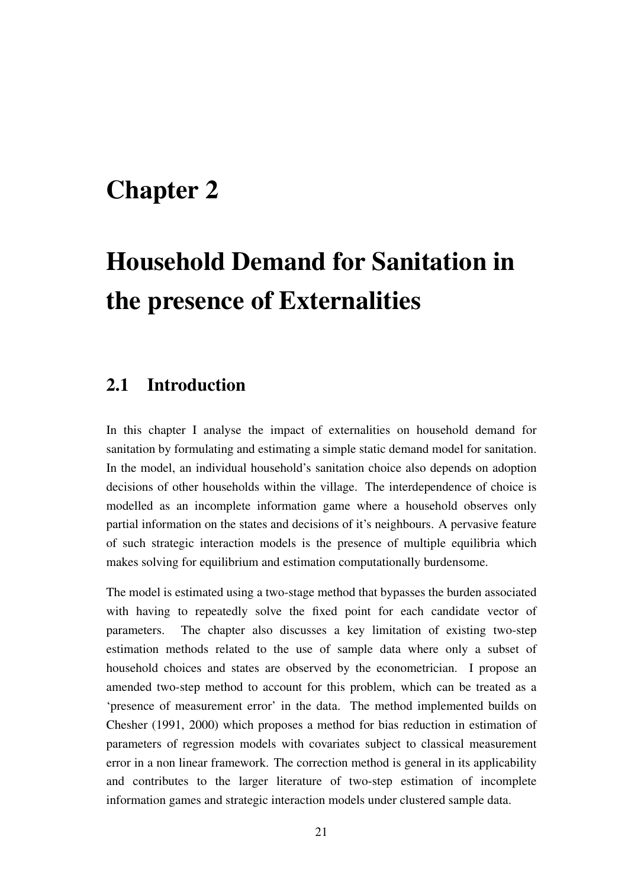# Chapter 2

# Household Demand for Sanitation in the presence of Externalities

## 2.1 Introduction

In this chapter I analyse the impact of externalities on household demand for sanitation by formulating and estimating a simple static demand model for sanitation. In the model, an individual household's sanitation choice also depends on adoption decisions of other households within the village. The interdependence of choice is modelled as an incomplete information game where a household observes only partial information on the states and decisions of it's neighbours. A pervasive feature of such strategic interaction models is the presence of multiple equilibria which makes solving for equilibrium and estimation computationally burdensome.

The model is estimated using a two-stage method that bypasses the burden associated with having to repeatedly solve the fixed point for each candidate vector of parameters. The chapter also discusses a key limitation of existing two-step estimation methods related to the use of sample data where only a subset of household choices and states are observed by the econometrician. I propose an amended two-step method to account for this problem, which can be treated as a 'presence of measurement error' in the data. The method implemented builds on Chesher (1991, 2000) which proposes a method for bias reduction in estimation of parameters of regression models with covariates subject to classical measurement error in a non linear framework. The correction method is general in its applicability and contributes to the larger literature of two-step estimation of incomplete information games and strategic interaction models under clustered sample data.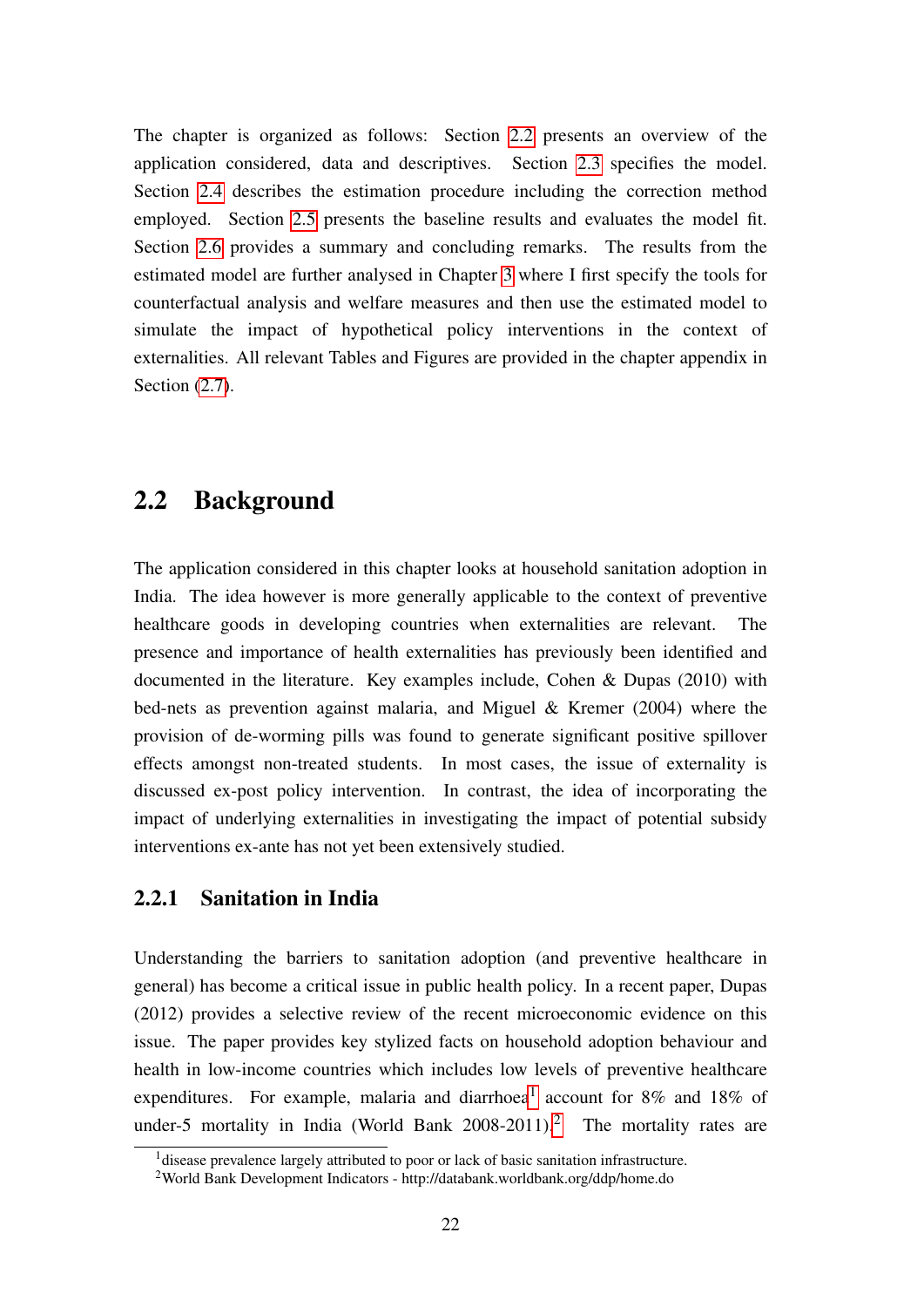The chapter is organized as follows: Section 2.2 presents an overview of the application considered, data and descriptives. Section 2.3 specifies the model. Section 2.4 describes the estimation procedure including the correction method employed. Section 2.5 presents the baseline results and evaluates the model fit. Section 2.6 provides a summary and concluding remarks. The results from the estimated model are further analysed in Chapter 3 where I first specify the tools for counterfactual analysis and welfare measures and then use the estimated model to simulate the impact of hypothetical policy interventions in the context of externalities. All relevant Tables and Figures are provided in the chapter appendix in Section (2.7).

## 2.2 Background

The application considered in this chapter looks at household sanitation adoption in India. The idea however is more generally applicable to the context of preventive healthcare goods in developing countries when externalities are relevant. The presence and importance of health externalities has previously been identified and documented in the literature. Key examples include, Cohen & Dupas (2010) with bed-nets as prevention against malaria, and Miguel & Kremer (2004) where the provision of de-worming pills was found to generate significant positive spillover effects amongst non-treated students. In most cases, the issue of externality is discussed ex-post policy intervention. In contrast, the idea of incorporating the impact of underlying externalities in investigating the impact of potential subsidy interventions ex-ante has not yet been extensively studied.

### 2.2.1 Sanitation in India

Understanding the barriers to sanitation adoption (and preventive healthcare in general) has become a critical issue in public health policy. In a recent paper, Dupas (2012) provides a selective review of the recent microeconomic evidence on this issue. The paper provides key stylized facts on household adoption behaviour and health in low-income countries which includes low levels of preventive healthcare expenditures. For example, malaria and diarrhoea[1] account for 8% and 18% of under-5 mortality in India (World Bank 2008-2011).[2] The mortality rates are

[1] disease prevalence largely attributed to poor or lack of basic sanitation infrastructure.

[2] World Bank Development Indicators - http://databank.worldbank.org/ddp/home.do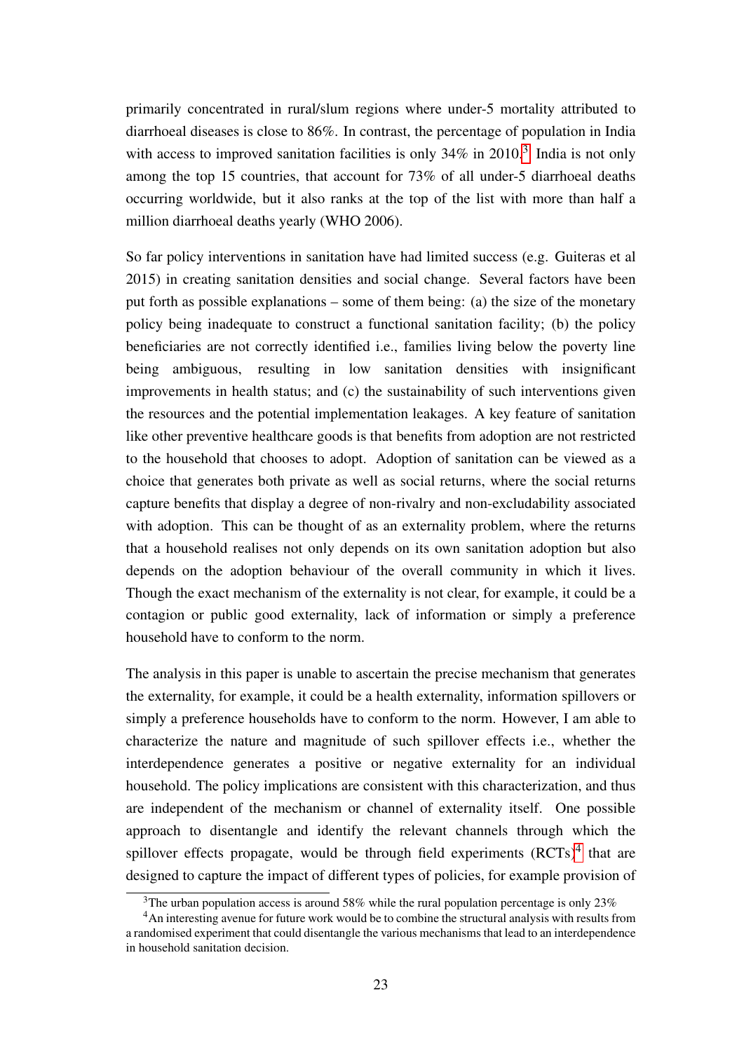primarily concentrated in rural/slum regions where under-5 mortality attributed to diarrhoeal diseases is close to 86%. In contrast, the percentage of population in India with access to improved sanitation facilities is only 34% in 2010.[3] India is not only among the top 15 countries, that account for 73% of all under-5 diarrhoeal deaths occurring worldwide, but it also ranks at the top of the list with more than half a million diarrhoeal deaths yearly (WHO 2006).

So far policy interventions in sanitation have had limited success (e.g. Guiteras et al 2015) in creating sanitation densities and social change. Several factors have been put forth as possible explanations – some of them being: (a) the size of the monetary policy being inadequate to construct a functional sanitation facility; (b) the policy beneficiaries are not correctly identified i.e., families living below the poverty line being ambiguous, resulting in low sanitation densities with insignificant improvements in health status; and (c) the sustainability of such interventions given the resources and the potential implementation leakages. A key feature of sanitation like other preventive healthcare goods is that benefits from adoption are not restricted to the household that chooses to adopt. Adoption of sanitation can be viewed as a choice that generates both private as well as social returns, where the social returns capture benefits that display a degree of non-rivalry and non-excludability associated with adoption. This can be thought of as an externality problem, where the returns that a household realises not only depends on its own sanitation adoption but also depends on the adoption behaviour of the overall community in which it lives. Though the exact mechanism of the externality is not clear, for example, it could be a contagion or public good externality, lack of information or simply a preference household have to conform to the norm.

The analysis in this paper is unable to ascertain the precise mechanism that generates the externality, for example, it could be a health externality, information spillovers or simply a preference households have to conform to the norm. However, I am able to characterize the nature and magnitude of such spillover effects i.e., whether the interdependence generates a positive or negative externality for an individual household. The policy implications are consistent with this characterization, and thus are independent of the mechanism or channel of externality itself. One possible approach to disentangle and identify the relevant channels through which the spillover effects propagate, would be through field experiments (RCTs)[4] that are designed to capture the impact of different types of policies, for example provision of

[3] The urban population access is around 58% while the rural population percentage is only 23%

[4] An interesting avenue for future work would be to combine the structural analysis with results from a randomised experiment that could disentangle the various mechanisms that lead to an interdependence in household sanitation decision.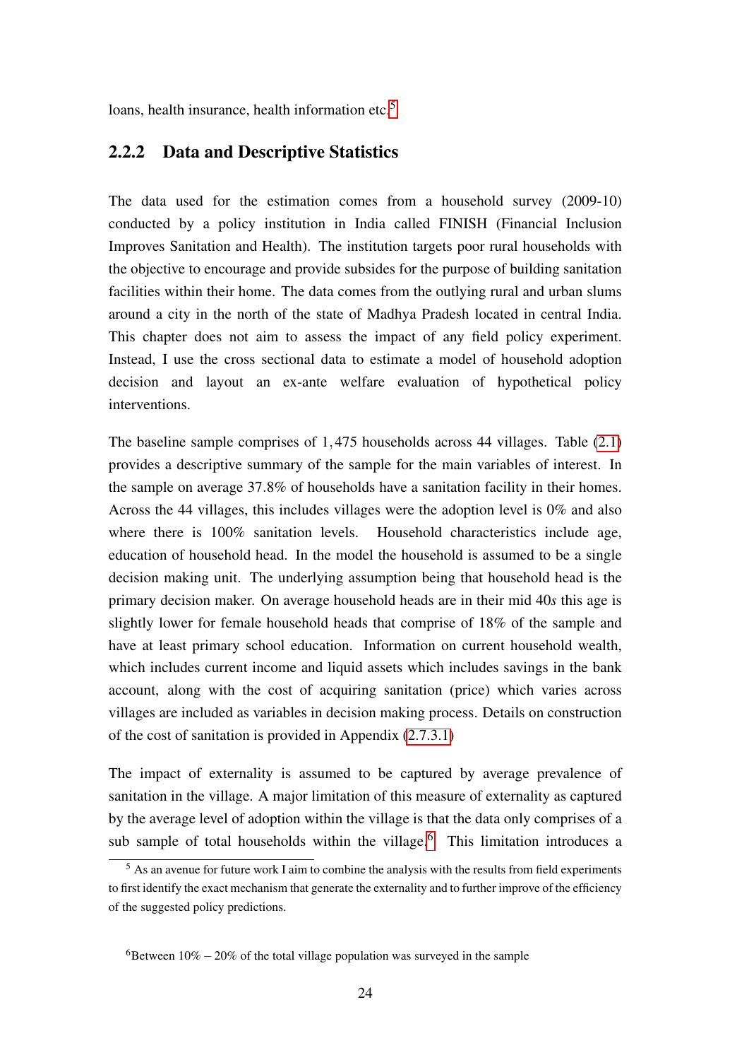loans, health insurance, health information etc.[5]

### 2.2.2 Data and Descriptive Statistics

The data used for the estimation comes from a household survey (2009-10) conducted by a policy institution in India called FINISH (Financial Inclusion Improves Sanitation and Health). The institution targets poor rural households with the objective to encourage and provide subsides for the purpose of building sanitation facilities within their home. The data comes from the outlying rural and urban slums around a city in the north of the state of Madhya Pradesh located in central India. This chapter does not aim to assess the impact of any field policy experiment. Instead, I use the cross sectional data to estimate a model of household adoption decision and layout an ex-ante welfare evaluation of hypothetical policy interventions.

The baseline sample comprises of $1,475$ households across 44 villages. Table (2.1) provides a descriptive summary of the sample for the main variables of interest. In the sample on average 37.8% of households have a sanitation facility in their homes. Across the 44 villages, this includes villages were the adoption level is 0% and also where there is 100% sanitation levels. Household characteristics include age, education of household head. In the model the household is assumed to be a single decision making unit. The underlying assumption being that household head is the primary decision maker. On average household heads are in their mid $40s$ this age is slightly lower for female household heads that comprise of 18% of the sample and have at least primary school education. Information on current household wealth, which includes current income and liquid assets which includes savings in the bank account, along with the cost of acquiring sanitation (price) which varies across villages are included as variables in decision making process. Details on construction of the cost of sanitation is provided in Appendix (2.7.3.1)

The impact of externality is assumed to be captured by average prevalence of sanitation in the village. A major limitation of this measure of externality as captured by the average level of adoption within the village is that the data only comprises of a sub sample of total households within the village.[6] This limitation introduces a

[5] As an avenue for future work I aim to combine the analysis with the results from field experiments to first identify the exact mechanism that generate the externality and to further improve of the efficiency of the suggested policy predictions.

[6] Between $10\% - 20\%$ of the total village population was surveyed in the sample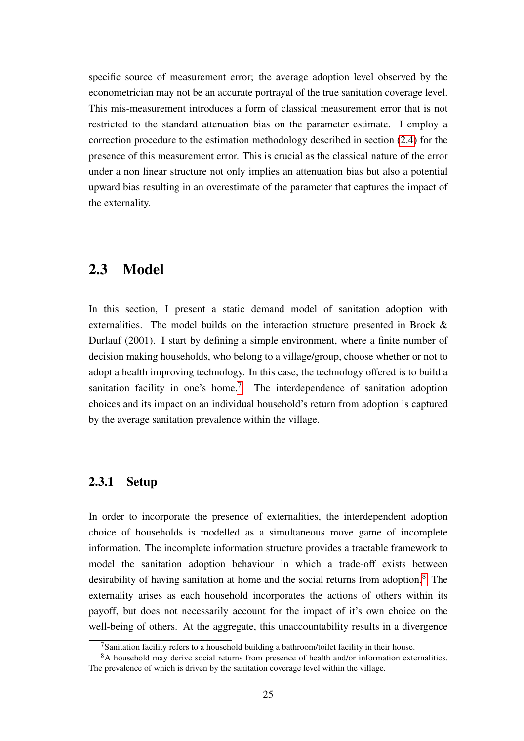specific source of measurement error; the average adoption level observed by the econometrician may not be an accurate portrayal of the true sanitation coverage level. This mis-measurement introduces a form of classical measurement error that is not restricted to the standard attenuation bias on the parameter estimate. I employ a correction procedure to the estimation methodology described in section (2.4) for the presence of this measurement error. This is crucial as the classical nature of the error under a non linear structure not only implies an attenuation bias but also a potential upward bias resulting in an overestimate of the parameter that captures the impact of the externality.

## 2.3 Model

In this section, I present a static demand model of sanitation adoption with externalities. The model builds on the interaction structure presented in Brock & Durlauf (2001). I start by defining a simple environment, where a finite number of decision making households, who belong to a village/group, choose whether or not to adopt a health improving technology. In this case, the technology offered is to build a sanitation facility in one's home.[7] The interdependence of sanitation adoption choices and its impact on an individual household's return from adoption is captured by the average sanitation prevalence within the village.

### 2.3.1 Setup

In order to incorporate the presence of externalities, the interdependent adoption choice of households is modelled as a simultaneous move game of incomplete information. The incomplete information structure provides a tractable framework to model the sanitation adoption behaviour in which a trade-off exists between desirability of having sanitation at home and the social returns from adoption.[8] The externality arises as each household incorporates the actions of others within its payoff, but does not necessarily account for the impact of it's own choice on the well-being of others. At the aggregate, this unaccountability results in a divergence

[7] Sanitation facility refers to a household building a bathroom/toilet facility in their house.

[8] A household may derive social returns from presence of health and/or information externalities. The prevalence of which is driven by the sanitation coverage level within the village.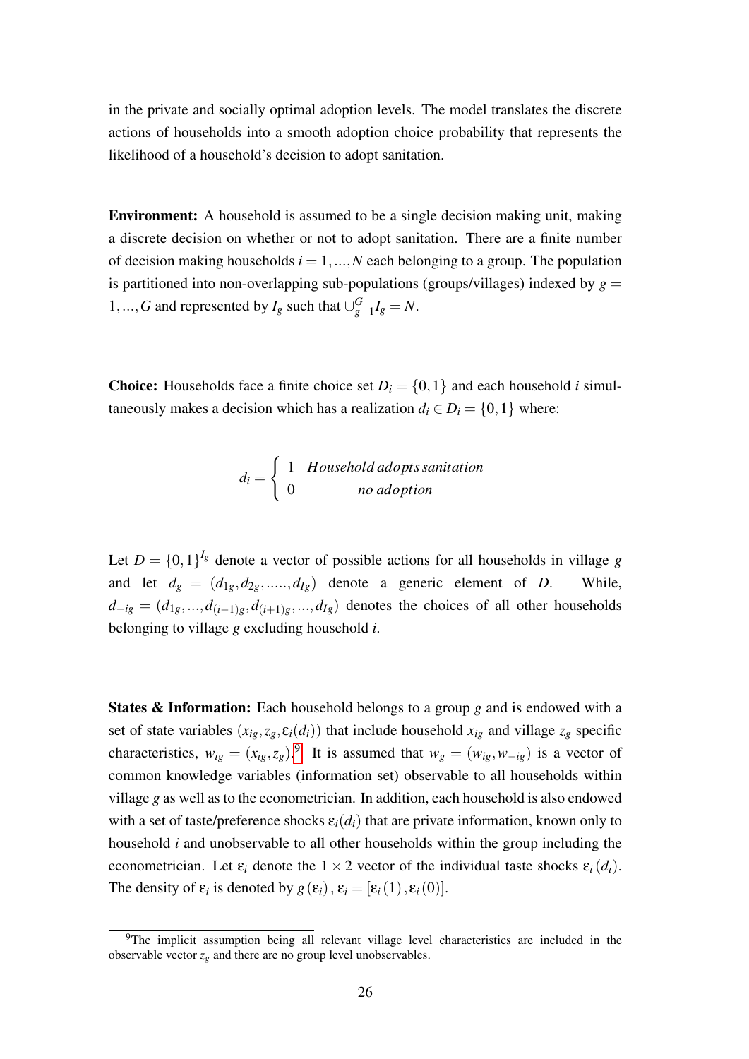in the private and socially optimal adoption levels. The model translates the discrete actions of households into a smooth adoption choice probability that represents the likelihood of a household's decision to adopt sanitation.

**Environment:** A household is assumed to be a single decision making unit, making a discrete decision on whether or not to adopt sanitation. There are a finite number of decision making households $i = 1, ..., N$ each belonging to a group. The population is partitioned into non-overlapping sub-populations (groups/villages) indexed by $g = 1, ..., G$ and represented by $I_g$ such that $\cup_{g=1}^{G} I_g = N$.

**Choice:** Households face a finite choice set $D_i = \{0, 1\}$ and each household $i$ simultaneously makes a decision which has a realization $d_i \in D_i = \{0, 1\}$ where:

$$d_i = \begin{cases} 1 & Household\, adopts\, sanitation \\ 0 & no\, adoption \end{cases}$$

Let $D = \{0, 1\}^{I_g}$ denote a vector of possible actions for all households in village $g$ and let $d_g = (d_{1g}, d_{2g}, ....., d_{Ig})$ denote a generic element of $D$. While, $d_{-ig} = (d_{1g}, ..., d_{(i-1)g}, d_{(i+1)g}, ..., d_{Ig})$ denotes the choices of all other households belonging to village $g$ excluding household $i$.

**States & Information:** Each household belongs to a group $g$ and is endowed with a set of state variables $(x_{ig}, z_g, \varepsilon_i(d_i))$ that include household $x_{ig}$ and village $z_g$ specific characteristics, $w_{ig} = (x_{ig}, z_g)$.[9] It is assumed that $w_g = (w_{ig}, w_{-ig})$ is a vector of common knowledge variables (information set) observable to all households within village $g$ as well as to the econometrician. In addition, each household is also endowed with a set of taste/preference shocks $\varepsilon_i(d_i)$ that are private information, known only to household $i$ and unobservable to all other households within the group including the econometrician. Let $\varepsilon_i$ denote the $1 \times 2$ vector of the individual taste shocks $\varepsilon_i(d_i)$. The density of $\varepsilon_i$ is denoted by $g(\varepsilon_i)$, $\varepsilon_i = [\varepsilon_i(1), \varepsilon_i(0)]$.

[9]The implicit assumption being all relevant village level characteristics are included in the observable vector $z_g$ and there are no group level unobservables.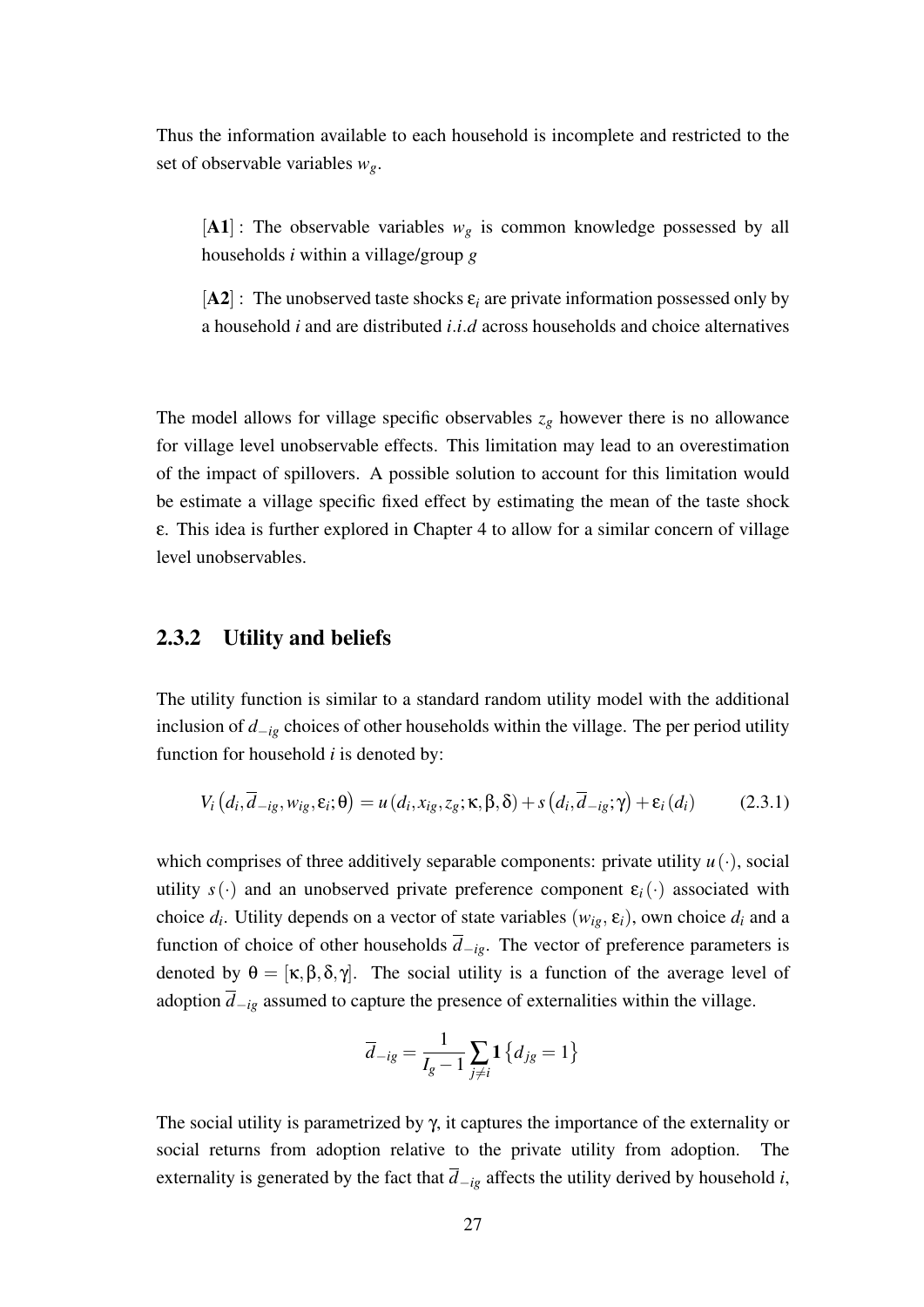Thus the information available to each household is incomplete and restricted to the set of observable variables $w_g$.

> [**A1**] : The observable variables $w_g$ is common knowledge possessed by all households $i$ within a village/group $g$
>
> [**A2**] : The unobserved taste shocks $\varepsilon_i$ are private information possessed only by a household $i$ and are distributed $i.i.d$ across households and choice alternatives

The model allows for village specific observables $z_g$ however there is no allowance for village level unobservable effects. This limitation may lead to an overestimation of the impact of spillovers. A possible solution to account for this limitation would be estimate a village specific fixed effect by estimating the mean of the taste shock $\varepsilon$. This idea is further explored in Chapter 4 to allow for a similar concern of village level unobservables.

### 2.3.2 Utility and beliefs

The utility function is similar to a standard random utility model with the additional inclusion of $d_{-ig}$ choices of other households within the village. The per period utility function for household $i$ is denoted by:

$$V_i\left(d_i, \overline{d}_{-ig}, w_{ig}, \varepsilon_i; \theta\right) = u\left(d_i, x_{ig}, z_g; \kappa, \beta, \delta\right) + s\left(d_i, \overline{d}_{-ig}; \gamma\right) + \varepsilon_i\left(d_i\right) \qquad (2.3.1)$$

which comprises of three additively separable components: private utility $u(\cdot)$, social utility $s(\cdot)$ and an unobserved private preference component $\varepsilon_i(\cdot)$ associated with choice $d_i$. Utility depends on a vector of state variables $(w_{ig}, \varepsilon_i)$, own choice $d_i$ and a function of choice of other households $\overline{d}_{-ig}$. The vector of preference parameters is denoted by $\theta = [\kappa, \beta, \delta, \gamma]$. The social utility is a function of the average level of adoption $\overline{d}_{-ig}$ assumed to capture the presence of externalities within the village.

$$\overline{d}_{-ig} = \frac{1}{I_g - 1} \sum_{j \neq i} \mathbf{1}\left\{d_{jg} = 1\right\}$$

The social utility is parametrized by $\gamma$, it captures the importance of the externality or social returns from adoption relative to the private utility from adoption. The externality is generated by the fact that $\overline{d}_{-ig}$ affects the utility derived by household $i$,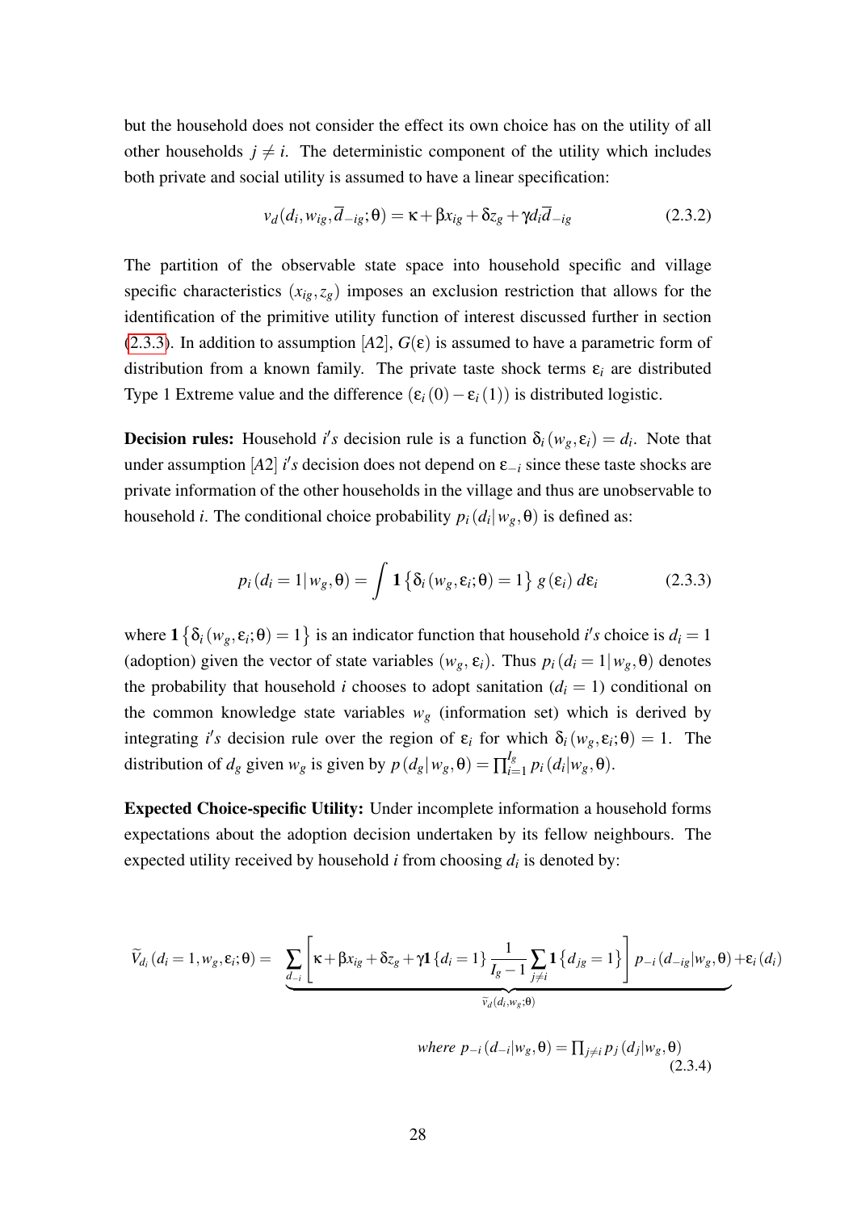but the household does not consider the effect its own choice has on the utility of all other households $j \neq i$. The deterministic component of the utility which includes both private and social utility is assumed to have a linear specification:

$$v_d(d_i, w_{ig}, \overline{d}_{-ig}; \theta) = \kappa + \beta x_{ig} + \delta z_g + \gamma d_i \overline{d}_{-ig} \tag{2.3.2}$$

The partition of the observable state space into household specific and village specific characteristics $(x_{ig}, z_g)$ imposes an exclusion restriction that allows for the identification of the primitive utility function of interest discussed further in section (2.3.3). In addition to assumption $[A2]$, $G(\varepsilon)$ is assumed to have a parametric form of distribution from a known family. The private taste shock terms $\varepsilon_i$ are distributed Type 1 Extreme value and the difference $(\varepsilon_i(0) - \varepsilon_i(1))$ is distributed logistic.

**Decision rules:** Household $i's$ decision rule is a function $\delta_i(w_g, \varepsilon_i) = d_i$. Note that under assumption $[A2]$ $i's$ decision does not depend on $\varepsilon_{-i}$ since these taste shocks are private information of the other households in the village and thus are unobservable to household $i$. The conditional choice probability $p_i(d_i | w_g, \theta)$ is defined as:

$$p_i(d_i = 1 | w_g, \theta) = \int \mathbf{1}\left\{\delta_i(w_g, \varepsilon_i; \theta) = 1\right\} g(\varepsilon_i)\, d\varepsilon_i \tag{2.3.3}$$

where $\mathbf{1}\left\{\delta_i(w_g, \varepsilon_i; \theta) = 1\right\}$ is an indicator function that household $i's$ choice is $d_i = 1$ (adoption) given the vector of state variables $(w_g, \varepsilon_i)$. Thus $p_i(d_i = 1 | w_g, \theta)$ denotes the probability that household $i$ chooses to adopt sanitation $(d_i = 1)$ conditional on the common knowledge state variables $w_g$ (information set) which is derived by integrating $i's$ decision rule over the region of $\varepsilon_i$ for which $\delta_i(w_g, \varepsilon_i; \theta) = 1$. The distribution of $d_g$ given $w_g$ is given by $p(d_g | w_g, \theta) = \prod_{i=1}^{I_g} p_i(d_i | w_g, \theta)$.

**Expected Choice-specific Utility:** Under incomplete information a household forms expectations about the adoption decision undertaken by its fellow neighbours. The expected utility received by household $i$ from choosing $d_i$ is denoted by:

$$\widetilde{V}_{d_i}(d_i = 1, w_g, \varepsilon_i; \theta) = \underbrace{\sum_{d_{-i}} \left[\kappa + \beta x_{ig} + \delta z_g + \gamma \mathbf{1}\{d_i = 1\} \frac{1}{I_g - 1} \sum_{j \neq i} \mathbf{1}\left\{d_{jg} = 1\right\}\right] p_{-i}(d_{-ig} | w_g, \theta)}_{\widetilde{v}_d(d_i, w_g; \theta)} + \varepsilon_i(d_i)$$

$$\textit{where } p_{-i}(d_{-i} | w_g, \theta) = \prod_{j \neq i} p_j(d_j | w_g, \theta) \tag{2.3.4}$$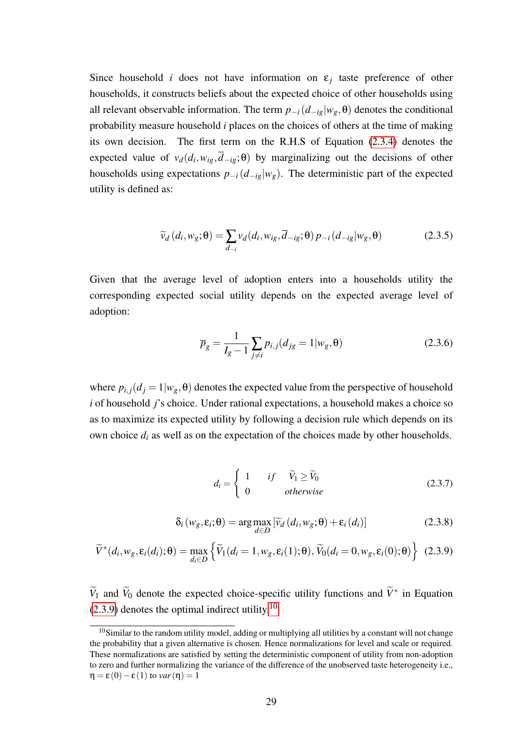Since household $i$ does not have information on $\varepsilon_j$ taste preference of other households, it constructs beliefs about the expected choice of other households using all relevant observable information. The term $p_{-i}(d_{-ig}|w_g, \theta)$ denotes the conditional probability measure household $i$ places on the choices of others at the time of making its own decision. The first term on the R.H.S of Equation (2.3.4) denotes the expected value of $v_d(d_i, w_{ig}, \overline{d}_{-ig}; \theta)$ by marginalizing out the decisions of other households using expectations $p_{-i}(d_{-ig}|w_g)$. The deterministic part of the expected utility is defined as:

$$\widetilde{v}_d(d_i, w_g; \theta) = \sum_{d_{-i}} v_d(d_i, w_{ig}, \overline{d}_{-ig}; \theta)\, p_{-i}(d_{-ig}|w_g, \theta) \tag{2.3.5}$$

Given that the average level of adoption enters into a households utility the corresponding expected social utility depends on the expected average level of adoption:

$$\overline{p}_g = \frac{1}{I_g - 1} \sum_{j \neq i} p_{i,j}(d_{jg} = 1|w_g, \theta) \tag{2.3.6}$$

where $p_{i,j}(d_j = 1|w_g, \theta)$ denotes the expected value from the perspective of household $i$ of household $j$'s choice. Under rational expectations, a household makes a choice so as to maximize its expected utility by following a decision rule which depends on its own choice $d_i$ as well as on the expectation of the choices made by other households.

$$d_i = \begin{cases} 1 & if \quad \widetilde{V}_1 \geq \widetilde{V}_0 \\ 0 & otherwise \end{cases} \tag{2.3.7}$$

$$\delta_i(w_g, \varepsilon_i; \theta) = \arg\max_{d \in D} \left[\widetilde{v}_d(d_i, w_g; \theta) + \varepsilon_i(d_i)\right] \tag{2.3.8}$$

$$\widetilde{V}^*(d_i, w_g, \varepsilon_i(d_i); \theta) = \max_{d_i \in D} \left\{ \widetilde{V}_1(d_i = 1, w_g, \varepsilon_i(1); \theta), \widetilde{V}_0(d_i = 0, w_g, \varepsilon_i(0); \theta) \right\} \tag{2.3.9}$$

$\widetilde{V}_1$ and $\widetilde{V}_0$ denote the expected choice-specific utility functions and $\widetilde{V}^*$ in Equation (2.3.9) denotes the optimal indirect utility.[10]

[10] Similar to the random utility model, adding or multiplying all utilities by a constant will not change the probability that a given alternative is chosen. Hence normalizations for level and scale or required. These normalizations are satisfied by setting the deterministic component of utility from non-adoption to zero and further normalizing the variance of the difference of the unobserved taste heterogeneity i.e., $\eta = \varepsilon(0) - \varepsilon(1)$ to $var(\eta) = 1$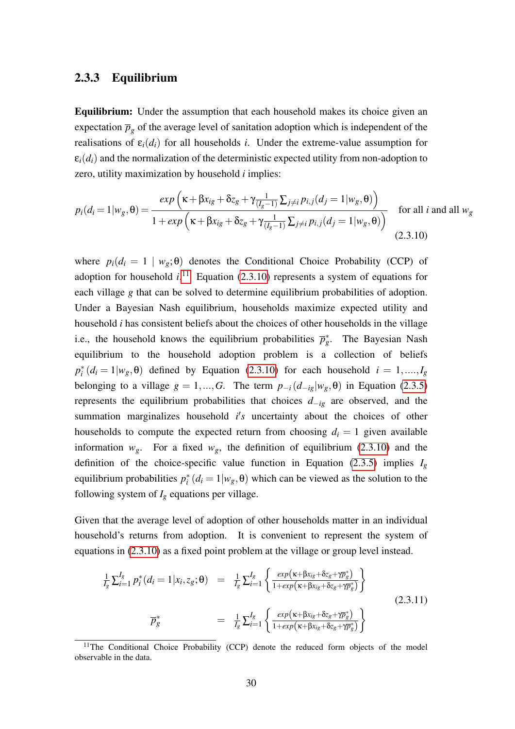### 2.3.3 Equilibrium

**Equilibrium:** Under the assumption that each household makes its choice given an expectation $\overline{p}_g$ of the average level of sanitation adoption which is independent of the realisations of $\varepsilon_i(d_i)$ for all households $i$. Under the extreme-value assumption for $\varepsilon_i(d_i)$ and the normalization of the deterministic expected utility from non-adoption to zero, utility maximization by household $i$ implies:

$$p_i(d_i = 1|w_g, \theta) = \frac{exp\left(\kappa + \beta x_{ig} + \delta z_g + \gamma \frac{1}{(I_g-1)} \sum_{j \neq i} p_{i,j}(d_j = 1|w_g, \theta)\right)}{1 + exp\left(\kappa + \beta x_{ig} + \delta z_g + \gamma \frac{1}{(I_g-1)} \sum_{j \neq i} p_{i,j}(d_j = 1|w_g, \theta)\right)} \quad \text{for all } i \text{ and all } w_g \tag{2.3.10}$$

where $p_i(d_i = 1 \mid w_g; \theta)$ denotes the Conditional Choice Probability (CCP) of adoption for household $i$.[11] Equation (2.3.10) represents a system of equations for each village $g$ that can be solved to determine equilibrium probabilities of adoption. Under a Bayesian Nash equilibrium, households maximize expected utility and household $i$ has consistent beliefs about the choices of other households in the village i.e., the household knows the equilibrium probabilities $\overline{p}_g^*$. The Bayesian Nash equilibrium to the household adoption problem is a collection of beliefs $p_i^*(d_i = 1|w_g, \theta)$ defined by Equation (2.3.10) for each household $i = 1, ...., I_g$ belonging to a village $g = 1, ..., G$. The term $p_{-i}(d_{-ig}|w_g, \theta)$ in Equation (2.3.5) represents the equilibrium probabilities that choices $d_{-ig}$ are observed, and the summation marginalizes household $i's$ uncertainty about the choices of other households to compute the expected return from choosing $d_i = 1$ given available information $w_g$. For a fixed $w_g$, the definition of equilibrium (2.3.10) and the definition of the choice-specific value function in Equation (2.3.5) implies $I_g$ equilibrium probabilities $p_i^*(d_i = 1|w_g, \theta)$ which can be viewed as the solution to the following system of $I_g$ equations per village.

Given that the average level of adoption of other households matter in an individual household's returns from adoption. It is convenient to represent the system of equations in (2.3.10) as a fixed point problem at the village or group level instead.

$$\begin{aligned}
\frac{1}{I_g} \sum_{i=1}^{I_g} p_i^*(d_i = 1|x_i, z_g; \theta) &= \frac{1}{I_g} \sum_{i=1}^{I_g} \left\{ \frac{exp\left(\kappa + \beta x_{ig} + \delta z_g + \gamma \overline{p}_g^*\right)}{1 + exp\left(\kappa + \beta x_{ig} + \delta z_g + \gamma \overline{p}_g^*\right)} \right\} \\
\overline{p}_g^* &= \frac{1}{I_g} \sum_{i=1}^{I_g} \left\{ \frac{exp\left(\kappa + \beta x_{ig} + \delta z_g + \gamma \overline{p}_g^*\right)}{1 + exp\left(\kappa + \beta x_{ig} + \delta z_g + \gamma \overline{p}_g^*\right)} \right\}
\end{aligned} \tag{2.3.11}$$

[11] The Conditional Choice Probability (CCP) denote the reduced form objects of the model observable in the data.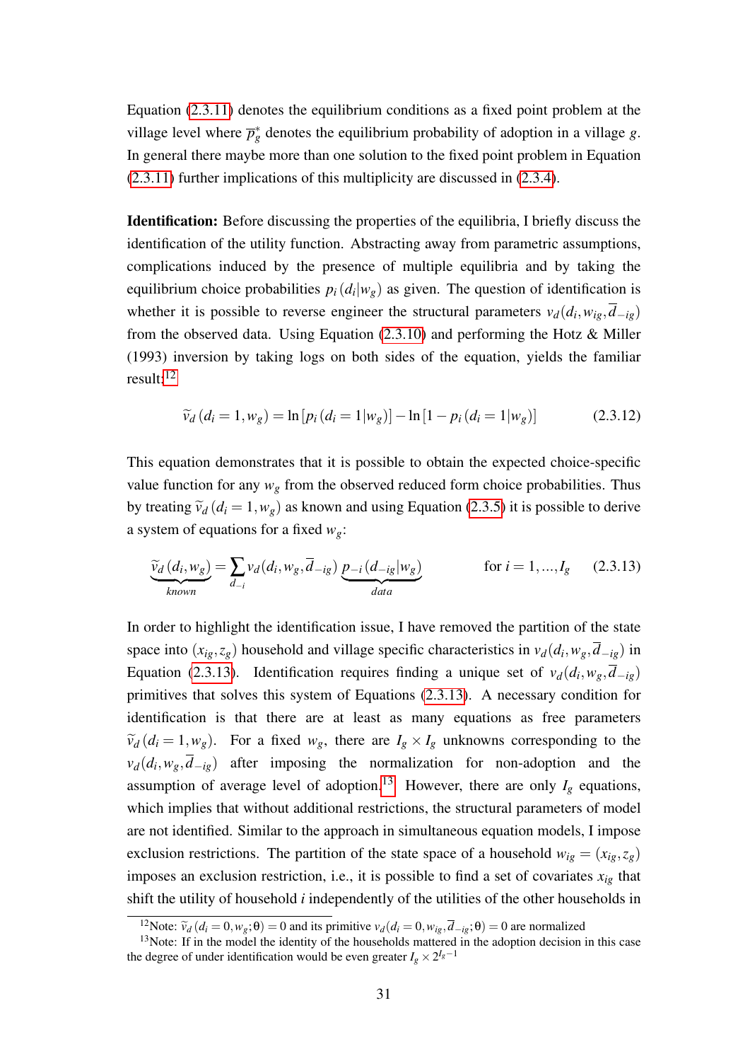Equation (2.3.11) denotes the equilibrium conditions as a fixed point problem at the village level where $\overline{p}_g^*$ denotes the equilibrium probability of adoption in a village $g$. In general there maybe more than one solution to the fixed point problem in Equation (2.3.11) further implications of this multiplicity are discussed in (2.3.4).

**Identification:** Before discussing the properties of the equilibria, I briefly discuss the identification of the utility function. Abstracting away from parametric assumptions, complications induced by the presence of multiple equilibria and by taking the equilibrium choice probabilities $p_i(d_i|w_g)$ as given. The question of identification is whether it is possible to reverse engineer the structural parameters $v_d(d_i, w_{ig}, \overline{d}_{-ig})$ from the observed data. Using Equation (2.3.10) and performing the Hotz & Miller (1993) inversion by taking logs on both sides of the equation, yields the familiar result:[12]

$$\widetilde{v}_d(d_i = 1, w_g) = \ln[p_i(d_i = 1|w_g)] - \ln[1 - p_i(d_i = 1|w_g)] \tag{2.3.12}$$

This equation demonstrates that it is possible to obtain the expected choice-specific value function for any $w_g$ from the observed reduced form choice probabilities. Thus by treating $\widetilde{v}_d(d_i = 1, w_g)$ as known and using Equation (2.3.5) it is possible to derive a system of equations for a fixed $w_g$:

$$\underbrace{\widetilde{v}_d(d_i, w_g)}_{known} = \sum_{d_{-i}} v_d(d_i, w_g, \overline{d}_{-ig}) \underbrace{p_{-i}(d_{-ig}|w_g)}_{data} \qquad \text{for } i = 1, ..., I_g \tag{2.3.13}$$

In order to highlight the identification issue, I have removed the partition of the state space into $(x_{ig}, z_g)$ household and village specific characteristics in $v_d(d_i, w_g, \overline{d}_{-ig})$ in Equation (2.3.13). Identification requires finding a unique set of $v_d(d_i, w_g, \overline{d}_{-ig})$ primitives that solves this system of Equations (2.3.13). A necessary condition for identification is that there are at least as many equations as free parameters $\widetilde{v}_d(d_i = 1, w_g)$. For a fixed $w_g$, there are $I_g \times I_g$ unknowns corresponding to the $v_d(d_i, w_g, \overline{d}_{-ig})$ after imposing the normalization for non-adoption and the assumption of average level of adoption.[13] However, there are only $I_g$ equations, which implies that without additional restrictions, the structural parameters of model are not identified. Similar to the approach in simultaneous equation models, I impose exclusion restrictions. The partition of the state space of a household $w_{ig} = (x_{ig}, z_g)$ imposes an exclusion restriction, i.e., it is possible to find a set of covariates $x_{ig}$ that shift the utility of household $i$ independently of the utilities of the other households in

---

[12]Note: $\widetilde{v}_d(d_i = 0, w_g; \theta) = 0$ and its primitive $v_d(d_i = 0, w_{ig}, \overline{d}_{-ig}; \theta) = 0$ are normalized

[13]Note: If in the model the identity of the households mattered in the adoption decision in this case the degree of under identification would be even greater $I_g \times 2^{I_g - 1}$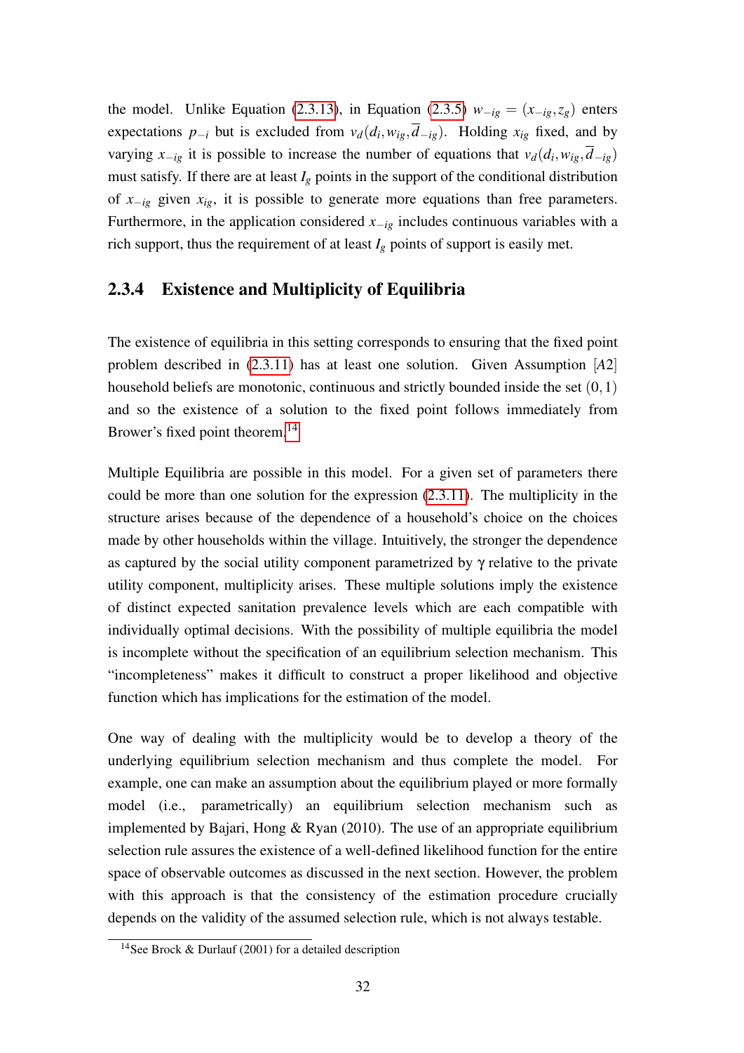the model. Unlike Equation (2.3.13), in Equation (2.3.5) $w_{-ig} = (x_{-ig}, z_g)$ enters expectations $p_{-i}$ but is excluded from $v_d(d_i, w_{ig}, \overline{d}_{-ig})$. Holding $x_{ig}$ fixed, and by varying $x_{-ig}$ it is possible to increase the number of equations that $v_d(d_i, w_{ig}, \overline{d}_{-ig})$ must satisfy. If there are at least $I_g$ points in the support of the conditional distribution of $x_{-ig}$ given $x_{ig}$, it is possible to generate more equations than free parameters. Furthermore, in the application considered $x_{-ig}$ includes continuous variables with a rich support, thus the requirement of at least $I_g$ points of support is easily met.

### 2.3.4 Existence and Multiplicity of Equilibria

The existence of equilibria in this setting corresponds to ensuring that the fixed point problem described in (2.3.11) has at least one solution. Given Assumption [*A*2] household beliefs are monotonic, continuous and strictly bounded inside the set $(0,1)$ and so the existence of a solution to the fixed point follows immediately from Brower's fixed point theorem.[14]

Multiple Equilibria are possible in this model. For a given set of parameters there could be more than one solution for the expression (2.3.11). The multiplicity in the structure arises because of the dependence of a household's choice on the choices made by other households within the village. Intuitively, the stronger the dependence as captured by the social utility component parametrized by $\gamma$ relative to the private utility component, multiplicity arises. These multiple solutions imply the existence of distinct expected sanitation prevalence levels which are each compatible with individually optimal decisions. With the possibility of multiple equilibria the model is incomplete without the specification of an equilibrium selection mechanism. This "incompleteness" makes it difficult to construct a proper likelihood and objective function which has implications for the estimation of the model.

One way of dealing with the multiplicity would be to develop a theory of the underlying equilibrium selection mechanism and thus complete the model. For example, one can make an assumption about the equilibrium played or more formally model (i.e., parametrically) an equilibrium selection mechanism such as implemented by Bajari, Hong & Ryan (2010). The use of an appropriate equilibrium selection rule assures the existence of a well-defined likelihood function for the entire space of observable outcomes as discussed in the next section. However, the problem with this approach is that the consistency of the estimation procedure crucially depends on the validity of the assumed selection rule, which is not always testable.

[14] See Brock & Durlauf (2001) for a detailed description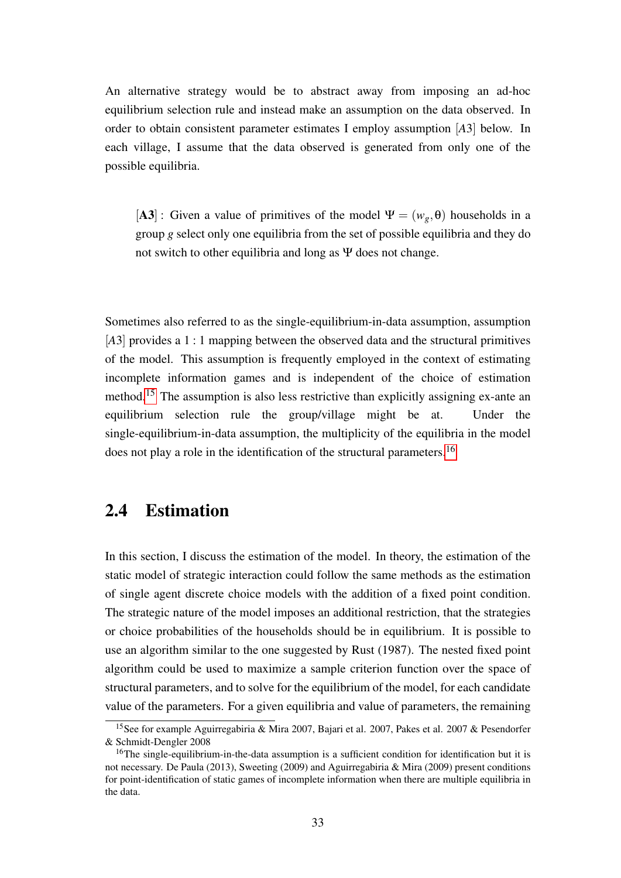An alternative strategy would be to abstract away from imposing an ad-hoc equilibrium selection rule and instead make an assumption on the data observed. In order to obtain consistent parameter estimates I employ assumption [$A3$] below. In each village, I assume that the data observed is generated from only one of the possible equilibria.

> [**A3**] : Given a value of primitives of the model $\Psi = (w_g, \theta)$ households in a group $g$ select only one equilibria from the set of possible equilibria and they do not switch to other equilibria and long as $\Psi$ does not change.

Sometimes also referred to as the single-equilibrium-in-data assumption, assumption [$A3$] provides a $1:1$ mapping between the observed data and the structural primitives of the model. This assumption is frequently employed in the context of estimating incomplete information games and is independent of the choice of estimation method.[15] The assumption is also less restrictive than explicitly assigning ex-ante an equilibrium selection rule the group/village might be at. Under the single-equilibrium-in-data assumption, the multiplicity of the equilibria in the model does not play a role in the identification of the structural parameters.[16]

## 2.4 Estimation

In this section, I discuss the estimation of the model. In theory, the estimation of the static model of strategic interaction could follow the same methods as the estimation of single agent discrete choice models with the addition of a fixed point condition. The strategic nature of the model imposes an additional restriction, that the strategies or choice probabilities of the households should be in equilibrium. It is possible to use an algorithm similar to the one suggested by Rust (1987). The nested fixed point algorithm could be used to maximize a sample criterion function over the space of structural parameters, and to solve for the equilibrium of the model, for each candidate value of the parameters. For a given equilibria and value of parameters, the remaining

[15] See for example Aguirregabiria & Mira 2007, Bajari et al. 2007, Pakes et al. 2007 & Pesendorfer & Schmidt-Dengler 2008

[16] The single-equilibrium-in-the-data assumption is a sufficient condition for identification but it is not necessary. De Paula (2013), Sweeting (2009) and Aguirregabiria & Mira (2009) present conditions for point-identification of static games of incomplete information when there are multiple equilibria in the data.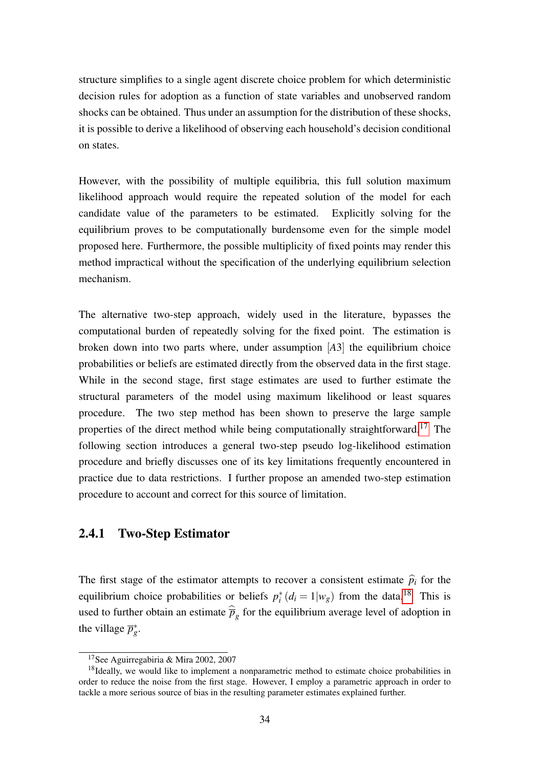structure simplifies to a single agent discrete choice problem for which deterministic decision rules for adoption as a function of state variables and unobserved random shocks can be obtained. Thus under an assumption for the distribution of these shocks, it is possible to derive a likelihood of observing each household's decision conditional on states.

However, with the possibility of multiple equilibria, this full solution maximum likelihood approach would require the repeated solution of the model for each candidate value of the parameters to be estimated. Explicitly solving for the equilibrium proves to be computationally burdensome even for the simple model proposed here. Furthermore, the possible multiplicity of fixed points may render this method impractical without the specification of the underlying equilibrium selection mechanism.

The alternative two-step approach, widely used in the literature, bypasses the computational burden of repeatedly solving for the fixed point. The estimation is broken down into two parts where, under assumption [*A*3] the equilibrium choice probabilities or beliefs are estimated directly from the observed data in the first stage. While in the second stage, first stage estimates are used to further estimate the structural parameters of the model using maximum likelihood or least squares procedure. The two step method has been shown to preserve the large sample properties of the direct method while being computationally straightforward.[17] The following section introduces a general two-step pseudo log-likelihood estimation procedure and briefly discusses one of its key limitations frequently encountered in practice due to data restrictions. I further propose an amended two-step estimation procedure to account and correct for this source of limitation.

### 2.4.1 Two-Step Estimator

The first stage of the estimator attempts to recover a consistent estimate $\widehat{p}_i$ for the equilibrium choice probabilities or beliefs $p_i^*(d_i = 1|w_g)$ from the data.[18] This is used to further obtain an estimate $\widehat{\overline{p}}_g$ for the equilibrium average level of adoption in the village $\overline{p}_g^*$.

[17] See Aguirregabiria & Mira 2002, 2007

[18] Ideally, we would like to implement a nonparametric method to estimate choice probabilities in order to reduce the noise from the first stage. However, I employ a parametric approach in order to tackle a more serious source of bias in the resulting parameter estimates explained further.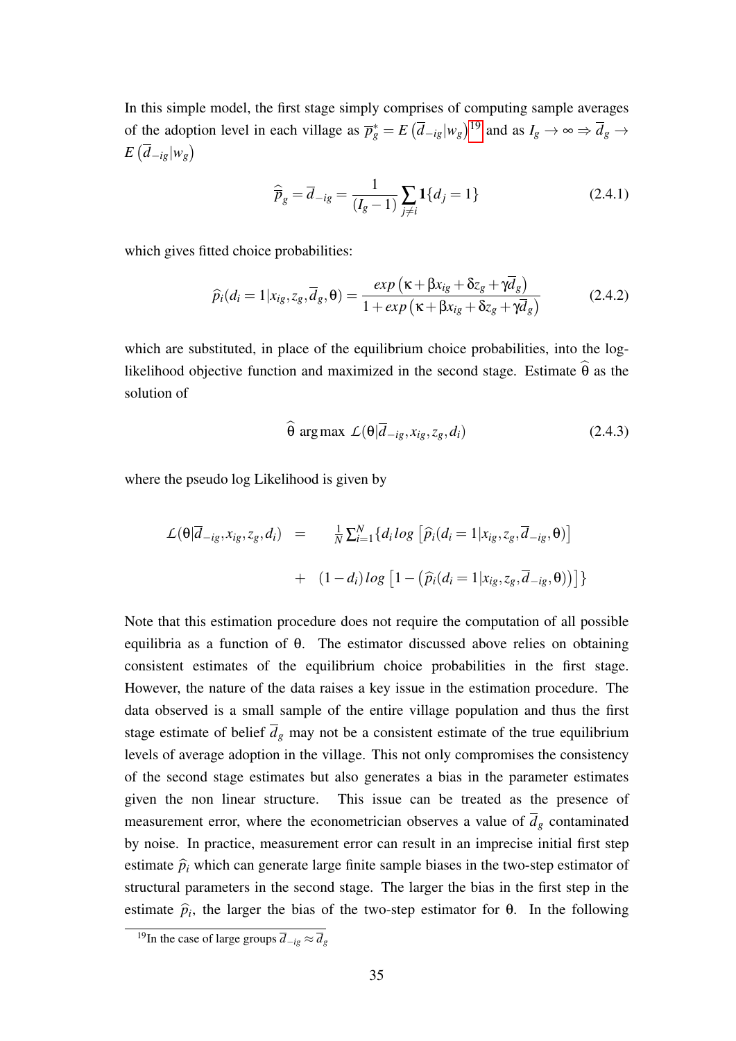In this simple model, the first stage simply comprises of computing sample averages of the adoption level in each village as $\overline{p}^{*}_{g} = E\left(\overline{d}_{-ig}|w_g\right)$[19] and as $I_g \to \infty \Rightarrow \overline{d}_g \to E\left(\overline{d}_{-ig}|w_g\right)$

$$\widehat{\overline{p}}_g = \overline{d}_{-ig} = \frac{1}{(I_g-1)}\sum_{j\neq i}\mathbf{1}\{d_j = 1\} \tag{2.4.1}$$

which gives fitted choice probabilities:

$$\widehat{p}_i(d_i = 1|x_{ig}, z_g, \overline{d}_g, \theta) = \frac{exp\left(\kappa + \beta x_{ig} + \delta z_g + \gamma \overline{d}_g\right)}{1 + exp\left(\kappa + \beta x_{ig} + \delta z_g + \gamma \overline{d}_g\right)} \tag{2.4.2}$$

which are substituted, in place of the equilibrium choice probabilities, into the log-likelihood objective function and maximized in the second stage. Estimate $\widehat{\theta}$ as the solution of

$$\widehat{\theta} \ \arg\max \ \mathcal{L}(\theta|\overline{d}_{-ig}, x_{ig}, z_g, d_i) \tag{2.4.3}$$

where the pseudo log Likelihood is given by

$$\begin{aligned}\mathcal{L}(\theta|\overline{d}_{-ig}, x_{ig}, z_g, d_i) \quad = \quad & \tfrac{1}{N}\textstyle\sum_{i=1}^{N}\{d_i \, log\left[\widehat{p}_i(d_i = 1|x_{ig}, z_g, \overline{d}_{-ig}, \theta)\right] \\ & + \ (1-d_i)\, log\left[1 - \left(\widehat{p}_i(d_i = 1|x_{ig}, z_g, \overline{d}_{-ig}, \theta)\right)\right]\}\end{aligned}$$

Note that this estimation procedure does not require the computation of all possible equilibria as a function of $\theta$. The estimator discussed above relies on obtaining consistent estimates of the equilibrium choice probabilities in the first stage. However, the nature of the data raises a key issue in the estimation procedure. The data observed is a small sample of the entire village population and thus the first stage estimate of belief $\overline{d}_g$ may not be a consistent estimate of the true equilibrium levels of average adoption in the village. This not only compromises the consistency of the second stage estimates but also generates a bias in the parameter estimates given the non linear structure. This issue can be treated as the presence of measurement error, where the econometrician observes a value of $\overline{d}_g$ contaminated by noise. In practice, measurement error can result in an imprecise initial first step estimate $\widehat{p}_i$ which can generate large finite sample biases in the two-step estimator of structural parameters in the second stage. The larger the bias in the first step in the estimate $\widehat{p}_i$, the larger the bias of the two-step estimator for $\theta$. In the following

[19] In the case of large groups $\overline{d}_{-ig} \approx \overline{d}_g$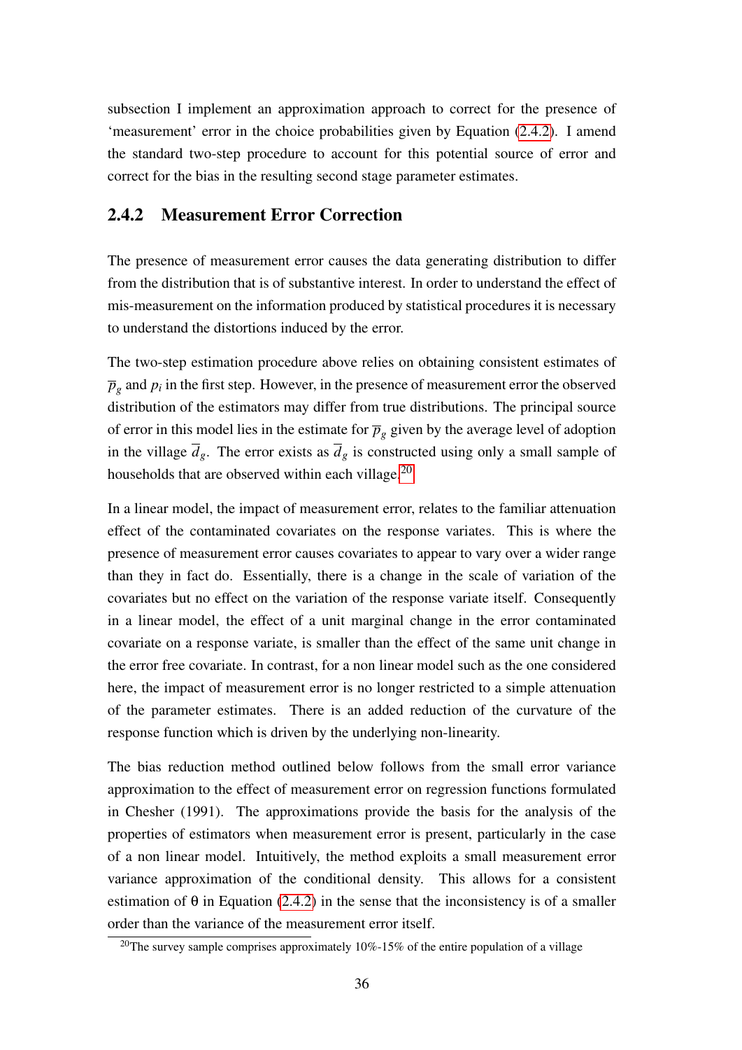subsection I implement an approximation approach to correct for the presence of 'measurement' error in the choice probabilities given by Equation (2.4.2). I amend the standard two-step procedure to account for this potential source of error and correct for the bias in the resulting second stage parameter estimates.

### 2.4.2 Measurement Error Correction

The presence of measurement error causes the data generating distribution to differ from the distribution that is of substantive interest. In order to understand the effect of mis-measurement on the information produced by statistical procedures it is necessary to understand the distortions induced by the error.

The two-step estimation procedure above relies on obtaining consistent estimates of $\overline{p}_g$ and $p_i$ in the first step. However, in the presence of measurement error the observed distribution of the estimators may differ from true distributions. The principal source of error in this model lies in the estimate for $\overline{p}_g$ given by the average level of adoption in the village $\overline{d}_g$. The error exists as $\overline{d}_g$ is constructed using only a small sample of households that are observed within each village.[20]

In a linear model, the impact of measurement error, relates to the familiar attenuation effect of the contaminated covariates on the response variates. This is where the presence of measurement error causes covariates to appear to vary over a wider range than they in fact do. Essentially, there is a change in the scale of variation of the covariates but no effect on the variation of the response variate itself. Consequently in a linear model, the effect of a unit marginal change in the error contaminated covariate on a response variate, is smaller than the effect of the same unit change in the error free covariate. In contrast, for a non linear model such as the one considered here, the impact of measurement error is no longer restricted to a simple attenuation of the parameter estimates. There is an added reduction of the curvature of the response function which is driven by the underlying non-linearity.

The bias reduction method outlined below follows from the small error variance approximation to the effect of measurement error on regression functions formulated in Chesher (1991). The approximations provide the basis for the analysis of the properties of estimators when measurement error is present, particularly in the case of a non linear model. Intuitively, the method exploits a small measurement error variance approximation of the conditional density. This allows for a consistent estimation of $\theta$ in Equation (2.4.2) in the sense that the inconsistency is of a smaller order than the variance of the measurement error itself.

[20] The survey sample comprises approximately 10%-15% of the entire population of a village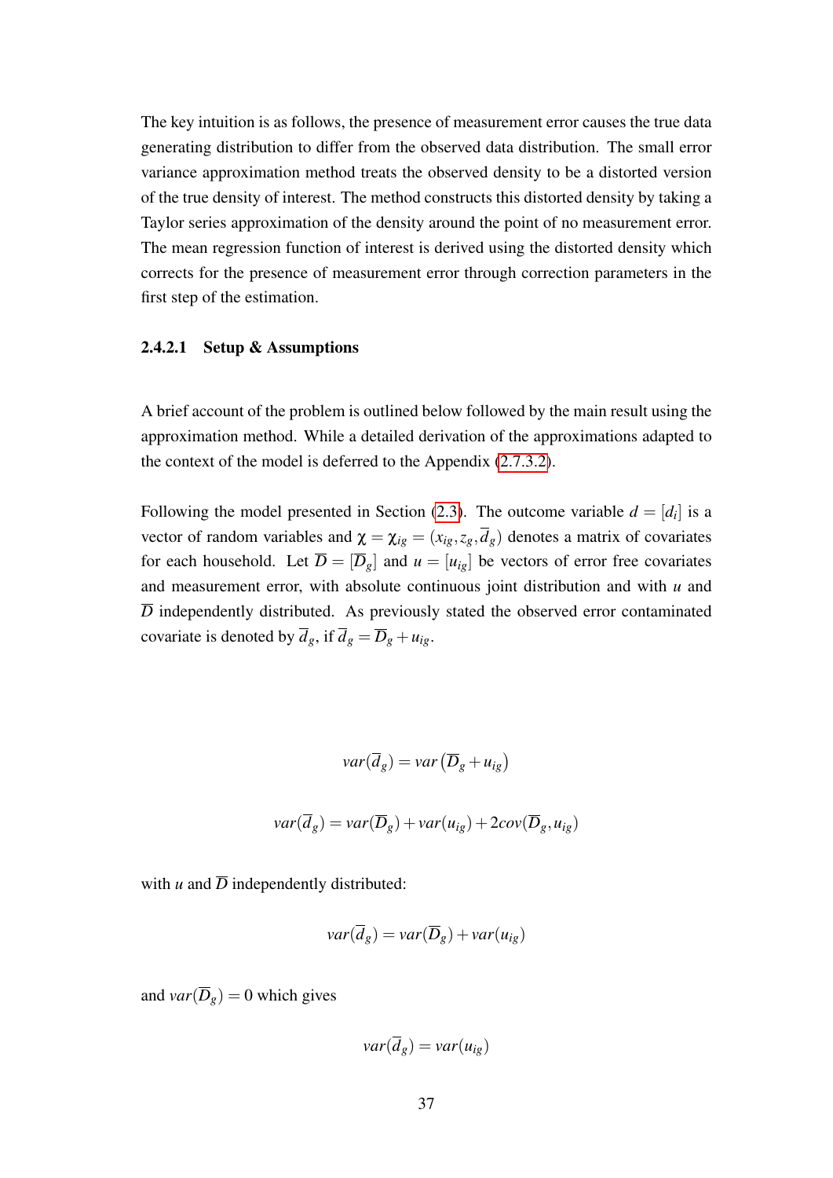The key intuition is as follows, the presence of measurement error causes the true data generating distribution to differ from the observed data distribution. The small error variance approximation method treats the observed density to be a distorted version of the true density of interest. The method constructs this distorted density by taking a Taylor series approximation of the density around the point of no measurement error. The mean regression function of interest is derived using the distorted density which corrects for the presence of measurement error through correction parameters in the first step of the estimation.

#### 2.4.2.1 Setup & Assumptions

A brief account of the problem is outlined below followed by the main result using the approximation method. While a detailed derivation of the approximations adapted to the context of the model is deferred to the Appendix (2.7.3.2).

Following the model presented in Section (2.3). The outcome variable $d = [d_i]$ is a vector of random variables and $\chi = \chi_{ig} = (x_{ig}, z_g, \overline{d}_g)$ denotes a matrix of covariates for each household. Let $\overline{D} = [\overline{D}_g]$ and $u = [u_{ig}]$ be vectors of error free covariates and measurement error, with absolute continuous joint distribution and with $u$ and $\overline{D}$ independently distributed. As previously stated the observed error contaminated covariate is denoted by $\overline{d}_g$, if $\overline{d}_g = \overline{D}_g + u_{ig}$.

$$var(\overline{d}_g) = var\left(\overline{D}_g + u_{ig}\right)$$

$$var(\overline{d}_g) = var(\overline{D}_g) + var(u_{ig}) + 2cov(\overline{D}_g, u_{ig})$$

with $u$ and $\overline{D}$ independently distributed:

$$var(\overline{d}_g) = var(\overline{D}_g) + var(u_{ig})$$

and $var(\overline{D}_g) = 0$ which gives

$$var(\overline{d}_g) = var(u_{ig})$$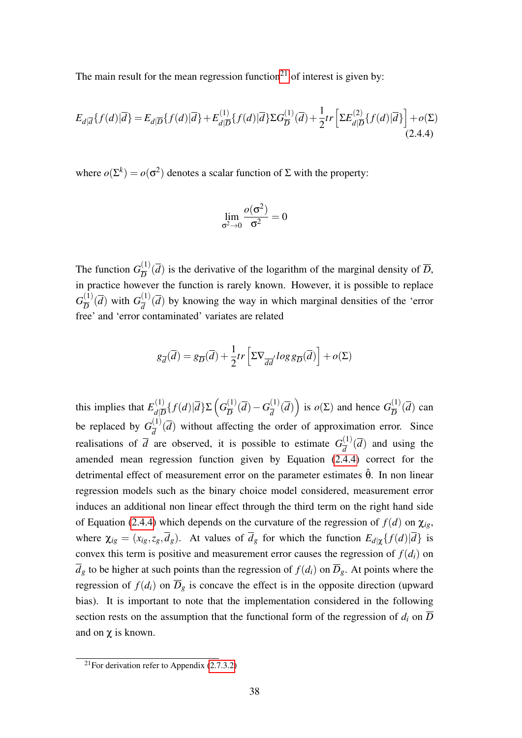The main result for the mean regression function[21] of interest is given by:

$$E_{d|\overline{d}}\{f(d)|\overline{d}\} = E_{d|\overline{D}}\{f(d)|\overline{d}\} + E^{(1)}_{d|\overline{D}}\{f(d)|\overline{d}\}\Sigma G^{(1)}_{\overline{D}}(\overline{d}) + \frac{1}{2}tr\left[\Sigma E^{(2)}_{d|\overline{D}}\{f(d)|\overline{d}\}\right] + o(\Sigma) \tag{2.4.4}$$

where $o(\Sigma^k) = o(\sigma^2)$ denotes a scalar function of $\Sigma$ with the property:

$$\lim_{\sigma^2 \to 0} \frac{o(\sigma^2)}{\sigma^2} = 0$$

The function $G^{(1)}_{\overline{D}}(\overline{d})$ is the derivative of the logarithm of the marginal density of $\overline{D}$, in practice however the function is rarely known. However, it is possible to replace $G^{(1)}_{\overline{D}}(\overline{d})$ with $G^{(1)}_{\overline{d}}(\overline{d})$ by knowing the way in which marginal densities of the 'error free' and 'error contaminated' variates are related

$$g_{\overline{d}}(\overline{d}) = g_{\overline{D}}(\overline{d}) + \frac{1}{2}tr\left[\Sigma \nabla_{\overline{dd}'} log\, g_{\overline{D}}(\overline{d})\right] + o(\Sigma)$$

this implies that $E^{(1)}_{d|\overline{D}}\{f(d)|\overline{d}\}\Sigma\left(G^{(1)}_{\overline{D}}(\overline{d}) - G^{(1)}_{\overline{d}}(\overline{d})\right)$ is $o(\Sigma)$ and hence $G^{(1)}_{\overline{D}}(\overline{d})$ can be replaced by $G^{(1)}_{\overline{d}}(\overline{d})$ without affecting the order of approximation error. Since realisations of $\overline{d}$ are observed, it is possible to estimate $G^{(1)}_{\overline{d}}(\overline{d})$ and using the amended mean regression function given by Equation (2.4.4) correct for the detrimental effect of measurement error on the parameter estimates $\hat{\theta}$. In non linear regression models such as the binary choice model considered, measurement error induces an additional non linear effect through the third term on the right hand side of Equation (2.4.4) which depends on the curvature of the regression of $f(d)$ on $\chi_{ig}$, where $\chi_{ig} = (x_{ig}, z_g, \overline{d}_g)$. At values of $\overline{d}_g$ for which the function $E_{d|\chi}\{f(d)|\overline{d}\}$ is convex this term is positive and measurement error causes the regression of $f(d_i)$ on $\overline{d}_g$ to be higher at such points than the regression of $f(d_i)$ on $\overline{D}_g$. At points where the regression of $f(d_i)$ on $\overline{D}_g$ is concave the effect is in the opposite direction (upward bias). It is important to note that the implementation considered in the following section rests on the assumption that the functional form of the regression of $d_i$ on $\overline{D}$ and on $\chi$ is known.

[21] For derivation refer to Appendix (2.7.3.2)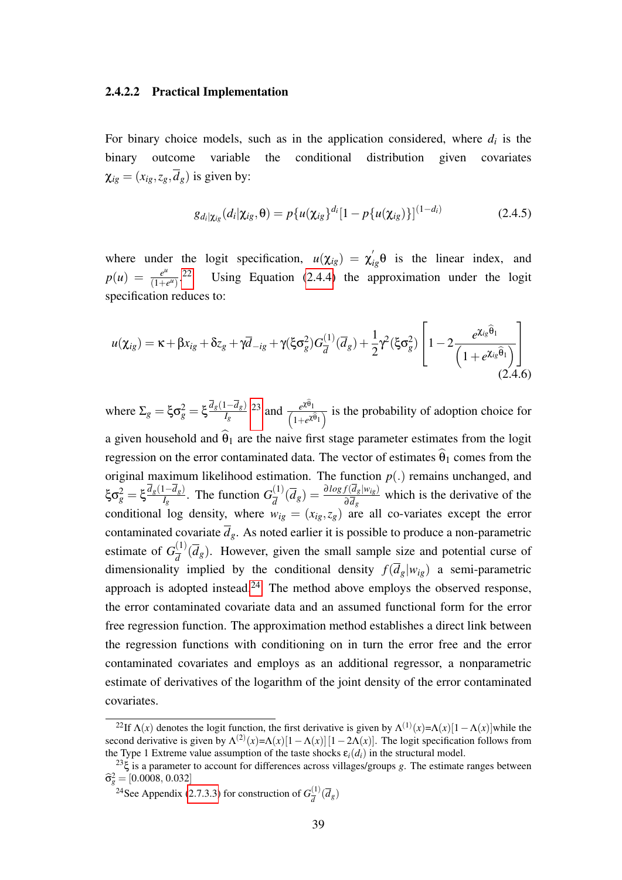#### 2.4.2.2 Practical Implementation

For binary choice models, such as in the application considered, where $d_i$ is the binary outcome variable the conditional distribution given covariates $\chi_{ig} = (x_{ig}, z_g, \overline{d}_g)$ is given by:

$$g_{d_i|\chi_{ig}}(d_i|\chi_{ig}, \theta) = p\{u(\chi_{ig}\}^{d_i}[1 - p\{u(\chi_{ig})\}]^{(1-d_i)} \tag{2.4.5}$$

where under the logit specification, $u(\chi_{ig}) = \chi_{ig}^{'}\theta$ is the linear index, and $p(u) = \frac{e^u}{(1+e^u)}$.[22] Using Equation (2.4.4) the approximation under the logit specification reduces to:

$$u(\chi_{ig}) = \kappa + \beta x_{ig} + \delta z_g + \gamma \overline{d}_{-ig} + \gamma(\xi\sigma_g^2) G_{\overline{d}}^{(1)}(\overline{d}_g) + \frac{1}{2}\gamma^2(\xi\sigma_g^2)\left[1 - 2\frac{e^{\chi_{ig}\widehat{\theta}_1}}{\left(1 + e^{\chi_{ig}\widehat{\theta}_1}\right)}\right] \tag{2.4.6}$$

where $\Sigma_g = \xi\sigma_g^2 = \xi\frac{\overline{d}_g(1-\overline{d}_g)}{I_g}$[23] and $\frac{e^{\chi\widehat{\theta}_1}}{\left(1+e^{\chi\widehat{\theta}_1}\right)}$ is the probability of adoption choice for a given household and $\widehat{\theta}_1$ are the naive first stage parameter estimates from the logit regression on the error contaminated data. The vector of estimates $\widehat{\theta}_1$ comes from the original maximum likelihood estimation. The function $p(.)$ remains unchanged, and $\xi\sigma_g^2 = \xi\frac{\overline{d}_g(1-\overline{d}_g)}{I_g}$. The function $G_{\overline{d}}^{(1)}(\overline{d}_g) = \frac{\partial log\, f(\overline{d}_g|w_{ig})}{\partial \overline{d}_g}$ which is the derivative of the conditional log density, where $w_{ig} = (x_{ig}, z_g)$ are all co-variates except the error contaminated covariate $\overline{d}_g$. As noted earlier it is possible to produce a non-parametric estimate of $G_{\overline{d}}^{(1)}(\overline{d}_g)$. However, given the small sample size and potential curse of dimensionality implied by the conditional density $f(\overline{d}_g|w_{ig})$ a semi-parametric approach is adopted instead.[24] The method above employs the observed response, the error contaminated covariate data and an assumed functional form for the error free regression function. The approximation method establishes a direct link between the regression functions with conditioning on in turn the error free and the error contaminated covariates and employs as an additional regressor, a nonparametric estimate of derivatives of the logarithm of the joint density of the error contaminated covariates.

---

[22] If $\Lambda(x)$ denotes the logit function, the first derivative is given by $\Lambda^{(1)}(x)$=$\Lambda(x)[1 - \Lambda(x)]$while the second derivative is given by $\Lambda^{(2)}(x)$=$\Lambda(x)[1 - \Lambda(x)]\,[1 - 2\Lambda(x)]$. The logit specification follows from the Type 1 Extreme value assumption of the taste shocks $\varepsilon_i(d_i)$ in the structural model.

[23] $\xi$ is a parameter to account for differences across villages/groups $g$. The estimate ranges between $\widehat{\sigma}_g^2 = [0.0008, 0.032]$

[24] See Appendix (2.7.3.3) for construction of $G_{\overline{d}}^{(1)}(\overline{d}_g)$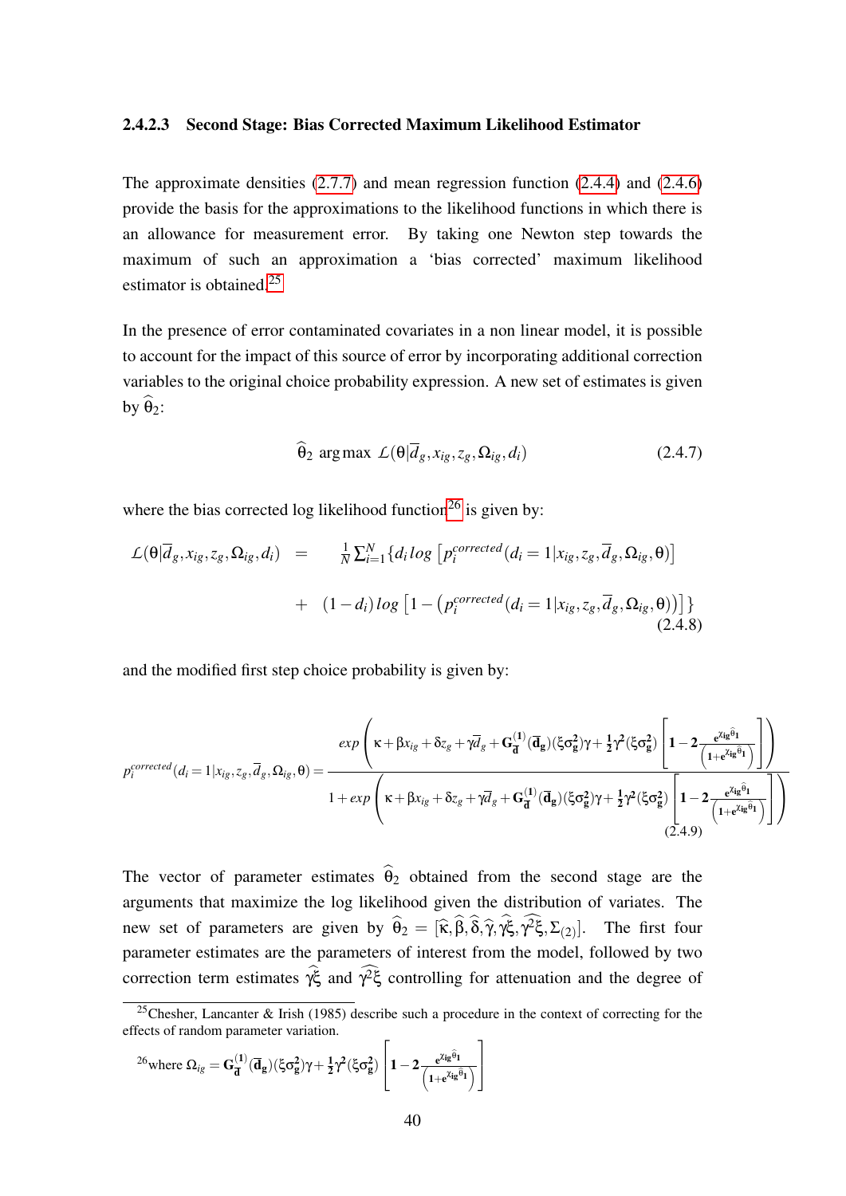#### 2.4.2.3 Second Stage: Bias Corrected Maximum Likelihood Estimator

The approximate densities (2.7.7) and mean regression function (2.4.4) and (2.4.6) provide the basis for the approximations to the likelihood functions in which there is an allowance for measurement error. By taking one Newton step towards the maximum of such an approximation a 'bias corrected' maximum likelihood estimator is obtained.[25]

In the presence of error contaminated covariates in a non linear model, it is possible to account for the impact of this source of error by incorporating additional correction variables to the original choice probability expression. A new set of estimates is given by $\widehat{\theta}_2$:

$$\widehat{\theta}_2 \ \arg\max \ \mathcal{L}(\theta|\overline{d}_g, x_{ig}, z_g, \Omega_{ig}, d_i) \tag{2.4.7}$$

where the bias corrected log likelihood function[26] is given by:

$$\begin{aligned}
\mathcal{L}(\theta|\overline{d}_g, x_{ig}, z_g, \Omega_{ig}, d_i) \quad = \quad & \tfrac{1}{N}\textstyle\sum_{i=1}^{N}\{d_i \, log\left[p_i^{corrected}(d_i = 1|x_{ig}, z_g, \overline{d}_g, \Omega_{ig}, \theta)\right] \\
& + \quad (1-d_i)\, log\left[1 - \left(p_i^{corrected}(d_i = 1|x_{ig}, z_g, \overline{d}_g, \Omega_{ig}, \theta)\right)\right]\}
\end{aligned} \tag{2.4.8}$$

and the modified first step choice probability is given by:

$$p_i^{corrected}(d_i = 1|x_{ig}, z_g, \overline{d}_g, \Omega_{ig}, \theta) = \frac{exp\left(\kappa + \beta x_{ig} + \delta z_g + \gamma \overline{d}_g + \mathbf{G}_{\mathbf{d}}^{(1)}(\overline{\mathbf{d}}_{\mathbf{g}})(\xi \sigma_{\mathbf{g}}^2)\gamma + \frac{1}{2}\gamma^2(\xi\sigma_{\mathbf{g}}^2)\left[\mathbf{1} - \mathbf{2}\frac{\mathbf{e}^{\chi_{\mathbf{ig}}\widehat{\theta}_{\mathbf{1}}}}{\left(\mathbf{1}+\mathbf{e}^{\chi_{\mathbf{ig}}\widehat{\theta}_{\mathbf{1}}}\right)}\right]\right)}{1 + exp\left(\kappa + \beta x_{ig} + \delta z_g + \gamma \overline{d}_g + \mathbf{G}_{\mathbf{d}}^{(1)}(\overline{\mathbf{d}}_{\mathbf{g}})(\xi \sigma_{\mathbf{g}}^2)\gamma + \frac{1}{2}\gamma^2(\xi\sigma_{\mathbf{g}}^2)\left[\mathbf{1} - \mathbf{2}\frac{\mathbf{e}^{\chi_{\mathbf{ig}}\widehat{\theta}_{\mathbf{1}}}}{\left(\mathbf{1}+\mathbf{e}^{\chi_{\mathbf{ig}}\widehat{\theta}_{\mathbf{1}}}\right)}\right]\right)} \tag{2.4.9}$$

The vector of parameter estimates $\widehat{\theta}_2$ obtained from the second stage are the arguments that maximize the log likelihood given the distribution of variates. The new set of parameters are given by $\widehat{\theta}_2 = [\widehat{\kappa}, \widehat{\beta}, \widehat{\delta}, \widehat{\gamma}, \widehat{\gamma\xi}, \widehat{\gamma^2\xi}, \Sigma_{(2)}]$. The first four parameter estimates are the parameters of interest from the model, followed by two correction term estimates $\widehat{\gamma\xi}$ and $\widehat{\gamma^2\xi}$ controlling for attenuation and the degree of

[25] Chesher, Lancanter & Irish (1985) describe such a procedure in the context of correcting for the effects of random parameter variation.

[26] where $\Omega_{ig} = \mathbf{G}_{\mathbf{d}}^{(1)}(\overline{\mathbf{d}}_{\mathbf{g}})(\xi\sigma_{\mathbf{g}}^2)\gamma + \frac{1}{2}\gamma^2(\xi\sigma_{\mathbf{g}}^2)\left[\mathbf{1} - \mathbf{2}\frac{\mathbf{e}^{\chi_{\mathbf{ig}}\widehat{\theta}_{\mathbf{1}}}}{\left(\mathbf{1}+\mathbf{e}^{\chi_{\mathbf{ig}}\widehat{\theta}_{\mathbf{1}}}\right)}\right]$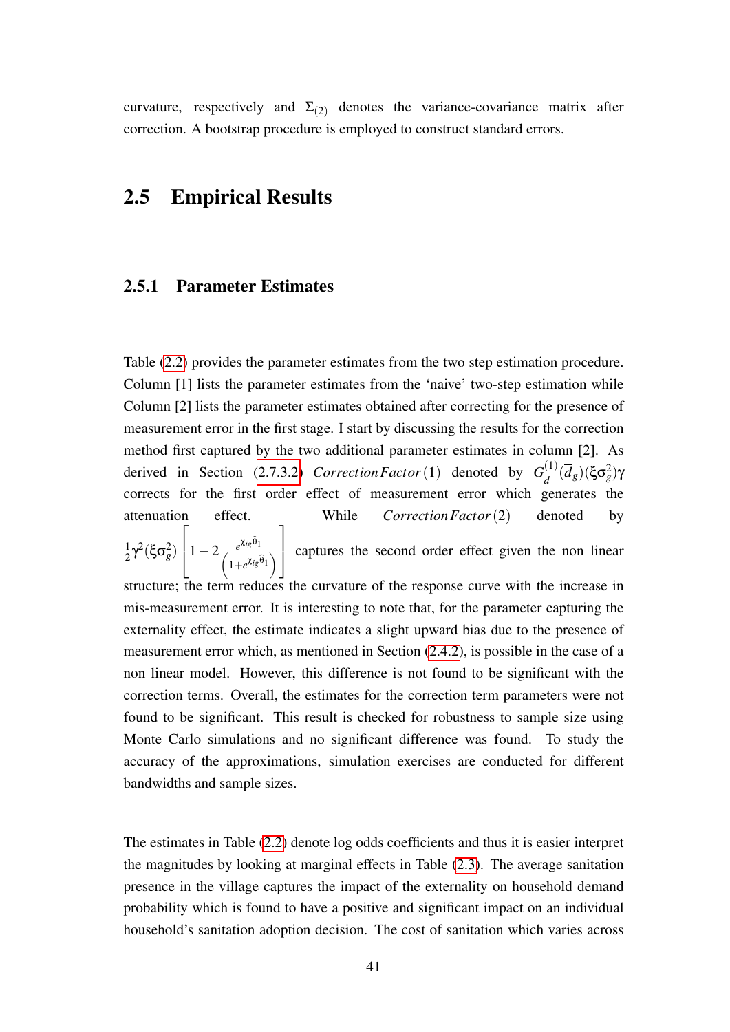curvature, respectively and $\Sigma_{(2)}$ denotes the variance-covariance matrix after correction. A bootstrap procedure is employed to construct standard errors.

## 2.5 Empirical Results

### 2.5.1 Parameter Estimates

Table (2.2) provides the parameter estimates from the two step estimation procedure. Column [1] lists the parameter estimates from the 'naive' two-step estimation while Column [2] lists the parameter estimates obtained after correcting for the presence of measurement error in the first stage. I start by discussing the results for the correction method first captured by the two additional parameter estimates in column [2]. As derived in Section (2.7.3.2) $Correction\,Factor\,(1)$ denoted by $G_{d}^{(1)}(\overline{d}_g)(\xi\sigma_g^2)\gamma$ corrects for the first order effect of measurement error which generates the attenuation effect. While $Correction\,Factor\,(2)$ denoted by $\frac{1}{2}\gamma^2(\xi\sigma_g^2)\left[1-2\frac{e^{\chi_{ig}\widehat{\theta}_1}}{\left(1+e^{\chi_{ig}\widehat{\theta}_1}\right)}\right]$ captures the second order effect given the non linear structure; the term reduces the curvature of the response curve with the increase in mis-measurement error. It is interesting to note that, for the parameter capturing the externality effect, the estimate indicates a slight upward bias due to the presence of measurement error which, as mentioned in Section (2.4.2), is possible in the case of a non linear model. However, this difference is not found to be significant with the correction terms. Overall, the estimates for the correction term parameters were not found to be significant. This result is checked for robustness to sample size using Monte Carlo simulations and no significant difference was found. To study the accuracy of the approximations, simulation exercises are conducted for different bandwidths and sample sizes.

The estimates in Table (2.2) denote log odds coefficients and thus it is easier interpret the magnitudes by looking at marginal effects in Table (2.3). The average sanitation presence in the village captures the impact of the externality on household demand probability which is found to have a positive and significant impact on an individual household's sanitation adoption decision. The cost of sanitation which varies across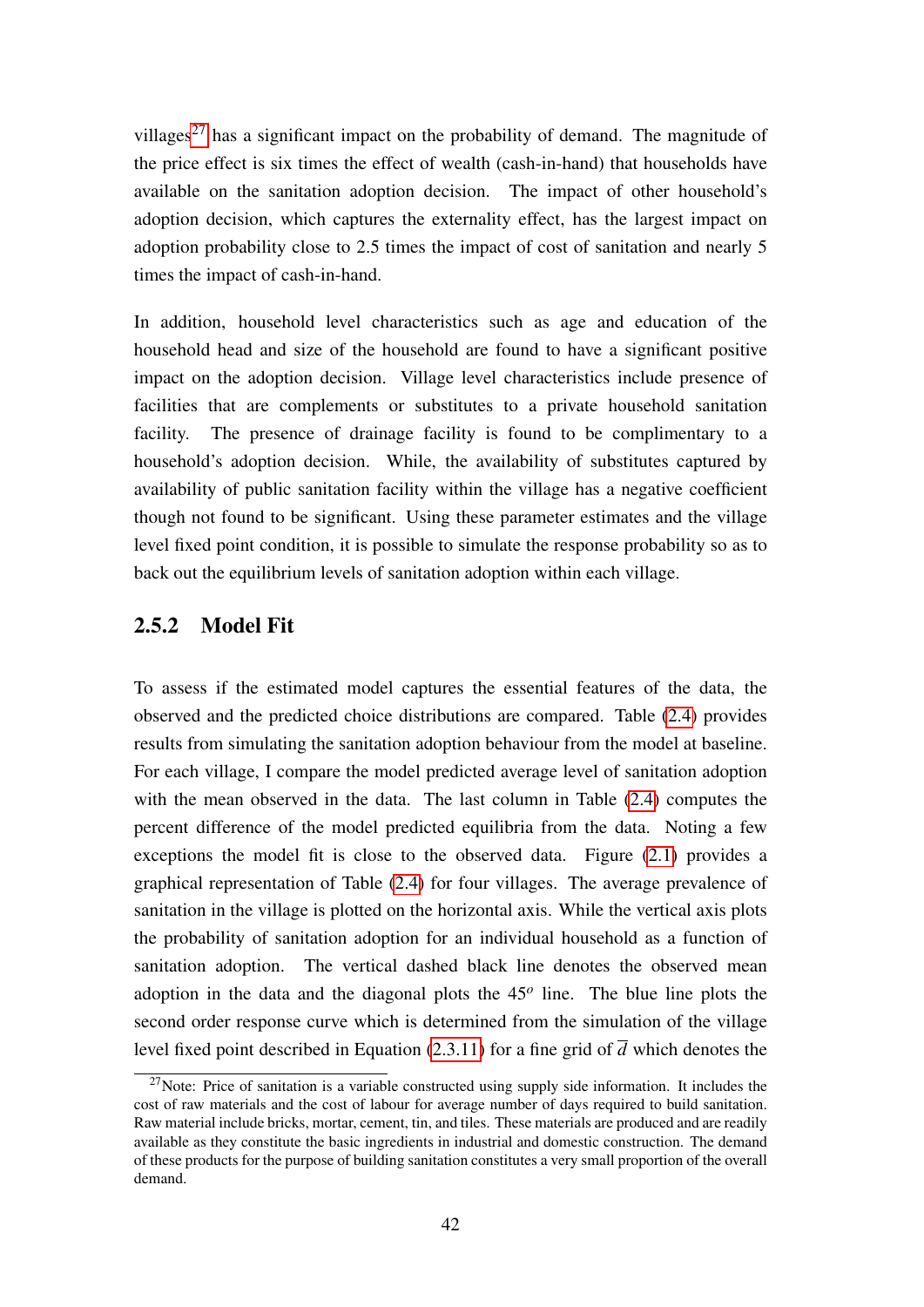villages[27] has a significant impact on the probability of demand. The magnitude of the price effect is six times the effect of wealth (cash-in-hand) that households have available on the sanitation adoption decision. The impact of other household's adoption decision, which captures the externality effect, has the largest impact on adoption probability close to 2.5 times the impact of cost of sanitation and nearly 5 times the impact of cash-in-hand.

In addition, household level characteristics such as age and education of the household head and size of the household are found to have a significant positive impact on the adoption decision. Village level characteristics include presence of facilities that are complements or substitutes to a private household sanitation facility. The presence of drainage facility is found to be complimentary to a household's adoption decision. While, the availability of substitutes captured by availability of public sanitation facility within the village has a negative coefficient though not found to be significant. Using these parameter estimates and the village level fixed point condition, it is possible to simulate the response probability so as to back out the equilibrium levels of sanitation adoption within each village.

### 2.5.2 Model Fit

To assess if the estimated model captures the essential features of the data, the observed and the predicted choice distributions are compared. Table (2.4) provides results from simulating the sanitation adoption behaviour from the model at baseline. For each village, I compare the model predicted average level of sanitation adoption with the mean observed in the data. The last column in Table (2.4) computes the percent difference of the model predicted equilibria from the data. Noting a few exceptions the model fit is close to the observed data. Figure (2.1) provides a graphical representation of Table (2.4) for four villages. The average prevalence of sanitation in the village is plotted on the horizontal axis. While the vertical axis plots the probability of sanitation adoption for an individual household as a function of sanitation adoption. The vertical dashed black line denotes the observed mean adoption in the data and the diagonal plots the $45^o$ line. The blue line plots the second order response curve which is determined from the simulation of the village level fixed point described in Equation (2.3.11) for a fine grid of $\overline{d}$ which denotes the

[27] Note: Price of sanitation is a variable constructed using supply side information. It includes the cost of raw materials and the cost of labour for average number of days required to build sanitation. Raw material include bricks, mortar, cement, tin, and tiles. These materials are produced and are readily available as they constitute the basic ingredients in industrial and domestic construction. The demand of these products for the purpose of building sanitation constitutes a very small proportion of the overall demand.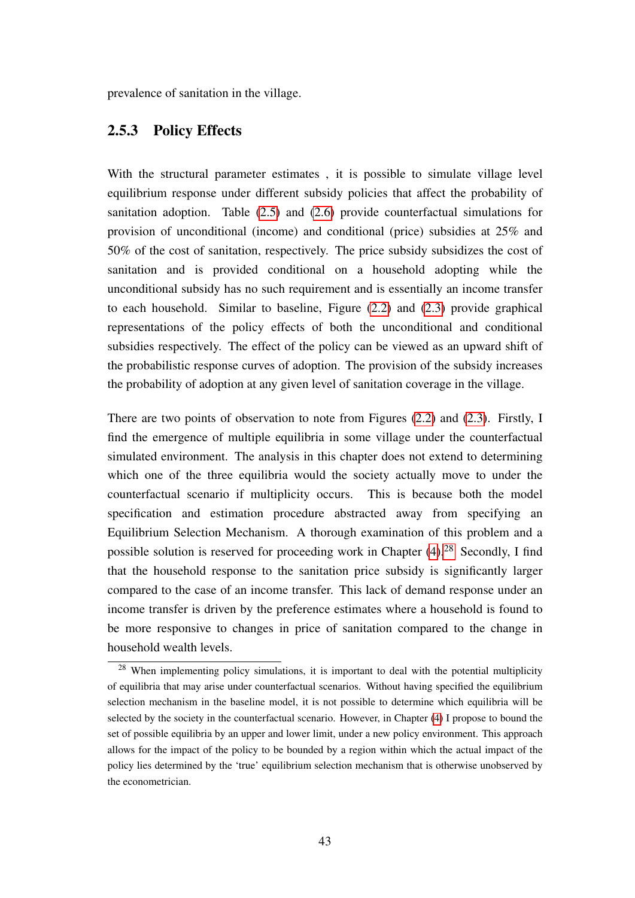prevalence of sanitation in the village.

### 2.5.3 Policy Effects

With the structural parameter estimates , it is possible to simulate village level equilibrium response under different subsidy policies that affect the probability of sanitation adoption. Table (2.5) and (2.6) provide counterfactual simulations for provision of unconditional (income) and conditional (price) subsidies at 25% and 50% of the cost of sanitation, respectively. The price subsidy subsidizes the cost of sanitation and is provided conditional on a household adopting while the unconditional subsidy has no such requirement and is essentially an income transfer to each household. Similar to baseline, Figure (2.2) and (2.3) provide graphical representations of the policy effects of both the unconditional and conditional subsidies respectively. The effect of the policy can be viewed as an upward shift of the probabilistic response curves of adoption. The provision of the subsidy increases the probability of adoption at any given level of sanitation coverage in the village.

There are two points of observation to note from Figures (2.2) and (2.3). Firstly, I find the emergence of multiple equilibria in some village under the counterfactual simulated environment. The analysis in this chapter does not extend to determining which one of the three equilibria would the society actually move to under the counterfactual scenario if multiplicity occurs. This is because both the model specification and estimation procedure abstracted away from specifying an Equilibrium Selection Mechanism. A thorough examination of this problem and a possible solution is reserved for proceeding work in Chapter (4).[28] Secondly, I find that the household response to the sanitation price subsidy is significantly larger compared to the case of an income transfer. This lack of demand response under an income transfer is driven by the preference estimates where a household is found to be more responsive to changes in price of sanitation compared to the change in household wealth levels.

[28] When implementing policy simulations, it is important to deal with the potential multiplicity of equilibria that may arise under counterfactual scenarios. Without having specified the equilibrium selection mechanism in the baseline model, it is not possible to determine which equilibria will be selected by the society in the counterfactual scenario. However, in Chapter (4) I propose to bound the set of possible equilibria by an upper and lower limit, under a new policy environment. This approach allows for the impact of the policy to be bounded by a region within which the actual impact of the policy lies determined by the 'true' equilibrium selection mechanism that is otherwise unobserved by the econometrician.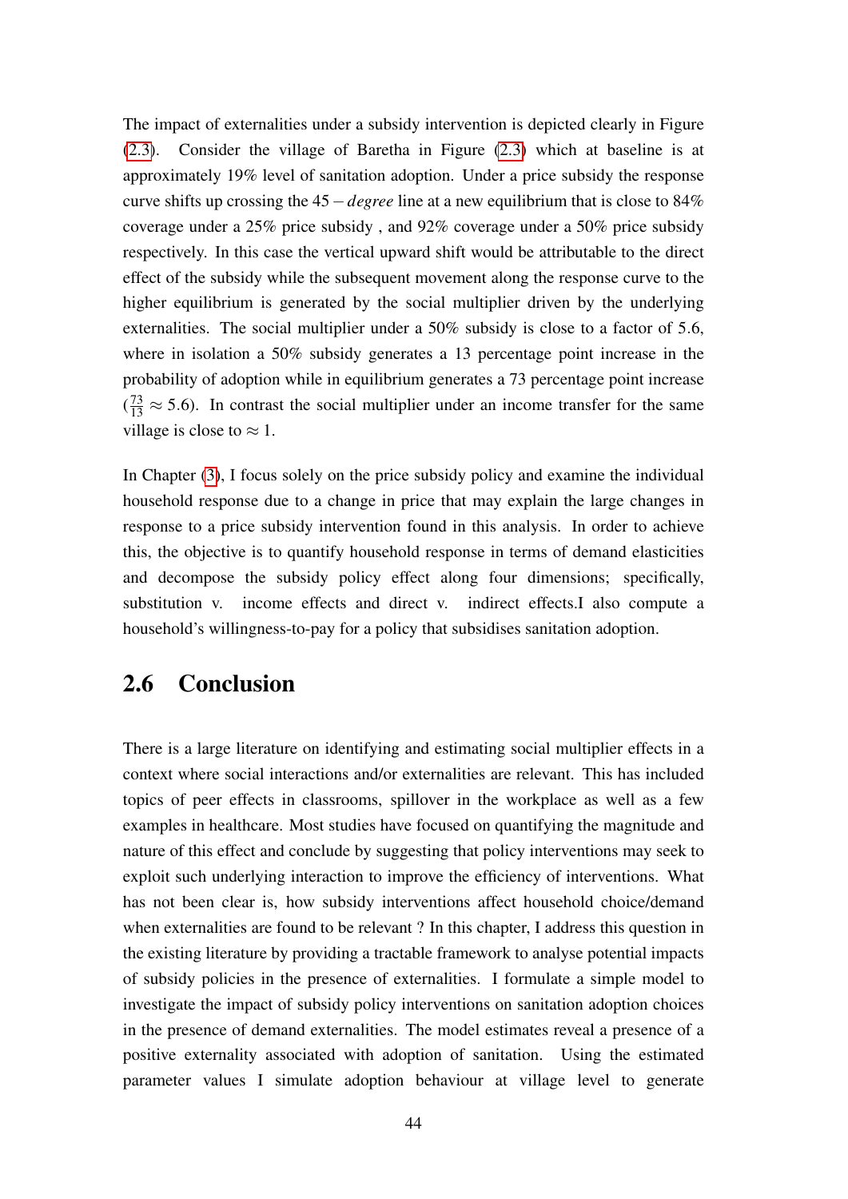The impact of externalities under a subsidy intervention is depicted clearly in Figure (2.3). Consider the village of Baretha in Figure (2.3) which at baseline is at approximately 19% level of sanitation adoption. Under a price subsidy the response curve shifts up crossing the $45-degree$ line at a new equilibrium that is close to 84% coverage under a 25% price subsidy , and 92% coverage under a 50% price subsidy respectively. In this case the vertical upward shift would be attributable to the direct effect of the subsidy while the subsequent movement along the response curve to the higher equilibrium is generated by the social multiplier driven by the underlying externalities. The social multiplier under a 50% subsidy is close to a factor of 5.6, where in isolation a 50% subsidy generates a 13 percentage point increase in the probability of adoption while in equilibrium generates a 73 percentage point increase ($\frac{73}{13} \approx 5.6$). In contrast the social multiplier under an income transfer for the same village is close to $\approx 1$.

In Chapter (3), I focus solely on the price subsidy policy and examine the individual household response due to a change in price that may explain the large changes in response to a price subsidy intervention found in this analysis. In order to achieve this, the objective is to quantify household response in terms of demand elasticities and decompose the subsidy policy effect along four dimensions; specifically, substitution v. income effects and direct v. indirect effects.I also compute a household's willingness-to-pay for a policy that subsidises sanitation adoption.

## 2.6 Conclusion

There is a large literature on identifying and estimating social multiplier effects in a context where social interactions and/or externalities are relevant. This has included topics of peer effects in classrooms, spillover in the workplace as well as a few examples in healthcare. Most studies have focused on quantifying the magnitude and nature of this effect and conclude by suggesting that policy interventions may seek to exploit such underlying interaction to improve the efficiency of interventions. What has not been clear is, how subsidy interventions affect household choice/demand when externalities are found to be relevant ? In this chapter, I address this question in the existing literature by providing a tractable framework to analyse potential impacts of subsidy policies in the presence of externalities. I formulate a simple model to investigate the impact of subsidy policy interventions on sanitation adoption choices in the presence of demand externalities. The model estimates reveal a presence of a positive externality associated with adoption of sanitation. Using the estimated parameter values I simulate adoption behaviour at village level to generate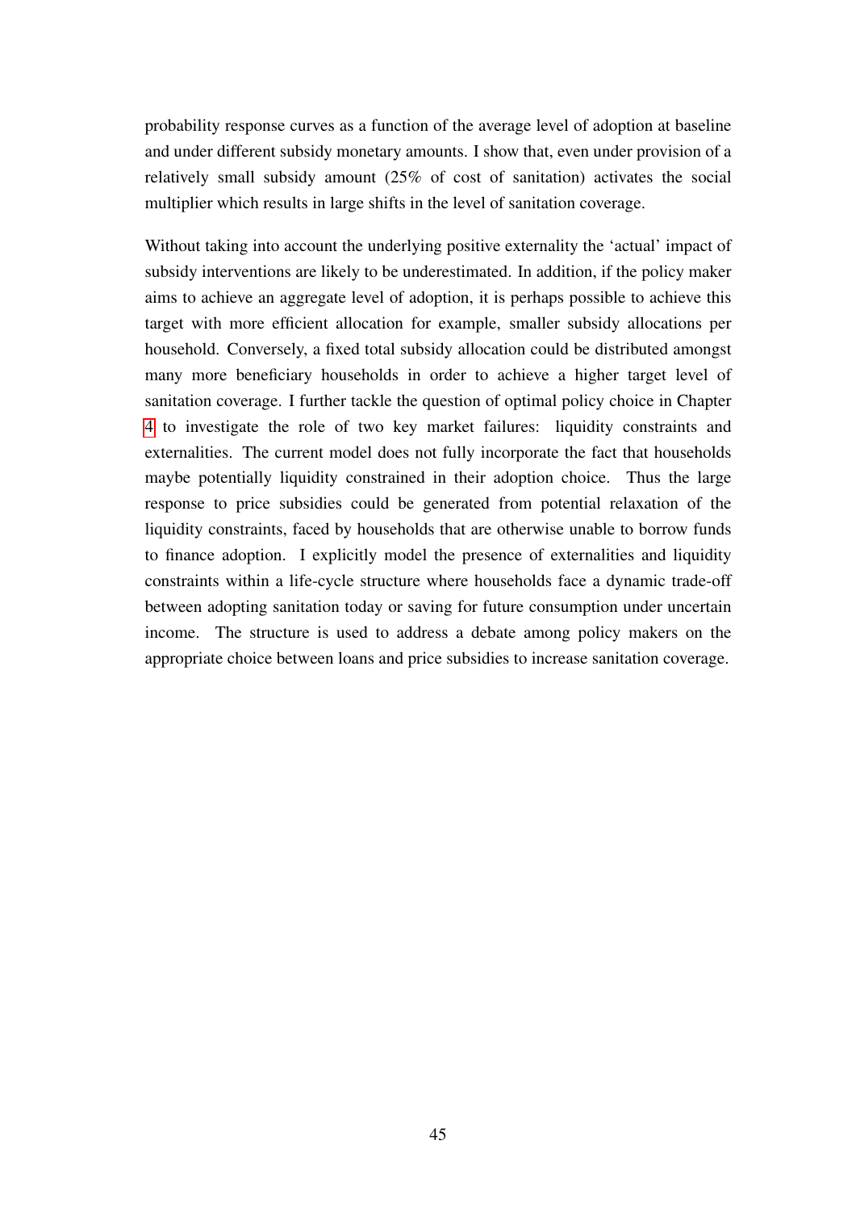probability response curves as a function of the average level of adoption at baseline and under different subsidy monetary amounts. I show that, even under provision of a relatively small subsidy amount (25% of cost of sanitation) activates the social multiplier which results in large shifts in the level of sanitation coverage.

Without taking into account the underlying positive externality the 'actual' impact of subsidy interventions are likely to be underestimated. In addition, if the policy maker aims to achieve an aggregate level of adoption, it is perhaps possible to achieve this target with more efficient allocation for example, smaller subsidy allocations per household. Conversely, a fixed total subsidy allocation could be distributed amongst many more beneficiary households in order to achieve a higher target level of sanitation coverage. I further tackle the question of optimal policy choice in Chapter 4 to investigate the role of two key market failures: liquidity constraints and externalities. The current model does not fully incorporate the fact that households maybe potentially liquidity constrained in their adoption choice. Thus the large response to price subsidies could be generated from potential relaxation of the liquidity constraints, faced by households that are otherwise unable to borrow funds to finance adoption. I explicitly model the presence of externalities and liquidity constraints within a life-cycle structure where households face a dynamic trade-off between adopting sanitation today or saving for future consumption under uncertain income. The structure is used to address a debate among policy makers on the appropriate choice between loans and price subsidies to increase sanitation coverage.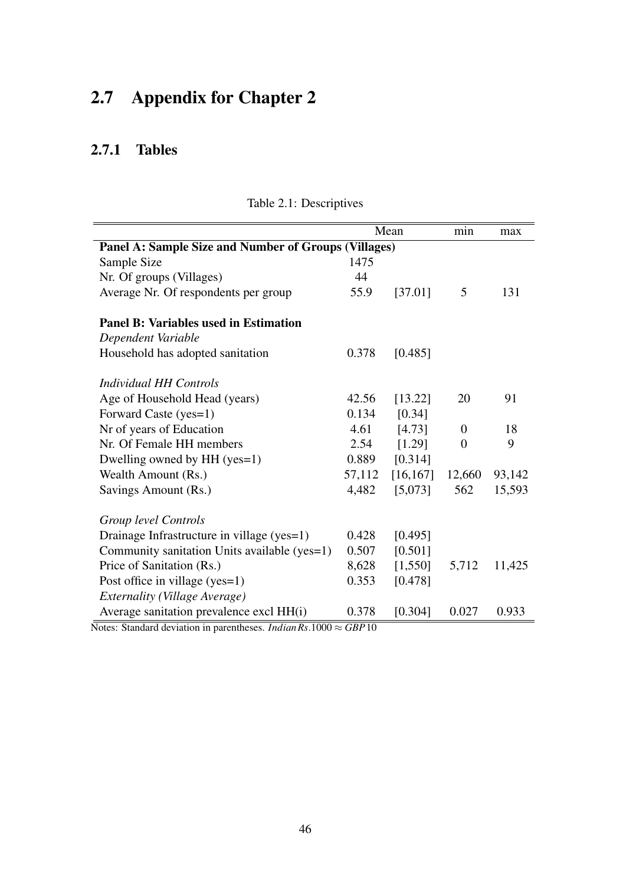## 2.7 Appendix for Chapter 2

### 2.7.1 Tables

Table 2.1: Descriptives

| | Mean | | min | max |
|---|---|---|---|---|
| **Panel A: Sample Size and Number of Groups (Villages)** | | | | |
| Sample Size | 1475 | | | |
| Nr. Of groups (Villages) | 44 | | | |
| Average Nr. Of respondents per group | 55.9 | [37.01] | 5 | 131 |
| **Panel B: Variables used in Estimation** | | | | |
| *Dependent Variable* | | | | |
| Household has adopted sanitation | 0.378 | [0.485] | | |
| *Individual HH Controls* | | | | |
| Age of Household Head (years) | 42.56 | [13.22] | 20 | 91 |
| Forward Caste (yes=1) | 0.134 | [0.34] | | |
| Nr of years of Education | 4.61 | [4.73] | 0 | 18 |
| Nr. Of Female HH members | 2.54 | [1.29] | 0 | 9 |
| Dwelling owned by HH (yes=1) | 0.889 | [0.314] | | |
| Wealth Amount (Rs.) | 57,112 | [16,167] | 12,660 | 93,142 |
| Savings Amount (Rs.) | 4,482 | [5,073] | 562 | 15,593 |
| *Group level Controls* | | | | |
| Drainage Infrastructure in village (yes=1) | 0.428 | [0.495] | | |
| Community sanitation Units available (yes=1) | 0.507 | [0.501] | | |
| Price of Sanitation (Rs.) | 8,628 | [1,550] | 5,712 | 11,425 |
| Post office in village (yes=1) | 0.353 | [0.478] | | |
| *Externality (Village Average)* | | | | |
| Average sanitation prevalence excl HH(i) | 0.378 | [0.304] | 0.027 | 0.933 |

Notes: Standard deviation in parentheses. $Indian\,Rs.1000 \approx GBP\,10$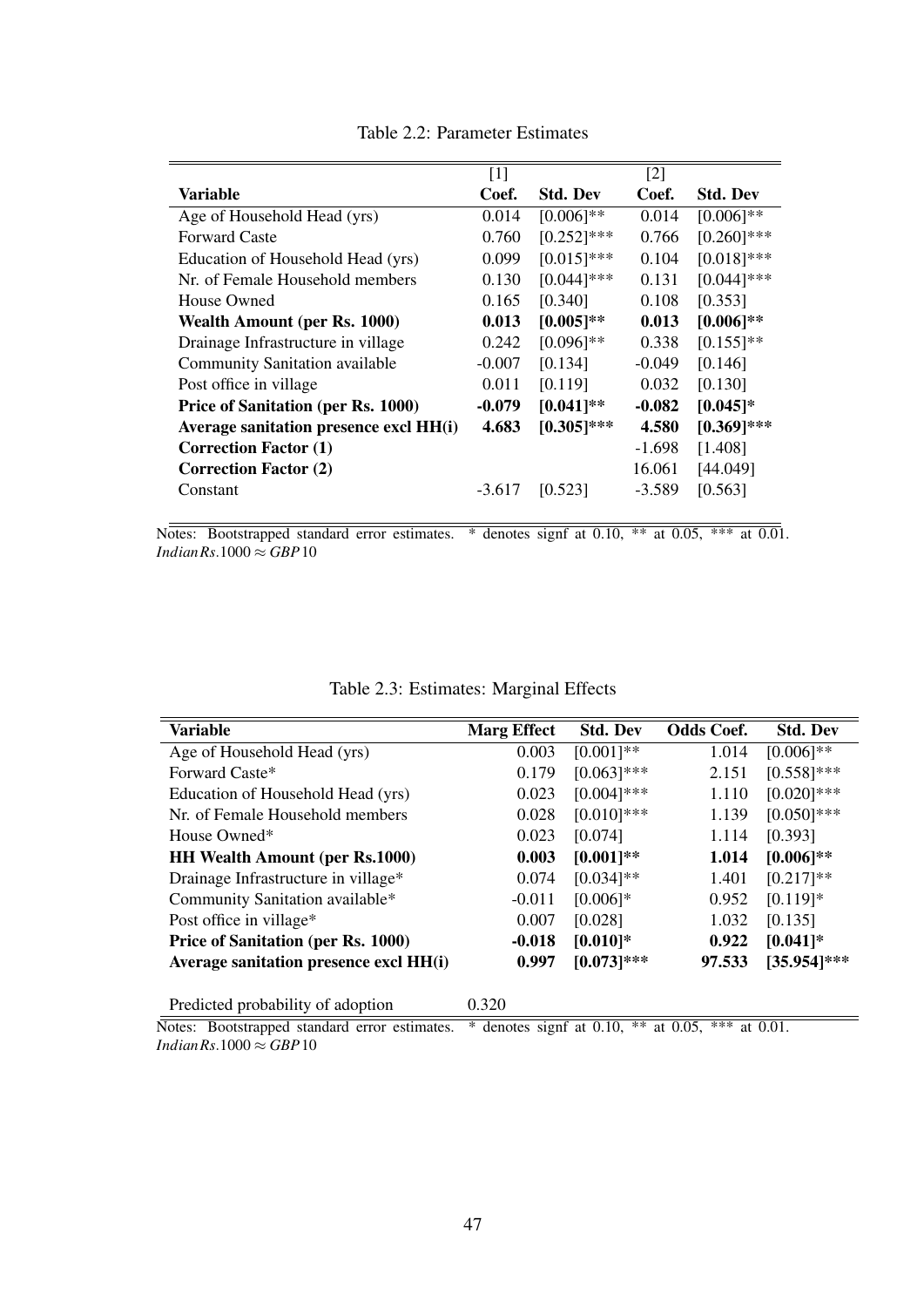Table 2.2: Parameter Estimates

| | [1] | | [2] | |
|---|---|---|---|---|
| **Variable** | **Coef.** | **Std. Dev** | **Coef.** | **Std. Dev** |
| Age of Household Head (yrs) | 0.014 | [0.006]** | 0.014 | [0.006]** |
| Forward Caste | 0.760 | [0.252]*** | 0.766 | [0.260]*** |
| Education of Household Head (yrs) | 0.099 | [0.015]*** | 0.104 | [0.018]*** |
| Nr. of Female Household members | 0.130 | [0.044]*** | 0.131 | [0.044]*** |
| House Owned | 0.165 | [0.340] | 0.108 | [0.353] |
| **Wealth Amount (per Rs. 1000)** | **0.013** | **[0.005]**** | **0.013** | **[0.006]**** |
| Drainage Infrastructure in village | 0.242 | [0.096]** | 0.338 | [0.155]** |
| Community Sanitation available | -0.007 | [0.134] | -0.049 | [0.146] |
| Post office in village | 0.011 | [0.119] | 0.032 | [0.130] |
| **Price of Sanitation (per Rs. 1000)** | **-0.079** | **[0.041]**** | **-0.082** | **[0.045]*** |
| **Average sanitation presence excl HH(i)** | **4.683** | **[0.305]***** | **4.580** | **[0.369]***** |
| **Correction Factor (1)** | | | -1.698 | [1.408] |
| **Correction Factor (2)** | | | 16.061 | [44.049] |
| Constant | -3.617 | [0.523] | -3.589 | [0.563] |

Notes: Bootstrapped standard error estimates. * denotes signf at 0.10, ** at 0.05, *** at 0.01. $Indian\,Rs.1000 \approx GBP\,10$

Table 2.3: Estimates: Marginal Effects

| **Variable** | **Marg Effect** | **Std. Dev** | **Odds Coef.** | **Std. Dev** |
|---|---|---|---|---|
| Age of Household Head (yrs) | 0.003 | [0.001]** | 1.014 | [0.006]** |
| Forward Caste* | 0.179 | [0.063]*** | 2.151 | [0.558]*** |
| Education of Household Head (yrs) | 0.023 | [0.004]*** | 1.110 | [0.020]*** |
| Nr. of Female Household members | 0.028 | [0.010]*** | 1.139 | [0.050]*** |
| House Owned* | 0.023 | [0.074] | 1.114 | [0.393] |
| **HH Wealth Amount (per Rs.1000)** | **0.003** | **[0.001]**** | **1.014** | **[0.006]**** |
| Drainage Infrastructure in village* | 0.074 | [0.034]** | 1.401 | [0.217]** |
| Community Sanitation available* | -0.011 | [0.006]* | 0.952 | [0.119]* |
| Post office in village* | 0.007 | [0.028] | 1.032 | [0.135] |
| **Price of Sanitation (per Rs. 1000)** | **-0.018** | **[0.010]*** | **0.922** | **[0.041]*** |
| **Average sanitation presence excl HH(i)** | **0.997** | **[0.073]***** | **97.533** | **[35.954]***** |
| | | | | |
| Predicted probability of adoption | 0.320 | | | |

Notes: Bootstrapped standard error estimates. * denotes signf at 0.10, ** at 0.05, *** at 0.01. $Indian\,Rs.1000 \approx GBP\,10$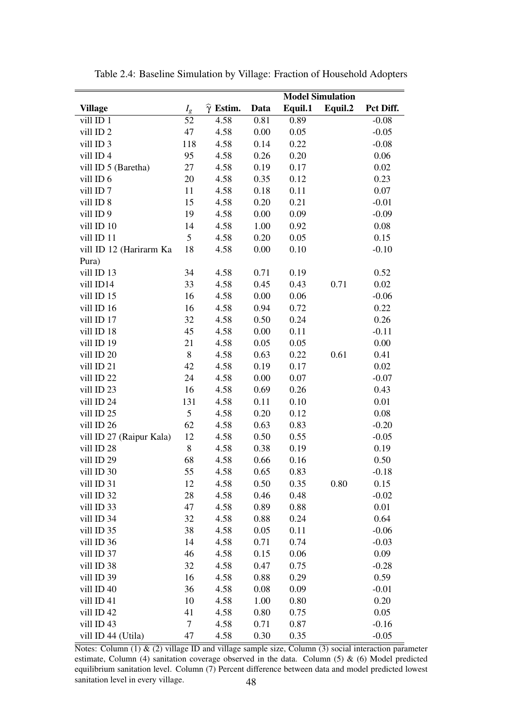Table 2.4: Baseline Simulation by Village: Fraction of Household Adopters

| Village | $I_g$ | $\widehat{\gamma}$ Estim. | Data | Model Simulation | | |
|---|---|---|---|---|---|---|
| | | | | Equil.1 | Equil.2 | Pct Diff. |
| vill ID 1 | 52 | 4.58 | 0.81 | 0.89 | | -0.08 |
| vill ID 2 | 47 | 4.58 | 0.00 | 0.05 | | -0.05 |
| vill ID 3 | 118 | 4.58 | 0.14 | 0.22 | | -0.08 |
| vill ID 4 | 95 | 4.58 | 0.26 | 0.20 | | 0.06 |
| vill ID 5 (Baretha) | 27 | 4.58 | 0.19 | 0.17 | | 0.02 |
| vill ID 6 | 20 | 4.58 | 0.35 | 0.12 | | 0.23 |
| vill ID 7 | 11 | 4.58 | 0.18 | 0.11 | | 0.07 |
| vill ID 8 | 15 | 4.58 | 0.20 | 0.21 | | -0.01 |
| vill ID 9 | 19 | 4.58 | 0.00 | 0.09 | | -0.09 |
| vill ID 10 | 14 | 4.58 | 1.00 | 0.92 | | 0.08 |
| vill ID 11 | 5 | 4.58 | 0.20 | 0.05 | | 0.15 |
| vill ID 12 (Harirarm Ka Pura) | 18 | 4.58 | 0.00 | 0.10 | | -0.10 |
| vill ID 13 | 34 | 4.58 | 0.71 | 0.19 | | 0.52 |
| vill ID14 | 33 | 4.58 | 0.45 | 0.43 | 0.71 | 0.02 |
| vill ID 15 | 16 | 4.58 | 0.00 | 0.06 | | -0.06 |
| vill ID 16 | 16 | 4.58 | 0.94 | 0.72 | | 0.22 |
| vill ID 17 | 32 | 4.58 | 0.50 | 0.24 | | 0.26 |
| vill ID 18 | 45 | 4.58 | 0.00 | 0.11 | | -0.11 |
| vill ID 19 | 21 | 4.58 | 0.05 | 0.05 | | 0.00 |
| vill ID 20 | 8 | 4.58 | 0.63 | 0.22 | 0.61 | 0.41 |
| vill ID 21 | 42 | 4.58 | 0.19 | 0.17 | | 0.02 |
| vill ID 22 | 24 | 4.58 | 0.00 | 0.07 | | -0.07 |
| vill ID 23 | 16 | 4.58 | 0.69 | 0.26 | | 0.43 |
| vill ID 24 | 131 | 4.58 | 0.11 | 0.10 | | 0.01 |
| vill ID 25 | 5 | 4.58 | 0.20 | 0.12 | | 0.08 |
| vill ID 26 | 62 | 4.58 | 0.63 | 0.83 | | -0.20 |
| vill ID 27 (Raipur Kala) | 12 | 4.58 | 0.50 | 0.55 | | -0.05 |
| vill ID 28 | 8 | 4.58 | 0.38 | 0.19 | | 0.19 |
| vill ID 29 | 68 | 4.58 | 0.66 | 0.16 | | 0.50 |
| vill ID 30 | 55 | 4.58 | 0.65 | 0.83 | | -0.18 |
| vill ID 31 | 12 | 4.58 | 0.50 | 0.35 | 0.80 | 0.15 |
| vill ID 32 | 28 | 4.58 | 0.46 | 0.48 | | -0.02 |
| vill ID 33 | 47 | 4.58 | 0.89 | 0.88 | | 0.01 |
| vill ID 34 | 32 | 4.58 | 0.88 | 0.24 | | 0.64 |
| vill ID 35 | 38 | 4.58 | 0.05 | 0.11 | | -0.06 |
| vill ID 36 | 14 | 4.58 | 0.71 | 0.74 | | -0.03 |
| vill ID 37 | 46 | 4.58 | 0.15 | 0.06 | | 0.09 |
| vill ID 38 | 32 | 4.58 | 0.47 | 0.75 | | -0.28 |
| vill ID 39 | 16 | 4.58 | 0.88 | 0.29 | | 0.59 |
| vill ID 40 | 36 | 4.58 | 0.08 | 0.09 | | -0.01 |
| vill ID 41 | 10 | 4.58 | 1.00 | 0.80 | | 0.20 |
| vill ID 42 | 41 | 4.58 | 0.80 | 0.75 | | 0.05 |
| vill ID 43 | 7 | 4.58 | 0.71 | 0.87 | | -0.16 |
| vill ID 44 (Utila) | 47 | 4.58 | 0.30 | 0.35 | | -0.05 |

Notes: Column (1) & (2) village ID and village sample size, Column (3) social interaction parameter estimate, Column (4) sanitation coverage observed in the data. Column (5) & (6) Model predicted equilibrium sanitation level. Column (7) Percent difference between data and model predicted lowest sanitation level in every village.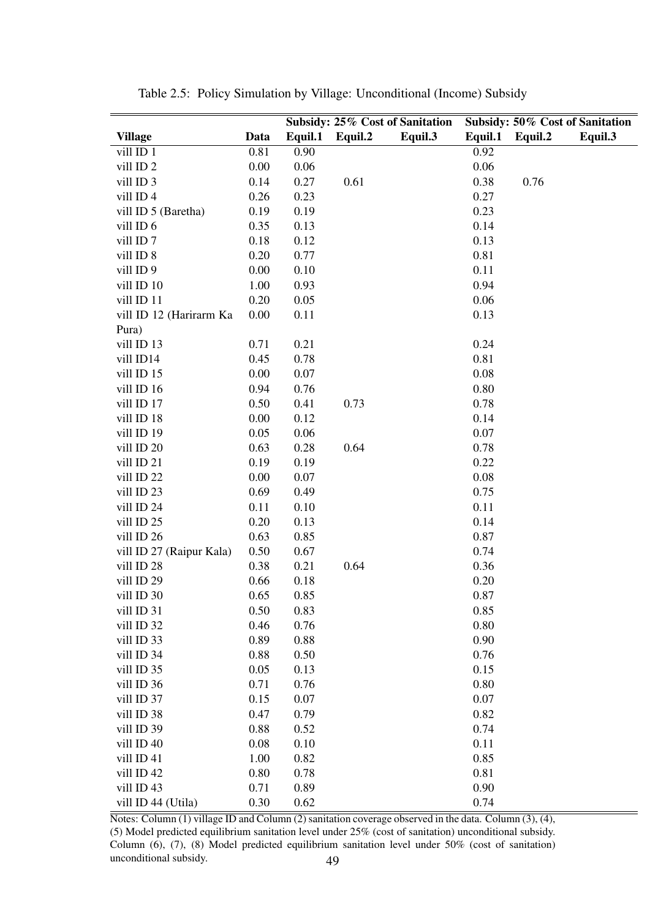Table 2.5: Policy Simulation by Village: Unconditional (Income) Subsidy

| | | Subsidy: 25% Cost of Sanitation | | | Subsidy: 50% Cost of Sanitation | | |
|---|---|---|---|---|---|---|---|
| **Village** | **Data** | **Equil.1** | **Equil.2** | **Equil.3** | **Equil.1** | **Equil.2** | **Equil.3** |
| vill ID 1 | 0.81 | 0.90 | | | 0.92 | | |
| vill ID 2 | 0.00 | 0.06 | | | 0.06 | | |
| vill ID 3 | 0.14 | 0.27 | 0.61 | | 0.38 | 0.76 | |
| vill ID 4 | 0.26 | 0.23 | | | 0.27 | | |
| vill ID 5 (Baretha) | 0.19 | 0.19 | | | 0.23 | | |
| vill ID 6 | 0.35 | 0.13 | | | 0.14 | | |
| vill ID 7 | 0.18 | 0.12 | | | 0.13 | | |
| vill ID 8 | 0.20 | 0.77 | | | 0.81 | | |
| vill ID 9 | 0.00 | 0.10 | | | 0.11 | | |
| vill ID 10 | 1.00 | 0.93 | | | 0.94 | | |
| vill ID 11 | 0.20 | 0.05 | | | 0.06 | | |
| vill ID 12 (Harirarm Ka Pura) | 0.00 | 0.11 | | | 0.13 | | |
| vill ID 13 | 0.71 | 0.21 | | | 0.24 | | |
| vill ID14 | 0.45 | 0.78 | | | 0.81 | | |
| vill ID 15 | 0.00 | 0.07 | | | 0.08 | | |
| vill ID 16 | 0.94 | 0.76 | | | 0.80 | | |
| vill ID 17 | 0.50 | 0.41 | 0.73 | | 0.78 | | |
| vill ID 18 | 0.00 | 0.12 | | | 0.14 | | |
| vill ID 19 | 0.05 | 0.06 | | | 0.07 | | |
| vill ID 20 | 0.63 | 0.28 | 0.64 | | 0.78 | | |
| vill ID 21 | 0.19 | 0.19 | | | 0.22 | | |
| vill ID 22 | 0.00 | 0.07 | | | 0.08 | | |
| vill ID 23 | 0.69 | 0.49 | | | 0.75 | | |
| vill ID 24 | 0.11 | 0.10 | | | 0.11 | | |
| vill ID 25 | 0.20 | 0.13 | | | 0.14 | | |
| vill ID 26 | 0.63 | 0.85 | | | 0.87 | | |
| vill ID 27 (Raipur Kala) | 0.50 | 0.67 | | | 0.74 | | |
| vill ID 28 | 0.38 | 0.21 | 0.64 | | 0.36 | | |
| vill ID 29 | 0.66 | 0.18 | | | 0.20 | | |
| vill ID 30 | 0.65 | 0.85 | | | 0.87 | | |
| vill ID 31 | 0.50 | 0.83 | | | 0.85 | | |
| vill ID 32 | 0.46 | 0.76 | | | 0.80 | | |
| vill ID 33 | 0.89 | 0.88 | | | 0.90 | | |
| vill ID 34 | 0.88 | 0.50 | | | 0.76 | | |
| vill ID 35 | 0.05 | 0.13 | | | 0.15 | | |
| vill ID 36 | 0.71 | 0.76 | | | 0.80 | | |
| vill ID 37 | 0.15 | 0.07 | | | 0.07 | | |
| vill ID 38 | 0.47 | 0.79 | | | 0.82 | | |
| vill ID 39 | 0.88 | 0.52 | | | 0.74 | | |
| vill ID 40 | 0.08 | 0.10 | | | 0.11 | | |
| vill ID 41 | 1.00 | 0.82 | | | 0.85 | | |
| vill ID 42 | 0.80 | 0.78 | | | 0.81 | | |
| vill ID 43 | 0.71 | 0.89 | | | 0.90 | | |
| vill ID 44 (Utila) | 0.30 | 0.62 | | | 0.74 | | |

Notes: Column (1) village ID and Column (2) sanitation coverage observed in the data. Column (3), (4), (5) Model predicted equilibrium sanitation level under 25% (cost of sanitation) unconditional subsidy. Column (6), (7), (8) Model predicted equilibrium sanitation level under 50% (cost of sanitation) unconditional subsidy.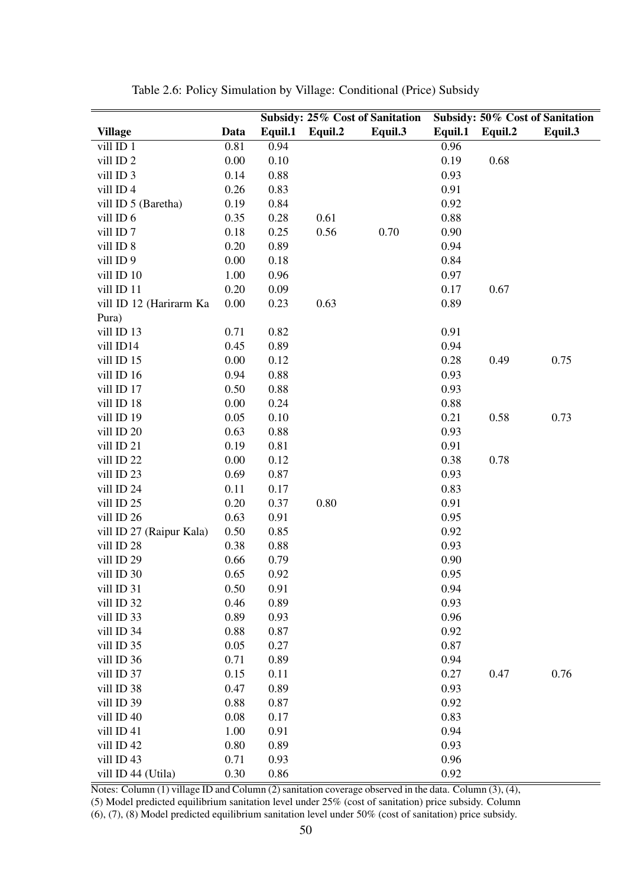Table 2.6: Policy Simulation by Village: Conditional (Price) Subsidy

| | | Subsidy: 25% Cost of Sanitation | | | Subsidy: 50% Cost of Sanitation | | |
|---|---|---|---|---|---|---|---|
| **Village** | **Data** | **Equil.1** | **Equil.2** | **Equil.3** | **Equil.1** | **Equil.2** | **Equil.3** |
| vill ID 1 | 0.81 | 0.94 | | | 0.96 | | |
| vill ID 2 | 0.00 | 0.10 | | | 0.19 | 0.68 | |
| vill ID 3 | 0.14 | 0.88 | | | 0.93 | | |
| vill ID 4 | 0.26 | 0.83 | | | 0.91 | | |
| vill ID 5 (Baretha) | 0.19 | 0.84 | | | 0.92 | | |
| vill ID 6 | 0.35 | 0.28 | 0.61 | | 0.88 | | |
| vill ID 7 | 0.18 | 0.25 | 0.56 | 0.70 | 0.90 | | |
| vill ID 8 | 0.20 | 0.89 | | | 0.94 | | |
| vill ID 9 | 0.00 | 0.18 | | | 0.84 | | |
| vill ID 10 | 1.00 | 0.96 | | | 0.97 | | |
| vill ID 11 | 0.20 | 0.09 | | | 0.17 | 0.67 | |
| vill ID 12 (Harirarm Ka Pura) | 0.00 | 0.23 | 0.63 | | 0.89 | | |
| vill ID 13 | 0.71 | 0.82 | | | 0.91 | | |
| vill ID14 | 0.45 | 0.89 | | | 0.94 | | |
| vill ID 15 | 0.00 | 0.12 | | | 0.28 | 0.49 | 0.75 |
| vill ID 16 | 0.94 | 0.88 | | | 0.93 | | |
| vill ID 17 | 0.50 | 0.88 | | | 0.93 | | |
| vill ID 18 | 0.00 | 0.24 | | | 0.88 | | |
| vill ID 19 | 0.05 | 0.10 | | | 0.21 | 0.58 | 0.73 |
| vill ID 20 | 0.63 | 0.88 | | | 0.93 | | |
| vill ID 21 | 0.19 | 0.81 | | | 0.91 | | |
| vill ID 22 | 0.00 | 0.12 | | | 0.38 | 0.78 | |
| vill ID 23 | 0.69 | 0.87 | | | 0.93 | | |
| vill ID 24 | 0.11 | 0.17 | | | 0.83 | | |
| vill ID 25 | 0.20 | 0.37 | 0.80 | | 0.91 | | |
| vill ID 26 | 0.63 | 0.91 | | | 0.95 | | |
| vill ID 27 (Raipur Kala) | 0.50 | 0.85 | | | 0.92 | | |
| vill ID 28 | 0.38 | 0.88 | | | 0.93 | | |
| vill ID 29 | 0.66 | 0.79 | | | 0.90 | | |
| vill ID 30 | 0.65 | 0.92 | | | 0.95 | | |
| vill ID 31 | 0.50 | 0.91 | | | 0.94 | | |
| vill ID 32 | 0.46 | 0.89 | | | 0.93 | | |
| vill ID 33 | 0.89 | 0.93 | | | 0.96 | | |
| vill ID 34 | 0.88 | 0.87 | | | 0.92 | | |
| vill ID 35 | 0.05 | 0.27 | | | 0.87 | | |
| vill ID 36 | 0.71 | 0.89 | | | 0.94 | | |
| vill ID 37 | 0.15 | 0.11 | | | 0.27 | 0.47 | 0.76 |
| vill ID 38 | 0.47 | 0.89 | | | 0.93 | | |
| vill ID 39 | 0.88 | 0.87 | | | 0.92 | | |
| vill ID 40 | 0.08 | 0.17 | | | 0.83 | | |
| vill ID 41 | 1.00 | 0.91 | | | 0.94 | | |
| vill ID 42 | 0.80 | 0.89 | | | 0.93 | | |
| vill ID 43 | 0.71 | 0.93 | | | 0.96 | | |
| vill ID 44 (Utila) | 0.30 | 0.86 | | | 0.92 | | |

Notes: Column (1) village ID and Column (2) sanitation coverage observed in the data. Column (3), (4), (5) Model predicted equilibrium sanitation level under 25% (cost of sanitation) price subsidy. Column (6), (7), (8) Model predicted equilibrium sanitation level under 50% (cost of sanitation) price subsidy.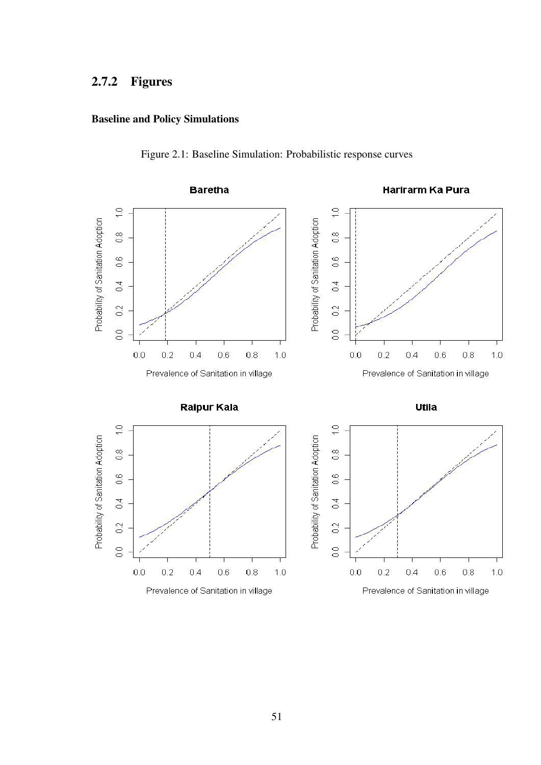### 2.7.2 Figures

#### Baseline and Policy Simulations

Figure 2.1: Baseline Simulation: Probabilistic response curves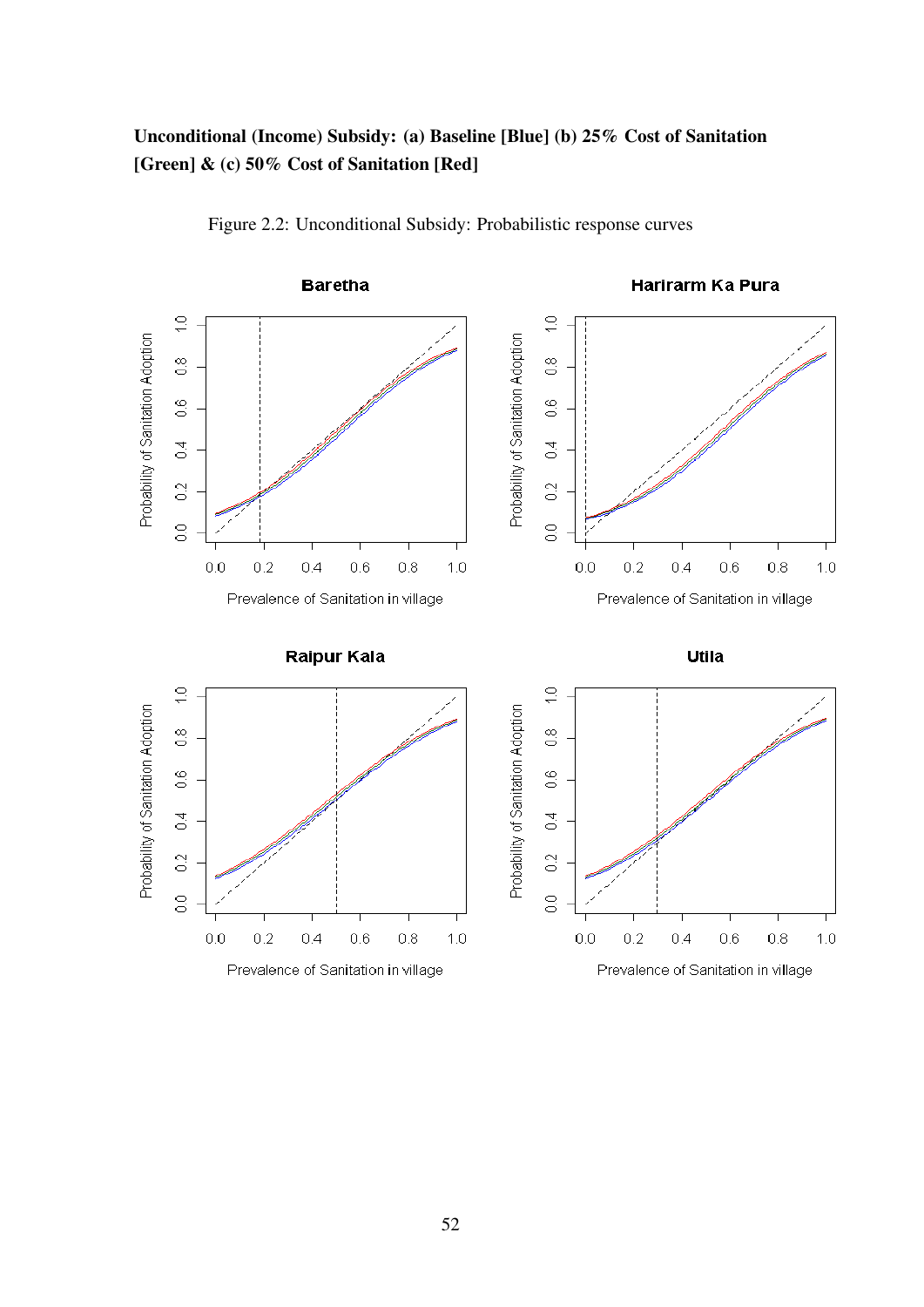**Unconditional (Income) Subsidy: (a) Baseline [Blue] (b) 25% Cost of Sanitation [Green] & (c) 50% Cost of Sanitation [Red]**

Figure 2.2: Unconditional Subsidy: Probabilistic response curves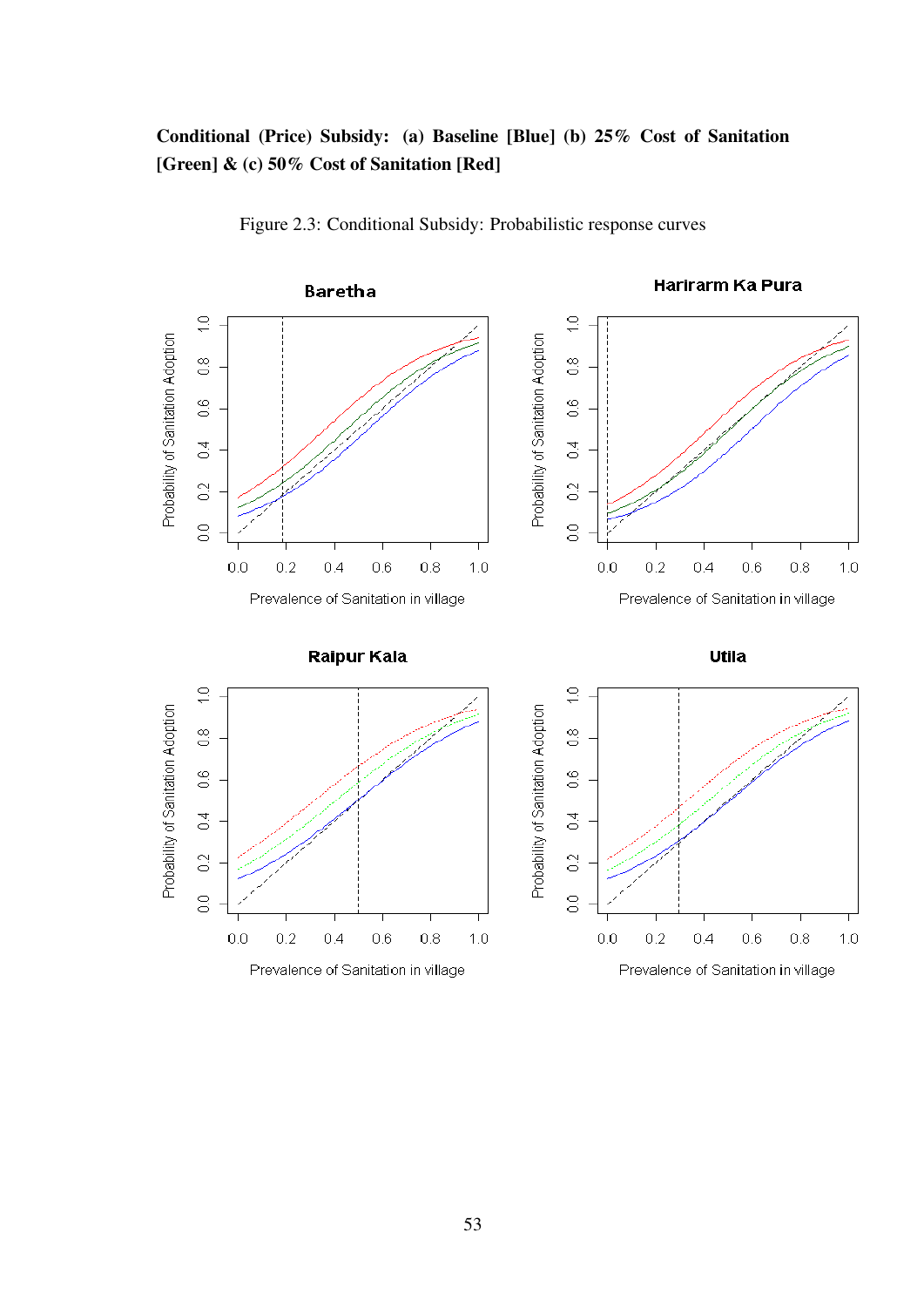**Conditional (Price) Subsidy: (a) Baseline [Blue] (b) 25% Cost of Sanitation [Green] & (c) 50% Cost of Sanitation [Red]**

Figure 2.3: Conditional Subsidy: Probabilistic response curves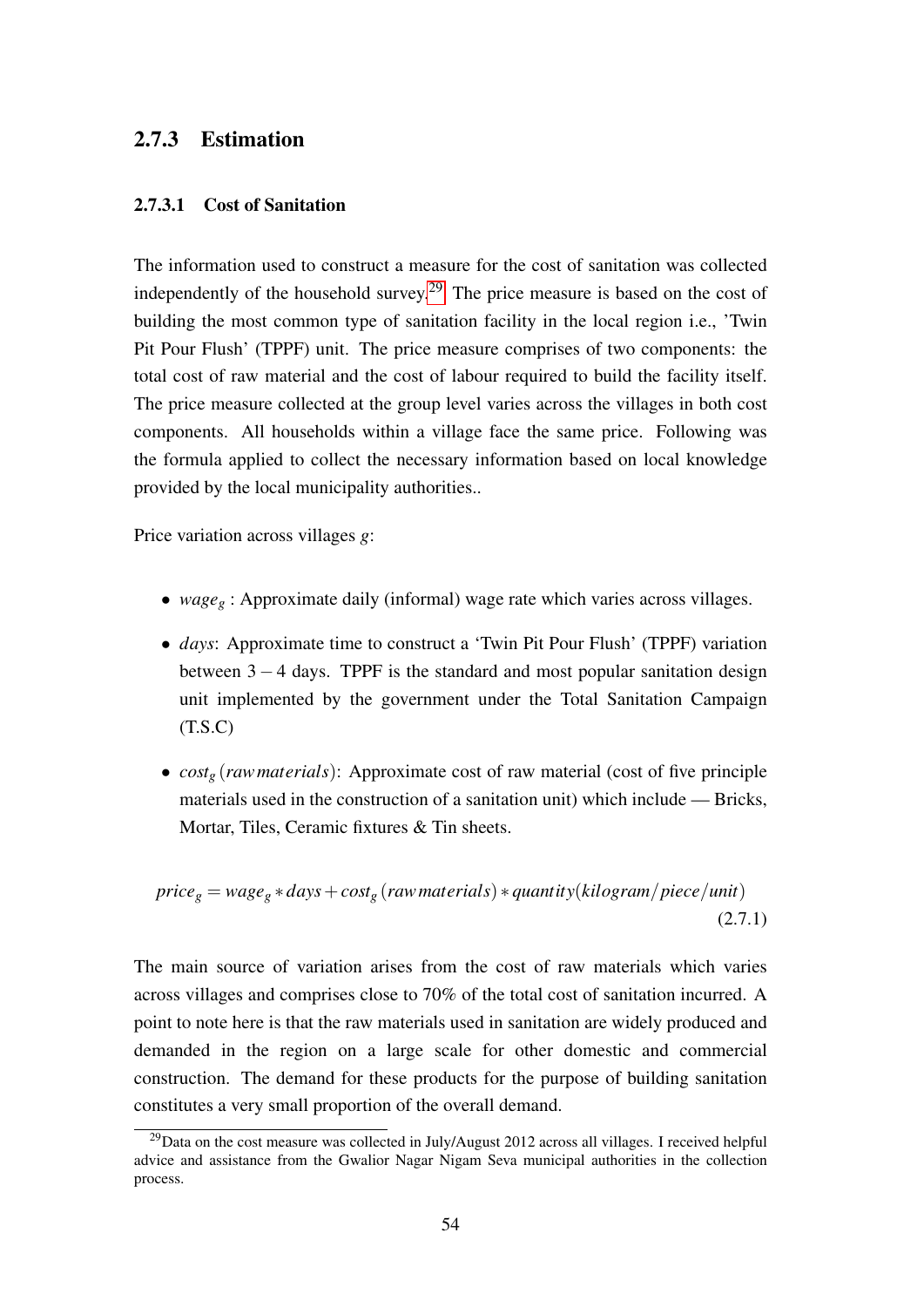### 2.7.3 Estimation

#### 2.7.3.1 Cost of Sanitation

The information used to construct a measure for the cost of sanitation was collected independently of the household survey.[29] The price measure is based on the cost of building the most common type of sanitation facility in the local region i.e., 'Twin Pit Pour Flush' (TPPF) unit. The price measure comprises of two components: the total cost of raw material and the cost of labour required to build the facility itself. The price measure collected at the group level varies across the villages in both cost components. All households within a village face the same price. Following was the formula applied to collect the necessary information based on local knowledge provided by the local municipality authorities..

Price variation across villages $g$:

- $wage_g$ : Approximate daily (informal) wage rate which varies across villages.
- $days$: Approximate time to construct a 'Twin Pit Pour Flush' (TPPF) variation between $3-4$ days. TPPF is the standard and most popular sanitation design unit implemented by the government under the Total Sanitation Campaign (T.S.C)
- $cost_g\,(raw\,materials)$: Approximate cost of raw material (cost of five principle materials used in the construction of a sanitation unit) which include — Bricks, Mortar, Tiles, Ceramic fixtures & Tin sheets.

$$price_g = wage_g * days + cost_g\,(raw\,materials) * quantity(kilogram/piece/unit) \tag{2.7.1}$$

The main source of variation arises from the cost of raw materials which varies across villages and comprises close to 70% of the total cost of sanitation incurred. A point to note here is that the raw materials used in sanitation are widely produced and demanded in the region on a large scale for other domestic and commercial construction. The demand for these products for the purpose of building sanitation constitutes a very small proportion of the overall demand.

[29] Data on the cost measure was collected in July/August 2012 across all villages. I received helpful advice and assistance from the Gwalior Nagar Nigam Seva municipal authorities in the collection process.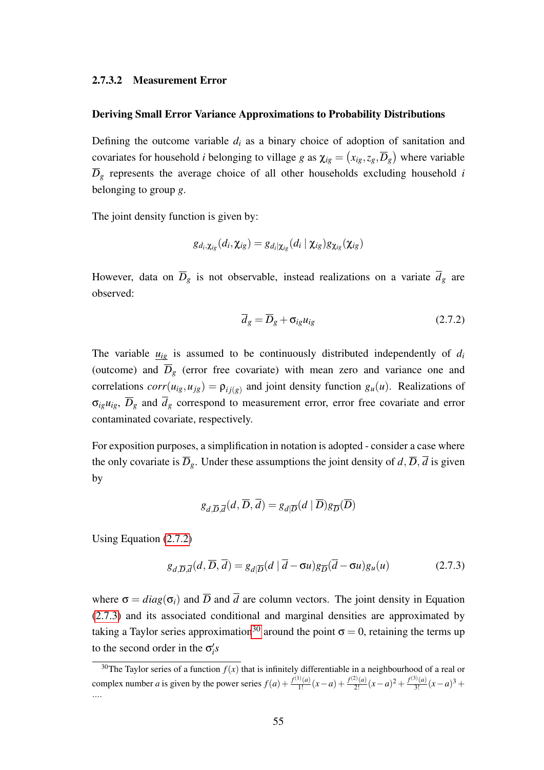#### 2.7.3.2 Measurement Error

**Deriving Small Error Variance Approximations to Probability Distributions**

Defining the outcome variable $d_i$ as a binary choice of adoption of sanitation and covariates for household $i$ belonging to village $g$ as $\chi_{ig} = (x_{ig}, z_g, \overline{D}_g)$ where variable $\overline{D}_g$ represents the average choice of all other households excluding household $i$ belonging to group $g$.

The joint density function is given by:

$$g_{d_i,\chi_{ig}}(d_i, \chi_{ig}) = g_{d_i|\chi_{ig}}(d_i \mid \chi_{ig}) g_{\chi_{ig}}(\chi_{ig})$$

However, data on $\overline{D}_g$ is not observable, instead realizations on a variate $\overline{d}_g$ are observed:

$$\overline{d}_g = \overline{D}_g + \sigma_{ig} u_{ig} \tag{2.7.2}$$

The variable $\underline{u_{ig}}$ is assumed to be continuously distributed independently of $d_i$ (outcome) and $\overline{D}_g$ (error free covariate) with mean zero and variance one and correlations $corr(u_{ig}, u_{jg}) = \rho_{ij(g)}$ and joint density function $g_u(u)$. Realizations of $\sigma_{ig} u_{ig}$, $\overline{D}_g$ and $\overline{d}_g$ correspond to measurement error, error free covariate and error contaminated covariate, respectively.

For exposition purposes, a simplification in notation is adopted - consider a case where the only covariate is $\overline{D}_g$. Under these assumptions the joint density of $d$, $\overline{D}$, $\overline{d}$ is given by

$$g_{d,\overline{D},\overline{d}}(d, \overline{D}, \overline{d}) = g_{d|\overline{D}}(d \mid \overline{D}) g_{\overline{D}}(\overline{D})$$

Using Equation (2.7.2)

$$g_{d,\overline{D},\overline{d}}(d, \overline{D}, \overline{d}) = g_{d|\overline{D}}(d \mid \overline{d} - \sigma u) g_{\overline{D}}(\overline{d} - \sigma u) g_u(u) \tag{2.7.3}$$

where $\sigma = diag(\sigma_i)$ and $\overline{D}$ and $\overline{d}$ are column vectors. The joint density in Equation (2.7.3) and its associated conditional and marginal densities are approximated by taking a Taylor series approximation[30] around the point $\sigma = 0$, retaining the terms up to the second order in the $\sigma_i' s$

[30] The Taylor series of a function $f(x)$ that is infinitely differentiable in a neighbourhood of a real or complex number $a$ is given by the power series $f(a) + \frac{f^{(1)}(a)}{1!}(x-a) + \frac{f^{(2)}(a)}{2!}(x-a)^2 + \frac{f^{(3)}(a)}{3!}(x-a)^3 + \ldots$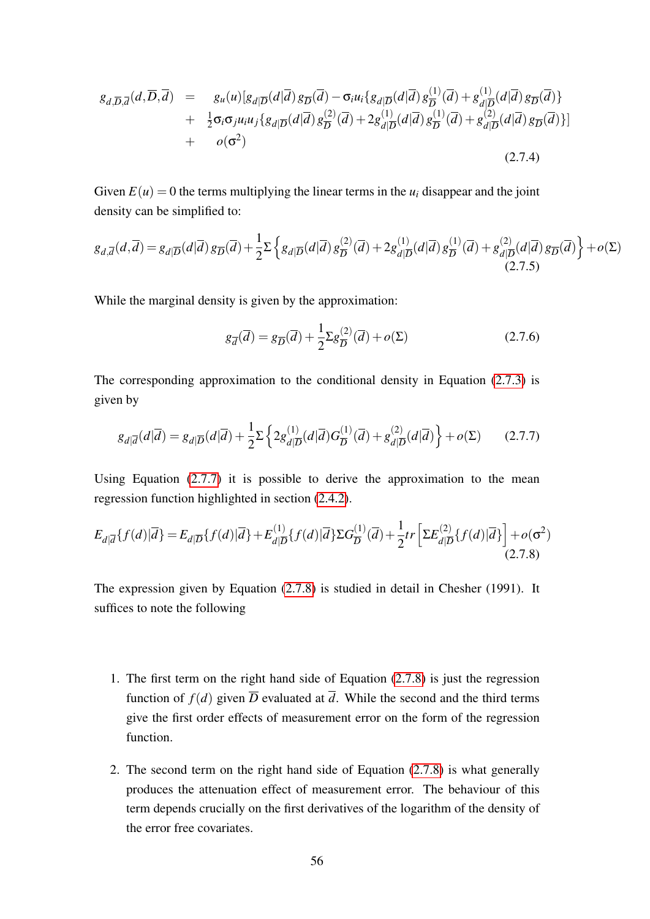$$
\begin{aligned}
g_{d,\overline{D},\overline{d}}(d,\overline{D},\overline{d}) \;&=\; g_u(u)[g_{d|\overline{D}}(d|\overline{d})\,g_{\overline{D}}(\overline{d}) - \sigma_i u_i\{g_{d|\overline{D}}(d|\overline{d})\,g^{(1)}_{\overline{D}}(\overline{d}) + g^{(1)}_{d|\overline{D}}(d|\overline{d})\,g_{\overline{D}}(\overline{d})\} \\
&+\; \tfrac{1}{2}\sigma_i\sigma_j u_i u_j\{g_{d|\overline{D}}(d|\overline{d})\,g^{(2)}_{\overline{D}}(\overline{d}) + 2g^{(1)}_{d|\overline{D}}(d|\overline{d})\,g^{(1)}_{\overline{D}}(\overline{d}) + g^{(2)}_{d|\overline{D}}(d|\overline{d})\,g_{\overline{D}}(\overline{d})\}] \\
&+\; o(\sigma^2)
\end{aligned}
\tag{2.7.4}
$$

Given $E(u) = 0$ the terms multiplying the linear terms in the $u_i$ disappear and the joint density can be simplified to:

$$
g_{d,\overline{d}}(d,\overline{d}) = g_{d|\overline{D}}(d|\overline{d})\,g_{\overline{D}}(\overline{d}) + \frac{1}{2}\Sigma\left\{g_{d|\overline{D}}(d|\overline{d})\,g^{(2)}_{\overline{D}}(\overline{d}) + 2g^{(1)}_{d|\overline{D}}(d|\overline{d})\,g^{(1)}_{\overline{D}}(\overline{d}) + g^{(2)}_{d|\overline{D}}(d|\overline{d})\,g_{\overline{D}}(\overline{d})\right\} + o(\Sigma) \tag{2.7.5}
$$

While the marginal density is given by the approximation:

$$
g_{\overline{d}}(\overline{d}) = g_{\overline{D}}(\overline{d}) + \frac{1}{2}\Sigma g^{(2)}_{\overline{D}}(\overline{d}) + o(\Sigma) \tag{2.7.6}
$$

The corresponding approximation to the conditional density in Equation (2.7.3) is given by

$$
g_{d|\overline{d}}(d|\overline{d}) = g_{d|\overline{D}}(d|\overline{d}) + \frac{1}{2}\Sigma\left\{2g^{(1)}_{d|\overline{D}}(d|\overline{d})G^{(1)}_{\overline{D}}(\overline{d}) + g^{(2)}_{d|\overline{D}}(d|\overline{d})\right\} + o(\Sigma) \tag{2.7.7}
$$

Using Equation (2.7.7) it is possible to derive the approximation to the mean regression function highlighted in section (2.4.2).

$$
E_{d|\overline{d}}\{f(d)|\overline{d}\} = E_{d|\overline{D}}\{f(d)|\overline{d}\} + E^{(1)}_{d|\overline{D}}\{f(d)|\overline{d}\}\Sigma G^{(1)}_{\overline{D}}(\overline{d}) + \frac{1}{2}tr\left[\Sigma E^{(2)}_{d|\overline{D}}\{f(d)|\overline{d}\}\right] + o(\sigma^2) \tag{2.7.8}
$$

The expression given by Equation (2.7.8) is studied in detail in Chesher (1991). It suffices to note the following

1. The first term on the right hand side of Equation (2.7.8) is just the regression function of $f(d)$ given $\overline{D}$ evaluated at $\overline{d}$. While the second and the third terms give the first order effects of measurement error on the form of the regression function.

2. The second term on the right hand side of Equation (2.7.8) is what generally produces the attenuation effect of measurement error. The behaviour of this term depends crucially on the first derivatives of the logarithm of the density of the error free covariates.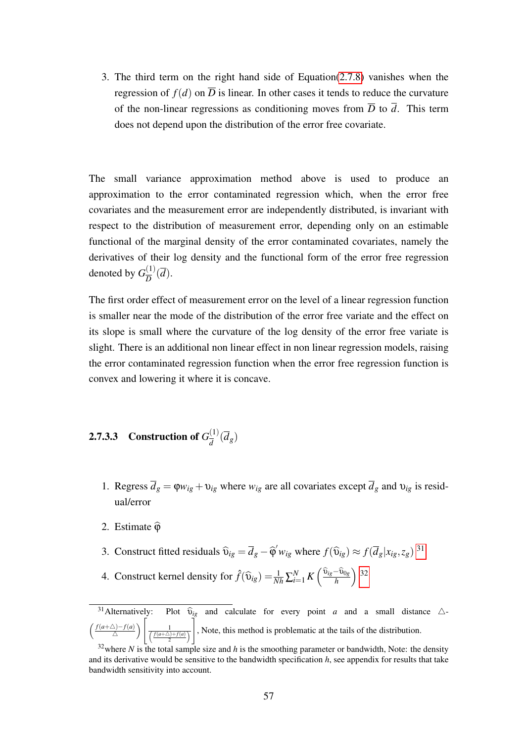3. The third term on the right hand side of Equation(2.7.8) vanishes when the regression of $f(d)$ on $\overline{D}$ is linear. In other cases it tends to reduce the curvature of the non-linear regressions as conditioning moves from $\overline{D}$ to $\overline{d}$. This term does not depend upon the distribution of the error free covariate.

The small variance approximation method above is used to produce an approximation to the error contaminated regression which, when the error free covariates and the measurement error are independently distributed, is invariant with respect to the distribution of measurement error, depending only on an estimable functional of the marginal density of the error contaminated covariates, namely the derivatives of their log density and the functional form of the error free regression denoted by $G_{\overline{D}}^{(1)}(\overline{d})$.

The first order effect of measurement error on the level of a linear regression function is smaller near the mode of the distribution of the error free variate and the effect on its slope is small where the curvature of the log density of the error free variate is slight. There is an additional non linear effect in non linear regression models, raising the error contaminated regression function when the error free regression function is convex and lowering it where it is concave.

#### 2.7.3.3 Construction of $G_{\overline{d}}^{(1)}(\overline{d}_g)$

1. Regress $\overline{d}_g = \varphi w_{ig} + \upsilon_{ig}$ where $w_{ig}$ are all covariates except $\overline{d}_g$ and $\upsilon_{ig}$ is residual/error

2. Estimate $\widehat{\varphi}$

3. Construct fitted residuals $\widehat{\upsilon}_{ig} = \overline{d}_g - \widehat{\varphi}' w_{ig}$ where $f(\widehat{\upsilon}_{ig}) \approx f(\overline{d}_g | x_{ig}, z_g)$ [31]

4. Construct kernel density for $\hat{f}(\widehat{\upsilon}_{ig}) = \frac{1}{Nh} \sum_{i=1}^{N} K\left(\frac{\widehat{\upsilon}_{ig} - \widehat{\upsilon}_{0g}}{h}\right)$ [32]

[31] Alternatively: Plot $\widehat{\upsilon}_{ig}$ and calculate for every point $a$ and a small distance $\triangle$- $\left(\frac{f(a+\triangle)-f(a)}{\triangle}\right) \left[\frac{1}{\left(\frac{f(a+\triangle)+f(a)}{2}\right)}\right]$, Note, this method is problematic at the tails of the distribution.

[32] where $N$ is the total sample size and $h$ is the smoothing parameter or bandwidth, Note: the density and its derivative would be sensitive to the bandwidth specification $h$, see appendix for results that take bandwidth sensitivity into account.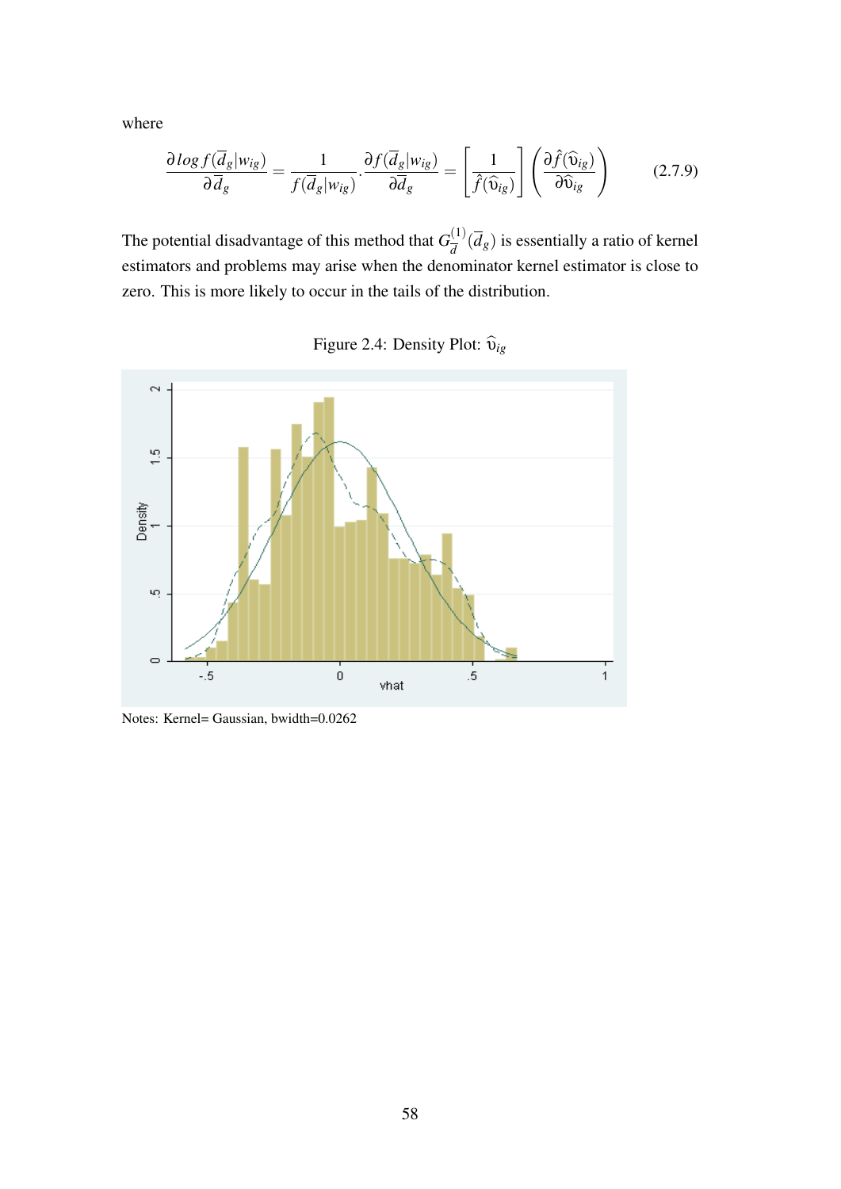where

$$\frac{\partial \log f(\overline{d}_g|w_{ig})}{\partial \overline{d}_g} = \frac{1}{f(\overline{d}_g|w_{ig})} \cdot \frac{\partial f(\overline{d}_g|w_{ig})}{\partial \overline{d}_g} = \left[\frac{1}{\hat{f}(\widehat{\upsilon}_{ig})}\right] \left(\frac{\partial \hat{f}(\widehat{\upsilon}_{ig})}{\partial \widehat{\upsilon}_{ig}}\right) \tag{2.7.9}$$

The potential disadvantage of this method that $G_{\overline{d}}^{(1)}(\overline{d}_g)$ is essentially a ratio of kernel estimators and problems may arise when the denominator kernel estimator is close to zero. This is more likely to occur in the tails of the distribution.

Figure 2.4: Density Plot: $\widehat{\upsilon}_{ig}$

Notes: Kernel= Gaussian, bwidth=0.0262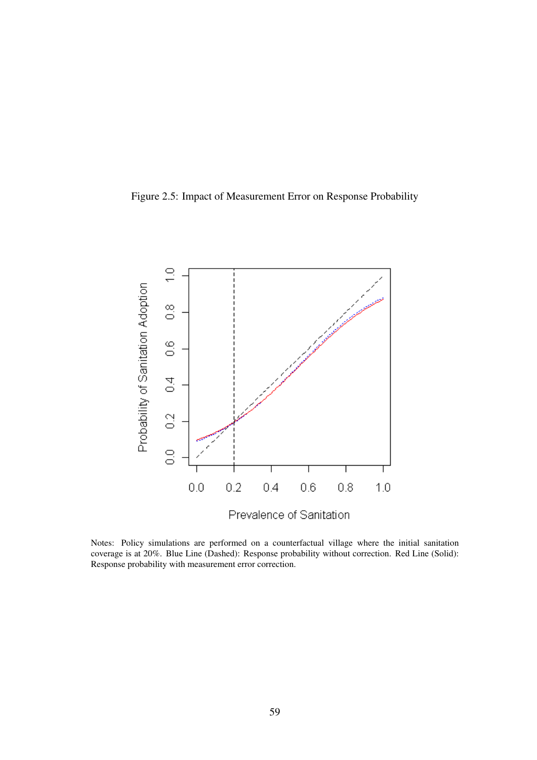Figure 2.5: Impact of Measurement Error on Response Probability

Notes: Policy simulations are performed on a counterfactual village where the initial sanitation coverage is at 20%. Blue Line (Dashed): Response probability without correction. Red Line (Solid): Response probability with measurement error correction.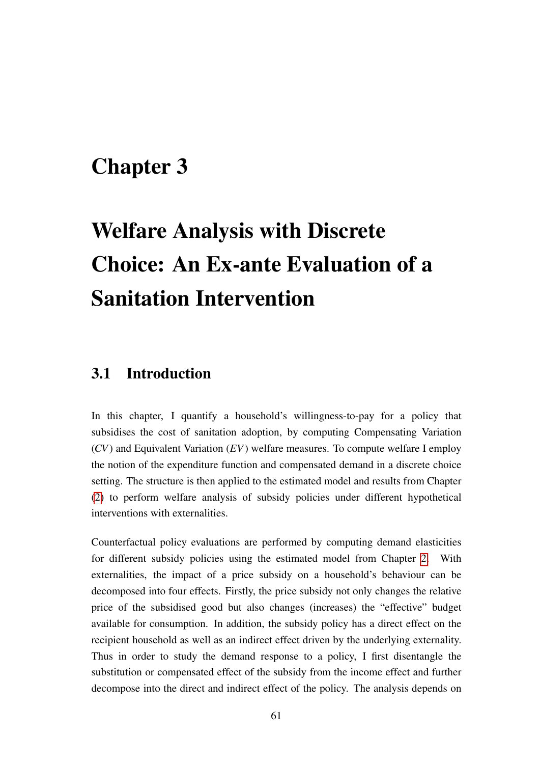# Chapter 3

# Welfare Analysis with Discrete Choice: An Ex-ante Evaluation of a Sanitation Intervention

## 3.1 Introduction

In this chapter, I quantify a household's willingness-to-pay for a policy that subsidises the cost of sanitation adoption, by computing Compensating Variation ($CV$) and Equivalent Variation ($EV$) welfare measures. To compute welfare I employ the notion of the expenditure function and compensated demand in a discrete choice setting. The structure is then applied to the estimated model and results from Chapter (2) to perform welfare analysis of subsidy policies under different hypothetical interventions with externalities.

Counterfactual policy evaluations are performed by computing demand elasticities for different subsidy policies using the estimated model from Chapter 2. With externalities, the impact of a price subsidy on a household's behaviour can be decomposed into four effects. Firstly, the price subsidy not only changes the relative price of the subsidised good but also changes (increases) the "effective" budget available for consumption. In addition, the subsidy policy has a direct effect on the recipient household as well as an indirect effect driven by the underlying externality. Thus in order to study the demand response to a policy, I first disentangle the substitution or compensated effect of the subsidy from the income effect and further decompose into the direct and indirect effect of the policy. The analysis depends on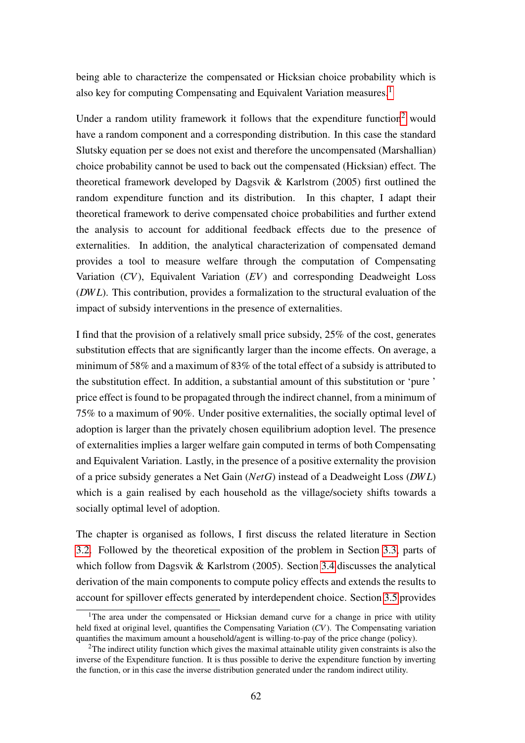being able to characterize the compensated or Hicksian choice probability which is also key for computing Compensating and Equivalent Variation measures.[1]

Under a random utility framework it follows that the expenditure function[2] would have a random component and a corresponding distribution. In this case the standard Slutsky equation per se does not exist and therefore the uncompensated (Marshallian) choice probability cannot be used to back out the compensated (Hicksian) effect. The theoretical framework developed by Dagsvik & Karlstrom (2005) first outlined the random expenditure function and its distribution. In this chapter, I adapt their theoretical framework to derive compensated choice probabilities and further extend the analysis to account for additional feedback effects due to the presence of externalities. In addition, the analytical characterization of compensated demand provides a tool to measure welfare through the computation of Compensating Variation ($CV$), Equivalent Variation ($EV$) and corresponding Deadweight Loss ($DWL$). This contribution, provides a formalization to the structural evaluation of the impact of subsidy interventions in the presence of externalities.

I find that the provision of a relatively small price subsidy, 25% of the cost, generates substitution effects that are significantly larger than the income effects. On average, a minimum of 58% and a maximum of 83% of the total effect of a subsidy is attributed to the substitution effect. In addition, a substantial amount of this substitution or 'pure ' price effect is found to be propagated through the indirect channel, from a minimum of 75% to a maximum of 90%. Under positive externalities, the socially optimal level of adoption is larger than the privately chosen equilibrium adoption level. The presence of externalities implies a larger welfare gain computed in terms of both Compensating and Equivalent Variation. Lastly, in the presence of a positive externality the provision of a price subsidy generates a Net Gain ($NetG$) instead of a Deadweight Loss ($DWL$) which is a gain realised by each household as the village/society shifts towards a socially optimal level of adoption.

The chapter is organised as follows, I first discuss the related literature in Section 3.2. Followed by the theoretical exposition of the problem in Section 3.3, parts of which follow from Dagsvik & Karlstrom (2005). Section 3.4 discusses the analytical derivation of the main components to compute policy effects and extends the results to account for spillover effects generated by interdependent choice. Section 3.5 provides

---

[1] The area under the compensated or Hicksian demand curve for a change in price with utility held fixed at original level, quantifies the Compensating Variation ($CV$). The Compensating variation quantifies the maximum amount a household/agent is willing-to-pay of the price change (policy).

[2] The indirect utility function which gives the maximal attainable utility given constraints is also the inverse of the Expenditure function. It is thus possible to derive the expenditure function by inverting the function, or in this case the inverse distribution generated under the random indirect utility.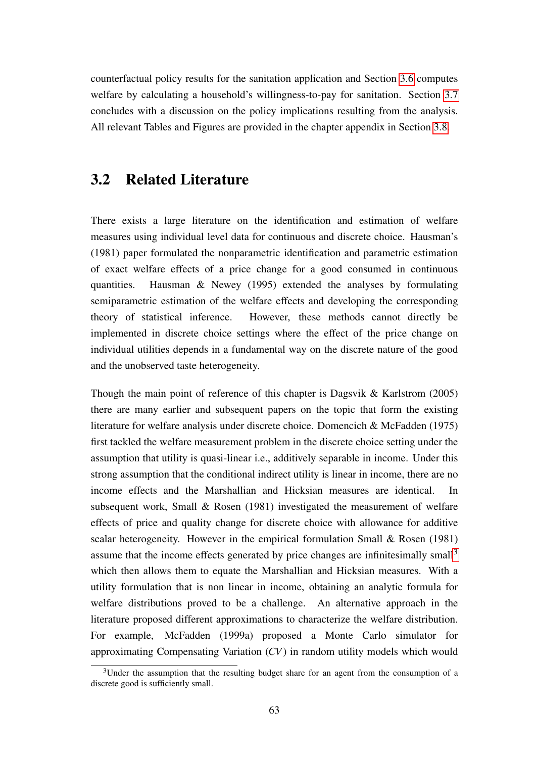counterfactual policy results for the sanitation application and Section 3.6 computes welfare by calculating a household's willingness-to-pay for sanitation. Section 3.7 concludes with a discussion on the policy implications resulting from the analysis. All relevant Tables and Figures are provided in the chapter appendix in Section 3.8.

## 3.2 Related Literature

There exists a large literature on the identification and estimation of welfare measures using individual level data for continuous and discrete choice. Hausman's (1981) paper formulated the nonparametric identification and parametric estimation of exact welfare effects of a price change for a good consumed in continuous quantities. Hausman & Newey (1995) extended the analyses by formulating semiparametric estimation of the welfare effects and developing the corresponding theory of statistical inference. However, these methods cannot directly be implemented in discrete choice settings where the effect of the price change on individual utilities depends in a fundamental way on the discrete nature of the good and the unobserved taste heterogeneity.

Though the main point of reference of this chapter is Dagsvik & Karlstrom (2005) there are many earlier and subsequent papers on the topic that form the existing literature for welfare analysis under discrete choice. Domencich & McFadden (1975) first tackled the welfare measurement problem in the discrete choice setting under the assumption that utility is quasi-linear i.e., additively separable in income. Under this strong assumption that the conditional indirect utility is linear in income, there are no income effects and the Marshallian and Hicksian measures are identical. In subsequent work, Small & Rosen (1981) investigated the measurement of welfare effects of price and quality change for discrete choice with allowance for additive scalar heterogeneity. However in the empirical formulation Small & Rosen (1981) assume that the income effects generated by price changes are infinitesimally small[3] which then allows them to equate the Marshallian and Hicksian measures. With a utility formulation that is non linear in income, obtaining an analytic formula for welfare distributions proved to be a challenge. An alternative approach in the literature proposed different approximations to characterize the welfare distribution. For example, McFadden (1999a) proposed a Monte Carlo simulator for approximating Compensating Variation (*CV*) in random utility models which would

[3] Under the assumption that the resulting budget share for an agent from the consumption of a discrete good is sufficiently small.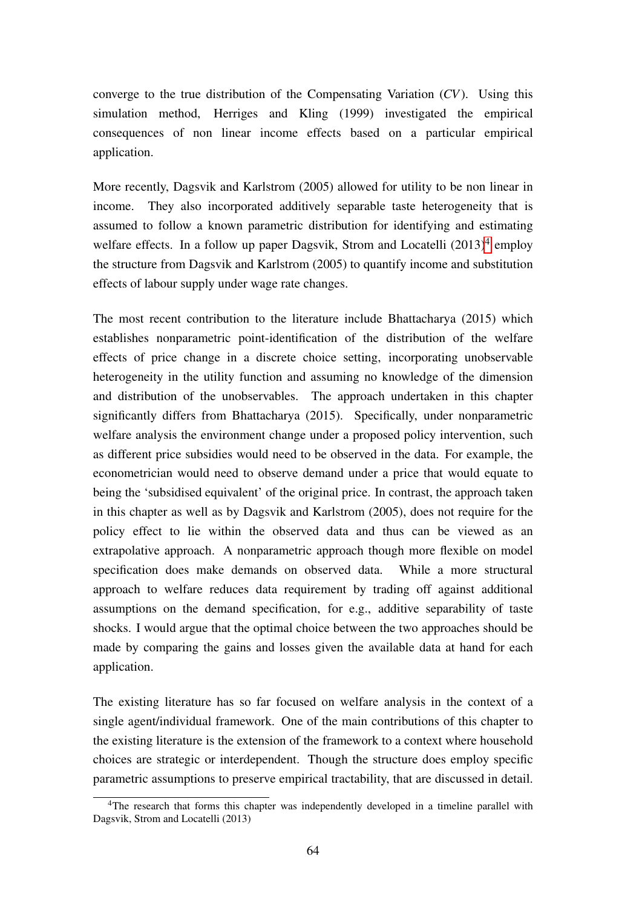converge to the true distribution of the Compensating Variation ($CV$). Using this simulation method, Herriges and Kling (1999) investigated the empirical consequences of non linear income effects based on a particular empirical application.

More recently, Dagsvik and Karlstrom (2005) allowed for utility to be non linear in income. They also incorporated additively separable taste heterogeneity that is assumed to follow a known parametric distribution for identifying and estimating welfare effects. In a follow up paper Dagsvik, Strom and Locatelli (2013)[4] employ the structure from Dagsvik and Karlstrom (2005) to quantify income and substitution effects of labour supply under wage rate changes.

The most recent contribution to the literature include Bhattacharya (2015) which establishes nonparametric point-identification of the distribution of the welfare effects of price change in a discrete choice setting, incorporating unobservable heterogeneity in the utility function and assuming no knowledge of the dimension and distribution of the unobservables. The approach undertaken in this chapter significantly differs from Bhattacharya (2015). Specifically, under nonparametric welfare analysis the environment change under a proposed policy intervention, such as different price subsidies would need to be observed in the data. For example, the econometrician would need to observe demand under a price that would equate to being the 'subsidised equivalent' of the original price. In contrast, the approach taken in this chapter as well as by Dagsvik and Karlstrom (2005), does not require for the policy effect to lie within the observed data and thus can be viewed as an extrapolative approach. A nonparametric approach though more flexible on model specification does make demands on observed data. While a more structural approach to welfare reduces data requirement by trading off against additional assumptions on the demand specification, for e.g., additive separability of taste shocks. I would argue that the optimal choice between the two approaches should be made by comparing the gains and losses given the available data at hand for each application.

The existing literature has so far focused on welfare analysis in the context of a single agent/individual framework. One of the main contributions of this chapter to the existing literature is the extension of the framework to a context where household choices are strategic or interdependent. Though the structure does employ specific parametric assumptions to preserve empirical tractability, that are discussed in detail.

[4] The research that forms this chapter was independently developed in a timeline parallel with Dagsvik, Strom and Locatelli (2013)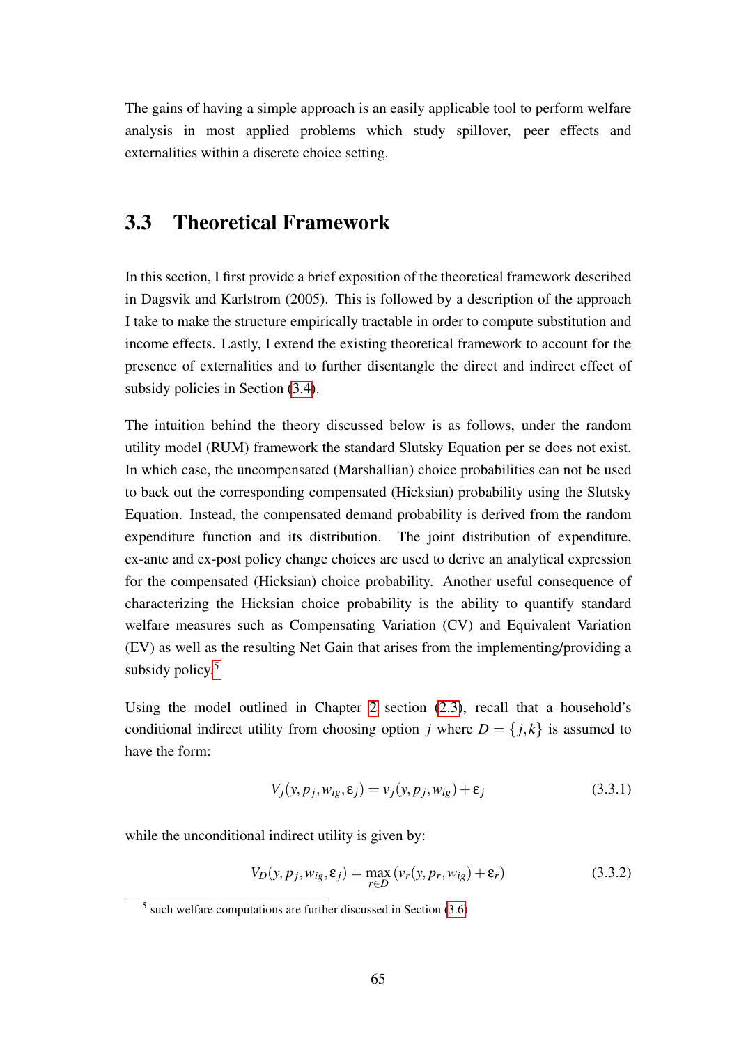The gains of having a simple approach is an easily applicable tool to perform welfare analysis in most applied problems which study spillover, peer effects and externalities within a discrete choice setting.

## 3.3 Theoretical Framework

In this section, I first provide a brief exposition of the theoretical framework described in Dagsvik and Karlstrom (2005). This is followed by a description of the approach I take to make the structure empirically tractable in order to compute substitution and income effects. Lastly, I extend the existing theoretical framework to account for the presence of externalities and to further disentangle the direct and indirect effect of subsidy policies in Section (3.4).

The intuition behind the theory discussed below is as follows, under the random utility model (RUM) framework the standard Slutsky Equation per se does not exist. In which case, the uncompensated (Marshallian) choice probabilities can not be used to back out the corresponding compensated (Hicksian) probability using the Slutsky Equation. Instead, the compensated demand probability is derived from the random expenditure function and its distribution. The joint distribution of expenditure, ex-ante and ex-post policy change choices are used to derive an analytical expression for the compensated (Hicksian) choice probability. Another useful consequence of characterizing the Hicksian choice probability is the ability to quantify standard welfare measures such as Compensating Variation (CV) and Equivalent Variation (EV) as well as the resulting Net Gain that arises from the implementing/providing a subsidy policy.[5]

Using the model outlined in Chapter 2 section (2.3), recall that a household's conditional indirect utility from choosing option $j$ where $D = \{j, k\}$ is assumed to have the form:

$$V_j(y, p_j, w_{ig}, \varepsilon_j) = v_j(y, p_j, w_{ig}) + \varepsilon_j \tag{3.3.1}$$

while the unconditional indirect utility is given by:

$$V_D(y, p_j, w_{ig}, \varepsilon_j) = \max_{r \in D} (v_r(y, p_r, w_{ig}) + \varepsilon_r) \tag{3.3.2}$$

[5] such welfare computations are further discussed in Section (3.6)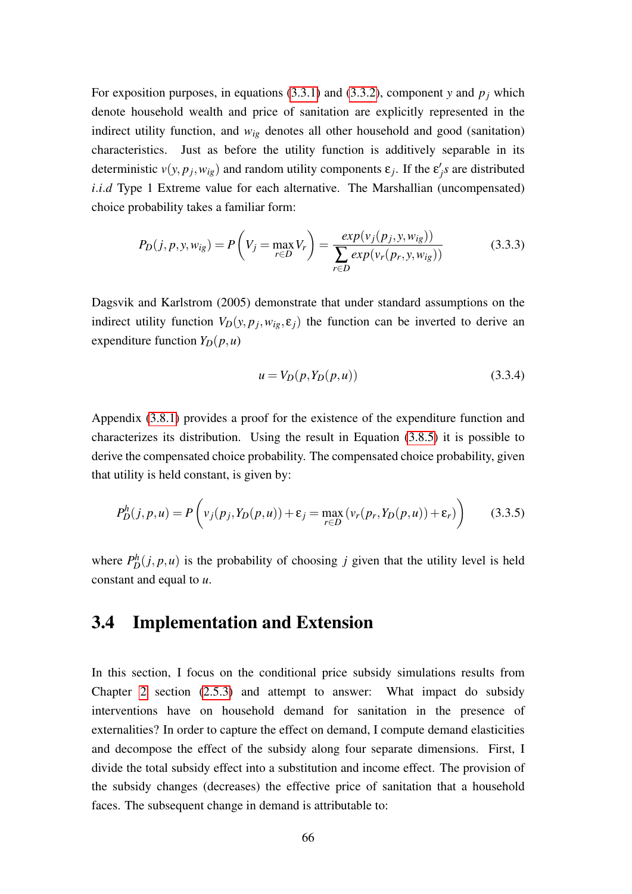For exposition purposes, in equations (3.3.1) and (3.3.2), component $y$ and $p_j$ which denote household wealth and price of sanitation are explicitly represented in the indirect utility function, and $w_{ig}$ denotes all other household and good (sanitation) characteristics. Just as before the utility function is additively separable in its deterministic $v(y, p_j, w_{ig})$ and random utility components $\varepsilon_j$. If the $\varepsilon_j' s$ are distributed $i.i.d$ Type 1 Extreme value for each alternative. The Marshallian (uncompensated) choice probability takes a familiar form:

$$P_D(j, p, y, w_{ig}) = P\left(V_j = \max_{r \in D} V_r\right) = \frac{exp(v_j(p_j, y, w_{ig}))}{\sum_{r \in D} exp(v_r(p_r, y, w_{ig}))} \tag{3.3.3}$$

Dagsvik and Karlstrom (2005) demonstrate that under standard assumptions on the indirect utility function $V_D(y, p_j, w_{ig}, \varepsilon_j)$ the function can be inverted to derive an expenditure function $Y_D(p, u)$

$$u = V_D(p, Y_D(p, u)) \tag{3.3.4}$$

Appendix (3.8.1) provides a proof for the existence of the expenditure function and characterizes its distribution. Using the result in Equation (3.8.5) it is possible to derive the compensated choice probability. The compensated choice probability, given that utility is held constant, is given by:

$$P_D^h(j, p, u) = P\left(v_j(p_j, Y_D(p, u)) + \varepsilon_j = \max_{r \in D} \left(v_r(p_r, Y_D(p, u)) + \varepsilon_r\right)\right) \tag{3.3.5}$$

where $P_D^h(j, p, u)$ is the probability of choosing $j$ given that the utility level is held constant and equal to $u$.

## 3.4 Implementation and Extension

In this section, I focus on the conditional price subsidy simulations results from Chapter 2 section (2.5.3) and attempt to answer: What impact do subsidy interventions have on household demand for sanitation in the presence of externalities? In order to capture the effect on demand, I compute demand elasticities and decompose the effect of the subsidy along four separate dimensions. First, I divide the total subsidy effect into a substitution and income effect. The provision of the subsidy changes (decreases) the effective price of sanitation that a household faces. The subsequent change in demand is attributable to: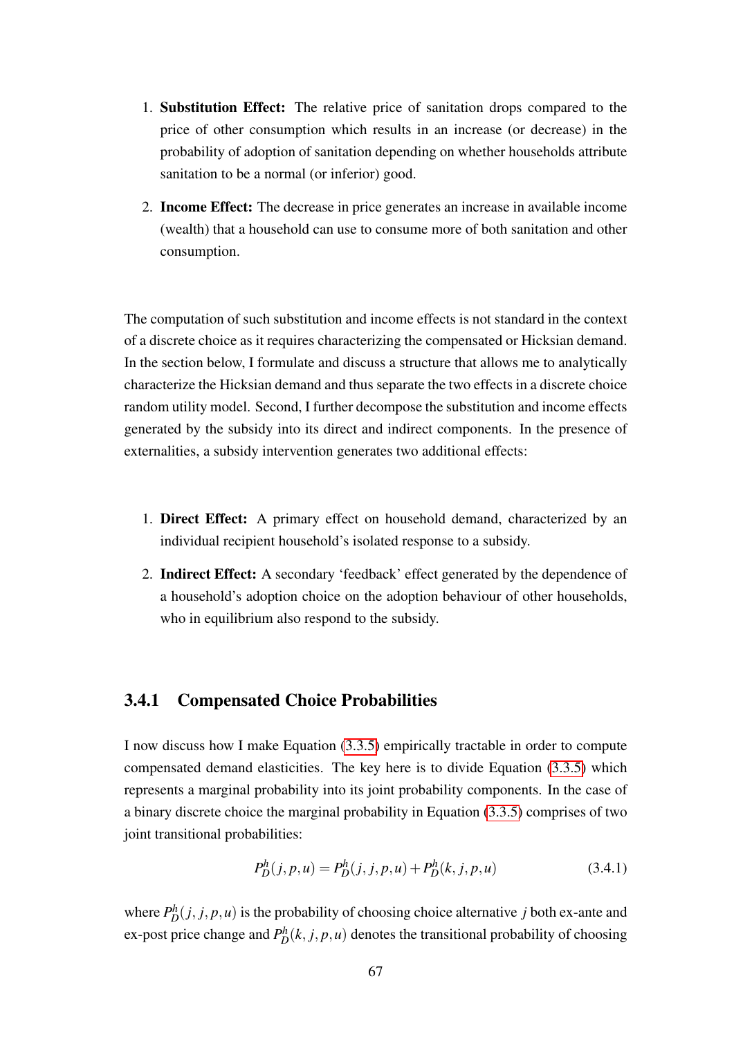1. **Substitution Effect:** The relative price of sanitation drops compared to the price of other consumption which results in an increase (or decrease) in the probability of adoption of sanitation depending on whether households attribute sanitation to be a normal (or inferior) good.

2. **Income Effect:** The decrease in price generates an increase in available income (wealth) that a household can use to consume more of both sanitation and other consumption.

The computation of such substitution and income effects is not standard in the context of a discrete choice as it requires characterizing the compensated or Hicksian demand. In the section below, I formulate and discuss a structure that allows me to analytically characterize the Hicksian demand and thus separate the two effects in a discrete choice random utility model. Second, I further decompose the substitution and income effects generated by the subsidy into its direct and indirect components. In the presence of externalities, a subsidy intervention generates two additional effects:

1. **Direct Effect:** A primary effect on household demand, characterized by an individual recipient household's isolated response to a subsidy.

2. **Indirect Effect:** A secondary 'feedback' effect generated by the dependence of a household's adoption choice on the adoption behaviour of other households, who in equilibrium also respond to the subsidy.

### 3.4.1 Compensated Choice Probabilities

I now discuss how I make Equation (3.3.5) empirically tractable in order to compute compensated demand elasticities. The key here is to divide Equation (3.3.5) which represents a marginal probability into its joint probability components. In the case of a binary discrete choice the marginal probability in Equation (3.3.5) comprises of two joint transitional probabilities:

$$P_D^h(j,p,u) = P_D^h(j,j,p,u) + P_D^h(k,j,p,u) \tag{3.4.1}$$

where $P_D^h(j,j,p,u)$ is the probability of choosing choice alternative $j$ both ex-ante and ex-post price change and $P_D^h(k,j,p,u)$ denotes the transitional probability of choosing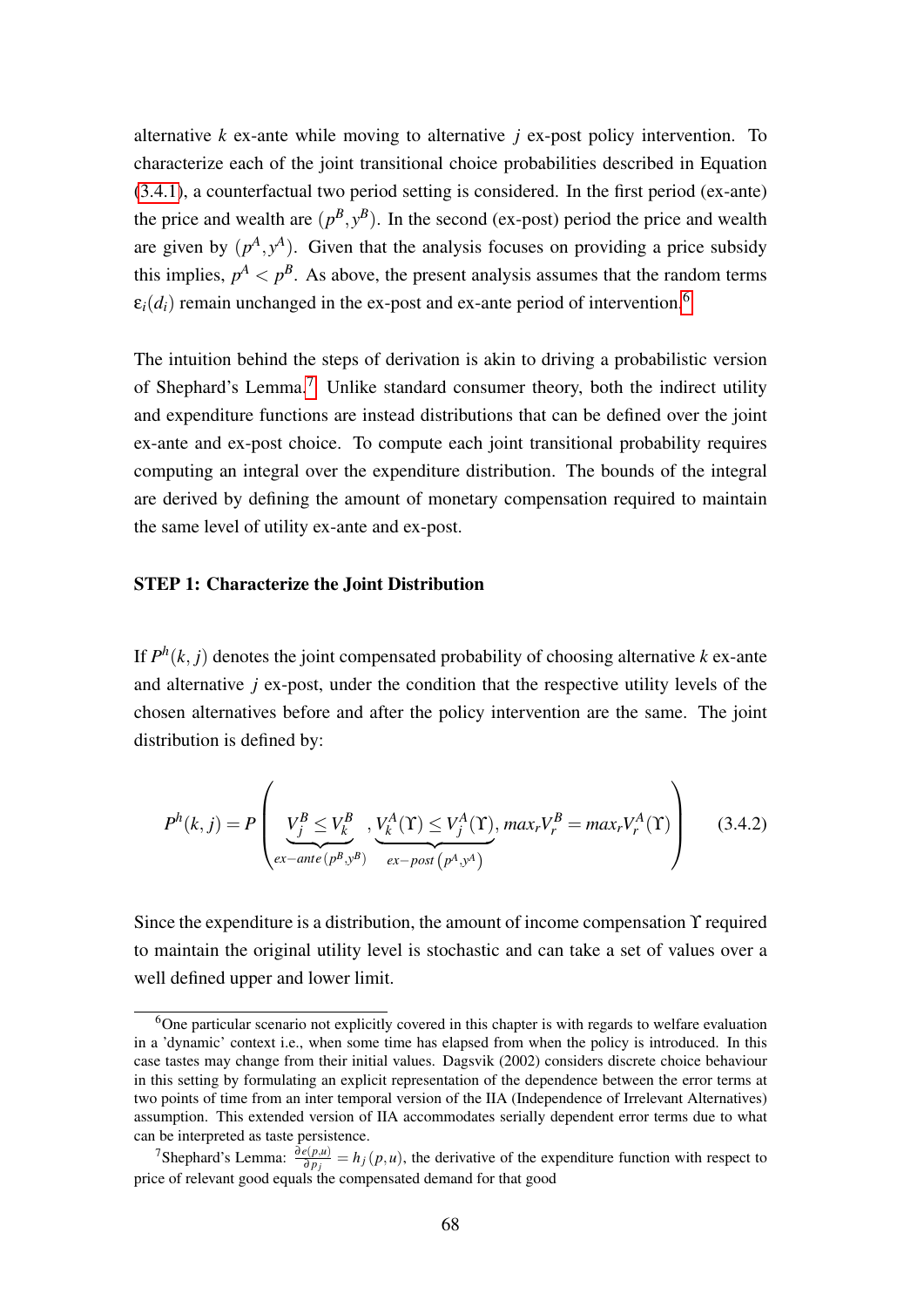alternative $k$ ex-ante while moving to alternative $j$ ex-post policy intervention. To characterize each of the joint transitional choice probabilities described in Equation (3.4.1), a counterfactual two period setting is considered. In the first period (ex-ante) the price and wealth are $(p^B, y^B)$. In the second (ex-post) period the price and wealth are given by $(p^A, y^A)$. Given that the analysis focuses on providing a price subsidy this implies, $p^A < p^B$. As above, the present analysis assumes that the random terms $\varepsilon_i(d_i)$ remain unchanged in the ex-post and ex-ante period of intervention.[6]

The intuition behind the steps of derivation is akin to driving a probabilistic version of Shephard's Lemma.[7] Unlike standard consumer theory, both the indirect utility and expenditure functions are instead distributions that can be defined over the joint ex-ante and ex-post choice. To compute each joint transitional probability requires computing an integral over the expenditure distribution. The bounds of the integral are derived by defining the amount of monetary compensation required to maintain the same level of utility ex-ante and ex-post.

**STEP 1: Characterize the Joint Distribution**

If $P^h(k, j)$ denotes the joint compensated probability of choosing alternative $k$ ex-ante and alternative $j$ ex-post, under the condition that the respective utility levels of the chosen alternatives before and after the policy intervention are the same. The joint distribution is defined by:

$$P^h(k,j) = P\left( \underbrace{V_j^B \leq V_k^B}_{ex-ante\,(p^B, y^B)}, \underbrace{V_k^A(\Upsilon) \leq V_j^A(\Upsilon)}_{ex-post\,\left(p^A, y^A\right)}, max_r V_r^B = max_r V_r^A(\Upsilon) \right) \tag{3.4.2}$$

Since the expenditure is a distribution, the amount of income compensation $\Upsilon$ required to maintain the original utility level is stochastic and can take a set of values over a well defined upper and lower limit.

---

[6] One particular scenario not explicitly covered in this chapter is with regards to welfare evaluation in a 'dynamic' context i.e., when some time has elapsed from when the policy is introduced. In this case tastes may change from their initial values. Dagsvik (2002) considers discrete choice behaviour in this setting by formulating an explicit representation of the dependence between the error terms at two points of time from an inter temporal version of the IIA (Independence of Irrelevant Alternatives) assumption. This extended version of IIA accommodates serially dependent error terms due to what can be interpreted as taste persistence.

[7] Shephard's Lemma: $\frac{\partial e(p,u)}{\partial p_j} = h_j(p,u)$, the derivative of the expenditure function with respect to price of relevant good equals the compensated demand for that good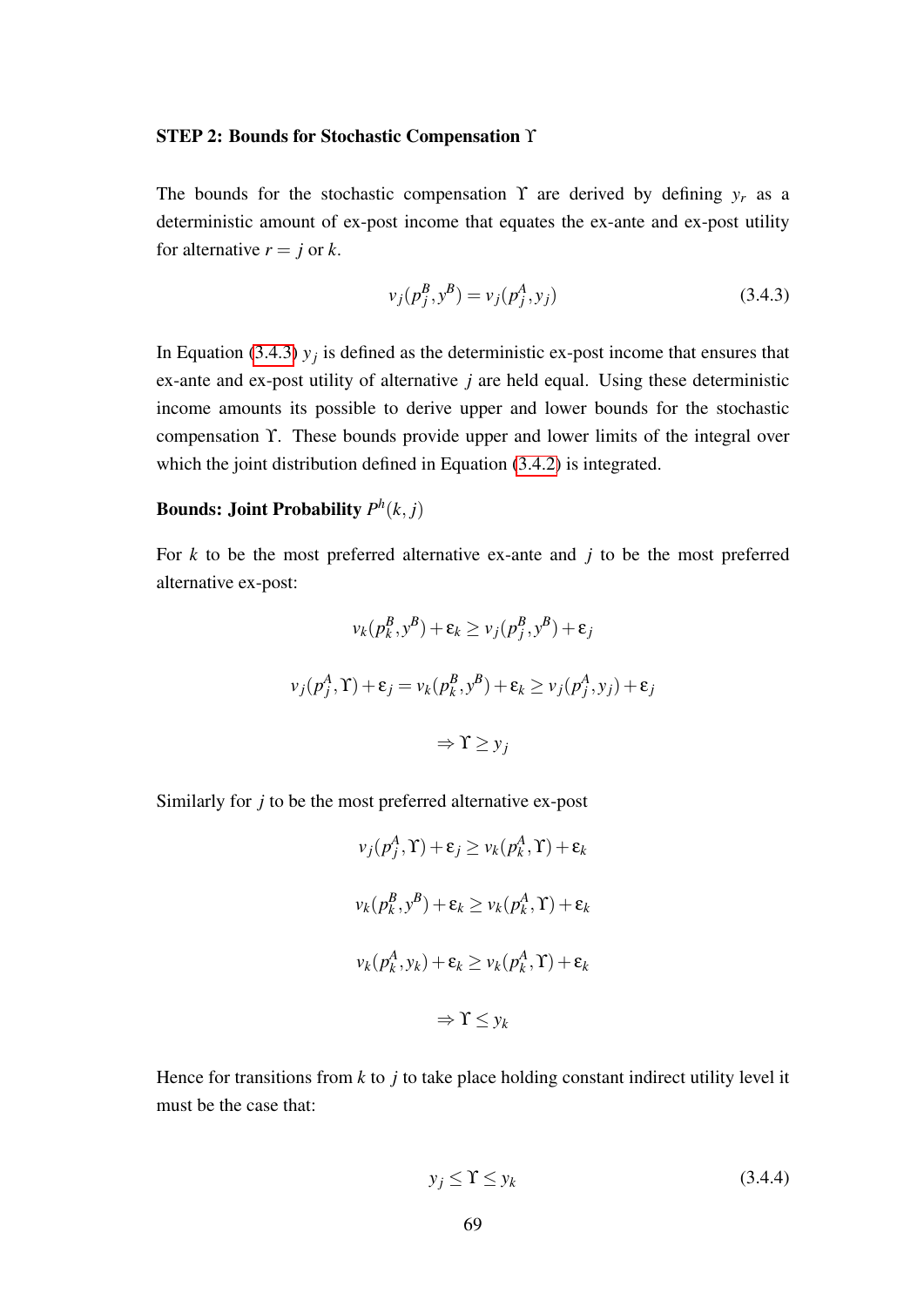**STEP 2: Bounds for Stochastic Compensation $\Upsilon$**

The bounds for the stochastic compensation $\Upsilon$ are derived by defining $y_r$ as a deterministic amount of ex-post income that equates the ex-ante and ex-post utility for alternative $r = j$ or $k$.

$$v_j(p_j^B, y^B) = v_j(p_j^A, y_j) \tag{3.4.3}$$

In Equation (3.4.3) $y_j$ is defined as the deterministic ex-post income that ensures that ex-ante and ex-post utility of alternative $j$ are held equal. Using these deterministic income amounts its possible to derive upper and lower bounds for the stochastic compensation $\Upsilon$. These bounds provide upper and lower limits of the integral over which the joint distribution defined in Equation (3.4.2) is integrated.

**Bounds: Joint Probability $P^h(k, j)$**

For $k$ to be the most preferred alternative ex-ante and $j$ to be the most preferred alternative ex-post:

$$v_k(p_k^B, y^B) + \varepsilon_k \geq v_j(p_j^B, y^B) + \varepsilon_j$$

$$v_j(p_j^A, \Upsilon) + \varepsilon_j = v_k(p_k^B, y^B) + \varepsilon_k \geq v_j(p_j^A, y_j) + \varepsilon_j$$

$$\Rightarrow \Upsilon \geq y_j$$

Similarly for $j$ to be the most preferred alternative ex-post

$$v_j(p_j^A, \Upsilon) + \varepsilon_j \geq v_k(p_k^A, \Upsilon) + \varepsilon_k$$

$$v_k(p_k^B, y^B) + \varepsilon_k \geq v_k(p_k^A, \Upsilon) + \varepsilon_k$$

$$v_k(p_k^A, y_k) + \varepsilon_k \geq v_k(p_k^A, \Upsilon) + \varepsilon_k$$

$$\Rightarrow \Upsilon \leq y_k$$

Hence for transitions from $k$ to $j$ to take place holding constant indirect utility level it must be the case that:

$$y_j \leq \Upsilon \leq y_k \tag{3.4.4}$$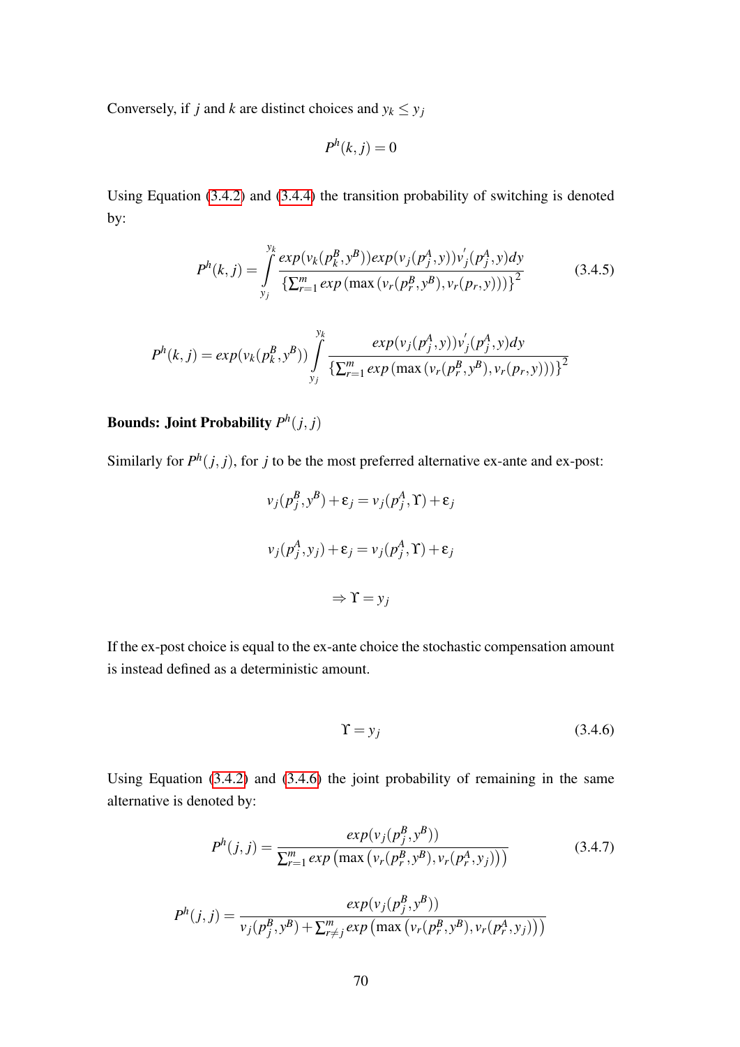Conversely, if $j$ and $k$ are distinct choices and $y_k \leq y_j$

$$P^h(k,j) = 0$$

Using Equation (3.4.2) and (3.4.4) the transition probability of switching is denoted by:

$$P^h(k,j) = \int_{y_j}^{y_k} \frac{exp(v_k(p_k^B, y^B))exp(v_j(p_j^A, y))v_j^{'}(p_j^A, y)dy}{\left\{\sum_{r=1}^{m} exp\left(\max\left(v_r(p_r^B, y^B), v_r(p_r, y)\right)\right)\right\}^2} \tag{3.4.5}$$

$$P^h(k,j) = exp(v_k(p_k^B, y^B)) \int_{y_j}^{y_k} \frac{exp(v_j(p_j^A, y))v_j^{'}(p_j^A, y)dy}{\left\{\sum_{r=1}^{m} exp\left(\max\left(v_r(p_r^B, y^B), v_r(p_r, y)\right)\right)\right\}^2}$$

**Bounds: Joint Probability $P^h(j,j)$**

Similarly for $P^h(j,j)$, for $j$ to be the most preferred alternative ex-ante and ex-post:

$$v_j(p_j^B, y^B) + \varepsilon_j = v_j(p_j^A, \Upsilon) + \varepsilon_j$$

$$v_j(p_j^A, y_j) + \varepsilon_j = v_j(p_j^A, \Upsilon) + \varepsilon_j$$

$$\Rightarrow \Upsilon = y_j$$

If the ex-post choice is equal to the ex-ante choice the stochastic compensation amount is instead defined as a deterministic amount.

$$\Upsilon = y_j \tag{3.4.6}$$

Using Equation (3.4.2) and (3.4.6) the joint probability of remaining in the same alternative is denoted by:

$$P^h(j,j) = \frac{exp(v_j(p_j^B, y^B))}{\sum_{r=1}^{m} exp\left(\max\left(v_r(p_r^B, y^B), v_r(p_r^A, y_j)\right)\right)} \tag{3.4.7}$$

$$P^h(j,j) = \frac{exp(v_j(p_j^B, y^B))}{v_j(p_j^B, y^B) + \sum_{r \neq j}^{m} exp\left(\max\left(v_r(p_r^B, y^B), v_r(p_r^A, y_j)\right)\right)}$$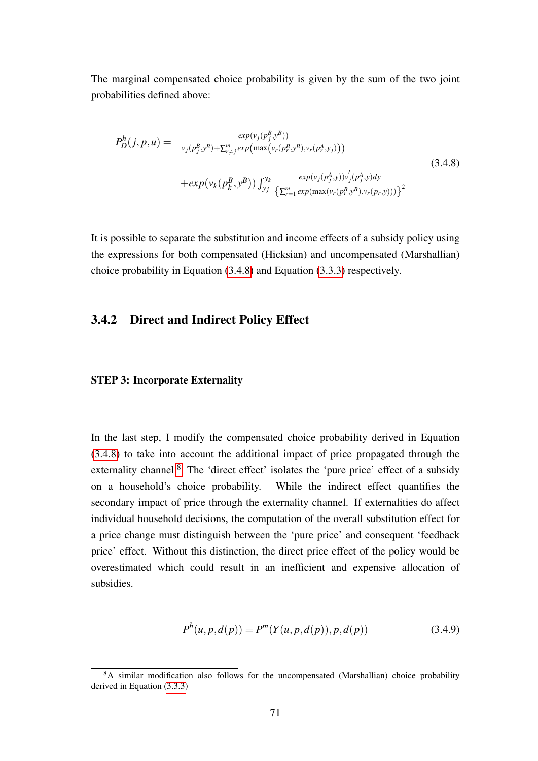The marginal compensated choice probability is given by the sum of the two joint probabilities defined above:

$$
\begin{aligned}
P_D^h(j,p,u) = & \frac{exp(v_j(p_j^B, y^B))}{v_j(p_j^B, y^B) + \sum_{r \neq j}^{m} exp\left(\max\left(v_r(p_r^B, y^B), v_r(p_r^A, y_j)\right)\right)} \\
& + exp(v_k(p_k^B, y^B)) \int_{y_j}^{y_k} \frac{exp(v_j(p_j^A, y)) v_j^{'}(p_j^A, y) dy}{\left\{\sum_{r=1}^{m} exp(\max(v_r(p_r^B, y^B), v_r(p_r, y)))\right\}^2}
\end{aligned}
\tag{3.4.8}
$$

It is possible to separate the substitution and income effects of a subsidy policy using the expressions for both compensated (Hicksian) and uncompensated (Marshallian) choice probability in Equation (3.4.8) and Equation (3.3.3) respectively.

### 3.4.2 Direct and Indirect Policy Effect

**STEP 3: Incorporate Externality**

In the last step, I modify the compensated choice probability derived in Equation (3.4.8) to take into account the additional impact of price propagated through the externality channel.[8] The 'direct effect' isolates the 'pure price' effect of a subsidy on a household's choice probability. While the indirect effect quantifies the secondary impact of price through the externality channel. If externalities do affect individual household decisions, the computation of the overall substitution effect for a price change must distinguish between the 'pure price' and consequent 'feedback price' effect. Without this distinction, the direct price effect of the policy would be overestimated which could result in an inefficient and expensive allocation of subsidies.

$$
P^h(u, p, \overline{d}(p)) = P^m(Y(u, p, \overline{d}(p)), p, \overline{d}(p)) \tag{3.4.9}
$$

[8] A similar modification also follows for the uncompensated (Marshallian) choice probability derived in Equation (3.3.3)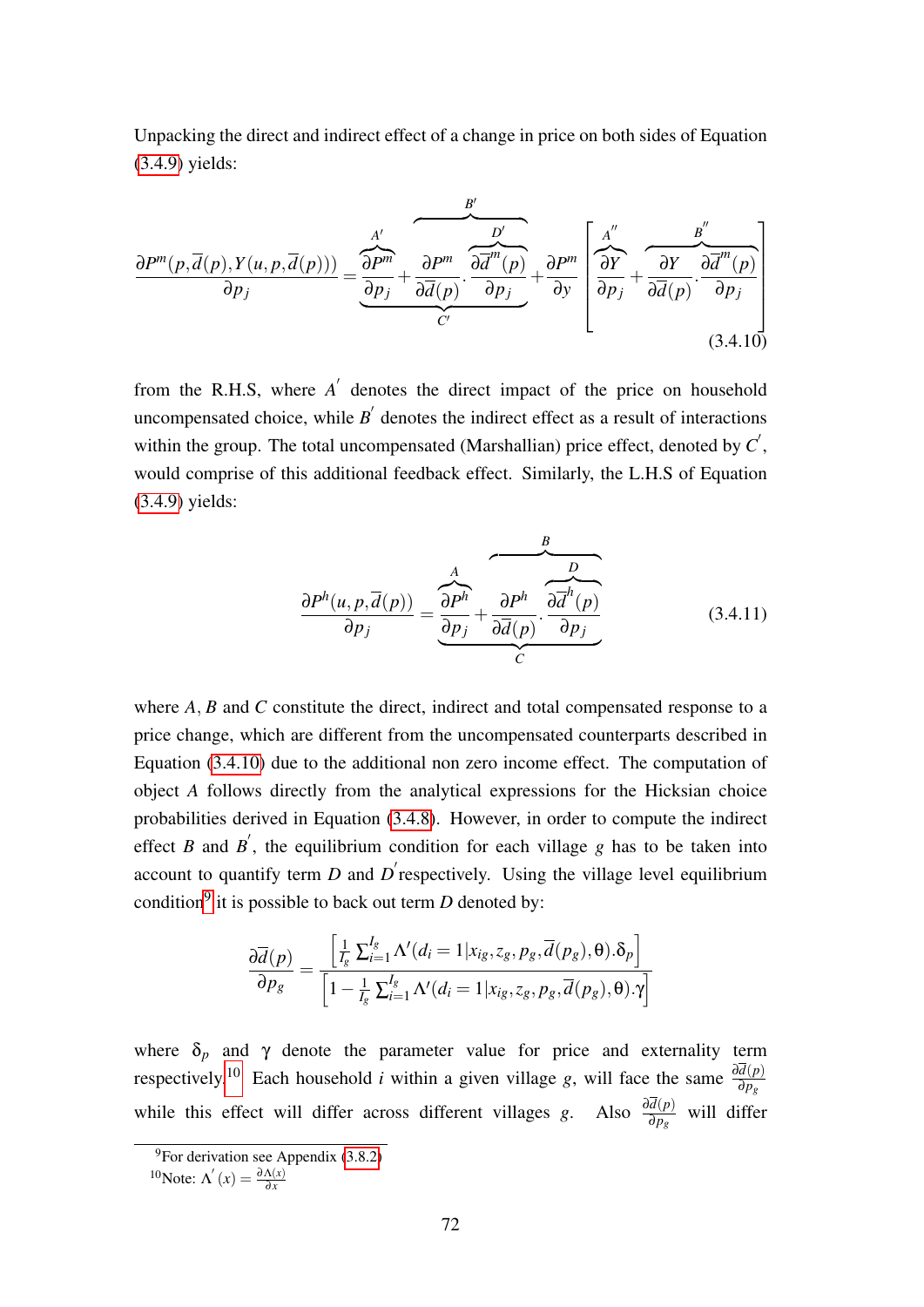Unpacking the direct and indirect effect of a change in price on both sides of Equation (3.4.9) yields:

$$\frac{\partial P^m(p,\overline{d}(p),Y(u,p,\overline{d}(p)))}{\partial p_j} = \underbrace{\overbrace{\frac{\partial P^m}{\partial p_j}}^{A'} + \overbrace{\frac{\partial P^m}{\partial \overline{d}(p)} \cdot \overbrace{\frac{\partial \overline{d}^m(p)}{\partial p_j}}^{D'}}^{B'}}_{C'} + \frac{\partial P^m}{\partial y}\left[\overbrace{\frac{\partial Y}{\partial p_j}}^{A''} + \overbrace{\frac{\partial Y}{\partial \overline{d}(p)} \cdot \frac{\partial \overline{d}^m(p)}{\partial p_j}}^{B''}\right] \tag{3.4.10}$$

from the R.H.S, where $A^{'}$ denotes the direct impact of the price on household uncompensated choice, while $B^{'}$ denotes the indirect effect as a result of interactions within the group. The total uncompensated (Marshallian) price effect, denoted by $C^{'}$, would comprise of this additional feedback effect. Similarly, the L.H.S of Equation (3.4.9) yields:

$$\frac{\partial P^h(u,p,\overline{d}(p))}{\partial p_j} = \underbrace{\overbrace{\frac{\partial P^h}{\partial p_j}}^{A} + \overbrace{\frac{\partial P^h}{\partial \overline{d}(p)} \cdot \overbrace{\frac{\partial \overline{d}^h(p)}{\partial p_j}}^{D}}^{B}}_{C} \tag{3.4.11}$$

where $A$, $B$ and $C$ constitute the direct, indirect and total compensated response to a price change, which are different from the uncompensated counterparts described in Equation (3.4.10) due to the additional non zero income effect. The computation of object $A$ follows directly from the analytical expressions for the Hicksian choice probabilities derived in Equation (3.4.8). However, in order to compute the indirect effect $B$ and $B^{'}$, the equilibrium condition for each village $g$ has to be taken into account to quantify term $D$ and $D^{'}$respectively. Using the village level equilibrium condition[9] it is possible to back out term $D$ denoted by:

$$\frac{\partial \overline{d}(p)}{\partial p_g} = \frac{\left[\frac{1}{I_g}\sum_{i=1}^{I_g} \Lambda'(d_i = 1|x_{ig}, z_g, p_g, \overline{d}(p_g), \theta).\delta_p\right]}{\left[1 - \frac{1}{I_g}\sum_{i=1}^{I_g} \Lambda'(d_i = 1|x_{ig}, z_g, p_g, \overline{d}(p_g), \theta).\gamma\right]}$$

where $\delta_p$ and $\gamma$ denote the parameter value for price and externality term respectively.[10] Each household $i$ within a given village $g$, will face the same $\frac{\partial \overline{d}(p)}{\partial p_g}$ while this effect will differ across different villages $g$. Also $\frac{\partial \overline{d}(p)}{\partial p_g}$ will differ

[9] For derivation see Appendix (3.8.2)

[10] Note: $\Lambda^{'}(x) = \frac{\partial \Lambda(x)}{\partial x}$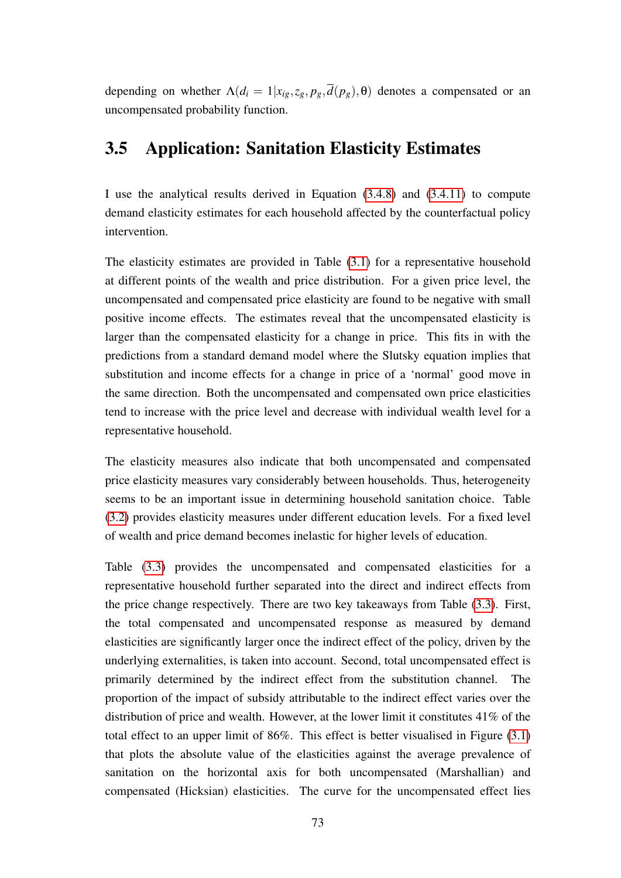depending on whether $\Lambda(d_i = 1|x_{ig}, z_g, p_g, \overline{d}(p_g), \theta)$ denotes a compensated or an uncompensated probability function.

## 3.5 Application: Sanitation Elasticity Estimates

I use the analytical results derived in Equation (3.4.8) and (3.4.11) to compute demand elasticity estimates for each household affected by the counterfactual policy intervention.

The elasticity estimates are provided in Table (3.1) for a representative household at different points of the wealth and price distribution. For a given price level, the uncompensated and compensated price elasticity are found to be negative with small positive income effects. The estimates reveal that the uncompensated elasticity is larger than the compensated elasticity for a change in price. This fits in with the predictions from a standard demand model where the Slutsky equation implies that substitution and income effects for a change in price of a 'normal' good move in the same direction. Both the uncompensated and compensated own price elasticities tend to increase with the price level and decrease with individual wealth level for a representative household.

The elasticity measures also indicate that both uncompensated and compensated price elasticity measures vary considerably between households. Thus, heterogeneity seems to be an important issue in determining household sanitation choice. Table (3.2) provides elasticity measures under different education levels. For a fixed level of wealth and price demand becomes inelastic for higher levels of education.

Table (3.3) provides the uncompensated and compensated elasticities for a representative household further separated into the direct and indirect effects from the price change respectively. There are two key takeaways from Table (3.3). First, the total compensated and uncompensated response as measured by demand elasticities are significantly larger once the indirect effect of the policy, driven by the underlying externalities, is taken into account. Second, total uncompensated effect is primarily determined by the indirect effect from the substitution channel. The proportion of the impact of subsidy attributable to the indirect effect varies over the distribution of price and wealth. However, at the lower limit it constitutes 41% of the total effect to an upper limit of 86%. This effect is better visualised in Figure (3.1) that plots the absolute value of the elasticities against the average prevalence of sanitation on the horizontal axis for both uncompensated (Marshallian) and compensated (Hicksian) elasticities. The curve for the uncompensated effect lies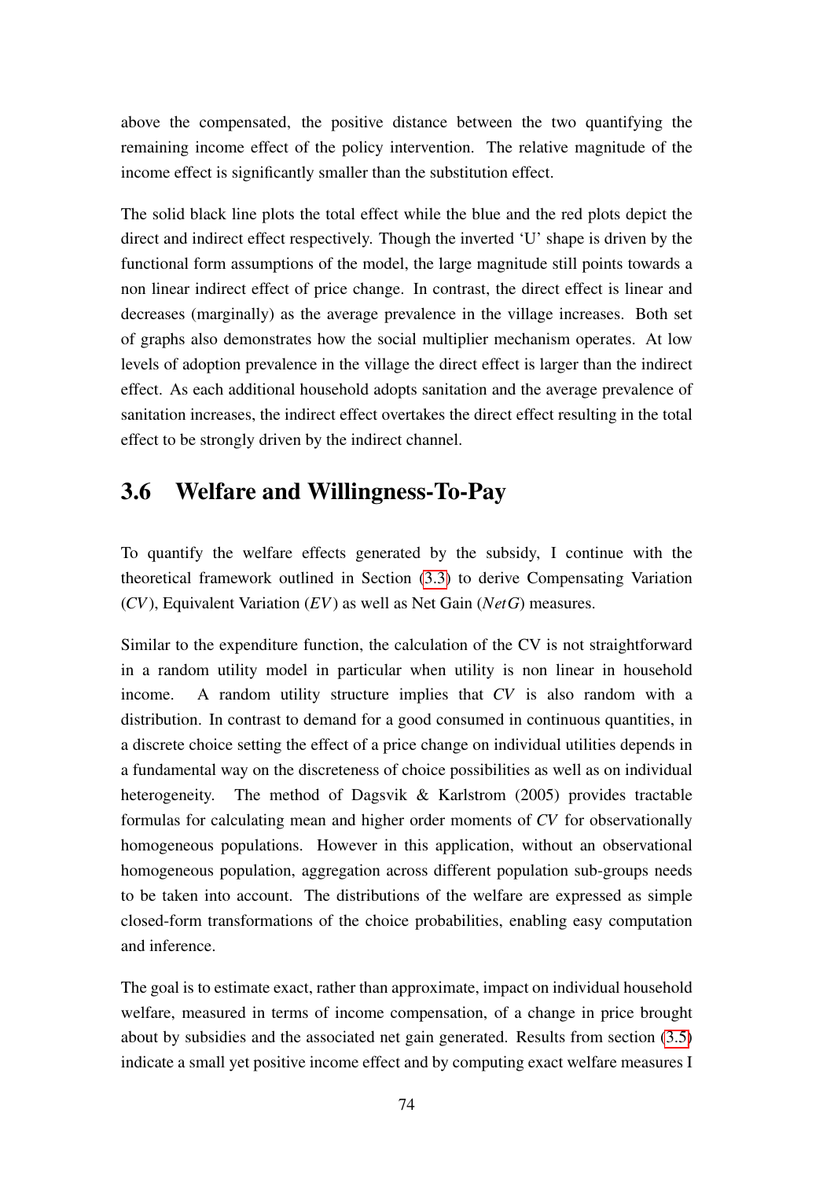above the compensated, the positive distance between the two quantifying the remaining income effect of the policy intervention. The relative magnitude of the income effect is significantly smaller than the substitution effect.

The solid black line plots the total effect while the blue and the red plots depict the direct and indirect effect respectively. Though the inverted 'U' shape is driven by the functional form assumptions of the model, the large magnitude still points towards a non linear indirect effect of price change. In contrast, the direct effect is linear and decreases (marginally) as the average prevalence in the village increases. Both set of graphs also demonstrates how the social multiplier mechanism operates. At low levels of adoption prevalence in the village the direct effect is larger than the indirect effect. As each additional household adopts sanitation and the average prevalence of sanitation increases, the indirect effect overtakes the direct effect resulting in the total effect to be strongly driven by the indirect channel.

## 3.6 Welfare and Willingness-To-Pay

To quantify the welfare effects generated by the subsidy, I continue with the theoretical framework outlined in Section (3.3) to derive Compensating Variation ($CV$), Equivalent Variation ($EV$) as well as Net Gain ($NetG$) measures.

Similar to the expenditure function, the calculation of the CV is not straightforward in a random utility model in particular when utility is non linear in household income. A random utility structure implies that $CV$ is also random with a distribution. In contrast to demand for a good consumed in continuous quantities, in a discrete choice setting the effect of a price change on individual utilities depends in a fundamental way on the discreteness of choice possibilities as well as on individual heterogeneity. The method of Dagsvik & Karlstrom (2005) provides tractable formulas for calculating mean and higher order moments of $CV$ for observationally homogeneous populations. However in this application, without an observational homogeneous population, aggregation across different population sub-groups needs to be taken into account. The distributions of the welfare are expressed as simple closed-form transformations of the choice probabilities, enabling easy computation and inference.

The goal is to estimate exact, rather than approximate, impact on individual household welfare, measured in terms of income compensation, of a change in price brought about by subsidies and the associated net gain generated. Results from section (3.5) indicate a small yet positive income effect and by computing exact welfare measures I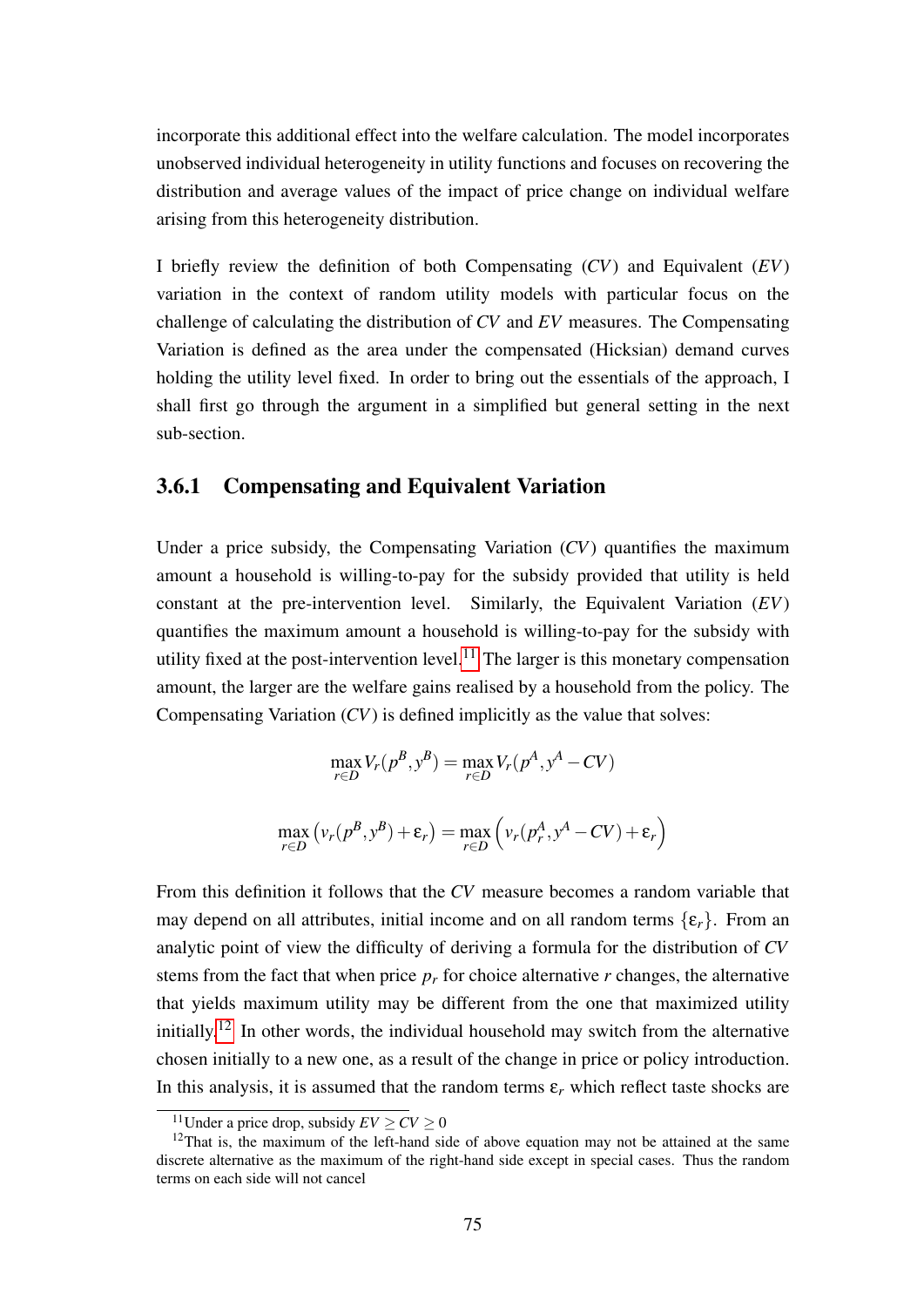incorporate this additional effect into the welfare calculation. The model incorporates unobserved individual heterogeneity in utility functions and focuses on recovering the distribution and average values of the impact of price change on individual welfare arising from this heterogeneity distribution.

I briefly review the definition of both Compensating ($CV$) and Equivalent ($EV$) variation in the context of random utility models with particular focus on the challenge of calculating the distribution of $CV$ and $EV$ measures. The Compensating Variation is defined as the area under the compensated (Hicksian) demand curves holding the utility level fixed. In order to bring out the essentials of the approach, I shall first go through the argument in a simplified but general setting in the next sub-section.

### 3.6.1 Compensating and Equivalent Variation

Under a price subsidy, the Compensating Variation ($CV$) quantifies the maximum amount a household is willing-to-pay for the subsidy provided that utility is held constant at the pre-intervention level. Similarly, the Equivalent Variation ($EV$) quantifies the maximum amount a household is willing-to-pay for the subsidy with utility fixed at the post-intervention level.[11] The larger is this monetary compensation amount, the larger are the welfare gains realised by a household from the policy. The Compensating Variation ($CV$) is defined implicitly as the value that solves:

$$\max_{r \in D} V_r(p^B, y^B) = \max_{r \in D} V_r(p^A, y^A - CV)$$

$$\max_{r \in D} \left( v_r(p^B, y^B) + \varepsilon_r \right) = \max_{r \in D} \left( v_r(p_r^A, y^A - CV) + \varepsilon_r \right)$$

From this definition it follows that the $CV$ measure becomes a random variable that may depend on all attributes, initial income and on all random terms $\{\varepsilon_r\}$. From an analytic point of view the difficulty of deriving a formula for the distribution of $CV$ stems from the fact that when price $p_r$ for choice alternative $r$ changes, the alternative that yields maximum utility may be different from the one that maximized utility initially.[12] In other words, the individual household may switch from the alternative chosen initially to a new one, as a result of the change in price or policy introduction. In this analysis, it is assumed that the random terms $\varepsilon_r$ which reflect taste shocks are

[11] Under a price drop, subsidy $EV \geq CV \geq 0$

[12] That is, the maximum of the left-hand side of above equation may not be attained at the same discrete alternative as the maximum of the right-hand side except in special cases. Thus the random terms on each side will not cancel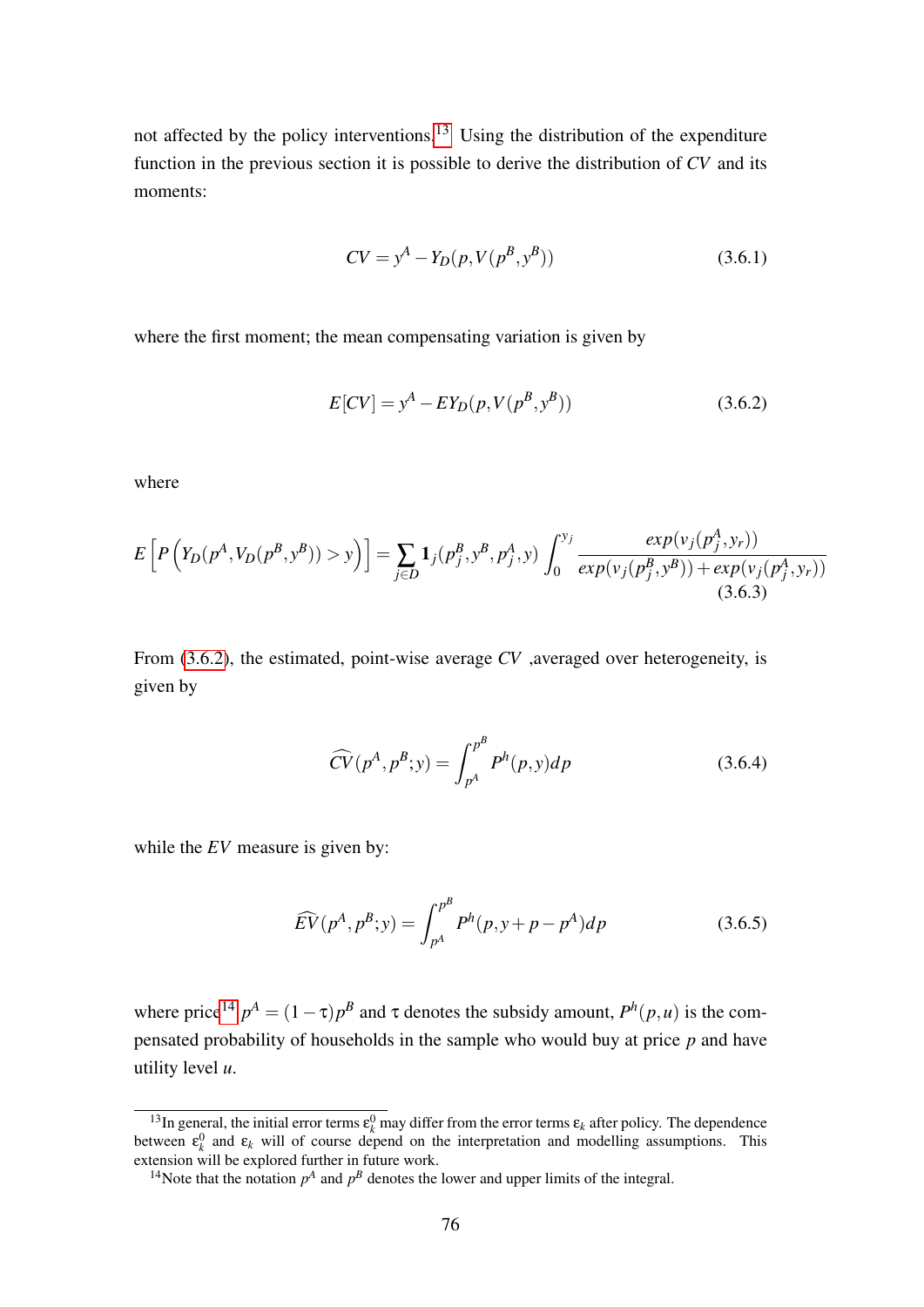not affected by the policy interventions.[13] Using the distribution of the expenditure function in the previous section it is possible to derive the distribution of $CV$ and its moments:

$$CV = y^A - Y_D(p, V(p^B, y^B)) \tag{3.6.1}$$

where the first moment; the mean compensating variation is given by

$$E[CV] = y^A - EY_D(p, V(p^B, y^B)) \tag{3.6.2}$$

where

$$E\left[P\left(Y_D(p^A, V_D(p^B, y^B)) > y\right)\right] = \sum_{j \in D} \mathbf{1}_j(p_j^B, y^B, p_j^A, y) \int_0^{y_j} \frac{exp(v_j(p_j^A, y_r))}{exp(v_j(p_j^B, y^B)) + exp(v_j(p_j^A, y_r))} \tag{3.6.3}$$

From (3.6.2), the estimated, point-wise average $CV$ ,averaged over heterogeneity, is given by

$$\widehat{CV}(p^A, p^B; y) = \int_{p^A}^{p^B} P^h(p, y) dp \tag{3.6.4}$$

while the $EV$ measure is given by:

$$\widehat{EV}(p^A, p^B; y) = \int_{p^A}^{p^B} P^h(p, y + p - p^A) dp \tag{3.6.5}$$

where price[14] $p^A = (1 - \tau)p^B$ and $\tau$ denotes the subsidy amount, $P^h(p, u)$ is the compensated probability of households in the sample who would buy at price $p$ and have utility level $u$.

[13] In general, the initial error terms $\varepsilon_k^0$ may differ from the error terms $\varepsilon_k$ after policy. The dependence between $\varepsilon_k^0$ and $\varepsilon_k$ will of course depend on the interpretation and modelling assumptions. This extension will be explored further in future work.

[14] Note that the notation $p^A$ and $p^B$ denotes the lower and upper limits of the integral.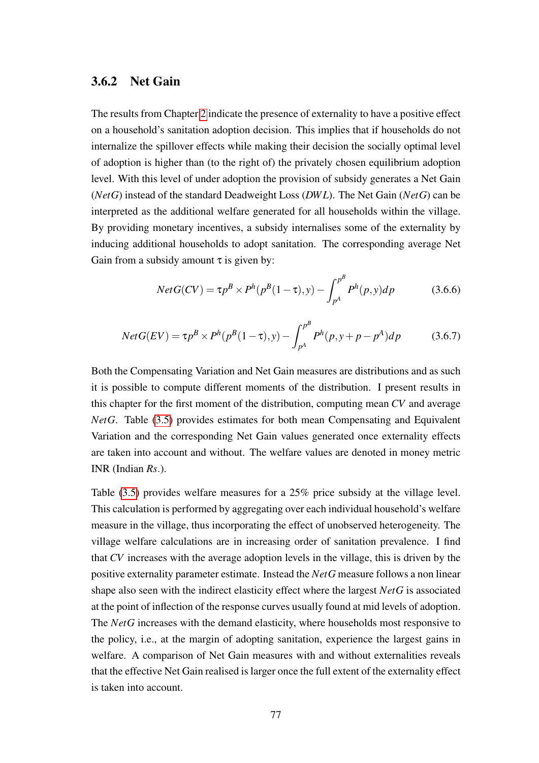### 3.6.2 Net Gain

The results from Chapter 2 indicate the presence of externality to have a positive effect on a household's sanitation adoption decision. This implies that if households do not internalize the spillover effects while making their decision the socially optimal level of adoption is higher than (to the right of) the privately chosen equilibrium adoption level. With this level of under adoption the provision of subsidy generates a Net Gain ($NetG$) instead of the standard Deadweight Loss ($DWL$). The Net Gain ($NetG$) can be interpreted as the additional welfare generated for all households within the village. By providing monetary incentives, a subsidy internalises some of the externality by inducing additional households to adopt sanitation. The corresponding average Net Gain from a subsidy amount $\tau$ is given by:

$$NetG(CV) = \tau p^B \times P^h(p^B(1-\tau), y) - \int_{p^A}^{p^B} P^h(p, y) dp \tag{3.6.6}$$

$$NetG(EV) = \tau p^B \times P^h(p^B(1-\tau), y) - \int_{p^A}^{p^B} P^h(p, y + p - p^A) dp \tag{3.6.7}$$

Both the Compensating Variation and Net Gain measures are distributions and as such it is possible to compute different moments of the distribution. I present results in this chapter for the first moment of the distribution, computing mean $CV$ and average $NetG$. Table (3.5) provides estimates for both mean Compensating and Equivalent Variation and the corresponding Net Gain values generated once externality effects are taken into account and without. The welfare values are denoted in money metric INR (Indian *Rs*.).

Table (3.5) provides welfare measures for a 25% price subsidy at the village level. This calculation is performed by aggregating over each individual household's welfare measure in the village, thus incorporating the effect of unobserved heterogeneity. The village welfare calculations are in increasing order of sanitation prevalence. I find that $CV$ increases with the average adoption levels in the village, this is driven by the positive externality parameter estimate. Instead the $NetG$ measure follows a non linear shape also seen with the indirect elasticity effect where the largest $NetG$ is associated at the point of inflection of the response curves usually found at mid levels of adoption. The $NetG$ increases with the demand elasticity, where households most responsive to the policy, i.e., at the margin of adopting sanitation, experience the largest gains in welfare. A comparison of Net Gain measures with and without externalities reveals that the effective Net Gain realised is larger once the full extent of the externality effect is taken into account.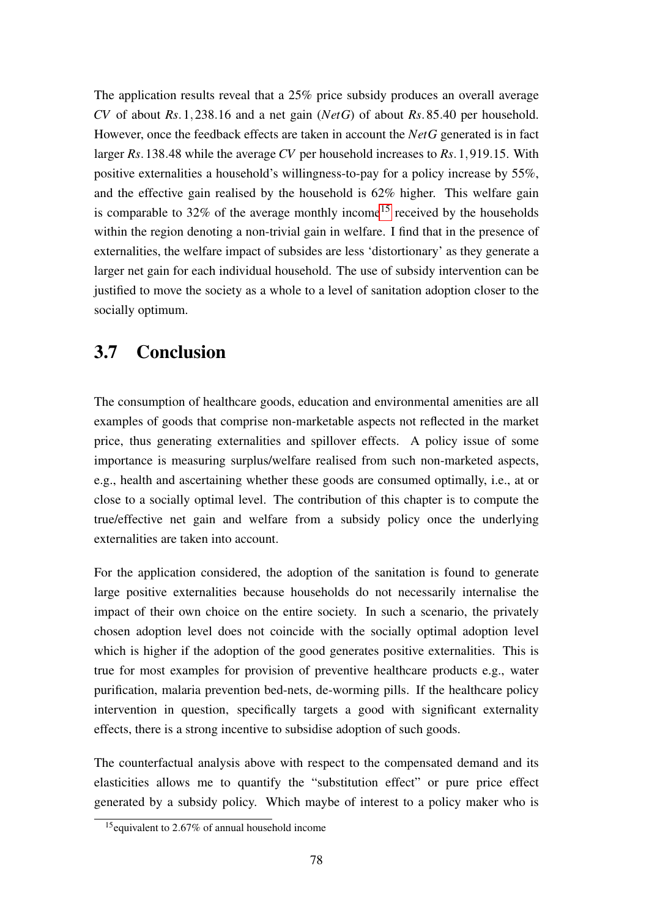The application results reveal that a 25% price subsidy produces an overall average $CV$ of about $Rs.1,238.16$ and a net gain ($NetG$) of about $Rs.85.40$ per household. However, once the feedback effects are taken in account the $NetG$ generated is in fact larger $Rs.138.48$ while the average $CV$ per household increases to $Rs.1,919.15$. With positive externalities a household's willingness-to-pay for a policy increase by 55%, and the effective gain realised by the household is 62% higher. This welfare gain is comparable to 32% of the average monthly income[15] received by the households within the region denoting a non-trivial gain in welfare. I find that in the presence of externalities, the welfare impact of subsides are less 'distortionary' as they generate a larger net gain for each individual household. The use of subsidy intervention can be justified to move the society as a whole to a level of sanitation adoption closer to the socially optimum.

## 3.7 Conclusion

The consumption of healthcare goods, education and environmental amenities are all examples of goods that comprise non-marketable aspects not reflected in the market price, thus generating externalities and spillover effects. A policy issue of some importance is measuring surplus/welfare realised from such non-marketed aspects, e.g., health and ascertaining whether these goods are consumed optimally, i.e., at or close to a socially optimal level. The contribution of this chapter is to compute the true/effective net gain and welfare from a subsidy policy once the underlying externalities are taken into account.

For the application considered, the adoption of the sanitation is found to generate large positive externalities because households do not necessarily internalise the impact of their own choice on the entire society. In such a scenario, the privately chosen adoption level does not coincide with the socially optimal adoption level which is higher if the adoption of the good generates positive externalities. This is true for most examples for provision of preventive healthcare products e.g., water purification, malaria prevention bed-nets, de-worming pills. If the healthcare policy intervention in question, specifically targets a good with significant externality effects, there is a strong incentive to subsidise adoption of such goods.

The counterfactual analysis above with respect to the compensated demand and its elasticities allows me to quantify the "substitution effect" or pure price effect generated by a subsidy policy. Which maybe of interest to a policy maker who is

[15] equivalent to 2.67% of annual household income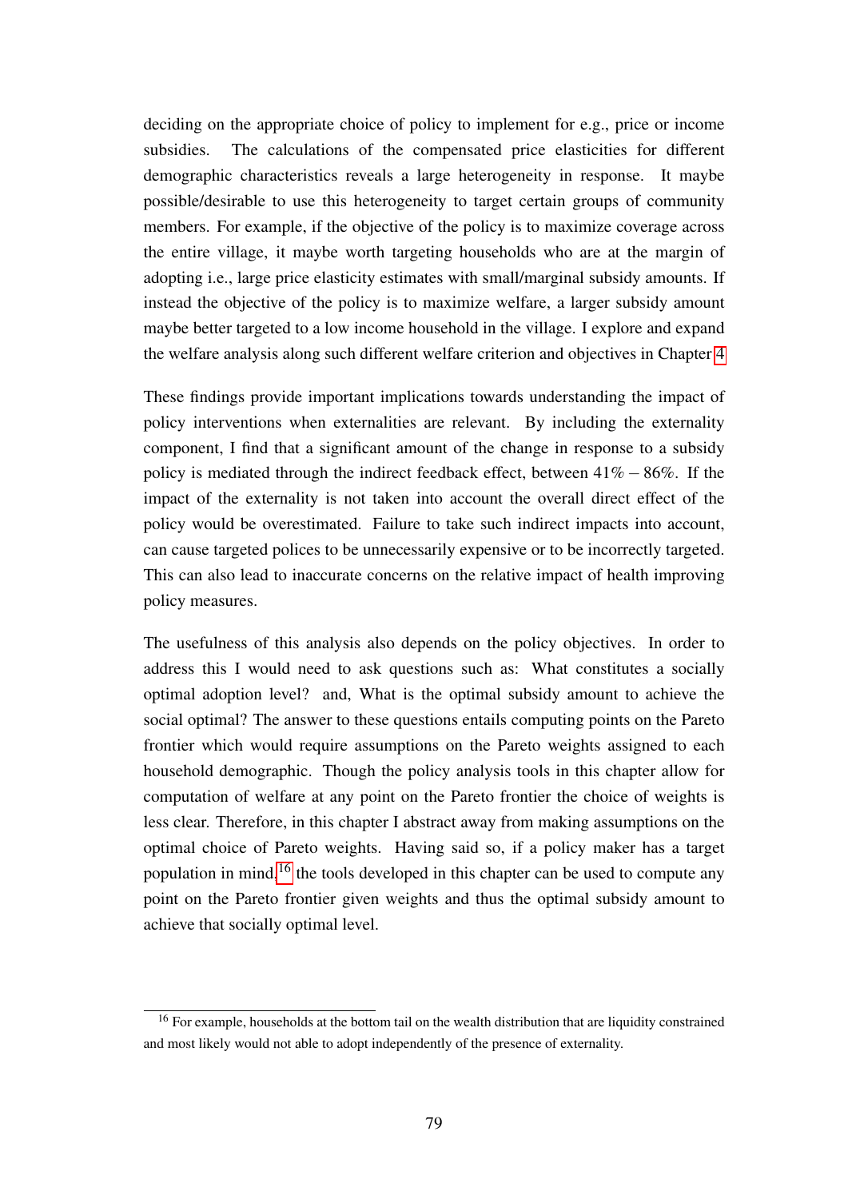deciding on the appropriate choice of policy to implement for e.g., price or income subsidies. The calculations of the compensated price elasticities for different demographic characteristics reveals a large heterogeneity in response. It maybe possible/desirable to use this heterogeneity to target certain groups of community members. For example, if the objective of the policy is to maximize coverage across the entire village, it maybe worth targeting households who are at the margin of adopting i.e., large price elasticity estimates with small/marginal subsidy amounts. If instead the objective of the policy is to maximize welfare, a larger subsidy amount maybe better targeted to a low income household in the village. I explore and expand the welfare analysis along such different welfare criterion and objectives in Chapter 4

These findings provide important implications towards understanding the impact of policy interventions when externalities are relevant. By including the externality component, I find that a significant amount of the change in response to a subsidy policy is mediated through the indirect feedback effect, between $41\% - 86\%$. If the impact of the externality is not taken into account the overall direct effect of the policy would be overestimated. Failure to take such indirect impacts into account, can cause targeted polices to be unnecessarily expensive or to be incorrectly targeted. This can also lead to inaccurate concerns on the relative impact of health improving policy measures.

The usefulness of this analysis also depends on the policy objectives. In order to address this I would need to ask questions such as: What constitutes a socially optimal adoption level? and, What is the optimal subsidy amount to achieve the social optimal? The answer to these questions entails computing points on the Pareto frontier which would require assumptions on the Pareto weights assigned to each household demographic. Though the policy analysis tools in this chapter allow for computation of welfare at any point on the Pareto frontier the choice of weights is less clear. Therefore, in this chapter I abstract away from making assumptions on the optimal choice of Pareto weights. Having said so, if a policy maker has a target population in mind,[16] the tools developed in this chapter can be used to compute any point on the Pareto frontier given weights and thus the optimal subsidy amount to achieve that socially optimal level.

[16] For example, households at the bottom tail on the wealth distribution that are liquidity constrained and most likely would not able to adopt independently of the presence of externality.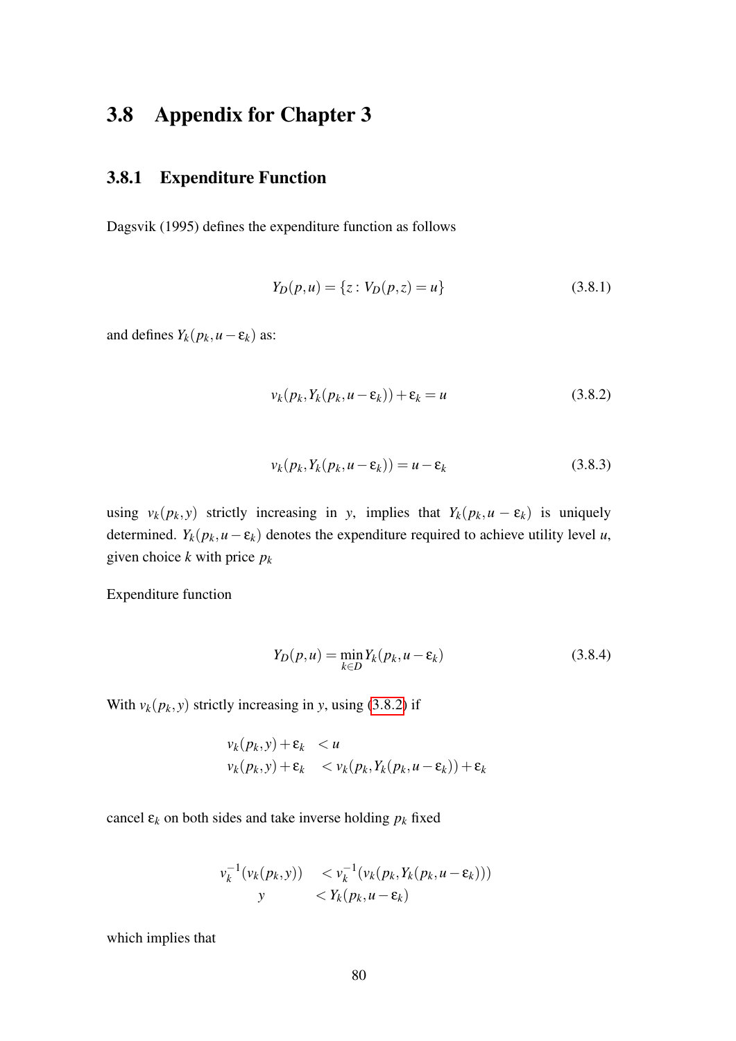## 3.8 Appendix for Chapter 3

### 3.8.1 Expenditure Function

Dagsvik (1995) defines the expenditure function as follows

$$Y_D(p,u) = \{z : V_D(p,z) = u\} \tag{3.8.1}$$

and defines $Y_k(p_k, u - \varepsilon_k)$ as:

$$v_k(p_k, Y_k(p_k, u - \varepsilon_k)) + \varepsilon_k = u \tag{3.8.2}$$

$$v_k(p_k, Y_k(p_k, u - \varepsilon_k)) = u - \varepsilon_k \tag{3.8.3}$$

using $v_k(p_k, y)$ strictly increasing in $y$, implies that $Y_k(p_k, u - \varepsilon_k)$ is uniquely determined. $Y_k(p_k, u - \varepsilon_k)$ denotes the expenditure required to achieve utility level $u$, given choice $k$ with price $p_k$

Expenditure function

$$Y_D(p,u) = \min_{k \in D} Y_k(p_k, u - \varepsilon_k) \tag{3.8.4}$$

With $v_k(p_k, y)$ strictly increasing in $y$, using (3.8.2) if

$$\begin{aligned}
v_k(p_k, y) + \varepsilon_k &< u \\
v_k(p_k, y) + \varepsilon_k &< v_k(p_k, Y_k(p_k, u - \varepsilon_k)) + \varepsilon_k
\end{aligned}$$

cancel $\varepsilon_k$ on both sides and take inverse holding $p_k$ fixed

$$\begin{aligned}
v_k^{-1}(v_k(p_k, y)) &< v_k^{-1}(v_k(p_k, Y_k(p_k, u - \varepsilon_k))) \\
y &< Y_k(p_k, u - \varepsilon_k)
\end{aligned}$$

which implies that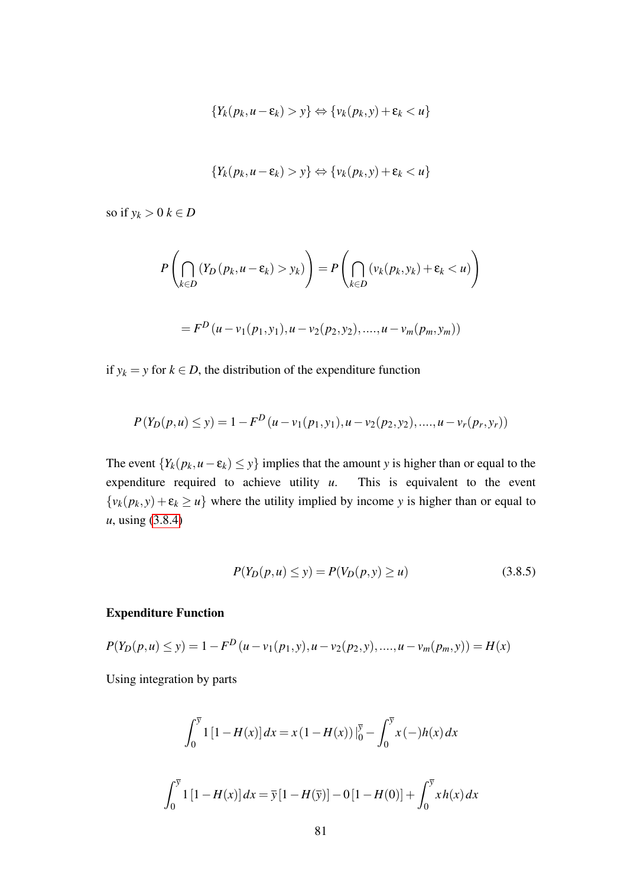$$\{Y_k(p_k, u - \varepsilon_k) > y\} \Leftrightarrow \{v_k(p_k, y) + \varepsilon_k < u\}$$

$$\{Y_k(p_k, u - \varepsilon_k) > y\} \Leftrightarrow \{v_k(p_k, y) + \varepsilon_k < u\}$$

so if $y_k > 0$ $k \in D$

$$P\left(\bigcap_{k \in D} (Y_D(p_k, u - \varepsilon_k) > y_k)\right) = P\left(\bigcap_{k \in D} (v_k(p_k, y_k) + \varepsilon_k < u)\right)$$

$$= F^D(u - v_1(p_1, y_1), u - v_2(p_2, y_2), ...., u - v_m(p_m, y_m))$$

if $y_k = y$ for $k \in D$, the distribution of the expenditure function

$$P(Y_D(p, u) \leq y) = 1 - F^D(u - v_1(p_1, y_1), u - v_2(p_2, y_2), ...., u - v_r(p_r, y_r))$$

The event $\{Y_k(p_k, u - \varepsilon_k) \leq y\}$ implies that the amount $y$ is higher than or equal to the expenditure required to achieve utility $u$. This is equivalent to the event $\{v_k(p_k, y) + \varepsilon_k \geq u\}$ where the utility implied by income $y$ is higher than or equal to $u$, using (3.8.4)

$$P(Y_D(p, u) \leq y) = P(V_D(p, y) \geq u) \tag{3.8.5}$$

**Expenditure Function**

$$P(Y_D(p, u) \leq y) = 1 - F^D(u - v_1(p_1, y), u - v_2(p_2, y), ...., u - v_m(p_m, y)) = H(x)$$

Using integration by parts

$$\int_0^{\bar{y}} 1\,[1 - H(x)]\,dx = x\,(1 - H(x))\,|_0^{\bar{y}} - \int_0^{\bar{y}} x\,(-)h(x)\,dx$$

$$\int_0^{\bar{y}} 1\,[1 - H(x)]\,dx = \bar{y}\,[1 - H(\bar{y})] - 0\,[1 - H(0)] + \int_0^{\bar{y}} x\,h(x)\,dx$$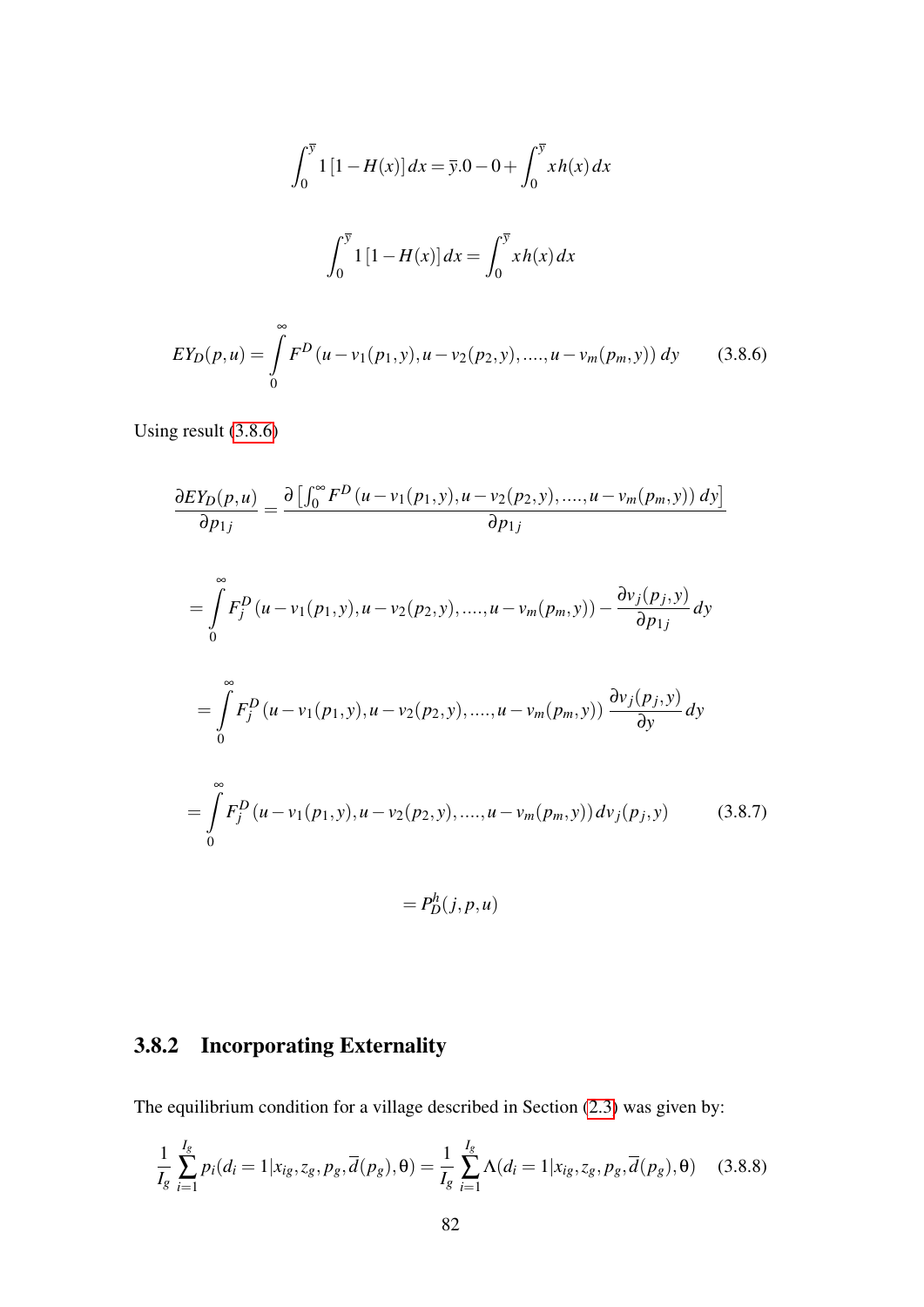$$\int_0^{\overline{y}} 1\left[1-H(x)\right]dx = \overline{y}.0 - 0 + \int_0^{\overline{y}} xh(x)\,dx$$

$$\int_0^{\overline{y}} 1\left[1-H(x)\right]dx = \int_0^{\overline{y}} xh(x)\,dx$$

$$EY_D(p,u) = \int_0^{\infty} F^D\left(u - v_1(p_1,y), u - v_2(p_2,y), ...., u - v_m(p_m,y)\right) dy \tag{3.8.6}$$

Using result (3.8.6)

$$\frac{\partial EY_D(p,u)}{\partial p_{1j}} = \frac{\partial\left[\int_0^{\infty} F^D\left(u - v_1(p_1,y), u - v_2(p_2,y), ...., u - v_m(p_m,y)\right) dy\right]}{\partial p_{1j}}$$

$$= \int_0^{\infty} F_j^D\left(u - v_1(p_1,y), u - v_2(p_2,y), ...., u - v_m(p_m,y)\right) - \frac{\partial v_j(p_j,y)}{\partial p_{1j}} dy$$

$$= \int_0^{\infty} F_j^D\left(u - v_1(p_1,y), u - v_2(p_2,y), ...., u - v_m(p_m,y)\right) \frac{\partial v_j(p_j,y)}{\partial y} dy$$

$$= \int_0^{\infty} F_j^D\left(u - v_1(p_1,y), u - v_2(p_2,y), ...., u - v_m(p_m,y)\right) dv_j(p_j,y) \tag{3.8.7}$$

$$= P_D^h(j,p,u)$$

### 3.8.2 Incorporating Externality

The equilibrium condition for a village described in Section (2.3) was given by:

$$\frac{1}{I_g}\sum_{i=1}^{I_g} p_i(d_i = 1|x_{ig}, z_g, p_g, \overline{d}(p_g), \theta) = \frac{1}{I_g}\sum_{i=1}^{I_g} \Lambda(d_i = 1|x_{ig}, z_g, p_g, \overline{d}(p_g), \theta) \tag{3.8.8}$$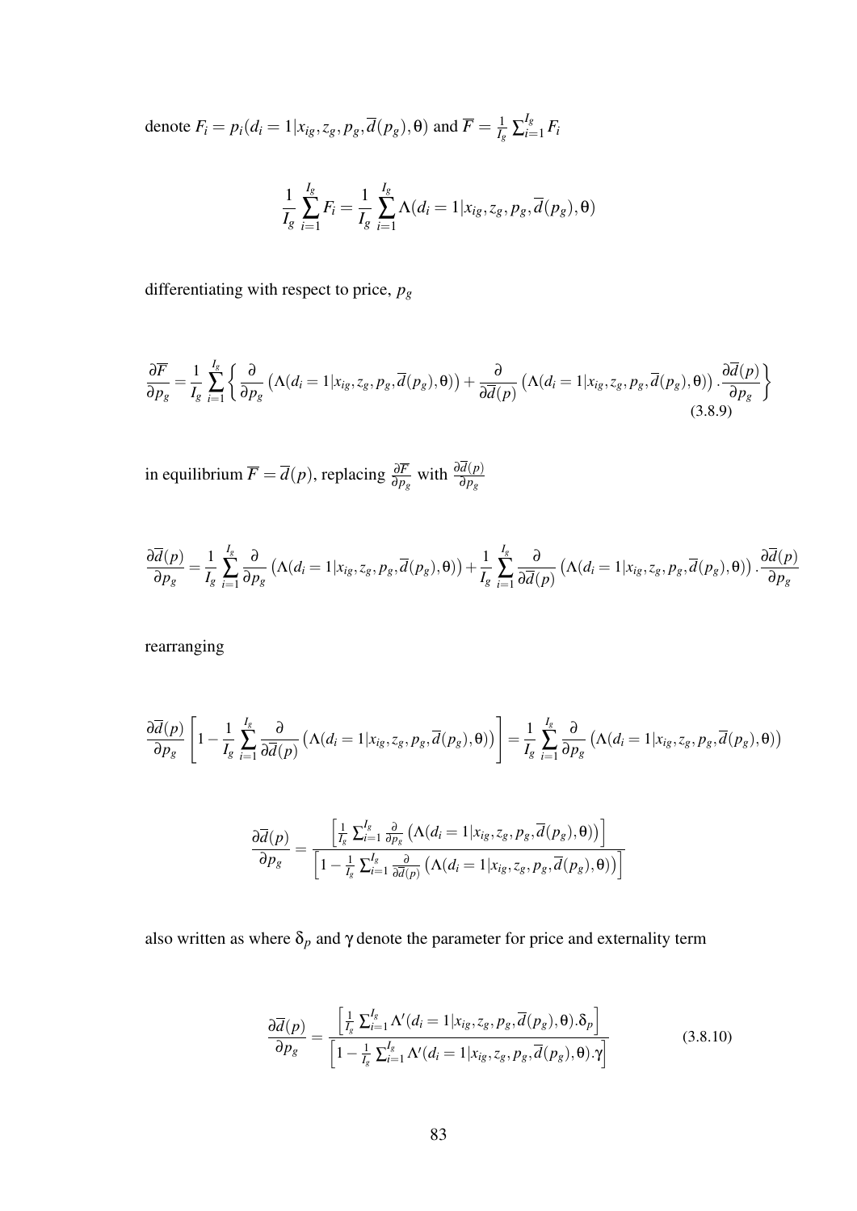denote $F_i = p_i(d_i = 1|x_{ig}, z_g, p_g, \overline{d}(p_g), \theta)$ and $\overline{F} = \frac{1}{I_g}\sum_{i=1}^{I_g} F_i$

$$\frac{1}{I_g}\sum_{i=1}^{I_g} F_i = \frac{1}{I_g}\sum_{i=1}^{I_g} \Lambda(d_i = 1|x_{ig}, z_g, p_g, \overline{d}(p_g), \theta)$$

differentiating with respect to price, $p_g$

$$\frac{\partial \overline{F}}{\partial p_g} = \frac{1}{I_g}\sum_{i=1}^{I_g}\left\{\frac{\partial}{\partial p_g}\left(\Lambda(d_i = 1|x_{ig}, z_g, p_g, \overline{d}(p_g), \theta)\right) + \frac{\partial}{\partial \overline{d}(p)}\left(\Lambda(d_i = 1|x_{ig}, z_g, p_g, \overline{d}(p_g), \theta)\right).\frac{\partial \overline{d}(p)}{\partial p_g}\right\} \tag{3.8.9}$$

in equilibrium $\overline{F} = \overline{d}(p)$, replacing $\frac{\partial \overline{F}}{\partial p_g}$ with $\frac{\partial \overline{d}(p)}{\partial p_g}$

$$\frac{\partial \overline{d}(p)}{\partial p_g} = \frac{1}{I_g}\sum_{i=1}^{I_g}\frac{\partial}{\partial p_g}\left(\Lambda(d_i = 1|x_{ig}, z_g, p_g, \overline{d}(p_g), \theta)\right) + \frac{1}{I_g}\sum_{i=1}^{I_g}\frac{\partial}{\partial \overline{d}(p)}\left(\Lambda(d_i = 1|x_{ig}, z_g, p_g, \overline{d}(p_g), \theta)\right).\frac{\partial \overline{d}(p)}{\partial p_g}$$

rearranging

$$\frac{\partial \overline{d}(p)}{\partial p_g}\left[1 - \frac{1}{I_g}\sum_{i=1}^{I_g}\frac{\partial}{\partial \overline{d}(p)}\left(\Lambda(d_i = 1|x_{ig}, z_g, p_g, \overline{d}(p_g), \theta)\right)\right] = \frac{1}{I_g}\sum_{i=1}^{I_g}\frac{\partial}{\partial p_g}\left(\Lambda(d_i = 1|x_{ig}, z_g, p_g, \overline{d}(p_g), \theta)\right)$$

$$\frac{\partial \overline{d}(p)}{\partial p_g} = \frac{\left[\frac{1}{I_g}\sum_{i=1}^{I_g}\frac{\partial}{\partial p_g}\left(\Lambda(d_i = 1|x_{ig}, z_g, p_g, \overline{d}(p_g), \theta)\right)\right]}{\left[1 - \frac{1}{I_g}\sum_{i=1}^{I_g}\frac{\partial}{\partial \overline{d}(p)}\left(\Lambda(d_i = 1|x_{ig}, z_g, p_g, \overline{d}(p_g), \theta)\right)\right]}$$

also written as where $\delta_p$ and $\gamma$ denote the parameter for price and externality term

$$\frac{\partial \overline{d}(p)}{\partial p_g} = \frac{\left[\frac{1}{I_g}\sum_{i=1}^{I_g}\Lambda'(d_i = 1|x_{ig}, z_g, p_g, \overline{d}(p_g), \theta).\delta_p\right]}{\left[1 - \frac{1}{I_g}\sum_{i=1}^{I_g}\Lambda'(d_i = 1|x_{ig}, z_g, p_g, \overline{d}(p_g), \theta).\gamma\right]} \tag{3.8.10}$$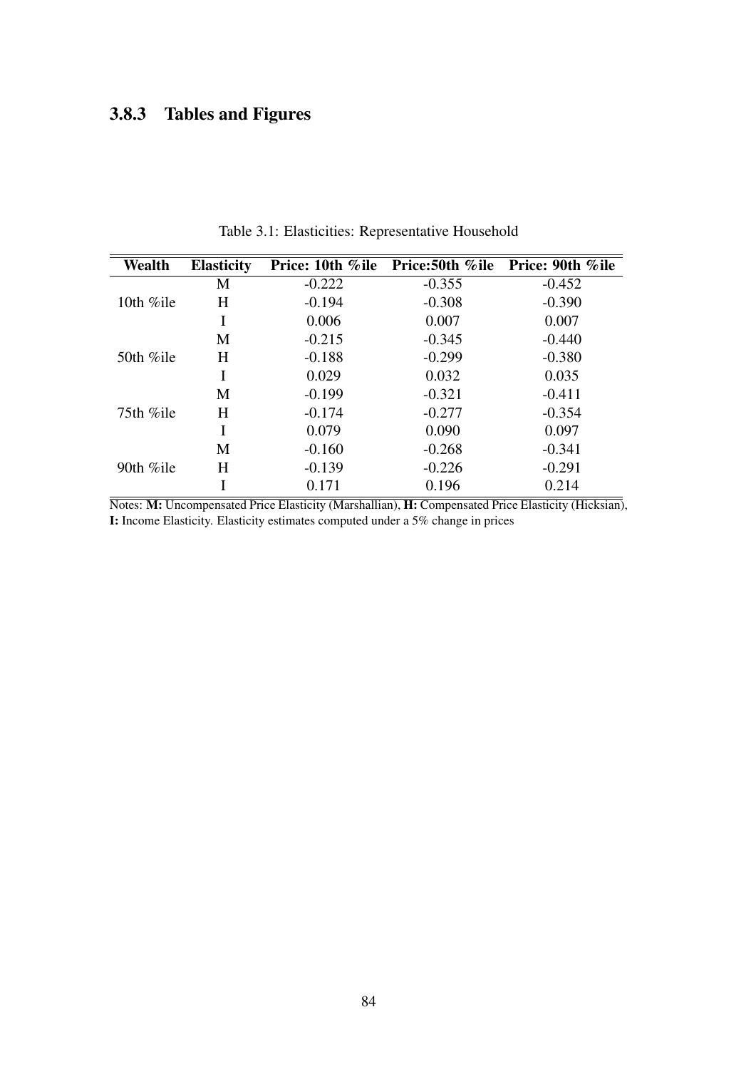### 3.8.3 Tables and Figures

Table 3.1: Elasticities: Representative Household

| Wealth | Elasticity | Price: 10th %ile | Price:50th %ile | Price: 90th %ile |
|---|---|---|---|---|
| | M | -0.222 | -0.355 | -0.452 |
| 10th %ile | H | -0.194 | -0.308 | -0.390 |
| | I | 0.006 | 0.007 | 0.007 |
| | M | -0.215 | -0.345 | -0.440 |
| 50th %ile | H | -0.188 | -0.299 | -0.380 |
| | I | 0.029 | 0.032 | 0.035 |
| | M | -0.199 | -0.321 | -0.411 |
| 75th %ile | H | -0.174 | -0.277 | -0.354 |
| | I | 0.079 | 0.090 | 0.097 |
| | M | -0.160 | -0.268 | -0.341 |
| 90th %ile | H | -0.139 | -0.226 | -0.291 |
| | I | 0.171 | 0.196 | 0.214 |

Notes: **M:** Uncompensated Price Elasticity (Marshallian), **H:** Compensated Price Elasticity (Hicksian), **I:** Income Elasticity. Elasticity estimates computed under a 5% change in prices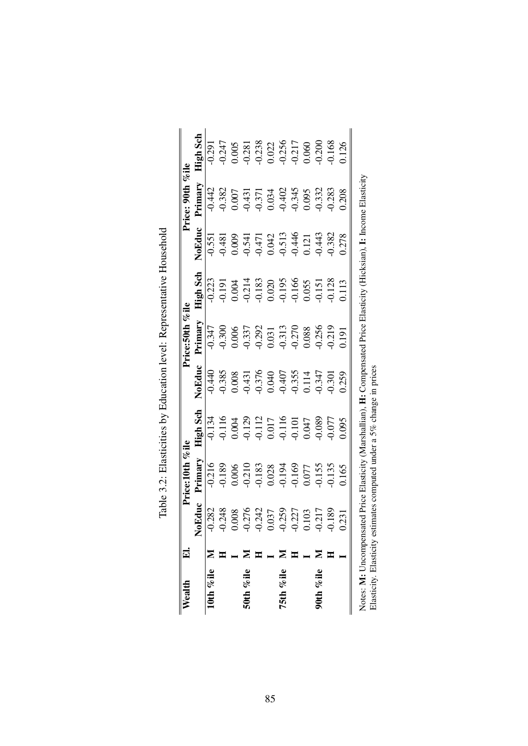Table 3.2: Elasticities by Education level: Representative Household

| Wealth | El. | Price:10th %ile | | | Price:50th %ile | | | Price: 90th %ile | | |
|---|---|---|---|---|---|---|---|---|---|---|
| | | NoEduc | Primary | High Sch | NoEduc | Primary | High Sch | NoEduc | Primary | High Sch |
| 10th %ile | M | -0.282 | -0.216 | -0.134 | -0.440 | -0.347 | -0.223 | -0.551 | -0.442 | -0.291 |
| | H | -0.248 | -0.189 | -0.116 | -0.385 | -0.300 | -0.191 | -0.481 | -0.382 | -0.247 |
| | I | 0.008 | 0.006 | 0.004 | 0.008 | 0.006 | 0.004 | 0.009 | 0.007 | 0.005 |
| 50th %ile | M | -0.276 | -0.210 | -0.129 | -0.431 | -0.337 | -0.214 | -0.541 | -0.431 | -0.281 |
| | H | -0.242 | -0.183 | -0.112 | -0.376 | -0.292 | -0.183 | -0.471 | -0.371 | -0.238 |
| | I | 0.037 | 0.028 | 0.017 | 0.040 | 0.031 | 0.020 | 0.042 | 0.034 | 0.022 |
| 75th %ile | M | -0.259 | -0.194 | -0.116 | -0.407 | -0.313 | -0.195 | -0.513 | -0.402 | -0.256 |
| | H | -0.227 | -0.169 | -0.101 | -0.355 | -0.270 | -0.166 | -0.446 | -0.345 | -0.217 |
| | I | 0.103 | 0.077 | 0.047 | 0.114 | 0.088 | 0.055 | 0.121 | 0.095 | 0.060 |
| 90th %ile | M | -0.217 | -0.155 | -0.089 | -0.347 | -0.256 | -0.151 | -0.443 | -0.332 | -0.200 |
| | H | -0.189 | -0.135 | -0.077 | -0.301 | -0.219 | -0.128 | -0.382 | -0.283 | -0.168 |
| | I | 0.231 | 0.165 | 0.095 | 0.259 | 0.191 | 0.113 | 0.278 | 0.208 | 0.126 |

Notes: **M:** Uncompensated Price Elasticity (Marshallian), **H:** Compensated Price Elasticity (Hicksian), **I:** Income Elasticity. Elasticity estimates computed under a 5% change in prices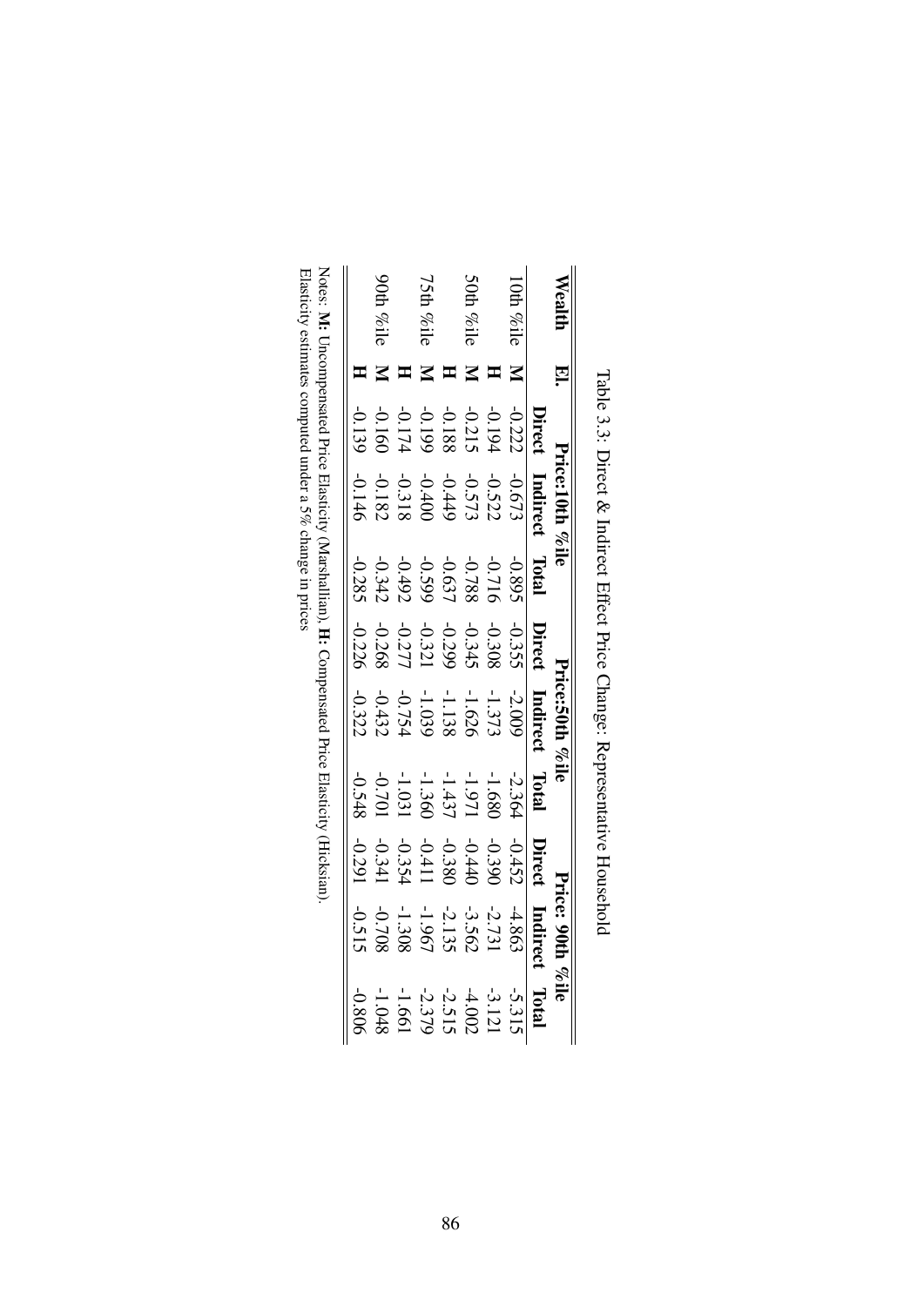Table 3.3: Direct & Indirect Effect Price Change: Representative Household

| Wealth | El. | Price:10th %ile | | | Price:50th %ile | | | Price: 90th %ile | | |
|---|---|---|---|---|---|---|---|---|---|---|
| | | **Direct** | **Indirect** | **Total** | **Direct** | **Indirect** | **Total** | **Direct** | **Indirect** | **Total** |
| 10th %ile | **M** | -0.222 | -0.673 | -0.895 | -0.355 | -2.009 | -2.364 | -0.452 | -4.863 | -5.315 |
| | **H** | -0.194 | -0.522 | -0.716 | -0.308 | -1.373 | -1.680 | -0.390 | -2.731 | -3.121 |
| 50th %ile | **M** | -0.215 | -0.573 | -0.788 | -0.345 | -1.626 | -1.971 | -0.440 | -3.562 | -4.002 |
| | **H** | -0.188 | -0.449 | -0.637 | -0.299 | -1.138 | -1.437 | -0.380 | -2.135 | -2.515 |
| 75th %ile | **M** | -0.199 | -0.400 | -0.599 | -0.321 | -1.039 | -1.360 | -0.411 | -1.967 | -2.379 |
| | **H** | -0.174 | -0.318 | -0.492 | -0.277 | -0.754 | -1.031 | -0.354 | -1.308 | -1.661 |
| 90th %ile | **M** | -0.160 | -0.182 | -0.342 | -0.268 | -0.432 | -0.701 | -0.341 | -0.708 | -1.048 |
| | **H** | -0.139 | -0.146 | -0.285 | -0.226 | -0.322 | -0.548 | -0.291 | -0.515 | -0.806 |

Notes: **M:** Uncompensated Price Elasticity (Marshallian), **H:** Compensated Price Elasticity (Hicksian).
Elasticity estimates computed under a 5% change in prices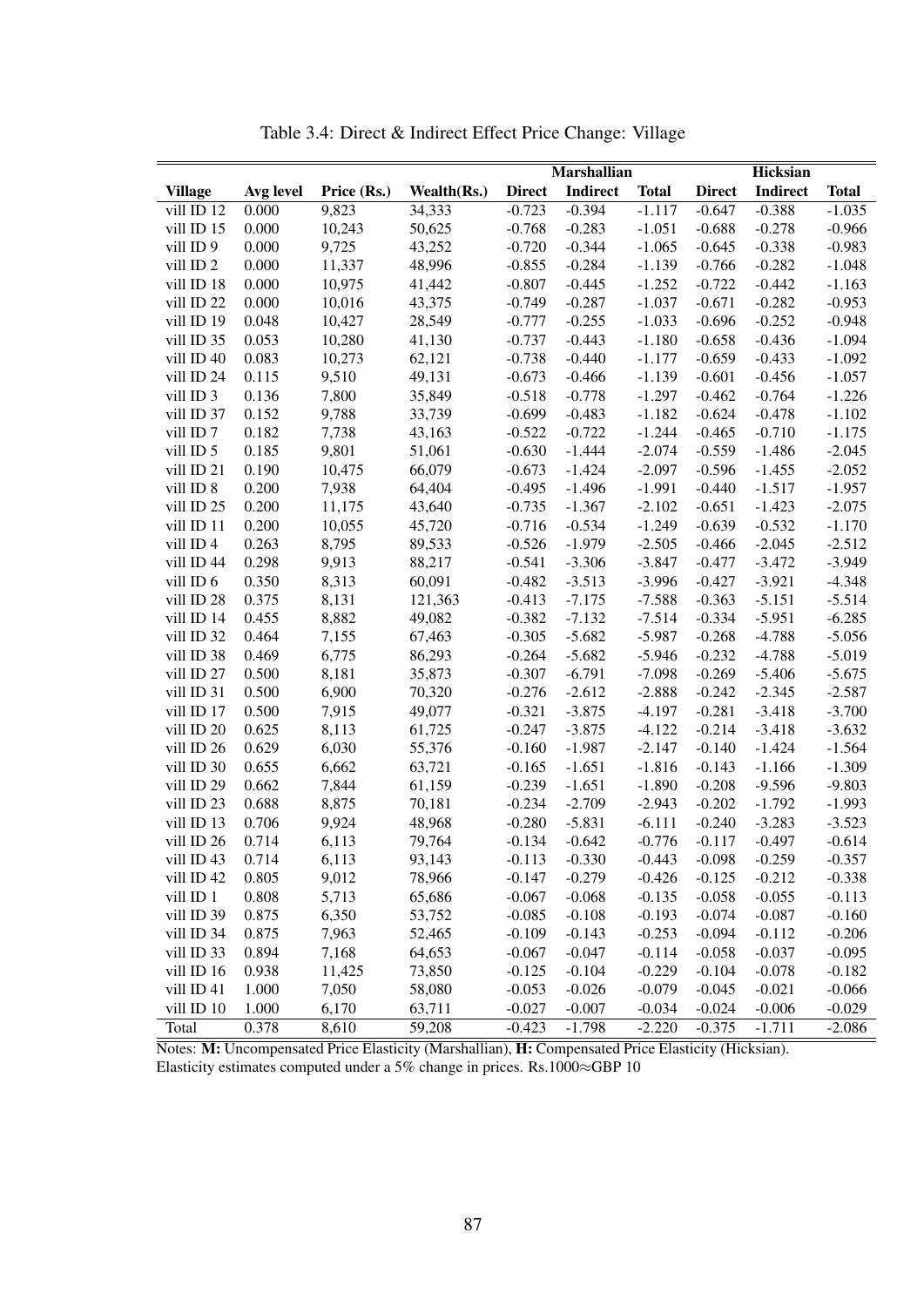Table 3.4: Direct & Indirect Effect Price Change: Village

| | | | | Marshallian | | | Hicksian | | |
|---|---|---|---|---|---|---|---|---|---|
| **Village** | **Avg level** | **Price (Rs.)** | **Wealth(Rs.)** | **Direct** | **Indirect** | **Total** | **Direct** | **Indirect** | **Total** |
| vill ID 12 | 0.000 | 9,823 | 34,333 | -0.723 | -0.394 | -1.117 | -0.647 | -0.388 | -1.035 |
| vill ID 15 | 0.000 | 10,243 | 50,625 | -0.768 | -0.283 | -1.051 | -0.688 | -0.278 | -0.966 |
| vill ID 9 | 0.000 | 9,725 | 43,252 | -0.720 | -0.344 | -1.065 | -0.645 | -0.338 | -0.983 |
| vill ID 2 | 0.000 | 11,337 | 48,996 | -0.855 | -0.284 | -1.139 | -0.766 | -0.282 | -1.048 |
| vill ID 18 | 0.000 | 10,975 | 41,442 | -0.807 | -0.445 | -1.252 | -0.722 | -0.442 | -1.163 |
| vill ID 22 | 0.000 | 10,016 | 43,375 | -0.749 | -0.287 | -1.037 | -0.671 | -0.282 | -0.953 |
| vill ID 19 | 0.048 | 10,427 | 28,549 | -0.777 | -0.255 | -1.033 | -0.696 | -0.252 | -0.948 |
| vill ID 35 | 0.053 | 10,280 | 41,130 | -0.737 | -0.443 | -1.180 | -0.658 | -0.436 | -1.094 |
| vill ID 40 | 0.083 | 10,273 | 62,121 | -0.738 | -0.440 | -1.177 | -0.659 | -0.433 | -1.092 |
| vill ID 24 | 0.115 | 9,510 | 49,131 | -0.673 | -0.466 | -1.139 | -0.601 | -0.456 | -1.057 |
| vill ID 3 | 0.136 | 7,800 | 35,849 | -0.518 | -0.778 | -1.297 | -0.462 | -0.764 | -1.226 |
| vill ID 37 | 0.152 | 9,788 | 33,739 | -0.699 | -0.483 | -1.182 | -0.624 | -0.478 | -1.102 |
| vill ID 7 | 0.182 | 7,738 | 43,163 | -0.522 | -0.722 | -1.244 | -0.465 | -0.710 | -1.175 |
| vill ID 5 | 0.185 | 9,801 | 51,061 | -0.630 | -1.444 | -2.074 | -0.559 | -1.486 | -2.045 |
| vill ID 21 | 0.190 | 10,475 | 66,079 | -0.673 | -1.424 | -2.097 | -0.596 | -1.455 | -2.052 |
| vill ID 8 | 0.200 | 7,938 | 64,404 | -0.495 | -1.496 | -1.991 | -0.440 | -1.517 | -1.957 |
| vill ID 25 | 0.200 | 11,175 | 43,640 | -0.735 | -1.367 | -2.102 | -0.651 | -1.423 | -2.075 |
| vill ID 11 | 0.200 | 10,055 | 45,720 | -0.716 | -0.534 | -1.249 | -0.639 | -0.532 | -1.170 |
| vill ID 4 | 0.263 | 8,795 | 89,533 | -0.526 | -1.979 | -2.505 | -0.466 | -2.045 | -2.512 |
| vill ID 44 | 0.298 | 9,913 | 88,217 | -0.541 | -3.306 | -3.847 | -0.477 | -3.472 | -3.949 |
| vill ID 6 | 0.350 | 8,313 | 60,091 | -0.482 | -3.513 | -3.996 | -0.427 | -3.921 | -4.348 |
| vill ID 28 | 0.375 | 8,131 | 121,363 | -0.413 | -7.175 | -7.588 | -0.363 | -5.151 | -5.514 |
| vill ID 14 | 0.455 | 8,882 | 49,082 | -0.382 | -7.132 | -7.514 | -0.334 | -5.951 | -6.285 |
| vill ID 32 | 0.464 | 7,155 | 67,463 | -0.305 | -5.682 | -5.987 | -0.268 | -4.788 | -5.056 |
| vill ID 38 | 0.469 | 6,775 | 86,293 | -0.264 | -5.682 | -5.946 | -0.232 | -4.788 | -5.019 |
| vill ID 27 | 0.500 | 8,181 | 35,873 | -0.307 | -6.791 | -7.098 | -0.269 | -5.406 | -5.675 |
| vill ID 31 | 0.500 | 6,900 | 70,320 | -0.276 | -2.612 | -2.888 | -0.242 | -2.345 | -2.587 |
| vill ID 17 | 0.500 | 7,915 | 49,077 | -0.321 | -3.875 | -4.197 | -0.281 | -3.418 | -3.700 |
| vill ID 20 | 0.625 | 8,113 | 61,725 | -0.247 | -3.875 | -4.122 | -0.214 | -3.418 | -3.632 |
| vill ID 26 | 0.629 | 6,030 | 55,376 | -0.160 | -1.987 | -2.147 | -0.140 | -1.424 | -1.564 |
| vill ID 30 | 0.655 | 6,662 | 63,721 | -0.165 | -1.651 | -1.816 | -0.143 | -1.166 | -1.309 |
| vill ID 29 | 0.662 | 7,844 | 61,159 | -0.239 | -1.651 | -1.890 | -0.208 | -9.596 | -9.803 |
| vill ID 23 | 0.688 | 8,875 | 70,181 | -0.234 | -2.709 | -2.943 | -0.202 | -1.792 | -1.993 |
| vill ID 13 | 0.706 | 9,924 | 48,968 | -0.280 | -5.831 | -6.111 | -0.240 | -3.283 | -3.523 |
| vill ID 26 | 0.714 | 6,113 | 79,764 | -0.134 | -0.642 | -0.776 | -0.117 | -0.497 | -0.614 |
| vill ID 43 | 0.714 | 6,113 | 93,143 | -0.113 | -0.330 | -0.443 | -0.098 | -0.259 | -0.357 |
| vill ID 42 | 0.805 | 9,012 | 78,966 | -0.147 | -0.279 | -0.426 | -0.125 | -0.212 | -0.338 |
| vill ID 1 | 0.808 | 5,713 | 65,686 | -0.067 | -0.068 | -0.135 | -0.058 | -0.055 | -0.113 |
| vill ID 39 | 0.875 | 6,350 | 53,752 | -0.085 | -0.108 | -0.193 | -0.074 | -0.087 | -0.160 |
| vill ID 34 | 0.875 | 7,963 | 52,465 | -0.109 | -0.143 | -0.253 | -0.094 | -0.112 | -0.206 |
| vill ID 33 | 0.894 | 7,168 | 64,653 | -0.067 | -0.047 | -0.114 | -0.058 | -0.037 | -0.095 |
| vill ID 16 | 0.938 | 11,425 | 73,850 | -0.125 | -0.104 | -0.229 | -0.104 | -0.078 | -0.182 |
| vill ID 41 | 1.000 | 7,050 | 58,080 | -0.053 | -0.026 | -0.079 | -0.045 | -0.021 | -0.066 |
| vill ID 10 | 1.000 | 6,170 | 63,711 | -0.027 | -0.007 | -0.034 | -0.024 | -0.006 | -0.029 |
| Total | 0.378 | 8,610 | 59,208 | -0.423 | -1.798 | -2.220 | -0.375 | -1.711 | -2.086 |

Notes: **M:** Uncompensated Price Elasticity (Marshallian), **H:** Compensated Price Elasticity (Hicksian).
Elasticity estimates computed under a 5% change in prices. Rs.1000≈GBP 10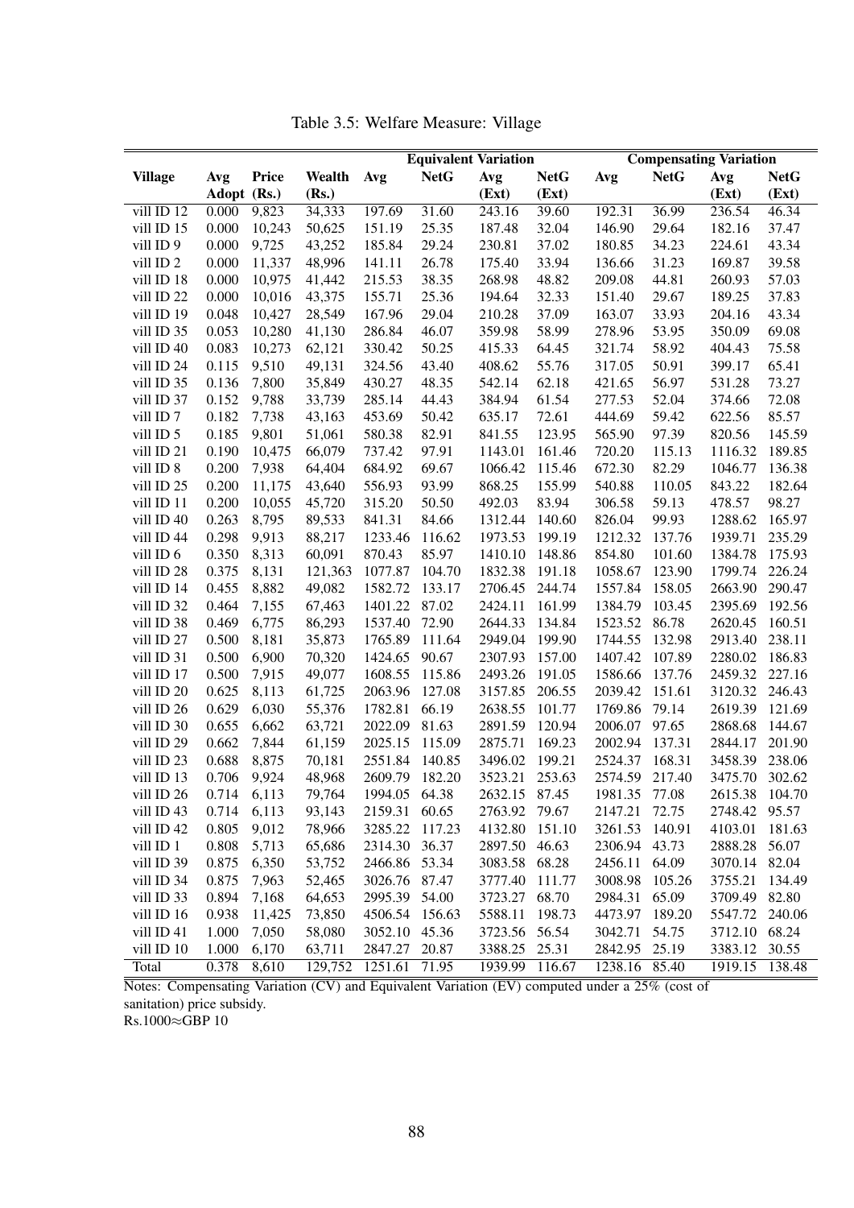Table 3.5: Welfare Measure: Village

| Village | Avg Adopt | Price (Rs.) | Wealth (Rs.) | Equivalent Variation Avg | NetG | Avg (Ext) | NetG (Ext) | Compensating Variation Avg | NetG | Avg (Ext) | NetG (Ext) |
|---|---|---|---|---|---|---|---|---|---|---|---|
| vill ID 12 | 0.000 | 9,823 | 34,333 | 197.69 | 31.60 | 243.16 | 39.60 | 192.31 | 36.99 | 236.54 | 46.34 |
| vill ID 15 | 0.000 | 10,243 | 50,625 | 151.19 | 25.35 | 187.48 | 32.04 | 146.90 | 29.64 | 182.16 | 37.47 |
| vill ID 9 | 0.000 | 9,725 | 43,252 | 185.84 | 29.24 | 230.81 | 37.02 | 180.85 | 34.23 | 224.61 | 43.34 |
| vill ID 2 | 0.000 | 11,337 | 48,996 | 141.11 | 26.78 | 175.40 | 33.94 | 136.66 | 31.23 | 169.87 | 39.58 |
| vill ID 18 | 0.000 | 10,975 | 41,442 | 215.53 | 38.35 | 268.98 | 48.82 | 209.08 | 44.81 | 260.93 | 57.03 |
| vill ID 22 | 0.000 | 10,016 | 43,375 | 155.71 | 25.36 | 194.64 | 32.33 | 151.40 | 29.67 | 189.25 | 37.83 |
| vill ID 19 | 0.048 | 10,427 | 28,549 | 167.96 | 29.04 | 210.28 | 37.09 | 163.07 | 33.93 | 204.16 | 43.34 |
| vill ID 35 | 0.053 | 10,280 | 41,130 | 286.84 | 46.07 | 359.98 | 58.99 | 278.96 | 53.95 | 350.09 | 69.08 |
| vill ID 40 | 0.083 | 10,273 | 62,121 | 330.42 | 50.25 | 415.33 | 64.45 | 321.74 | 58.92 | 404.43 | 75.58 |
| vill ID 24 | 0.115 | 9,510 | 49,131 | 324.56 | 43.40 | 408.62 | 55.76 | 317.05 | 50.91 | 399.17 | 65.41 |
| vill ID 35 | 0.136 | 7,800 | 35,849 | 430.27 | 48.35 | 542.14 | 62.18 | 421.65 | 56.97 | 531.28 | 73.27 |
| vill ID 37 | 0.152 | 9,788 | 33,739 | 285.14 | 44.43 | 384.94 | 61.54 | 277.53 | 52.04 | 374.66 | 72.08 |
| vill ID 7 | 0.182 | 7,738 | 43,163 | 453.69 | 50.42 | 635.17 | 72.61 | 444.69 | 59.42 | 622.56 | 85.57 |
| vill ID 5 | 0.185 | 9,801 | 51,061 | 580.38 | 82.91 | 841.55 | 123.95 | 565.90 | 97.39 | 820.56 | 145.59 |
| vill ID 21 | 0.190 | 10,475 | 66,079 | 737.42 | 97.91 | 1143.01 | 161.46 | 720.20 | 115.13 | 1116.32 | 189.85 |
| vill ID 8 | 0.200 | 7,938 | 64,404 | 684.92 | 69.67 | 1066.42 | 115.46 | 672.30 | 82.29 | 1046.77 | 136.38 |
| vill ID 25 | 0.200 | 11,175 | 43,640 | 556.93 | 93.99 | 868.25 | 155.99 | 540.88 | 110.05 | 843.22 | 182.64 |
| vill ID 11 | 0.200 | 10,055 | 45,720 | 315.20 | 50.50 | 492.03 | 83.94 | 306.58 | 59.13 | 478.57 | 98.27 |
| vill ID 40 | 0.263 | 8,795 | 89,533 | 841.31 | 84.66 | 1312.44 | 140.60 | 826.04 | 99.93 | 1288.62 | 165.97 |
| vill ID 44 | 0.298 | 9,913 | 88,217 | 1233.46 | 116.62 | 1973.53 | 199.19 | 1212.32 | 137.76 | 1939.71 | 235.29 |
| vill ID 6 | 0.350 | 8,313 | 60,091 | 870.43 | 85.97 | 1410.10 | 148.86 | 854.80 | 101.60 | 1384.78 | 175.93 |
| vill ID 28 | 0.375 | 8,131 | 121,363 | 1077.87 | 104.70 | 1832.38 | 191.18 | 1058.67 | 123.90 | 1799.74 | 226.24 |
| vill ID 14 | 0.455 | 8,882 | 49,082 | 1582.72 | 133.17 | 2706.45 | 244.74 | 1557.84 | 158.05 | 2663.90 | 290.47 |
| vill ID 32 | 0.464 | 7,155 | 67,463 | 1401.22 | 87.02 | 2424.11 | 161.99 | 1384.79 | 103.45 | 2395.69 | 192.56 |
| vill ID 38 | 0.469 | 6,775 | 86,293 | 1537.40 | 72.90 | 2644.33 | 134.84 | 1523.52 | 86.78 | 2620.45 | 160.51 |
| vill ID 27 | 0.500 | 8,181 | 35,873 | 1765.89 | 111.64 | 2949.04 | 199.90 | 1744.55 | 132.98 | 2913.40 | 238.11 |
| vill ID 31 | 0.500 | 6,900 | 70,320 | 1424.65 | 90.67 | 2307.93 | 157.00 | 1407.42 | 107.89 | 2280.02 | 186.83 |
| vill ID 17 | 0.500 | 7,915 | 49,077 | 1608.55 | 115.86 | 2493.26 | 191.05 | 1586.66 | 137.76 | 2459.32 | 227.16 |
| vill ID 20 | 0.625 | 8,113 | 61,725 | 2063.96 | 127.08 | 3157.85 | 206.55 | 2039.42 | 151.61 | 3120.32 | 246.43 |
| vill ID 26 | 0.629 | 6,030 | 55,376 | 1782.81 | 66.19 | 2638.55 | 101.77 | 1769.86 | 79.14 | 2619.39 | 121.69 |
| vill ID 30 | 0.655 | 6,662 | 63,721 | 2022.09 | 81.63 | 2891.59 | 120.94 | 2006.07 | 97.65 | 2868.68 | 144.67 |
| vill ID 29 | 0.662 | 7,844 | 61,159 | 2025.15 | 115.09 | 2875.71 | 169.23 | 2002.94 | 137.31 | 2844.17 | 201.90 |
| vill ID 23 | 0.688 | 8,875 | 70,181 | 2551.84 | 140.85 | 3496.02 | 199.21 | 2524.37 | 168.31 | 3458.39 | 238.06 |
| vill ID 13 | 0.706 | 9,924 | 48,968 | 2609.79 | 182.20 | 3523.21 | 253.63 | 2574.59 | 217.40 | 3475.70 | 302.62 |
| vill ID 26 | 0.714 | 6,113 | 79,764 | 1994.05 | 64.38 | 2632.15 | 87.45 | 1981.35 | 77.08 | 2615.38 | 104.70 |
| vill ID 43 | 0.714 | 6,113 | 93,143 | 2159.31 | 60.65 | 2763.92 | 79.67 | 2147.21 | 72.75 | 2748.42 | 95.57 |
| vill ID 42 | 0.805 | 9,012 | 78,966 | 3285.22 | 117.23 | 4132.80 | 151.10 | 3261.53 | 140.91 | 4103.01 | 181.63 |
| vill ID 1 | 0.808 | 5,713 | 65,686 | 2314.30 | 36.37 | 2897.50 | 46.63 | 2306.94 | 43.73 | 2888.28 | 56.07 |
| vill ID 39 | 0.875 | 6,350 | 53,752 | 2466.86 | 53.34 | 3083.58 | 68.28 | 2456.11 | 64.09 | 3070.14 | 82.04 |
| vill ID 34 | 0.875 | 7,963 | 52,465 | 3026.76 | 87.47 | 3777.40 | 111.77 | 3008.98 | 105.26 | 3755.21 | 134.49 |
| vill ID 33 | 0.894 | 7,168 | 64,653 | 2995.39 | 54.00 | 3723.27 | 68.70 | 2984.31 | 65.09 | 3709.49 | 82.80 |
| vill ID 16 | 0.938 | 11,425 | 73,850 | 4506.54 | 156.63 | 5588.11 | 198.73 | 4473.97 | 189.20 | 5547.72 | 240.06 |
| vill ID 41 | 1.000 | 7,050 | 58,080 | 3052.10 | 45.36 | 3723.56 | 56.54 | 3042.71 | 54.75 | 3712.10 | 68.24 |
| vill ID 10 | 1.000 | 6,170 | 63,711 | 2847.27 | 20.87 | 3388.25 | 25.31 | 2842.95 | 25.19 | 3383.12 | 30.55 |
| Total | 0.378 | 8,610 | 129,752 | 1251.61 | 71.95 | 1939.99 | 116.67 | 1238.16 | 85.40 | 1919.15 | 138.48 |

Notes: Compensating Variation (CV) and Equivalent Variation (EV) computed under a 25% (cost of sanitation) price subsidy.
Rs.1000≈GBP 10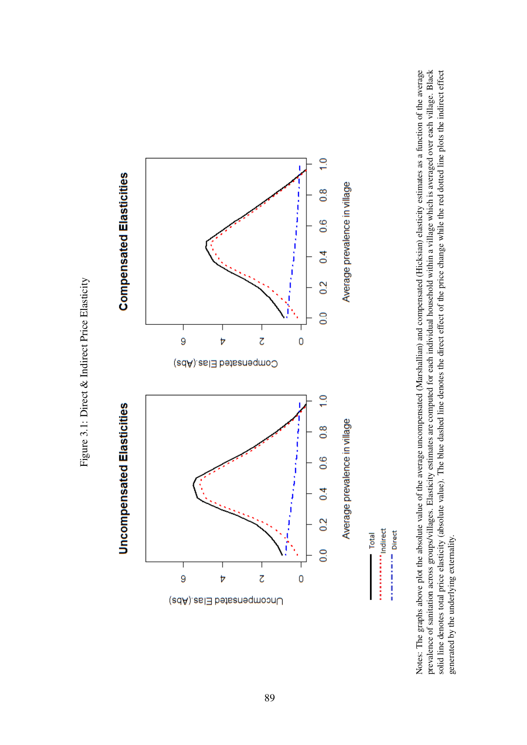Figure 3.1: Direct & Indirect Price Elasticity

Notes: The graphs above plot the absolute value of the average uncompensated (Marshallian) and compensated (Hicksian) elasticity estimates as a function of the average prevalence of sanitation across groups/villages. Elasticity estimates are computed for each individual household within a village which is averaged over each village. Black solid line denotes total price elasticity (absolute value). The blue dashed line denotes the direct effect of the price change while the red dotted line plots the indirect effect generated by the underlying externality.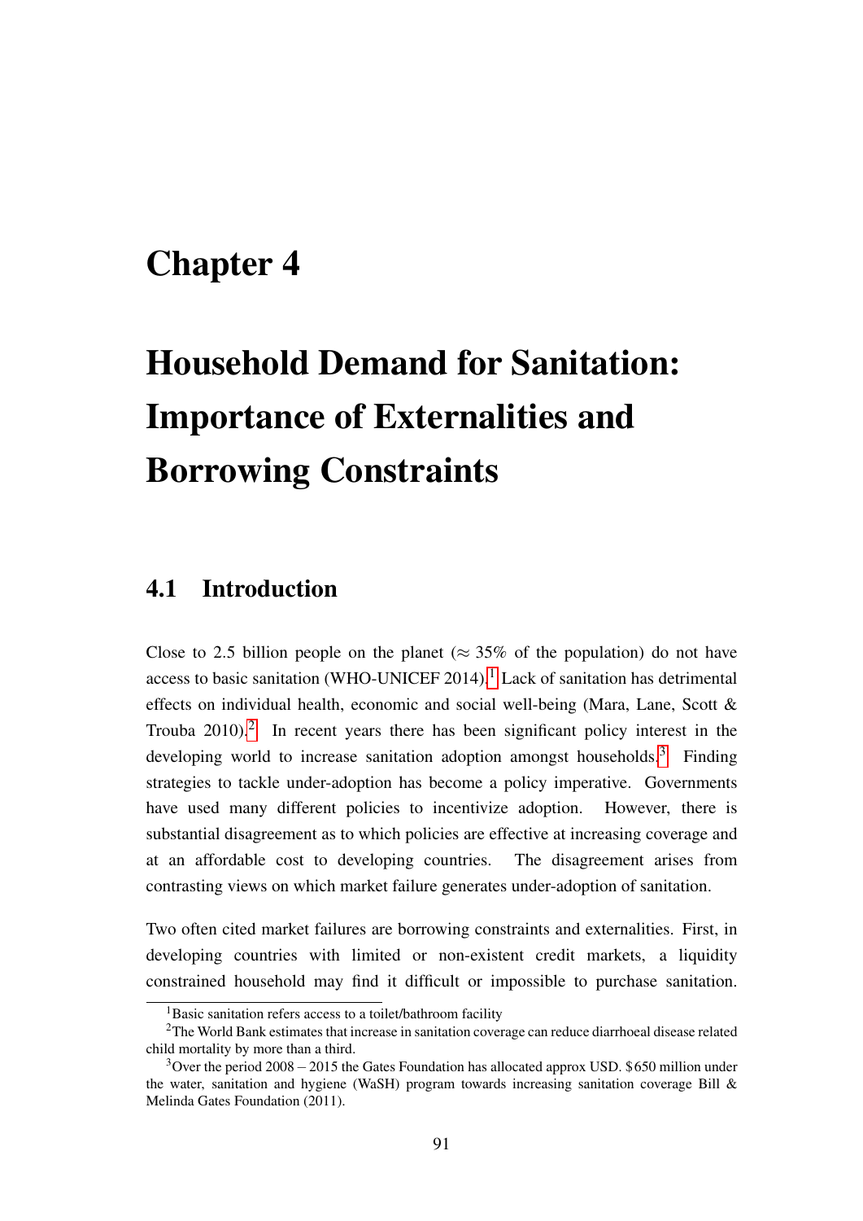# Chapter 4

# Household Demand for Sanitation: Importance of Externalities and Borrowing Constraints

## 4.1 Introduction

Close to 2.5 billion people on the planet ($\approx 35\%$ of the population) do not have access to basic sanitation (WHO-UNICEF 2014).[1] Lack of sanitation has detrimental effects on individual health, economic and social well-being (Mara, Lane, Scott & Trouba 2010).[2] In recent years there has been significant policy interest in the developing world to increase sanitation adoption amongst households.[3] Finding strategies to tackle under-adoption has become a policy imperative. Governments have used many different policies to incentivize adoption. However, there is substantial disagreement as to which policies are effective at increasing coverage and at an affordable cost to developing countries. The disagreement arises from contrasting views on which market failure generates under-adoption of sanitation.

Two often cited market failures are borrowing constraints and externalities. First, in developing countries with limited or non-existent credit markets, a liquidity constrained household may find it difficult or impossible to purchase sanitation.

[1] Basic sanitation refers access to a toilet/bathroom facility

[2] The World Bank estimates that increase in sanitation coverage can reduce diarrhoeal disease related child mortality by more than a third.

[3] Over the period $2008-2015$ the Gates Foundation has allocated approx USD. \$650 million under the water, sanitation and hygiene (WaSH) program towards increasing sanitation coverage Bill & Melinda Gates Foundation (2011).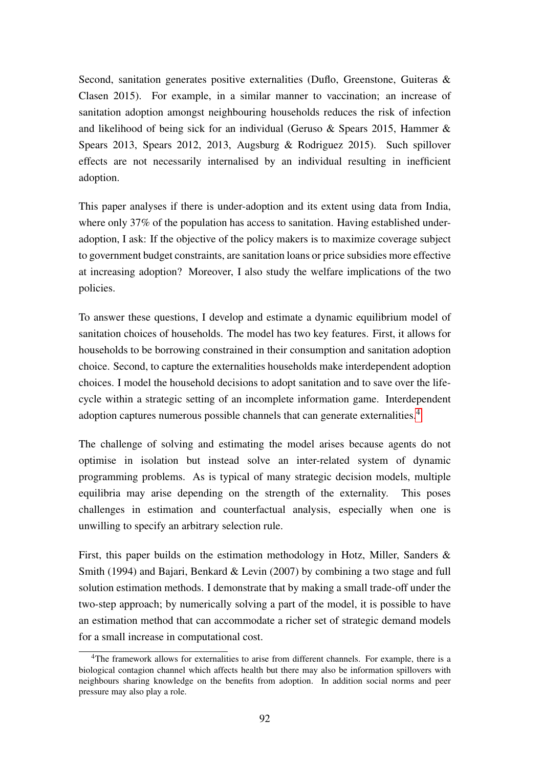Second, sanitation generates positive externalities (Duflo, Greenstone, Guiteras & Clasen 2015). For example, in a similar manner to vaccination; an increase of sanitation adoption amongst neighbouring households reduces the risk of infection and likelihood of being sick for an individual (Geruso & Spears 2015, Hammer & Spears 2013, Spears 2012, 2013, Augsburg & Rodriguez 2015). Such spillover effects are not necessarily internalised by an individual resulting in inefficient adoption.

This paper analyses if there is under-adoption and its extent using data from India, where only 37% of the population has access to sanitation. Having established under-adoption, I ask: If the objective of the policy makers is to maximize coverage subject to government budget constraints, are sanitation loans or price subsidies more effective at increasing adoption? Moreover, I also study the welfare implications of the two policies.

To answer these questions, I develop and estimate a dynamic equilibrium model of sanitation choices of households. The model has two key features. First, it allows for households to be borrowing constrained in their consumption and sanitation adoption choice. Second, to capture the externalities households make interdependent adoption choices. I model the household decisions to adopt sanitation and to save over the life-cycle within a strategic setting of an incomplete information game. Interdependent adoption captures numerous possible channels that can generate externalities.[4]

The challenge of solving and estimating the model arises because agents do not optimise in isolation but instead solve an inter-related system of dynamic programming problems. As is typical of many strategic decision models, multiple equilibria may arise depending on the strength of the externality. This poses challenges in estimation and counterfactual analysis, especially when one is unwilling to specify an arbitrary selection rule.

First, this paper builds on the estimation methodology in Hotz, Miller, Sanders & Smith (1994) and Bajari, Benkard & Levin (2007) by combining a two stage and full solution estimation methods. I demonstrate that by making a small trade-off under the two-step approach; by numerically solving a part of the model, it is possible to have an estimation method that can accommodate a richer set of strategic demand models for a small increase in computational cost.

[4]The framework allows for externalities to arise from different channels. For example, there is a biological contagion channel which affects health but there may also be information spillovers with neighbours sharing knowledge on the benefits from adoption. In addition social norms and peer pressure may also play a role.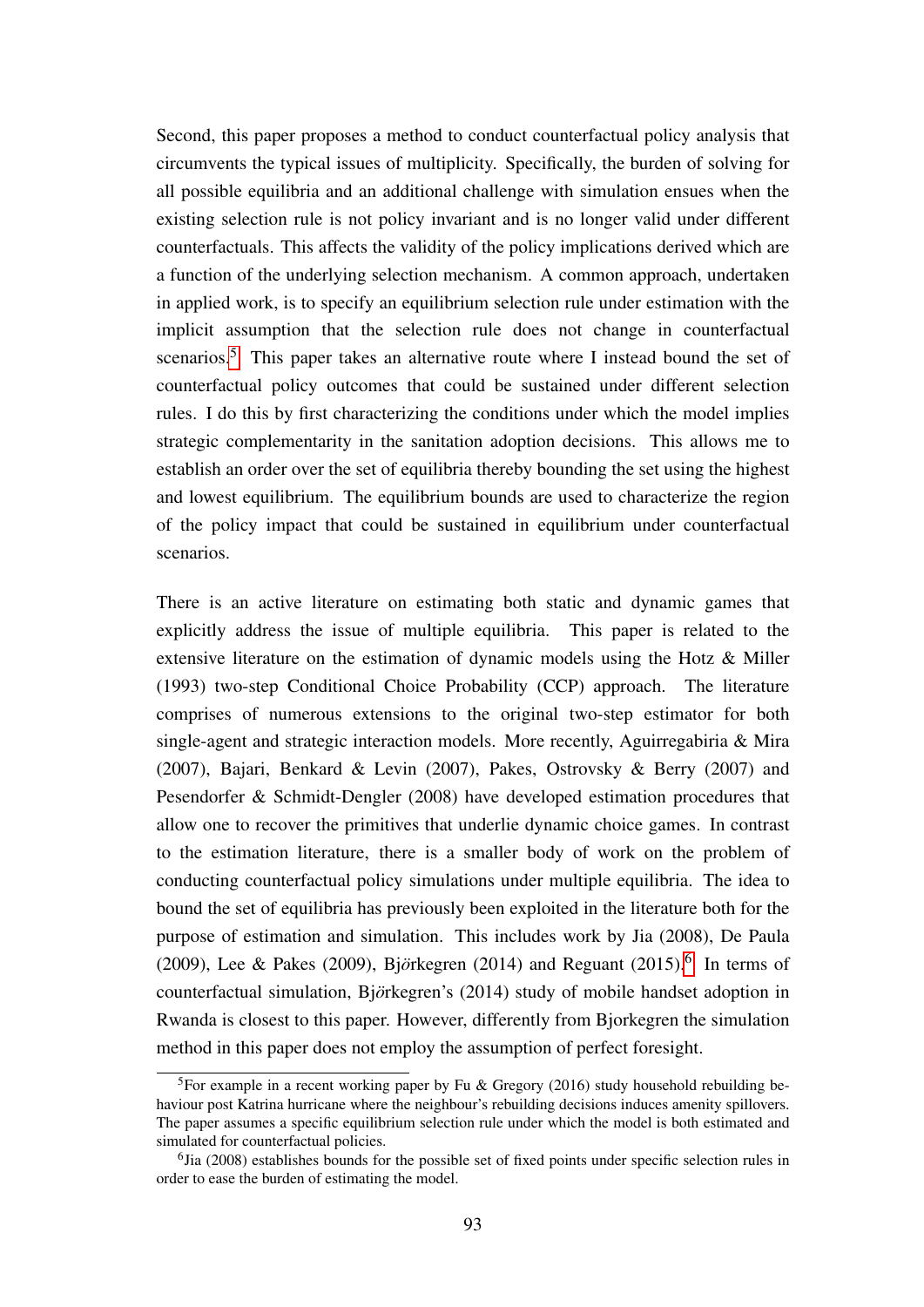Second, this paper proposes a method to conduct counterfactual policy analysis that circumvents the typical issues of multiplicity. Specifically, the burden of solving for all possible equilibria and an additional challenge with simulation ensues when the existing selection rule is not policy invariant and is no longer valid under different counterfactuals. This affects the validity of the policy implications derived which are a function of the underlying selection mechanism. A common approach, undertaken in applied work, is to specify an equilibrium selection rule under estimation with the implicit assumption that the selection rule does not change in counterfactual scenarios.[5] This paper takes an alternative route where I instead bound the set of counterfactual policy outcomes that could be sustained under different selection rules. I do this by first characterizing the conditions under which the model implies strategic complementarity in the sanitation adoption decisions. This allows me to establish an order over the set of equilibria thereby bounding the set using the highest and lowest equilibrium. The equilibrium bounds are used to characterize the region of the policy impact that could be sustained in equilibrium under counterfactual scenarios.

There is an active literature on estimating both static and dynamic games that explicitly address the issue of multiple equilibria. This paper is related to the extensive literature on the estimation of dynamic models using the Hotz & Miller (1993) two-step Conditional Choice Probability (CCP) approach. The literature comprises of numerous extensions to the original two-step estimator for both single-agent and strategic interaction models. More recently, Aguirregabiria & Mira (2007), Bajari, Benkard & Levin (2007), Pakes, Ostrovsky & Berry (2007) and Pesendorfer & Schmidt-Dengler (2008) have developed estimation procedures that allow one to recover the primitives that underlie dynamic choice games. In contrast to the estimation literature, there is a smaller body of work on the problem of conducting counterfactual policy simulations under multiple equilibria. The idea to bound the set of equilibria has previously been exploited in the literature both for the purpose of estimation and simulation. This includes work by Jia (2008), De Paula (2009), Lee & Pakes (2009), Bj*ö*rkegren (2014) and Reguant (2015).[6] In terms of counterfactual simulation, Bj*ö*rkegren's (2014) study of mobile handset adoption in Rwanda is closest to this paper. However, differently from Bjorkegren the simulation method in this paper does not employ the assumption of perfect foresight.

[5] For example in a recent working paper by Fu & Gregory (2016) study household rebuilding behaviour post Katrina hurricane where the neighbour's rebuilding decisions induces amenity spillovers. The paper assumes a specific equilibrium selection rule under which the model is both estimated and simulated for counterfactual policies.

[6] Jia (2008) establishes bounds for the possible set of fixed points under specific selection rules in order to ease the burden of estimating the model.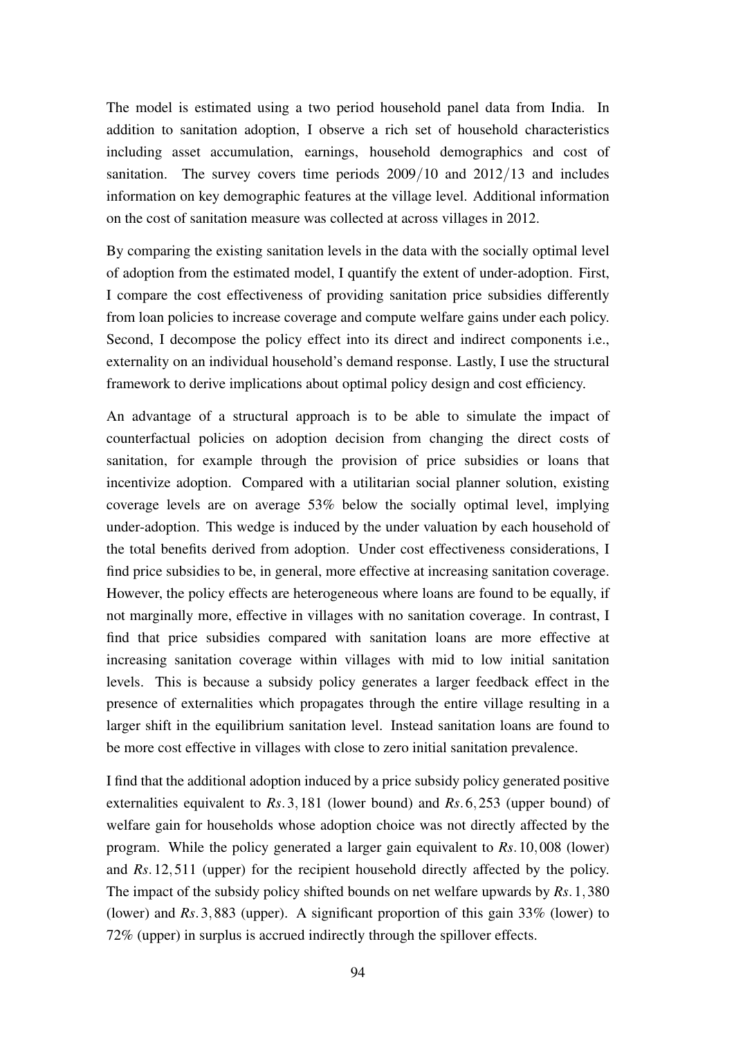The model is estimated using a two period household panel data from India. In addition to sanitation adoption, I observe a rich set of household characteristics including asset accumulation, earnings, household demographics and cost of sanitation. The survey covers time periods 2009/10 and 2012/13 and includes information on key demographic features at the village level. Additional information on the cost of sanitation measure was collected at across villages in 2012.

By comparing the existing sanitation levels in the data with the socially optimal level of adoption from the estimated model, I quantify the extent of under-adoption. First, I compare the cost effectiveness of providing sanitation price subsidies differently from loan policies to increase coverage and compute welfare gains under each policy. Second, I decompose the policy effect into its direct and indirect components i.e., externality on an individual household's demand response. Lastly, I use the structural framework to derive implications about optimal policy design and cost efficiency.

An advantage of a structural approach is to be able to simulate the impact of counterfactual policies on adoption decision from changing the direct costs of sanitation, for example through the provision of price subsidies or loans that incentivize adoption. Compared with a utilitarian social planner solution, existing coverage levels are on average 53% below the socially optimal level, implying under-adoption. This wedge is induced by the under valuation by each household of the total benefits derived from adoption. Under cost effectiveness considerations, I find price subsidies to be, in general, more effective at increasing sanitation coverage. However, the policy effects are heterogeneous where loans are found to be equally, if not marginally more, effective in villages with no sanitation coverage. In contrast, I find that price subsidies compared with sanitation loans are more effective at increasing sanitation coverage within villages with mid to low initial sanitation levels. This is because a subsidy policy generates a larger feedback effect in the presence of externalities which propagates through the entire village resulting in a larger shift in the equilibrium sanitation level. Instead sanitation loans are found to be more cost effective in villages with close to zero initial sanitation prevalence.

I find that the additional adoption induced by a price subsidy policy generated positive externalities equivalent to $Rs. 3,181$ (lower bound) and $Rs. 6,253$ (upper bound) of welfare gain for households whose adoption choice was not directly affected by the program. While the policy generated a larger gain equivalent to $Rs. 10,008$ (lower) and $Rs. 12,511$ (upper) for the recipient household directly affected by the policy. The impact of the subsidy policy shifted bounds on net welfare upwards by $Rs. 1,380$ (lower) and $Rs. 3,883$ (upper). A significant proportion of this gain 33% (lower) to 72% (upper) in surplus is accrued indirectly through the spillover effects.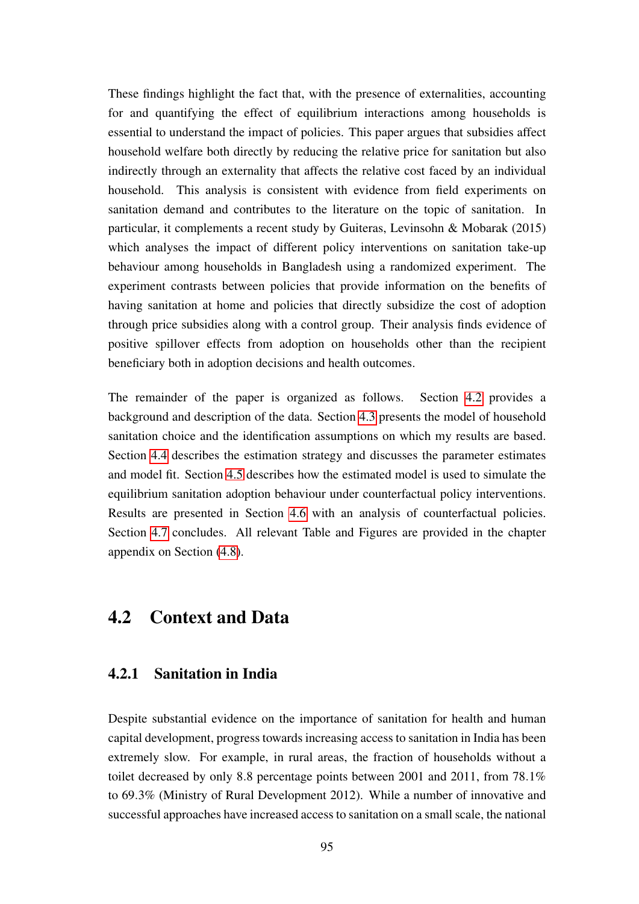These findings highlight the fact that, with the presence of externalities, accounting for and quantifying the effect of equilibrium interactions among households is essential to understand the impact of policies. This paper argues that subsidies affect household welfare both directly by reducing the relative price for sanitation but also indirectly through an externality that affects the relative cost faced by an individual household. This analysis is consistent with evidence from field experiments on sanitation demand and contributes to the literature on the topic of sanitation. In particular, it complements a recent study by Guiteras, Levinsohn & Mobarak (2015) which analyses the impact of different policy interventions on sanitation take-up behaviour among households in Bangladesh using a randomized experiment. The experiment contrasts between policies that provide information on the benefits of having sanitation at home and policies that directly subsidize the cost of adoption through price subsidies along with a control group. Their analysis finds evidence of positive spillover effects from adoption on households other than the recipient beneficiary both in adoption decisions and health outcomes.

The remainder of the paper is organized as follows. Section 4.2 provides a background and description of the data. Section 4.3 presents the model of household sanitation choice and the identification assumptions on which my results are based. Section 4.4 describes the estimation strategy and discusses the parameter estimates and model fit. Section 4.5 describes how the estimated model is used to simulate the equilibrium sanitation adoption behaviour under counterfactual policy interventions. Results are presented in Section 4.6 with an analysis of counterfactual policies. Section 4.7 concludes. All relevant Table and Figures are provided in the chapter appendix on Section (4.8).

## 4.2 Context and Data

### 4.2.1 Sanitation in India

Despite substantial evidence on the importance of sanitation for health and human capital development, progress towards increasing access to sanitation in India has been extremely slow. For example, in rural areas, the fraction of households without a toilet decreased by only 8.8 percentage points between 2001 and 2011, from 78.1% to 69.3% (Ministry of Rural Development 2012). While a number of innovative and successful approaches have increased access to sanitation on a small scale, the national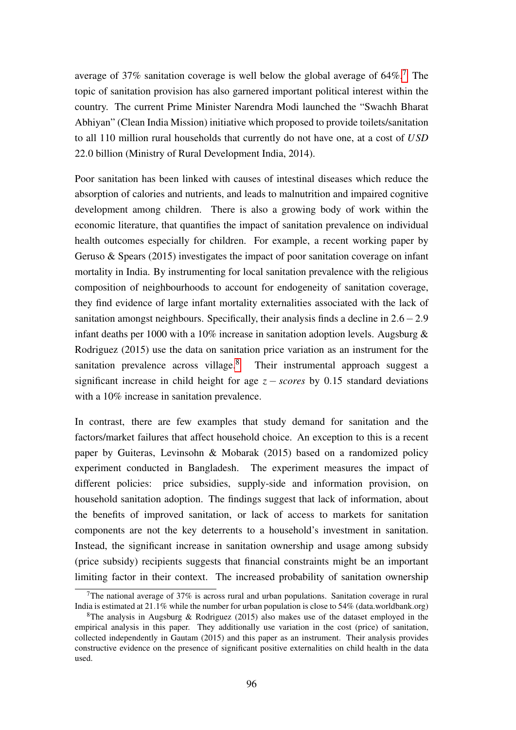average of 37% sanitation coverage is well below the global average of 64%.[7] The topic of sanitation provision has also garnered important political interest within the country. The current Prime Minister Narendra Modi launched the "Swachh Bharat Abhiyan" (Clean India Mission) initiative which proposed to provide toilets/sanitation to all 110 million rural households that currently do not have one, at a cost of *USD* 22.0 billion (Ministry of Rural Development India, 2014).

Poor sanitation has been linked with causes of intestinal diseases which reduce the absorption of calories and nutrients, and leads to malnutrition and impaired cognitive development among children. There is also a growing body of work within the economic literature, that quantifies the impact of sanitation prevalence on individual health outcomes especially for children. For example, a recent working paper by Geruso & Spears (2015) investigates the impact of poor sanitation coverage on infant mortality in India. By instrumenting for local sanitation prevalence with the religious composition of neighbourhoods to account for endogeneity of sanitation coverage, they find evidence of large infant mortality externalities associated with the lack of sanitation amongst neighbours. Specifically, their analysis finds a decline in $2.6-2.9$ infant deaths per 1000 with a 10% increase in sanitation adoption levels. Augsburg & Rodriguez (2015) use the data on sanitation price variation as an instrument for the sanitation prevalence across village.[8] Their instrumental approach suggest a significant increase in child height for age $z-scores$ by 0.15 standard deviations with a 10% increase in sanitation prevalence.

In contrast, there are few examples that study demand for sanitation and the factors/market failures that affect household choice. An exception to this is a recent paper by Guiteras, Levinsohn & Mobarak (2015) based on a randomized policy experiment conducted in Bangladesh. The experiment measures the impact of different policies: price subsidies, supply-side and information provision, on household sanitation adoption. The findings suggest that lack of information, about the benefits of improved sanitation, or lack of access to markets for sanitation components are not the key deterrents to a household's investment in sanitation. Instead, the significant increase in sanitation ownership and usage among subsidy (price subsidy) recipients suggests that financial constraints might be an important limiting factor in their context. The increased probability of sanitation ownership

[7] The national average of 37% is across rural and urban populations. Sanitation coverage in rural India is estimated at 21.1% while the number for urban population is close to 54% (data.worldbank.org)

[8] The analysis in Augsburg & Rodriguez (2015) also makes use of the dataset employed in the empirical analysis in this paper. They additionally use variation in the cost (price) of sanitation, collected independently in Gautam (2015) and this paper as an instrument. Their analysis provides constructive evidence on the presence of significant positive externalities on child health in the data used.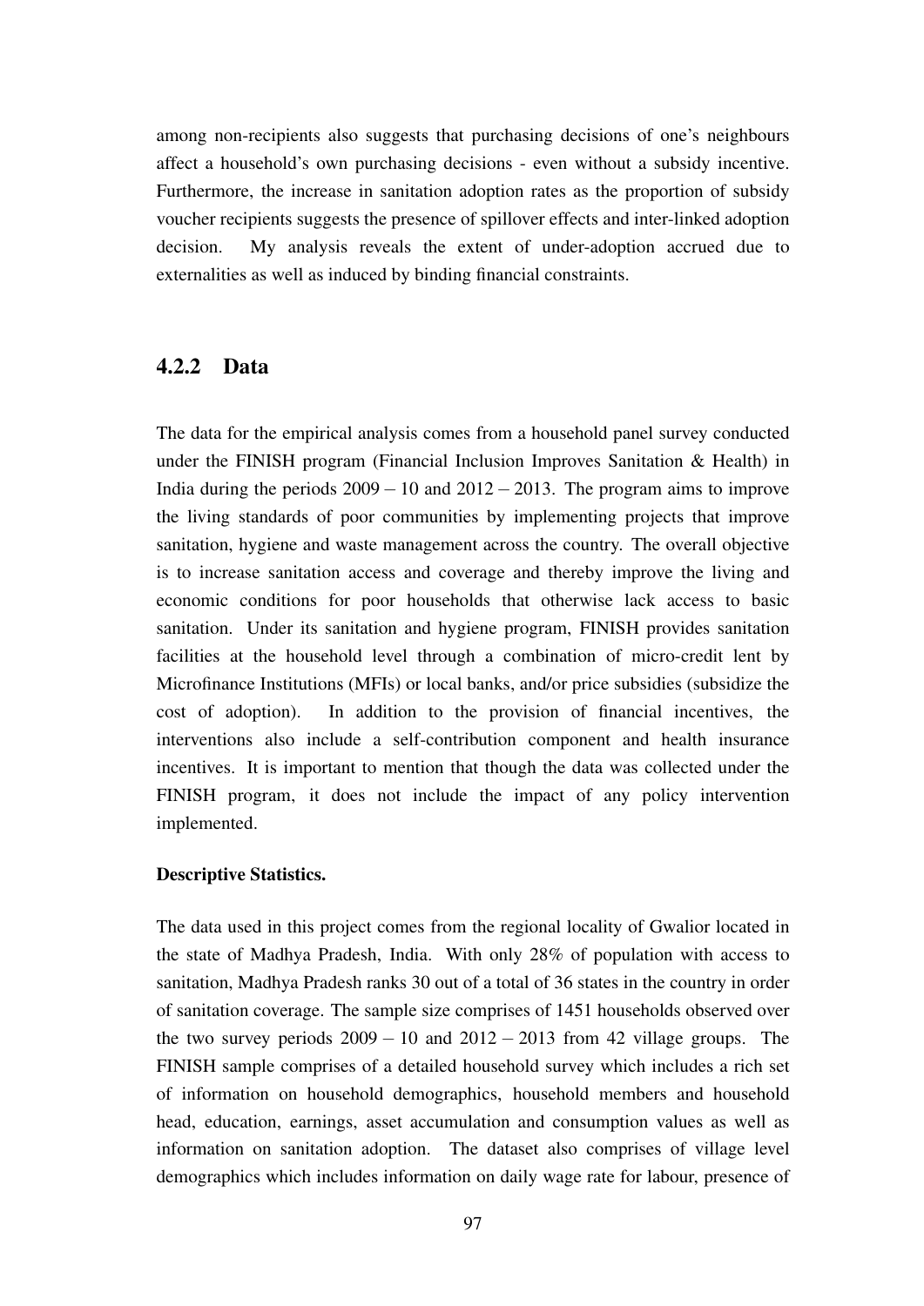among non-recipients also suggests that purchasing decisions of one's neighbours affect a household's own purchasing decisions - even without a subsidy incentive. Furthermore, the increase in sanitation adoption rates as the proportion of subsidy voucher recipients suggests the presence of spillover effects and inter-linked adoption decision. My analysis reveals the extent of under-adoption accrued due to externalities as well as induced by binding financial constraints.

### 4.2.2 Data

The data for the empirical analysis comes from a household panel survey conducted under the FINISH program (Financial Inclusion Improves Sanitation & Health) in India during the periods $2009-10$ and $2012-2013$. The program aims to improve the living standards of poor communities by implementing projects that improve sanitation, hygiene and waste management across the country. The overall objective is to increase sanitation access and coverage and thereby improve the living and economic conditions for poor households that otherwise lack access to basic sanitation. Under its sanitation and hygiene program, FINISH provides sanitation facilities at the household level through a combination of micro-credit lent by Microfinance Institutions (MFIs) or local banks, and/or price subsidies (subsidize the cost of adoption). In addition to the provision of financial incentives, the interventions also include a self-contribution component and health insurance incentives. It is important to mention that though the data was collected under the FINISH program, it does not include the impact of any policy intervention implemented.

**Descriptive Statistics.**

The data used in this project comes from the regional locality of Gwalior located in the state of Madhya Pradesh, India. With only 28% of population with access to sanitation, Madhya Pradesh ranks 30 out of a total of 36 states in the country in order of sanitation coverage. The sample size comprises of 1451 households observed over the two survey periods $2009-10$ and $2012-2013$ from 42 village groups. The FINISH sample comprises of a detailed household survey which includes a rich set of information on household demographics, household members and household head, education, earnings, asset accumulation and consumption values as well as information on sanitation adoption. The dataset also comprises of village level demographics which includes information on daily wage rate for labour, presence of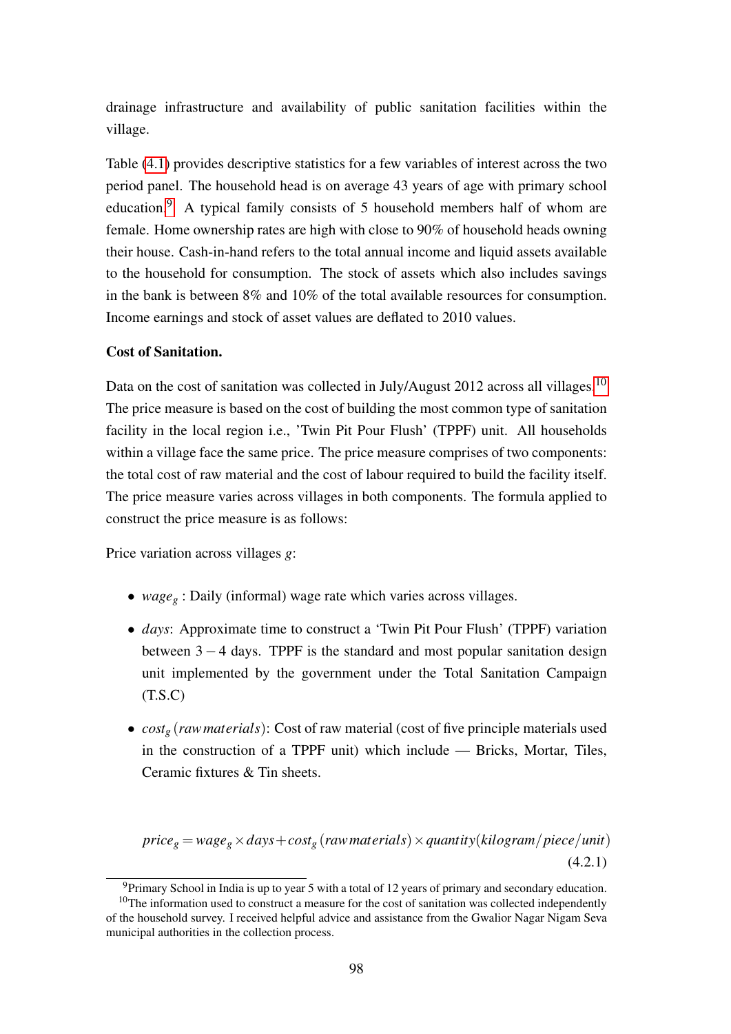drainage infrastructure and availability of public sanitation facilities within the village.

Table (4.1) provides descriptive statistics for a few variables of interest across the two period panel. The household head is on average 43 years of age with primary school education.[9] A typical family consists of 5 household members half of whom are female. Home ownership rates are high with close to 90% of household heads owning their house. Cash-in-hand refers to the total annual income and liquid assets available to the household for consumption. The stock of assets which also includes savings in the bank is between 8% and 10% of the total available resources for consumption. Income earnings and stock of asset values are deflated to 2010 values.

**Cost of Sanitation.**

Data on the cost of sanitation was collected in July/August 2012 across all villages.[10] The price measure is based on the cost of building the most common type of sanitation facility in the local region i.e., 'Twin Pit Pour Flush' (TPPF) unit. All households within a village face the same price. The price measure comprises of two components: the total cost of raw material and the cost of labour required to build the facility itself. The price measure varies across villages in both components. The formula applied to construct the price measure is as follows:

Price variation across villages $g$:

- $wage_g$ : Daily (informal) wage rate which varies across villages.
- $days$: Approximate time to construct a 'Twin Pit Pour Flush' (TPPF) variation between $3-4$ days. TPPF is the standard and most popular sanitation design unit implemented by the government under the Total Sanitation Campaign (T.S.C)
- $cost_g\,(raw\,materials)$: Cost of raw material (cost of five principle materials used in the construction of a TPPF unit) which include — Bricks, Mortar, Tiles, Ceramic fixtures & Tin sheets.

$$price_g = wage_g \times days + cost_g\,(raw\,materials) \times quantity(kilogram/piece/unit) \tag{4.2.1}$$

[9] Primary School in India is up to year 5 with a total of 12 years of primary and secondary education.

[10] The information used to construct a measure for the cost of sanitation was collected independently of the household survey. I received helpful advice and assistance from the Gwalior Nagar Nigam Seva municipal authorities in the collection process.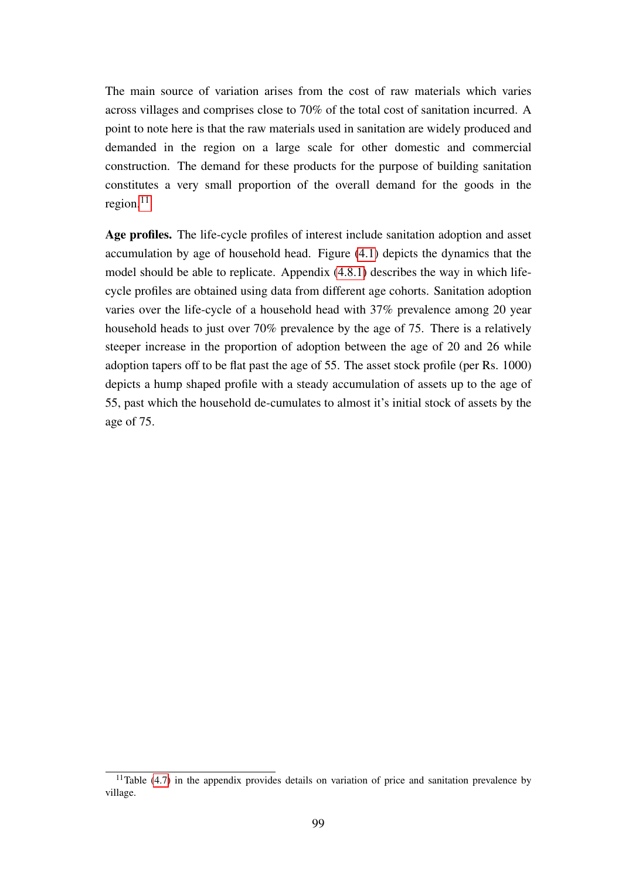The main source of variation arises from the cost of raw materials which varies across villages and comprises close to 70% of the total cost of sanitation incurred. A point to note here is that the raw materials used in sanitation are widely produced and demanded in the region on a large scale for other domestic and commercial construction. The demand for these products for the purpose of building sanitation constitutes a very small proportion of the overall demand for the goods in the region.[11]

**Age profiles.** The life-cycle profiles of interest include sanitation adoption and asset accumulation by age of household head. Figure (4.1) depicts the dynamics that the model should be able to replicate. Appendix (4.8.1) describes the way in which life-cycle profiles are obtained using data from different age cohorts. Sanitation adoption varies over the life-cycle of a household head with 37% prevalence among 20 year household heads to just over 70% prevalence by the age of 75. There is a relatively steeper increase in the proportion of adoption between the age of 20 and 26 while adoption tapers off to be flat past the age of 55. The asset stock profile (per Rs. 1000) depicts a hump shaped profile with a steady accumulation of assets up to the age of 55, past which the household de-cumulates to almost it's initial stock of assets by the age of 75.

[11] Table (4.7) in the appendix provides details on variation of price and sanitation prevalence by village.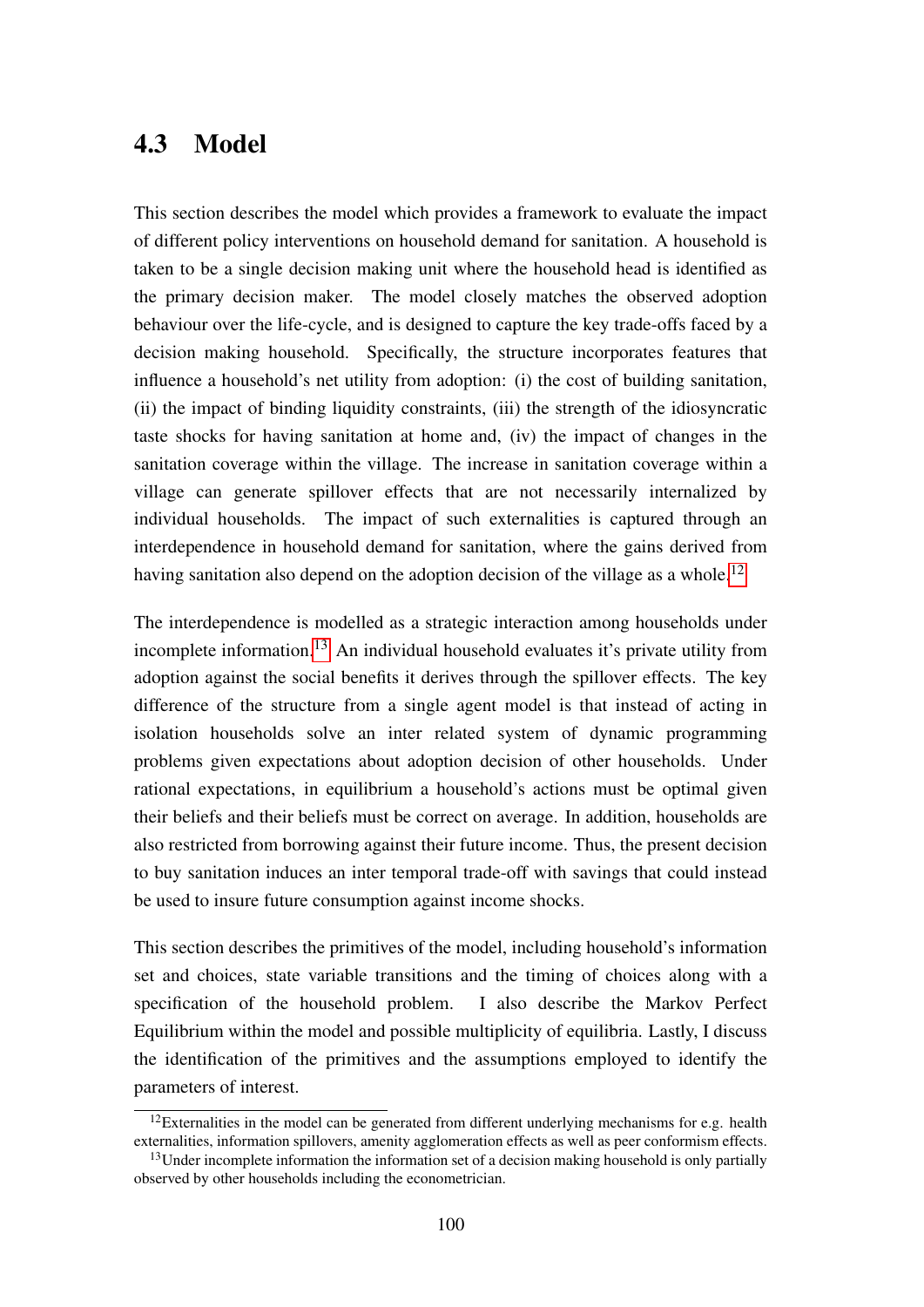## 4.3 Model

This section describes the model which provides a framework to evaluate the impact of different policy interventions on household demand for sanitation. A household is taken to be a single decision making unit where the household head is identified as the primary decision maker. The model closely matches the observed adoption behaviour over the life-cycle, and is designed to capture the key trade-offs faced by a decision making household. Specifically, the structure incorporates features that influence a household's net utility from adoption: (i) the cost of building sanitation, (ii) the impact of binding liquidity constraints, (iii) the strength of the idiosyncratic taste shocks for having sanitation at home and, (iv) the impact of changes in the sanitation coverage within the village. The increase in sanitation coverage within a village can generate spillover effects that are not necessarily internalized by individual households. The impact of such externalities is captured through an interdependence in household demand for sanitation, where the gains derived from having sanitation also depend on the adoption decision of the village as a whole.[12]

The interdependence is modelled as a strategic interaction among households under incomplete information.[13] An individual household evaluates it's private utility from adoption against the social benefits it derives through the spillover effects. The key difference of the structure from a single agent model is that instead of acting in isolation households solve an inter related system of dynamic programming problems given expectations about adoption decision of other households. Under rational expectations, in equilibrium a household's actions must be optimal given their beliefs and their beliefs must be correct on average. In addition, households are also restricted from borrowing against their future income. Thus, the present decision to buy sanitation induces an inter temporal trade-off with savings that could instead be used to insure future consumption against income shocks.

This section describes the primitives of the model, including household's information set and choices, state variable transitions and the timing of choices along with a specification of the household problem. I also describe the Markov Perfect Equilibrium within the model and possible multiplicity of equilibria. Lastly, I discuss the identification of the primitives and the assumptions employed to identify the parameters of interest.

[12] Externalities in the model can be generated from different underlying mechanisms for e.g. health externalities, information spillovers, amenity agglomeration effects as well as peer conformism effects.

[13] Under incomplete information the information set of a decision making household is only partially observed by other households including the econometrician.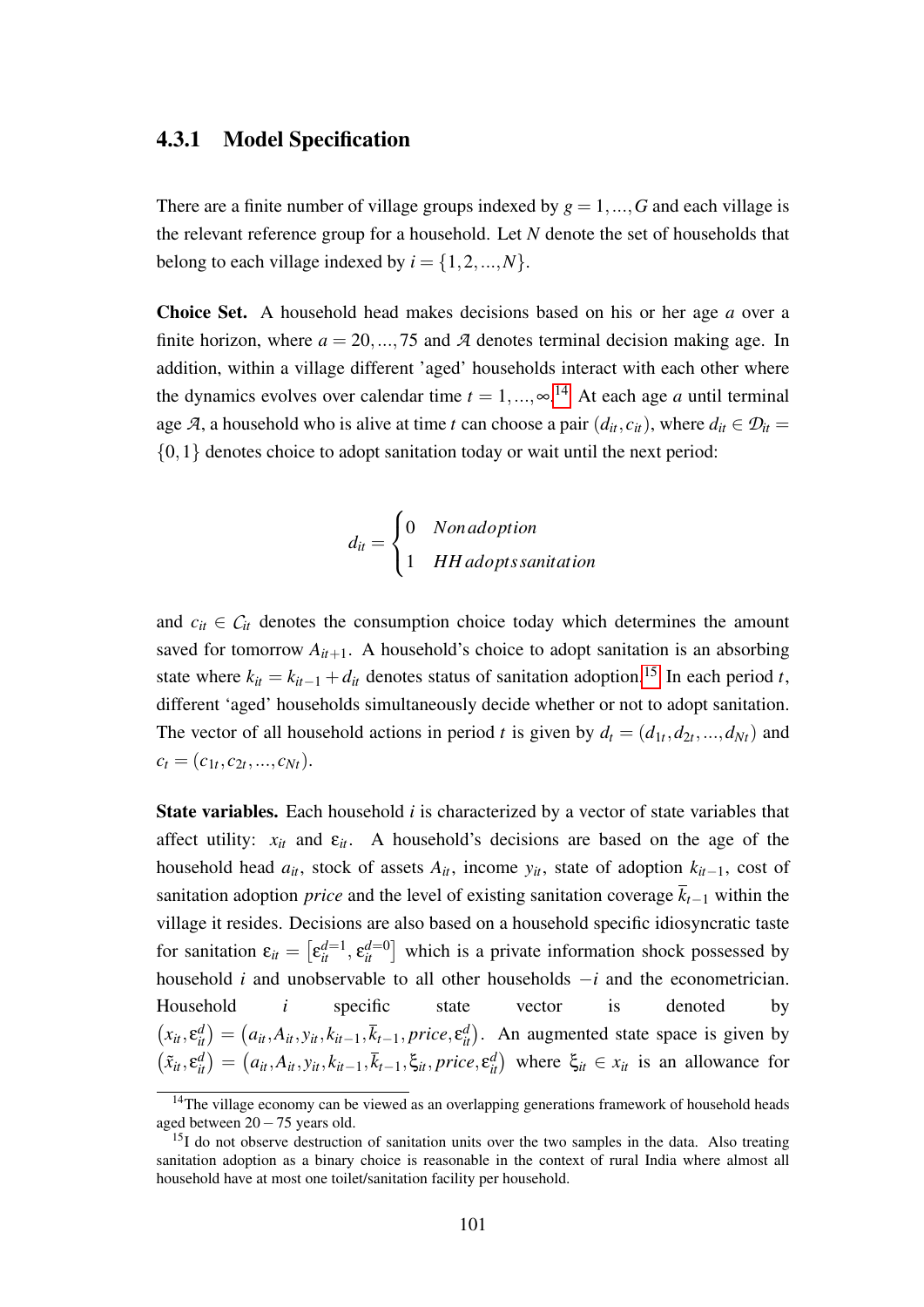### 4.3.1 Model Specification

There are a finite number of village groups indexed by $g = 1, ..., G$ and each village is the relevant reference group for a household. Let $N$ denote the set of households that belong to each village indexed by $i = \{1, 2, ..., N\}$.

**Choice Set.** A household head makes decisions based on his or her age $a$ over a finite horizon, where $a = 20, ..., 75$ and $\mathcal{A}$ denotes terminal decision making age. In addition, within a village different 'aged' households interact with each other where the dynamics evolves over calendar time $t = 1, ..., \infty$.[14] At each age $a$ until terminal age $\mathcal{A}$, a household who is alive at time $t$ can choose a pair $(d_{it}, c_{it})$, where $d_{it} \in \mathcal{D}_{it} = \{0, 1\}$ denotes choice to adopt sanitation today or wait until the next period:

$$d_{it} = \begin{cases} 0 & Non\,adoption \\ 1 & HH\,adopts\,sanitation \end{cases}$$

and $c_{it} \in \mathcal{C}_{it}$ denotes the consumption choice today which determines the amount saved for tomorrow $A_{it+1}$. A household's choice to adopt sanitation is an absorbing state where $k_{it} = k_{it-1} + d_{it}$ denotes status of sanitation adoption.[15] In each period $t$, different 'aged' households simultaneously decide whether or not to adopt sanitation. The vector of all household actions in period $t$ is given by $d_t = (d_{1t}, d_{2t}, ..., d_{Nt})$ and $c_t = (c_{1t}, c_{2t}, ..., c_{Nt})$.

**State variables.** Each household $i$ is characterized by a vector of state variables that affect utility: $x_{it}$ and $\varepsilon_{it}$. A household's decisions are based on the age of the household head $a_{it}$, stock of assets $A_{it}$, income $y_{it}$, state of adoption $k_{it-1}$, cost of sanitation adoption *price* and the level of existing sanitation coverage $\bar{k}_{t-1}$ within the village it resides. Decisions are also based on a household specific idiosyncratic taste for sanitation $\varepsilon_{it} = \left[\varepsilon_{it}^{d=1}, \varepsilon_{it}^{d=0}\right]$ which is a private information shock possessed by household $i$ and unobservable to all other households $-i$ and the econometrician. Household $i$ specific state vector is denoted by $\left(x_{it}, \varepsilon_{it}^{d}\right) = \left(a_{it}, A_{it}, y_{it}, k_{it-1}, \bar{k}_{t-1}, price, \varepsilon_{it}^{d}\right)$. An augmented state space is given by $\left(\tilde{x}_{it}, \varepsilon_{it}^{d}\right) = \left(a_{it}, A_{it}, y_{it}, k_{it-1}, \bar{k}_{t-1}, \xi_{it}, price, \varepsilon_{it}^{d}\right)$ where $\xi_{it} \in x_{it}$ is an allowance for

---

[14] The village economy can be viewed as an overlapping generations framework of household heads aged between $20 - 75$ years old.

[15] I do not observe destruction of sanitation units over the two samples in the data. Also treating sanitation adoption as a binary choice is reasonable in the context of rural India where almost all household have at most one toilet/sanitation facility per household.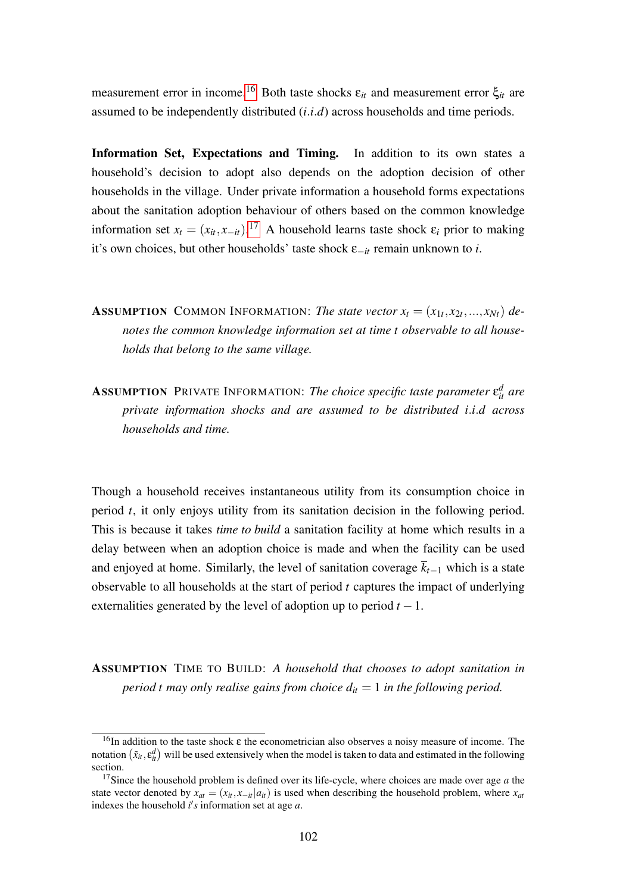measurement error in income.[16] Both taste shocks $\varepsilon_{it}$ and measurement error $\xi_{it}$ are assumed to be independently distributed ($i.i.d$) across households and time periods.

**Information Set, Expectations and Timing.** In addition to its own states a household's decision to adopt also depends on the adoption decision of other households in the village. Under private information a household forms expectations about the sanitation adoption behaviour of others based on the common knowledge information set $x_t = (x_{it}, x_{-it})$.[17] A household learns taste shock $\varepsilon_i$ prior to making it's own choices, but other households' taste shock $\varepsilon_{-it}$ remain unknown to $i$.

**ASSUMPTION** COMMON INFORMATION: *The state vector $x_t = (x_{1t}, x_{2t}, ..., x_{Nt})$ denotes the common knowledge information set at time t observable to all households that belong to the same village.*

**ASSUMPTION** PRIVATE INFORMATION: *The choice specific taste parameter $\varepsilon_{it}^d$ are private information shocks and are assumed to be distributed i.i.d across households and time.*

Though a household receives instantaneous utility from its consumption choice in period $t$, it only enjoys utility from its sanitation decision in the following period. This is because it takes *time to build* a sanitation facility at home which results in a delay between when an adoption choice is made and when the facility can be used and enjoyed at home. Similarly, the level of sanitation coverage $\overline{k}_{t-1}$ which is a state observable to all households at the start of period $t$ captures the impact of underlying externalities generated by the level of adoption up to period $t-1$.

**ASSUMPTION** TIME TO BUILD: *A household that chooses to adopt sanitation in period t may only realise gains from choice $d_{it} = 1$ in the following period.*

[16] In addition to the taste shock $\varepsilon$ the econometrician also observes a noisy measure of income. The notation $(\tilde{x}_{it}, \varepsilon_{it}^d)$ will be used extensively when the model is taken to data and estimated in the following section.

[17] Since the household problem is defined over its life-cycle, where choices are made over age $a$ the state vector denoted by $x_{at} = (x_{it}, x_{-it}|a_{it})$ is used when describing the household problem, where $x_{at}$ indexes the household $i's$ information set at age $a$.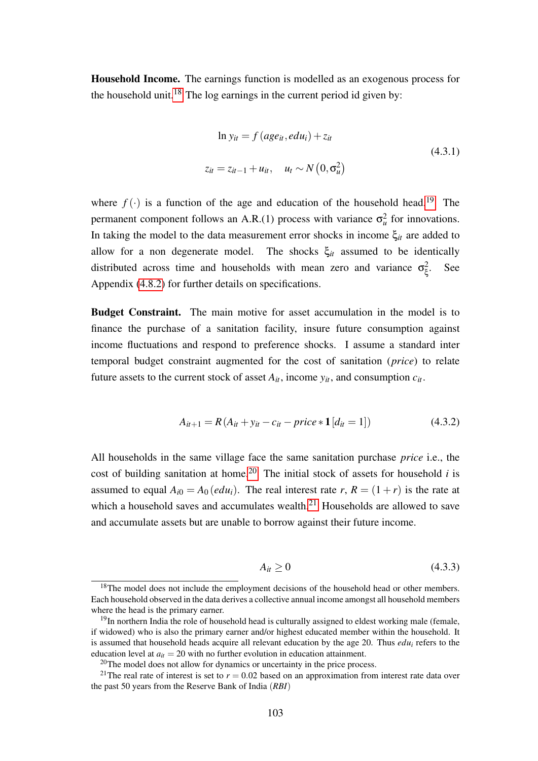**Household Income.** The earnings function is modelled as an exogenous process for the household unit.[18] The log earnings in the current period id given by:

$$
\begin{aligned}
\ln y_{it} &= f\left(age_{it}, edu_i\right) + z_{it} \\
z_{it} &= z_{it-1} + u_{it}, \quad u_t \sim N\left(0, \sigma_u^2\right)
\end{aligned}
\tag{4.3.1}
$$

where $f(\cdot)$ is a function of the age and education of the household head.[19] The permanent component follows an A.R.(1) process with variance $\sigma_u^2$ for innovations. In taking the model to the data measurement error shocks in income $\xi_{it}$ are added to allow for a non degenerate model. The shocks $\xi_{it}$ assumed to be identically distributed across time and households with mean zero and variance $\sigma_\xi^2$. See Appendix (4.8.2) for further details on specifications.

**Budget Constraint.** The main motive for asset accumulation in the model is to finance the purchase of a sanitation facility, insure future consumption against income fluctuations and respond to preference shocks. I assume a standard inter temporal budget constraint augmented for the cost of sanitation (*price*) to relate future assets to the current stock of asset $A_{it}$, income $y_{it}$, and consumption $c_{it}$.

$$
A_{it+1} = R\left(A_{it} + y_{it} - c_{it} - price * \mathbf{1}\left[d_{it} = 1\right]\right) \tag{4.3.2}
$$

All households in the same village face the same sanitation purchase *price* i.e., the cost of building sanitation at home.[20] The initial stock of assets for household $i$ is assumed to equal $A_{i0} = A_0\left(edu_i\right)$. The real interest rate $r$, $R = (1+r)$ is the rate at which a household saves and accumulates wealth.[21] Households are allowed to save and accumulate assets but are unable to borrow against their future income.

$$
A_{it} \geq 0 \tag{4.3.3}
$$

---

[18] The model does not include the employment decisions of the household head or other members. Each household observed in the data derives a collective annual income amongst all household members where the head is the primary earner.

[19] In northern India the role of household head is culturally assigned to eldest working male (female, if widowed) who is also the primary earner and/or highest educated member within the household. It is assumed that household heads acquire all relevant education by the age 20. Thus $edu_i$ refers to the education level at $a_{it} = 20$ with no further evolution in education attainment.

[20] The model does not allow for dynamics or uncertainty in the price process.

[21] The real rate of interest is set to $r = 0.02$ based on an approximation from interest rate data over the past 50 years from the Reserve Bank of India (*RBI*)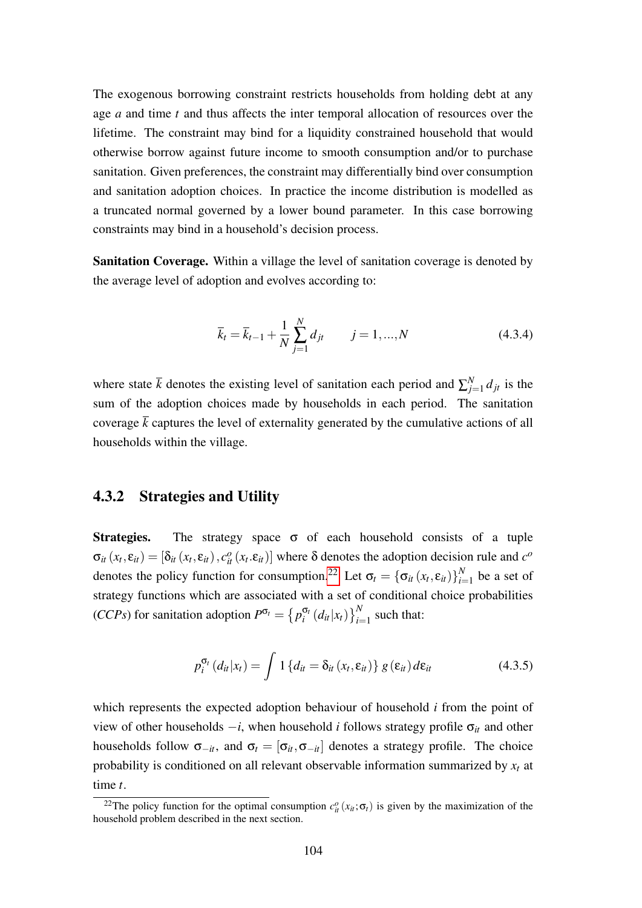The exogenous borrowing constraint restricts households from holding debt at any age $a$ and time $t$ and thus affects the inter temporal allocation of resources over the lifetime. The constraint may bind for a liquidity constrained household that would otherwise borrow against future income to smooth consumption and/or to purchase sanitation. Given preferences, the constraint may differentially bind over consumption and sanitation adoption choices. In practice the income distribution is modelled as a truncated normal governed by a lower bound parameter. In this case borrowing constraints may bind in a household's decision process.

**Sanitation Coverage.** Within a village the level of sanitation coverage is denoted by the average level of adoption and evolves according to:

$$\overline{k}_t = \overline{k}_{t-1} + \frac{1}{N}\sum_{j=1}^{N} d_{jt} \qquad j = 1,...,N \tag{4.3.4}$$

where state $\overline{k}$ denotes the existing level of sanitation each period and $\sum_{j=1}^{N} d_{jt}$ is the sum of the adoption choices made by households in each period. The sanitation coverage $\overline{k}$ captures the level of externality generated by the cumulative actions of all households within the village.

### 4.3.2 Strategies and Utility

**Strategies.** The strategy space $\sigma$ of each household consists of a tuple $\sigma_{it}(x_t, \varepsilon_{it}) = [\delta_{it}(x_t, \varepsilon_{it}), c^o_{it}(x_t.\varepsilon_{it})]$ where $\delta$ denotes the adoption decision rule and $c^o$ denotes the policy function for consumption.[22] Let $\sigma_t = \{\sigma_{it}(x_t, \varepsilon_{it})\}_{i=1}^{N}$ be a set of strategy functions which are associated with a set of conditional choice probabilities (*CCPs*) for sanitation adoption $P^{\sigma_t} = \{p_i^{\sigma_t}(d_{it}|x_t)\}_{i=1}^{N}$ such that:

$$p_i^{\sigma_t}(d_{it}|x_t) = \int 1\{d_{it} = \delta_{it}(x_t, \varepsilon_{it})\}\, g(\varepsilon_{it})\, d\varepsilon_{it} \tag{4.3.5}$$

which represents the expected adoption behaviour of household $i$ from the point of view of other households $-i$, when household $i$ follows strategy profile $\sigma_{it}$ and other households follow $\sigma_{-it}$, and $\sigma_t = [\sigma_{it}, \sigma_{-it}]$ denotes a strategy profile. The choice probability is conditioned on all relevant observable information summarized by $x_t$ at time $t$.

[22] The policy function for the optimal consumption $c^o_{it}(x_{it}; \sigma_t)$ is given by the maximization of the household problem described in the next section.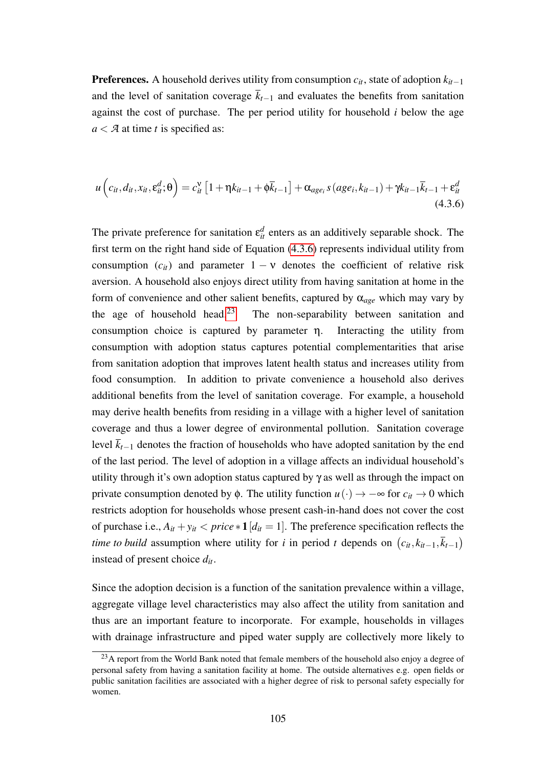**Preferences.** A household derives utility from consumption $c_{it}$, state of adoption $k_{it-1}$ and the level of sanitation coverage $\overline{k}_{t-1}$ and evaluates the benefits from sanitation against the cost of purchase. The per period utility for household $i$ below the age $a < \mathcal{A}$ at time $t$ is specified as:

$$u\left(c_{it}, d_{it}, x_{it}, \varepsilon_{it}^{d}; \theta\right) = c_{it}^{\nu}\left[1 + \eta k_{it-1} + \phi \overline{k}_{t-1}\right] + \alpha_{age_i} s\left(age_i, k_{it-1}\right) + \gamma k_{it-1}\overline{k}_{t-1} + \varepsilon_{it}^{d} \tag{4.3.6}$$

The private preference for sanitation $\varepsilon_{it}^{d}$ enters as an additively separable shock. The first term on the right hand side of Equation (4.3.6) represents individual utility from consumption ($c_{it}$) and parameter $1 - \nu$ denotes the coefficient of relative risk aversion. A household also enjoys direct utility from having sanitation at home in the form of convenience and other salient benefits, captured by $\alpha_{age}$ which may vary by the age of household head.[23] The non-separability between sanitation and consumption choice is captured by parameter $\eta$. Interacting the utility from consumption with adoption status captures potential complementarities that arise from sanitation adoption that improves latent health status and increases utility from food consumption. In addition to private convenience a household also derives additional benefits from the level of sanitation coverage. For example, a household may derive health benefits from residing in a village with a higher level of sanitation coverage and thus a lower degree of environmental pollution. Sanitation coverage level $\overline{k}_{t-1}$ denotes the fraction of households who have adopted sanitation by the end of the last period. The level of adoption in a village affects an individual household's utility through it's own adoption status captured by $\gamma$ as well as through the impact on private consumption denoted by $\phi$. The utility function $u(\cdot) \to -\infty$ for $c_{it} \to 0$ which restricts adoption for households whose present cash-in-hand does not cover the cost of purchase i.e., $A_{it} + y_{it} < price * \mathbf{1}[d_{it} = 1]$. The preference specification reflects the *time to build* assumption where utility for $i$ in period $t$ depends on $\left(c_{it}, k_{it-1}, \overline{k}_{t-1}\right)$ instead of present choice $d_{it}$.

Since the adoption decision is a function of the sanitation prevalence within a village, aggregate village level characteristics may also affect the utility from sanitation and thus are an important feature to incorporate. For example, households in villages with drainage infrastructure and piped water supply are collectively more likely to

[23] A report from the World Bank noted that female members of the household also enjoy a degree of personal safety from having a sanitation facility at home. The outside alternatives e.g. open fields or public sanitation facilities are associated with a higher degree of risk to personal safety especially for women.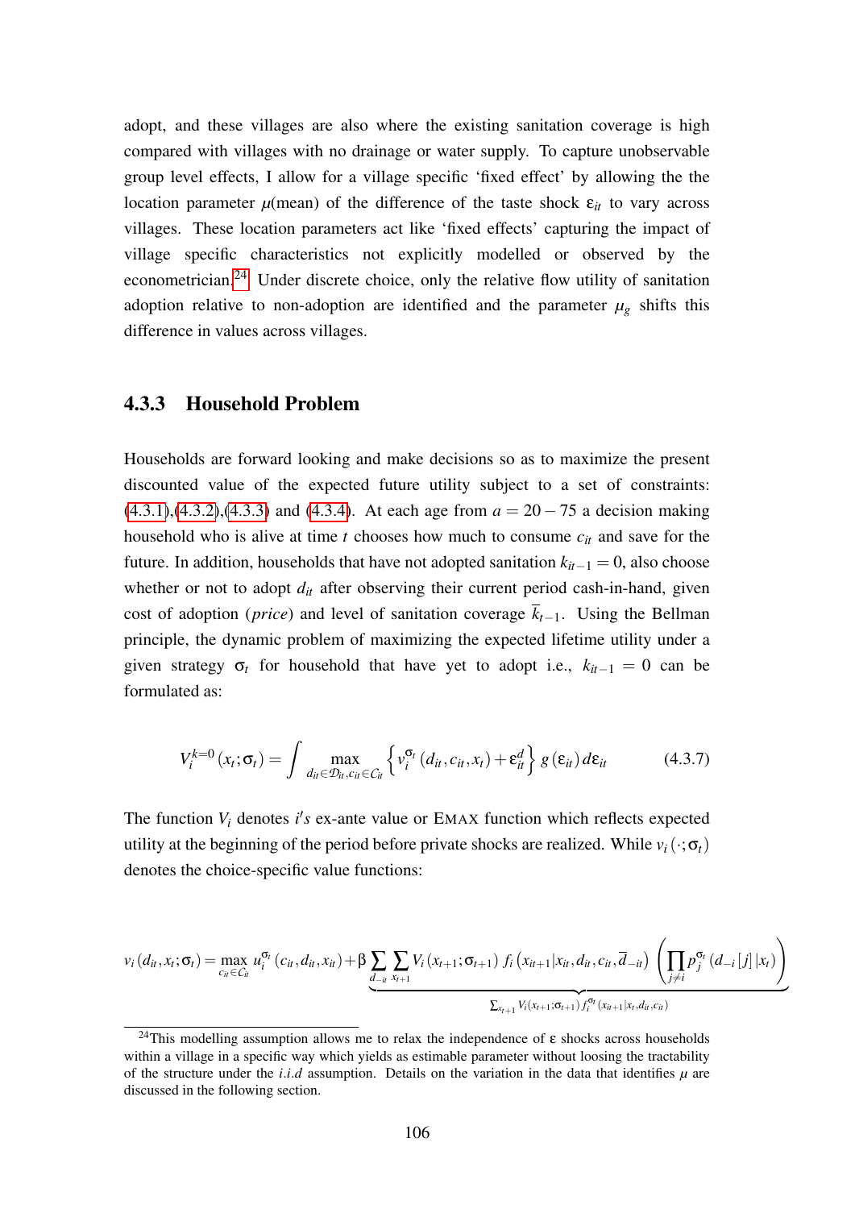adopt, and these villages are also where the existing sanitation coverage is high compared with villages with no drainage or water supply. To capture unobservable group level effects, I allow for a village specific 'fixed effect' by allowing the the location parameter $\mu$(mean) of the difference of the taste shock $\varepsilon_{it}$ to vary across villages. These location parameters act like 'fixed effects' capturing the impact of village specific characteristics not explicitly modelled or observed by the econometrician.[24] Under discrete choice, only the relative flow utility of sanitation adoption relative to non-adoption are identified and the parameter $\mu_g$ shifts this difference in values across villages.

### 4.3.3 Household Problem

Households are forward looking and make decisions so as to maximize the present discounted value of the expected future utility subject to a set of constraints: (4.3.1),(4.3.2),(4.3.3) and (4.3.4). At each age from $a = 20 - 75$ a decision making household who is alive at time $t$ chooses how much to consume $c_{it}$ and save for the future. In addition, households that have not adopted sanitation $k_{it-1} = 0$, also choose whether or not to adopt $d_{it}$ after observing their current period cash-in-hand, given cost of adoption (*price*) and level of sanitation coverage $\overline{k}_{t-1}$. Using the Bellman principle, the dynamic problem of maximizing the expected lifetime utility under a given strategy $\sigma_t$ for household that have yet to adopt i.e., $k_{it-1} = 0$ can be formulated as:

$$V_i^{k=0}(x_t;\sigma_t) = \int \max_{d_{it}\in\mathcal{D}_{it},c_{it}\in C_{it}} \left\{ v_i^{\sigma_t}(d_{it},c_{it},x_t) + \varepsilon_{it}^{d} \right\} g(\varepsilon_{it})\, d\varepsilon_{it} \tag{4.3.7}$$

The function $V_i$ denotes $i's$ ex-ante value or EMAX function which reflects expected utility at the beginning of the period before private shocks are realized. While $v_i(\cdot;\sigma_t)$ denotes the choice-specific value functions:

$$v_i(d_{it},x_t;\sigma_t) = \max_{c_{it}\in C_{it}} u_i^{\sigma_t}(c_{it},d_{it},x_{it}) + \beta \underbrace{\sum_{d_{-it}} \sum_{x_{t+1}} V_i(x_{t+1};\sigma_{t+1})\, f_i(x_{it+1}|x_{it},d_{it},c_{it},\overline{d}_{-it}) \left( \prod_{j\neq i} p_j^{\sigma_t}(d_{-i}[j]\,|x_t) \right)}_{\sum_{x_{t+1}} V_i(x_{t+1};\sigma_{t+1})\, f_i^{\sigma_t}(x_{it+1}|x_t,d_{it},c_{it})}$$

[24] This modelling assumption allows me to relax the independence of $\varepsilon$ shocks across households within a village in a specific way which yields as estimable parameter without loosing the tractability of the structure under the *i.i.d* assumption. Details on the variation in the data that identifies $\mu$ are discussed in the following section.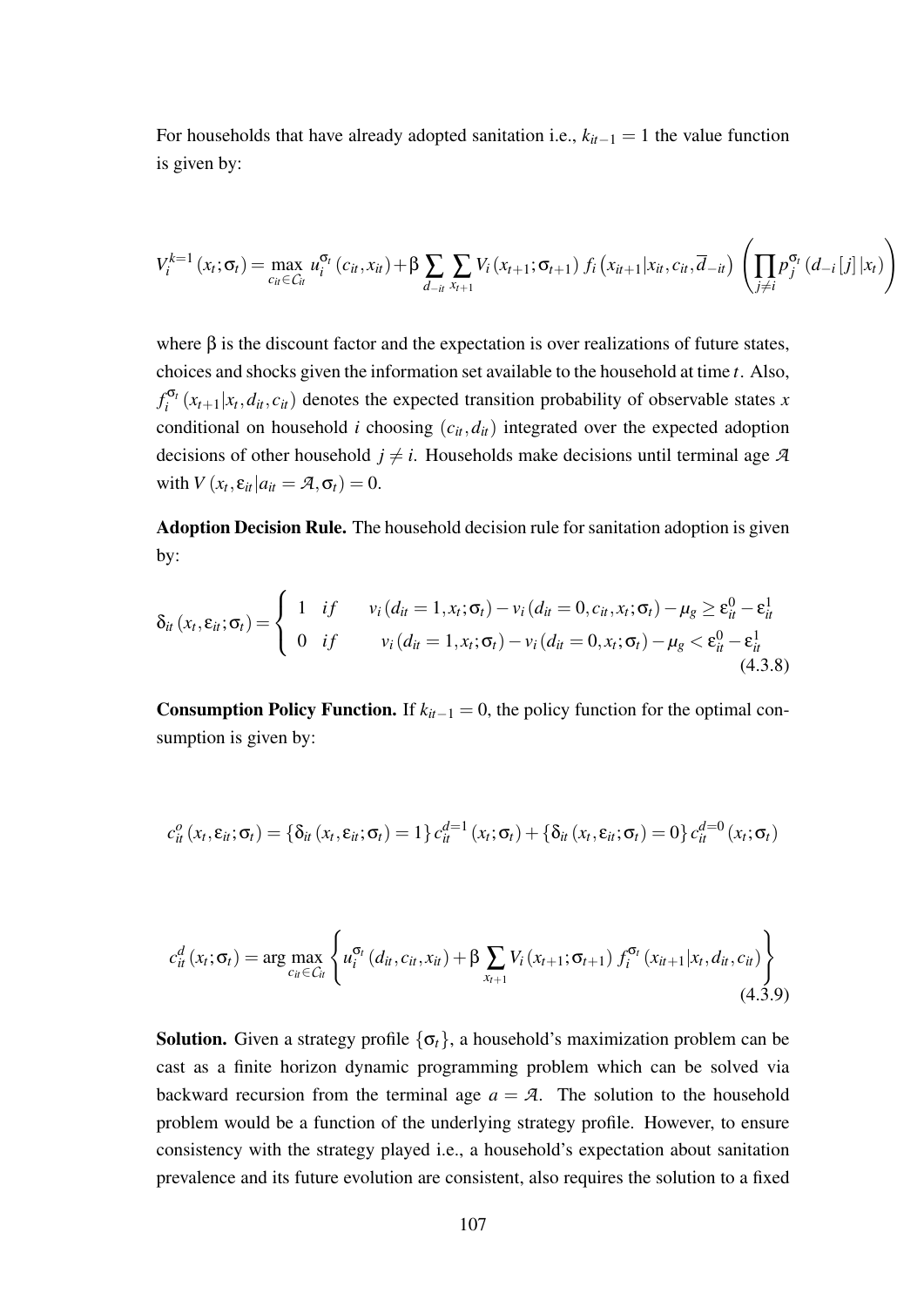For households that have already adopted sanitation i.e., $k_{it-1} = 1$ the value function is given by:

$$
V_i^{k=1}(x_t;\sigma_t) = \max_{c_{it}\in C_{it}} u_i^{\sigma_t}(c_{it},x_{it}) + \beta \sum_{d_{-it}} \sum_{x_{t+1}} V_i(x_{t+1};\sigma_{t+1})\, f_i\left(x_{it+1}|x_{it},c_{it},\overline{d}_{-it}\right) \left(\prod_{j\neq i} p_j^{\sigma_t}\left(d_{-i}[j]\,|x_t\right)\right)
$$

where $\beta$ is the discount factor and the expectation is over realizations of future states, choices and shocks given the information set available to the household at time $t$. Also, $f_i^{\sigma_t}(x_{t+1}|x_t,d_{it},c_{it})$ denotes the expected transition probability of observable states $x$ conditional on household $i$ choosing $(c_{it},d_{it})$ integrated over the expected adoption decisions of other household $j \neq i$. Households make decisions until terminal age $\mathcal{A}$ with $V(x_t,\varepsilon_{it}|a_{it} = \mathcal{A},\sigma_t) = 0$.

**Adoption Decision Rule.** The household decision rule for sanitation adoption is given by:

$$
\delta_{it}(x_t,\varepsilon_{it};\sigma_t) = \begin{cases} 1 & if \quad v_i(d_{it}=1,x_t;\sigma_t) - v_i(d_{it}=0,c_{it},x_t;\sigma_t) - \mu_g \geq \varepsilon_{it}^0 - \varepsilon_{it}^1 \\ 0 & if \quad v_i(d_{it}=1,x_t;\sigma_t) - v_i(d_{it}=0,x_t;\sigma_t) - \mu_g < \varepsilon_{it}^0 - \varepsilon_{it}^1 \end{cases} \tag{4.3.8}
$$

**Consumption Policy Function.** If $k_{it-1} = 0$, the policy function for the optimal consumption is given by:

$$
c_{it}^o(x_t,\varepsilon_{it};\sigma_t) = \{\delta_{it}(x_t,\varepsilon_{it};\sigma_t) = 1\}\, c_{it}^{d=1}(x_t;\sigma_t) + \{\delta_{it}(x_t,\varepsilon_{it};\sigma_t) = 0\}\, c_{it}^{d=0}(x_t;\sigma_t)
$$

$$
c_{it}^d(x_t;\sigma_t) = \arg\max_{c_{it}\in C_{it}} \left\{ u_i^{\sigma_t}(d_{it},c_{it},x_{it}) + \beta \sum_{x_{t+1}} V_i(x_{t+1};\sigma_{t+1})\, f_i^{\sigma_t}(x_{it+1}|x_t,d_{it},c_{it}) \right\} \tag{4.3.9}
$$

**Solution.** Given a strategy profile $\{\sigma_t\}$, a household's maximization problem can be cast as a finite horizon dynamic programming problem which can be solved via backward recursion from the terminal age $a = \mathcal{A}$. The solution to the household problem would be a function of the underlying strategy profile. However, to ensure consistency with the strategy played i.e., a household's expectation about sanitation prevalence and its future evolution are consistent, also requires the solution to a fixed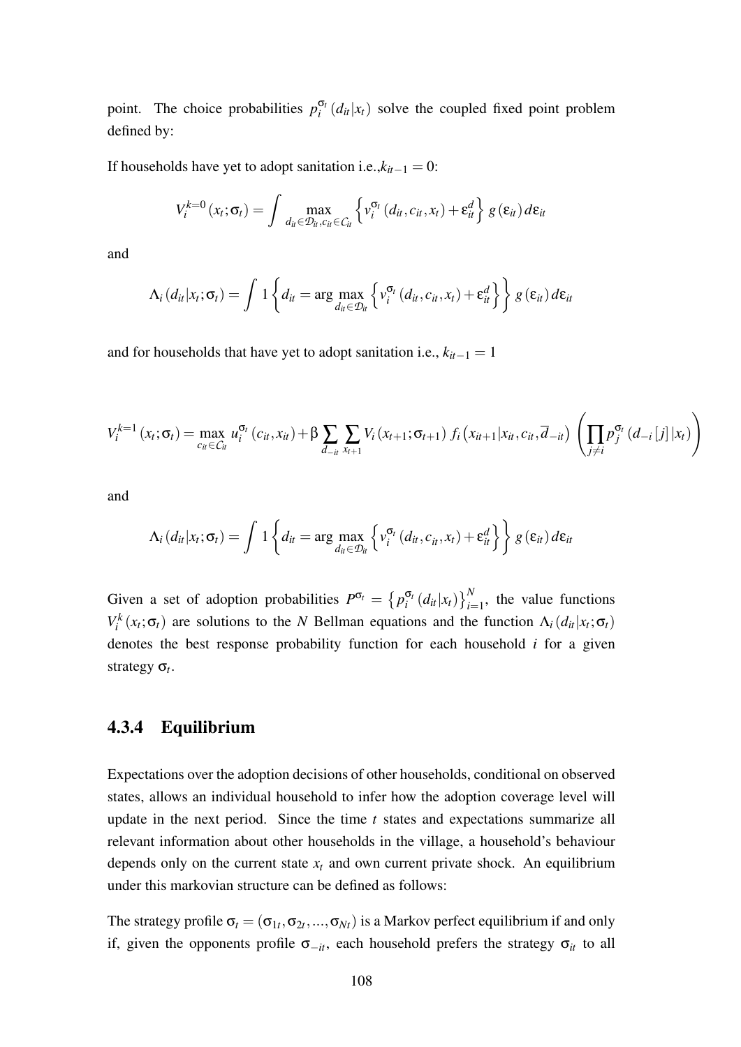point. The choice probabilities $p_i^{\sigma_t}(d_{it}|x_t)$ solve the coupled fixed point problem defined by:

If households have yet to adopt sanitation i.e.,$k_{it-1} = 0$:

$$V_i^{k=0}(x_t;\sigma_t) = \int \max_{d_{it}\in\mathcal{D}_{it}, c_{it}\in\mathcal{C}_{it}} \left\{ v_i^{\sigma_t}(d_{it}, c_{it}, x_t) + \varepsilon_{it}^d \right\} g(\varepsilon_{it})\, d\varepsilon_{it}$$

and

$$\Lambda_i(d_{it}|x_t;\sigma_t) = \int 1\left\{ d_{it} = \arg\max_{d_{it}\in\mathcal{D}_{it}} \left\{ v_i^{\sigma_t}(d_{it}, c_{it}, x_t) + \varepsilon_{it}^d \right\} \right\} g(\varepsilon_{it})\, d\varepsilon_{it}$$

and for households that have yet to adopt sanitation i.e., $k_{it-1} = 1$

$$V_i^{k=1}(x_t;\sigma_t) = \max_{c_{it}\in\mathcal{C}_{it}} u_i^{\sigma_t}(c_{it}, x_{it}) + \beta \sum_{d_{-it}} \sum_{x_{t+1}} V_i(x_{t+1};\sigma_{t+1})\, f_i\left(x_{it+1}|x_{it}, c_{it}, \overline{d}_{-it}\right) \left( \prod_{j\neq i} p_j^{\sigma_t}(d_{-i}[j]\,|x_t) \right)$$

and

$$\Lambda_i(d_{it}|x_t;\sigma_t) = \int 1\left\{ d_{it} = \arg\max_{d_{it}\in\mathcal{D}_{it}} \left\{ v_i^{\sigma_t}(d_{it}, c_{it}, x_t) + \varepsilon_{it}^d \right\} \right\} g(\varepsilon_{it})\, d\varepsilon_{it}$$

Given a set of adoption probabilities $P^{\sigma_t} = \left\{ p_i^{\sigma_t}(d_{it}|x_t) \right\}_{i=1}^{N}$, the value functions $V_i^k(x_t;\sigma_t)$ are solutions to the $N$ Bellman equations and the function $\Lambda_i(d_{it}|x_t;\sigma_t)$ denotes the best response probability function for each household $i$ for a given strategy $\sigma_t$.

### 4.3.4 Equilibrium

Expectations over the adoption decisions of other households, conditional on observed states, allows an individual household to infer how the adoption coverage level will update in the next period. Since the time $t$ states and expectations summarize all relevant information about other households in the village, a household's behaviour depends only on the current state $x_t$ and own current private shock. An equilibrium under this markovian structure can be defined as follows:

The strategy profile $\sigma_t = (\sigma_{1t}, \sigma_{2t}, ..., \sigma_{Nt})$ is a Markov perfect equilibrium if and only if, given the opponents profile $\sigma_{-it}$, each household prefers the strategy $\sigma_{it}$ to all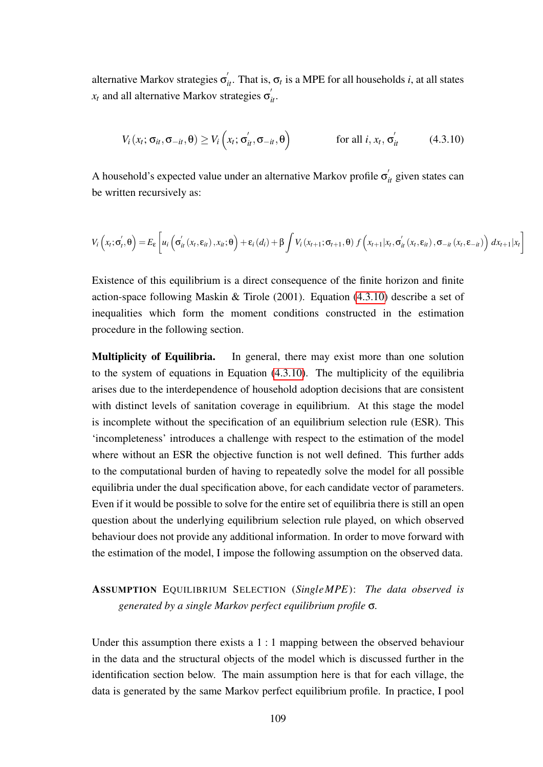alternative Markov strategies $\sigma_{it}^{'}$. That is, $\sigma_t$ is a MPE for all households $i$, at all states $x_t$ and all alternative Markov strategies $\sigma_{it}^{'}$.

$$V_i\left(x_t;\sigma_{it},\sigma_{-it},\theta\right) \geq V_i\left(x_t;\sigma_{it}^{'},\sigma_{-it},\theta\right) \qquad \text{for all } i,\, x_t,\, \sigma_{it}^{'} \tag{4.3.10}$$

A household's expected value under an alternative Markov profile $\sigma_{it}^{'}$ given states can be written recursively as:

$$V_i\left(x_t;\sigma_t^{'},\theta\right) = E_{\varepsilon}\left[u_i\left(\sigma_{it}^{'}\left(x_t,\varepsilon_{it}\right),x_{it};\theta\right)+\varepsilon_i\left(d_i\right)+\beta\int V_i\left(x_{t+1};\sigma_{t+1},\theta\right) f\left(x_{t+1}|x_t,\sigma_{it}^{'}\left(x_t,\varepsilon_{it}\right),\sigma_{-it}\left(x_t,\varepsilon_{-it}\right)\right)dx_{t+1}|x_t\right]$$

Existence of this equilibrium is a direct consequence of the finite horizon and finite action-space following Maskin & Tirole (2001). Equation (4.3.10) describe a set of inequalities which form the moment conditions constructed in the estimation procedure in the following section.

**Multiplicity of Equilibria.** In general, there may exist more than one solution to the system of equations in Equation (4.3.10). The multiplicity of the equilibria arises due to the interdependence of household adoption decisions that are consistent with distinct levels of sanitation coverage in equilibrium. At this stage the model is incomplete without the specification of an equilibrium selection rule (ESR). This 'incompleteness' introduces a challenge with respect to the estimation of the model where without an ESR the objective function is not well defined. This further adds to the computational burden of having to repeatedly solve the model for all possible equilibria under the dual specification above, for each candidate vector of parameters. Even if it would be possible to solve for the entire set of equilibria there is still an open question about the underlying equilibrium selection rule played, on which observed behaviour does not provide any additional information. In order to move forward with the estimation of the model, I impose the following assumption on the observed data.

ASSUMPTION EQUILIBRIUM SELECTION (*SingleMPE*): *The data observed is generated by a single Markov perfect equilibrium profile* $\sigma$.

Under this assumption there exists a 1 : 1 mapping between the observed behaviour in the data and the structural objects of the model which is discussed further in the identification section below. The main assumption here is that for each village, the data is generated by the same Markov perfect equilibrium profile. In practice, I pool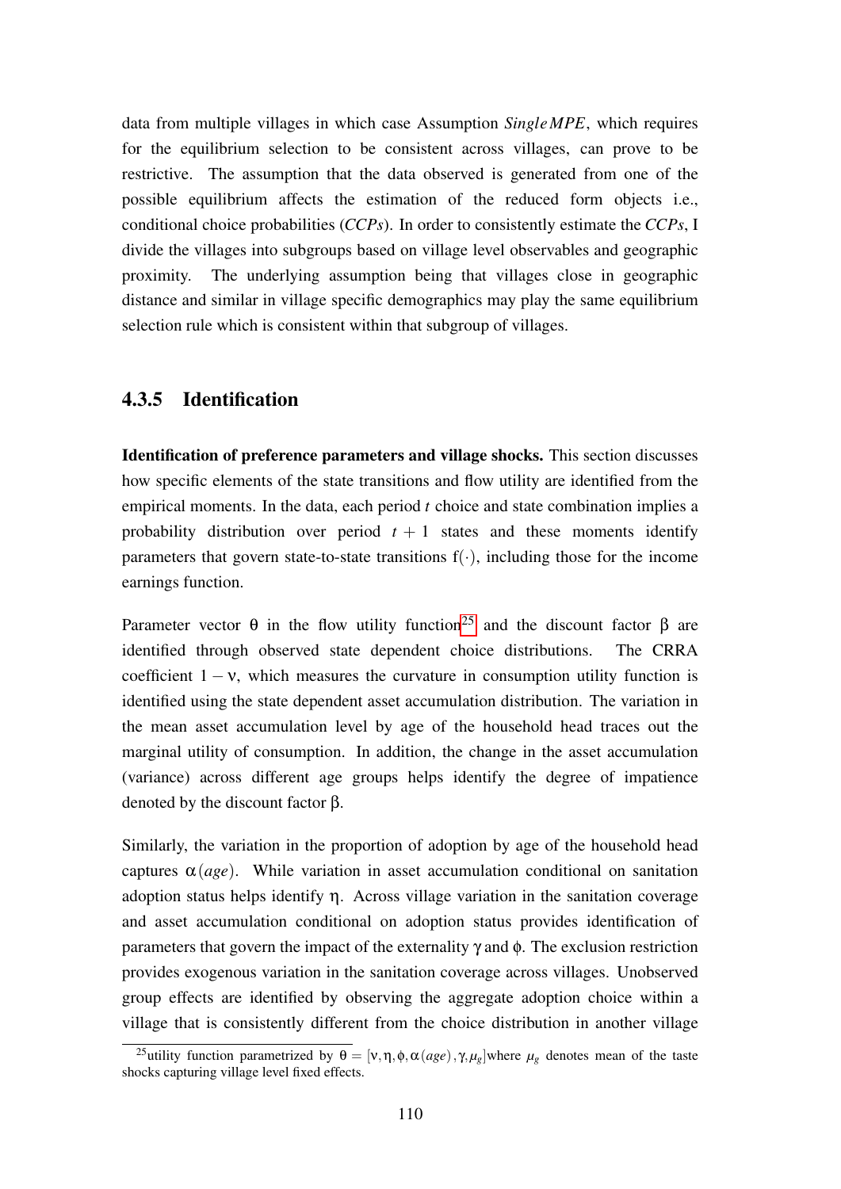data from multiple villages in which case Assumption *SingleMPE*, which requires for the equilibrium selection to be consistent across villages, can prove to be restrictive. The assumption that the data observed is generated from one of the possible equilibrium affects the estimation of the reduced form objects i.e., conditional choice probabilities (*CCPs*). In order to consistently estimate the *CCPs*, I divide the villages into subgroups based on village level observables and geographic proximity. The underlying assumption being that villages close in geographic distance and similar in village specific demographics may play the same equilibrium selection rule which is consistent within that subgroup of villages.

### 4.3.5 Identification

**Identification of preference parameters and village shocks.** This section discusses how specific elements of the state transitions and flow utility are identified from the empirical moments. In the data, each period $t$ choice and state combination implies a probability distribution over period $t+1$ states and these moments identify parameters that govern state-to-state transitions $f(\cdot)$, including those for the income earnings function.

Parameter vector $\theta$ in the flow utility function[25] and the discount factor $\beta$ are identified through observed state dependent choice distributions. The CRRA coefficient $1-\nu$, which measures the curvature in consumption utility function is identified using the state dependent asset accumulation distribution. The variation in the mean asset accumulation level by age of the household head traces out the marginal utility of consumption. In addition, the change in the asset accumulation (variance) across different age groups helps identify the degree of impatience denoted by the discount factor $\beta$.

Similarly, the variation in the proportion of adoption by age of the household head captures $\alpha(age)$. While variation in asset accumulation conditional on sanitation adoption status helps identify $\eta$. Across village variation in the sanitation coverage and asset accumulation conditional on adoption status provides identification of parameters that govern the impact of the externality $\gamma$ and $\phi$. The exclusion restriction provides exogenous variation in the sanitation coverage across villages. Unobserved group effects are identified by observing the aggregate adoption choice within a village that is consistently different from the choice distribution in another village

[25] utility function parametrized by $\theta = [\nu, \eta, \phi, \alpha(age), \gamma, \mu_g]$ where $\mu_g$ denotes mean of the taste shocks capturing village level fixed effects.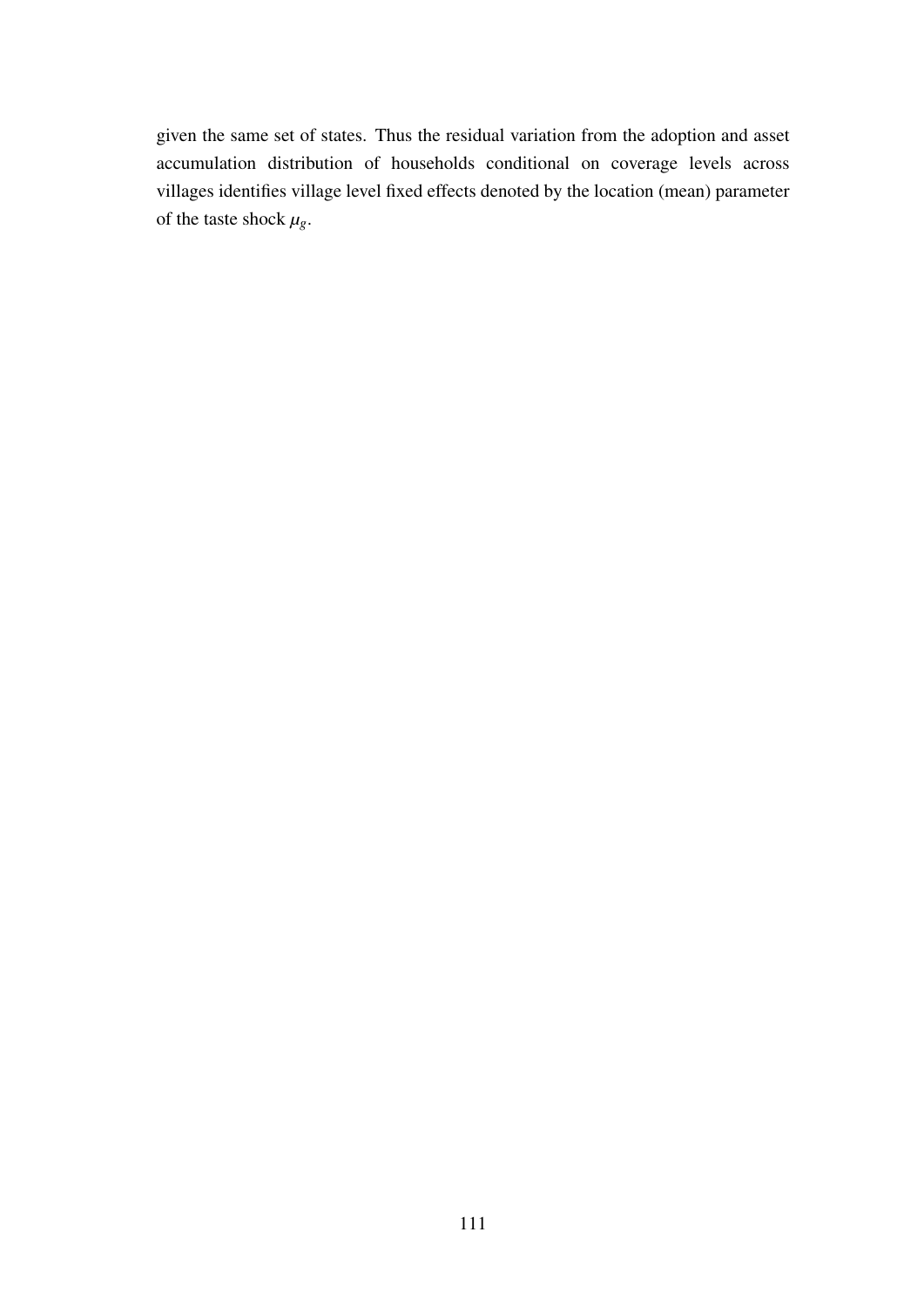given the same set of states. Thus the residual variation from the adoption and asset accumulation distribution of households conditional on coverage levels across villages identifies village level fixed effects denoted by the location (mean) parameter of the taste shock $\mu_g$.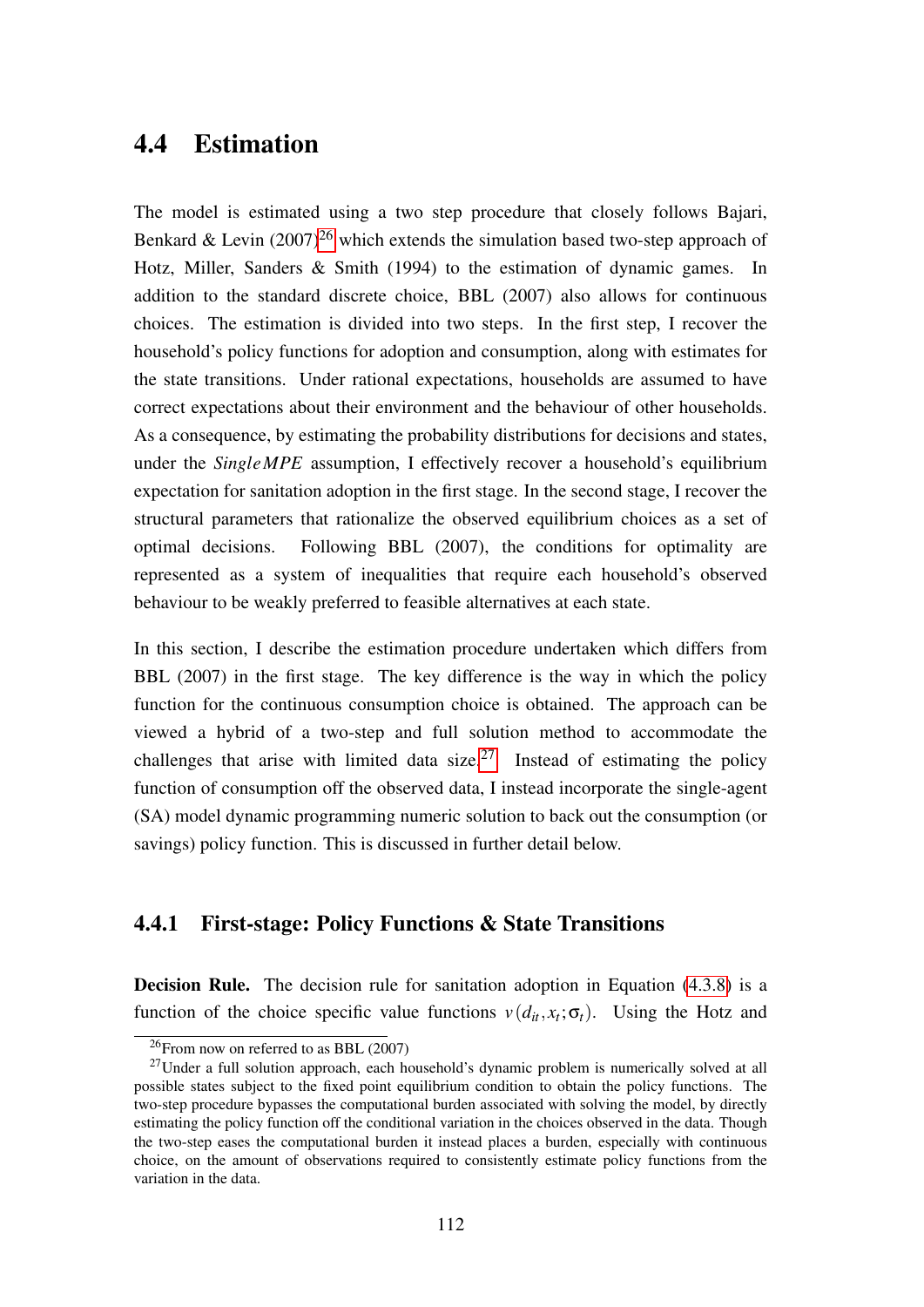## 4.4 Estimation

The model is estimated using a two step procedure that closely follows Bajari, Benkard & Levin (2007)[26] which extends the simulation based two-step approach of Hotz, Miller, Sanders & Smith (1994) to the estimation of dynamic games. In addition to the standard discrete choice, BBL (2007) also allows for continuous choices. The estimation is divided into two steps. In the first step, I recover the household's policy functions for adoption and consumption, along with estimates for the state transitions. Under rational expectations, households are assumed to have correct expectations about their environment and the behaviour of other households. As a consequence, by estimating the probability distributions for decisions and states, under the *SingleMPE* assumption, I effectively recover a household's equilibrium expectation for sanitation adoption in the first stage. In the second stage, I recover the structural parameters that rationalize the observed equilibrium choices as a set of optimal decisions. Following BBL (2007), the conditions for optimality are represented as a system of inequalities that require each household's observed behaviour to be weakly preferred to feasible alternatives at each state.

In this section, I describe the estimation procedure undertaken which differs from BBL (2007) in the first stage. The key difference is the way in which the policy function for the continuous consumption choice is obtained. The approach can be viewed a hybrid of a two-step and full solution method to accommodate the challenges that arise with limited data size.[27] Instead of estimating the policy function of consumption off the observed data, I instead incorporate the single-agent (SA) model dynamic programming numeric solution to back out the consumption (or savings) policy function. This is discussed in further detail below.

### 4.4.1 First-stage: Policy Functions & State Transitions

**Decision Rule.** The decision rule for sanitation adoption in Equation (4.3.8) is a function of the choice specific value functions $v(d_{it}, x_t; \sigma_t)$. Using the Hotz and

[26] From now on referred to as BBL (2007)

[27] Under a full solution approach, each household's dynamic problem is numerically solved at all possible states subject to the fixed point equilibrium condition to obtain the policy functions. The two-step procedure bypasses the computational burden associated with solving the model, by directly estimating the policy function off the conditional variation in the choices observed in the data. Though the two-step eases the computational burden it instead places a burden, especially with continuous choice, on the amount of observations required to consistently estimate policy functions from the variation in the data.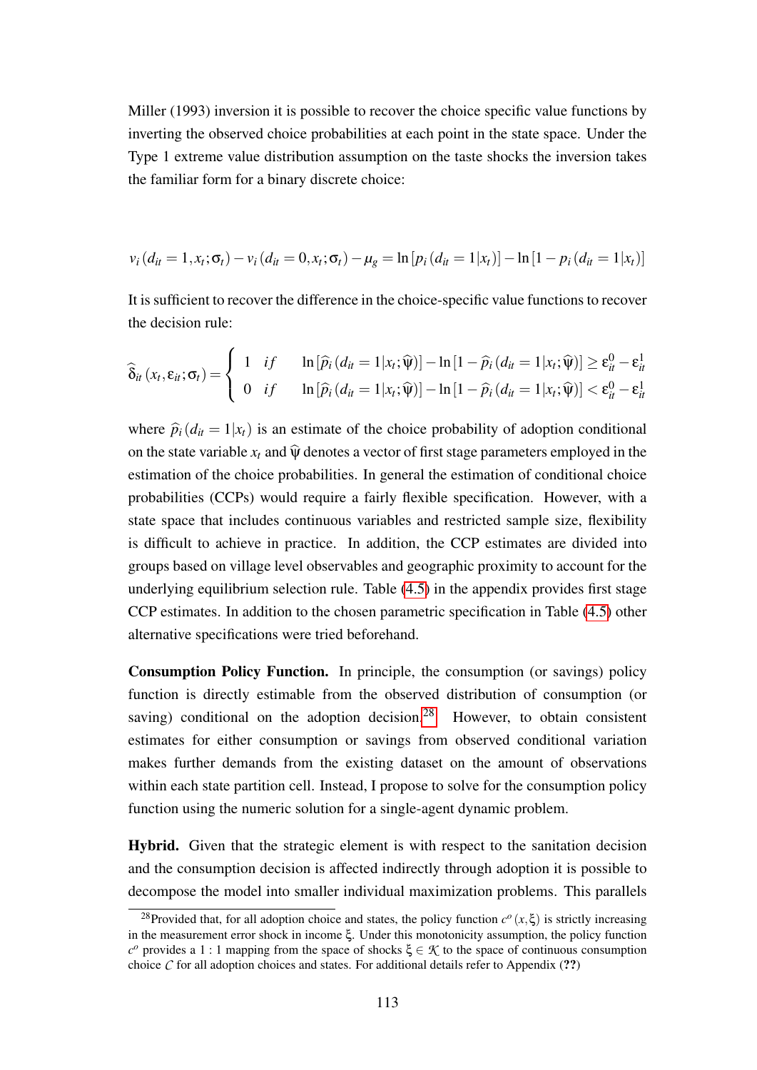Miller (1993) inversion it is possible to recover the choice specific value functions by inverting the observed choice probabilities at each point in the state space. Under the Type 1 extreme value distribution assumption on the taste shocks the inversion takes the familiar form for a binary discrete choice:

$$v_i(d_{it} = 1, x_t; \sigma_t) - v_i(d_{it} = 0, x_t; \sigma_t) - \mu_g = \ln[p_i(d_{it} = 1|x_t)] - \ln[1 - p_i(d_{it} = 1|x_t)]$$

It is sufficient to recover the difference in the choice-specific value functions to recover the decision rule:

$$\widehat{\delta}_{it}(x_t, \varepsilon_{it}; \sigma_t) = \begin{cases} 1 & if \quad \ln[\widehat{p}_i(d_{it} = 1|x_t; \widehat{\psi})] - \ln[1 - \widehat{p}_i(d_{it} = 1|x_t; \widehat{\psi})] \geq \varepsilon_{it}^0 - \varepsilon_{it}^1 \\ 0 & if \quad \ln[\widehat{p}_i(d_{it} = 1|x_t; \widehat{\psi})] - \ln[1 - \widehat{p}_i(d_{it} = 1|x_t; \widehat{\psi})] < \varepsilon_{it}^0 - \varepsilon_{it}^1 \end{cases}$$

where $\widehat{p}_i(d_{it} = 1|x_t)$ is an estimate of the choice probability of adoption conditional on the state variable $x_t$ and $\widehat{\psi}$ denotes a vector of first stage parameters employed in the estimation of the choice probabilities. In general the estimation of conditional choice probabilities (CCPs) would require a fairly flexible specification. However, with a state space that includes continuous variables and restricted sample size, flexibility is difficult to achieve in practice. In addition, the CCP estimates are divided into groups based on village level observables and geographic proximity to account for the underlying equilibrium selection rule. Table (4.5) in the appendix provides first stage CCP estimates. In addition to the chosen parametric specification in Table (4.5) other alternative specifications were tried beforehand.

**Consumption Policy Function.** In principle, the consumption (or savings) policy function is directly estimable from the observed distribution of consumption (or saving) conditional on the adoption decision.[28] However, to obtain consistent estimates for either consumption or savings from observed conditional variation makes further demands from the existing dataset on the amount of observations within each state partition cell. Instead, I propose to solve for the consumption policy function using the numeric solution for a single-agent dynamic problem.

**Hybrid.** Given that the strategic element is with respect to the sanitation decision and the consumption decision is affected indirectly through adoption it is possible to decompose the model into smaller individual maximization problems. This parallels

[28] Provided that, for all adoption choice and states, the policy function $c^o(x, \xi)$ is strictly increasing in the measurement error shock in income $\xi$. Under this monotonicity assumption, the policy function $c^o$ provides a $1:1$ mapping from the space of shocks $\xi \in \mathcal{K}$ to the space of continuous consumption choice $\mathcal{C}$ for all adoption choices and states. For additional details refer to Appendix (**??**)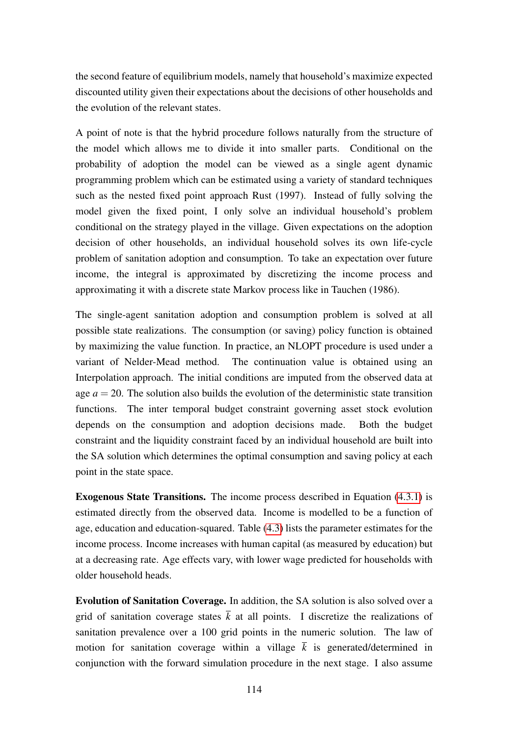the second feature of equilibrium models, namely that household's maximize expected discounted utility given their expectations about the decisions of other households and the evolution of the relevant states.

A point of note is that the hybrid procedure follows naturally from the structure of the model which allows me to divide it into smaller parts. Conditional on the probability of adoption the model can be viewed as a single agent dynamic programming problem which can be estimated using a variety of standard techniques such as the nested fixed point approach Rust (1997). Instead of fully solving the model given the fixed point, I only solve an individual household's problem conditional on the strategy played in the village. Given expectations on the adoption decision of other households, an individual household solves its own life-cycle problem of sanitation adoption and consumption. To take an expectation over future income, the integral is approximated by discretizing the income process and approximating it with a discrete state Markov process like in Tauchen (1986).

The single-agent sanitation adoption and consumption problem is solved at all possible state realizations. The consumption (or saving) policy function is obtained by maximizing the value function. In practice, an NLOPT procedure is used under a variant of Nelder-Mead method. The continuation value is obtained using an Interpolation approach. The initial conditions are imputed from the observed data at age $a = 20$. The solution also builds the evolution of the deterministic state transition functions. The inter temporal budget constraint governing asset stock evolution depends on the consumption and adoption decisions made. Both the budget constraint and the liquidity constraint faced by an individual household are built into the SA solution which determines the optimal consumption and saving policy at each point in the state space.

**Exogenous State Transitions.** The income process described in Equation (4.3.1) is estimated directly from the observed data. Income is modelled to be a function of age, education and education-squared. Table (4.3) lists the parameter estimates for the income process. Income increases with human capital (as measured by education) but at a decreasing rate. Age effects vary, with lower wage predicted for households with older household heads.

**Evolution of Sanitation Coverage.** In addition, the SA solution is also solved over a grid of sanitation coverage states $\overline{k}$ at all points. I discretize the realizations of sanitation prevalence over a 100 grid points in the numeric solution. The law of motion for sanitation coverage within a village $\overline{k}$ is generated/determined in conjunction with the forward simulation procedure in the next stage. I also assume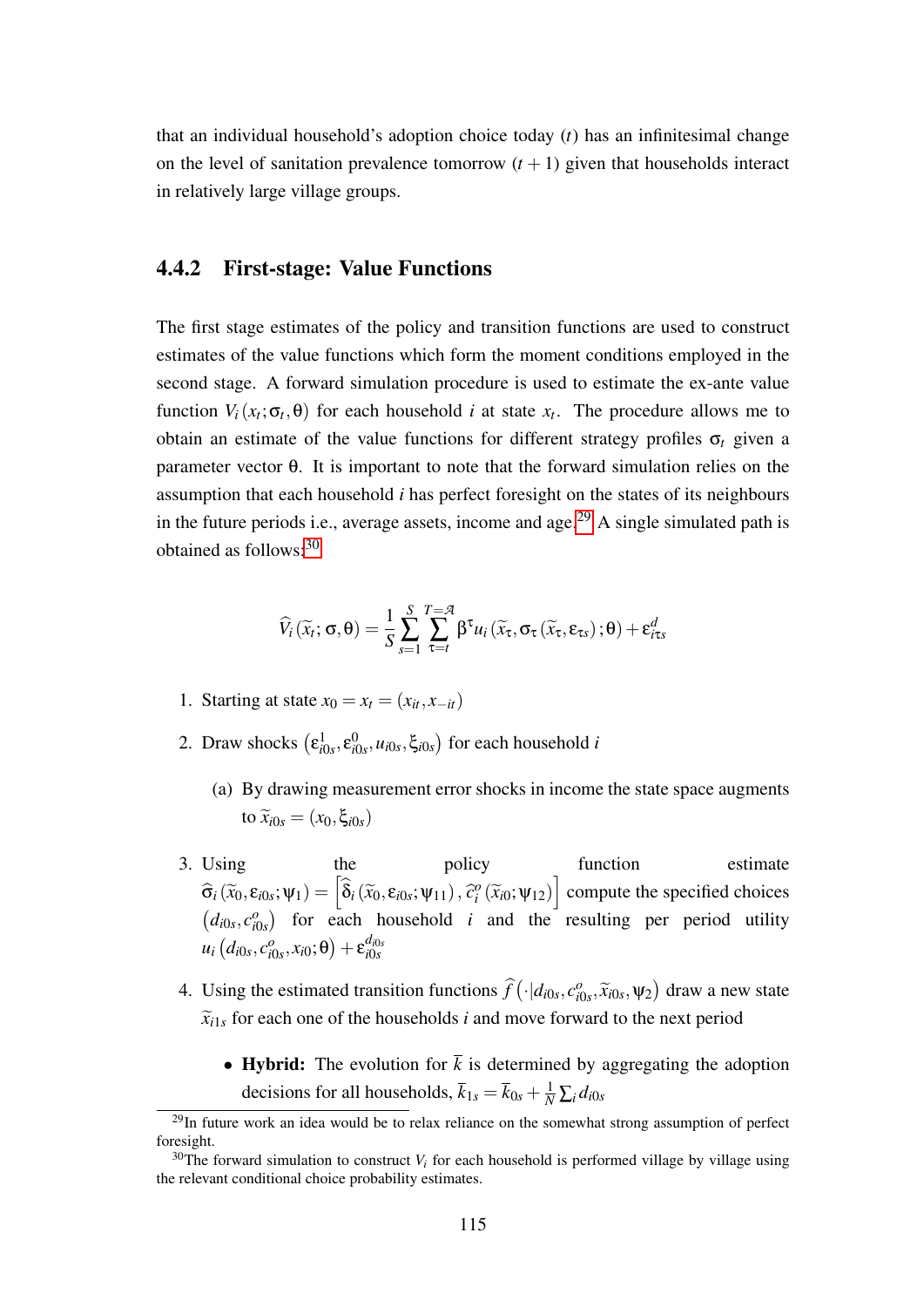that an individual household's adoption choice today ($t$) has an infinitesimal change on the level of sanitation prevalence tomorrow ($t+1$) given that households interact in relatively large village groups.

### 4.4.2 First-stage: Value Functions

The first stage estimates of the policy and transition functions are used to construct estimates of the value functions which form the moment conditions employed in the second stage. A forward simulation procedure is used to estimate the ex-ante value function $V_i(x_t; \sigma_t, \theta)$ for each household $i$ at state $x_t$. The procedure allows me to obtain an estimate of the value functions for different strategy profiles $\sigma_t$ given a parameter vector $\theta$. It is important to note that the forward simulation relies on the assumption that each household $i$ has perfect foresight on the states of its neighbours in the future periods i.e., average assets, income and age.[29] A single simulated path is obtained as follows:[30]

$$\widehat{V}_i(\widetilde{x}_t; \sigma, \theta) = \frac{1}{S} \sum_{s=1}^{S} \sum_{\tau=t}^{T=\mathcal{A}} \beta^{\tau} u_i(\widetilde{x}_{\tau}, \sigma_{\tau}(\widetilde{x}_{\tau}, \varepsilon_{\tau s}); \theta) + \varepsilon^{d}_{i\tau s}$$

1. Starting at state $x_0 = x_t = (x_{it}, x_{-it})$
2. Draw shocks $\left(\varepsilon^1_{i0s}, \varepsilon^0_{i0s}, u_{i0s}, \xi_{i0s}\right)$ for each household $i$
   (a) By drawing measurement error shocks in income the state space augments to $\widetilde{x}_{i0s} = (x_0, \xi_{i0s})$
3. Using the policy function estimate $\widehat{\sigma}_i(\widetilde{x}_0, \varepsilon_{i0s}; \psi_1) = \left[\widehat{\delta}_i(\widetilde{x}_0, \varepsilon_{i0s}; \psi_{11}), \widehat{c}^o_i(\widetilde{x}_{i0}; \psi_{12})\right]$ compute the specified choices $\left(d_{i0s}, c^o_{i0s}\right)$ for each household $i$ and the resulting per period utility $u_i\left(d_{i0s}, c^o_{i0s}, x_{i0}; \theta\right) + \varepsilon^{d_{i0s}}_{i0s}$
4. Using the estimated transition functions $\widehat{f}\left(\cdot | d_{i0s}, c^o_{i0s}, \widetilde{x}_{i0s}, \psi_2\right)$ draw a new state $\widetilde{x}_{i1s}$ for each one of the households $i$ and move forward to the next period
   - **Hybrid:** The evolution for $\overline{k}$ is determined by aggregating the adoption decisions for all households, $\overline{k}_{1s} = \overline{k}_{0s} + \frac{1}{N} \sum_i d_{i0s}$

[29] In future work an idea would be to relax reliance on the somewhat strong assumption of perfect foresight.

[30] The forward simulation to construct $V_i$ for each household is performed village by village using the relevant conditional choice probability estimates.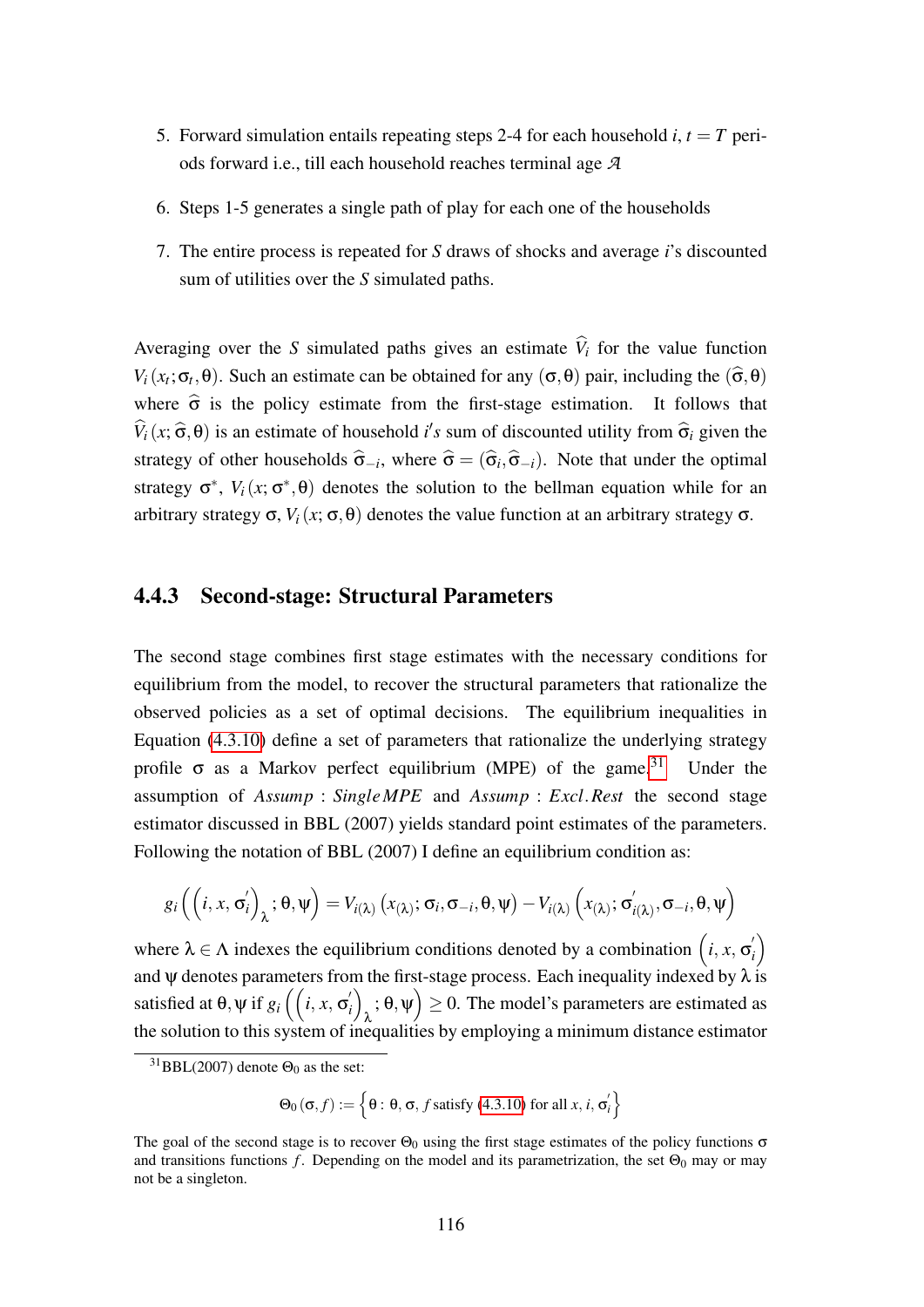5. Forward simulation entails repeating steps 2-4 for each household $i$, $t = T$ periods forward i.e., till each household reaches terminal age $\mathcal{A}$

6. Steps 1-5 generates a single path of play for each one of the households

7. The entire process is repeated for $S$ draws of shocks and average $i$'s discounted sum of utilities over the $S$ simulated paths.

Averaging over the $S$ simulated paths gives an estimate $\widehat{V}_i$ for the value function $V_i(x_t; \sigma_t, \theta)$. Such an estimate can be obtained for any $(\sigma, \theta)$ pair, including the $(\widehat{\sigma}, \theta)$ where $\widehat{\sigma}$ is the policy estimate from the first-stage estimation. It follows that $\widehat{V}_i(x; \widehat{\sigma}, \theta)$ is an estimate of household $i's$ sum of discounted utility from $\widehat{\sigma}_i$ given the strategy of other households $\widehat{\sigma}_{-i}$, where $\widehat{\sigma} = (\widehat{\sigma}_i, \widehat{\sigma}_{-i})$. Note that under the optimal strategy $\sigma^*$, $V_i(x; \sigma^*, \theta)$ denotes the solution to the bellman equation while for an arbitrary strategy $\sigma$, $V_i(x; \sigma, \theta)$ denotes the value function at an arbitrary strategy $\sigma$.

### 4.4.3 Second-stage: Structural Parameters

The second stage combines first stage estimates with the necessary conditions for equilibrium from the model, to recover the structural parameters that rationalize the observed policies as a set of optimal decisions. The equilibrium inequalities in Equation (4.3.10) define a set of parameters that rationalize the underlying strategy profile $\sigma$ as a Markov perfect equilibrium (MPE) of the game.[31] Under the assumption of $Assump: Single MPE$ and $Assump: Excl.Rest$ the second stage estimator discussed in BBL (2007) yields standard point estimates of the parameters. Following the notation of BBL (2007) I define an equilibrium condition as:

$$g_i\left(\left(i, x, \sigma_i^{'}\right)_{\lambda}; \theta, \psi\right) = V_{i(\lambda)}\left(x_{(\lambda)}; \sigma_i, \sigma_{-i}, \theta, \psi\right) - V_{i(\lambda)}\left(x_{(\lambda)}; \sigma_{i(\lambda)}^{'}, \sigma_{-i}, \theta, \psi\right)$$

where $\lambda \in \Lambda$ indexes the equilibrium conditions denoted by a combination $\left(i, x, \sigma_i^{'}\right)$ and $\psi$ denotes parameters from the first-stage process. Each inequality indexed by $\lambda$ is satisfied at $\theta, \psi$ if $g_i\left(\left(i, x, \sigma_i^{'}\right)_{\lambda}; \theta, \psi\right) \geq 0$. The model's parameters are estimated as the solution to this system of inequalities by employing a minimum distance estimator

[31] BBL(2007) denote $\Theta_0$ as the set:

$$\Theta_0(\sigma, f) := \left\{\theta : \theta, \sigma, f \text{ satisfy (4.3.10) for all } x, i, \sigma_i^{'}\right\}$$

The goal of the second stage is to recover $\Theta_0$ using the first stage estimates of the policy functions $\sigma$ and transitions functions $f$. Depending on the model and its parametrization, the set $\Theta_0$ may or may not be a singleton.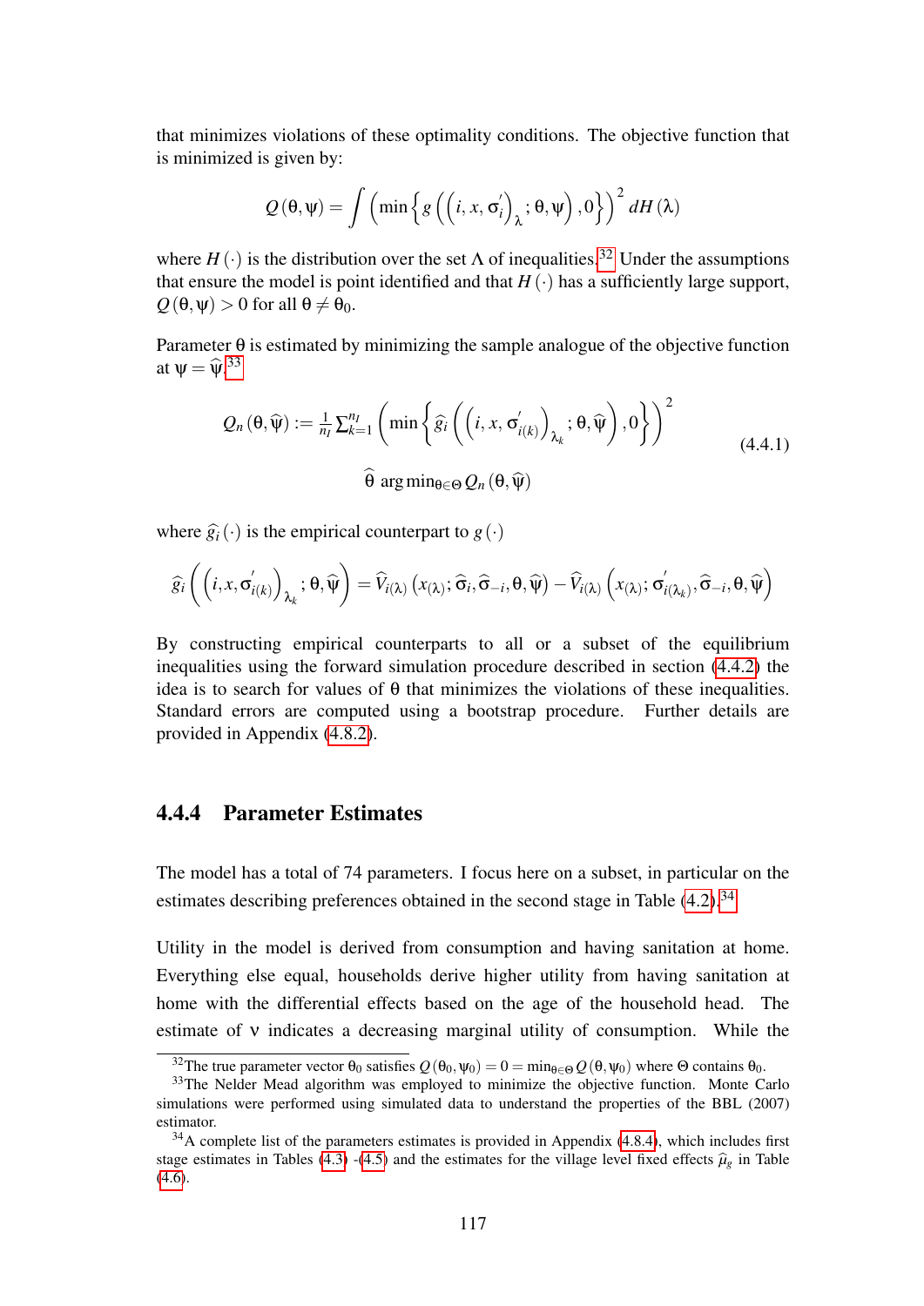that minimizes violations of these optimality conditions. The objective function that is minimized is given by:

$$Q(\theta, \psi) = \int \left( \min \left\{ g\left( \left(i, x, \sigma_i^{'}\right)_{\lambda}; \theta, \psi \right), 0 \right\} \right)^2 dH(\lambda)$$

where $H(\cdot)$ is the distribution over the set $\Lambda$ of inequalities.[32] Under the assumptions that ensure the model is point identified and that $H(\cdot)$ has a sufficiently large support, $Q(\theta, \psi) > 0$ for all $\theta \neq \theta_0$.

Parameter $\theta$ is estimated by minimizing the sample analogue of the objective function at $\psi = \widehat{\psi}$.[33]

$$Q_n(\theta, \widehat{\psi}) := \tfrac{1}{n_I} \sum_{k=1}^{n_I} \left( \min \left\{ \widehat{g}_i \left( \left(i, x, \sigma_{i(k)}^{'}\right)_{\lambda_k}; \theta, \widehat{\psi} \right), 0 \right\} \right)^2$$
$$\widehat{\theta} \ \arg\min_{\theta \in \Theta} Q_n(\theta, \widehat{\psi}) \tag{4.4.1}$$

where $\widehat{g}_i(\cdot)$ is the empirical counterpart to $g(\cdot)$

$$\widehat{g}_i \left( \left(i, x, \sigma_{i(k)}^{'}\right)_{\lambda_k}; \theta, \widehat{\psi} \right) = \widehat{V}_{i(\lambda)} \left( x_{(\lambda)}; \widehat{\sigma}_i, \widehat{\sigma}_{-i}, \theta, \widehat{\psi} \right) - \widehat{V}_{i(\lambda)} \left( x_{(\lambda)}; \sigma_{i(\lambda_k)}^{'}, \widehat{\sigma}_{-i}, \theta, \widehat{\psi} \right)$$

By constructing empirical counterparts to all or a subset of the equilibrium inequalities using the forward simulation procedure described in section (4.4.2) the idea is to search for values of $\theta$ that minimizes the violations of these inequalities. Standard errors are computed using a bootstrap procedure. Further details are provided in Appendix (4.8.2).

### 4.4.4 Parameter Estimates

The model has a total of 74 parameters. I focus here on a subset, in particular on the estimates describing preferences obtained in the second stage in Table (4.2).[34]

Utility in the model is derived from consumption and having sanitation at home. Everything else equal, households derive higher utility from having sanitation at home with the differential effects based on the age of the household head. The estimate of $\nu$ indicates a decreasing marginal utility of consumption. While the

[32] The true parameter vector $\theta_0$ satisfies $Q(\theta_0, \psi_0) = 0 = \min_{\theta \in \Theta} Q(\theta, \psi_0)$ where $\Theta$ contains $\theta_0$.

[33] The Nelder Mead algorithm was employed to minimize the objective function. Monte Carlo simulations were performed using simulated data to understand the properties of the BBL (2007) estimator.

[34] A complete list of the parameters estimates is provided in Appendix (4.8.4), which includes first stage estimates in Tables (4.3) -(4.5) and the estimates for the village level fixed effects $\widehat{\mu}_g$ in Table (4.6).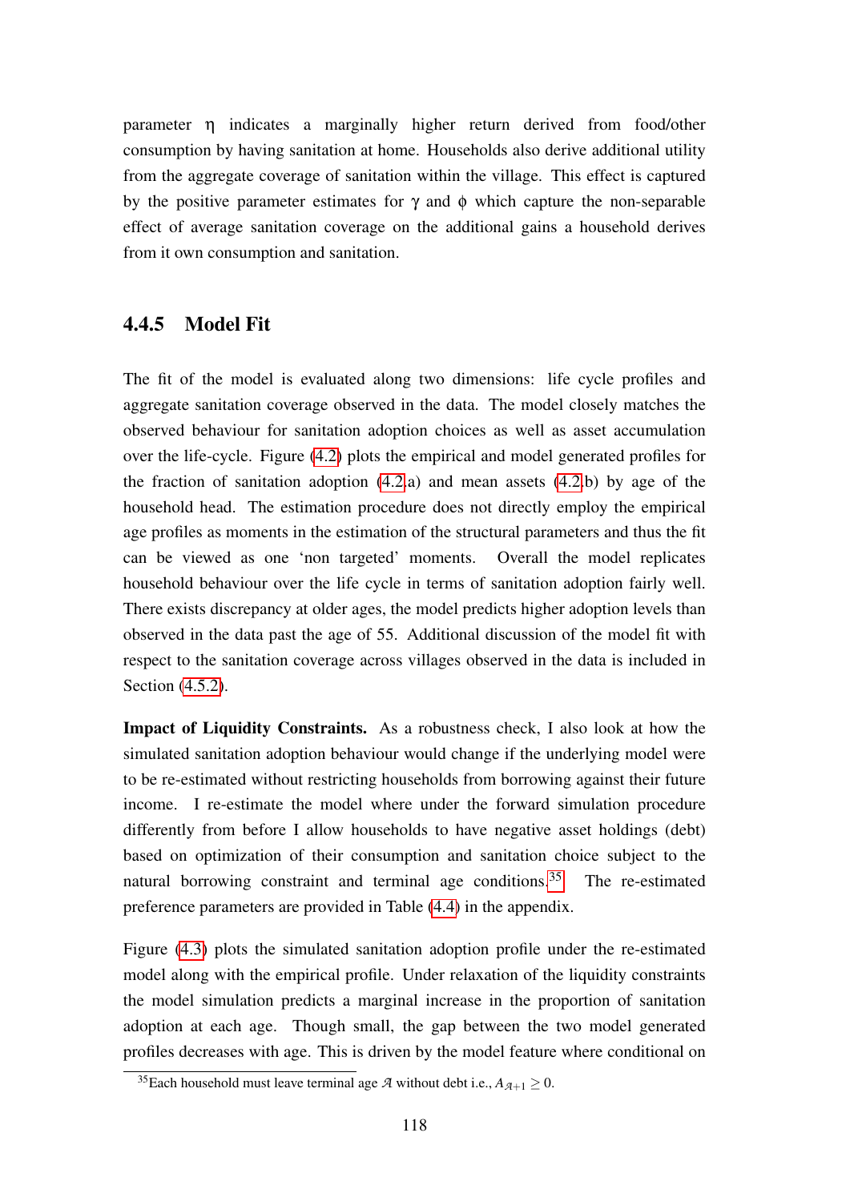parameter $\eta$ indicates a marginally higher return derived from food/other consumption by having sanitation at home. Households also derive additional utility from the aggregate coverage of sanitation within the village. This effect is captured by the positive parameter estimates for $\gamma$ and $\phi$ which capture the non-separable effect of average sanitation coverage on the additional gains a household derives from it own consumption and sanitation.

### 4.4.5 Model Fit

The fit of the model is evaluated along two dimensions: life cycle profiles and aggregate sanitation coverage observed in the data. The model closely matches the observed behaviour for sanitation adoption choices as well as asset accumulation over the life-cycle. Figure (4.2) plots the empirical and model generated profiles for the fraction of sanitation adoption (4.2.a) and mean assets (4.2.b) by age of the household head. The estimation procedure does not directly employ the empirical age profiles as moments in the estimation of the structural parameters and thus the fit can be viewed as one 'non targeted' moments. Overall the model replicates household behaviour over the life cycle in terms of sanitation adoption fairly well. There exists discrepancy at older ages, the model predicts higher adoption levels than observed in the data past the age of 55. Additional discussion of the model fit with respect to the sanitation coverage across villages observed in the data is included in Section (4.5.2).

**Impact of Liquidity Constraints.** As a robustness check, I also look at how the simulated sanitation adoption behaviour would change if the underlying model were to be re-estimated without restricting households from borrowing against their future income. I re-estimate the model where under the forward simulation procedure differently from before I allow households to have negative asset holdings (debt) based on optimization of their consumption and sanitation choice subject to the natural borrowing constraint and terminal age conditions.[35] The re-estimated preference parameters are provided in Table (4.4) in the appendix.

Figure (4.3) plots the simulated sanitation adoption profile under the re-estimated model along with the empirical profile. Under relaxation of the liquidity constraints the model simulation predicts a marginal increase in the proportion of sanitation adoption at each age. Though small, the gap between the two model generated profiles decreases with age. This is driven by the model feature where conditional on

[35] Each household must leave terminal age $\mathcal{A}$ without debt i.e., $A_{\mathcal{A}+1} \geq 0$.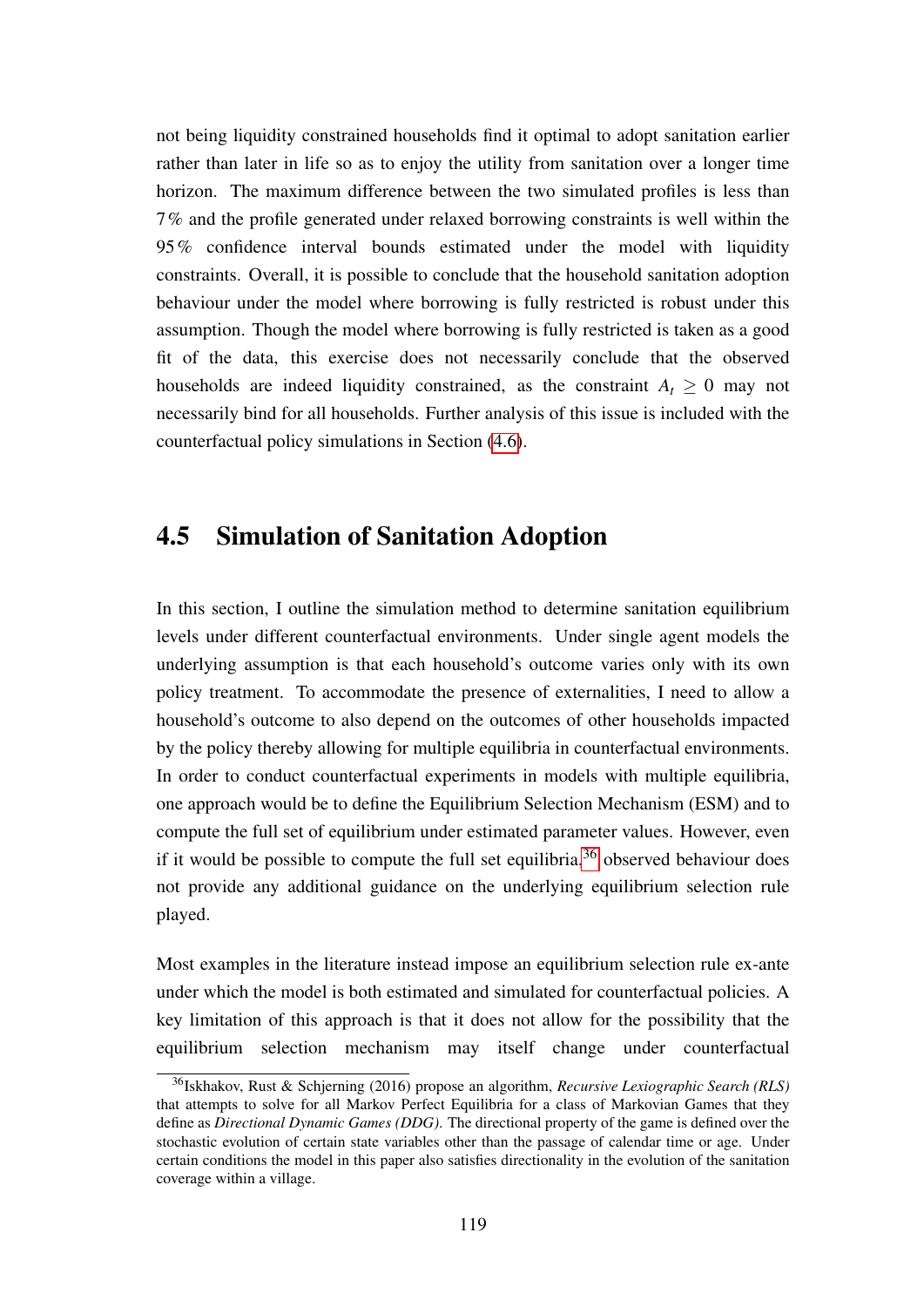not being liquidity constrained households find it optimal to adopt sanitation earlier rather than later in life so as to enjoy the utility from sanitation over a longer time horizon. The maximum difference between the two simulated profiles is less than 7% and the profile generated under relaxed borrowing constraints is well within the 95% confidence interval bounds estimated under the model with liquidity constraints. Overall, it is possible to conclude that the household sanitation adoption behaviour under the model where borrowing is fully restricted is robust under this assumption. Though the model where borrowing is fully restricted is taken as a good fit of the data, this exercise does not necessarily conclude that the observed households are indeed liquidity constrained, as the constraint $A_t \geq 0$ may not necessarily bind for all households. Further analysis of this issue is included with the counterfactual policy simulations in Section (4.6).

## 4.5 Simulation of Sanitation Adoption

In this section, I outline the simulation method to determine sanitation equilibrium levels under different counterfactual environments. Under single agent models the underlying assumption is that each household's outcome varies only with its own policy treatment. To accommodate the presence of externalities, I need to allow a household's outcome to also depend on the outcomes of other households impacted by the policy thereby allowing for multiple equilibria in counterfactual environments. In order to conduct counterfactual experiments in models with multiple equilibria, one approach would be to define the Equilibrium Selection Mechanism (ESM) and to compute the full set of equilibrium under estimated parameter values. However, even if it would be possible to compute the full set equilibria,[36] observed behaviour does not provide any additional guidance on the underlying equilibrium selection rule played.

Most examples in the literature instead impose an equilibrium selection rule ex-ante under which the model is both estimated and simulated for counterfactual policies. A key limitation of this approach is that it does not allow for the possibility that the equilibrium selection mechanism may itself change under counterfactual

[36] Iskhakov, Rust & Schjerning (2016) propose an algorithm, *Recursive Lexiographic Search (RLS)* that attempts to solve for all Markov Perfect Equilibria for a class of Markovian Games that they define as *Directional Dynamic Games (DDG)*. The directional property of the game is defined over the stochastic evolution of certain state variables other than the passage of calendar time or age. Under certain conditions the model in this paper also satisfies directionality in the evolution of the sanitation coverage within a village.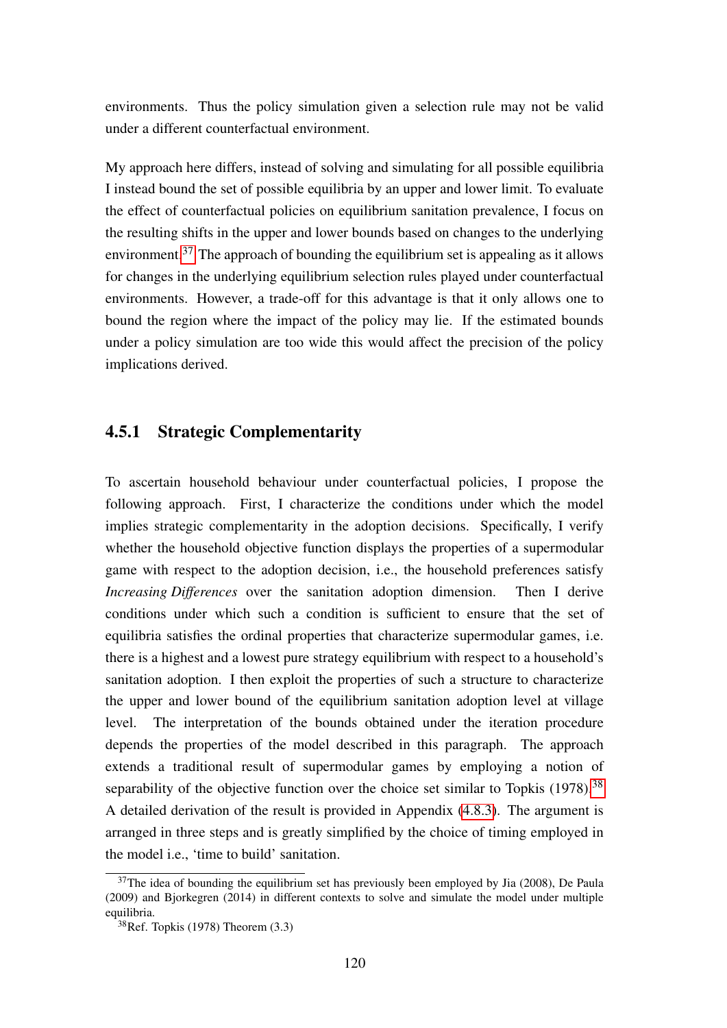environments. Thus the policy simulation given a selection rule may not be valid under a different counterfactual environment.

My approach here differs, instead of solving and simulating for all possible equilibria I instead bound the set of possible equilibria by an upper and lower limit. To evaluate the effect of counterfactual policies on equilibrium sanitation prevalence, I focus on the resulting shifts in the upper and lower bounds based on changes to the underlying environment.[37] The approach of bounding the equilibrium set is appealing as it allows for changes in the underlying equilibrium selection rules played under counterfactual environments. However, a trade-off for this advantage is that it only allows one to bound the region where the impact of the policy may lie. If the estimated bounds under a policy simulation are too wide this would affect the precision of the policy implications derived.

### 4.5.1 Strategic Complementarity

To ascertain household behaviour under counterfactual policies, I propose the following approach. First, I characterize the conditions under which the model implies strategic complementarity in the adoption decisions. Specifically, I verify whether the household objective function displays the properties of a supermodular game with respect to the adoption decision, i.e., the household preferences satisfy *Increasing Differences* over the sanitation adoption dimension. Then I derive conditions under which such a condition is sufficient to ensure that the set of equilibria satisfies the ordinal properties that characterize supermodular games, i.e. there is a highest and a lowest pure strategy equilibrium with respect to a household's sanitation adoption. I then exploit the properties of such a structure to characterize the upper and lower bound of the equilibrium sanitation adoption level at village level. The interpretation of the bounds obtained under the iteration procedure depends the properties of the model described in this paragraph. The approach extends a traditional result of supermodular games by employing a notion of separability of the objective function over the choice set similar to Topkis (1978).[38] A detailed derivation of the result is provided in Appendix (4.8.3). The argument is arranged in three steps and is greatly simplified by the choice of timing employed in the model i.e., 'time to build' sanitation.

---

[37] The idea of bounding the equilibrium set has previously been employed by Jia (2008), De Paula (2009) and Bjorkegren (2014) in different contexts to solve and simulate the model under multiple equilibria.

[38] Ref. Topkis (1978) Theorem (3.3)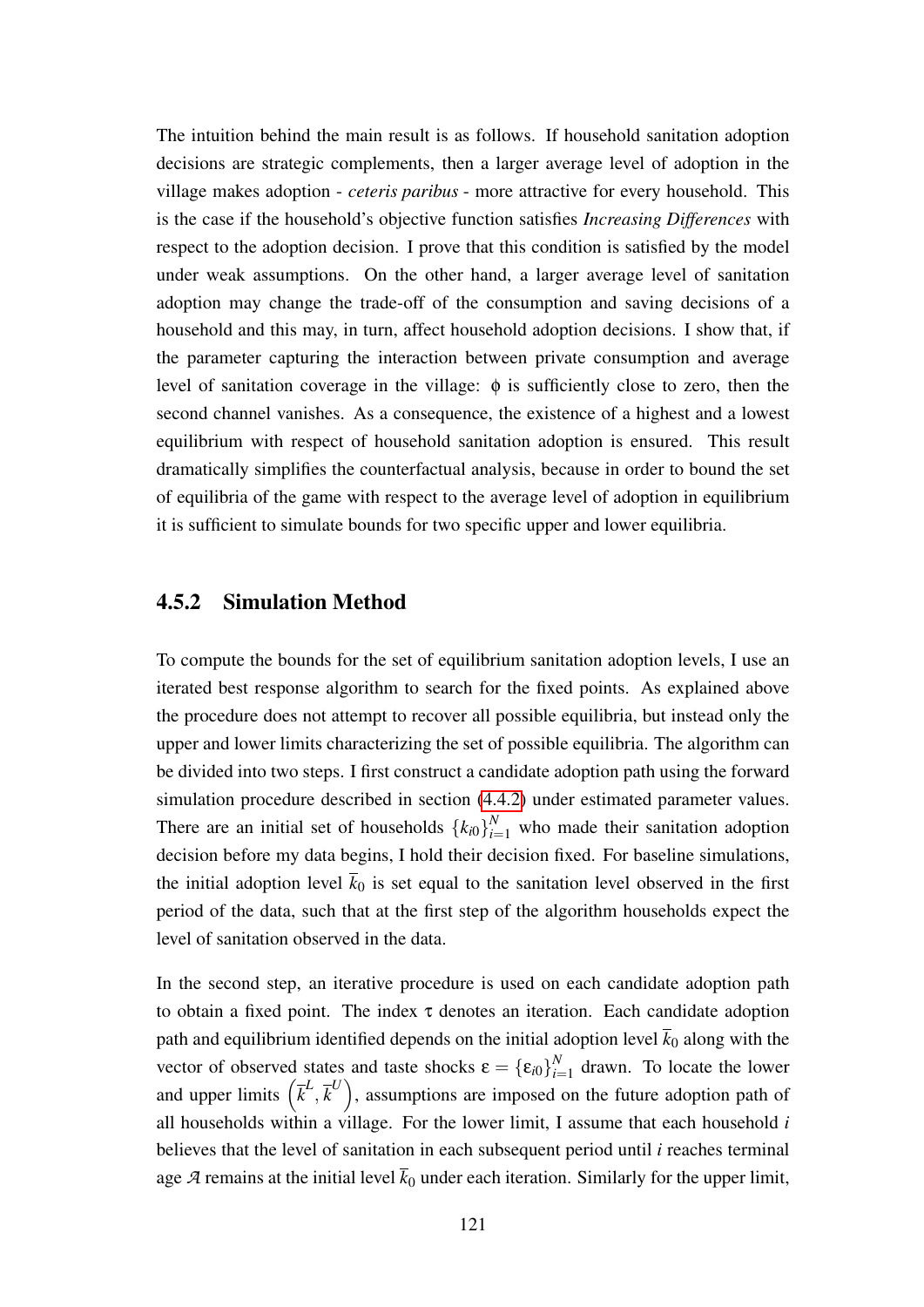The intuition behind the main result is as follows. If household sanitation adoption decisions are strategic complements, then a larger average level of adoption in the village makes adoption - *ceteris paribus* - more attractive for every household. This is the case if the household's objective function satisfies *Increasing Differences* with respect to the adoption decision. I prove that this condition is satisfied by the model under weak assumptions. On the other hand, a larger average level of sanitation adoption may change the trade-off of the consumption and saving decisions of a household and this may, in turn, affect household adoption decisions. I show that, if the parameter capturing the interaction between private consumption and average level of sanitation coverage in the village: $\phi$ is sufficiently close to zero, then the second channel vanishes. As a consequence, the existence of a highest and a lowest equilibrium with respect of household sanitation adoption is ensured. This result dramatically simplifies the counterfactual analysis, because in order to bound the set of equilibria of the game with respect to the average level of adoption in equilibrium it is sufficient to simulate bounds for two specific upper and lower equilibria.

### 4.5.2 Simulation Method

To compute the bounds for the set of equilibrium sanitation adoption levels, I use an iterated best response algorithm to search for the fixed points. As explained above the procedure does not attempt to recover all possible equilibria, but instead only the upper and lower limits characterizing the set of possible equilibria. The algorithm can be divided into two steps. I first construct a candidate adoption path using the forward simulation procedure described in section (4.4.2) under estimated parameter values. There are an initial set of households $\{k_{i0}\}_{i=1}^{N}$ who made their sanitation adoption decision before my data begins, I hold their decision fixed. For baseline simulations, the initial adoption level $\overline{k}_0$ is set equal to the sanitation level observed in the first period of the data, such that at the first step of the algorithm households expect the level of sanitation observed in the data.

In the second step, an iterative procedure is used on each candidate adoption path to obtain a fixed point. The index $\tau$ denotes an iteration. Each candidate adoption path and equilibrium identified depends on the initial adoption level $\overline{k}_0$ along with the vector of observed states and taste shocks $\varepsilon = \{\varepsilon_{i0}\}_{i=1}^{N}$ drawn. To locate the lower and upper limits $\left(\overline{k}^L, \overline{k}^U\right)$, assumptions are imposed on the future adoption path of all households within a village. For the lower limit, I assume that each household $i$ believes that the level of sanitation in each subsequent period until $i$ reaches terminal age $\mathcal{A}$ remains at the initial level $\overline{k}_0$ under each iteration. Similarly for the upper limit,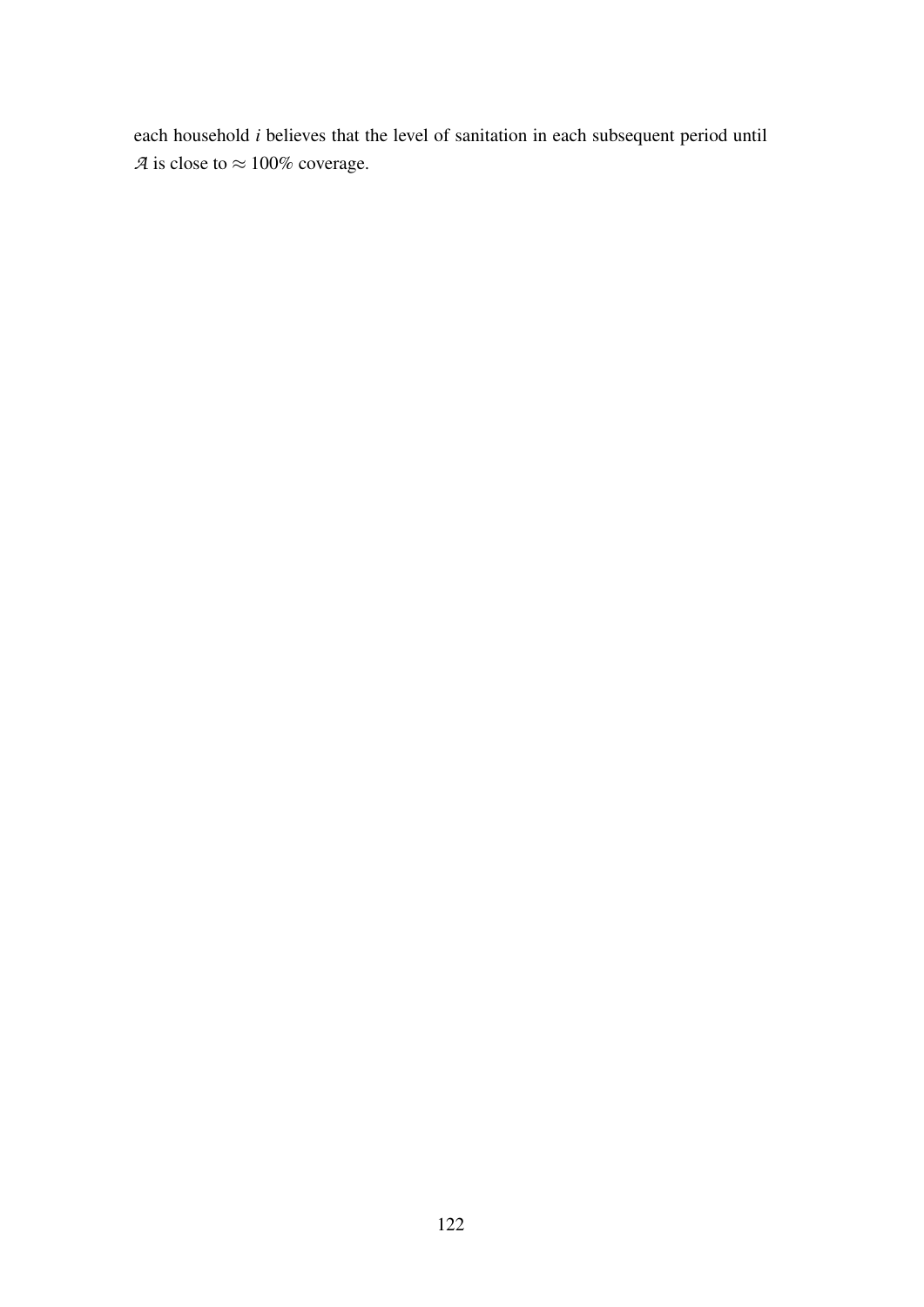each household $i$ believes that the level of sanitation in each subsequent period until $\mathcal{A}$ is close to $\approx 100\%$ coverage.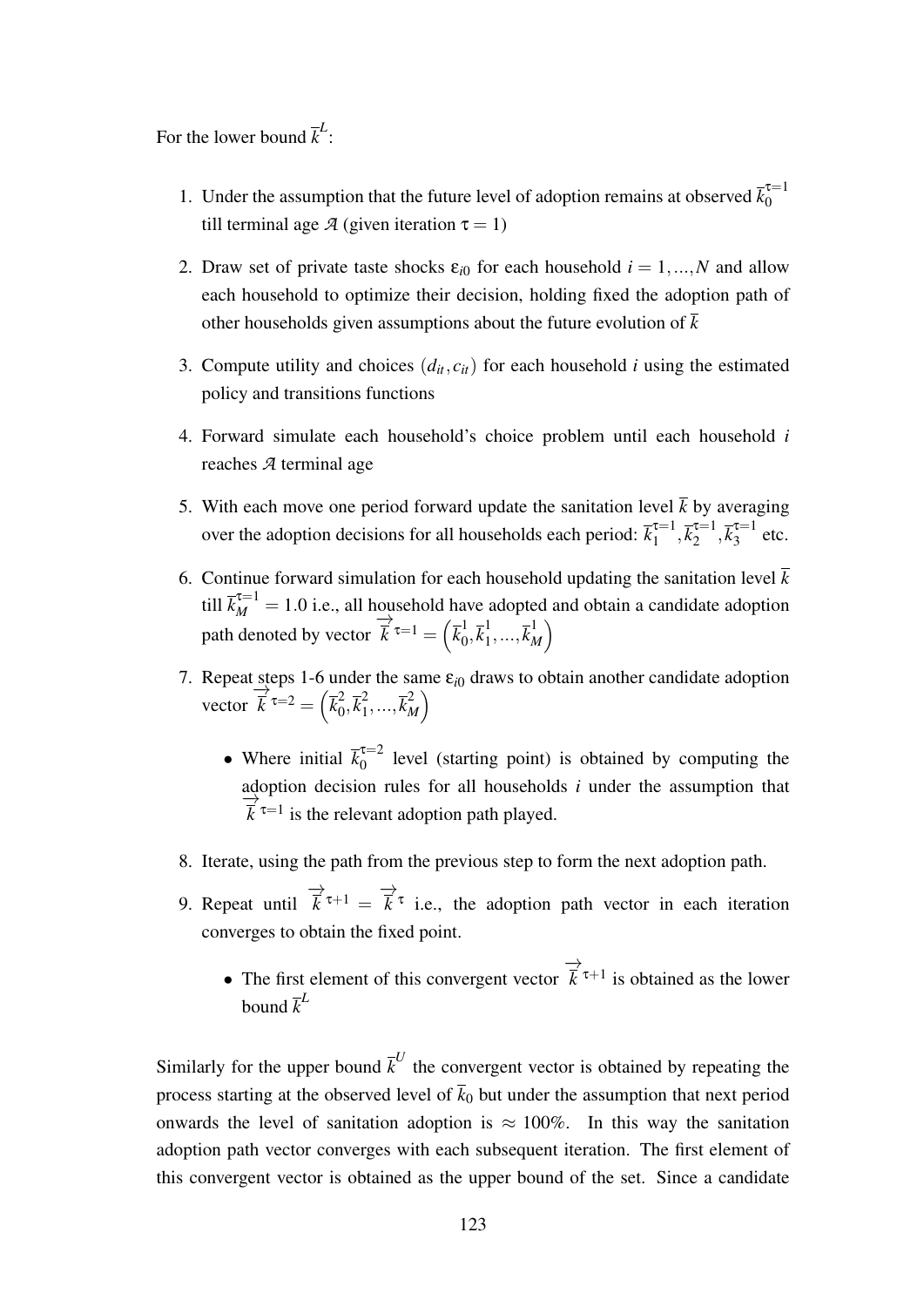For the lower bound $\overline{k}^L$:

1. Under the assumption that the future level of adoption remains at observed $\overline{k}_0^{\tau=1}$ till terminal age $\mathcal{A}$ (given iteration $\tau = 1$)
2. Draw set of private taste shocks $\varepsilon_{i0}$ for each household $i = 1, ..., N$ and allow each household to optimize their decision, holding fixed the adoption path of other households given assumptions about the future evolution of $\overline{k}$
3. Compute utility and choices $(d_{it}, c_{it})$ for each household $i$ using the estimated policy and transitions functions
4. Forward simulate each household's choice problem until each household $i$ reaches $\mathcal{A}$ terminal age
5. With each move one period forward update the sanitation level $\overline{k}$ by averaging over the adoption decisions for all households each period: $\overline{k}_1^{\tau=1}, \overline{k}_2^{\tau=1}, \overline{k}_3^{\tau=1}$ etc.
6. Continue forward simulation for each household updating the sanitation level $\overline{k}$ till $\overline{k}_M^{\tau=1} = 1.0$ i.e., all household have adopted and obtain a candidate adoption path denoted by vector $\overrightarrow{\overline{k}}^{\tau=1} = \left(\overline{k}_0^1, \overline{k}_1^1, ..., \overline{k}_M^1\right)$
7. Repeat steps 1-6 under the same $\varepsilon_{i0}$ draws to obtain another candidate adoption vector $\overrightarrow{\overline{k}}^{\tau=2} = \left(\overline{k}_0^2, \overline{k}_1^2, ..., \overline{k}_M^2\right)$
   - Where initial $\overline{k}_0^{\tau=2}$ level (starting point) is obtained by computing the adoption decision rules for all households $i$ under the assumption that $\overrightarrow{\overline{k}}^{\tau=1}$ is the relevant adoption path played.
8. Iterate, using the path from the previous step to form the next adoption path.
9. Repeat until $\overrightarrow{\overline{k}}^{\tau+1} = \overrightarrow{\overline{k}}^{\tau}$ i.e., the adoption path vector in each iteration converges to obtain the fixed point.
   - The first element of this convergent vector $\overrightarrow{\overline{k}}^{\tau+1}$ is obtained as the lower bound $\overline{k}^L$

Similarly for the upper bound $\overline{k}^U$ the convergent vector is obtained by repeating the process starting at the observed level of $\overline{k}_0$ but under the assumption that next period onwards the level of sanitation adoption is $\approx 100\%$. In this way the sanitation adoption path vector converges with each subsequent iteration. The first element of this convergent vector is obtained as the upper bound of the set. Since a candidate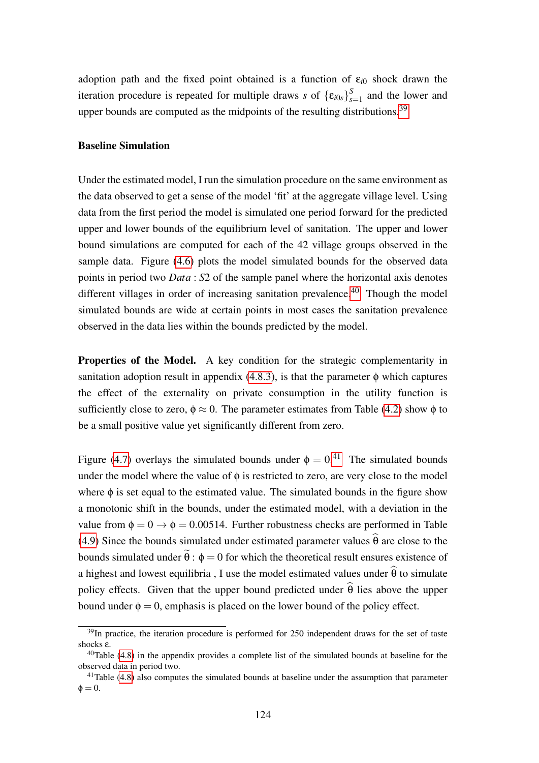adoption path and the fixed point obtained is a function of $\varepsilon_{i0}$ shock drawn the iteration procedure is repeated for multiple draws $s$ of $\{\varepsilon_{i0s}\}_{s=1}^{S}$ and the lower and upper bounds are computed as the midpoints of the resulting distributions.[39]

**Baseline Simulation**

Under the estimated model, I run the simulation procedure on the same environment as the data observed to get a sense of the model 'fit' at the aggregate village level. Using data from the first period the model is simulated one period forward for the predicted upper and lower bounds of the equilibrium level of sanitation. The upper and lower bound simulations are computed for each of the 42 village groups observed in the sample data. Figure (4.6) plots the model simulated bounds for the observed data points in period two $Data : S2$ of the sample panel where the horizontal axis denotes different villages in order of increasing sanitation prevalence.[40] Though the model simulated bounds are wide at certain points in most cases the sanitation prevalence observed in the data lies within the bounds predicted by the model.

**Properties of the Model.** A key condition for the strategic complementarity in sanitation adoption result in appendix (4.8.3), is that the parameter $\phi$ which captures the effect of the externality on private consumption in the utility function is sufficiently close to zero, $\phi \approx 0$. The parameter estimates from Table (4.2) show $\phi$ to be a small positive value yet significantly different from zero.

Figure (4.7) overlays the simulated bounds under $\phi = 0$.[41] The simulated bounds under the model where the value of $\phi$ is restricted to zero, are very close to the model where $\phi$ is set equal to the estimated value. The simulated bounds in the figure show a monotonic shift in the bounds, under the estimated model, with a deviation in the value from $\phi = 0 \rightarrow \phi = 0.00514$. Further robustness checks are performed in Table (4.9) Since the bounds simulated under estimated parameter values $\widehat{\theta}$ are close to the bounds simulated under $\widetilde{\theta} : \phi = 0$ for which the theoretical result ensures existence of a highest and lowest equilibria , I use the model estimated values under $\widehat{\theta}$ to simulate policy effects. Given that the upper bound predicted under $\widehat{\theta}$ lies above the upper bound under $\phi = 0$, emphasis is placed on the lower bound of the policy effect.

---

[39] In practice, the iteration procedure is performed for 250 independent draws for the set of taste shocks $\varepsilon$.

[40] Table (4.8) in the appendix provides a complete list of the simulated bounds at baseline for the observed data in period two.

[41] Table (4.8) also computes the simulated bounds at baseline under the assumption that parameter $\phi = 0$.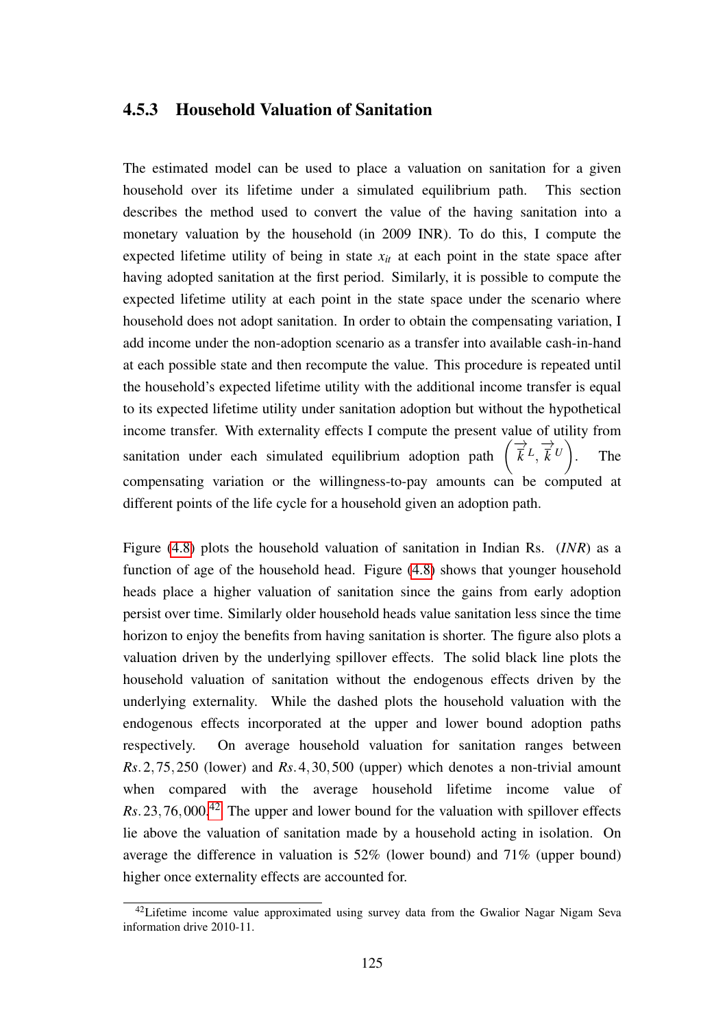### 4.5.3 Household Valuation of Sanitation

The estimated model can be used to place a valuation on sanitation for a given household over its lifetime under a simulated equilibrium path. This section describes the method used to convert the value of the having sanitation into a monetary valuation by the household (in 2009 INR). To do this, I compute the expected lifetime utility of being in state $x_{it}$ at each point in the state space after having adopted sanitation at the first period. Similarly, it is possible to compute the expected lifetime utility at each point in the state space under the scenario where household does not adopt sanitation. In order to obtain the compensating variation, I add income under the non-adoption scenario as a transfer into available cash-in-hand at each possible state and then recompute the value. This procedure is repeated until the household's expected lifetime utility with the additional income transfer is equal to its expected lifetime utility under sanitation adoption but without the hypothetical income transfer. With externality effects I compute the present value of utility from sanitation under each simulated equilibrium adoption path $\left(\vec{k}^{L}, \vec{k}^{U}\right)$. The compensating variation or the willingness-to-pay amounts can be computed at different points of the life cycle for a household given an adoption path.

Figure (4.8) plots the household valuation of sanitation in Indian Rs. (*INR*) as a function of age of the household head. Figure (4.8) shows that younger household heads place a higher valuation of sanitation since the gains from early adoption persist over time. Similarly older household heads value sanitation less since the time horizon to enjoy the benefits from having sanitation is shorter. The figure also plots a valuation driven by the underlying spillover effects. The solid black line plots the household valuation of sanitation without the endogenous effects driven by the underlying externality. While the dashed plots the household valuation with the endogenous effects incorporated at the upper and lower bound adoption paths respectively. On average household valuation for sanitation ranges between $Rs.2,75,250$ (lower) and $Rs.4,30,500$ (upper) which denotes a non-trivial amount when compared with the average household lifetime income value of $Rs.23,76,000$.[42] The upper and lower bound for the valuation with spillover effects lie above the valuation of sanitation made by a household acting in isolation. On average the difference in valuation is 52% (lower bound) and 71% (upper bound) higher once externality effects are accounted for.

[42] Lifetime income value approximated using survey data from the Gwalior Nagar Nigam Seva information drive 2010-11.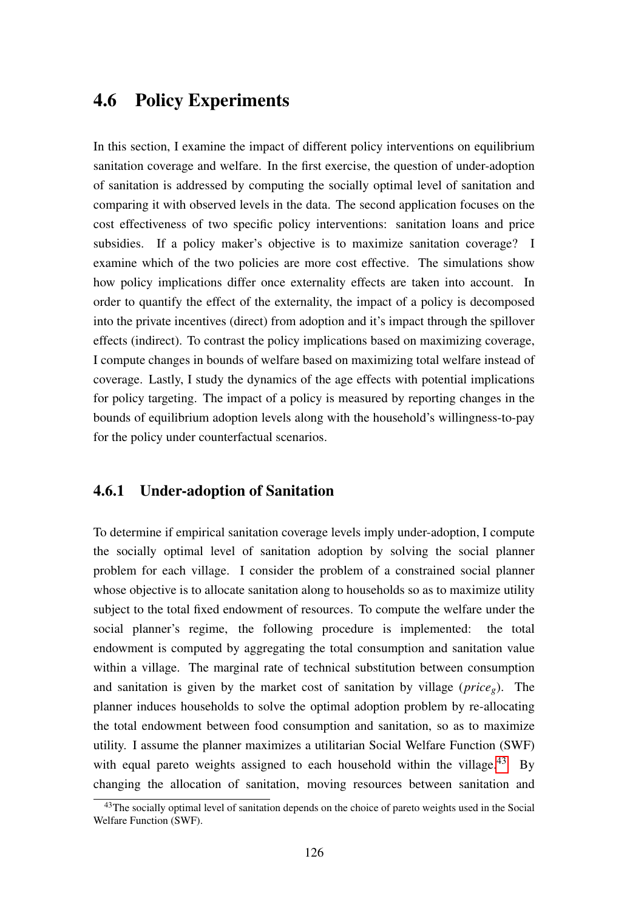## 4.6 Policy Experiments

In this section, I examine the impact of different policy interventions on equilibrium sanitation coverage and welfare. In the first exercise, the question of under-adoption of sanitation is addressed by computing the socially optimal level of sanitation and comparing it with observed levels in the data. The second application focuses on the cost effectiveness of two specific policy interventions: sanitation loans and price subsidies. If a policy maker's objective is to maximize sanitation coverage? I examine which of the two policies are more cost effective. The simulations show how policy implications differ once externality effects are taken into account. In order to quantify the effect of the externality, the impact of a policy is decomposed into the private incentives (direct) from adoption and it's impact through the spillover effects (indirect). To contrast the policy implications based on maximizing coverage, I compute changes in bounds of welfare based on maximizing total welfare instead of coverage. Lastly, I study the dynamics of the age effects with potential implications for policy targeting. The impact of a policy is measured by reporting changes in the bounds of equilibrium adoption levels along with the household's willingness-to-pay for the policy under counterfactual scenarios.

### 4.6.1 Under-adoption of Sanitation

To determine if empirical sanitation coverage levels imply under-adoption, I compute the socially optimal level of sanitation adoption by solving the social planner problem for each village. I consider the problem of a constrained social planner whose objective is to allocate sanitation along to households so as to maximize utility subject to the total fixed endowment of resources. To compute the welfare under the social planner's regime, the following procedure is implemented: the total endowment is computed by aggregating the total consumption and sanitation value within a village. The marginal rate of technical substitution between consumption and sanitation is given by the market cost of sanitation by village ($price_g$). The planner induces households to solve the optimal adoption problem by re-allocating the total endowment between food consumption and sanitation, so as to maximize utility. I assume the planner maximizes a utilitarian Social Welfare Function (SWF) with equal pareto weights assigned to each household within the village.[43] By changing the allocation of sanitation, moving resources between sanitation and

[43] The socially optimal level of sanitation depends on the choice of pareto weights used in the Social Welfare Function (SWF).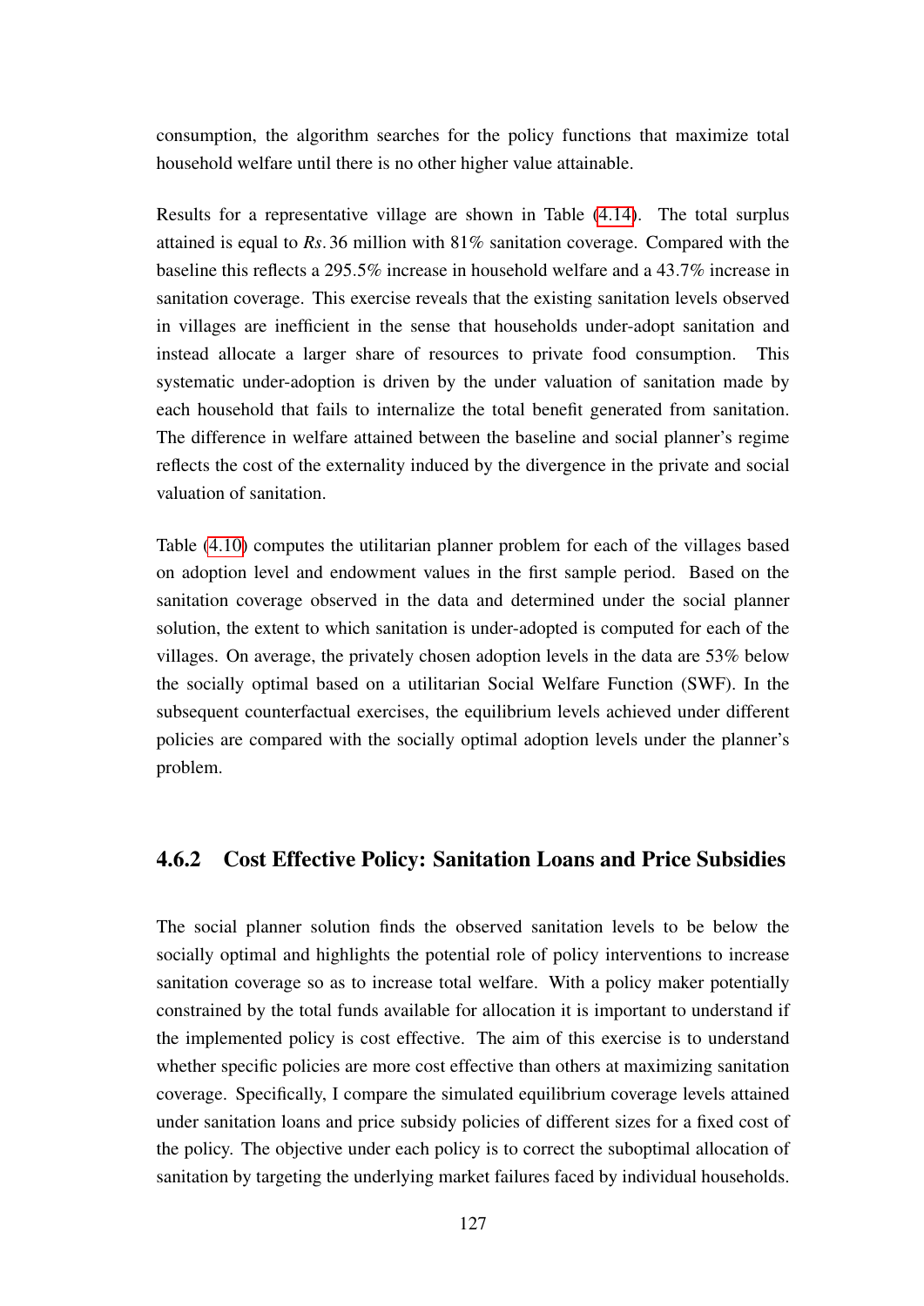consumption, the algorithm searches for the policy functions that maximize total household welfare until there is no other higher value attainable.

Results for a representative village are shown in Table (4.14). The total surplus attained is equal to *Rs.*36 million with 81% sanitation coverage. Compared with the baseline this reflects a 295.5% increase in household welfare and a 43.7% increase in sanitation coverage. This exercise reveals that the existing sanitation levels observed in villages are inefficient in the sense that households under-adopt sanitation and instead allocate a larger share of resources to private food consumption. This systematic under-adoption is driven by the under valuation of sanitation made by each household that fails to internalize the total benefit generated from sanitation. The difference in welfare attained between the baseline and social planner's regime reflects the cost of the externality induced by the divergence in the private and social valuation of sanitation.

Table (4.10) computes the utilitarian planner problem for each of the villages based on adoption level and endowment values in the first sample period. Based on the sanitation coverage observed in the data and determined under the social planner solution, the extent to which sanitation is under-adopted is computed for each of the villages. On average, the privately chosen adoption levels in the data are 53% below the socially optimal based on a utilitarian Social Welfare Function (SWF). In the subsequent counterfactual exercises, the equilibrium levels achieved under different policies are compared with the socially optimal adoption levels under the planner's problem.

### 4.6.2 Cost Effective Policy: Sanitation Loans and Price Subsidies

The social planner solution finds the observed sanitation levels to be below the socially optimal and highlights the potential role of policy interventions to increase sanitation coverage so as to increase total welfare. With a policy maker potentially constrained by the total funds available for allocation it is important to understand if the implemented policy is cost effective. The aim of this exercise is to understand whether specific policies are more cost effective than others at maximizing sanitation coverage. Specifically, I compare the simulated equilibrium coverage levels attained under sanitation loans and price subsidy policies of different sizes for a fixed cost of the policy. The objective under each policy is to correct the suboptimal allocation of sanitation by targeting the underlying market failures faced by individual households.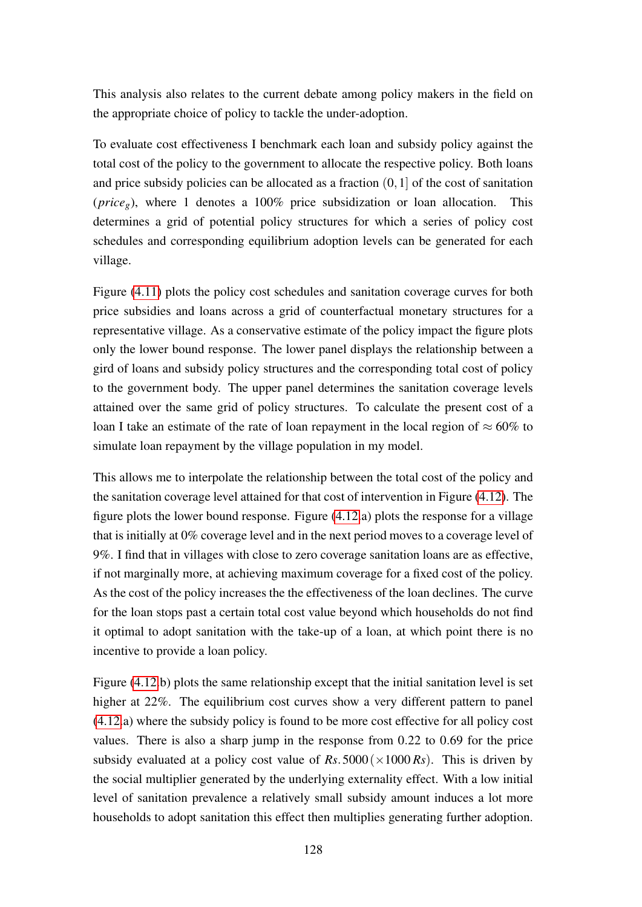This analysis also relates to the current debate among policy makers in the field on the appropriate choice of policy to tackle the under-adoption.

To evaluate cost effectiveness I benchmark each loan and subsidy policy against the total cost of the policy to the government to allocate the respective policy. Both loans and price subsidy policies can be allocated as a fraction $(0, 1]$ of the cost of sanitation ($price_g$), where 1 denotes a 100% price subsidization or loan allocation. This determines a grid of potential policy structures for which a series of policy cost schedules and corresponding equilibrium adoption levels can be generated for each village.

Figure (4.11) plots the policy cost schedules and sanitation coverage curves for both price subsidies and loans across a grid of counterfactual monetary structures for a representative village. As a conservative estimate of the policy impact the figure plots only the lower bound response. The lower panel displays the relationship between a gird of loans and subsidy policy structures and the corresponding total cost of policy to the government body. The upper panel determines the sanitation coverage levels attained over the same grid of policy structures. To calculate the present cost of a loan I take an estimate of the rate of loan repayment in the local region of $\approx 60\%$ to simulate loan repayment by the village population in my model.

This allows me to interpolate the relationship between the total cost of the policy and the sanitation coverage level attained for that cost of intervention in Figure (4.12). The figure plots the lower bound response. Figure (4.12.a) plots the response for a village that is initially at 0% coverage level and in the next period moves to a coverage level of 9%. I find that in villages with close to zero coverage sanitation loans are as effective, if not marginally more, at achieving maximum coverage for a fixed cost of the policy. As the cost of the policy increases the the effectiveness of the loan declines. The curve for the loan stops past a certain total cost value beyond which households do not find it optimal to adopt sanitation with the take-up of a loan, at which point there is no incentive to provide a loan policy.

Figure (4.12.b) plots the same relationship except that the initial sanitation level is set higher at 22%. The equilibrium cost curves show a very different pattern to panel (4.12.a) where the subsidy policy is found to be more cost effective for all policy cost values. There is also a sharp jump in the response from 0.22 to 0.69 for the price subsidy evaluated at a policy cost value of $Rs.5000\,(\times 1000\,Rs)$. This is driven by the social multiplier generated by the underlying externality effect. With a low initial level of sanitation prevalence a relatively small subsidy amount induces a lot more households to adopt sanitation this effect then multiplies generating further adoption.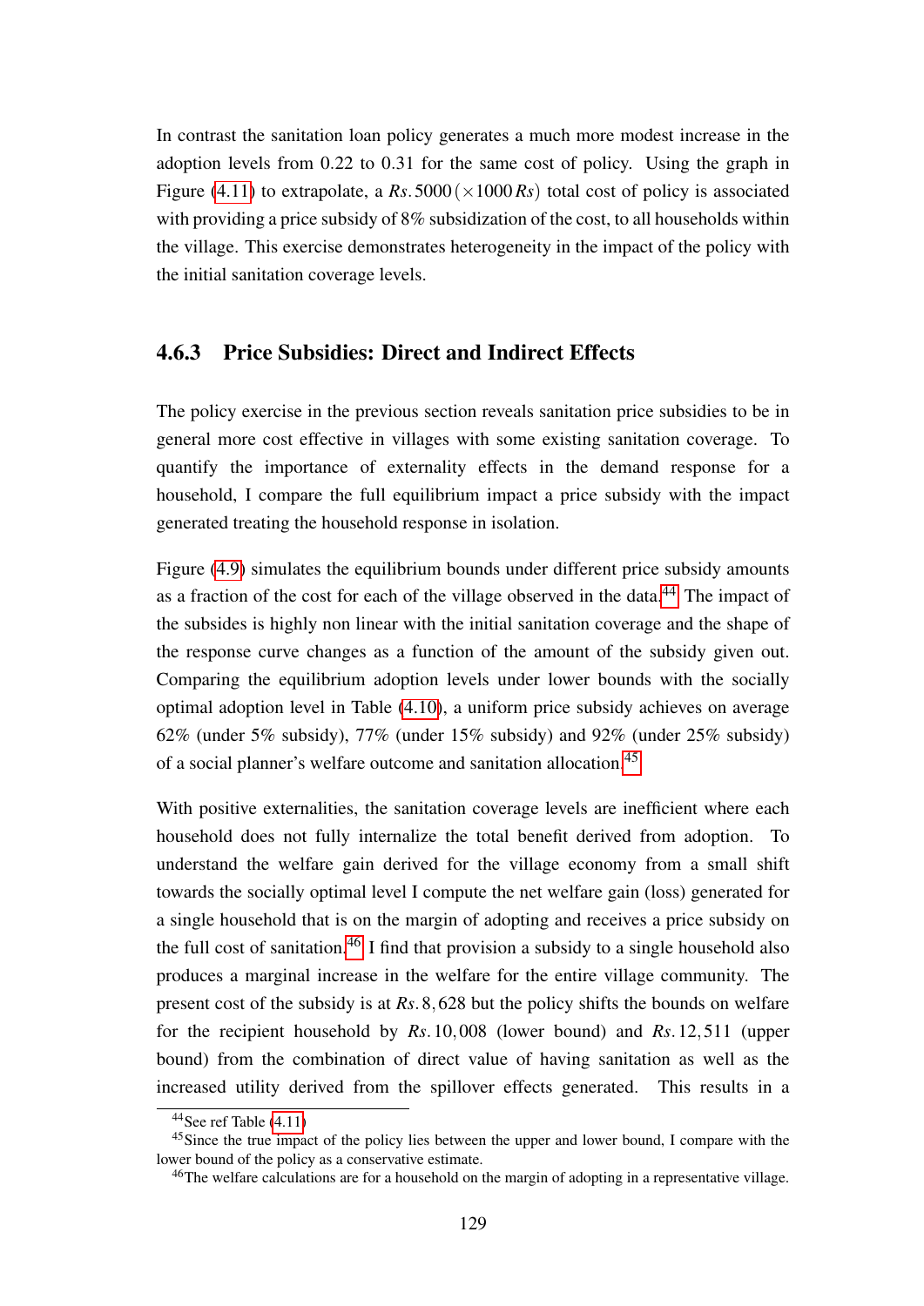In contrast the sanitation loan policy generates a much more modest increase in the adoption levels from 0.22 to 0.31 for the same cost of policy. Using the graph in Figure (4.11) to extrapolate, a $Rs.5000\,(\times 1000\,Rs)$ total cost of policy is associated with providing a price subsidy of 8% subsidization of the cost, to all households within the village. This exercise demonstrates heterogeneity in the impact of the policy with the initial sanitation coverage levels.

### 4.6.3 Price Subsidies: Direct and Indirect Effects

The policy exercise in the previous section reveals sanitation price subsidies to be in general more cost effective in villages with some existing sanitation coverage. To quantify the importance of externality effects in the demand response for a household, I compare the full equilibrium impact a price subsidy with the impact generated treating the household response in isolation.

Figure (4.9) simulates the equilibrium bounds under different price subsidy amounts as a fraction of the cost for each of the village observed in the data.[44] The impact of the subsides is highly non linear with the initial sanitation coverage and the shape of the response curve changes as a function of the amount of the subsidy given out. Comparing the equilibrium adoption levels under lower bounds with the socially optimal adoption level in Table (4.10), a uniform price subsidy achieves on average 62% (under 5% subsidy), 77% (under 15% subsidy) and 92% (under 25% subsidy) of a social planner's welfare outcome and sanitation allocation.[45]

With positive externalities, the sanitation coverage levels are inefficient where each household does not fully internalize the total benefit derived from adoption. To understand the welfare gain derived for the village economy from a small shift towards the socially optimal level I compute the net welfare gain (loss) generated for a single household that is on the margin of adopting and receives a price subsidy on the full cost of sanitation.[46] I find that provision a subsidy to a single household also produces a marginal increase in the welfare for the entire village community. The present cost of the subsidy is at $Rs.8,628$ but the policy shifts the bounds on welfare for the recipient household by $Rs.10,008$ (lower bound) and $Rs.12,511$ (upper bound) from the combination of direct value of having sanitation as well as the increased utility derived from the spillover effects generated. This results in a

[44] See ref Table (4.11)

[45] Since the true impact of the policy lies between the upper and lower bound, I compare with the lower bound of the policy as a conservative estimate.

[46] The welfare calculations are for a household on the margin of adopting in a representative village.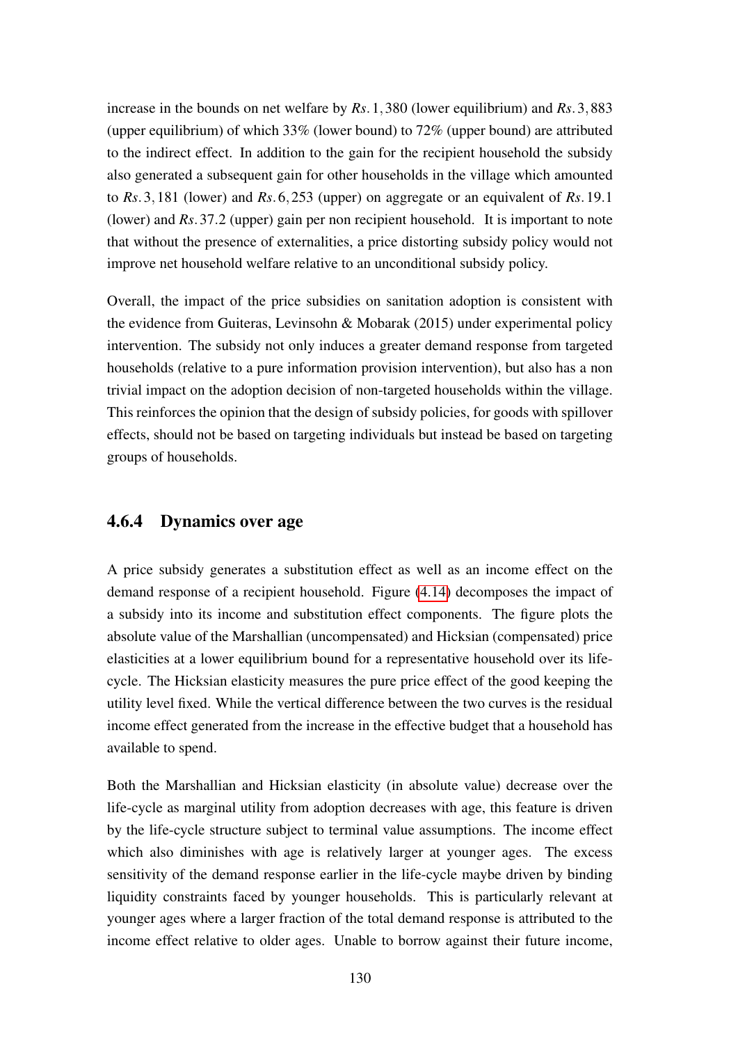increase in the bounds on net welfare by $Rs.1,380$ (lower equilibrium) and $Rs.3,883$ (upper equilibrium) of which 33% (lower bound) to 72% (upper bound) are attributed to the indirect effect. In addition to the gain for the recipient household the subsidy also generated a subsequent gain for other households in the village which amounted to $Rs.3,181$ (lower) and $Rs.6,253$ (upper) on aggregate or an equivalent of $Rs.19.1$ (lower) and $Rs.37.2$ (upper) gain per non recipient household. It is important to note that without the presence of externalities, a price distorting subsidy policy would not improve net household welfare relative to an unconditional subsidy policy.

Overall, the impact of the price subsidies on sanitation adoption is consistent with the evidence from Guiteras, Levinsohn & Mobarak (2015) under experimental policy intervention. The subsidy not only induces a greater demand response from targeted households (relative to a pure information provision intervention), but also has a non trivial impact on the adoption decision of non-targeted households within the village. This reinforces the opinion that the design of subsidy policies, for goods with spillover effects, should not be based on targeting individuals but instead be based on targeting groups of households.

### 4.6.4 Dynamics over age

A price subsidy generates a substitution effect as well as an income effect on the demand response of a recipient household. Figure (4.14) decomposes the impact of a subsidy into its income and substitution effect components. The figure plots the absolute value of the Marshallian (uncompensated) and Hicksian (compensated) price elasticities at a lower equilibrium bound for a representative household over its life-cycle. The Hicksian elasticity measures the pure price effect of the good keeping the utility level fixed. While the vertical difference between the two curves is the residual income effect generated from the increase in the effective budget that a household has available to spend.

Both the Marshallian and Hicksian elasticity (in absolute value) decrease over the life-cycle as marginal utility from adoption decreases with age, this feature is driven by the life-cycle structure subject to terminal value assumptions. The income effect which also diminishes with age is relatively larger at younger ages. The excess sensitivity of the demand response earlier in the life-cycle maybe driven by binding liquidity constraints faced by younger households. This is particularly relevant at younger ages where a larger fraction of the total demand response is attributed to the income effect relative to older ages. Unable to borrow against their future income,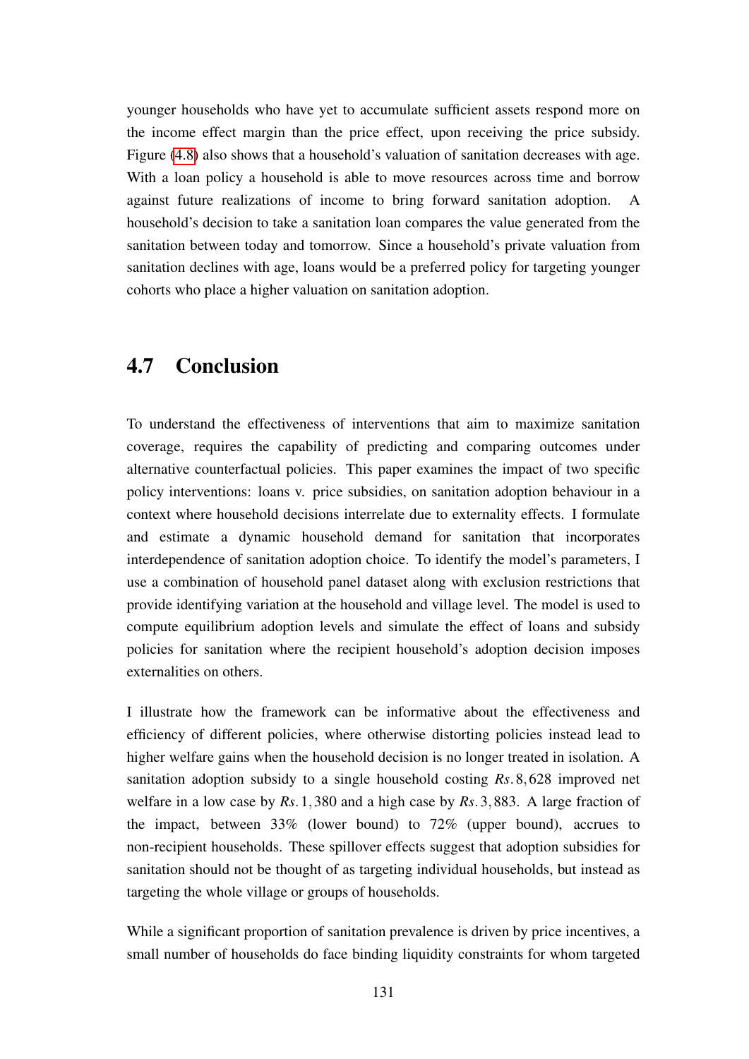younger households who have yet to accumulate sufficient assets respond more on the income effect margin than the price effect, upon receiving the price subsidy. Figure (4.8) also shows that a household's valuation of sanitation decreases with age. With a loan policy a household is able to move resources across time and borrow against future realizations of income to bring forward sanitation adoption. A household's decision to take a sanitation loan compares the value generated from the sanitation between today and tomorrow. Since a household's private valuation from sanitation declines with age, loans would be a preferred policy for targeting younger cohorts who place a higher valuation on sanitation adoption.

## 4.7 Conclusion

To understand the effectiveness of interventions that aim to maximize sanitation coverage, requires the capability of predicting and comparing outcomes under alternative counterfactual policies. This paper examines the impact of two specific policy interventions: loans v. price subsidies, on sanitation adoption behaviour in a context where household decisions interrelate due to externality effects. I formulate and estimate a dynamic household demand for sanitation that incorporates interdependence of sanitation adoption choice. To identify the model's parameters, I use a combination of household panel dataset along with exclusion restrictions that provide identifying variation at the household and village level. The model is used to compute equilibrium adoption levels and simulate the effect of loans and subsidy policies for sanitation where the recipient household's adoption decision imposes externalities on others.

I illustrate how the framework can be informative about the effectiveness and efficiency of different policies, where otherwise distorting policies instead lead to higher welfare gains when the household decision is no longer treated in isolation. A sanitation adoption subsidy to a single household costing $Rs.8,628$ improved net welfare in a low case by $Rs.1,380$ and a high case by $Rs.3,883$. A large fraction of the impact, between 33% (lower bound) to 72% (upper bound), accrues to non-recipient households. These spillover effects suggest that adoption subsidies for sanitation should not be thought of as targeting individual households, but instead as targeting the whole village or groups of households.

While a significant proportion of sanitation prevalence is driven by price incentives, a small number of households do face binding liquidity constraints for whom targeted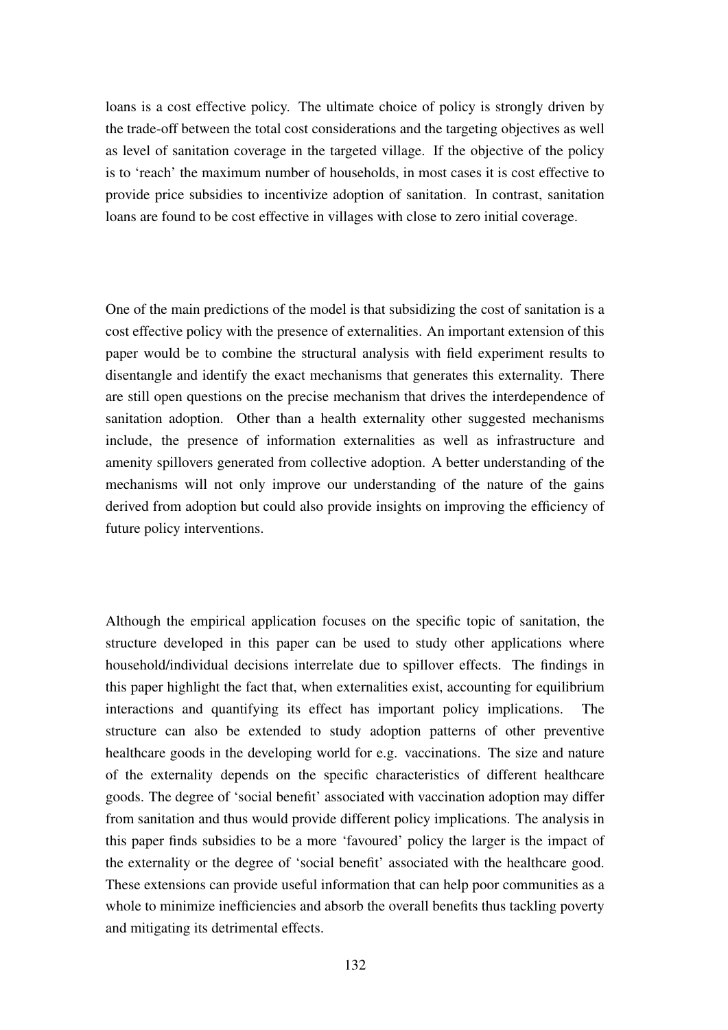loans is a cost effective policy. The ultimate choice of policy is strongly driven by the trade-off between the total cost considerations and the targeting objectives as well as level of sanitation coverage in the targeted village. If the objective of the policy is to 'reach' the maximum number of households, in most cases it is cost effective to provide price subsidies to incentivize adoption of sanitation. In contrast, sanitation loans are found to be cost effective in villages with close to zero initial coverage.

One of the main predictions of the model is that subsidizing the cost of sanitation is a cost effective policy with the presence of externalities. An important extension of this paper would be to combine the structural analysis with field experiment results to disentangle and identify the exact mechanisms that generates this externality. There are still open questions on the precise mechanism that drives the interdependence of sanitation adoption. Other than a health externality other suggested mechanisms include, the presence of information externalities as well as infrastructure and amenity spillovers generated from collective adoption. A better understanding of the mechanisms will not only improve our understanding of the nature of the gains derived from adoption but could also provide insights on improving the efficiency of future policy interventions.

Although the empirical application focuses on the specific topic of sanitation, the structure developed in this paper can be used to study other applications where household/individual decisions interrelate due to spillover effects. The findings in this paper highlight the fact that, when externalities exist, accounting for equilibrium interactions and quantifying its effect has important policy implications. The structure can also be extended to study adoption patterns of other preventive healthcare goods in the developing world for e.g. vaccinations. The size and nature of the externality depends on the specific characteristics of different healthcare goods. The degree of 'social benefit' associated with vaccination adoption may differ from sanitation and thus would provide different policy implications. The analysis in this paper finds subsidies to be a more 'favoured' policy the larger is the impact of the externality or the degree of 'social benefit' associated with the healthcare good. These extensions can provide useful information that can help poor communities as a whole to minimize inefficiencies and absorb the overall benefits thus tackling poverty and mitigating its detrimental effects.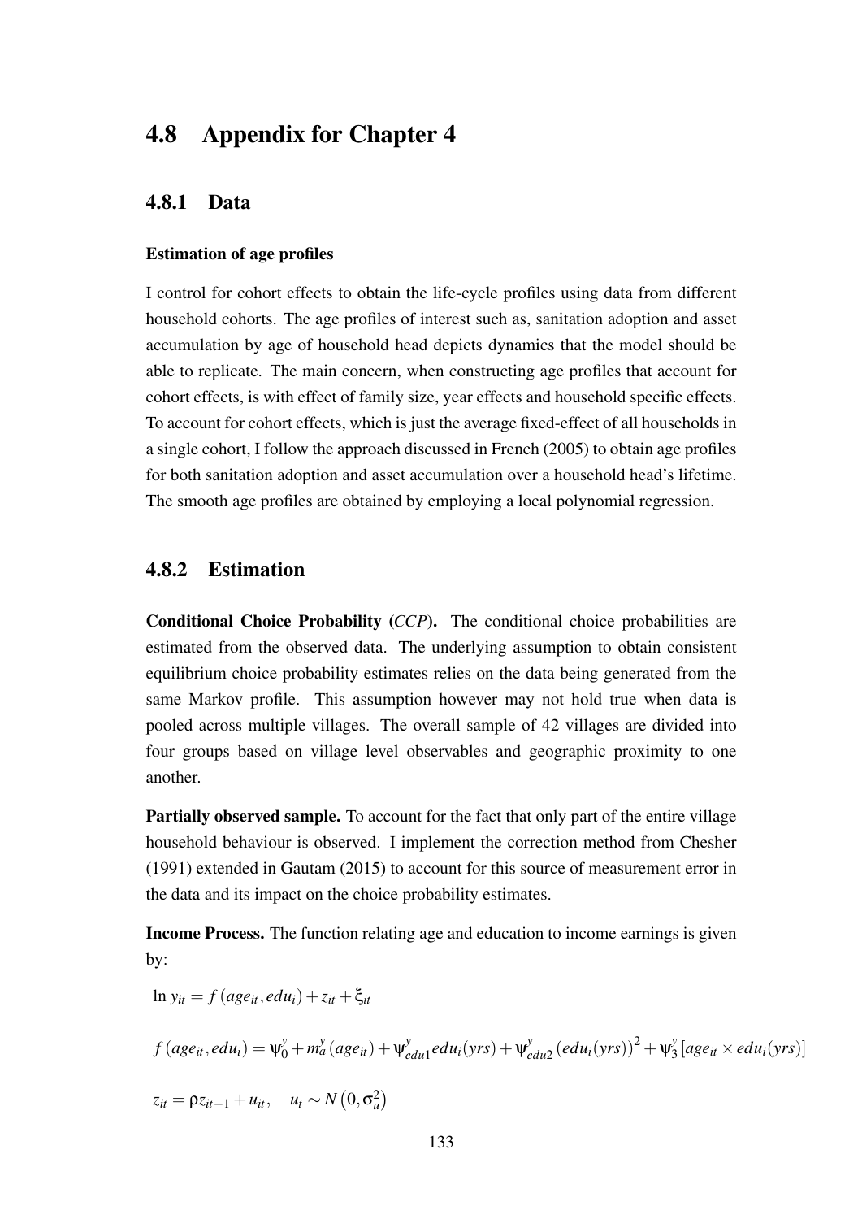## 4.8 Appendix for Chapter 4

### 4.8.1 Data

**Estimation of age profiles**

I control for cohort effects to obtain the life-cycle profiles using data from different household cohorts. The age profiles of interest such as, sanitation adoption and asset accumulation by age of household head depicts dynamics that the model should be able to replicate. The main concern, when constructing age profiles that account for cohort effects, is with effect of family size, year effects and household specific effects. To account for cohort effects, which is just the average fixed-effect of all households in a single cohort, I follow the approach discussed in French (2005) to obtain age profiles for both sanitation adoption and asset accumulation over a household head's lifetime. The smooth age profiles are obtained by employing a local polynomial regression.

### 4.8.2 Estimation

**Conditional Choice Probability (*CCP*).** The conditional choice probabilities are estimated from the observed data. The underlying assumption to obtain consistent equilibrium choice probability estimates relies on the data being generated from the same Markov profile. This assumption however may not hold true when data is pooled across multiple villages. The overall sample of 42 villages are divided into four groups based on village level observables and geographic proximity to one another.

**Partially observed sample.** To account for the fact that only part of the entire village household behaviour is observed. I implement the correction method from Chesher (1991) extended in Gautam (2015) to account for this source of measurement error in the data and its impact on the choice probability estimates.

**Income Process.** The function relating age and education to income earnings is given by:

$$\ln y_{it} = f\left(age_{it}, edu_i\right) + z_{it} + \xi_{it}$$

$$f\left(age_{it}, edu_i\right) = \psi_0^y + m_a^y\left(age_{it}\right) + \psi_{edu1}^y edu_i(yrs) + \psi_{edu2}^y\left(edu_i(yrs)\right)^2 + \psi_3^y\left[age_{it} \times edu_i(yrs)\right]$$

$$z_{it} = \rho z_{it-1} + u_{it}, \quad u_t \sim N\left(0, \sigma_u^2\right)$$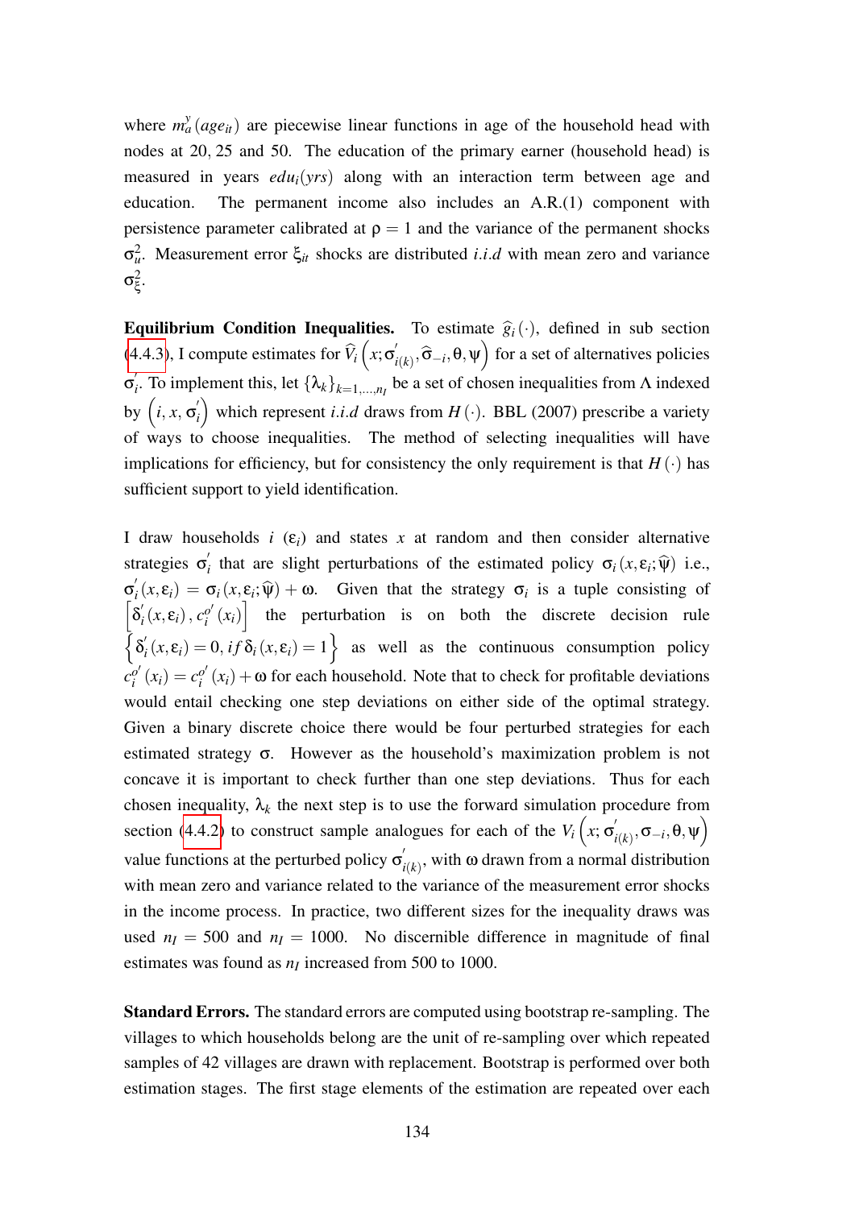where $m_a^y(age_{it})$ are piecewise linear functions in age of the household head with nodes at 20, 25 and 50. The education of the primary earner (household head) is measured in years $edu_i(yrs)$ along with an interaction term between age and education. The permanent income also includes an A.R.(1) component with persistence parameter calibrated at $\rho = 1$ and the variance of the permanent shocks $\sigma_u^2$. Measurement error $\xi_{it}$ shocks are distributed *i.i.d* with mean zero and variance $\sigma_\xi^2$.

**Equilibrium Condition Inequalities.** To estimate $\widehat{g}_i(\cdot)$, defined in sub section (4.4.3), I compute estimates for $\widehat{V}_i\left(x;\sigma'_{i(k)},\widehat{\sigma}_{-i},\theta,\psi\right)$ for a set of alternatives policies $\sigma'_i$. To implement this, let $\{\lambda_k\}_{k=1,\ldots,n_I}$ be a set of chosen inequalities from $\Lambda$ indexed by $\left(i,x,\sigma'_i\right)$ which represent *i.i.d* draws from $H(\cdot)$. BBL (2007) prescribe a variety of ways to choose inequalities. The method of selecting inequalities will have implications for efficiency, but for consistency the only requirement is that $H(\cdot)$ has sufficient support to yield identification.

I draw households $i$ ($\varepsilon_i$) and states $x$ at random and then consider alternative strategies $\sigma'_i$ that are slight perturbations of the estimated policy $\sigma_i(x,\varepsilon_i;\widehat{\psi})$ i.e., $\sigma'_i(x,\varepsilon_i) = \sigma_i(x,\varepsilon_i;\widehat{\psi}) + \omega$. Given that the strategy $\sigma_i$ is a tuple consisting of $\left[\delta'_i(x,\varepsilon_i), c_i^{o'}(x_i)\right]$ the perturbation is on both the discrete decision rule $\left\{\delta'_i(x,\varepsilon_i) = 0, if\, \delta_i(x,\varepsilon_i) = 1\right\}$ as well as the continuous consumption policy $c_i^{o'}(x_i) = c_i^{o'}(x_i) + \omega$ for each household. Note that to check for profitable deviations would entail checking one step deviations on either side of the optimal strategy. Given a binary discrete choice there would be four perturbed strategies for each estimated strategy $\sigma$. However as the household's maximization problem is not concave it is important to check further than one step deviations. Thus for each chosen inequality, $\lambda_k$ the next step is to use the forward simulation procedure from section (4.4.2) to construct sample analogues for each of the $V_i\left(x;\sigma'_{i(k)},\sigma_{-i},\theta,\psi\right)$ value functions at the perturbed policy $\sigma'_{i(k)}$, with $\omega$ drawn from a normal distribution with mean zero and variance related to the variance of the measurement error shocks in the income process. In practice, two different sizes for the inequality draws was used $n_I = 500$ and $n_I = 1000$. No discernible difference in magnitude of final estimates was found as $n_I$ increased from 500 to 1000.

**Standard Errors.** The standard errors are computed using bootstrap re-sampling. The villages to which households belong are the unit of re-sampling over which repeated samples of 42 villages are drawn with replacement. Bootstrap is performed over both estimation stages. The first stage elements of the estimation are repeated over each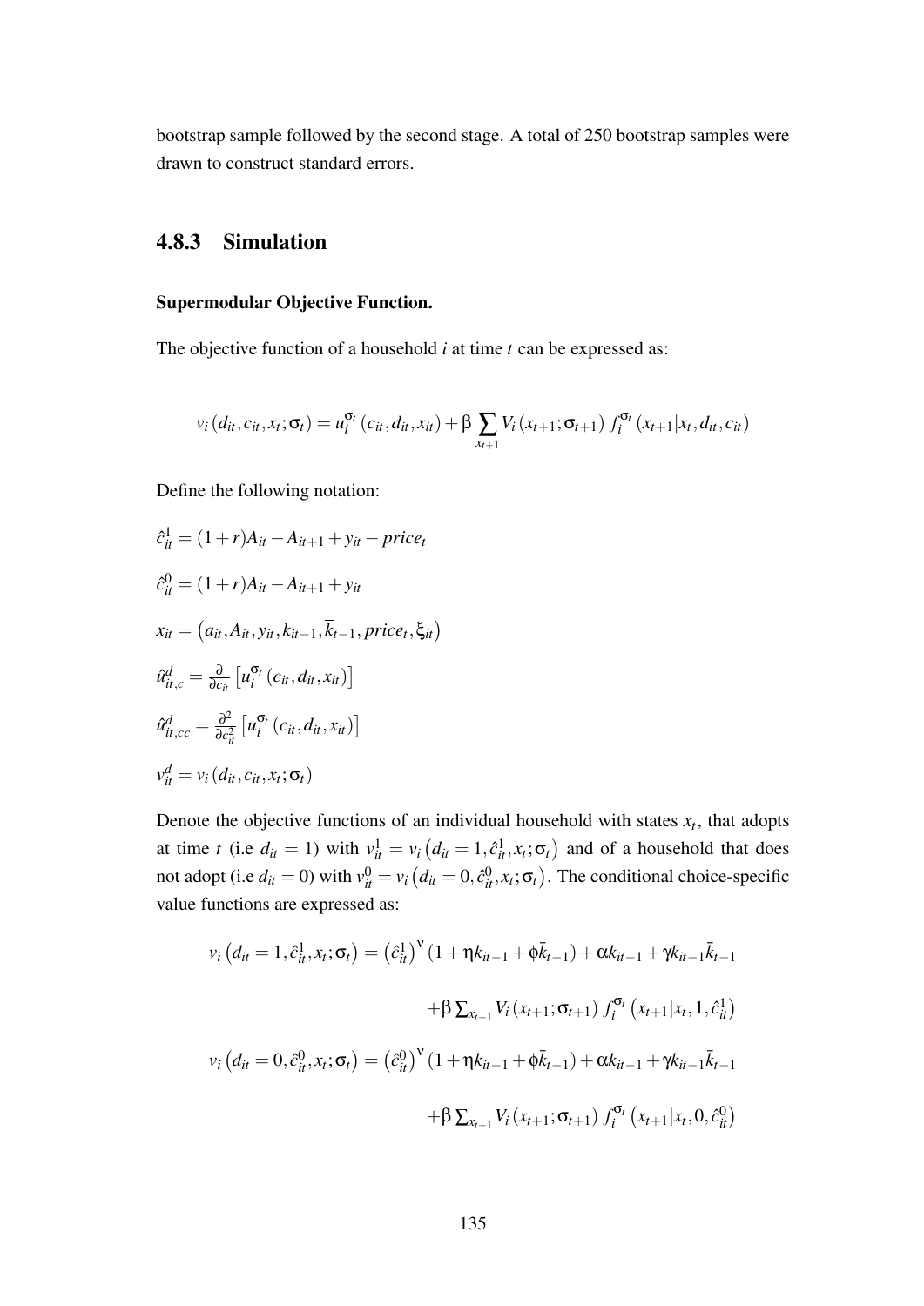bootstrap sample followed by the second stage. A total of 250 bootstrap samples were drawn to construct standard errors.

### 4.8.3 Simulation

**Supermodular Objective Function.**

The objective function of a household $i$ at time $t$ can be expressed as:

$$v_i(d_{it}, c_{it}, x_t; \sigma_t) = u_i^{\sigma_t}(c_{it}, d_{it}, x_{it}) + \beta \sum_{x_{t+1}} V_i(x_{t+1}; \sigma_{t+1}) f_i^{\sigma_t}(x_{t+1}|x_t, d_{it}, c_{it})$$

Define the following notation:

$\hat{c}_{it}^1 = (1+r)A_{it} - A_{it+1} + y_{it} - price_t$

$\hat{c}_{it}^0 = (1+r)A_{it} - A_{it+1} + y_{it}$

$x_{it} = \left(a_{it}, A_{it}, y_{it}, k_{it-1}, \overline{k}_{t-1}, price_t, \xi_{it}\right)$

$\hat{u}_{it,c}^d = \frac{\partial}{\partial c_{it}}\left[u_i^{\sigma_t}(c_{it}, d_{it}, x_{it})\right]$

$\hat{u}_{it,cc}^d = \frac{\partial^2}{\partial c_{it}^2}\left[u_i^{\sigma_t}(c_{it}, d_{it}, x_{it})\right]$

$v_{it}^d = v_i(d_{it}, c_{it}, x_t; \sigma_t)$

Denote the objective functions of an individual household with states $x_t$, that adopts at time $t$ (i.e $d_{it} = 1$) with $v_{it}^1 = v_i\left(d_{it} = 1, \hat{c}_{it}^1, x_t; \sigma_t\right)$ and of a household that does not adopt (i.e $d_{it} = 0$) with $v_{it}^0 = v_i\left(d_{it} = 0, \hat{c}_{it}^0, x_t; \sigma_t\right)$. The conditional choice-specific value functions are expressed as:

$$\begin{aligned}
v_i\left(d_{it} = 1, \hat{c}_{it}^1, x_t; \sigma_t\right) &= \left(\hat{c}_{it}^1\right)^{\nu}\left(1 + \eta k_{it-1} + \phi \bar{k}_{t-1}\right) + \alpha k_{it-1} + \gamma k_{it-1}\bar{k}_{t-1} \\
&\quad + \beta \textstyle\sum_{x_{t+1}} V_i(x_{t+1}; \sigma_{t+1}) f_i^{\sigma_t}\left(x_{t+1}|x_t, 1, \hat{c}_{it}^1\right) \\
v_i\left(d_{it} = 0, \hat{c}_{it}^0, x_t; \sigma_t\right) &= \left(\hat{c}_{it}^0\right)^{\nu}\left(1 + \eta k_{it-1} + \phi \bar{k}_{t-1}\right) + \alpha k_{it-1} + \gamma k_{it-1}\bar{k}_{t-1} \\
&\quad + \beta \textstyle\sum_{x_{t+1}} V_i(x_{t+1}; \sigma_{t+1}) f_i^{\sigma_t}\left(x_{t+1}|x_t, 0, \hat{c}_{it}^0\right)
\end{aligned}$$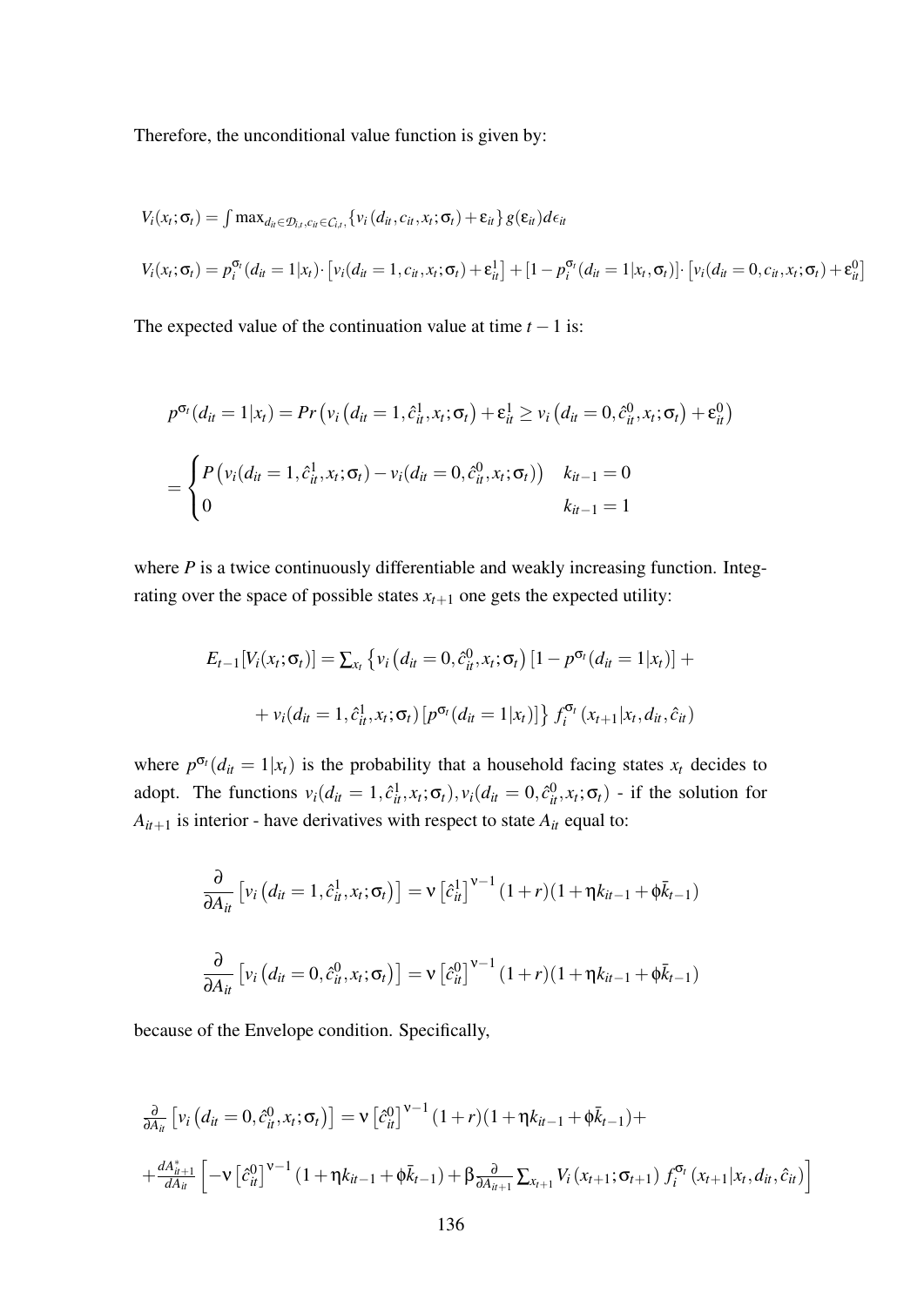Therefore, the unconditional value function is given by:

$$V_i(x_t;\sigma_t) = \int \max_{d_{it}\in\mathcal{D}_{i,t},c_{it}\in C_{i,t}} \{v_i(d_{it},c_{it},x_t;\sigma_t)+\varepsilon_{it}\} g(\varepsilon_{it})d\epsilon_{it}$$

$$V_i(x_t;\sigma_t) = p_i^{\sigma_t}(d_{it}=1|x_t)\cdot\left[v_i(d_{it}=1,c_{it},x_t;\sigma_t)+\varepsilon_{it}^1\right]+\left[1-p_i^{\sigma_t}(d_{it}=1|x_t,\sigma_t)\right]\cdot\left[v_i(d_{it}=0,c_{it},x_t;\sigma_t)+\varepsilon_{it}^0\right]$$

The expected value of the continuation value at time $t-1$ is:

$$p^{\sigma_t}(d_{it}=1|x_t) = Pr\left(v_i\left(d_{it}=1,\hat{c}_{it}^1,x_t;\sigma_t\right)+\varepsilon_{it}^1 \geq v_i\left(d_{it}=0,\hat{c}_{it}^0,x_t;\sigma_t\right)+\varepsilon_{it}^0\right)$$

$$= \begin{cases} P\left(v_i(d_{it}=1,\hat{c}_{it}^1,x_t;\sigma_t)-v_i(d_{it}=0,\hat{c}_{it}^0,x_t;\sigma_t)\right) & k_{it-1}=0 \\ 0 & k_{it-1}=1 \end{cases}$$

where $P$ is a twice continuously differentiable and weakly increasing function. Integrating over the space of possible states $x_{t+1}$ one gets the expected utility:

$$E_{t-1}[V_i(x_t;\sigma_t)] = \sum_{x_t}\left\{v_i\left(d_{it}=0,\hat{c}_{it}^0,x_t;\sigma_t\right)\left[1-p^{\sigma_t}(d_{it}=1|x_t)\right]+\right.$$

$$\left.+\,v_i(d_{it}=1,\hat{c}_{it}^1,x_t;\sigma_t)\left[p^{\sigma_t}(d_{it}=1|x_t)\right]\right\} f_i^{\sigma_t}(x_{t+1}|x_t,d_{it},\hat{c}_{it})$$

where $p^{\sigma_t}(d_{it}=1|x_t)$ is the probability that a household facing states $x_t$ decides to adopt. The functions $v_i(d_{it}=1,\hat{c}_{it}^1,x_t;\sigma_t), v_i(d_{it}=0,\hat{c}_{it}^0,x_t;\sigma_t)$ - if the solution for $A_{it+1}$ is interior - have derivatives with respect to state $A_{it}$ equal to:

$$\frac{\partial}{\partial A_{it}}\left[v_i\left(d_{it}=1,\hat{c}_{it}^1,x_t;\sigma_t\right)\right] = \nu\left[\hat{c}_{it}^1\right]^{\nu-1}(1+r)(1+\eta k_{it-1}+\phi\bar{k}_{t-1})$$

$$\frac{\partial}{\partial A_{it}}\left[v_i\left(d_{it}=0,\hat{c}_{it}^0,x_t;\sigma_t\right)\right] = \nu\left[\hat{c}_{it}^0\right]^{\nu-1}(1+r)(1+\eta k_{it-1}+\phi\bar{k}_{t-1})$$

because of the Envelope condition. Specifically,

$$\frac{\partial}{\partial A_{it}}\left[v_i\left(d_{it}=0,\hat{c}_{it}^0,x_t;\sigma_t\right)\right] = \nu\left[\hat{c}_{it}^0\right]^{\nu-1}(1+r)(1+\eta k_{it-1}+\phi\bar{k}_{t-1})+$$

$$+\frac{dA_{it+1}^*}{dA_{it}}\left[-\nu\left[\hat{c}_{it}^0\right]^{\nu-1}(1+\eta k_{it-1}+\phi\bar{k}_{t-1})+\beta\frac{\partial}{\partial A_{it+1}}\sum_{x_{t+1}}V_i(x_{t+1};\sigma_{t+1})\,f_i^{\sigma_t}(x_{t+1}|x_t,d_{it},\hat{c}_{it})\right]$$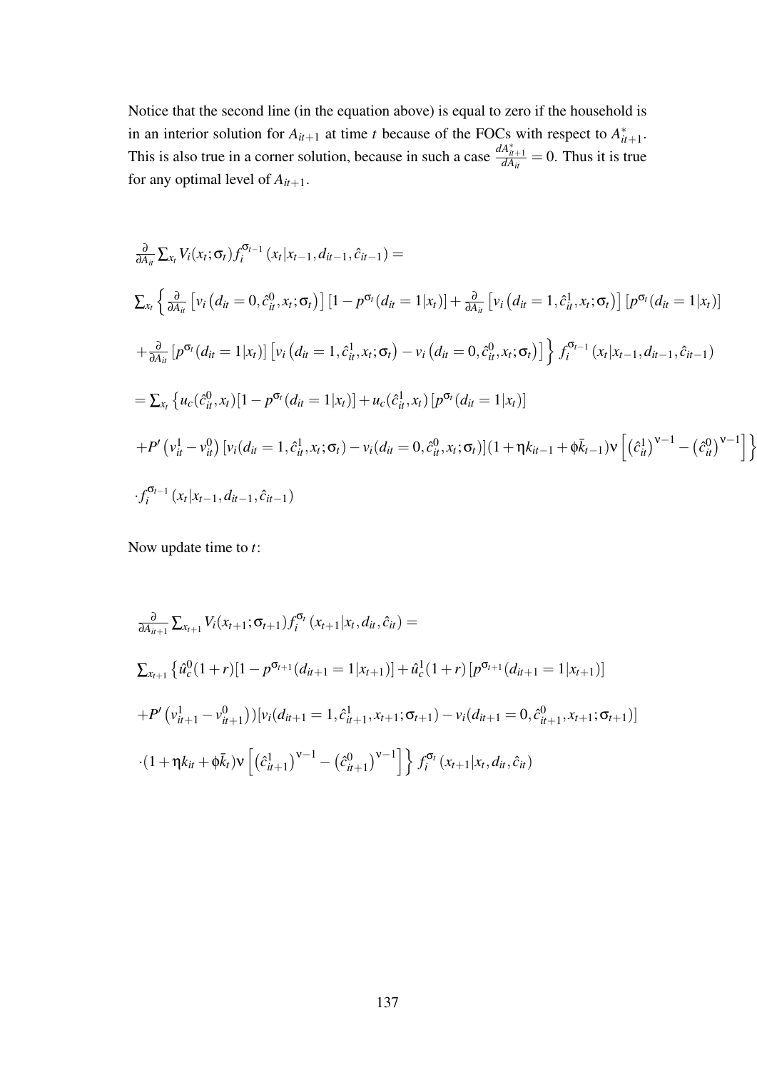Notice that the second line (in the equation above) is equal to zero if the household is in an interior solution for $A_{it+1}$ at time $t$ because of the FOCs with respect to $A^*_{it+1}$. This is also true in a corner solution, because in such a case $\frac{dA^*_{it+1}}{dA_{it}} = 0$. Thus it is true for any optimal level of $A_{it+1}$.

$$
\begin{aligned}
&\frac{\partial}{\partial A_{it}} \sum_{x_t} V_i(x_t;\sigma_t) f_i^{\sigma_{t-1}}(x_t|x_{t-1},d_{it-1},\hat{c}_{it-1}) = \\
&\sum_{x_t} \Big\{ \frac{\partial}{\partial A_{it}} \left[ v_i\left(d_{it}=0,\hat{c}^0_{it},x_t;\sigma_t\right)\right] [1-p^{\sigma_t}(d_{it}=1|x_t)] + \frac{\partial}{\partial A_{it}} \left[ v_i\left(d_{it}=1,\hat{c}^1_{it},x_t;\sigma_t\right)\right] [p^{\sigma_t}(d_{it}=1|x_t)] \\
&+ \frac{\partial}{\partial A_{it}} [p^{\sigma_t}(d_{it}=1|x_t)] \left[ v_i\left(d_{it}=1,\hat{c}^1_{it},x_t;\sigma_t\right) - v_i\left(d_{it}=0,\hat{c}^0_{it},x_t;\sigma_t\right)\right] \Big\} f_i^{\sigma_{t-1}}(x_t|x_{t-1},d_{it-1},\hat{c}_{it-1}) \\
&= \sum_{x_t} \Big\{ u_c(\hat{c}^0_{it},x_t)[1-p^{\sigma_t}(d_{it}=1|x_t)] + u_c(\hat{c}^1_{it},x_t)\,[p^{\sigma_t}(d_{it}=1|x_t)] \\
&+ P'\left(v^1_{it}-v^0_{it}\right)[v_i(d_{it}=1,\hat{c}^1_{it},x_t;\sigma_t) - v_i(d_{it}=0,\hat{c}^0_{it},x_t;\sigma_t)](1+\eta k_{it-1}+\phi\bar{k}_{t-1})\nu\left[\left(\hat{c}^1_{it}\right)^{\nu-1} - \left(\hat{c}^0_{it}\right)^{\nu-1}\right]\Big\} \\
&\cdot f_i^{\sigma_{t-1}}(x_t|x_{t-1},d_{it-1},\hat{c}_{it-1})
\end{aligned}
$$

Now update time to $t$:

$$
\begin{aligned}
&\frac{\partial}{\partial A_{it+1}} \sum_{x_{t+1}} V_i(x_{t+1};\sigma_{t+1}) f_i^{\sigma_t}(x_{t+1}|x_t,d_{it},\hat{c}_{it}) = \\
&\sum_{x_{t+1}} \Big\{ \hat{u}^0_c(1+r)[1-p^{\sigma_{t+1}}(d_{it+1}=1|x_{t+1})] + \hat{u}^1_c(1+r)\,[p^{\sigma_{t+1}}(d_{it+1}=1|x_{t+1})] \\
&+ P'\left(v^1_{it+1}-v^0_{it+1}\right))[v_i(d_{it+1}=1,\hat{c}^1_{it+1},x_{t+1};\sigma_{t+1}) - v_i(d_{it+1}=0,\hat{c}^0_{it+1},x_{t+1};\sigma_{t+1})] \\
&\cdot(1+\eta k_{it}+\phi\bar{k}_t)\nu\left[\left(\hat{c}^1_{it+1}\right)^{\nu-1} - \left(\hat{c}^0_{it+1}\right)^{\nu-1}\right]\Big\} f_i^{\sigma_t}(x_{t+1}|x_t,d_{it},\hat{c}_{it})
\end{aligned}
$$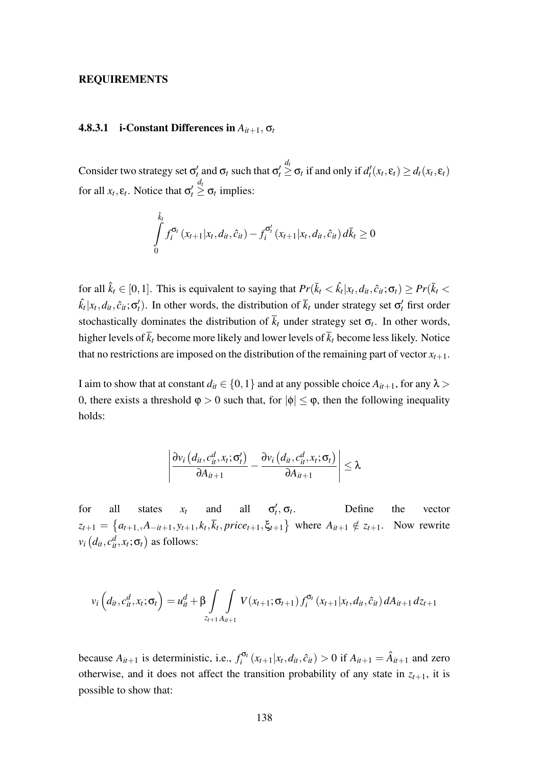**REQUIREMENTS**

#### 4.8.3.1 i-Constant Differences in $A_{it+1}$, $\sigma_t$

Consider two strategy set $\sigma'_t$ and $\sigma_t$ such that $\sigma'_t \overset{d_t}{\geq} \sigma_t$ if and only if $d'_t(x_t, \varepsilon_t) \geq d_t(x_t, \varepsilon_t)$ for all $x_t, \varepsilon_t$. Notice that $\sigma'_t \overset{d_t}{\geq} \sigma_t$ implies:

$$\int_0^{\hat{k}_t} f_i^{\sigma_t}(x_{t+1}|x_t, d_{it}, \hat{c}_{it}) - f_i^{\sigma'_t}(x_{t+1}|x_t, d_{it}, \hat{c}_{it})\, d\bar{k}_t \geq 0$$

for all $\hat{k}_t \in [0,1]$. This is equivalent to saying that $Pr(\bar{k}_t < \hat{k}_t|x_t, d_{it}, \hat{c}_{it}; \sigma_t) \geq Pr(\bar{k}_t < \hat{k}_t|x_t, d_{it}, \hat{c}_{it}; \sigma'_t)$. In other words, the distribution of $\bar{k}_t$ under strategy set $\sigma'_t$ first order stochastically dominates the distribution of $\bar{k}_t$ under strategy set $\sigma_t$. In other words, higher levels of $\bar{k}_t$ become more likely and lower levels of $\bar{k}_t$ become less likely. Notice that no restrictions are imposed on the distribution of the remaining part of vector $x_{t+1}$.

I aim to show that at constant $d_{it} \in \{0,1\}$ and at any possible choice $A_{it+1}$, for any $\lambda > 0$, there exists a threshold $\varphi > 0$ such that, for $|\phi| \leq \varphi$, then the following inequality holds:

$$\left| \frac{\partial v_i\left(d_{it}, c_{it}^d, x_t; \sigma'_t\right)}{\partial A_{it+1}} - \frac{\partial v_i\left(d_{it}, c_{it}^d, x_t; \sigma_t\right)}{\partial A_{it+1}} \right| \leq \lambda$$

for all states $x_t$ and all $\sigma'_t, \sigma_t$. Define the vector $z_{t+1} = \left\{a_{t+1,}, A_{-it+1}, y_{t+1}, k_t, \bar{k}_t, price_{t+1}, \xi_{t+1}\right\}$ where $A_{it+1} \notin z_{t+1}$. Now rewrite $v_i\left(d_{it}, c_{it}^d, x_t; \sigma_t\right)$ as follows:

$$v_i\left(d_{it}, c_{it}^d, x_t; \sigma_t\right) = u_{it}^d + \beta \int_{z_{t+1}} \int_{A_{it+1}} V(x_{t+1}; \sigma_{t+1})\, f_i^{\sigma_t}(x_{t+1}|x_t, d_{it}, \hat{c}_{it})\, dA_{it+1}\, dz_{t+1}$$

because $A_{it+1}$ is deterministic, i.e., $f_i^{\sigma_t}(x_{t+1}|x_t, d_{it}, \hat{c}_{it}) > 0$ if $A_{it+1} = \hat{A}_{it+1}$ and zero otherwise, and it does not affect the transition probability of any state in $z_{t+1}$, it is possible to show that: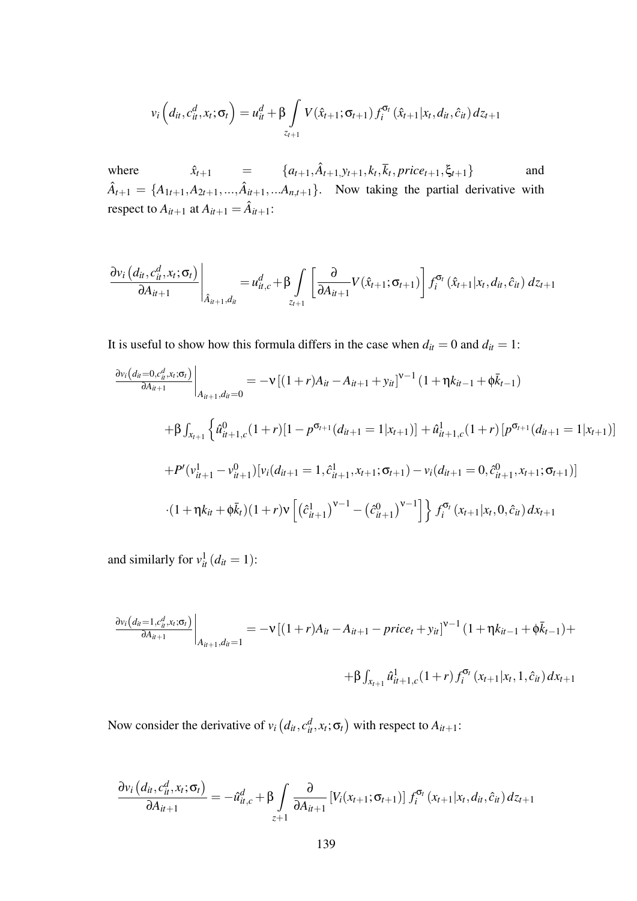$$v_i\left(d_{it}, c_{it}^d, x_t; \sigma_t\right) = u_{it}^d + \beta \int\limits_{z_{t+1}} V(\hat{x}_{t+1}; \sigma_{t+1}) f_i^{\sigma_t}(\hat{x}_{t+1}|x_t, d_{it}, \hat{c}_{it})\, dz_{t+1}$$

where $\hat{x}_{t+1} = \{a_{t+1}, \hat{A}_{t+1,} y_{t+1}, k_t, \overline{k}_t, price_{t+1}, \xi_{t+1}\}$ and $\hat{A}_{t+1} = \{A_{1t+1}, A_{2t+1}, ..., \hat{A}_{it+1}, ...A_{n,t+1}\}$. Now taking the partial derivative with respect to $A_{it+1}$ at $A_{it+1} = \hat{A}_{it+1}$:

$$\left.\frac{\partial v_i\left(d_{it}, c_{it}^d, x_t; \sigma_t\right)}{\partial A_{it+1}}\right|_{\hat{A}_{it+1}, d_{it}} = u_{it,c}^d + \beta \int\limits_{z_{t+1}} \left[\frac{\partial}{\partial A_{it+1}} V(\hat{x}_{t+1}; \sigma_{t+1})\right] f_i^{\sigma_t}(\hat{x}_{t+1}|x_t, d_{it}, \hat{c}_{it})\, dz_{t+1}$$

It is useful to show how this formula differs in the case when $d_{it} = 0$ and $d_{it} = 1$:

$$\begin{aligned}
\left.\frac{\partial v_i\left(d_{it}=0, c_{it}^d, x_t; \sigma_t\right)}{\partial A_{it+1}}\right|_{A_{it+1}, d_{it}=0} &= -\nu\left[(1+r)A_{it} - A_{it+1} + y_{it}\right]^{\nu-1}(1+\eta k_{it-1} + \phi \bar{k}_{t-1}) \\
&+ \beta \int_{x_{t+1}} \Big\{ \hat{u}_{it+1,c}^0 (1+r)[1 - p^{\sigma_{t+1}}(d_{it+1}=1|x_{t+1})] + \hat{u}_{it+1,c}^1 (1+r)\left[p^{\sigma_{t+1}}(d_{it+1}=1|x_{t+1})\right] \\
&+ P'(v_{it+1}^1 - v_{it+1}^0)[v_i(d_{it+1}=1, \hat{c}_{it+1}^1, x_{t+1}; \sigma_{t+1}) - v_i(d_{it+1}=0, \hat{c}_{it+1}^0, x_{t+1}; \sigma_{t+1})] \\
&\cdot (1+\eta k_{it} + \phi \bar{k}_t)(1+r)\nu\left[\left(\hat{c}_{it+1}^1\right)^{\nu-1} - \left(\hat{c}_{it+1}^0\right)^{\nu-1}\right]\Big\} f_i^{\sigma_t}(x_{t+1}|x_t, 0, \hat{c}_{it})\, dx_{t+1}
\end{aligned}$$

and similarly for $v_{it}^1(d_{it}=1)$:

$$\begin{aligned}
\left.\frac{\partial v_i\left(d_{it}=1, c_{it}^d, x_t; \sigma_t\right)}{\partial A_{it+1}}\right|_{A_{it+1}, d_{it}=1} &= -\nu\left[(1+r)A_{it} - A_{it+1} - price_t + y_{it}\right]^{\nu-1}(1+\eta k_{it-1} + \phi \bar{k}_{t-1}) + \\
&+ \beta \int_{x_{t+1}} \hat{u}_{it+1,c}^1 (1+r) f_i^{\sigma_t}(x_{t+1}|x_t, 1, \hat{c}_{it})\, dx_{t+1}
\end{aligned}$$

Now consider the derivative of $v_i\left(d_{it}, c_{it}^d, x_t; \sigma_t\right)$ with respect to $A_{it+1}$:

$$\frac{\partial v_i\left(d_{it}, c_{it}^d, x_t; \sigma_t\right)}{\partial A_{it+1}} = -\hat{u}_{it,c}^d + \beta \int\limits_{z+1} \frac{\partial}{\partial A_{it+1}}\left[V_i(x_{t+1}; \sigma_{t+1})\right] f_i^{\sigma_t}(x_{t+1}|x_t, d_{it}, \hat{c}_{it})\, dz_{t+1}$$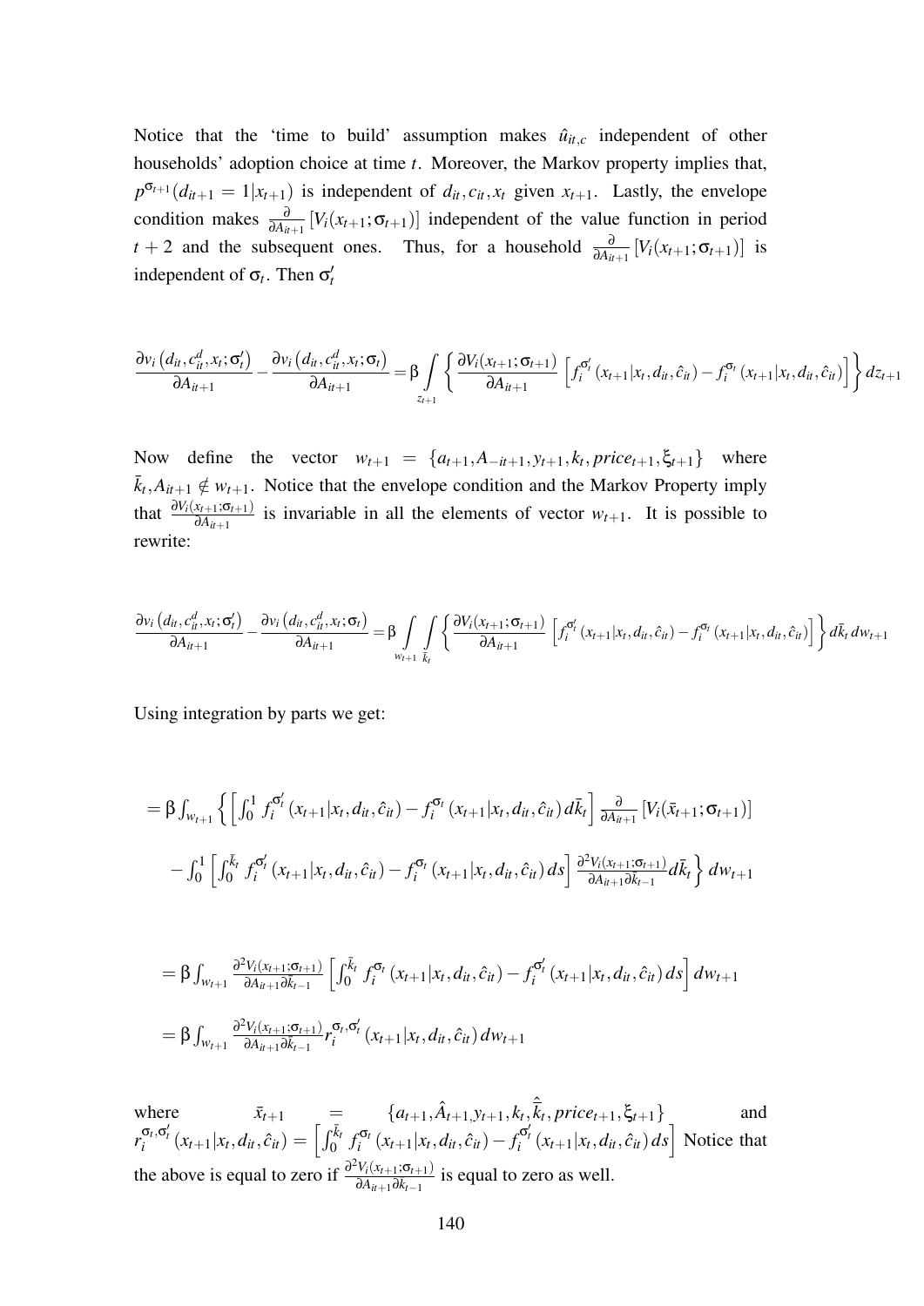Notice that the 'time to build' assumption makes $\hat{u}_{it,c}$ independent of other households' adoption choice at time $t$. Moreover, the Markov property implies that, $p^{\sigma_{t+1}}(d_{it+1} = 1|x_{t+1})$ is independent of $d_{it}, c_{it}, x_t$ given $x_{t+1}$. Lastly, the envelope condition makes $\frac{\partial}{\partial A_{it+1}}[V_i(x_{t+1};\sigma_{t+1})]$ independent of the value function in period $t+2$ and the subsequent ones. Thus, for a household $\frac{\partial}{\partial A_{it+1}}[V_i(x_{t+1};\sigma_{t+1})]$ is independent of $\sigma_t$. Then $\sigma_t'$

$$\frac{\partial v_i\left(d_{it}, c_{it}^d, x_t; \sigma_t'\right)}{\partial A_{it+1}} - \frac{\partial v_i\left(d_{it}, c_{it}^d, x_t; \sigma_t\right)}{\partial A_{it+1}} = \beta \int\limits_{z_{t+1}} \left\{ \frac{\partial V_i(x_{t+1};\sigma_{t+1})}{\partial A_{it+1}} \left[ f_i^{\sigma_t'}(x_{t+1}|x_t, d_{it}, \hat{c}_{it}) - f_i^{\sigma_t}(x_{t+1}|x_t, d_{it}, \hat{c}_{it}) \right] \right\} dz_{t+1}$$

Now define the vector $w_{t+1} = \{a_{t+1}, A_{-it+1}, y_{t+1}, k_t, price_{t+1}, \xi_{t+1}\}$ where $\bar{k}_t, A_{it+1} \notin w_{t+1}$. Notice that the envelope condition and the Markov Property imply that $\frac{\partial V_i(x_{t+1};\sigma_{t+1})}{\partial A_{it+1}}$ is invariable in all the elements of vector $w_{t+1}$. It is possible to rewrite:

$$\frac{\partial v_i\left(d_{it}, c_{it}^d, x_t; \sigma_t'\right)}{\partial A_{it+1}} - \frac{\partial v_i\left(d_{it}, c_{it}^d, x_t; \sigma_t\right)}{\partial A_{it+1}} = \beta \int\limits_{w_{t+1}} \int\limits_{\bar{k}_t} \left\{ \frac{\partial V_i(x_{t+1};\sigma_{t+1})}{\partial A_{it+1}} \left[ f_i^{\sigma_t'}(x_{t+1}|x_t, d_{it}, \hat{c}_{it}) - f_i^{\sigma_t}(x_{t+1}|x_t, d_{it}, \hat{c}_{it}) \right] \right\} d\bar{k}_t \, dw_{t+1}$$

Using integration by parts we get:

$$= \beta \int_{w_{t+1}} \left\{ \left[ \int_0^1 f_i^{\sigma_t'}(x_{t+1}|x_t, d_{it}, \hat{c}_{it}) - f_i^{\sigma_t}(x_{t+1}|x_t, d_{it}, \hat{c}_{it}) \, d\bar{k}_t \right] \frac{\partial}{\partial A_{it+1}} [V_i(\bar{x}_{t+1};\sigma_{t+1})] \right.$$

$$\left. - \int_0^1 \left[ \int_0^{\bar{k}_t} f_i^{\sigma_t'}(x_{t+1}|x_t, d_{it}, \hat{c}_{it}) - f_i^{\sigma_t}(x_{t+1}|x_t, d_{it}, \hat{c}_{it}) \, ds \right] \frac{\partial^2 V_i(x_{t+1};\sigma_{t+1})}{\partial A_{it+1} \partial \bar{k}_{t-1}} d\bar{k}_t \right\} dw_{t+1}$$

$$= \beta \int_{w_{t+1}} \frac{\partial^2 V_i(x_{t+1};\sigma_{t+1})}{\partial A_{it+1} \partial \bar{k}_{t-1}} \left[ \int_0^{\bar{k}_t} f_i^{\sigma_t}(x_{t+1}|x_t, d_{it}, \hat{c}_{it}) - f_i^{\sigma_t'}(x_{t+1}|x_t, d_{it}, \hat{c}_{it}) \, ds \right] dw_{t+1}$$

$$= \beta \int_{w_{t+1}} \frac{\partial^2 V_i(x_{t+1};\sigma_{t+1})}{\partial A_{it+1} \partial \bar{k}_{t-1}} r_i^{\sigma_t, \sigma_t'}(x_{t+1}|x_t, d_{it}, \hat{c}_{it}) \, dw_{t+1}$$

where $\bar{x}_{t+1} = \{a_{t+1}, \hat{A}_{t+1}, y_{t+1}, k_t, \hat{\bar{k}}_t, price_{t+1}, \xi_{t+1}\}$ and $r_i^{\sigma_t, \sigma_t'}(x_{t+1}|x_t, d_{it}, \hat{c}_{it}) = \left[ \int_0^{\bar{k}_t} f_i^{\sigma_t}(x_{t+1}|x_t, d_{it}, \hat{c}_{it}) - f_i^{\sigma_t'}(x_{t+1}|x_t, d_{it}, \hat{c}_{it}) \, ds \right]$ Notice that the above is equal to zero if $\frac{\partial^2 V_i(x_{t+1};\sigma_{t+1})}{\partial A_{it+1} \partial \bar{k}_{t-1}}$ is equal to zero as well.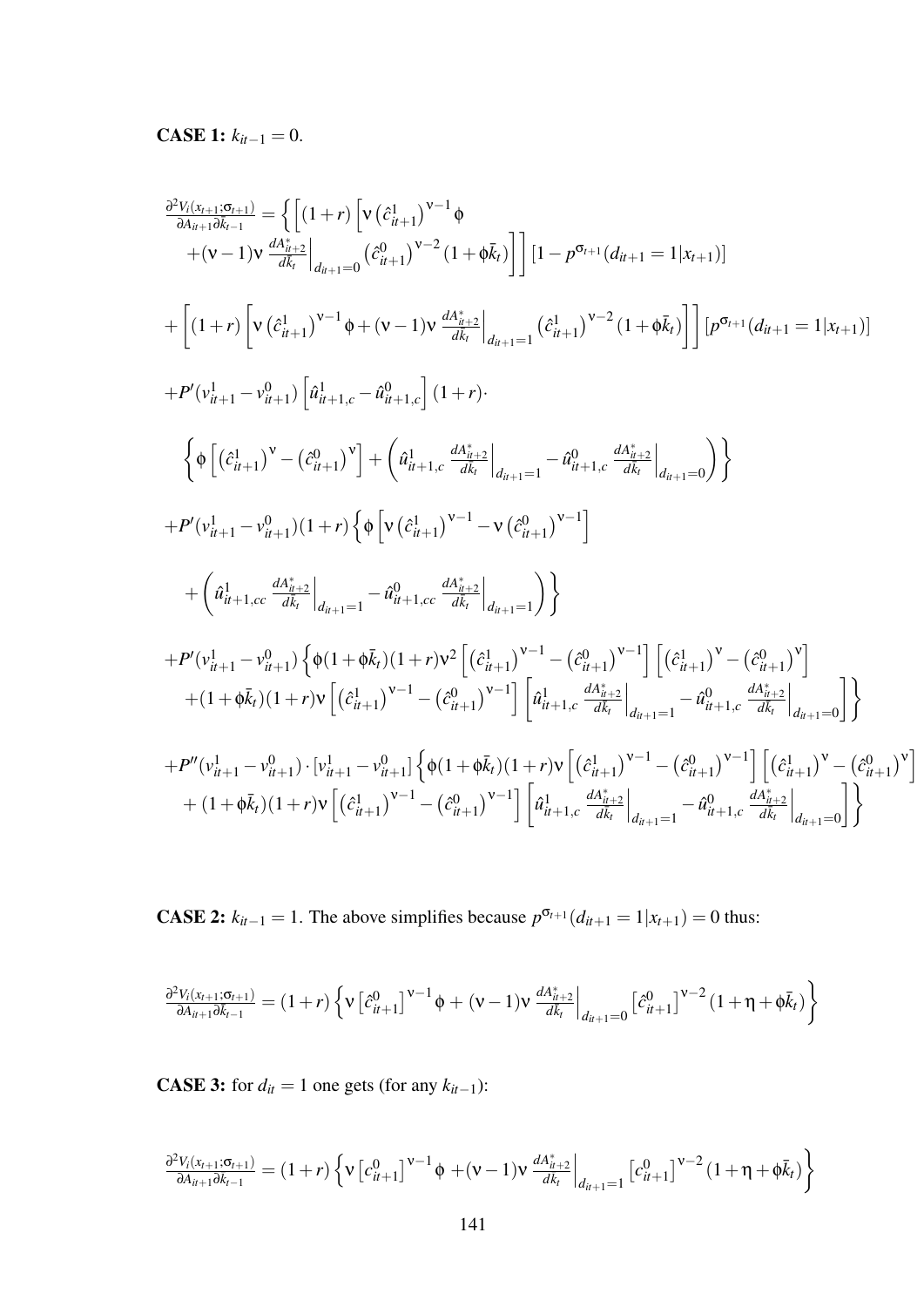**CASE 1:** $k_{it-1} = 0$.

$$
\begin{aligned}
\frac{\partial^2 V_i(x_{t+1};\sigma_{t+1})}{\partial A_{it+1}\partial \bar{k}_{t-1}} = & \Big\{ \Big[ (1+r) \Big[ \nu \left(\hat{c}^1_{it+1}\right)^{\nu-1} \phi \\
& + (\nu-1)\nu \left.\frac{dA^*_{it+2}}{d\bar{k}_t}\right|_{d_{it+1}=0} \left(\hat{c}^0_{it+1}\right)^{\nu-2} (1+\phi \bar{k}_t) \Big] \Big] [1 - p^{\sigma_{t+1}}(d_{it+1} = 1|x_{t+1})] \\
& + \Big[ (1+r) \Big[ \nu \left(\hat{c}^1_{it+1}\right)^{\nu-1} \phi + (\nu-1)\nu \left.\frac{dA^*_{it+2}}{d\bar{k}_t}\right|_{d_{it+1}=1} \left(\hat{c}^1_{it+1}\right)^{\nu-2} (1+\phi \bar{k}_t) \Big] \Big] [p^{\sigma_{t+1}}(d_{it+1} = 1|x_{t+1})] \\
& + P'(v^1_{it+1} - v^0_{it+1}) \left[ \hat{u}^1_{it+1,c} - \hat{u}^0_{it+1,c} \right] (1+r) \cdot \\
& \quad \left\{ \phi \left[ \left(\hat{c}^1_{it+1}\right)^{\nu} - \left(\hat{c}^0_{it+1}\right)^{\nu} \right] + \left( \hat{u}^1_{it+1,c} \left.\frac{dA^*_{it+2}}{d\bar{k}_t}\right|_{d_{it+1}=1} - \hat{u}^0_{it+1,c} \left.\frac{dA^*_{it+2}}{d\bar{k}_t}\right|_{d_{it+1}=0} \right) \right\} \\
& + P'(v^1_{it+1} - v^0_{it+1})(1+r) \Big\{ \phi \left[ \nu \left(\hat{c}^1_{it+1}\right)^{\nu-1} - \nu \left(\hat{c}^0_{it+1}\right)^{\nu-1} \right] \\
& \quad + \left( \hat{u}^1_{it+1,cc} \left.\frac{dA^*_{it+2}}{d\bar{k}_t}\right|_{d_{it+1}=1} - \hat{u}^0_{it+1,cc} \left.\frac{dA^*_{it+2}}{d\bar{k}_t}\right|_{d_{it+1}=1} \right) \Big\} \\
& + P'(v^1_{it+1} - v^0_{it+1}) \Big\{ \phi(1+\phi\bar{k}_t)(1+r)\nu^2 \left[ \left(\hat{c}^1_{it+1}\right)^{\nu-1} - \left(\hat{c}^0_{it+1}\right)^{\nu-1} \right] \left[ \left(\hat{c}^1_{it+1}\right)^{\nu} - \left(\hat{c}^0_{it+1}\right)^{\nu} \right] \\
& \quad + (1+\phi\bar{k}_t)(1+r)\nu \left[ \left(\hat{c}^1_{it+1}\right)^{\nu-1} - \left(\hat{c}^0_{it+1}\right)^{\nu-1} \right] \left[ \hat{u}^1_{it+1,c} \left.\frac{dA^*_{it+2}}{d\bar{k}_t}\right|_{d_{it+1}=1} - \hat{u}^0_{it+1,c} \left.\frac{dA^*_{it+2}}{d\bar{k}_t}\right|_{d_{it+1}=0} \right] \Big\} \\
& + P''(v^1_{it+1} - v^0_{it+1}) \cdot [v^1_{it+1} - v^0_{it+1}] \Big\{ \phi(1+\phi\bar{k}_t)(1+r)\nu \left[ \left(\hat{c}^1_{it+1}\right)^{\nu-1} - \left(\hat{c}^0_{it+1}\right)^{\nu-1} \right] \left[ \left(\hat{c}^1_{it+1}\right)^{\nu} - \left(\hat{c}^0_{it+1}\right)^{\nu} \right] \\
& \quad + (1+\phi\bar{k}_t)(1+r)\nu \left[ \left(\hat{c}^1_{it+1}\right)^{\nu-1} - \left(\hat{c}^0_{it+1}\right)^{\nu-1} \right] \left[ \hat{u}^1_{it+1,c} \left.\frac{dA^*_{it+2}}{d\bar{k}_t}\right|_{d_{it+1}=1} - \hat{u}^0_{it+1,c} \left.\frac{dA^*_{it+2}}{d\bar{k}_t}\right|_{d_{it+1}=0} \right] \Big\}
\end{aligned}
$$

**CASE 2:** $k_{it-1} = 1$. The above simplifies because $p^{\sigma_{t+1}}(d_{it+1} = 1|x_{t+1}) = 0$ thus:

$$
\frac{\partial^2 V_i(x_{t+1};\sigma_{t+1})}{\partial A_{it+1}\partial \bar{k}_{t-1}} = (1+r) \left\{ \nu \left[\hat{c}^0_{it+1}\right]^{\nu-1} \phi + (\nu-1)\nu \left.\frac{dA^*_{it+2}}{d\bar{k}_t}\right|_{d_{it+1}=0} \left[\hat{c}^0_{it+1}\right]^{\nu-2} (1+\eta+\phi\bar{k}_t) \right\}
$$

**CASE 3:** for $d_{it} = 1$ one gets (for any $k_{it-1}$):

$$
\frac{\partial^2 V_i(x_{t+1};\sigma_{t+1})}{\partial A_{it+1}\partial \bar{k}_{t-1}} = (1+r) \left\{ \nu \left[c^0_{it+1}\right]^{\nu-1} \phi + (\nu-1)\nu \left.\frac{dA^*_{it+2}}{d\bar{k}_t}\right|_{d_{it+1}=1} \left[c^0_{it+1}\right]^{\nu-2} (1+\eta+\phi\bar{k}_t) \right\}
$$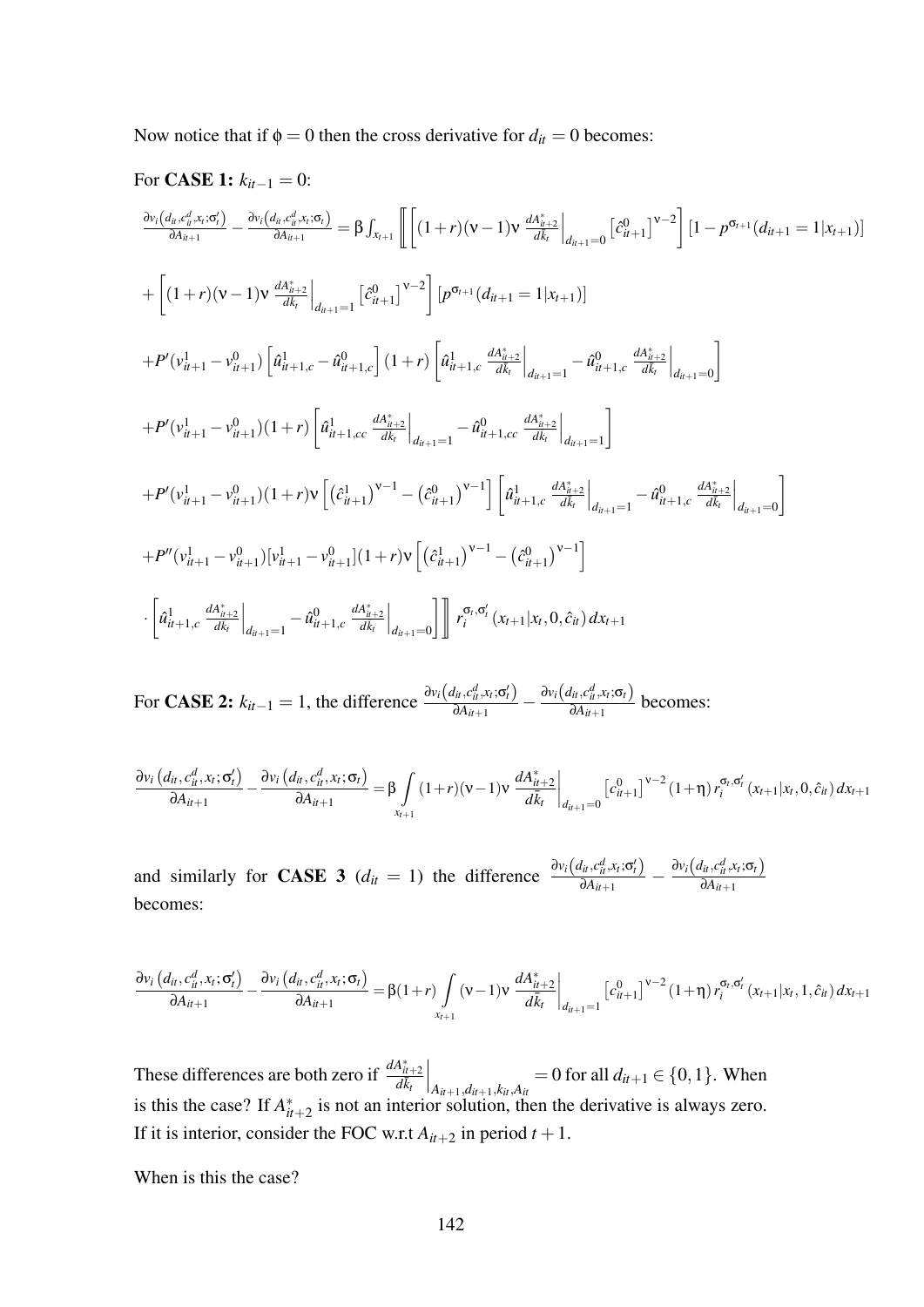Now notice that if $\phi = 0$ then the cross derivative for $d_{it} = 0$ becomes:

For **CASE 1:** $k_{it-1} = 0$:

$$
\begin{aligned}
&\frac{\partial v_i\left(d_{it}, c^d_{it}, x_t; \sigma'_t\right)}{\partial A_{it+1}} - \frac{\partial v_i\left(d_{it}, c^d_{it}, x_t; \sigma_t\right)}{\partial A_{it+1}} = \beta \int_{x_{t+1}} \left[\!\left[ \left[ (1+r)(\nu-1)\nu \left.\frac{dA^*_{it+2}}{dk_t}\right|_{d_{it+1}=0} \left[\hat{c}^0_{it+1}\right]^{\nu-2} \right] \left[1 - p^{\sigma_{t+1}}(d_{it+1}=1|x_{t+1})\right] \right.\right. \\
&+ \left[ (1+r)(\nu-1)\nu \left.\frac{dA^*_{it+2}}{dk_t}\right|_{d_{it+1}=1} \left[\hat{c}^0_{it+1}\right]^{\nu-2} \right] \left[p^{\sigma_{t+1}}(d_{it+1}=1|x_{t+1})\right] \\
&+ P'(v^1_{it+1} - v^0_{it+1}) \left[\hat{u}^1_{it+1,c} - \hat{u}^0_{it+1,c}\right](1+r) \left[ \hat{u}^1_{it+1,c} \left.\frac{dA^*_{it+2}}{dk_t}\right|_{d_{it+1}=1} - \hat{u}^0_{it+1,c} \left.\frac{dA^*_{it+2}}{dk_t}\right|_{d_{it+1}=0} \right] \\
&+ P'(v^1_{it+1} - v^0_{it+1})(1+r) \left[ \hat{u}^1_{it+1,cc} \left.\frac{dA^*_{it+2}}{dk_t}\right|_{d_{it+1}=1} - \hat{u}^0_{it+1,cc} \left.\frac{dA^*_{it+2}}{dk_t}\right|_{d_{it+1}=1} \right] \\
&+ P'(v^1_{it+1} - v^0_{it+1})(1+r)\nu \left[ \left(\hat{c}^1_{it+1}\right)^{\nu-1} - \left(\hat{c}^0_{it+1}\right)^{\nu-1} \right] \left[ \hat{u}^1_{it+1,c} \left.\frac{dA^*_{it+2}}{dk_t}\right|_{d_{it+1}=1} - \hat{u}^0_{it+1,c} \left.\frac{dA^*_{it+2}}{dk_t}\right|_{d_{it+1}=0} \right] \\
&+ P''(v^1_{it+1} - v^0_{it+1})[v^1_{it+1} - v^0_{it+1}](1+r)\nu \left[ \left(\hat{c}^1_{it+1}\right)^{\nu-1} - \left(\hat{c}^0_{it+1}\right)^{\nu-1} \right] \\
&\left.\left. \cdot \left[ \hat{u}^1_{it+1,c} \left.\frac{dA^*_{it+2}}{dk_t}\right|_{d_{it+1}=1} - \hat{u}^0_{it+1,c} \left.\frac{dA^*_{it+2}}{dk_t}\right|_{d_{it+1}=0} \right] \right]\!\right] r_i^{\sigma_t, \sigma'_t}(x_{t+1}|x_t, 0, \hat{c}_{it})\, dx_{t+1}
\end{aligned}
$$

For **CASE 2:** $k_{it-1} = 1$, the difference $\frac{\partial v_i\left(d_{it}, c^d_{it}, x_t; \sigma'_t\right)}{\partial A_{it+1}} - \frac{\partial v_i\left(d_{it}, c^d_{it}, x_t; \sigma_t\right)}{\partial A_{it+1}}$ becomes:

$$
\frac{\partial v_i\left(d_{it}, c^d_{it}, x_t; \sigma'_t\right)}{\partial A_{it+1}} - \frac{\partial v_i\left(d_{it}, c^d_{it}, x_t; \sigma_t\right)}{\partial A_{it+1}} = \beta \int_{x_{t+1}} (1+r)(\nu-1)\nu \left.\frac{dA^*_{it+2}}{d\bar{k}_t}\right|_{d_{it+1}=0} \left[c^0_{it+1}\right]^{\nu-2} (1+\eta)\, r_i^{\sigma_t, \sigma'_t}(x_{t+1}|x_t, 0, \hat{c}_{it})\, dx_{t+1}
$$

and similarly for **CASE 3** ($d_{it} = 1$) the difference $\frac{\partial v_i\left(d_{it}, c^d_{it}, x_t; \sigma'_t\right)}{\partial A_{it+1}} - \frac{\partial v_i\left(d_{it}, c^d_{it}, x_t; \sigma_t\right)}{\partial A_{it+1}}$ becomes:

$$
\frac{\partial v_i\left(d_{it}, c^d_{it}, x_t; \sigma'_t\right)}{\partial A_{it+1}} - \frac{\partial v_i\left(d_{it}, c^d_{it}, x_t; \sigma_t\right)}{\partial A_{it+1}} = \beta(1+r) \int_{x_{t+1}} (\nu-1)\nu \left.\frac{dA^*_{it+2}}{d\bar{k}_t}\right|_{d_{it+1}=1} \left[c^0_{it+1}\right]^{\nu-2} (1+\eta)\, r_i^{\sigma_t, \sigma'_t}(x_{t+1}|x_t, 1, \hat{c}_{it})\, dx_{t+1}
$$

These differences are both zero if $\left.\frac{dA^*_{it+2}}{dk_t}\right|_{A_{it+1}, d_{it+1}, k_{it}, A_{it}} = 0$ for all $d_{it+1} \in \{0, 1\}$. When is this the case? If $A^*_{it+2}$ is not an interior solution, then the derivative is always zero. If it is interior, consider the FOC w.r.t $A_{it+2}$ in period $t+1$.

When is this the case?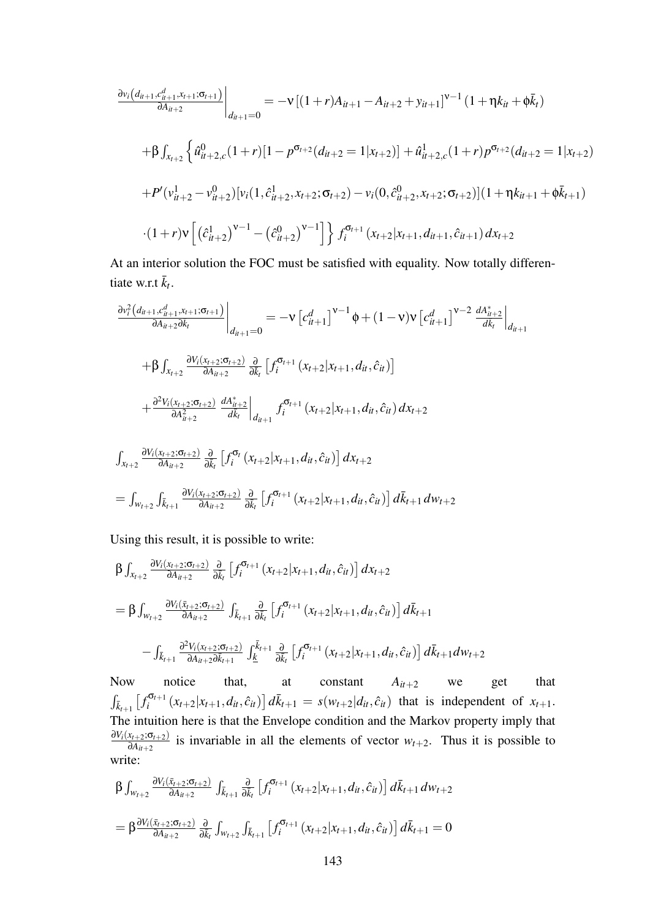$$\left.\frac{\partial v_i\left(d_{it+1},c^d_{it+1},x_{t+1};\sigma_{t+1}\right)}{\partial A_{it+2}}\right|_{d_{it+1}=0} = -\nu\left[(1+r)A_{it+1}-A_{it+2}+y_{it+1}\right]^{\nu-1}(1+\eta k_{it}+\phi\bar{k}_t)$$

$$+\beta\int_{x_{t+2}}\Big\{\hat{u}^0_{it+2,c}(1+r)[1-p^{\sigma_{t+2}}(d_{it+2}=1|x_{t+2})]+\hat{u}^1_{it+2,c}(1+r)p^{\sigma_{t+2}}(d_{it+2}=1|x_{t+2})$$

$$+P'(v^1_{it+2}-v^0_{it+2})[v_i(1,\hat{c}^1_{it+2},x_{t+2};\sigma_{t+2})-v_i(0,\hat{c}^0_{it+2},x_{t+2};\sigma_{t+2})](1+\eta k_{it+1}+\phi\bar{k}_{t+1})$$

$$\cdot(1+r)\nu\left[\left(\hat{c}^1_{it+2}\right)^{\nu-1}-\left(\hat{c}^0_{it+2}\right)^{\nu-1}\right]\Big\}\, f_i^{\sigma_{t+1}}\left(x_{t+2}|x_{t+1},d_{it+1},\hat{c}_{it+1}\right)dx_{t+2}$$

At an interior solution the FOC must be satisfied with equality. Now totally differentiate w.r.t $\bar{k}_t$.

$$\left.\frac{\partial v_i^2\left(d_{it+1},c^d_{it+1},x_{t+1};\sigma_{t+1}\right)}{\partial A_{it+2}\partial k_t}\right|_{d_{it+1}=0} = -\nu\left[c^d_{it+1}\right]^{\nu-1}\phi+(1-\nu)\nu\left[c^d_{it+1}\right]^{\nu-2}\left.\frac{dA^*_{it+2}}{dk_t}\right|_{d_{it+1}}$$

$$+\beta\int_{x_{t+2}}\frac{\partial V_i(x_{t+2};\sigma_{t+2})}{\partial A_{it+2}}\frac{\partial}{\partial \bar{k}_t}\left[f_i^{\sigma_{t+1}}\left(x_{t+2}|x_{t+1},d_{it},\hat{c}_{it}\right)\right]$$

$$+\frac{\partial^2 V_i(x_{t+2};\sigma_{t+2})}{\partial A^2_{it+2}}\left.\frac{dA^*_{it+2}}{dk_t}\right|_{d_{it+1}} f_i^{\sigma_{t+1}}\left(x_{t+2}|x_{t+1},d_{it},\hat{c}_{it}\right)dx_{t+2}$$

$$\int_{x_{t+2}}\frac{\partial V_i(x_{t+2};\sigma_{t+2})}{\partial A_{it+2}}\frac{\partial}{\partial \bar{k}_t}\left[f_i^{\sigma_t}\left(x_{t+2}|x_{t+1},d_{it},\hat{c}_{it}\right)\right]dx_{t+2}$$

$$=\int_{w_{t+2}}\int_{\bar{k}_{t+1}}\frac{\partial V_i(x_{t+2};\sigma_{t+2})}{\partial A_{it+2}}\frac{\partial}{\partial \bar{k}_t}\left[f_i^{\sigma_{t+1}}\left(x_{t+2}|x_{t+1},d_{it},\hat{c}_{it}\right)\right]d\bar{k}_{t+1}\,dw_{t+2}$$

Using this result, it is possible to write:

$$\beta\int_{x_{t+2}}\frac{\partial V_i(x_{t+2};\sigma_{t+2})}{\partial A_{it+2}}\frac{\partial}{\partial \bar{k}_t}\left[f_i^{\sigma_{t+1}}\left(x_{t+2}|x_{t+1},d_{it},\hat{c}_{it}\right)\right]dx_{t+2}$$

$$=\beta\int_{w_{t+2}}\frac{\partial V_i(\bar{x}_{t+2};\sigma_{t+2})}{\partial A_{it+2}}\int_{\bar{k}_{t+1}}\frac{\partial}{\partial \bar{k}_t}\left[f_i^{\sigma_{t+1}}\left(x_{t+2}|x_{t+1},d_{it},\hat{c}_{it}\right)\right]d\bar{k}_{t+1}$$

$$-\int_{\bar{k}_{t+1}}\frac{\partial^2 V_i(x_{t+2};\sigma_{t+2})}{\partial A_{it+2}\partial \bar{k}_{t+1}}\int_{\underline{k}}^{\bar{k}_{t+1}}\frac{\partial}{\partial \bar{k}_t}\left[f_i^{\sigma_{t+1}}\left(x_{t+2}|x_{t+1},d_{it},\hat{c}_{it}\right)\right]d\bar{k}_{t+1}dw_{t+2}$$

Now notice that, at constant $A_{it+2}$ we get that $\int_{\bar{k}_{t+1}}\left[f_i^{\sigma_{t+1}}\left(x_{t+2}|x_{t+1},d_{it},\hat{c}_{it}\right)\right]d\bar{k}_{t+1}=s(w_{t+2}|d_{it},\hat{c}_{it})$ that is independent of $x_{t+1}$. The intuition here is that the Envelope condition and the Markov property imply that $\frac{\partial V_i(x_{t+2};\sigma_{t+2})}{\partial A_{it+2}}$ is invariable in all the elements of vector $w_{t+2}$. Thus it is possible to write:

$$\beta\int_{w_{t+2}}\frac{\partial V_i(\bar{x}_{t+2};\sigma_{t+2})}{\partial A_{it+2}}\int_{\bar{k}_{t+1}}\frac{\partial}{\partial \bar{k}_t}\left[f_i^{\sigma_{t+1}}\left(x_{t+2}|x_{t+1},d_{it},\hat{c}_{it}\right)\right]d\bar{k}_{t+1}\,dw_{t+2}$$

$$=\beta\frac{\partial V_i(\bar{x}_{t+2};\sigma_{t+2})}{\partial A_{it+2}}\frac{\partial}{\partial \bar{k}_t}\int_{w_{t+2}}\int_{\bar{k}_{t+1}}\left[f_i^{\sigma_{t+1}}\left(x_{t+2}|x_{t+1},d_{it},\hat{c}_{it}\right)\right]d\bar{k}_{t+1}=0$$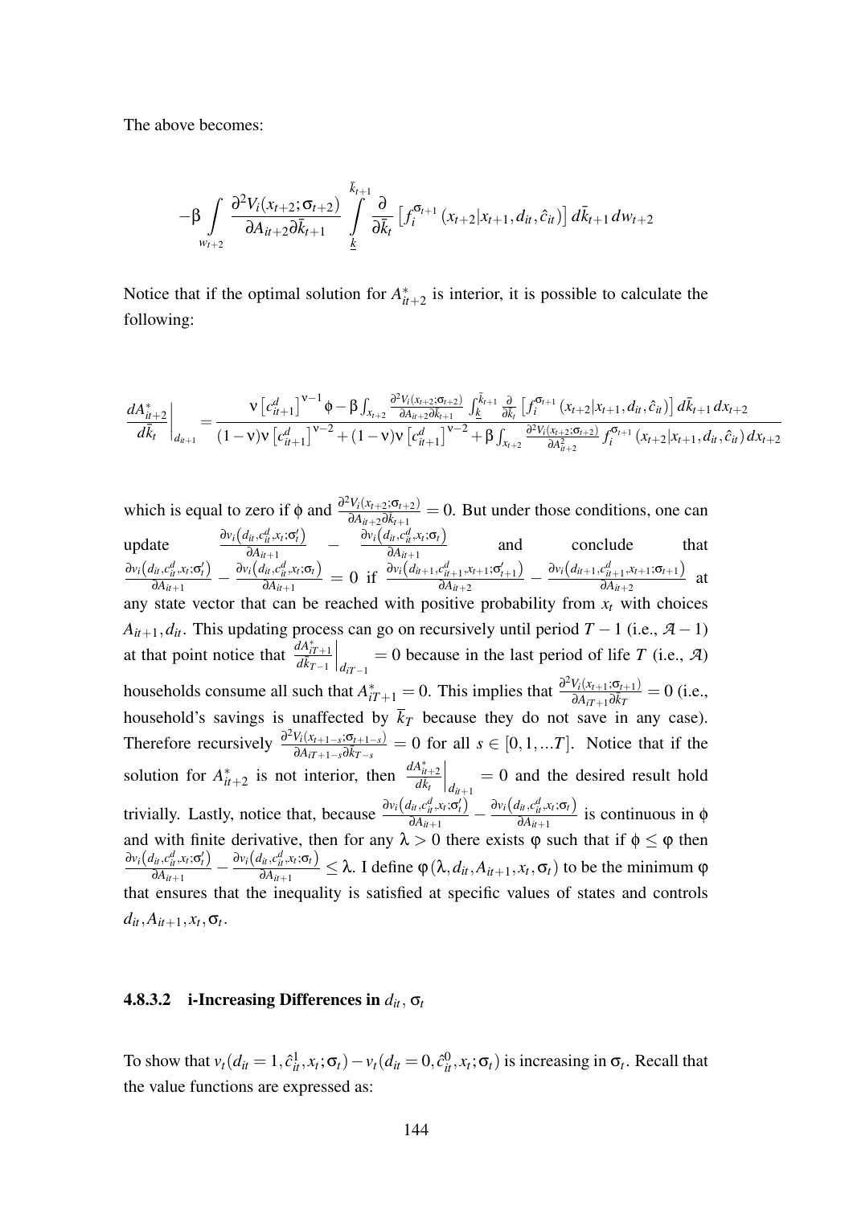The above becomes:

$$-\beta \int_{w_{t+2}} \frac{\partial^2 V_i(x_{t+2};\sigma_{t+2})}{\partial A_{it+2}\partial \bar{k}_{t+1}} \int_{\underline{k}}^{\bar{k}_{t+1}} \frac{\partial}{\partial \bar{k}_t} \left[ f_i^{\sigma_{t+1}}(x_{t+2}|x_{t+1},d_{it},\hat{c}_{it}) \right] d\bar{k}_{t+1}\, dw_{t+2}$$

Notice that if the optimal solution for $A^*_{it+2}$ is interior, it is possible to calculate the following:

$$\left.\frac{dA^*_{it+2}}{d\bar{k}_t}\right|_{d_{it+1}} = \frac{\nu \left[c^d_{it+1}\right]^{\nu-1}\phi - \beta \int_{x_{t+2}} \frac{\partial^2 V_i(x_{t+2};\sigma_{t+2})}{\partial A_{it+2}\partial \bar{k}_{t+1}} \int_{\underline{k}}^{\bar{k}_{t+1}} \frac{\partial}{\partial \bar{k}_t}\left[ f_i^{\sigma_{t+1}}(x_{t+2}|x_{t+1},d_{it},\hat{c}_{it}) \right] d\bar{k}_{t+1}\, dx_{t+2}}{(1-\nu)\nu\left[c^d_{it+1}\right]^{\nu-2} + (1-\nu)\nu\left[c^d_{it+1}\right]^{\nu-2} + \beta\int_{x_{t+2}} \frac{\partial^2 V_i(x_{t+2};\sigma_{t+2})}{\partial A^2_{it+2}} f_i^{\sigma_{t+1}}(x_{t+2}|x_{t+1},d_{it},\hat{c}_{it})\, dx_{t+2}}$$

which is equal to zero if $\phi$ and $\frac{\partial^2 V_i(x_{t+2};\sigma_{t+2})}{\partial A_{it+2}\partial \bar{k}_{t+1}} = 0$. But under those conditions, one can update $\frac{\partial v_i\left(d_{it},c^d_{it},x_t;\sigma'_t\right)}{\partial A_{it+1}} - \frac{\partial v_i\left(d_{it},c^d_{it},x_t;\sigma_t\right)}{\partial A_{it+1}}$ and conclude that $\frac{\partial v_i\left(d_{it},c^d_{it},x_t;\sigma'_t\right)}{\partial A_{it+1}} - \frac{\partial v_i\left(d_{it},c^d_{it},x_t;\sigma_t\right)}{\partial A_{it+1}} = 0$ if $\frac{\partial v_i\left(d_{it+1},c^d_{it+1},x_{t+1};\sigma'_{t+1}\right)}{\partial A_{it+2}} - \frac{\partial v_i\left(d_{it+1},c^d_{it+1},x_{t+1};\sigma_{t+1}\right)}{\partial A_{it+2}}$ at any state vector that can be reached with positive probability from $x_t$ with choices $A_{it+1}, d_{it}$. This updating process can go on recursively until period $T-1$ (i.e., $\mathcal{A}-1$) at that point notice that $\left.\frac{dA^*_{iT+1}}{d\bar{k}_{T-1}}\right|_{d_{iT-1}} = 0$ because in the last period of life $T$ (i.e., $\mathcal{A}$) households consume all such that $A^*_{iT+1} = 0$. This implies that $\frac{\partial^2 V_i(x_{t+1};\sigma_{t+1})}{\partial A_{iT+1}\partial \bar{k}_T} = 0$ (i.e., household's savings is unaffected by $\bar{k}_T$ because they do not save in any case). Therefore recursively $\frac{\partial^2 V_i(x_{t+1-s};\sigma_{t+1-s})}{\partial A_{iT+1-s}\partial \bar{k}_{T-s}} = 0$ for all $s \in [0,1,...T]$. Notice that if the solution for $A^*_{it+2}$ is not interior, then $\left.\frac{dA^*_{it+2}}{dk_t}\right|_{d_{it+1}} = 0$ and the desired result hold trivially. Lastly, notice that, because $\frac{\partial v_i\left(d_{it},c^d_{it},x_t;\sigma'_t\right)}{\partial A_{it+1}} - \frac{\partial v_i\left(d_{it},c^d_{it},x_t;\sigma_t\right)}{\partial A_{it+1}}$ is continuous in $\phi$ and with finite derivative, then for any $\lambda > 0$ there exists $\varphi$ such that if $\phi \leq \varphi$ then $\frac{\partial v_i\left(d_{it},c^d_{it},x_t;\sigma'_t\right)}{\partial A_{it+1}} - \frac{\partial v_i\left(d_{it},c^d_{it},x_t;\sigma_t\right)}{\partial A_{it+1}} \leq \lambda$. I define $\varphi(\lambda, d_{it}, A_{it+1}, x_t, \sigma_t)$ to be the minimum $\varphi$ that ensures that the inequality is satisfied at specific values of states and controls $d_{it}, A_{it+1}, x_t, \sigma_t$.

#### 4.8.3.2 i-Increasing Differences in $d_{it}$, $\sigma_t$

To show that $v_t(d_{it}=1,\hat{c}^1_{it},x_t;\sigma_t) - v_t(d_{it}=0,\hat{c}^0_{it},x_t;\sigma_t)$ is increasing in $\sigma_t$. Recall that the value functions are expressed as: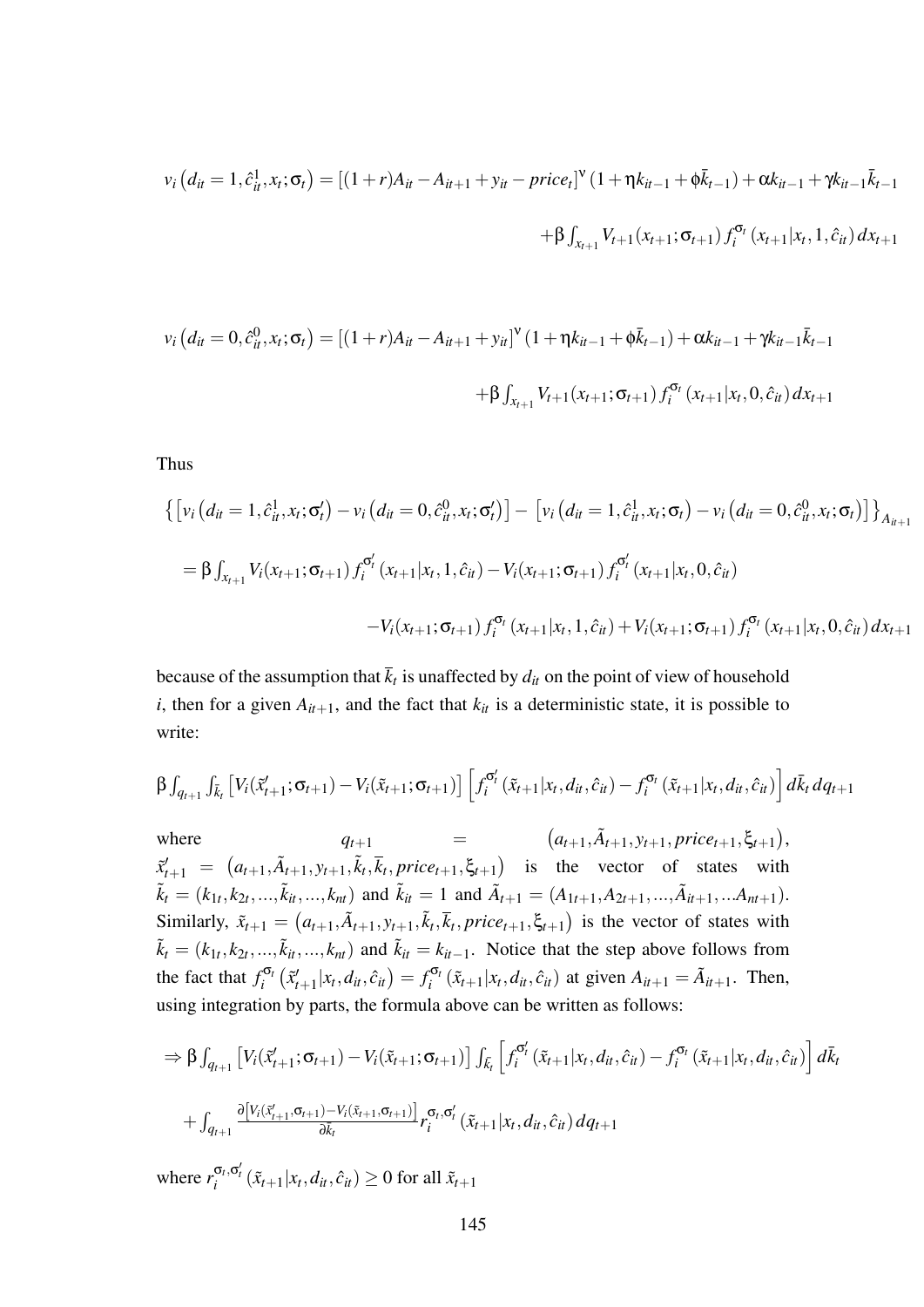$$v_i\left(d_{it}=1,\hat{c}_{it}^{1},x_t;\sigma_t\right)=\left[(1+r)A_{it}-A_{it+1}+y_{it}-price_t\right]^{\nu}\left(1+\eta k_{it-1}+\phi\bar{k}_{t-1}\right)+\alpha k_{it-1}+\gamma k_{it-1}\bar{k}_{t-1}$$

$$+\beta\int_{x_{t+1}}V_{t+1}(x_{t+1};\sigma_{t+1})\,f_i^{\sigma_t}\left(x_{t+1}|x_t,1,\hat{c}_{it}\right)dx_{t+1}$$

$$v_i\left(d_{it}=0,\hat{c}_{it}^{0},x_t;\sigma_t\right)=\left[(1+r)A_{it}-A_{it+1}+y_{it}\right]^{\nu}\left(1+\eta k_{it-1}+\phi\bar{k}_{t-1}\right)+\alpha k_{it-1}+\gamma k_{it-1}\bar{k}_{t-1}$$

$$+\beta\int_{x_{t+1}}V_{t+1}(x_{t+1};\sigma_{t+1})\,f_i^{\sigma_t}\left(x_{t+1}|x_t,0,\hat{c}_{it}\right)dx_{t+1}$$

Thus

$$\left\{\left[v_i\left(d_{it}=1,\hat{c}_{it}^{1},x_t;\sigma_t'\right)-v_i\left(d_{it}=0,\hat{c}_{it}^{0},x_t;\sigma_t'\right)\right]-\left[v_i\left(d_{it}=1,\hat{c}_{it}^{1},x_t;\sigma_t\right)-v_i\left(d_{it}=0,\hat{c}_{it}^{0},x_t;\sigma_t\right)\right]\right\}_{A_{it+1}}$$

$$=\beta\int_{x_{t+1}}V_i(x_{t+1};\sigma_{t+1})\,f_i^{\sigma_t'}\left(x_{t+1}|x_t,1,\hat{c}_{it}\right)-V_i(x_{t+1};\sigma_{t+1})\,f_i^{\sigma_t'}\left(x_{t+1}|x_t,0,\hat{c}_{it}\right)$$

$$-V_i(x_{t+1};\sigma_{t+1})\,f_i^{\sigma_t}\left(x_{t+1}|x_t,1,\hat{c}_{it}\right)+V_i(x_{t+1};\sigma_{t+1})\,f_i^{\sigma_t}\left(x_{t+1}|x_t,0,\hat{c}_{it}\right)dx_{t+1}$$

because of the assumption that $\bar{k}_t$ is unaffected by $d_{it}$ on the point of view of household $i$, then for a given $A_{it+1}$, and the fact that $k_{it}$ is a deterministic state, it is possible to write:

$$\beta\int_{q_{t+1}}\int_{\bar{k}_t}\left[V_i(\tilde{x}_{t+1}';\sigma_{t+1})-V_i(\tilde{x}_{t+1};\sigma_{t+1})\right]\left[f_i^{\sigma_t'}\left(\tilde{x}_{t+1}|x_t,d_{it},\hat{c}_{it}\right)-f_i^{\sigma_t}\left(\tilde{x}_{t+1}|x_t,d_{it},\hat{c}_{it}\right)\right]d\bar{k}_t\,dq_{t+1}$$

where $q_{t+1}=\left(a_{t+1},\tilde{A}_{t+1},y_{t+1},price_{t+1},\xi_{t+1}\right)$, $\tilde{x}_{t+1}'=\left(a_{t+1},\tilde{A}_{t+1},y_{t+1},\tilde{k}_t,\bar{k}_t,price_{t+1},\xi_{t+1}\right)$ is the vector of states with $\tilde{k}_t=(k_{1t},k_{2t},...,\tilde{k}_{it},...,k_{nt})$ and $\tilde{k}_{it}=1$ and $\tilde{A}_{t+1}=(A_{1t+1},A_{2t+1},...,\tilde{A}_{it+1},...A_{nt+1})$. Similarly, $\tilde{x}_{t+1}=\left(a_{t+1},\tilde{A}_{t+1},y_{t+1},\tilde{k}_t,\bar{k}_t,price_{t+1},\xi_{t+1}\right)$ is the vector of states with $\tilde{k}_t=(k_{1t},k_{2t},...,\tilde{k}_{it},...,k_{nt})$ and $\tilde{k}_{it}=k_{it-1}$. Notice that the step above follows from the fact that $f_i^{\sigma_t}\left(\tilde{x}_{t+1}'|x_t,d_{it},\hat{c}_{it}\right)=f_i^{\sigma_t}\left(\tilde{x}_{t+1}|x_t,d_{it},\hat{c}_{it}\right)$ at given $A_{it+1}=\tilde{A}_{it+1}$. Then, using integration by parts, the formula above can be written as follows:

$$\Rightarrow\beta\int_{q_{t+1}}\left[V_i(\tilde{x}_{t+1}';\sigma_{t+1})-V_i(\tilde{x}_{t+1};\sigma_{t+1})\right]\int_{\bar{k}_t}\left[f_i^{\sigma_t'}\left(\tilde{x}_{t+1}|x_t,d_{it},\hat{c}_{it}\right)-f_i^{\sigma_t}\left(\tilde{x}_{t+1}|x_t,d_{it},\hat{c}_{it}\right)\right]d\bar{k}_t$$

$$+\int_{q_{t+1}}\frac{\partial\left[V_i(\tilde{x}_{t+1}',\sigma_{t+1})-V_i(\tilde{x}_{t+1},\sigma_{t+1})\right]}{\partial\bar{k}_t}r_i^{\sigma_t,\sigma_t'}\left(\tilde{x}_{t+1}|x_t,d_{it},\hat{c}_{it}\right)dq_{t+1}$$

where $r_i^{\sigma_t,\sigma_t'}\left(\tilde{x}_{t+1}|x_t,d_{it},\hat{c}_{it}\right)\geq 0$ for all $\tilde{x}_{t+1}$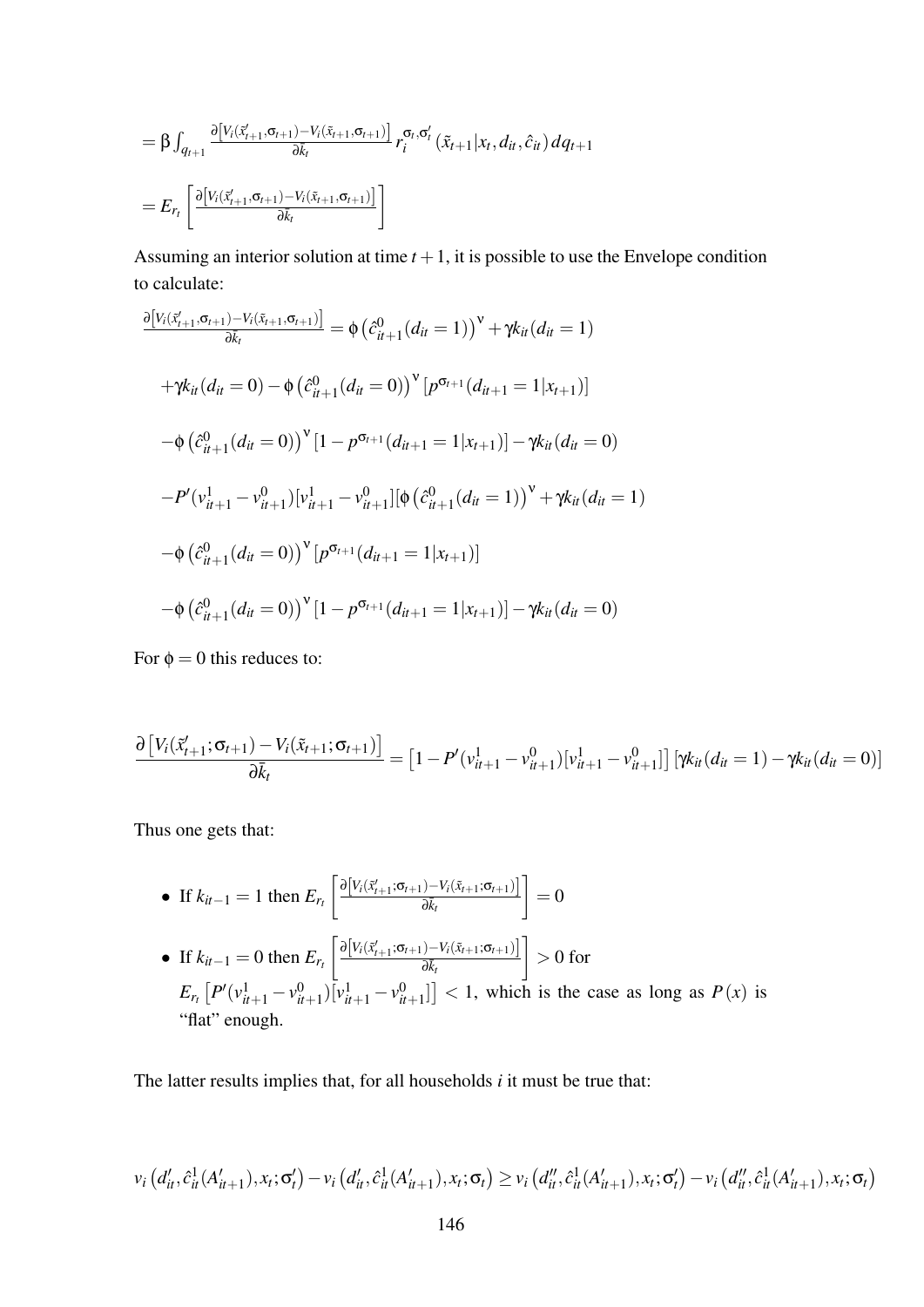$$= \beta \int_{q_{t+1}} \frac{\partial \left[ V_i(\tilde{x}'_{t+1}, \sigma_{t+1}) - V_i(\tilde{x}_{t+1}, \sigma_{t+1}) \right]}{\partial \bar{k}_t} r_i^{\sigma_t, \sigma'_t} (\tilde{x}_{t+1} | x_t, d_{it}, \hat{c}_{it}) \, dq_{t+1}$$

$$= E_{r_t} \left[ \frac{\partial \left[ V_i(\tilde{x}'_{t+1}, \sigma_{t+1}) - V_i(\tilde{x}_{t+1}, \sigma_{t+1}) \right]}{\partial \bar{k}_t} \right]$$

Assuming an interior solution at time $t+1$, it is possible to use the Envelope condition to calculate:

$$\frac{\partial \left[ V_i(\tilde{x}'_{t+1}, \sigma_{t+1}) - V_i(\tilde{x}_{t+1}, \sigma_{t+1}) \right]}{\partial \bar{k}_t} = \phi \left( \hat{c}^0_{it+1}(d_{it}=1) \right)^{\nu} + \gamma k_{it}(d_{it}=1)$$

$$+ \gamma k_{it}(d_{it}=0) - \phi \left( \hat{c}^0_{it+1}(d_{it}=0) \right)^{\nu} \left[ p^{\sigma_{t+1}}(d_{it+1}=1 | x_{t+1}) \right]$$

$$- \phi \left( \hat{c}^0_{it+1}(d_{it}=0) \right)^{\nu} \left[ 1 - p^{\sigma_{t+1}}(d_{it+1}=1 | x_{t+1}) \right] - \gamma k_{it}(d_{it}=0)$$

$$- P'(v^1_{it+1} - v^0_{it+1}) [v^1_{it+1} - v^0_{it+1}] [\phi \left( \hat{c}^0_{it+1}(d_{it}=1) \right)^{\nu} + \gamma k_{it}(d_{it}=1)$$

$$- \phi \left( \hat{c}^0_{it+1}(d_{it}=0) \right)^{\nu} \left[ p^{\sigma_{t+1}}(d_{it+1}=1 | x_{t+1}) \right]$$

$$- \phi \left( \hat{c}^0_{it+1}(d_{it}=0) \right)^{\nu} \left[ 1 - p^{\sigma_{t+1}}(d_{it+1}=1 | x_{t+1}) \right] - \gamma k_{it}(d_{it}=0)$$

For $\phi = 0$ this reduces to:

$$\frac{\partial \left[ V_i(\tilde{x}'_{t+1}; \sigma_{t+1}) - V_i(\tilde{x}_{t+1}; \sigma_{t+1}) \right]}{\partial \bar{k}_t} = \left[ 1 - P'(v^1_{it+1} - v^0_{it+1}) [v^1_{it+1} - v^0_{it+1}] \right] \left[ \gamma k_{it}(d_{it}=1) - \gamma k_{it}(d_{it}=0) \right]$$

Thus one gets that:

- If $k_{it-1} = 1$ then $E_{r_t} \left[ \frac{\partial \left[ V_i(\tilde{x}'_{t+1}; \sigma_{t+1}) - V_i(\tilde{x}_{t+1}; \sigma_{t+1}) \right]}{\partial \bar{k}_t} \right] = 0$
- If $k_{it-1} = 0$ then $E_{r_t} \left[ \frac{\partial \left[ V_i(\tilde{x}'_{t+1}; \sigma_{t+1}) - V_i(\tilde{x}_{t+1}; \sigma_{t+1}) \right]}{\partial \bar{k}_t} \right] > 0$ for $E_{r_t} \left[ P'(v^1_{it+1} - v^0_{it+1}) [v^1_{it+1} - v^0_{it+1}] \right] < 1$, which is the case as long as $P(x)$ is "flat" enough.

The latter results implies that, for all households $i$ it must be true that:

$$v_i \left( d'_{it}, \hat{c}^1_{it}(A'_{it+1}), x_t; \sigma'_t \right) - v_i \left( d'_{it}, \hat{c}^1_{it}(A'_{it+1}), x_t; \sigma_t \right) \geq v_i \left( d''_{it}, \hat{c}^1_{it}(A'_{it+1}), x_t; \sigma'_t \right) - v_i \left( d''_{it}, \hat{c}^1_{it}(A'_{it+1}), x_t; \sigma_t \right)$$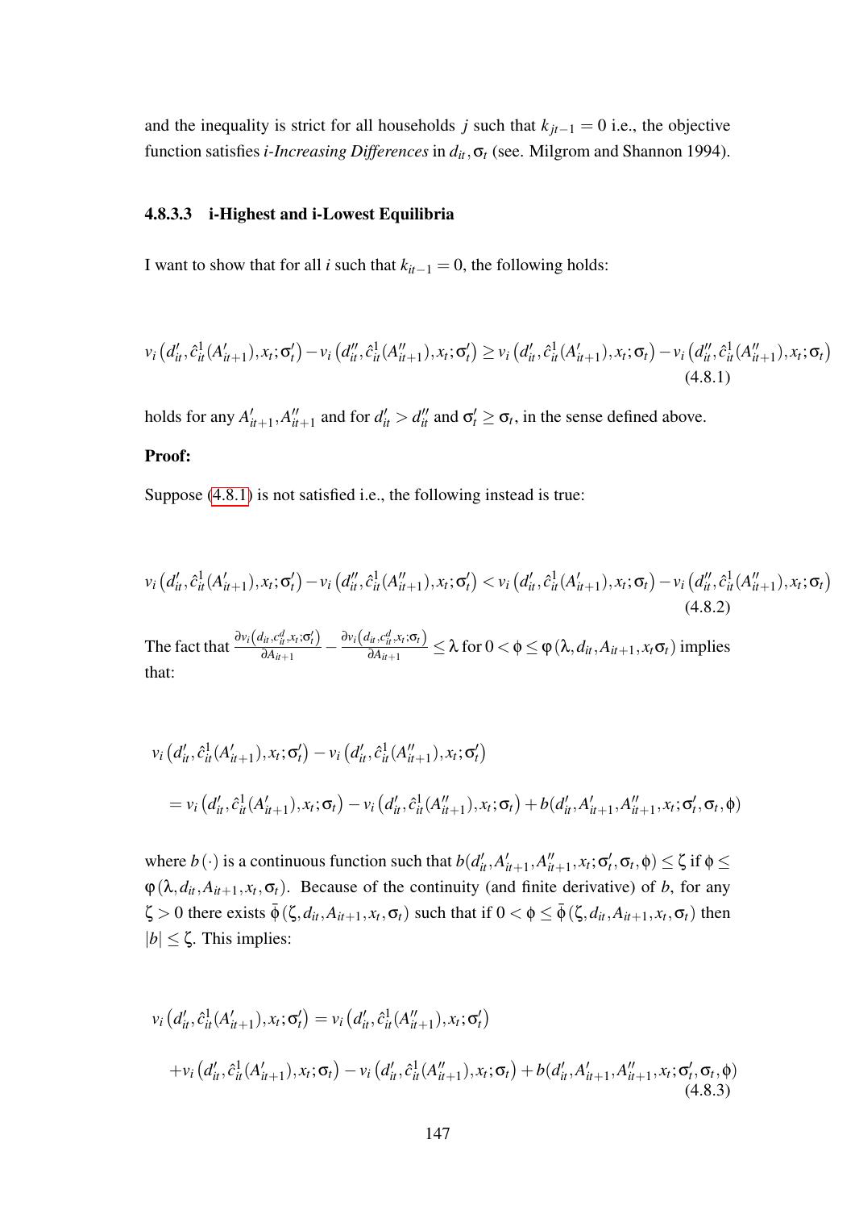and the inequality is strict for all households $j$ such that $k_{jt-1} = 0$ i.e., the objective function satisfies *i-Increasing Differences* in $d_{it}, \sigma_t$ (see. Milgrom and Shannon 1994).

#### 4.8.3.3 i-Highest and i-Lowest Equilibria

I want to show that for all $i$ such that $k_{it-1} = 0$, the following holds:

$$v_i\left(d'_{it}, \hat{c}^1_{it}(A'_{it+1}), x_t; \sigma'_t\right) - v_i\left(d''_{it}, \hat{c}^1_{it}(A''_{it+1}), x_t; \sigma'_t\right) \geq v_i\left(d'_{it}, \hat{c}^1_{it}(A'_{it+1}), x_t; \sigma_t\right) - v_i\left(d''_{it}, \hat{c}^1_{it}(A''_{it+1}), x_t; \sigma_t\right) \tag{4.8.1}$$

holds for any $A'_{it+1}, A''_{it+1}$ and for $d'_{it} > d''_{it}$ and $\sigma'_t \geq \sigma_t$, in the sense defined above.

**Proof:**

Suppose (4.8.1) is not satisfied i.e., the following instead is true:

$$v_i\left(d'_{it}, \hat{c}^1_{it}(A'_{it+1}), x_t; \sigma'_t\right) - v_i\left(d''_{it}, \hat{c}^1_{it}(A''_{it+1}), x_t; \sigma'_t\right) < v_i\left(d'_{it}, \hat{c}^1_{it}(A'_{it+1}), x_t; \sigma_t\right) - v_i\left(d''_{it}, \hat{c}^1_{it}(A''_{it+1}), x_t; \sigma_t\right) \tag{4.8.2}$$

The fact that $\frac{\partial v_i\left(d_{it}, c^d_{it}, x_t; \sigma'_t\right)}{\partial A_{it+1}} - \frac{\partial v_i\left(d_{it}, c^d_{it}, x_t; \sigma_t\right)}{\partial A_{it+1}} \leq \lambda$ for $0 < \phi \leq \varphi(\lambda, d_{it}, A_{it+1}, x_t \sigma_t)$ implies that:

$$v_i\left(d'_{it}, \hat{c}^1_{it}(A'_{it+1}), x_t; \sigma'_t\right) - v_i\left(d'_{it}, \hat{c}^1_{it}(A''_{it+1}), x_t; \sigma'_t\right)$$

$$= v_i\left(d'_{it}, \hat{c}^1_{it}(A'_{it+1}), x_t; \sigma_t\right) - v_i\left(d'_{it}, \hat{c}^1_{it}(A''_{it+1}), x_t; \sigma_t\right) + b(d'_{it}, A'_{it+1}, A''_{it+1}, x_t; \sigma'_t, \sigma_t, \phi)$$

where $b(\cdot)$ is a continuous function such that $b(d'_{it}, A'_{it+1}, A''_{it+1}, x_t; \sigma'_t, \sigma_t, \phi) \leq \zeta$ if $\phi \leq \varphi(\lambda, d_{it}, A_{it+1}, x_t, \sigma_t)$. Because of the continuity (and finite derivative) of $b$, for any $\zeta > 0$ there exists $\bar{\phi}(\zeta, d_{it}, A_{it+1}, x_t, \sigma_t)$ such that if $0 < \phi \leq \bar{\phi}(\zeta, d_{it}, A_{it+1}, x_t, \sigma_t)$ then $|b| \leq \zeta$. This implies:

$$v_i\left(d'_{it}, \hat{c}^1_{it}(A'_{it+1}), x_t; \sigma'_t\right) = v_i\left(d'_{it}, \hat{c}^1_{it}(A''_{it+1}), x_t; \sigma'_t\right)$$

$$+ v_i\left(d'_{it}, \hat{c}^1_{it}(A'_{it+1}), x_t; \sigma_t\right) - v_i\left(d'_{it}, \hat{c}^1_{it}(A''_{it+1}), x_t; \sigma_t\right) + b(d'_{it}, A'_{it+1}, A''_{it+1}, x_t; \sigma'_t, \sigma_t, \phi) \tag{4.8.3}$$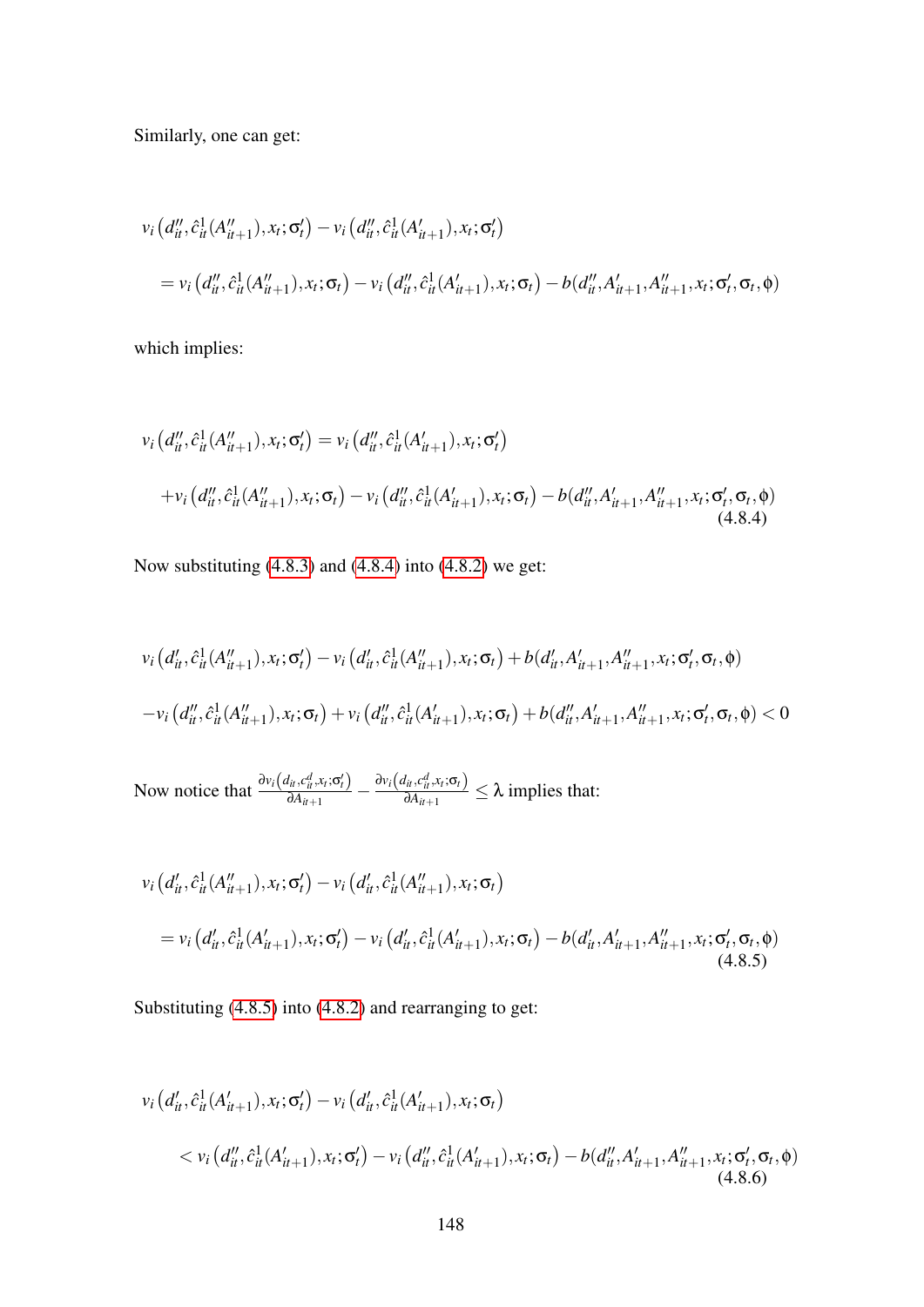Similarly, one can get:

$$
v_i\left(d''_{it}, \hat{c}^1_{it}(A''_{it+1}), x_t; \sigma'_t\right) - v_i\left(d''_{it}, \hat{c}^1_{it}(A'_{it+1}), x_t; \sigma'_t\right)
$$

$$
= v_i\left(d''_{it}, \hat{c}^1_{it}(A''_{it+1}), x_t; \sigma_t\right) - v_i\left(d''_{it}, \hat{c}^1_{it}(A'_{it+1}), x_t; \sigma_t\right) - b(d''_{it}, A'_{it+1}, A''_{it+1}, x_t; \sigma'_t, \sigma_t, \phi)
$$

which implies:

$$
v_i\left(d''_{it}, \hat{c}^1_{it}(A''_{it+1}), x_t; \sigma'_t\right) = v_i\left(d''_{it}, \hat{c}^1_{it}(A'_{it+1}), x_t; \sigma'_t\right)
$$

$$
+ v_i\left(d''_{it}, \hat{c}^1_{it}(A''_{it+1}), x_t; \sigma_t\right) - v_i\left(d''_{it}, \hat{c}^1_{it}(A'_{it+1}), x_t; \sigma_t\right) - b(d''_{it}, A'_{it+1}, A''_{it+1}, x_t; \sigma'_t, \sigma_t, \phi) \tag{4.8.4}
$$

Now substituting (4.8.3) and (4.8.4) into (4.8.2) we get:

$$
v_i\left(d'_{it}, \hat{c}^1_{it}(A''_{it+1}), x_t; \sigma'_t\right) - v_i\left(d'_{it}, \hat{c}^1_{it}(A''_{it+1}), x_t; \sigma_t\right) + b(d'_{it}, A'_{it+1}, A''_{it+1}, x_t; \sigma'_t, \sigma_t, \phi)
$$

$$
- v_i\left(d''_{it}, \hat{c}^1_{it}(A''_{it+1}), x_t; \sigma_t\right) + v_i\left(d''_{it}, \hat{c}^1_{it}(A'_{it+1}), x_t; \sigma_t\right) + b(d''_{it}, A'_{it+1}, A''_{it+1}, x_t; \sigma'_t, \sigma_t, \phi) < 0
$$

Now notice that $\frac{\partial v_i\left(d_{it}, c^d_{it}, x_t; \sigma'_t\right)}{\partial A_{it+1}} - \frac{\partial v_i\left(d_{it}, c^d_{it}, x_t; \sigma_t\right)}{\partial A_{it+1}} \leq \lambda$ implies that:

$$
v_i\left(d'_{it}, \hat{c}^1_{it}(A''_{it+1}), x_t; \sigma'_t\right) - v_i\left(d'_{it}, \hat{c}^1_{it}(A''_{it+1}), x_t; \sigma_t\right)
$$

$$
= v_i\left(d'_{it}, \hat{c}^1_{it}(A'_{it+1}), x_t; \sigma'_t\right) - v_i\left(d'_{it}, \hat{c}^1_{it}(A'_{it+1}), x_t; \sigma_t\right) - b(d'_{it}, A'_{it+1}, A''_{it+1}, x_t; \sigma'_t, \sigma_t, \phi) \tag{4.8.5}
$$

Substituting (4.8.5) into (4.8.2) and rearranging to get:

$$
v_i\left(d'_{it}, \hat{c}^1_{it}(A'_{it+1}), x_t; \sigma'_t\right) - v_i\left(d'_{it}, \hat{c}^1_{it}(A'_{it+1}), x_t; \sigma_t\right)
$$

$$
< v_i\left(d''_{it}, \hat{c}^1_{it}(A'_{it+1}), x_t; \sigma'_t\right) - v_i\left(d''_{it}, \hat{c}^1_{it}(A'_{it+1}), x_t; \sigma_t\right) - b(d''_{it}, A'_{it+1}, A''_{it+1}, x_t; \sigma'_t, \sigma_t, \phi) \tag{4.8.6}
$$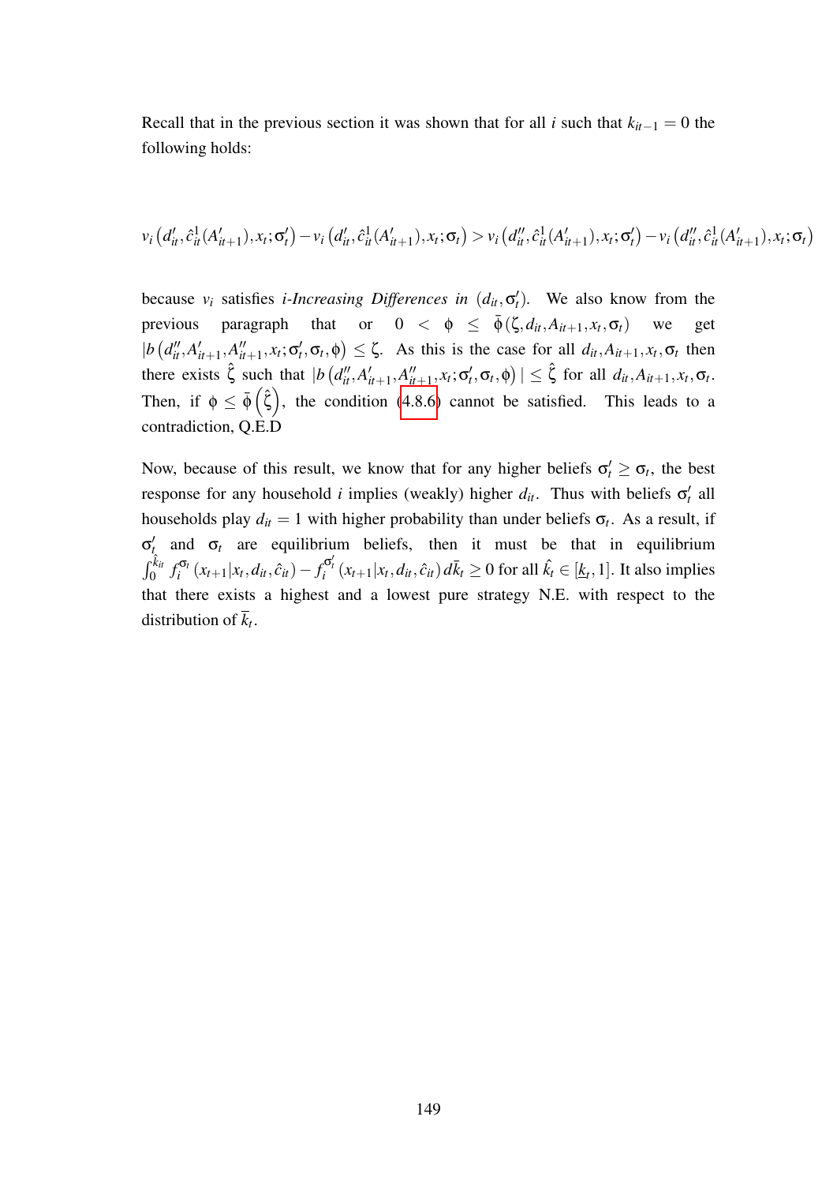Recall that in the previous section it was shown that for all $i$ such that $k_{it-1} = 0$ the following holds:

$$v_i\left(d'_{it}, \hat{c}^1_{it}(A'_{it+1}), x_t; \sigma'_t\right) - v_i\left(d'_{it}, \hat{c}^1_{it}(A'_{it+1}), x_t; \sigma_t\right) > v_i\left(d''_{it}, \hat{c}^1_{it}(A'_{it+1}), x_t; \sigma'_t\right) - v_i\left(d''_{it}, \hat{c}^1_{it}(A'_{it+1}), x_t; \sigma_t\right)$$

because $v_i$ satisfies *i-Increasing Differences in* $(d_{it}, \sigma'_t)$. We also know from the previous paragraph that or $0 < \phi \leq \bar{\phi}(\zeta, d_{it}, A_{it+1}, x_t, \sigma_t)$ we get $|b\left(d''_{it}, A'_{it+1}, A''_{it+1}, x_t; \sigma'_t, \sigma_t, \phi\right) \leq \zeta$. As this is the case for all $d_{it}, A_{it+1}, x_t, \sigma_t$ then there exists $\hat{\zeta}$ such that $|b\left(d''_{it}, A'_{it+1}, A''_{it+1}, x_t; \sigma'_t, \sigma_t, \phi\right)| \leq \hat{\zeta}$ for all $d_{it}, A_{it+1}, x_t, \sigma_t$. Then, if $\phi \leq \bar{\phi}\left(\hat{\zeta}\right)$, the condition (4.8.6) cannot be satisfied. This leads to a contradiction, Q.E.D

Now, because of this result, we know that for any higher beliefs $\sigma'_t \geq \sigma_t$, the best response for any household $i$ implies (weakly) higher $d_{it}$. Thus with beliefs $\sigma'_t$ all households play $d_{it} = 1$ with higher probability than under beliefs $\sigma_t$. As a result, if $\sigma'_t$ and $\sigma_t$ are equilibrium beliefs, then it must be that in equilibrium $\int_0^{\hat{k}_{it}} f_i^{\sigma_t}\left(x_{t+1}|x_t, d_{it}, \hat{c}_{it}\right) - f_i^{\sigma'_t}\left(x_{t+1}|x_t, d_{it}, \hat{c}_{it}\right) d\bar{k}_t \geq 0$ for all $\hat{k}_t \in [\underline{k}_t, 1]$. It also implies that there exists a highest and a lowest pure strategy N.E. with respect to the distribution of $\bar{k}_t$.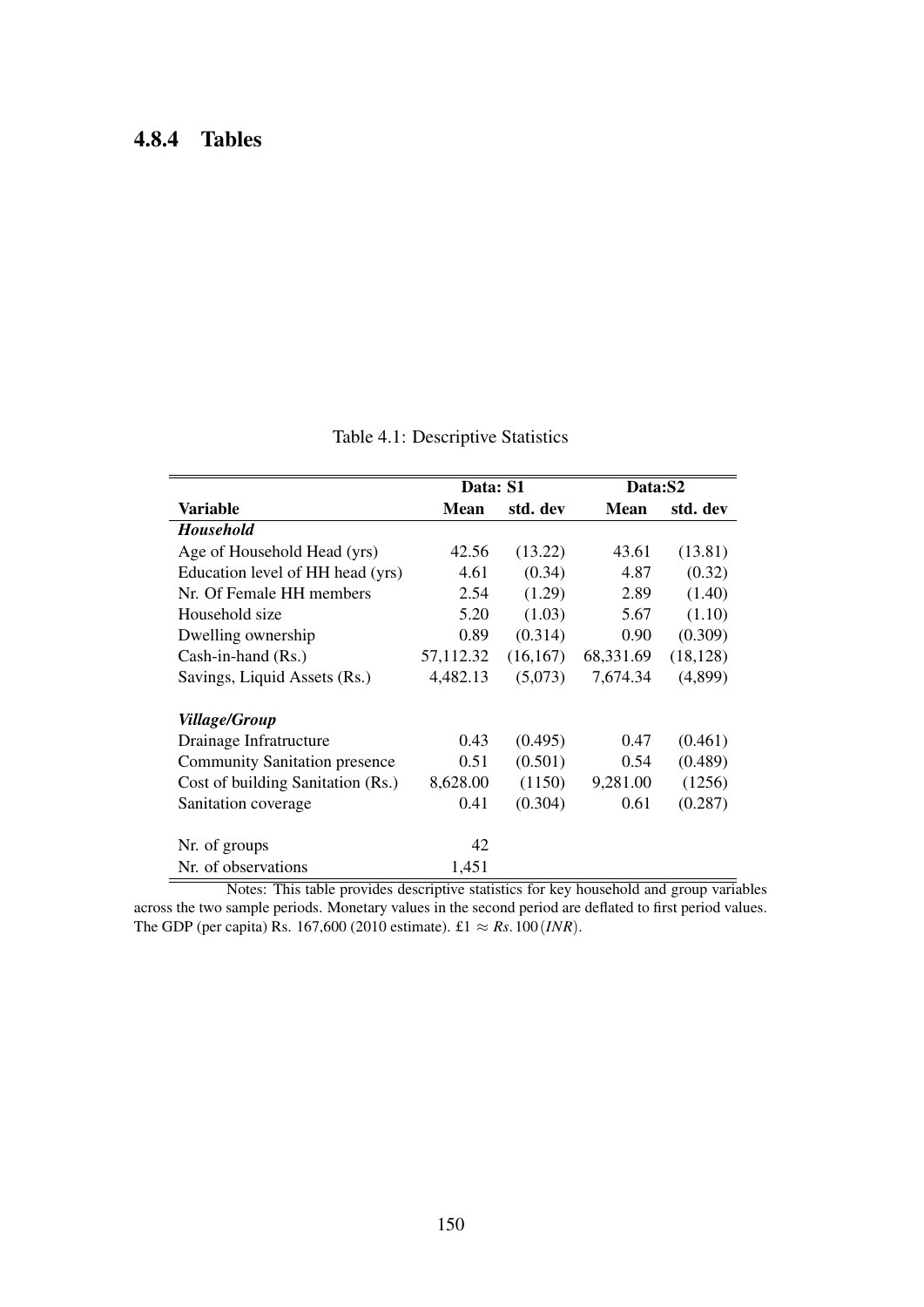### 4.8.4 Tables

Table 4.1: Descriptive Statistics

| | Data: S1 | | Data:S2 | |
|---|---|---|---|---|
| **Variable** | **Mean** | **std. dev** | **Mean** | **std. dev** |
| ***Household*** | | | | |
| Age of Household Head (yrs) | 42.56 | (13.22) | 43.61 | (13.81) |
| Education level of HH head (yrs) | 4.61 | (0.34) | 4.87 | (0.32) |
| Nr. Of Female HH members | 2.54 | (1.29) | 2.89 | (1.40) |
| Household size | 5.20 | (1.03) | 5.67 | (1.10) |
| Dwelling ownership | 0.89 | (0.314) | 0.90 | (0.309) |
| Cash-in-hand (Rs.) | 57,112.32 | (16,167) | 68,331.69 | (18,128) |
| Savings, Liquid Assets (Rs.) | 4,482.13 | (5,073) | 7,674.34 | (4,899) |
| ***Village/Group*** | | | | |
| Drainage Infratructure | 0.43 | (0.495) | 0.47 | (0.461) |
| Community Sanitation presence | 0.51 | (0.501) | 0.54 | (0.489) |
| Cost of building Sanitation (Rs.) | 8,628.00 | (1150) | 9,281.00 | (1256) |
| Sanitation coverage | 0.41 | (0.304) | 0.61 | (0.287) |
| Nr. of groups | 42 | | | |
| Nr. of observations | 1,451 | | | |

Notes: This table provides descriptive statistics for key household and group variables across the two sample periods. Monetary values in the second period are deflated to first period values. The GDP (per capita) Rs. 167,600 (2010 estimate). £1 $\approx Rs.100(INR)$.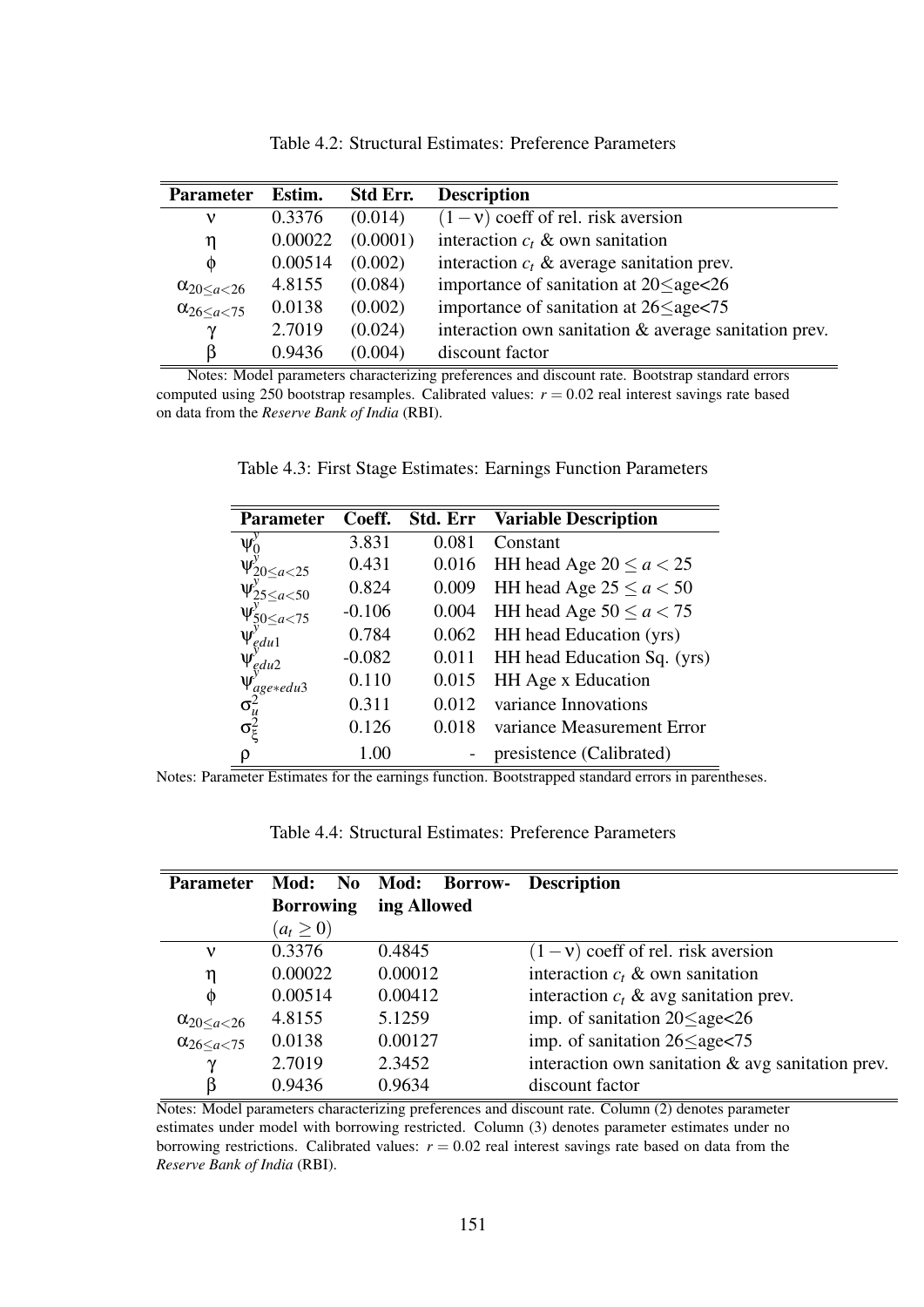Table 4.2: Structural Estimates: Preference Parameters

| Parameter | Estim. | Std Err. | Description |
|---|---|---|---|
| $\nu$ | 0.3376 | (0.014) | $(1-\nu)$ coeff of rel. risk aversion |
| $\eta$ | 0.00022 | (0.0001) | interaction $c_t$ & own sanitation |
| $\phi$ | 0.00514 | (0.002) | interaction $c_t$ & average sanitation prev. |
| $\alpha_{20\leq a<26}$ | 4.8155 | (0.084) | importance of sanitation at 20≤age<26 |
| $\alpha_{26\leq a<75}$ | 0.0138 | (0.002) | importance of sanitation at 26≤age<75 |
| $\gamma$ | 2.7019 | (0.024) | interaction own sanitation & average sanitation prev. |
| $\beta$ | 0.9436 | (0.004) | discount factor |

Notes: Model parameters characterizing preferences and discount rate. Bootstrap standard errors computed using 250 bootstrap resamples. Calibrated values: $r = 0.02$ real interest savings rate based on data from the *Reserve Bank of India* (RBI).

Table 4.3: First Stage Estimates: Earnings Function Parameters

| Parameter | Coeff. | Std. Err | Variable Description |
|---|---|---|---|
| $\psi_0^y$ | 3.831 | 0.081 | Constant |
| $\psi_{20\leq a<25}^y$ | 0.431 | 0.016 | HH head Age $20 \leq a < 25$ |
| $\psi_{25\leq a<50}^y$ | 0.824 | 0.009 | HH head Age $25 \leq a < 50$ |
| $\psi_{50\leq a<75}^y$ | -0.106 | 0.004 | HH head Age $50 \leq a < 75$ |
| $\psi_{edu1}^y$ | 0.784 | 0.062 | HH head Education (yrs) |
| $\psi_{edu2}^y$ | -0.082 | 0.011 | HH head Education Sq. (yrs) |
| $\psi_{age*edu3}^y$ | 0.110 | 0.015 | HH Age x Education |
| $\sigma_u^2$ | 0.311 | 0.012 | variance Innovations |
| $\sigma_\xi^2$ | 0.126 | 0.018 | variance Measurement Error |
| $\rho$ | 1.00 | - | presistence (Calibrated) |

Notes: Parameter Estimates for the earnings function. Bootstrapped standard errors in parentheses.

Table 4.4: Structural Estimates: Preference Parameters

| Parameter | Mod: No Borrowing $(a_t \geq 0)$ | Mod: Borrowing Allowed | Description |
|---|---|---|---|
| $\nu$ | 0.3376 | 0.4845 | $(1-\nu)$ coeff of rel. risk aversion |
| $\eta$ | 0.00022 | 0.00012 | interaction $c_t$ & own sanitation |
| $\phi$ | 0.00514 | 0.00412 | interaction $c_t$ & avg sanitation prev. |
| $\alpha_{20\leq a<26}$ | 4.8155 | 5.1259 | imp. of sanitation 20≤age<26 |
| $\alpha_{26\leq a<75}$ | 0.0138 | 0.00127 | imp. of sanitation 26≤age<75 |
| $\gamma$ | 2.7019 | 2.3452 | interaction own sanitation & avg sanitation prev. |
| $\beta$ | 0.9436 | 0.9634 | discount factor |

Notes: Model parameters characterizing preferences and discount rate. Column (2) denotes parameter estimates under model with borrowing restricted. Column (3) denotes parameter estimates under no borrowing restrictions. Calibrated values: $r = 0.02$ real interest savings rate based on data from the *Reserve Bank of India* (RBI).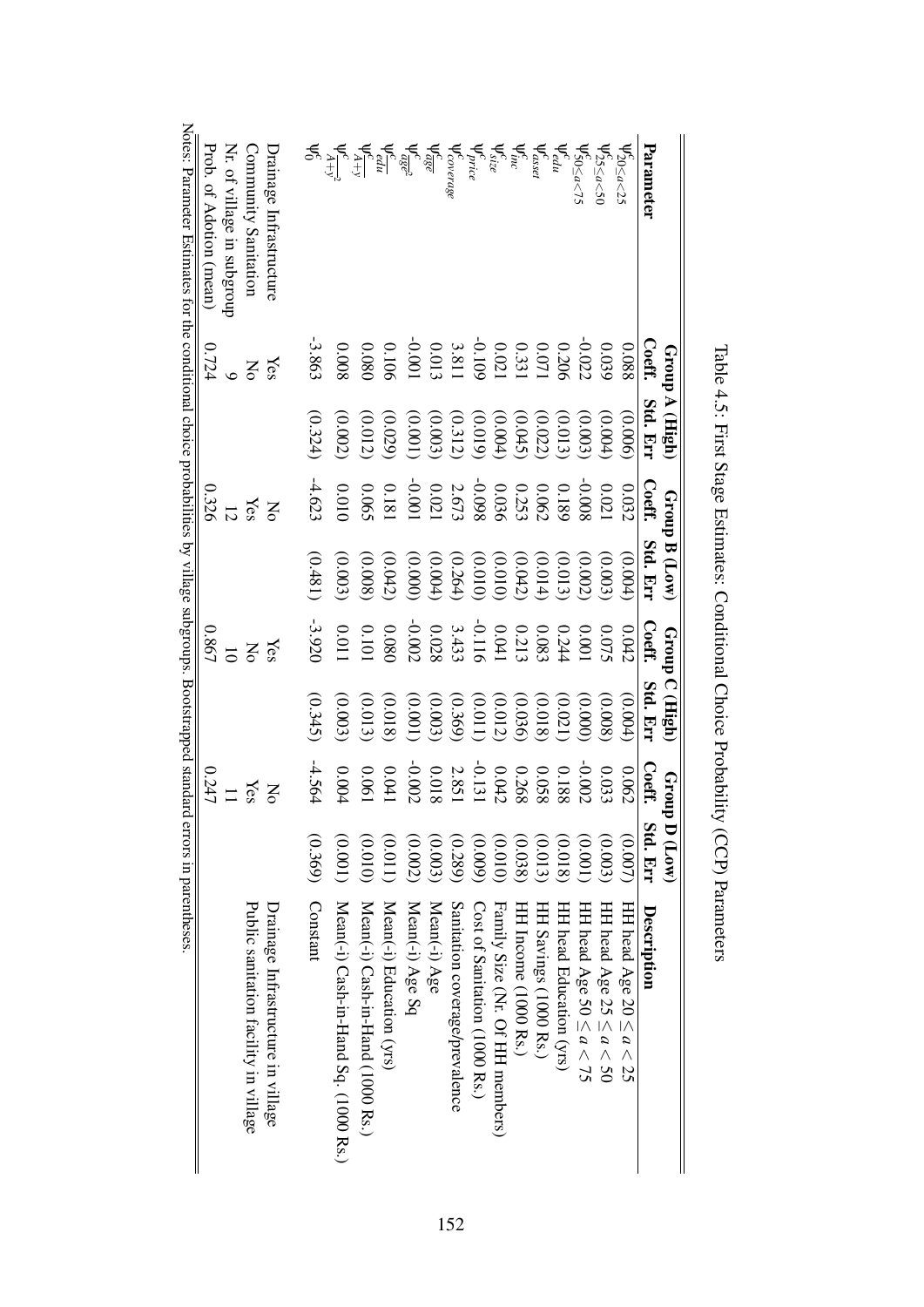Table 4.5: First Stage Estimates: Conditional Choice Probability (CCP) Parameters

| Parameter | Group A (High) | | Group B (Low) | | Group C (High) | | Group D (Low) | | Description |
|---|---|---|---|---|---|---|---|---|---|
| | Coeff. | Std. Err | Coeff. | Std. Err | Coeff. | Std. Err | Coeff. | Std. Err | |
| $\psi^c_{20\leq a<25}$ | 0.088 | (0.006) | 0.032 | (0.004) | 0.042 | (0.004) | 0.062 | (0.007) | HH head Age $20 \leq a < 25$ |
| $\psi^c_{25\leq a<50}$ | 0.039 | (0.004) | 0.021 | (0.003) | 0.075 | (0.008) | 0.033 | (0.003) | HH head Age $25 \leq a < 50$ |
| $\psi^c_{50\leq a<75}$ | -0.022 | (0.003) | -0.008 | (0.002) | 0.001 | (0.000) | -0.002 | (0.001) | HH head Age $50 \leq a < 75$ |
| $\psi^c_{edu}$ | 0.206 | (0.013) | 0.189 | (0.013) | 0.244 | (0.021) | 0.188 | (0.018) | HH head Education (yrs) |
| $\psi^c_{asset}$ | 0.071 | (0.022) | 0.062 | (0.014) | 0.083 | (0.018) | 0.058 | (0.013) | HH Savings (1000 Rs.) |
| $\psi^c_{inc}$ | 0.331 | (0.045) | 0.253 | (0.042) | 0.213 | (0.036) | 0.268 | (0.038) | HH Income (1000 Rs.) |
| $\psi^c_{size}$ | 0.021 | (0.004) | 0.036 | (0.010) | 0.041 | (0.012) | 0.042 | (0.010) | Family Size (Nr. Of HH members) |
| $\psi^c_{price}$ | -0.109 | (0.019) | -0.098 | (0.010) | -0.116 | (0.011) | -0.131 | (0.009) | Cost of Sanitation (1000 Rs.) |
| $\psi^c_{coverage}$ | 3.811 | (0.312) | 2.673 | (0.264) | 3.433 | (0.369) | 2.851 | (0.289) | Sanitation coverage/prevalence |
| $\psi^c_{\overline{age}}$ | 0.013 | (0.003) | 0.021 | (0.004) | 0.028 | (0.003) | 0.018 | (0.003) | Mean(-i) Age |
| $\psi^c_{\overline{age^2}}$ | -0.001 | (0.001) | -0.001 | (0.000) | -0.002 | (0.001) | -0.002 | (0.002) | Mean(-i) Age Sq |
| $\psi^c_{\overline{edu}}$ | 0.106 | (0.029) | 0.181 | (0.042) | 0.080 | (0.018) | 0.041 | (0.011) | Mean(-i) Education (yrs) |
| $\psi^c_{\overline{A+y}}$ | 0.080 | (0.012) | 0.065 | (0.008) | 0.101 | (0.013) | 0.061 | (0.010) | Mean(-i) Cash-in-Hand (1000 Rs.) |
| $\psi^c_{\overline{A+y}^2}$ | 0.008 | (0.002) | 0.010 | (0.003) | 0.011 | (0.003) | 0.004 | (0.001) | Mean(-i) Cash-in-Hand Sq. (1000 Rs.) |
| $\psi^c_0$ | -3.863 | (0.324) | -4.623 | (0.481) | -3.920 | (0.345) | -4.564 | (0.369) | Constant |
| Drainage Infrastructure | Yes | | No | | Yes | | No | | Drainage Infrastructure in village |
| Community Sanitation | No | | Yes | | No | | Yes | | Public sanitation facility in village |
| Nr. of village in subgroup | 9 | | 12 | | 10 | | 11 | | |
| Prob. of Adotion (mean) | 0.724 | | 0.326 | | 0.867 | | 0.247 | | |

Notes: Parameter Estimates for the conditional choice probabilities by village subgroups. Bootstrapped standard errors in parentheses.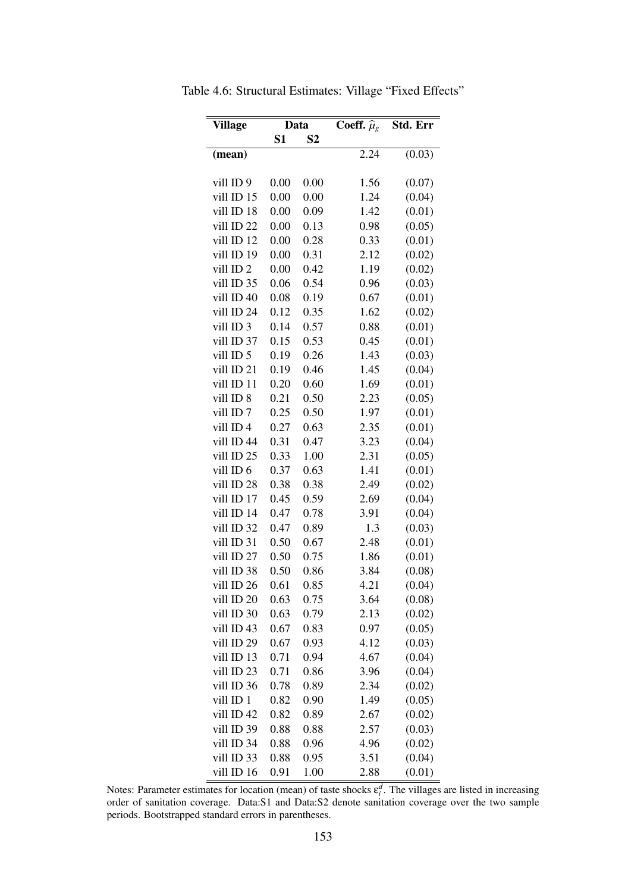Table 4.6: Structural Estimates: Village "Fixed Effects"

| Village | Data | | Coeff. $\widehat{\mu}_g$ | Std. Err |
|---|---|---|---|---|
| | S1 | S2 | | |
| (mean) | | | 2.24 | (0.03) |
| vill ID 9 | 0.00 | 0.00 | 1.56 | (0.07) |
| vill ID 15 | 0.00 | 0.00 | 1.24 | (0.04) |
| vill ID 18 | 0.00 | 0.09 | 1.42 | (0.01) |
| vill ID 22 | 0.00 | 0.13 | 0.98 | (0.05) |
| vill ID 12 | 0.00 | 0.28 | 0.33 | (0.01) |
| vill ID 19 | 0.00 | 0.31 | 2.12 | (0.02) |
| vill ID 2 | 0.00 | 0.42 | 1.19 | (0.02) |
| vill ID 35 | 0.06 | 0.54 | 0.96 | (0.03) |
| vill ID 40 | 0.08 | 0.19 | 0.67 | (0.01) |
| vill ID 24 | 0.12 | 0.35 | 1.62 | (0.02) |
| vill ID 3 | 0.14 | 0.57 | 0.88 | (0.01) |
| vill ID 37 | 0.15 | 0.53 | 0.45 | (0.01) |
| vill ID 5 | 0.19 | 0.26 | 1.43 | (0.03) |
| vill ID 21 | 0.19 | 0.46 | 1.45 | (0.04) |
| vill ID 11 | 0.20 | 0.60 | 1.69 | (0.01) |
| vill ID 8 | 0.21 | 0.50 | 2.23 | (0.05) |
| vill ID 7 | 0.25 | 0.50 | 1.97 | (0.01) |
| vill ID 4 | 0.27 | 0.63 | 2.35 | (0.01) |
| vill ID 44 | 0.31 | 0.47 | 3.23 | (0.04) |
| vill ID 25 | 0.33 | 1.00 | 2.31 | (0.05) |
| vill ID 6 | 0.37 | 0.63 | 1.41 | (0.01) |
| vill ID 28 | 0.38 | 0.38 | 2.49 | (0.02) |
| vill ID 17 | 0.45 | 0.59 | 2.69 | (0.04) |
| vill ID 14 | 0.47 | 0.78 | 3.91 | (0.04) |
| vill ID 32 | 0.47 | 0.89 | 1.3 | (0.03) |
| vill ID 31 | 0.50 | 0.67 | 2.48 | (0.01) |
| vill ID 27 | 0.50 | 0.75 | 1.86 | (0.01) |
| vill ID 38 | 0.50 | 0.86 | 3.84 | (0.08) |
| vill ID 26 | 0.61 | 0.85 | 4.21 | (0.04) |
| vill ID 20 | 0.63 | 0.75 | 3.64 | (0.08) |
| vill ID 30 | 0.63 | 0.79 | 2.13 | (0.02) |
| vill ID 43 | 0.67 | 0.83 | 0.97 | (0.05) |
| vill ID 29 | 0.67 | 0.93 | 4.12 | (0.03) |
| vill ID 13 | 0.71 | 0.94 | 4.67 | (0.04) |
| vill ID 23 | 0.71 | 0.86 | 3.96 | (0.04) |
| vill ID 36 | 0.78 | 0.89 | 2.34 | (0.02) |
| vill ID 1 | 0.82 | 0.90 | 1.49 | (0.05) |
| vill ID 42 | 0.82 | 0.89 | 2.67 | (0.02) |
| vill ID 39 | 0.88 | 0.88 | 2.57 | (0.03) |
| vill ID 34 | 0.88 | 0.96 | 4.96 | (0.02) |
| vill ID 33 | 0.88 | 0.95 | 3.51 | (0.04) |
| vill ID 16 | 0.91 | 1.00 | 2.88 | (0.01) |

Notes: Parameter estimates for location (mean) of taste shocks $\varepsilon_i^d$. The villages are listed in increasing order of sanitation coverage. Data:S1 and Data:S2 denote sanitation coverage over the two sample periods. Bootstrapped standard errors in parentheses.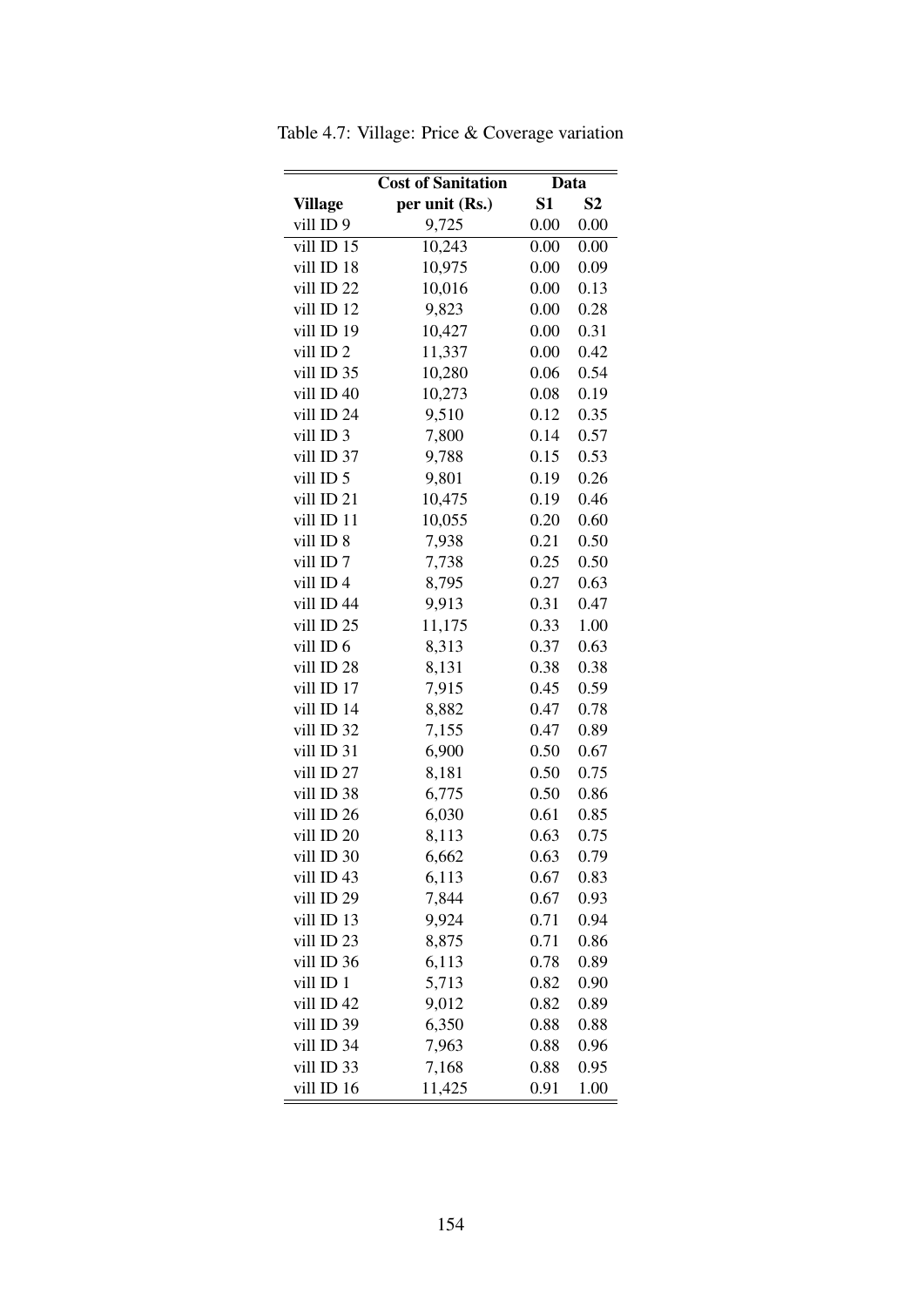Table 4.7: Village: Price & Coverage variation

| | Cost of Sanitation | Data | |
|---|---|---|---|
| **Village** | **per unit (Rs.)** | **S1** | **S2** |
| vill ID 9 | 9,725 | 0.00 | 0.00 |
| vill ID 15 | 10,243 | 0.00 | 0.00 |
| vill ID 18 | 10,975 | 0.00 | 0.09 |
| vill ID 22 | 10,016 | 0.00 | 0.13 |
| vill ID 12 | 9,823 | 0.00 | 0.28 |
| vill ID 19 | 10,427 | 0.00 | 0.31 |
| vill ID 2 | 11,337 | 0.00 | 0.42 |
| vill ID 35 | 10,280 | 0.06 | 0.54 |
| vill ID 40 | 10,273 | 0.08 | 0.19 |
| vill ID 24 | 9,510 | 0.12 | 0.35 |
| vill ID 3 | 7,800 | 0.14 | 0.57 |
| vill ID 37 | 9,788 | 0.15 | 0.53 |
| vill ID 5 | 9,801 | 0.19 | 0.26 |
| vill ID 21 | 10,475 | 0.19 | 0.46 |
| vill ID 11 | 10,055 | 0.20 | 0.60 |
| vill ID 8 | 7,938 | 0.21 | 0.50 |
| vill ID 7 | 7,738 | 0.25 | 0.50 |
| vill ID 4 | 8,795 | 0.27 | 0.63 |
| vill ID 44 | 9,913 | 0.31 | 0.47 |
| vill ID 25 | 11,175 | 0.33 | 1.00 |
| vill ID 6 | 8,313 | 0.37 | 0.63 |
| vill ID 28 | 8,131 | 0.38 | 0.38 |
| vill ID 17 | 7,915 | 0.45 | 0.59 |
| vill ID 14 | 8,882 | 0.47 | 0.78 |
| vill ID 32 | 7,155 | 0.47 | 0.89 |
| vill ID 31 | 6,900 | 0.50 | 0.67 |
| vill ID 27 | 8,181 | 0.50 | 0.75 |
| vill ID 38 | 6,775 | 0.50 | 0.86 |
| vill ID 26 | 6,030 | 0.61 | 0.85 |
| vill ID 20 | 8,113 | 0.63 | 0.75 |
| vill ID 30 | 6,662 | 0.63 | 0.79 |
| vill ID 43 | 6,113 | 0.67 | 0.83 |
| vill ID 29 | 7,844 | 0.67 | 0.93 |
| vill ID 13 | 9,924 | 0.71 | 0.94 |
| vill ID 23 | 8,875 | 0.71 | 0.86 |
| vill ID 36 | 6,113 | 0.78 | 0.89 |
| vill ID 1 | 5,713 | 0.82 | 0.90 |
| vill ID 42 | 9,012 | 0.82 | 0.89 |
| vill ID 39 | 6,350 | 0.88 | 0.88 |
| vill ID 34 | 7,963 | 0.88 | 0.96 |
| vill ID 33 | 7,168 | 0.88 | 0.95 |
| vill ID 16 | 11,425 | 0.91 | 1.00 |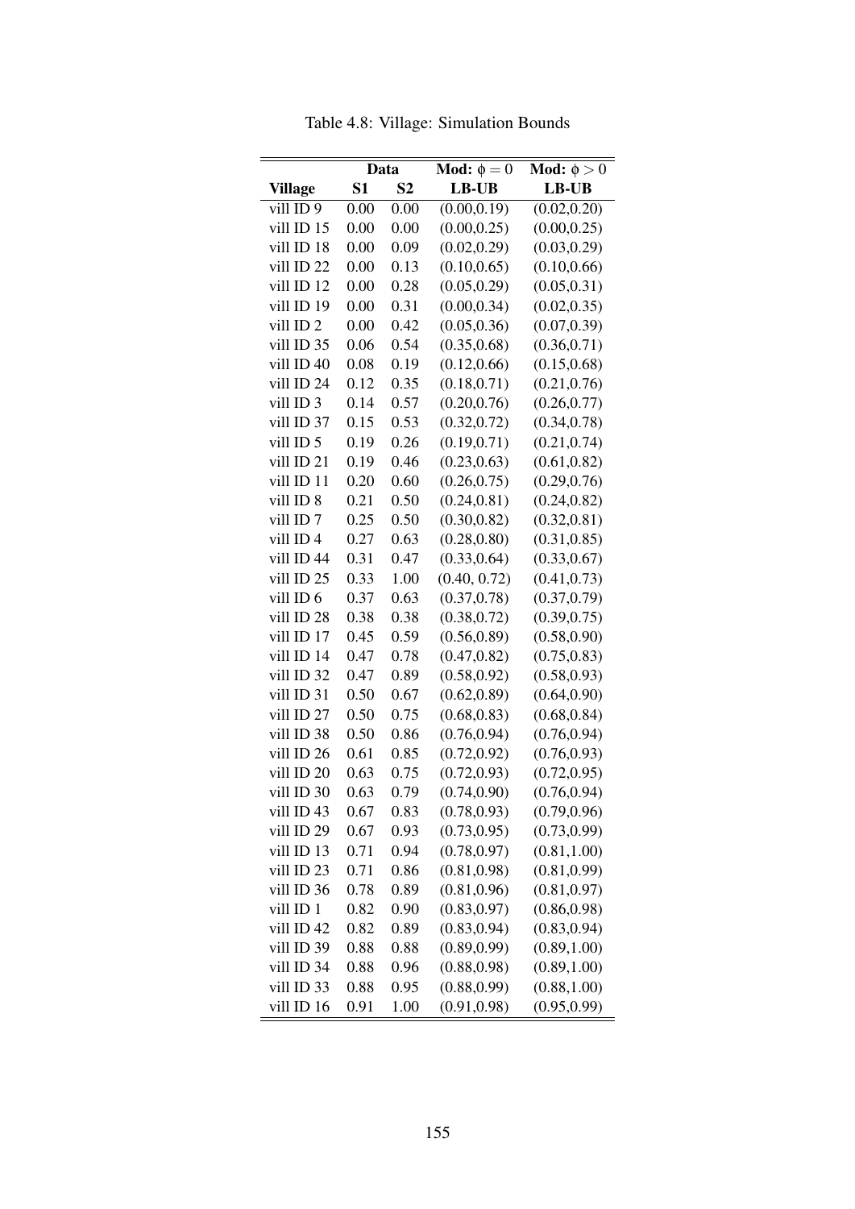Table 4.8: Village: Simulation Bounds

| | Data | | Mod: $\phi = 0$ | Mod: $\phi > 0$ |
|---|---|---|---|---|
| **Village** | **S1** | **S2** | **LB-UB** | **LB-UB** |
| vill ID 9 | 0.00 | 0.00 | (0.00,0.19) | (0.02,0.20) |
| vill ID 15 | 0.00 | 0.00 | (0.00,0.25) | (0.00,0.25) |
| vill ID 18 | 0.00 | 0.09 | (0.02,0.29) | (0.03,0.29) |
| vill ID 22 | 0.00 | 0.13 | (0.10,0.65) | (0.10,0.66) |
| vill ID 12 | 0.00 | 0.28 | (0.05,0.29) | (0.05,0.31) |
| vill ID 19 | 0.00 | 0.31 | (0.00,0.34) | (0.02,0.35) |
| vill ID 2 | 0.00 | 0.42 | (0.05,0.36) | (0.07,0.39) |
| vill ID 35 | 0.06 | 0.54 | (0.35,0.68) | (0.36,0.71) |
| vill ID 40 | 0.08 | 0.19 | (0.12,0.66) | (0.15,0.68) |
| vill ID 24 | 0.12 | 0.35 | (0.18,0.71) | (0.21,0.76) |
| vill ID 3 | 0.14 | 0.57 | (0.20,0.76) | (0.26,0.77) |
| vill ID 37 | 0.15 | 0.53 | (0.32,0.72) | (0.34,0.78) |
| vill ID 5 | 0.19 | 0.26 | (0.19,0.71) | (0.21,0.74) |
| vill ID 21 | 0.19 | 0.46 | (0.23,0.63) | (0.61,0.82) |
| vill ID 11 | 0.20 | 0.60 | (0.26,0.75) | (0.29,0.76) |
| vill ID 8 | 0.21 | 0.50 | (0.24,0.81) | (0.24,0.82) |
| vill ID 7 | 0.25 | 0.50 | (0.30,0.82) | (0.32,0.81) |
| vill ID 4 | 0.27 | 0.63 | (0.28,0.80) | (0.31,0.85) |
| vill ID 44 | 0.31 | 0.47 | (0.33,0.64) | (0.33,0.67) |
| vill ID 25 | 0.33 | 1.00 | (0.40, 0.72) | (0.41,0.73) |
| vill ID 6 | 0.37 | 0.63 | (0.37,0.78) | (0.37,0.79) |
| vill ID 28 | 0.38 | 0.38 | (0.38,0.72) | (0.39,0.75) |
| vill ID 17 | 0.45 | 0.59 | (0.56,0.89) | (0.58,0.90) |
| vill ID 14 | 0.47 | 0.78 | (0.47,0.82) | (0.75,0.83) |
| vill ID 32 | 0.47 | 0.89 | (0.58,0.92) | (0.58,0.93) |
| vill ID 31 | 0.50 | 0.67 | (0.62,0.89) | (0.64,0.90) |
| vill ID 27 | 0.50 | 0.75 | (0.68,0.83) | (0.68,0.84) |
| vill ID 38 | 0.50 | 0.86 | (0.76,0.94) | (0.76,0.94) |
| vill ID 26 | 0.61 | 0.85 | (0.72,0.92) | (0.76,0.93) |
| vill ID 20 | 0.63 | 0.75 | (0.72,0.93) | (0.72,0.95) |
| vill ID 30 | 0.63 | 0.79 | (0.74,0.90) | (0.76,0.94) |
| vill ID 43 | 0.67 | 0.83 | (0.78,0.93) | (0.79,0.96) |
| vill ID 29 | 0.67 | 0.93 | (0.73,0.95) | (0.73,0.99) |
| vill ID 13 | 0.71 | 0.94 | (0.78,0.97) | (0.81,1.00) |
| vill ID 23 | 0.71 | 0.86 | (0.81,0.98) | (0.81,0.99) |
| vill ID 36 | 0.78 | 0.89 | (0.81,0.96) | (0.81,0.97) |
| vill ID 1 | 0.82 | 0.90 | (0.83,0.97) | (0.86,0.98) |
| vill ID 42 | 0.82 | 0.89 | (0.83,0.94) | (0.83,0.94) |
| vill ID 39 | 0.88 | 0.88 | (0.89,0.99) | (0.89,1.00) |
| vill ID 34 | 0.88 | 0.96 | (0.88,0.98) | (0.89,1.00) |
| vill ID 33 | 0.88 | 0.95 | (0.88,0.99) | (0.88,1.00) |
| vill ID 16 | 0.91 | 1.00 | (0.91,0.98) | (0.95,0.99) |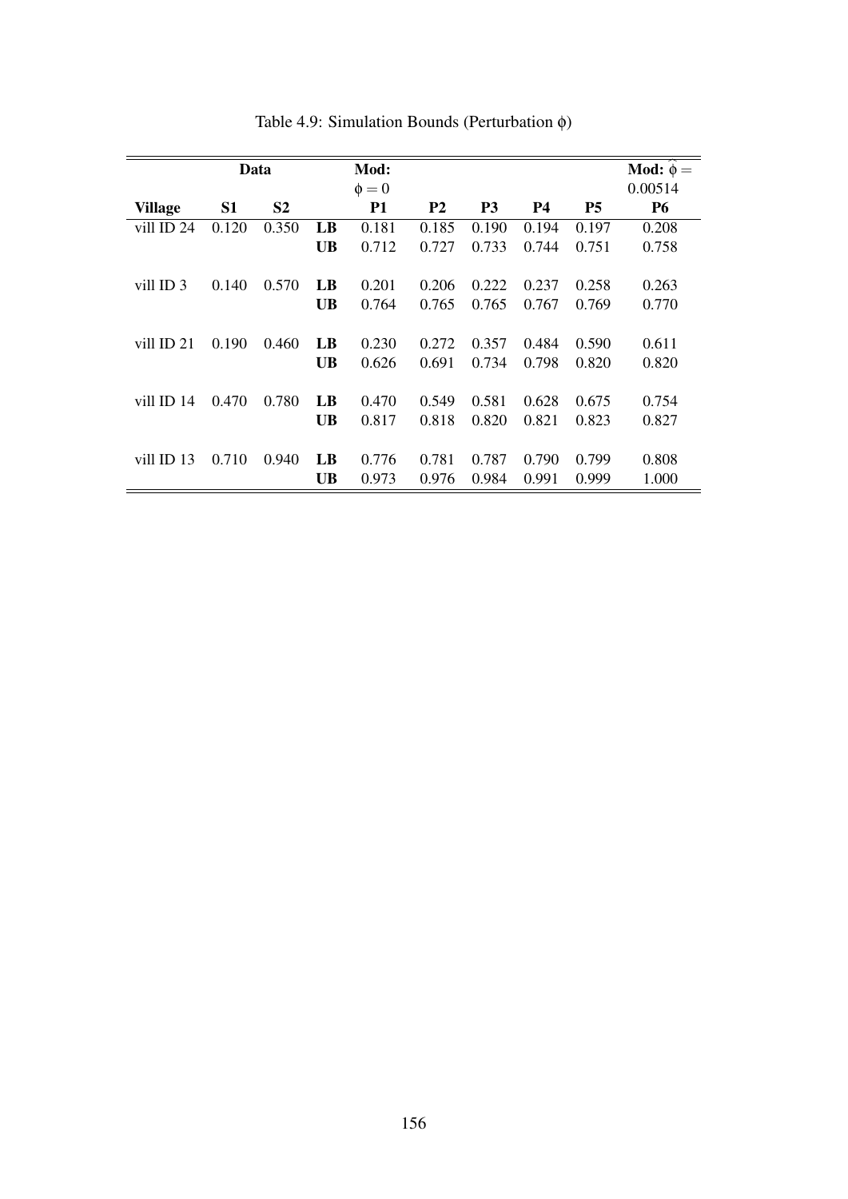Table 4.9: Simulation Bounds (Perturbation $\phi$)

| Data | | | | Mod: $\phi = 0$ | | | | | Mod: $\widehat{\phi} = 0.00514$ |
|---|---|---|---|---|---|---|---|---|---|
| **Village** | **S1** | **S2** | | **P1** | **P2** | **P3** | **P4** | **P5** | **P6** |
| vill ID 24 | 0.120 | 0.350 | **LB** | 0.181 | 0.185 | 0.190 | 0.194 | 0.197 | 0.208 |
| | | | **UB** | 0.712 | 0.727 | 0.733 | 0.744 | 0.751 | 0.758 |
| vill ID 3 | 0.140 | 0.570 | **LB** | 0.201 | 0.206 | 0.222 | 0.237 | 0.258 | 0.263 |
| | | | **UB** | 0.764 | 0.765 | 0.765 | 0.767 | 0.769 | 0.770 |
| vill ID 21 | 0.190 | 0.460 | **LB** | 0.230 | 0.272 | 0.357 | 0.484 | 0.590 | 0.611 |
| | | | **UB** | 0.626 | 0.691 | 0.734 | 0.798 | 0.820 | 0.820 |
| vill ID 14 | 0.470 | 0.780 | **LB** | 0.470 | 0.549 | 0.581 | 0.628 | 0.675 | 0.754 |
| | | | **UB** | 0.817 | 0.818 | 0.820 | 0.821 | 0.823 | 0.827 |
| vill ID 13 | 0.710 | 0.940 | **LB** | 0.776 | 0.781 | 0.787 | 0.790 | 0.799 | 0.808 |
| | | | **UB** | 0.973 | 0.976 | 0.984 | 0.991 | 0.999 | 1.000 |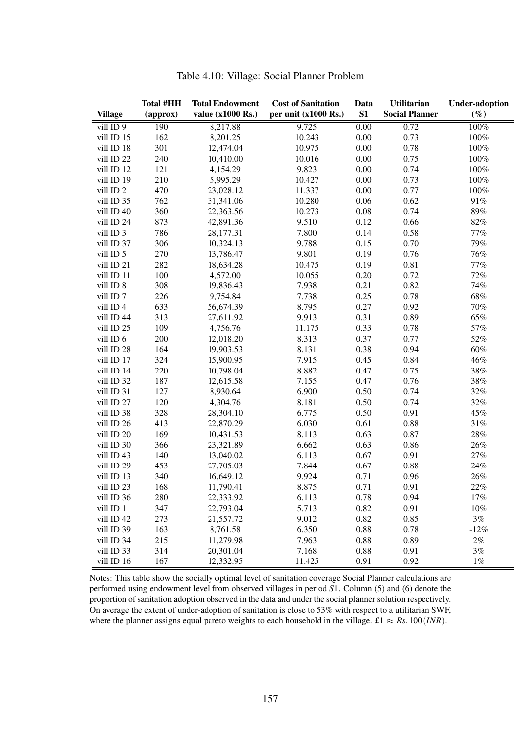Table 4.10: Village: Social Planner Problem

| Village | Total #HH (approx) | Total Endowment value (x1000 Rs.) | Cost of Sanitation per unit (x1000 Rs.) | Data S1 | Utilitarian Social Planner | Under-adoption (%) |
|---|---|---|---|---|---|---|
| vill ID 9 | 190 | 8,217.88 | 9.725 | 0.00 | 0.72 | 100% |
| vill ID 15 | 162 | 8,201.25 | 10.243 | 0.00 | 0.73 | 100% |
| vill ID 18 | 301 | 12,474.04 | 10.975 | 0.00 | 0.78 | 100% |
| vill ID 22 | 240 | 10,410.00 | 10.016 | 0.00 | 0.75 | 100% |
| vill ID 12 | 121 | 4,154.29 | 9.823 | 0.00 | 0.74 | 100% |
| vill ID 19 | 210 | 5,995.29 | 10.427 | 0.00 | 0.73 | 100% |
| vill ID 2 | 470 | 23,028.12 | 11.337 | 0.00 | 0.77 | 100% |
| vill ID 35 | 762 | 31,341.06 | 10.280 | 0.06 | 0.62 | 91% |
| vill ID 40 | 360 | 22,363.56 | 10.273 | 0.08 | 0.74 | 89% |
| vill ID 24 | 873 | 42,891.36 | 9.510 | 0.12 | 0.66 | 82% |
| vill ID 3 | 786 | 28,177.31 | 7.800 | 0.14 | 0.58 | 77% |
| vill ID 37 | 306 | 10,324.13 | 9.788 | 0.15 | 0.70 | 79% |
| vill ID 5 | 270 | 13,786.47 | 9.801 | 0.19 | 0.76 | 76% |
| vill ID 21 | 282 | 18,634.28 | 10.475 | 0.19 | 0.81 | 77% |
| vill ID 11 | 100 | 4,572.00 | 10.055 | 0.20 | 0.72 | 72% |
| vill ID 8 | 308 | 19,836.43 | 7.938 | 0.21 | 0.82 | 74% |
| vill ID 7 | 226 | 9,754.84 | 7.738 | 0.25 | 0.78 | 68% |
| vill ID 4 | 633 | 56,674.39 | 8.795 | 0.27 | 0.92 | 70% |
| vill ID 44 | 313 | 27,611.92 | 9.913 | 0.31 | 0.89 | 65% |
| vill ID 25 | 109 | 4,756.76 | 11.175 | 0.33 | 0.78 | 57% |
| vill ID 6 | 200 | 12,018.20 | 8.313 | 0.37 | 0.77 | 52% |
| vill ID 28 | 164 | 19,903.53 | 8.131 | 0.38 | 0.94 | 60% |
| vill ID 17 | 324 | 15,900.95 | 7.915 | 0.45 | 0.84 | 46% |
| vill ID 14 | 220 | 10,798.04 | 8.882 | 0.47 | 0.75 | 38% |
| vill ID 32 | 187 | 12,615.58 | 7.155 | 0.47 | 0.76 | 38% |
| vill ID 31 | 127 | 8,930.64 | 6.900 | 0.50 | 0.74 | 32% |
| vill ID 27 | 120 | 4,304.76 | 8.181 | 0.50 | 0.74 | 32% |
| vill ID 38 | 328 | 28,304.10 | 6.775 | 0.50 | 0.91 | 45% |
| vill ID 26 | 413 | 22,870.29 | 6.030 | 0.61 | 0.88 | 31% |
| vill ID 20 | 169 | 10,431.53 | 8.113 | 0.63 | 0.87 | 28% |
| vill ID 30 | 366 | 23,321.89 | 6.662 | 0.63 | 0.86 | 26% |
| vill ID 43 | 140 | 13,040.02 | 6.113 | 0.67 | 0.91 | 27% |
| vill ID 29 | 453 | 27,705.03 | 7.844 | 0.67 | 0.88 | 24% |
| vill ID 13 | 340 | 16,649.12 | 9.924 | 0.71 | 0.96 | 26% |
| vill ID 23 | 168 | 11,790.41 | 8.875 | 0.71 | 0.91 | 22% |
| vill ID 36 | 280 | 22,333.92 | 6.113 | 0.78 | 0.94 | 17% |
| vill ID 1 | 347 | 22,793.04 | 5.713 | 0.82 | 0.91 | 10% |
| vill ID 42 | 273 | 21,557.72 | 9.012 | 0.82 | 0.85 | 3% |
| vill ID 39 | 163 | 8,761.58 | 6.350 | 0.88 | 0.78 | -12% |
| vill ID 34 | 215 | 11,279.98 | 7.963 | 0.88 | 0.89 | 2% |
| vill ID 33 | 314 | 20,301.04 | 7.168 | 0.88 | 0.91 | 3% |
| vill ID 16 | 167 | 12,332.95 | 11.425 | 0.91 | 0.92 | 1% |

Notes: This table show the socially optimal level of sanitation coverage Social Planner calculations are performed using endowment level from observed villages in period $S1$. Column (5) and (6) denote the proportion of sanitation adoption observed in the data and under the social planner solution respectively. On average the extent of under-adoption of sanitation is close to 53% with respect to a utilitarian SWF, where the planner assigns equal pareto weights to each household in the village. £1 $\approx$ $Rs.100(INR)$.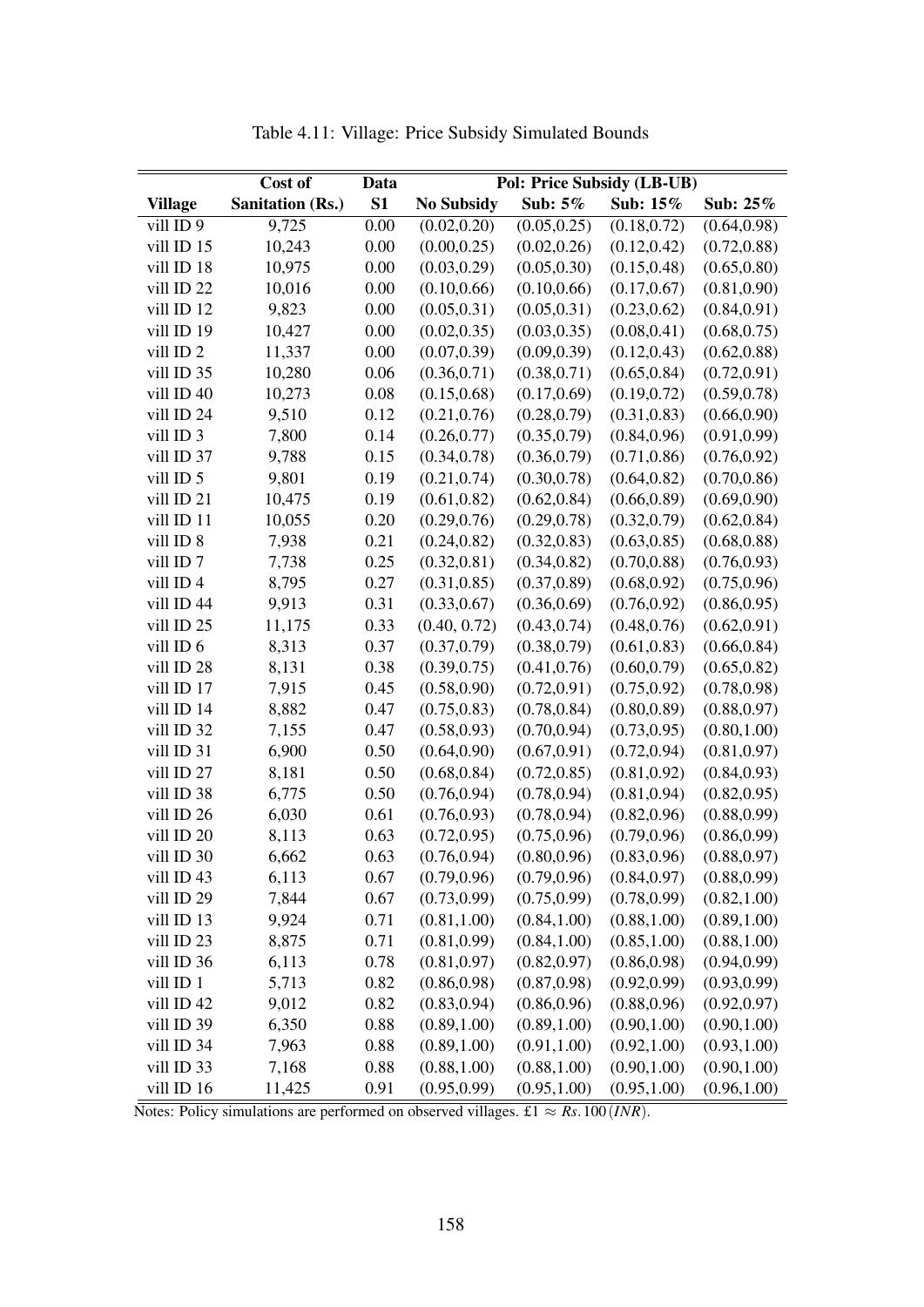Table 4.11: Village: Price Subsidy Simulated Bounds

| | Cost of | Data | Pol: Price Subsidy (LB-UB) | | | |
|---|---|---|---|---|---|---|
| **Village** | **Sanitation (Rs.)** | **S1** | **No Subsidy** | **Sub: 5%** | **Sub: 15%** | **Sub: 25%** |
| vill ID 9 | 9,725 | 0.00 | (0.02,0.20) | (0.05,0.25) | (0.18,0.72) | (0.64,0.98) |
| vill ID 15 | 10,243 | 0.00 | (0.00,0.25) | (0.02,0.26) | (0.12,0.42) | (0.72,0.88) |
| vill ID 18 | 10,975 | 0.00 | (0.03,0.29) | (0.05,0.30) | (0.15,0.48) | (0.65,0.80) |
| vill ID 22 | 10,016 | 0.00 | (0.10,0.66) | (0.10,0.66) | (0.17,0.67) | (0.81,0.90) |
| vill ID 12 | 9,823 | 0.00 | (0.05,0.31) | (0.05,0.31) | (0.23,0.62) | (0.84,0.91) |
| vill ID 19 | 10,427 | 0.00 | (0.02,0.35) | (0.03,0.35) | (0.08,0.41) | (0.68,0.75) |
| vill ID 2 | 11,337 | 0.00 | (0.07,0.39) | (0.09,0.39) | (0.12,0.43) | (0.62,0.88) |
| vill ID 35 | 10,280 | 0.06 | (0.36,0.71) | (0.38,0.71) | (0.65,0.84) | (0.72,0.91) |
| vill ID 40 | 10,273 | 0.08 | (0.15,0.68) | (0.17,0.69) | (0.19,0.72) | (0.59,0.78) |
| vill ID 24 | 9,510 | 0.12 | (0.21,0.76) | (0.28,0.79) | (0.31,0.83) | (0.66,0.90) |
| vill ID 3 | 7,800 | 0.14 | (0.26,0.77) | (0.35,0.79) | (0.84,0.96) | (0.91,0.99) |
| vill ID 37 | 9,788 | 0.15 | (0.34,0.78) | (0.36,0.79) | (0.71,0.86) | (0.76,0.92) |
| vill ID 5 | 9,801 | 0.19 | (0.21,0.74) | (0.30,0.78) | (0.64,0.82) | (0.70,0.86) |
| vill ID 21 | 10,475 | 0.19 | (0.61,0.82) | (0.62,0.84) | (0.66,0.89) | (0.69,0.90) |
| vill ID 11 | 10,055 | 0.20 | (0.29,0.76) | (0.29,0.78) | (0.32,0.79) | (0.62,0.84) |
| vill ID 8 | 7,938 | 0.21 | (0.24,0.82) | (0.32,0.83) | (0.63,0.85) | (0.68,0.88) |
| vill ID 7 | 7,738 | 0.25 | (0.32,0.81) | (0.34,0.82) | (0.70,0.88) | (0.76,0.93) |
| vill ID 4 | 8,795 | 0.27 | (0.31,0.85) | (0.37,0.89) | (0.68,0.92) | (0.75,0.96) |
| vill ID 44 | 9,913 | 0.31 | (0.33,0.67) | (0.36,0.69) | (0.76,0.92) | (0.86,0.95) |
| vill ID 25 | 11,175 | 0.33 | (0.40, 0.72) | (0.43,0.74) | (0.48,0.76) | (0.62,0.91) |
| vill ID 6 | 8,313 | 0.37 | (0.37,0.79) | (0.38,0.79) | (0.61,0.83) | (0.66,0.84) |
| vill ID 28 | 8,131 | 0.38 | (0.39,0.75) | (0.41,0.76) | (0.60,0.79) | (0.65,0.82) |
| vill ID 17 | 7,915 | 0.45 | (0.58,0.90) | (0.72,0.91) | (0.75,0.92) | (0.78,0.98) |
| vill ID 14 | 8,882 | 0.47 | (0.75,0.83) | (0.78,0.84) | (0.80,0.89) | (0.88,0.97) |
| vill ID 32 | 7,155 | 0.47 | (0.58,0.93) | (0.70,0.94) | (0.73,0.95) | (0.80,1.00) |
| vill ID 31 | 6,900 | 0.50 | (0.64,0.90) | (0.67,0.91) | (0.72,0.94) | (0.81,0.97) |
| vill ID 27 | 8,181 | 0.50 | (0.68,0.84) | (0.72,0.85) | (0.81,0.92) | (0.84,0.93) |
| vill ID 38 | 6,775 | 0.50 | (0.76,0.94) | (0.78,0.94) | (0.81,0.94) | (0.82,0.95) |
| vill ID 26 | 6,030 | 0.61 | (0.76,0.93) | (0.78,0.94) | (0.82,0.96) | (0.88,0.99) |
| vill ID 20 | 8,113 | 0.63 | (0.72,0.95) | (0.75,0.96) | (0.79,0.96) | (0.86,0.99) |
| vill ID 30 | 6,662 | 0.63 | (0.76,0.94) | (0.80,0.96) | (0.83,0.96) | (0.88,0.97) |
| vill ID 43 | 6,113 | 0.67 | (0.79,0.96) | (0.79,0.96) | (0.84,0.97) | (0.88,0.99) |
| vill ID 29 | 7,844 | 0.67 | (0.73,0.99) | (0.75,0.99) | (0.78,0.99) | (0.82,1.00) |
| vill ID 13 | 9,924 | 0.71 | (0.81,1.00) | (0.84,1.00) | (0.88,1.00) | (0.89,1.00) |
| vill ID 23 | 8,875 | 0.71 | (0.81,0.99) | (0.84,1.00) | (0.85,1.00) | (0.88,1.00) |
| vill ID 36 | 6,113 | 0.78 | (0.81,0.97) | (0.82,0.97) | (0.86,0.98) | (0.94,0.99) |
| vill ID 1 | 5,713 | 0.82 | (0.86,0.98) | (0.87,0.98) | (0.92,0.99) | (0.93,0.99) |
| vill ID 42 | 9,012 | 0.82 | (0.83,0.94) | (0.86,0.96) | (0.88,0.96) | (0.92,0.97) |
| vill ID 39 | 6,350 | 0.88 | (0.89,1.00) | (0.89,1.00) | (0.90,1.00) | (0.90,1.00) |
| vill ID 34 | 7,963 | 0.88 | (0.89,1.00) | (0.91,1.00) | (0.92,1.00) | (0.93,1.00) |
| vill ID 33 | 7,168 | 0.88 | (0.88,1.00) | (0.88,1.00) | (0.90,1.00) | (0.90,1.00) |
| vill ID 16 | 11,425 | 0.91 | (0.95,0.99) | (0.95,1.00) | (0.95,1.00) | (0.96,1.00) |

Notes: Policy simulations are performed on observed villages. £1 $\approx$ $Rs.100\,(INR)$.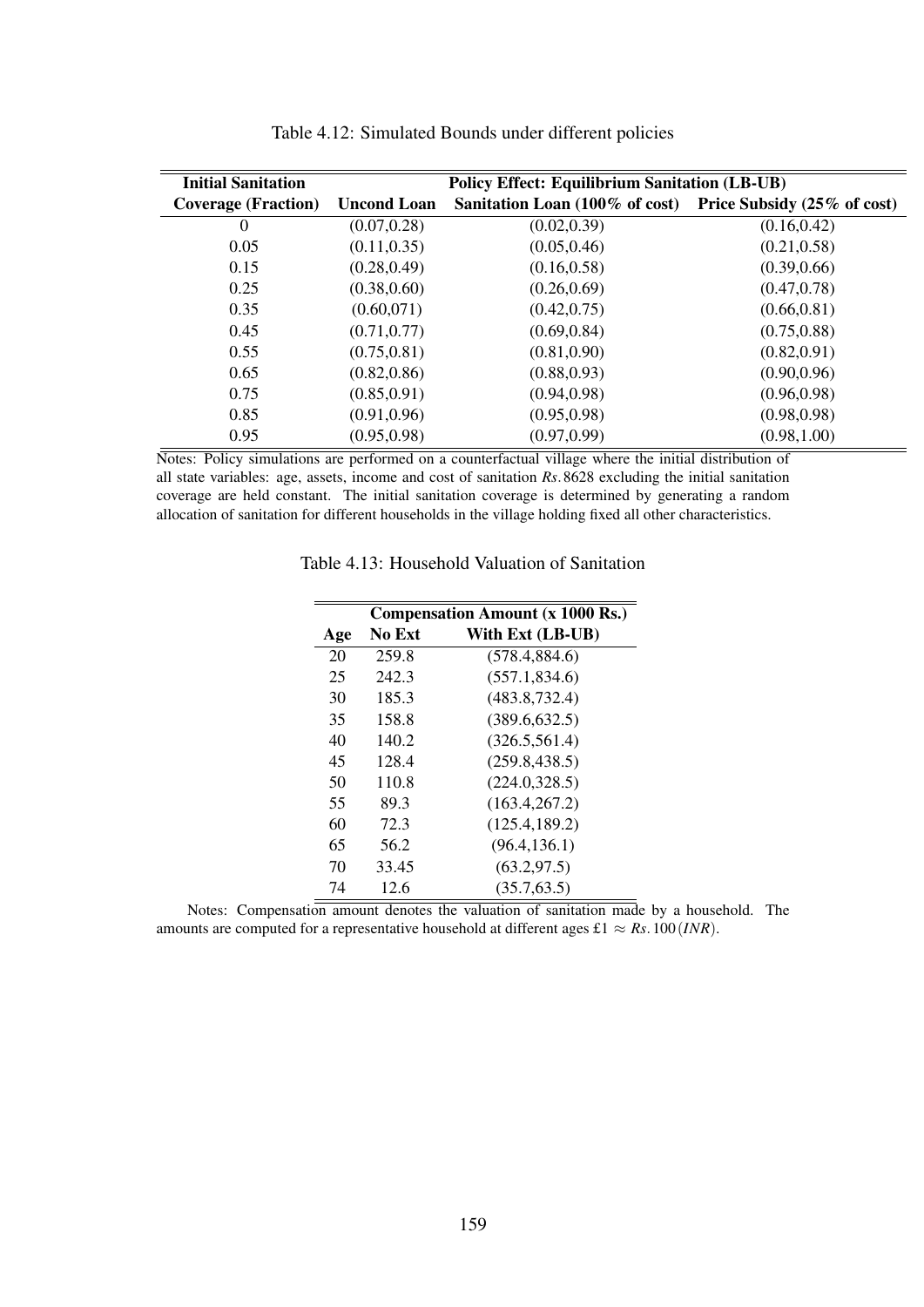Table 4.12: Simulated Bounds under different policies

| Initial Sanitation | Policy Effect: Equilibrium Sanitation (LB-UB) | | |
|---|---|---|---|
| Coverage (Fraction) | Uncond Loan | Sanitation Loan (100% of cost) | Price Subsidy (25% of cost) |
| 0 | (0.07,0.28) | (0.02,0.39) | (0.16,0.42) |
| 0.05 | (0.11,0.35) | (0.05,0.46) | (0.21,0.58) |
| 0.15 | (0.28,0.49) | (0.16,0.58) | (0.39,0.66) |
| 0.25 | (0.38,0.60) | (0.26,0.69) | (0.47,0.78) |
| 0.35 | (0.60,071) | (0.42,0.75) | (0.66,0.81) |
| 0.45 | (0.71,0.77) | (0.69,0.84) | (0.75,0.88) |
| 0.55 | (0.75,0.81) | (0.81,0.90) | (0.82,0.91) |
| 0.65 | (0.82,0.86) | (0.88,0.93) | (0.90,0.96) |
| 0.75 | (0.85,0.91) | (0.94,0.98) | (0.96,0.98) |
| 0.85 | (0.91,0.96) | (0.95,0.98) | (0.98,0.98) |
| 0.95 | (0.95,0.98) | (0.97,0.99) | (0.98,1.00) |

Notes: Policy simulations are performed on a counterfactual village where the initial distribution of all state variables: age, assets, income and cost of sanitation $Rs.8628$ excluding the initial sanitation coverage are held constant. The initial sanitation coverage is determined by generating a random allocation of sanitation for different households in the village holding fixed all other characteristics.

Table 4.13: Household Valuation of Sanitation

| | Compensation Amount (x 1000 Rs.) | |
|---|---|---|
| Age | No Ext | With Ext (LB-UB) |
| 20 | 259.8 | (578.4,884.6) |
| 25 | 242.3 | (557.1,834.6) |
| 30 | 185.3 | (483.8,732.4) |
| 35 | 158.8 | (389.6,632.5) |
| 40 | 140.2 | (326.5,561.4) |
| 45 | 128.4 | (259.8,438.5) |
| 50 | 110.8 | (224.0,328.5) |
| 55 | 89.3 | (163.4,267.2) |
| 60 | 72.3 | (125.4,189.2) |
| 65 | 56.2 | (96.4,136.1) |
| 70 | 33.45 | (63.2,97.5) |
| 74 | 12.6 | (35.7,63.5) |

Notes: Compensation amount denotes the valuation of sanitation made by a household. The amounts are computed for a representative household at different ages £1 $\approx Rs.100(INR)$.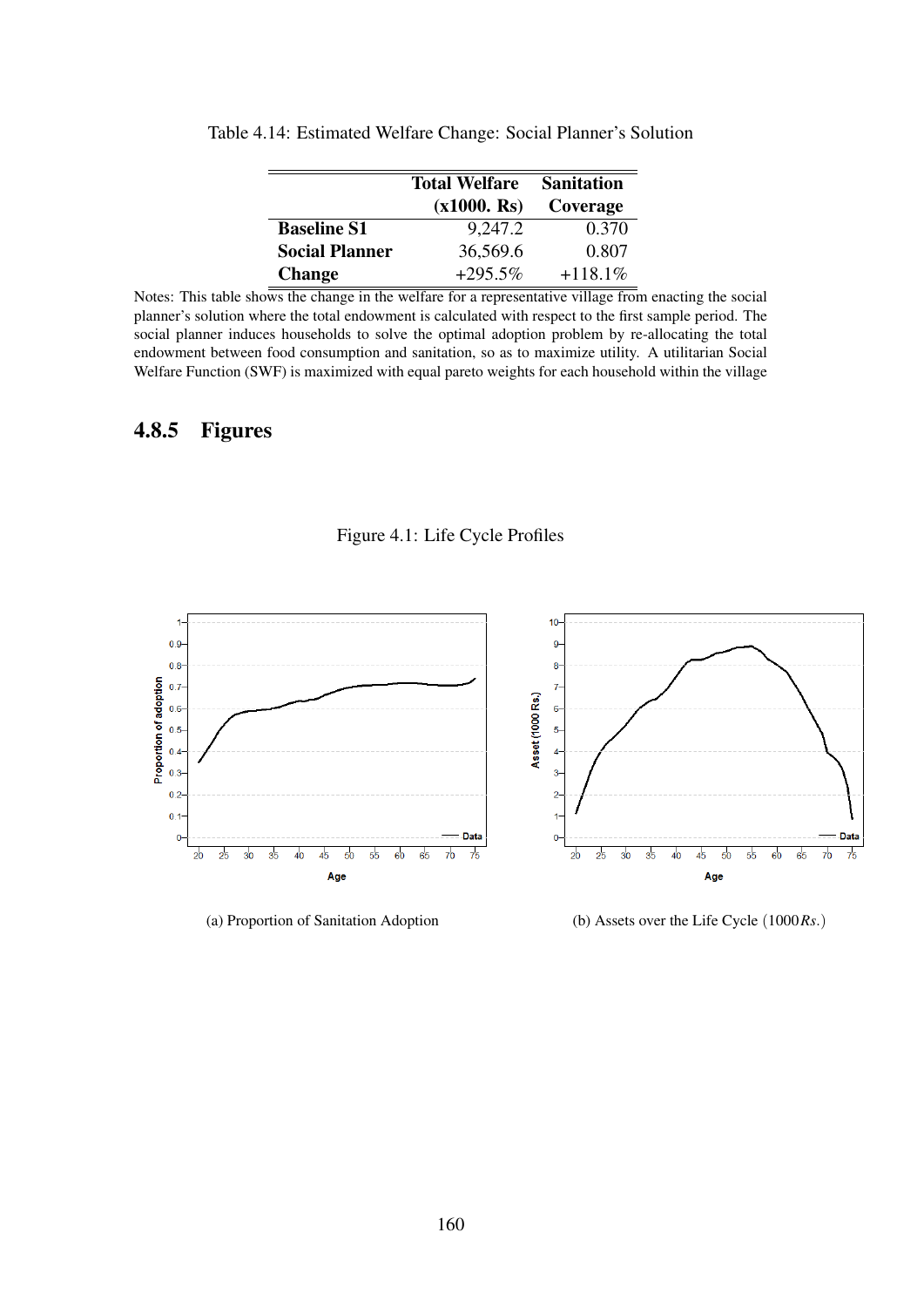Table 4.14: Estimated Welfare Change: Social Planner's Solution

| | **Total Welfare (x1000. Rs)** | **Sanitation Coverage** |
|---|---|---|
| **Baseline S1** | 9,247.2 | 0.370 |
| **Social Planner** | 36,569.6 | 0.807 |
| **Change** | +295.5% | +118.1% |

Notes: This table shows the change in the welfare for a representative village from enacting the social planner's solution where the total endowment is calculated with respect to the first sample period. The social planner induces households to solve the optimal adoption problem by re-allocating the total endowment between food consumption and sanitation, so as to maximize utility. A utilitarian Social Welfare Function (SWF) is maximized with equal pareto weights for each household within the village

### 4.8.5 Figures

Figure 4.1: Life Cycle Profiles

(a) Proportion of Sanitation Adoption

(b) Assets over the Life Cycle $(1000 Rs.)$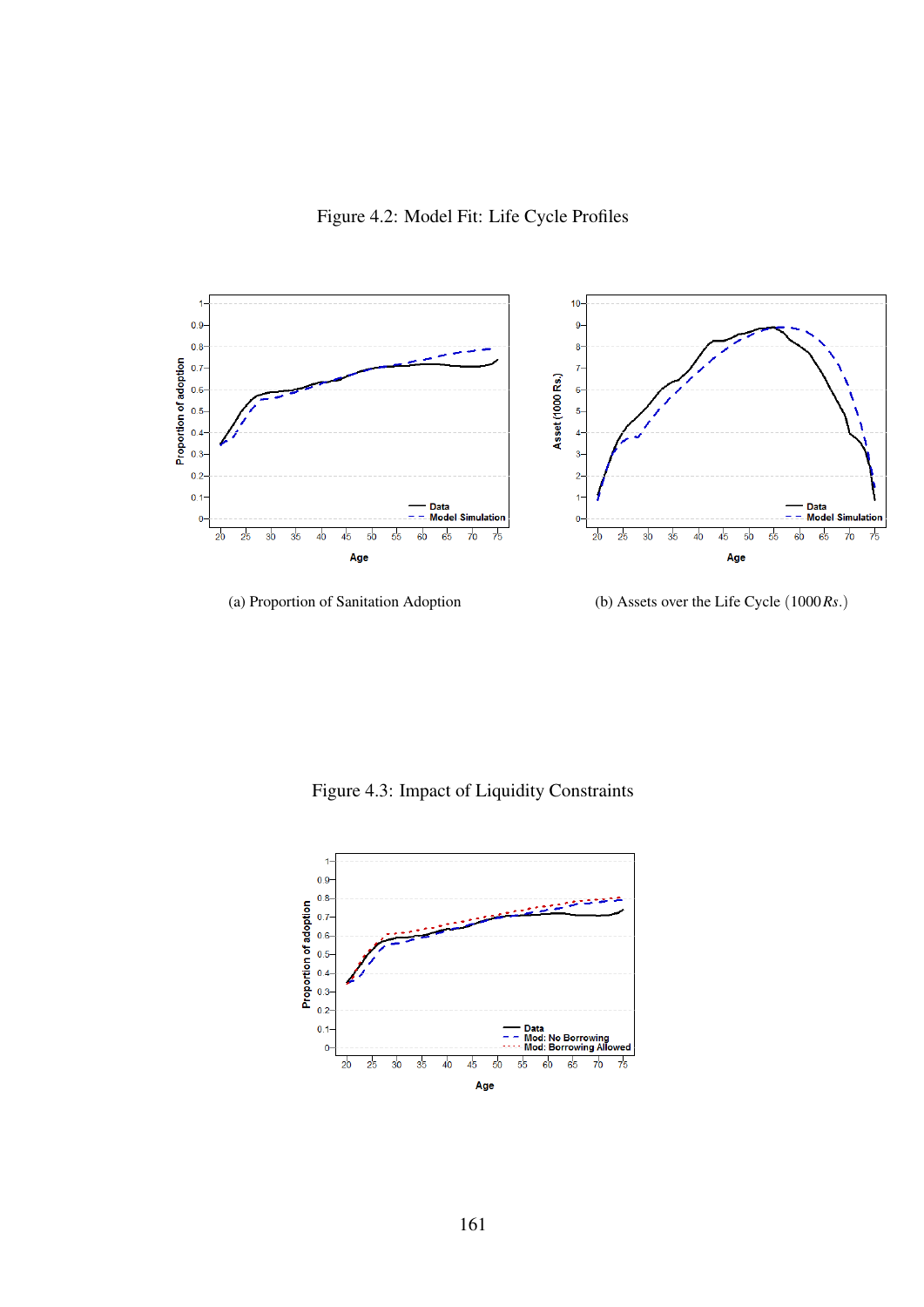Figure 4.2: Model Fit: Life Cycle Profiles

(a) Proportion of Sanitation Adoption

(b) Assets over the Life Cycle $(1000\,Rs.)$

Figure 4.3: Impact of Liquidity Constraints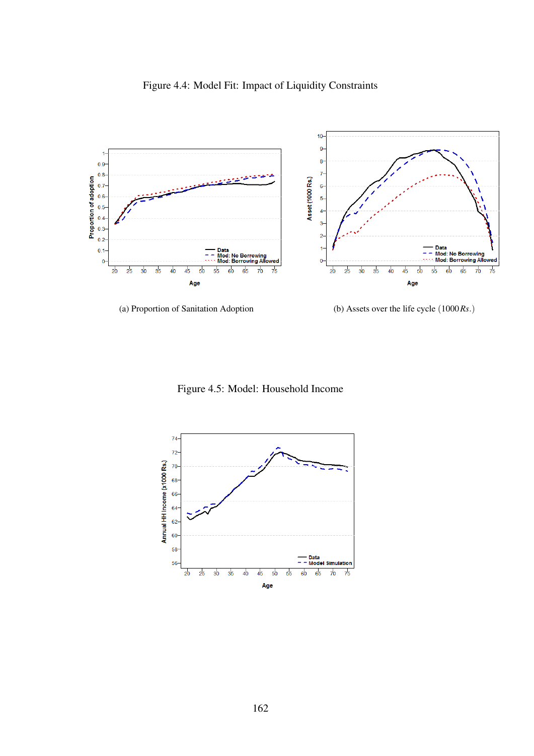Figure 4.4: Model Fit: Impact of Liquidity Constraints

(a) Proportion of Sanitation Adoption

(b) Assets over the life cycle $(1000\,Rs.)$

Figure 4.5: Model: Household Income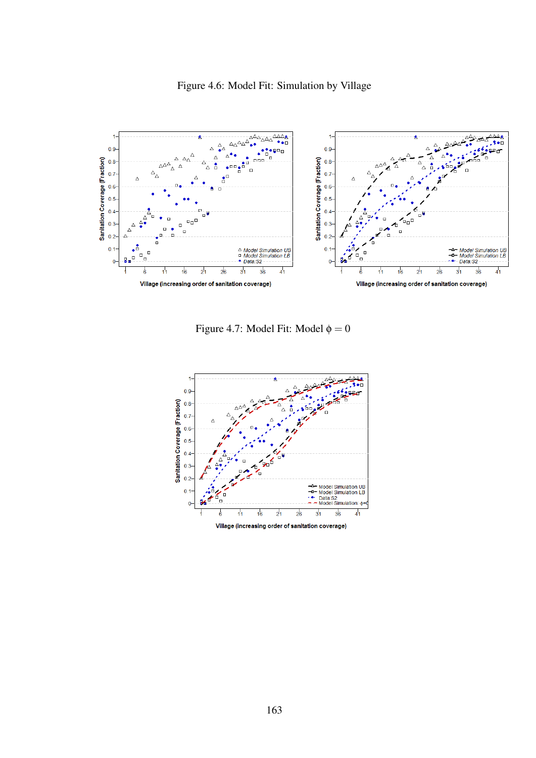Figure 4.6: Model Fit: Simulation by Village

Figure 4.7: Model Fit: Model $\phi = 0$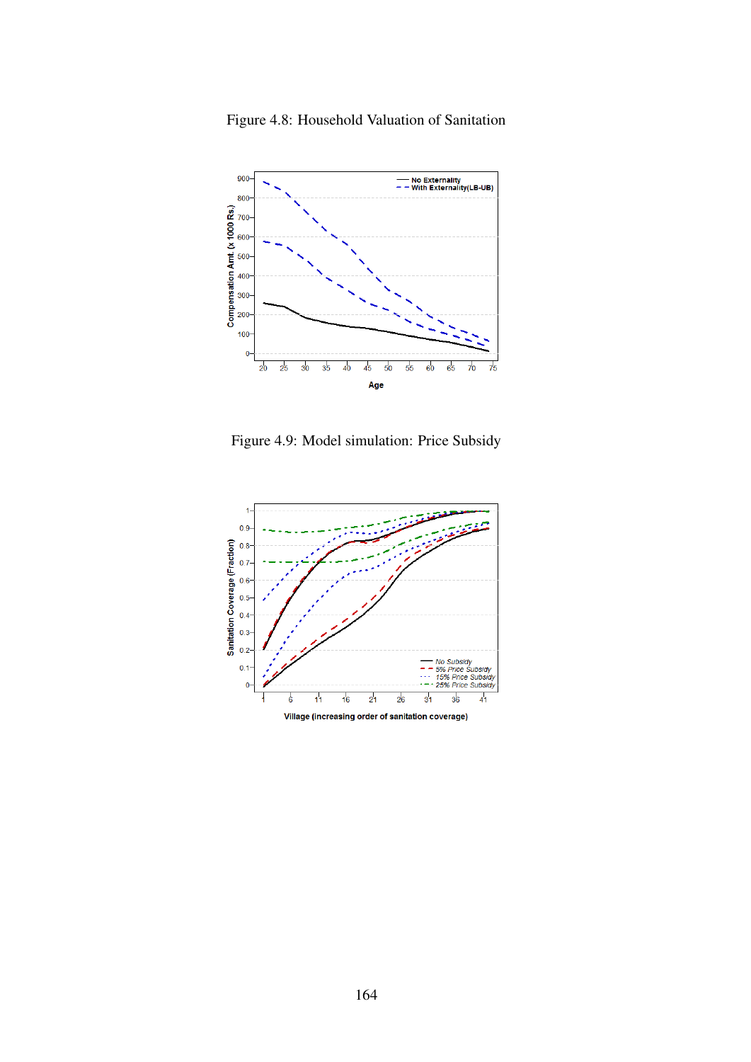Figure 4.8: Household Valuation of Sanitation

Figure 4.9: Model simulation: Price Subsidy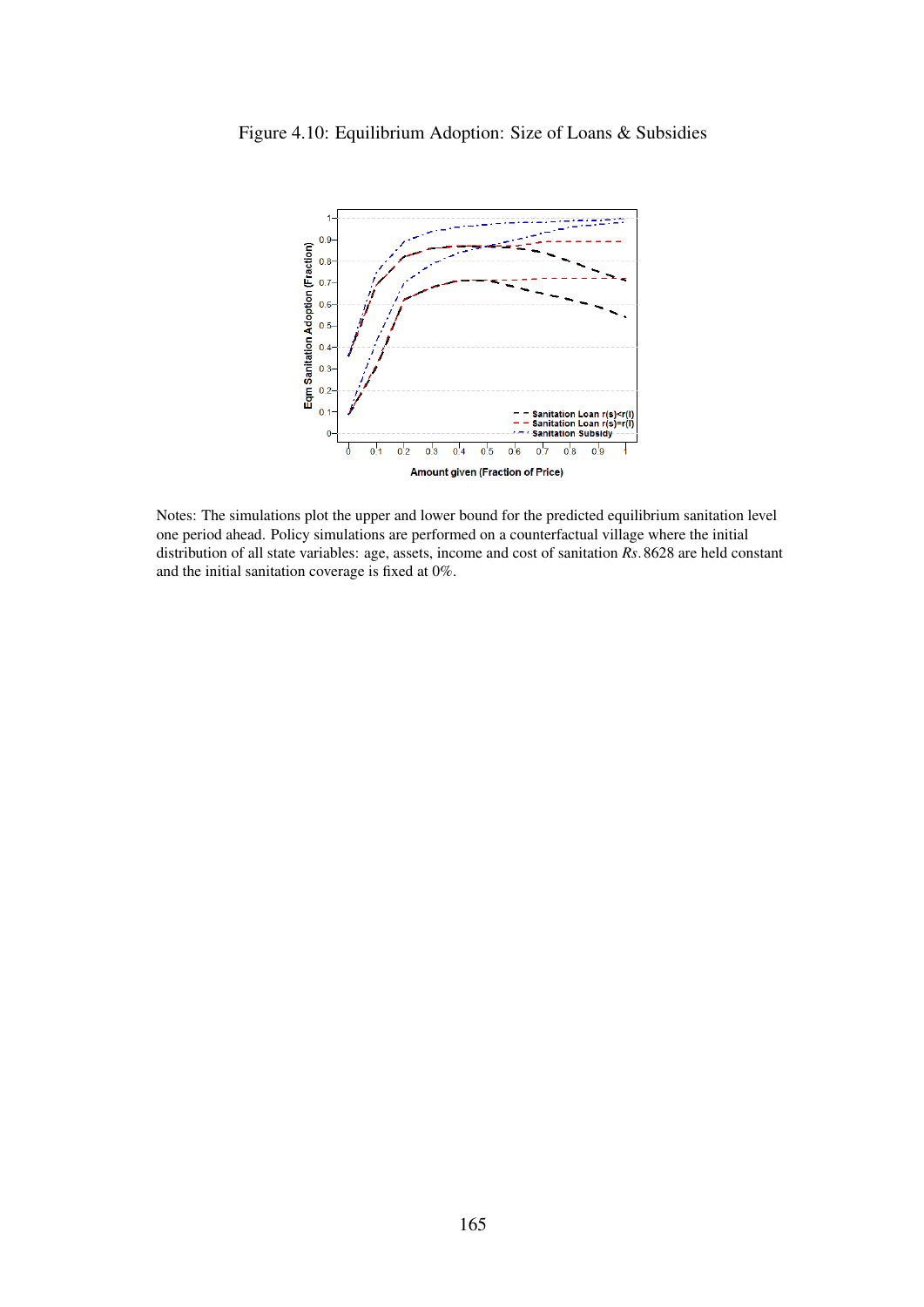Figure 4.10: Equilibrium Adoption: Size of Loans & Subsidies

Notes: The simulations plot the upper and lower bound for the predicted equilibrium sanitation level one period ahead. Policy simulations are performed on a counterfactual village where the initial distribution of all state variables: age, assets, income and cost of sanitation *Rs*. 8628 are held constant and the initial sanitation coverage is fixed at 0%.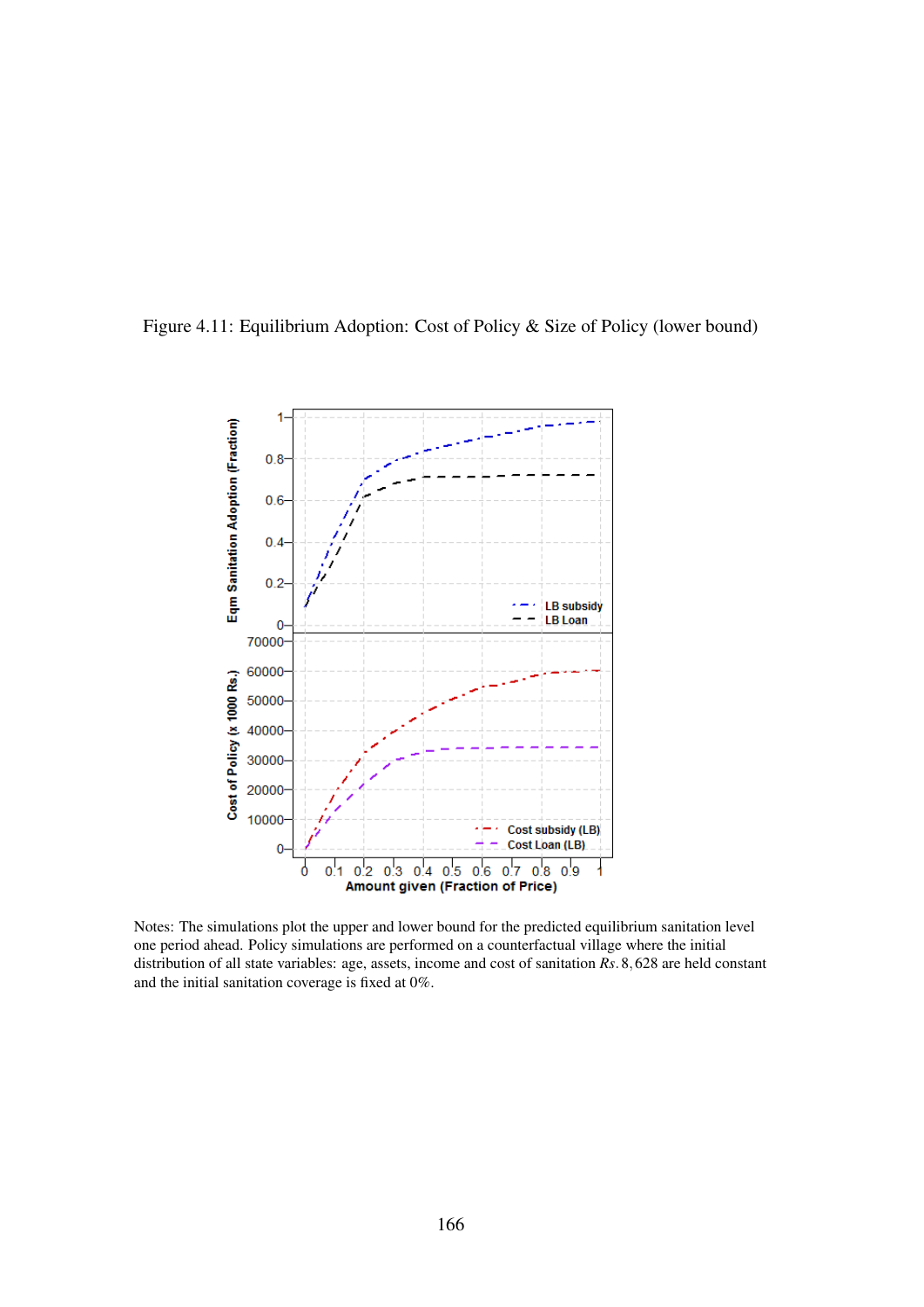Figure 4.11: Equilibrium Adoption: Cost of Policy & Size of Policy (lower bound)

Notes: The simulations plot the upper and lower bound for the predicted equilibrium sanitation level one period ahead. Policy simulations are performed on a counterfactual village where the initial distribution of all state variables: age, assets, income and cost of sanitation $Rs. 8,628$ are held constant and the initial sanitation coverage is fixed at 0%.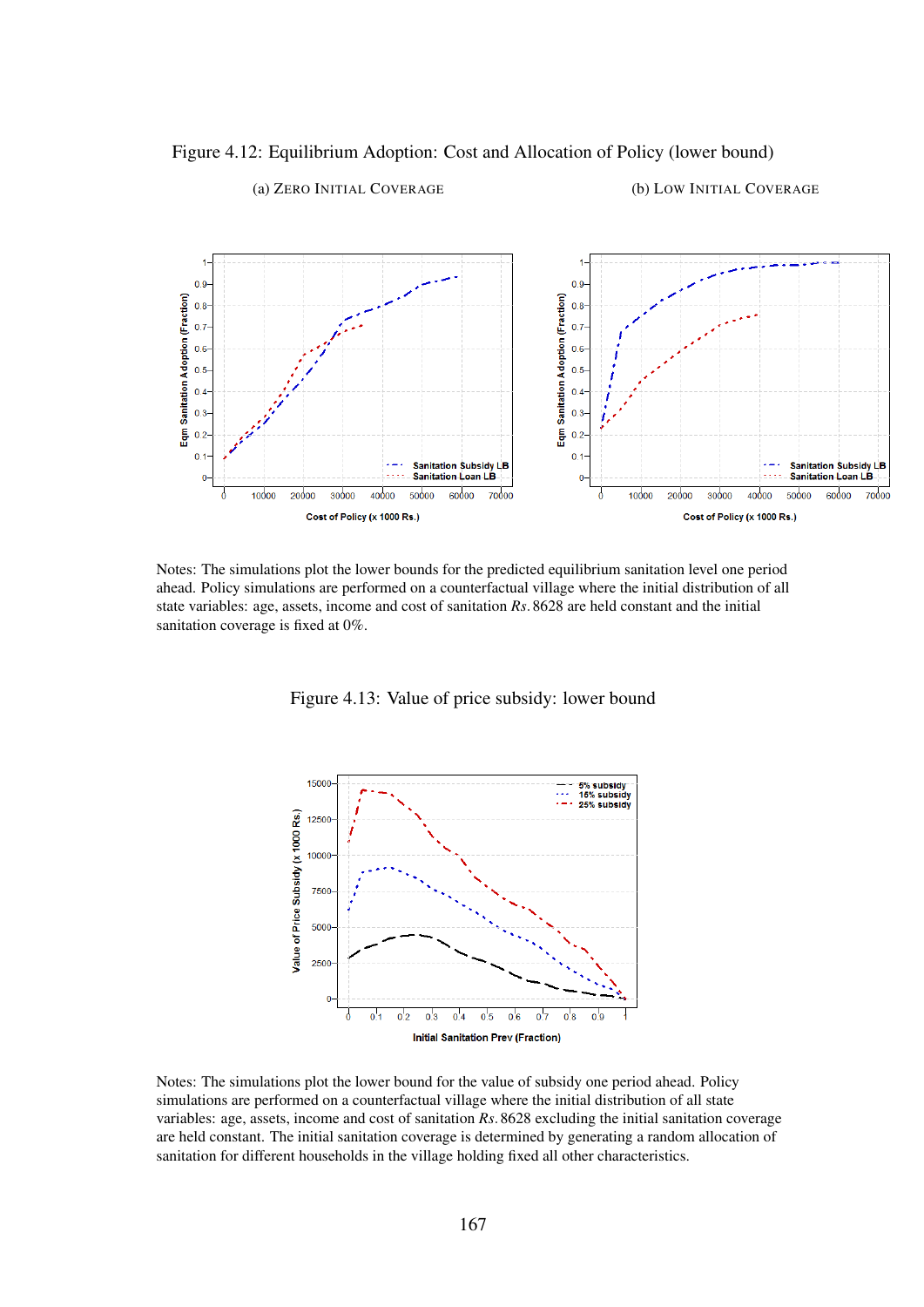Figure 4.12: Equilibrium Adoption: Cost and Allocation of Policy (lower bound)

(a) ZERO INITIAL COVERAGE (b) LOW INITIAL COVERAGE

Notes: The simulations plot the lower bounds for the predicted equilibrium sanitation level one period ahead. Policy simulations are performed on a counterfactual village where the initial distribution of all state variables: age, assets, income and cost of sanitation *Rs.* 8628 are held constant and the initial sanitation coverage is fixed at 0%.

Figure 4.13: Value of price subsidy: lower bound

Notes: The simulations plot the lower bound for the value of subsidy one period ahead. Policy simulations are performed on a counterfactual village where the initial distribution of all state variables: age, assets, income and cost of sanitation *Rs.* 8628 excluding the initial sanitation coverage are held constant. The initial sanitation coverage is determined by generating a random allocation of sanitation for different households in the village holding fixed all other characteristics.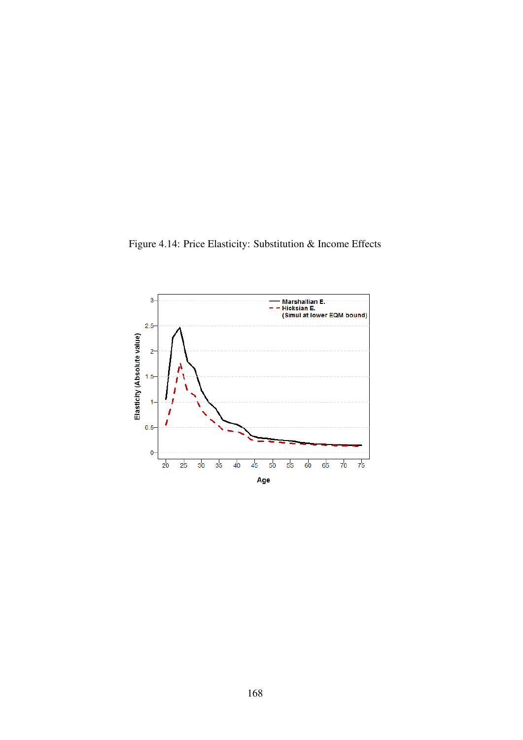Figure 4.14: Price Elasticity: Substitution & Income Effects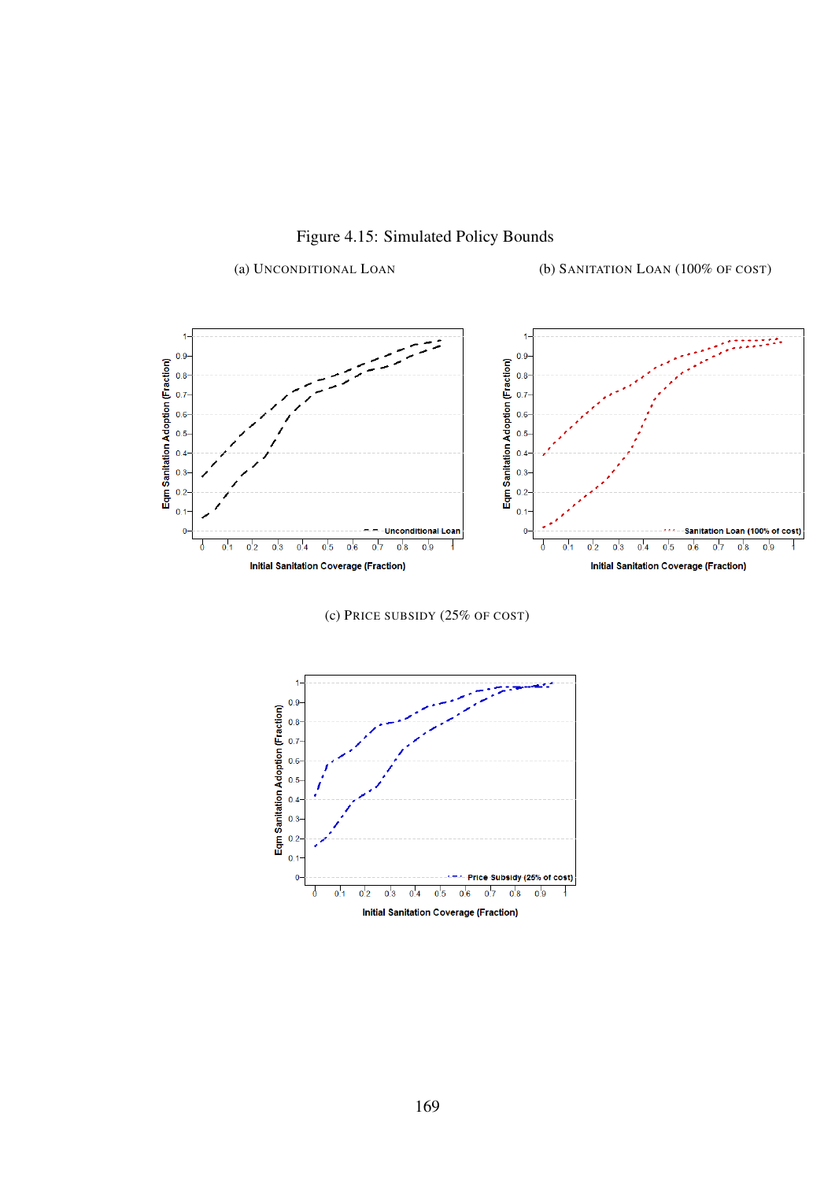Figure 4.15: Simulated Policy Bounds

(a) UNCONDITIONAL LOAN

(b) SANITATION LOAN (100% OF COST)

(c) PRICE SUBSIDY (25% OF COST)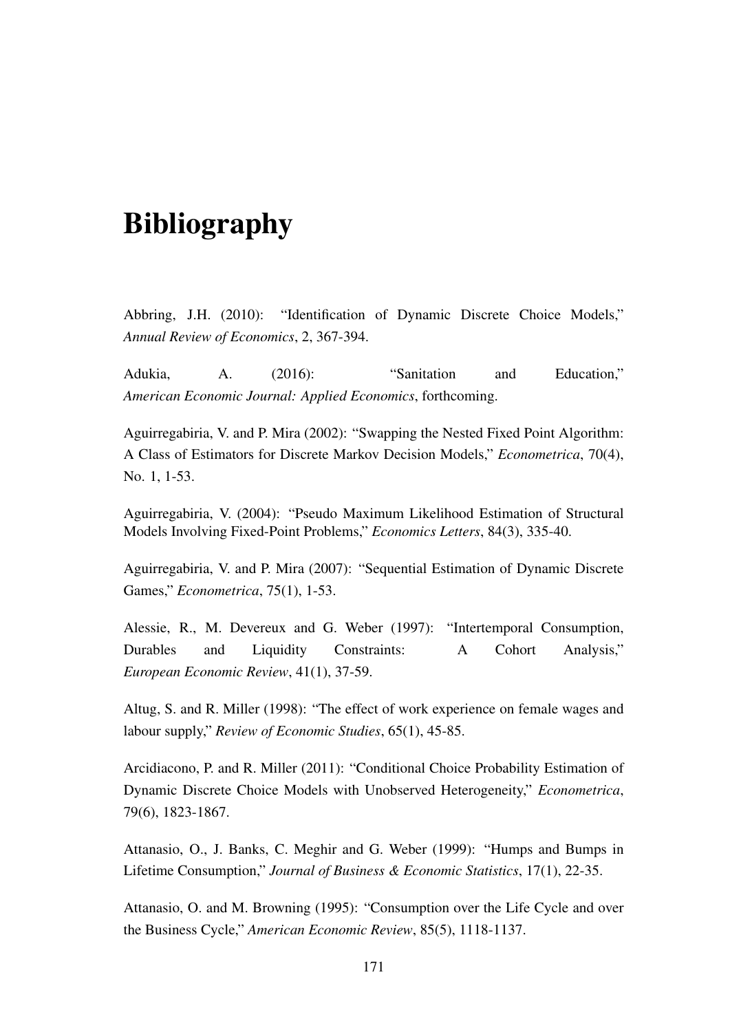# Bibliography

Abbring, J.H. (2010): "Identification of Dynamic Discrete Choice Models," *Annual Review of Economics*, 2, 367-394.

Adukia, A. (2016): "Sanitation and Education," *American Economic Journal: Applied Economics*, forthcoming.

Aguirregabiria, V. and P. Mira (2002): "Swapping the Nested Fixed Point Algorithm: A Class of Estimators for Discrete Markov Decision Models," *Econometrica*, 70(4), No. 1, 1-53.

Aguirregabiria, V. (2004): "Pseudo Maximum Likelihood Estimation of Structural Models Involving Fixed-Point Problems," *Economics Letters*, 84(3), 335-40.

Aguirregabiria, V. and P. Mira (2007): "Sequential Estimation of Dynamic Discrete Games," *Econometrica*, 75(1), 1-53.

Alessie, R., M. Devereux and G. Weber (1997): "Intertemporal Consumption, Durables and Liquidity Constraints: A Cohort Analysis," *European Economic Review*, 41(1), 37-59.

Altug, S. and R. Miller (1998): "The effect of work experience on female wages and labour supply," *Review of Economic Studies*, 65(1), 45-85.

Arcidiacono, P. and R. Miller (2011): "Conditional Choice Probability Estimation of Dynamic Discrete Choice Models with Unobserved Heterogeneity," *Econometrica*, 79(6), 1823-1867.

Attanasio, O., J. Banks, C. Meghir and G. Weber (1999): "Humps and Bumps in Lifetime Consumption," *Journal of Business & Economic Statistics*, 17(1), 22-35.

Attanasio, O. and M. Browning (1995): "Consumption over the Life Cycle and over the Business Cycle," *American Economic Review*, 85(5), 1118-1137.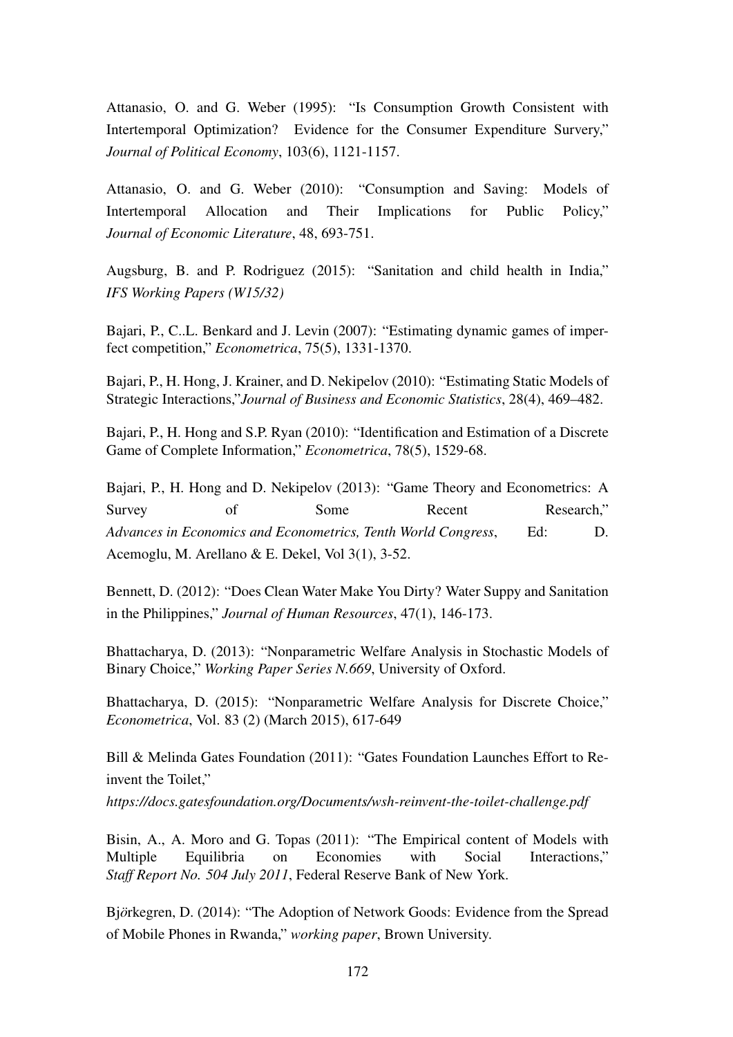Attanasio, O. and G. Weber (1995): "Is Consumption Growth Consistent with Intertemporal Optimization? Evidence for the Consumer Expenditure Survery," *Journal of Political Economy*, 103(6), 1121-1157.

Attanasio, O. and G. Weber (2010): "Consumption and Saving: Models of Intertemporal Allocation and Their Implications for Public Policy," *Journal of Economic Literature*, 48, 693-751.

Augsburg, B. and P. Rodriguez (2015): "Sanitation and child health in India," *IFS Working Papers (W15/32)*

Bajari, P., C..L. Benkard and J. Levin (2007): "Estimating dynamic games of imperfect competition," *Econometrica*, 75(5), 1331-1370.

Bajari, P., H. Hong, J. Krainer, and D. Nekipelov (2010): "Estimating Static Models of Strategic Interactions,"*Journal of Business and Economic Statistics*, 28(4), 469–482.

Bajari, P., H. Hong and S.P. Ryan (2010): "Identification and Estimation of a Discrete Game of Complete Information," *Econometrica*, 78(5), 1529-68.

Bajari, P., H. Hong and D. Nekipelov (2013): "Game Theory and Econometrics: A Survey of Some Recent Research," *Advances in Economics and Econometrics, Tenth World Congress*, Ed: D. Acemoglu, M. Arellano & E. Dekel, Vol 3(1), 3-52.

Bennett, D. (2012): "Does Clean Water Make You Dirty? Water Suppy and Sanitation in the Philippines," *Journal of Human Resources*, 47(1), 146-173.

Bhattacharya, D. (2013): "Nonparametric Welfare Analysis in Stochastic Models of Binary Choice," *Working Paper Series N.669*, University of Oxford.

Bhattacharya, D. (2015): "Nonparametric Welfare Analysis for Discrete Choice," *Econometrica*, Vol. 83 (2) (March 2015), 617-649

Bill & Melinda Gates Foundation (2011): "Gates Foundation Launches Effort to Reinvent the Toilet,"
*https://docs.gatesfoundation.org/Documents/wsh-reinvent-the-toilet-challenge.pdf*

Bisin, A., A. Moro and G. Topas (2011): "The Empirical content of Models with Multiple Equilibria on Economies with Social Interactions," *Staff Report No. 504 July 2011*, Federal Reserve Bank of New York.

Bj*ö*rkegren, D. (2014): "The Adoption of Network Goods: Evidence from the Spread of Mobile Phones in Rwanda," *working paper*, Brown University.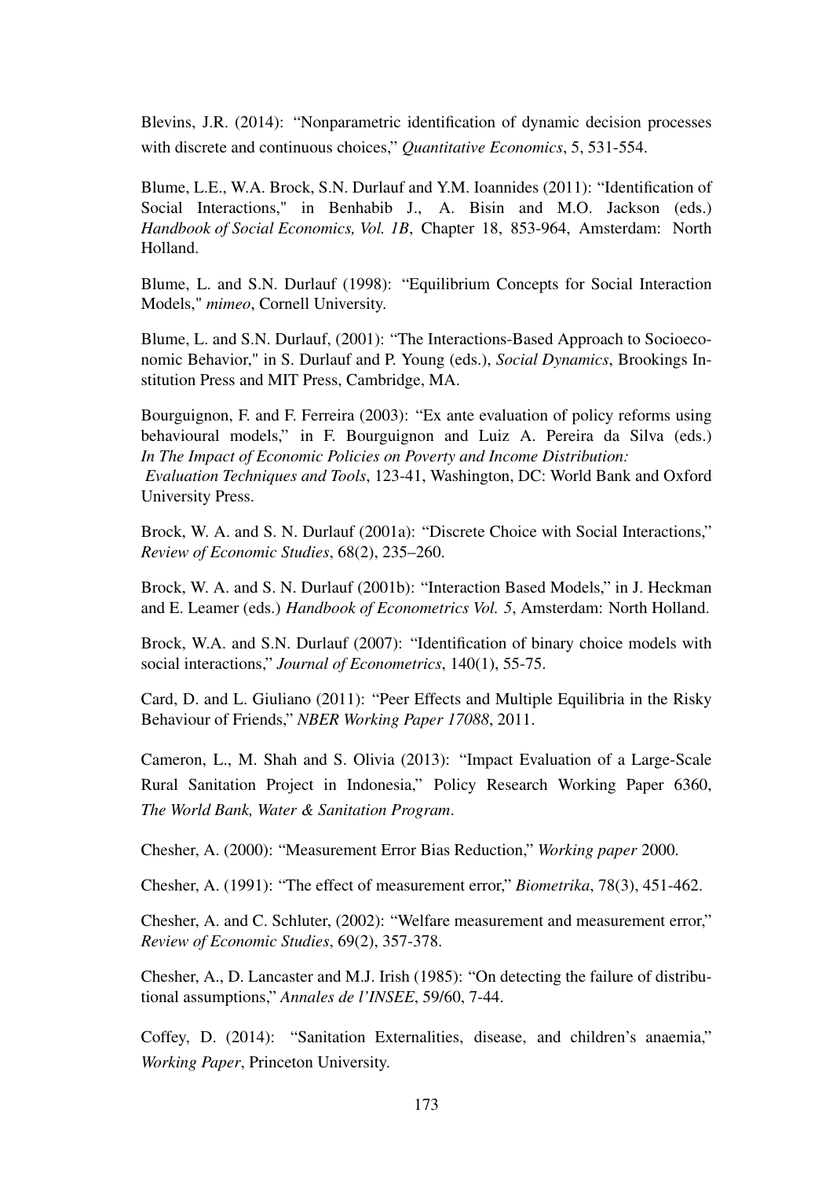Blevins, J.R. (2014): "Nonparametric identification of dynamic decision processes with discrete and continuous choices," *Quantitative Economics*, 5, 531-554.

Blume, L.E., W.A. Brock, S.N. Durlauf and Y.M. Ioannides (2011): "Identification of Social Interactions," in Benhabib J., A. Bisin and M.O. Jackson (eds.) *Handbook of Social Economics, Vol. 1B*, Chapter 18, 853-964, Amsterdam: North Holland.

Blume, L. and S.N. Durlauf (1998): "Equilibrium Concepts for Social Interaction Models," *mimeo*, Cornell University.

Blume, L. and S.N. Durlauf, (2001): "The Interactions-Based Approach to Socioeconomic Behavior," in S. Durlauf and P. Young (eds.), *Social Dynamics*, Brookings Institution Press and MIT Press, Cambridge, MA.

Bourguignon, F. and F. Ferreira (2003): "Ex ante evaluation of policy reforms using behavioural models," in F. Bourguignon and Luiz A. Pereira da Silva (eds.) *In The Impact of Economic Policies on Poverty and Income Distribution: Evaluation Techniques and Tools*, 123-41, Washington, DC: World Bank and Oxford University Press.

Brock, W. A. and S. N. Durlauf (2001a): "Discrete Choice with Social Interactions," *Review of Economic Studies*, 68(2), 235–260.

Brock, W. A. and S. N. Durlauf (2001b): "Interaction Based Models," in J. Heckman and E. Leamer (eds.) *Handbook of Econometrics Vol. 5*, Amsterdam: North Holland.

Brock, W.A. and S.N. Durlauf (2007): "Identification of binary choice models with social interactions," *Journal of Econometrics*, 140(1), 55-75.

Card, D. and L. Giuliano (2011): "Peer Effects and Multiple Equilibria in the Risky Behaviour of Friends," *NBER Working Paper 17088*, 2011.

Cameron, L., M. Shah and S. Olivia (2013): "Impact Evaluation of a Large-Scale Rural Sanitation Project in Indonesia," Policy Research Working Paper 6360, *The World Bank, Water & Sanitation Program*.

Chesher, A. (2000): "Measurement Error Bias Reduction," *Working paper* 2000.

Chesher, A. (1991): "The effect of measurement error," *Biometrika*, 78(3), 451-462.

Chesher, A. and C. Schluter, (2002): "Welfare measurement and measurement error," *Review of Economic Studies*, 69(2), 357-378.

Chesher, A., D. Lancaster and M.J. Irish (1985): "On detecting the failure of distributional assumptions," *Annales de l'INSEE*, 59/60, 7-44.

Coffey, D. (2014): "Sanitation Externalities, disease, and children's anaemia," *Working Paper*, Princeton University.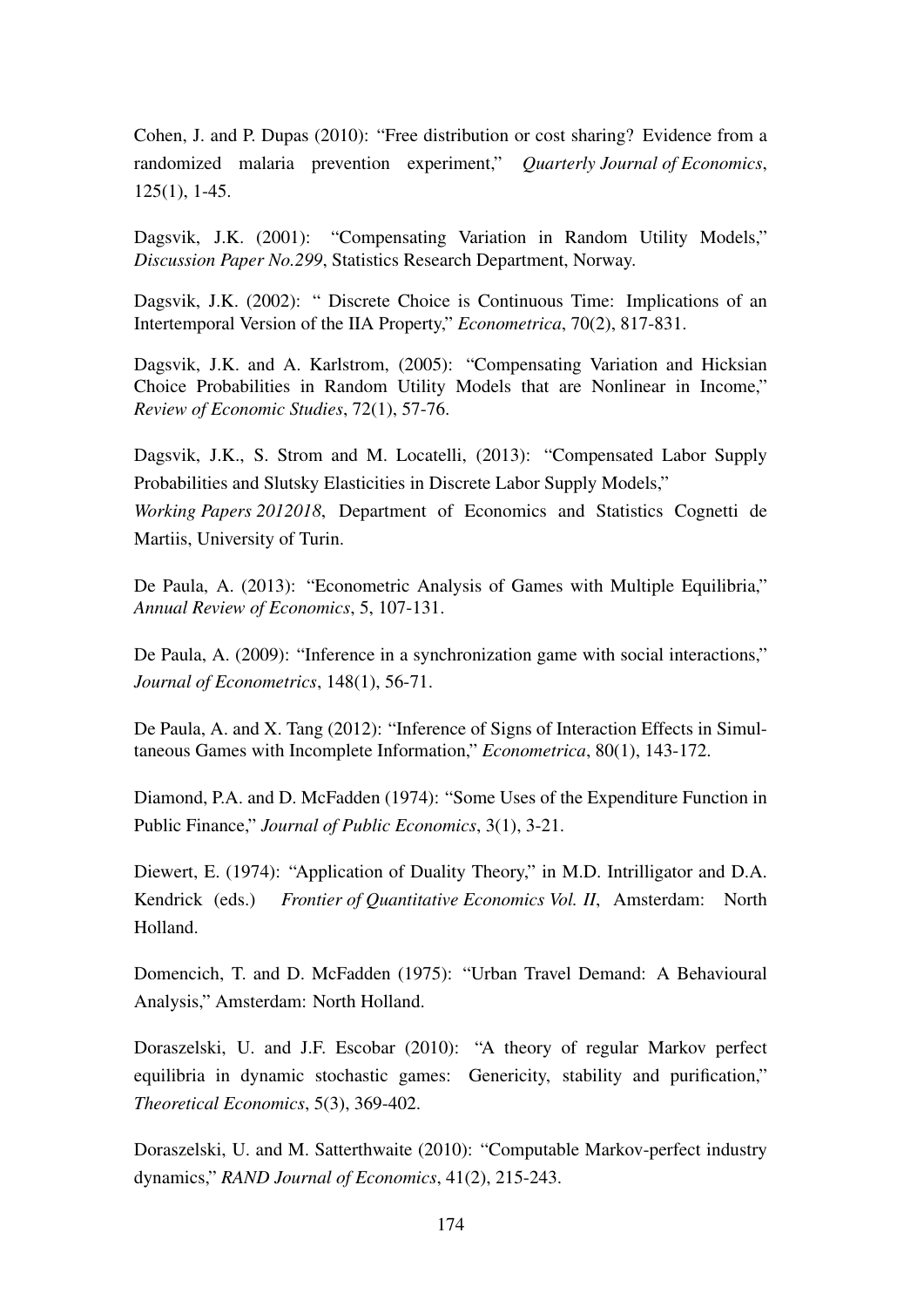Cohen, J. and P. Dupas (2010): "Free distribution or cost sharing? Evidence from a randomized malaria prevention experiment," *Quarterly Journal of Economics*, 125(1), 1-45.

Dagsvik, J.K. (2001): "Compensating Variation in Random Utility Models," *Discussion Paper No.299*, Statistics Research Department, Norway.

Dagsvik, J.K. (2002): " Discrete Choice is Continuous Time: Implications of an Intertemporal Version of the IIA Property," *Econometrica*, 70(2), 817-831.

Dagsvik, J.K. and A. Karlstrom, (2005): "Compensating Variation and Hicksian Choice Probabilities in Random Utility Models that are Nonlinear in Income," *Review of Economic Studies*, 72(1), 57-76.

Dagsvik, J.K., S. Strom and M. Locatelli, (2013): "Compensated Labor Supply Probabilities and Slutsky Elasticities in Discrete Labor Supply Models," *Working Papers 2012018*, Department of Economics and Statistics Cognetti de Martiis, University of Turin.

De Paula, A. (2013): "Econometric Analysis of Games with Multiple Equilibria," *Annual Review of Economics*, 5, 107-131.

De Paula, A. (2009): "Inference in a synchronization game with social interactions," *Journal of Econometrics*, 148(1), 56-71.

De Paula, A. and X. Tang (2012): "Inference of Signs of Interaction Effects in Simultaneous Games with Incomplete Information," *Econometrica*, 80(1), 143-172.

Diamond, P.A. and D. McFadden (1974): "Some Uses of the Expenditure Function in Public Finance," *Journal of Public Economics*, 3(1), 3-21.

Diewert, E. (1974): "Application of Duality Theory," in M.D. Intrilligator and D.A. Kendrick (eds.) *Frontier of Quantitative Economics Vol. II*, Amsterdam: North Holland.

Domencich, T. and D. McFadden (1975): "Urban Travel Demand: A Behavioural Analysis," Amsterdam: North Holland.

Doraszelski, U. and J.F. Escobar (2010): "A theory of regular Markov perfect equilibria in dynamic stochastic games: Genericity, stability and purification," *Theoretical Economics*, 5(3), 369-402.

Doraszelski, U. and M. Satterthwaite (2010): "Computable Markov-perfect industry dynamics," *RAND Journal of Economics*, 41(2), 215-243.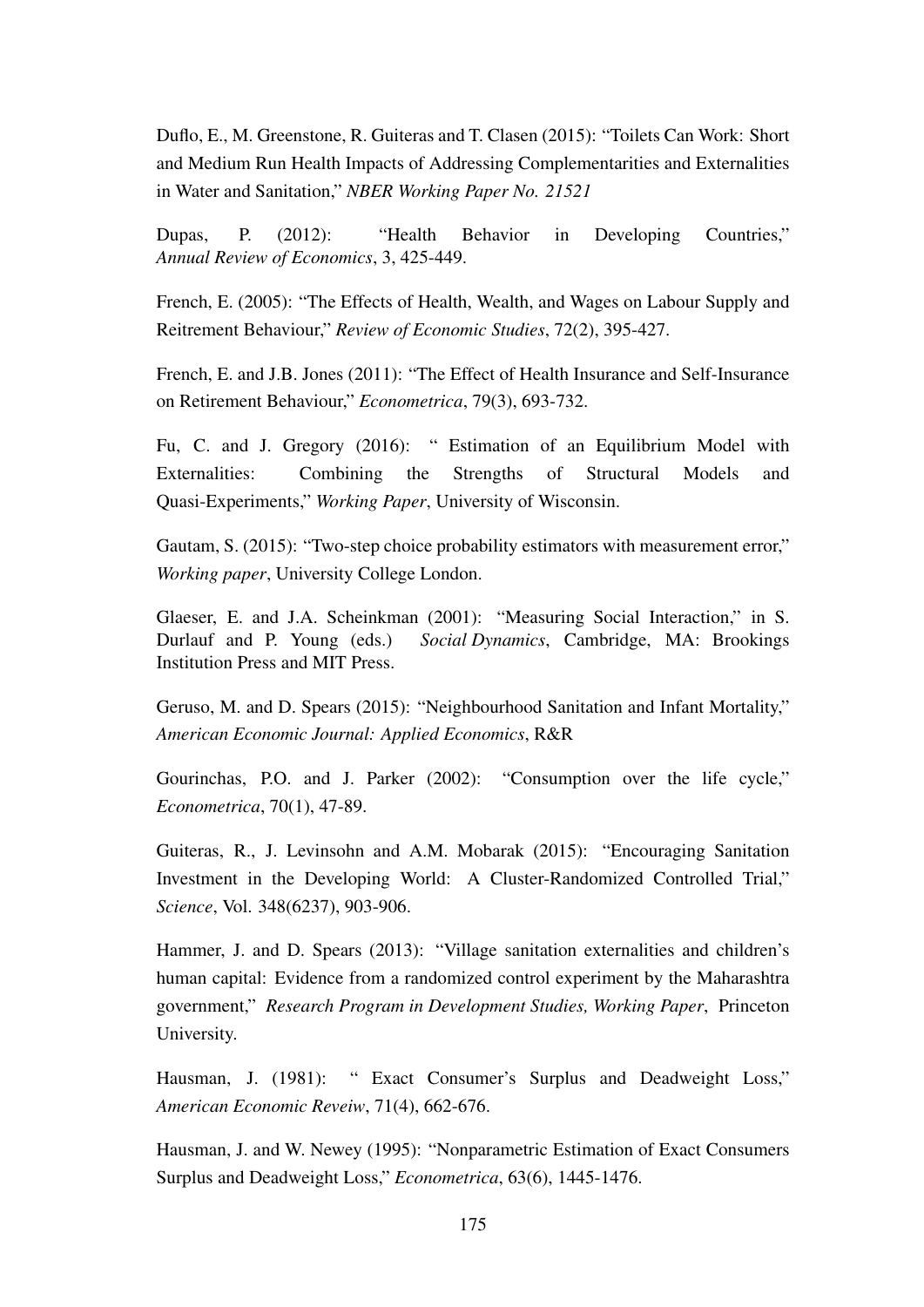Duflo, E., M. Greenstone, R. Guiteras and T. Clasen (2015): "Toilets Can Work: Short and Medium Run Health Impacts of Addressing Complementarities and Externalities in Water and Sanitation," *NBER Working Paper No. 21521*

Dupas, P. (2012): "Health Behavior in Developing Countries," *Annual Review of Economics*, 3, 425-449.

French, E. (2005): "The Effects of Health, Wealth, and Wages on Labour Supply and Reitrement Behaviour," *Review of Economic Studies*, 72(2), 395-427.

French, E. and J.B. Jones (2011): "The Effect of Health Insurance and Self-Insurance on Retirement Behaviour," *Econometrica*, 79(3), 693-732.

Fu, C. and J. Gregory (2016): " Estimation of an Equilibrium Model with Externalities: Combining the Strengths of Structural Models and Quasi-Experiments," *Working Paper*, University of Wisconsin.

Gautam, S. (2015): "Two-step choice probability estimators with measurement error," *Working paper*, University College London.

Glaeser, E. and J.A. Scheinkman (2001): "Measuring Social Interaction," in S. Durlauf and P. Young (eds.) *Social Dynamics*, Cambridge, MA: Brookings Institution Press and MIT Press.

Geruso, M. and D. Spears (2015): "Neighbourhood Sanitation and Infant Mortality," *American Economic Journal: Applied Economics*, R&R

Gourinchas, P.O. and J. Parker (2002): "Consumption over the life cycle," *Econometrica*, 70(1), 47-89.

Guiteras, R., J. Levinsohn and A.M. Mobarak (2015): "Encouraging Sanitation Investment in the Developing World: A Cluster-Randomized Controlled Trial," *Science*, Vol. 348(6237), 903-906.

Hammer, J. and D. Spears (2013): "Village sanitation externalities and children's human capital: Evidence from a randomized control experiment by the Maharashtra government," *Research Program in Development Studies, Working Paper*, Princeton University.

Hausman, J. (1981): " Exact Consumer's Surplus and Deadweight Loss," *American Economic Reveiw*, 71(4), 662-676.

Hausman, J. and W. Newey (1995): "Nonparametric Estimation of Exact Consumers Surplus and Deadweight Loss," *Econometrica*, 63(6), 1445-1476.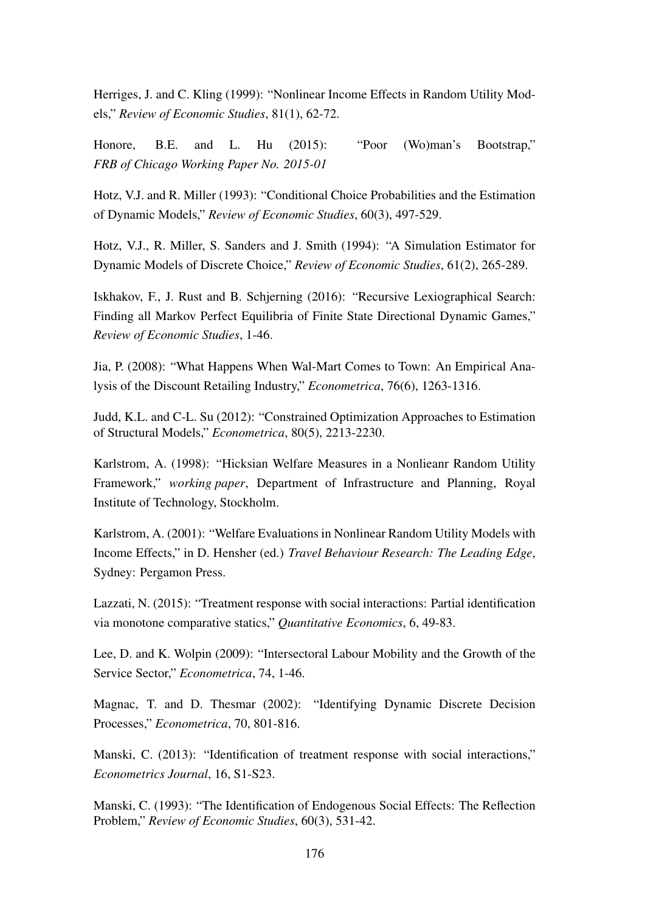Herriges, J. and C. Kling (1999): "Nonlinear Income Effects in Random Utility Models," *Review of Economic Studies*, 81(1), 62-72.

Honore, B.E. and L. Hu (2015): "Poor (Wo)man's Bootstrap," *FRB of Chicago Working Paper No. 2015-01*

Hotz, V.J. and R. Miller (1993): "Conditional Choice Probabilities and the Estimation of Dynamic Models," *Review of Economic Studies*, 60(3), 497-529.

Hotz, V.J., R. Miller, S. Sanders and J. Smith (1994): "A Simulation Estimator for Dynamic Models of Discrete Choice," *Review of Economic Studies*, 61(2), 265-289.

Iskhakov, F., J. Rust and B. Schjerning (2016): "Recursive Lexiographical Search: Finding all Markov Perfect Equilibria of Finite State Directional Dynamic Games," *Review of Economic Studies*, 1-46.

Jia, P. (2008): "What Happens When Wal-Mart Comes to Town: An Empirical Analysis of the Discount Retailing Industry," *Econometrica*, 76(6), 1263-1316.

Judd, K.L. and C-L. Su (2012): "Constrained Optimization Approaches to Estimation of Structural Models," *Econometrica*, 80(5), 2213-2230.

Karlstrom, A. (1998): "Hicksian Welfare Measures in a Nonlieanr Random Utility Framework," *working paper*, Department of Infrastructure and Planning, Royal Institute of Technology, Stockholm.

Karlstrom, A. (2001): "Welfare Evaluations in Nonlinear Random Utility Models with Income Effects," in D. Hensher (ed.) *Travel Behaviour Research: The Leading Edge*, Sydney: Pergamon Press.

Lazzati, N. (2015): "Treatment response with social interactions: Partial identification via monotone comparative statics," *Quantitative Economics*, 6, 49-83.

Lee, D. and K. Wolpin (2009): "Intersectoral Labour Mobility and the Growth of the Service Sector," *Econometrica*, 74, 1-46.

Magnac, T. and D. Thesmar (2002): "Identifying Dynamic Discrete Decision Processes," *Econometrica*, 70, 801-816.

Manski, C. (2013): "Identification of treatment response with social interactions," *Econometrics Journal*, 16, S1-S23.

Manski, C. (1993): "The Identification of Endogenous Social Effects: The Reflection Problem," *Review of Economic Studies*, 60(3), 531-42.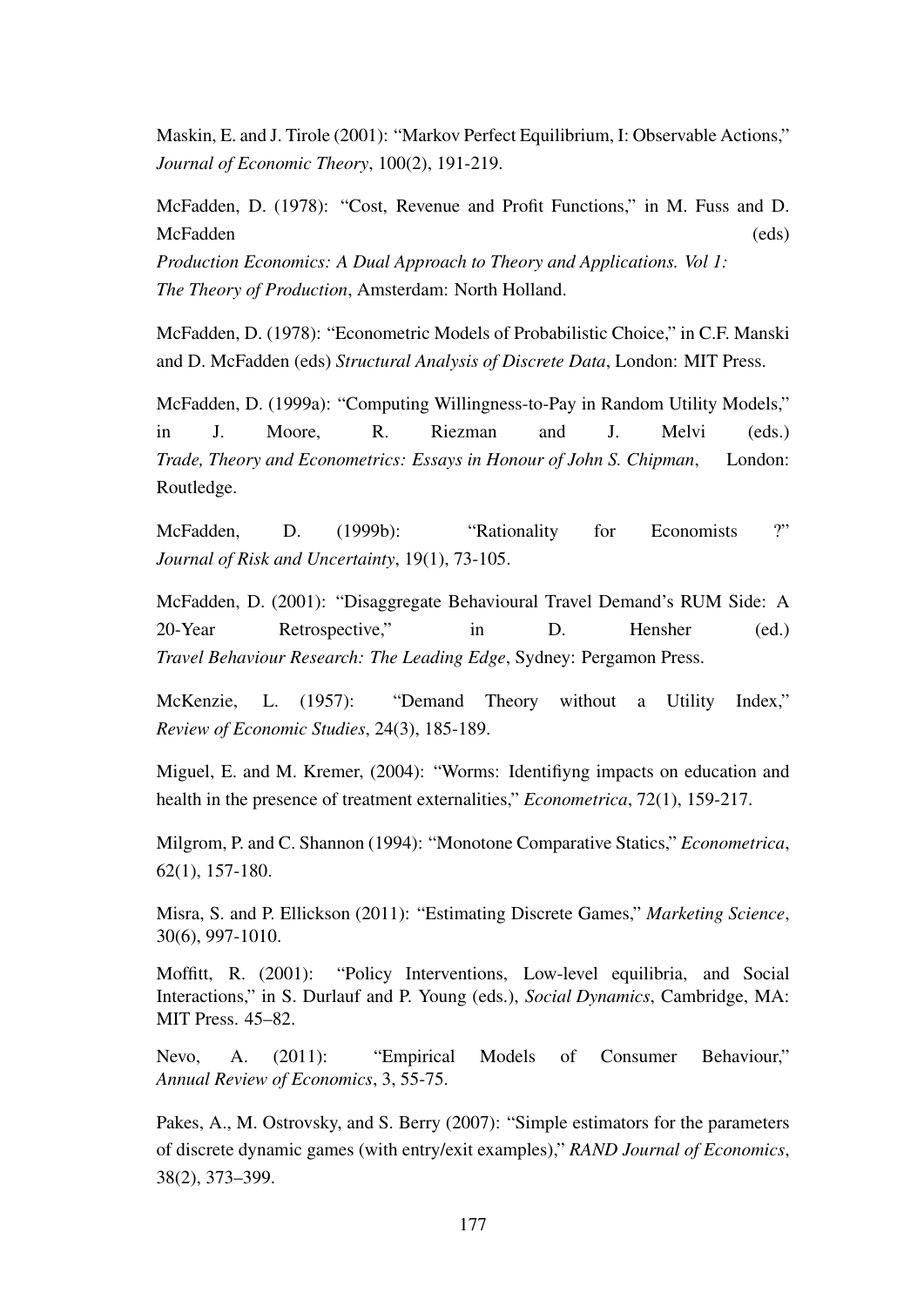Maskin, E. and J. Tirole (2001): "Markov Perfect Equilibrium, I: Observable Actions," *Journal of Economic Theory*, 100(2), 191-219.

McFadden, D. (1978): "Cost, Revenue and Profit Functions," in M. Fuss and D. McFadden (eds) *Production Economics: A Dual Approach to Theory and Applications. Vol 1: The Theory of Production*, Amsterdam: North Holland.

McFadden, D. (1978): "Econometric Models of Probabilistic Choice," in C.F. Manski and D. McFadden (eds) *Structural Analysis of Discrete Data*, London: MIT Press.

McFadden, D. (1999a): "Computing Willingness-to-Pay in Random Utility Models," in J. Moore, R. Riezman and J. Melvi (eds.) *Trade, Theory and Econometrics: Essays in Honour of John S. Chipman*, London: Routledge.

McFadden, D. (1999b): "Rationality for Economists ?" *Journal of Risk and Uncertainty*, 19(1), 73-105.

McFadden, D. (2001): "Disaggregate Behavioural Travel Demand's RUM Side: A 20-Year Retrospective," in D. Hensher (ed.) *Travel Behaviour Research: The Leading Edge*, Sydney: Pergamon Press.

McKenzie, L. (1957): "Demand Theory without a Utility Index," *Review of Economic Studies*, 24(3), 185-189.

Miguel, E. and M. Kremer, (2004): "Worms: Identifiyng impacts on education and health in the presence of treatment externalities," *Econometrica*, 72(1), 159-217.

Milgrom, P. and C. Shannon (1994): "Monotone Comparative Statics," *Econometrica*, 62(1), 157-180.

Misra, S. and P. Ellickson (2011): "Estimating Discrete Games," *Marketing Science*, 30(6), 997-1010.

Moffitt, R. (2001): "Policy Interventions, Low-level equilibria, and Social Interactions," in S. Durlauf and P. Young (eds.), *Social Dynamics*, Cambridge, MA: MIT Press. 45–82.

Nevo, A. (2011): "Empirical Models of Consumer Behaviour," *Annual Review of Economics*, 3, 55-75.

Pakes, A., M. Ostrovsky, and S. Berry (2007): "Simple estimators for the parameters of discrete dynamic games (with entry/exit examples)," *RAND Journal of Economics*, 38(2), 373–399.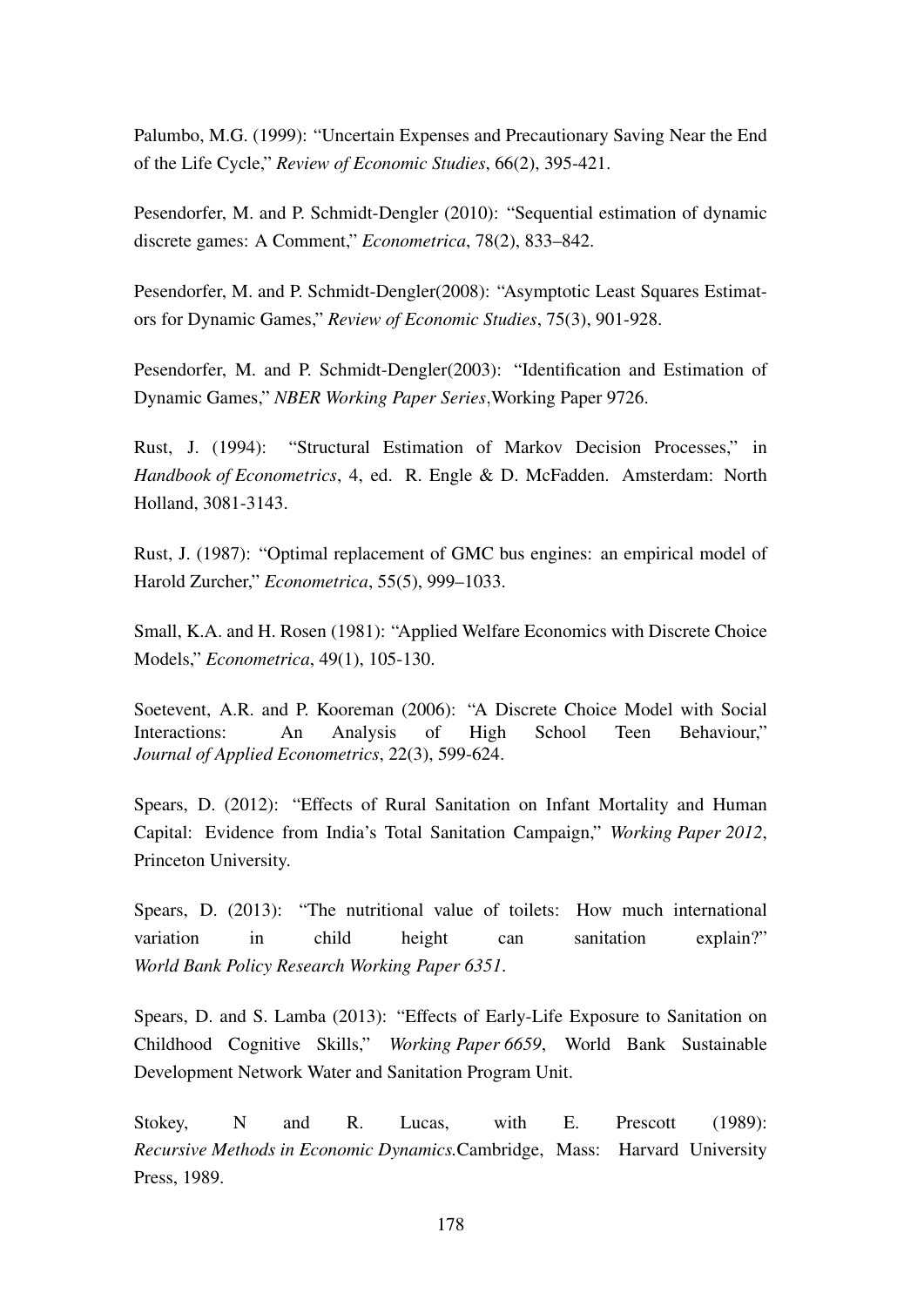Palumbo, M.G. (1999): "Uncertain Expenses and Precautionary Saving Near the End of the Life Cycle," *Review of Economic Studies*, 66(2), 395-421.

Pesendorfer, M. and P. Schmidt-Dengler (2010): "Sequential estimation of dynamic discrete games: A Comment," *Econometrica*, 78(2), 833–842.

Pesendorfer, M. and P. Schmidt-Dengler(2008): "Asymptotic Least Squares Estimators for Dynamic Games," *Review of Economic Studies*, 75(3), 901-928.

Pesendorfer, M. and P. Schmidt-Dengler(2003): "Identification and Estimation of Dynamic Games," *NBER Working Paper Series*,Working Paper 9726.

Rust, J. (1994): "Structural Estimation of Markov Decision Processes," in *Handbook of Econometrics*, 4, ed. R. Engle & D. McFadden. Amsterdam: North Holland, 3081-3143.

Rust, J. (1987): "Optimal replacement of GMC bus engines: an empirical model of Harold Zurcher," *Econometrica*, 55(5), 999–1033.

Small, K.A. and H. Rosen (1981): "Applied Welfare Economics with Discrete Choice Models," *Econometrica*, 49(1), 105-130.

Soetevent, A.R. and P. Kooreman (2006): "A Discrete Choice Model with Social Interactions: An Analysis of High School Teen Behaviour," *Journal of Applied Econometrics*, 22(3), 599-624.

Spears, D. (2012): "Effects of Rural Sanitation on Infant Mortality and Human Capital: Evidence from India's Total Sanitation Campaign," *Working Paper 2012*, Princeton University.

Spears, D. (2013): "The nutritional value of toilets: How much international variation in child height can sanitation explain?" *World Bank Policy Research Working Paper 6351*.

Spears, D. and S. Lamba (2013): "Effects of Early-Life Exposure to Sanitation on Childhood Cognitive Skills," *Working Paper 6659*, World Bank Sustainable Development Network Water and Sanitation Program Unit.

Stokey, N and R. Lucas, with E. Prescott (1989): *Recursive Methods in Economic Dynamics.*Cambridge, Mass: Harvard University Press, 1989.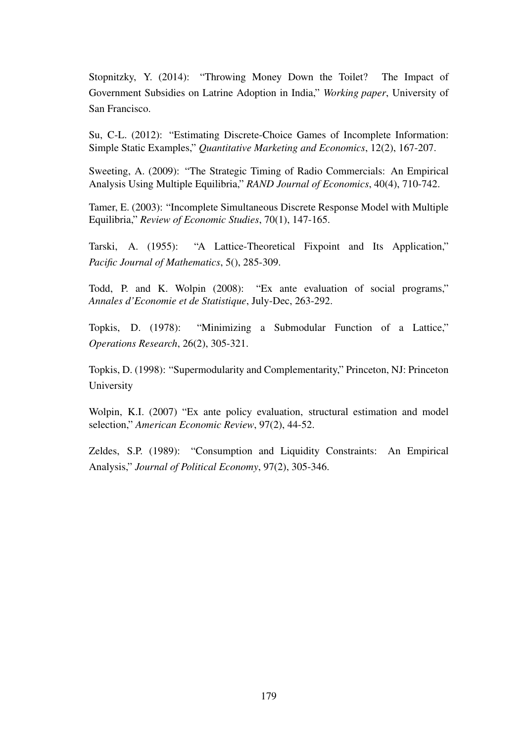Stopnitzky, Y. (2014): "Throwing Money Down the Toilet? The Impact of Government Subsidies on Latrine Adoption in India," *Working paper*, University of San Francisco.

Su, C-L. (2012): "Estimating Discrete-Choice Games of Incomplete Information: Simple Static Examples," *Quantitative Marketing and Economics*, 12(2), 167-207.

Sweeting, A. (2009): "The Strategic Timing of Radio Commercials: An Empirical Analysis Using Multiple Equilibria," *RAND Journal of Economics*, 40(4), 710-742.

Tamer, E. (2003): "Incomplete Simultaneous Discrete Response Model with Multiple Equilibria," *Review of Economic Studies*, 70(1), 147-165.

Tarski, A. (1955): "A Lattice-Theoretical Fixpoint and Its Application," *Pacific Journal of Mathematics*, 5(), 285-309.

Todd, P. and K. Wolpin (2008): "Ex ante evaluation of social programs," *Annales d'Economie et de Statistique*, July-Dec, 263-292.

Topkis, D. (1978): "Minimizing a Submodular Function of a Lattice," *Operations Research*, 26(2), 305-321.

Topkis, D. (1998): "Supermodularity and Complementarity," Princeton, NJ: Princeton University

Wolpin, K.I. (2007) "Ex ante policy evaluation, structural estimation and model selection," *American Economic Review*, 97(2), 44-52.

Zeldes, S.P. (1989): "Consumption and Liquidity Constraints: An Empirical Analysis," *Journal of Political Economy*, 97(2), 305-346.